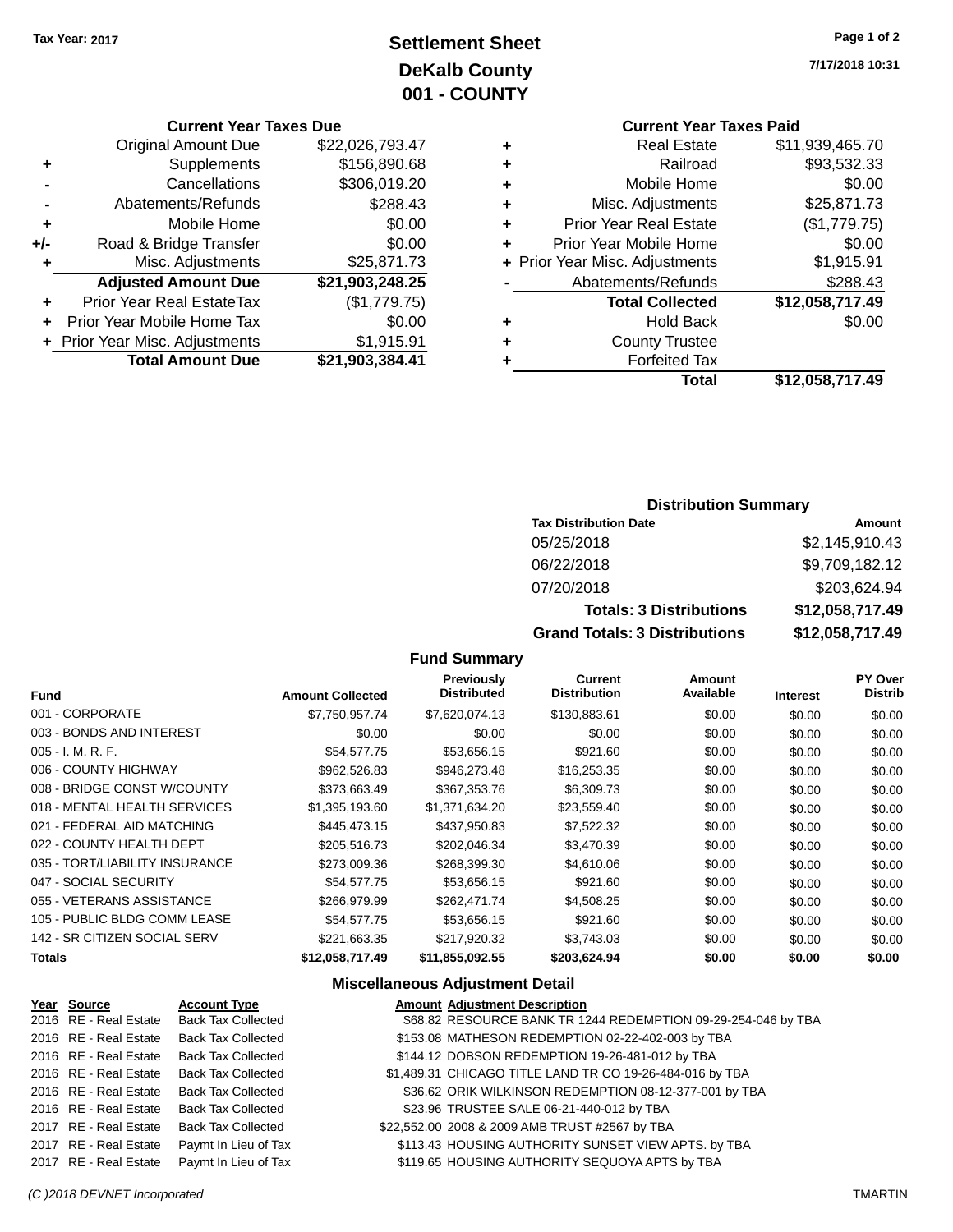Tax Year: 2017

# Settlement Sheet
## DeKalb County
## 001 - COUNTY

7/17/2018 10:31

### Current Year Taxes Due

| | | |
|---|---|---|
| | Original Amount Due | $22,026,793.47 |
| + | Supplements | $156,890.68 |
| - | Cancellations | $306,019.20 |
| - | Abatements/Refunds | $288.43 |
| + | Mobile Home | $0.00 |
| +/- | Road & Bridge Transfer | $0.00 |
| + | Misc. Adjustments | $25,871.73 |
| | **Adjusted Amount Due** | **$21,903,248.25** |
| + | Prior Year Real EstateTax | ($1,779.75) |
| + | Prior Year Mobile Home Tax | $0.00 |
| + | Prior Year Misc. Adjustments | $1,915.91 |
| | **Total Amount Due** | **$21,903,384.41** |

### Current Year Taxes Paid

| | | |
|---|---|---|
| + | Real Estate | $11,939,465.70 |
| + | Railroad | $93,532.33 |
| + | Mobile Home | $0.00 |
| + | Misc. Adjustments | $25,871.73 |
| + | Prior Year Real Estate | ($1,779.75) |
| + | Prior Year Mobile Home | $0.00 |
| + | Prior Year Misc. Adjustments | $1,915.91 |
| - | Abatements/Refunds | $288.43 |
| | **Total Collected** | **$12,058,717.49** |
| + | Hold Back | $0.00 |
| + | County Trustee | |
| + | Forfeited Tax | |
| | **Total** | **$12,058,717.49** |

### Distribution Summary

| Tax Distribution Date | Amount |
|---|---|
| 05/25/2018 | $2,145,910.43 |
| 06/22/2018 | $9,709,182.12 |
| 07/20/2018 | $203,624.94 |
| **Totals: 3 Distributions** | **$12,058,717.49** |
| **Grand Totals: 3 Distributions** | **$12,058,717.49** |

### Fund Summary

| Fund | Amount Collected | Previously Distributed | Current Distribution | Amount Available | Interest | PY Over Distrib |
|---|---|---|---|---|---|---|
| 001 - CORPORATE | $7,750,957.74 | $7,620,074.13 | $130,883.61 | $0.00 | $0.00 | $0.00 |
| 003 - BONDS AND INTEREST | $0.00 | $0.00 | $0.00 | $0.00 | $0.00 | $0.00 |
| 005 - I. M. R. F. | $54,577.75 | $53,656.15 | $921.60 | $0.00 | $0.00 | $0.00 |
| 006 - COUNTY HIGHWAY | $962,526.83 | $946,273.48 | $16,253.35 | $0.00 | $0.00 | $0.00 |
| 008 - BRIDGE CONST W/COUNTY | $373,663.49 | $367,353.76 | $6,309.73 | $0.00 | $0.00 | $0.00 |
| 018 - MENTAL HEALTH SERVICES | $1,395,193.60 | $1,371,634.20 | $23,559.40 | $0.00 | $0.00 | $0.00 |
| 021 - FEDERAL AID MATCHING | $445,473.15 | $437,950.83 | $7,522.32 | $0.00 | $0.00 | $0.00 |
| 022 - COUNTY HEALTH DEPT | $205,516.73 | $202,046.34 | $3,470.39 | $0.00 | $0.00 | $0.00 |
| 035 - TORT/LIABILITY INSURANCE | $273,009.36 | $268,399.30 | $4,610.06 | $0.00 | $0.00 | $0.00 |
| 047 - SOCIAL SECURITY | $54,577.75 | $53,656.15 | $921.60 | $0.00 | $0.00 | $0.00 |
| 055 - VETERANS ASSISTANCE | $266,979.99 | $262,471.74 | $4,508.25 | $0.00 | $0.00 | $0.00 |
| 105 - PUBLIC BLDG COMM LEASE | $54,577.75 | $53,656.15 | $921.60 | $0.00 | $0.00 | $0.00 |
| 142 - SR CITIZEN SOCIAL SERV | $221,663.35 | $217,920.32 | $3,743.03 | $0.00 | $0.00 | $0.00 |
| **Totals** | **$12,058,717.49** | **$11,855,092.55** | **$203,624.94** | **$0.00** | **$0.00** | **$0.00** |

### Miscellaneous Adjustment Detail

| Year | Source | Account Type | Amount | Adjustment Description |
|---|---|---|---|---|
| 2016 | RE - Real Estate | Back Tax Collected | $68.82 | RESOURCE BANK TR 1244 REDEMPTION 09-29-254-046 by TBA |
| 2016 | RE - Real Estate | Back Tax Collected | $153.08 | MATHESON REDEMPTION 02-22-402-003 by TBA |
| 2016 | RE - Real Estate | Back Tax Collected | $144.12 | DOBSON REDEMPTION 19-26-481-012 by TBA |
| 2016 | RE - Real Estate | Back Tax Collected | $1,489.31 | CHICAGO TITLE LAND TR CO 19-26-484-016 by TBA |
| 2016 | RE - Real Estate | Back Tax Collected | $36.62 | ORIK WILKINSON REDEMPTION 08-12-377-001 by TBA |
| 2016 | RE - Real Estate | Back Tax Collected | $23.96 | TRUSTEE SALE 06-21-440-012 by TBA |
| 2017 | RE - Real Estate | Back Tax Collected | $22,552.00 | 2008 & 2009 AMB TRUST #2567 by TBA |
| 2017 | RE - Real Estate | Paymt In Lieu of Tax | $113.43 | HOUSING AUTHORITY SUNSET VIEW APTS. by TBA |
| 2017 | RE - Real Estate | Paymt In Lieu of Tax | $119.65 | HOUSING AUTHORITY SEQUOYA APTS by TBA |

(C )2018 DEVNET Incorporated — TMARTIN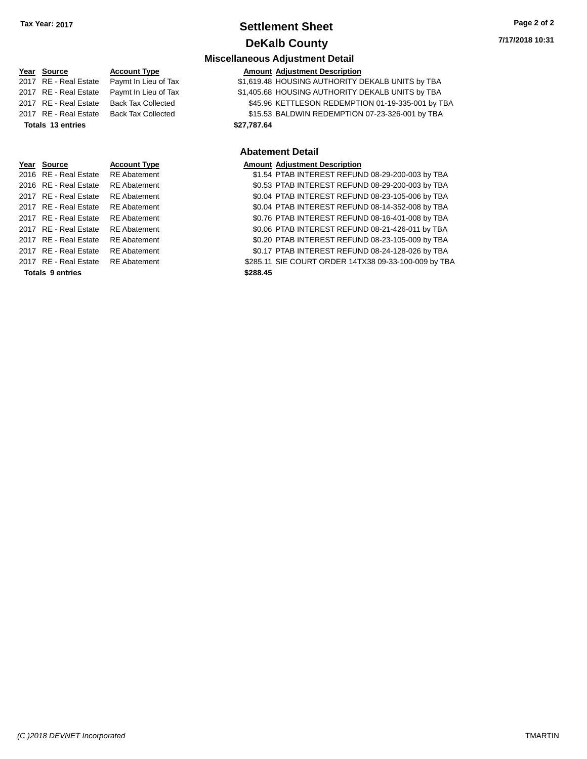# Settlement Sheet

## DeKalb County

### Miscellaneous Adjustment Detail

| Year | Source | Account Type | Amount | Adjustment Description |
|---|---|---|---|---|
| 2017 | RE - Real Estate | Paymt In Lieu of Tax | $1,619.48 | HOUSING AUTHORITY DEKALB UNITS by TBA |
| 2017 | RE - Real Estate | Paymt In Lieu of Tax | $1,405.68 | HOUSING AUTHORITY DEKALB UNITS by TBA |
| 2017 | RE - Real Estate | Back Tax Collected | $45.96 | KETTLESON REDEMPTION 01-19-335-001 by TBA |
| 2017 | RE - Real Estate | Back Tax Collected | $15.53 | BALDWIN REDEMPTION 07-23-326-001 by TBA |
| **Totals 13 entries** | | | **$27,787.64** | |

### Abatement Detail

| Year | Source | Account Type | Amount | Adjustment Description |
|---|---|---|---|---|
| 2016 | RE - Real Estate | RE Abatement | $1.54 | PTAB INTEREST REFUND 08-29-200-003 by TBA |
| 2016 | RE - Real Estate | RE Abatement | $0.53 | PTAB INTEREST REFUND 08-29-200-003 by TBA |
| 2017 | RE - Real Estate | RE Abatement | $0.04 | PTAB INTEREST REFUND 08-23-105-006 by TBA |
| 2017 | RE - Real Estate | RE Abatement | $0.04 | PTAB INTEREST REFUND 08-14-352-008 by TBA |
| 2017 | RE - Real Estate | RE Abatement | $0.76 | PTAB INTEREST REFUND 08-16-401-008 by TBA |
| 2017 | RE - Real Estate | RE Abatement | $0.06 | PTAB INTEREST REFUND 08-21-426-011 by TBA |
| 2017 | RE - Real Estate | RE Abatement | $0.20 | PTAB INTEREST REFUND 08-23-105-009 by TBA |
| 2017 | RE - Real Estate | RE Abatement | $0.17 | PTAB INTEREST REFUND 08-24-128-026 by TBA |
| 2017 | RE - Real Estate | RE Abatement | $285.11 | SIE COURT ORDER 14TX38 09-33-100-009 by TBA |
| **Totals 9 entries** | | | **$288.45** | |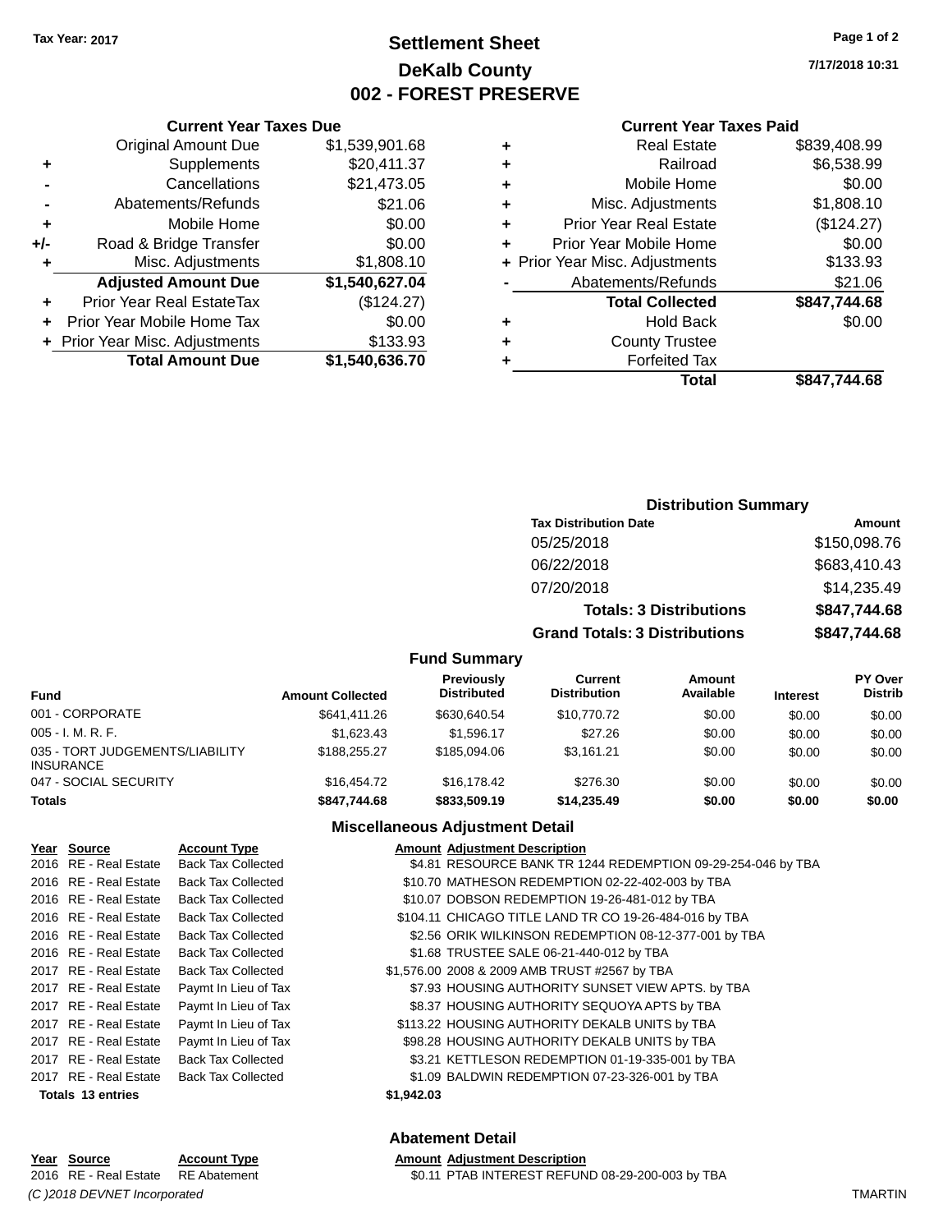Tax Year: 2017

# Settlement Sheet
## DeKalb County
## 002 - FOREST PRESERVE

7/17/2018 10:31

### Current Year Taxes Due

| | | |
|---|---|---|
| | Original Amount Due | $1,539,901.68 |
| + | Supplements | $20,411.37 |
| - | Cancellations | $21,473.05 |
| - | Abatements/Refunds | $21.06 |
| + | Mobile Home | $0.00 |
| +/- | Road & Bridge Transfer | $0.00 |
| + | Misc. Adjustments | $1,808.10 |
| | **Adjusted Amount Due** | **$1,540,627.04** |
| + | Prior Year Real EstateTax | ($124.27) |
| + | Prior Year Mobile Home Tax | $0.00 |
| + | Prior Year Misc. Adjustments | $133.93 |
| | **Total Amount Due** | **$1,540,636.70** |

### Current Year Taxes Paid

| | | |
|---|---|---|
| + | Real Estate | $839,408.99 |
| + | Railroad | $6,538.99 |
| + | Mobile Home | $0.00 |
| + | Misc. Adjustments | $1,808.10 |
| + | Prior Year Real Estate | ($124.27) |
| + | Prior Year Mobile Home | $0.00 |
| + | Prior Year Misc. Adjustments | $133.93 |
| - | Abatements/Refunds | $21.06 |
| | **Total Collected** | **$847,744.68** |
| + | Hold Back | $0.00 |
| + | County Trustee | |
| + | Forfeited Tax | |
| | **Total** | **$847,744.68** |

### Distribution Summary

| Tax Distribution Date | Amount |
|---|---|
| 05/25/2018 | $150,098.76 |
| 06/22/2018 | $683,410.43 |
| 07/20/2018 | $14,235.49 |
| **Totals: 3 Distributions** | **$847,744.68** |
| **Grand Totals: 3 Distributions** | **$847,744.68** |

### Fund Summary

| Fund | Amount Collected | Previously Distributed | Current Distribution | Amount Available | Interest | PY Over Distrib |
|---|---|---|---|---|---|---|
| 001 - CORPORATE | $641,411.26 | $630,640.54 | $10,770.72 | $0.00 | $0.00 | $0.00 |
| 005 - I. M. R. F. | $1,623.43 | $1,596.17 | $27.26 | $0.00 | $0.00 | $0.00 |
| 035 - TORT JUDGEMENTS/LIABILITY INSURANCE | $188,255.27 | $185,094.06 | $3,161.21 | $0.00 | $0.00 | $0.00 |
| 047 - SOCIAL SECURITY | $16,454.72 | $16,178.42 | $276.30 | $0.00 | $0.00 | $0.00 |
| **Totals** | **$847,744.68** | **$833,509.19** | **$14,235.49** | **$0.00** | **$0.00** | **$0.00** |

### Miscellaneous Adjustment Detail

| Year | Source | Account Type | Amount | Adjustment Description |
|---|---|---|---|---|
| 2016 | RE - Real Estate | Back Tax Collected | $4.81 | RESOURCE BANK TR 1244 REDEMPTION 09-29-254-046 by TBA |
| 2016 | RE - Real Estate | Back Tax Collected | $10.70 | MATHESON REDEMPTION 02-22-402-003 by TBA |
| 2016 | RE - Real Estate | Back Tax Collected | $10.07 | DOBSON REDEMPTION 19-26-481-012 by TBA |
| 2016 | RE - Real Estate | Back Tax Collected | $104.11 | CHICAGO TITLE LAND TR CO 19-26-484-016 by TBA |
| 2016 | RE - Real Estate | Back Tax Collected | $2.56 | ORIK WILKINSON REDEMPTION 08-12-377-001 by TBA |
| 2016 | RE - Real Estate | Back Tax Collected | $1.68 | TRUSTEE SALE 06-21-440-012 by TBA |
| 2017 | RE - Real Estate | Back Tax Collected | $1,576.00 | 2008 & 2009 AMB TRUST #2567 by TBA |
| 2017 | RE - Real Estate | Paymt In Lieu of Tax | $7.93 | HOUSING AUTHORITY SUNSET VIEW APTS. by TBA |
| 2017 | RE - Real Estate | Paymt In Lieu of Tax | $8.37 | HOUSING AUTHORITY SEQUOYA APTS by TBA |
| 2017 | RE - Real Estate | Paymt In Lieu of Tax | $113.22 | HOUSING AUTHORITY DEKALB UNITS by TBA |
| 2017 | RE - Real Estate | Paymt In Lieu of Tax | $98.28 | HOUSING AUTHORITY DEKALB UNITS by TBA |
| 2017 | RE - Real Estate | Back Tax Collected | $3.21 | KETTLESON REDEMPTION 01-19-335-001 by TBA |
| 2017 | RE - Real Estate | Back Tax Collected | $1.09 | BALDWIN REDEMPTION 07-23-326-001 by TBA |
| **Totals 13 entries** | | | **$1,942.03** | |

### Abatement Detail

| Year | Source | Account Type | Amount | Adjustment Description |
|---|---|---|---|---|
| 2016 | RE - Real Estate | RE Abatement | $0.11 | PTAB INTEREST REFUND 08-29-200-003 by TBA |

*(C )2018 DEVNET Incorporated* TMARTIN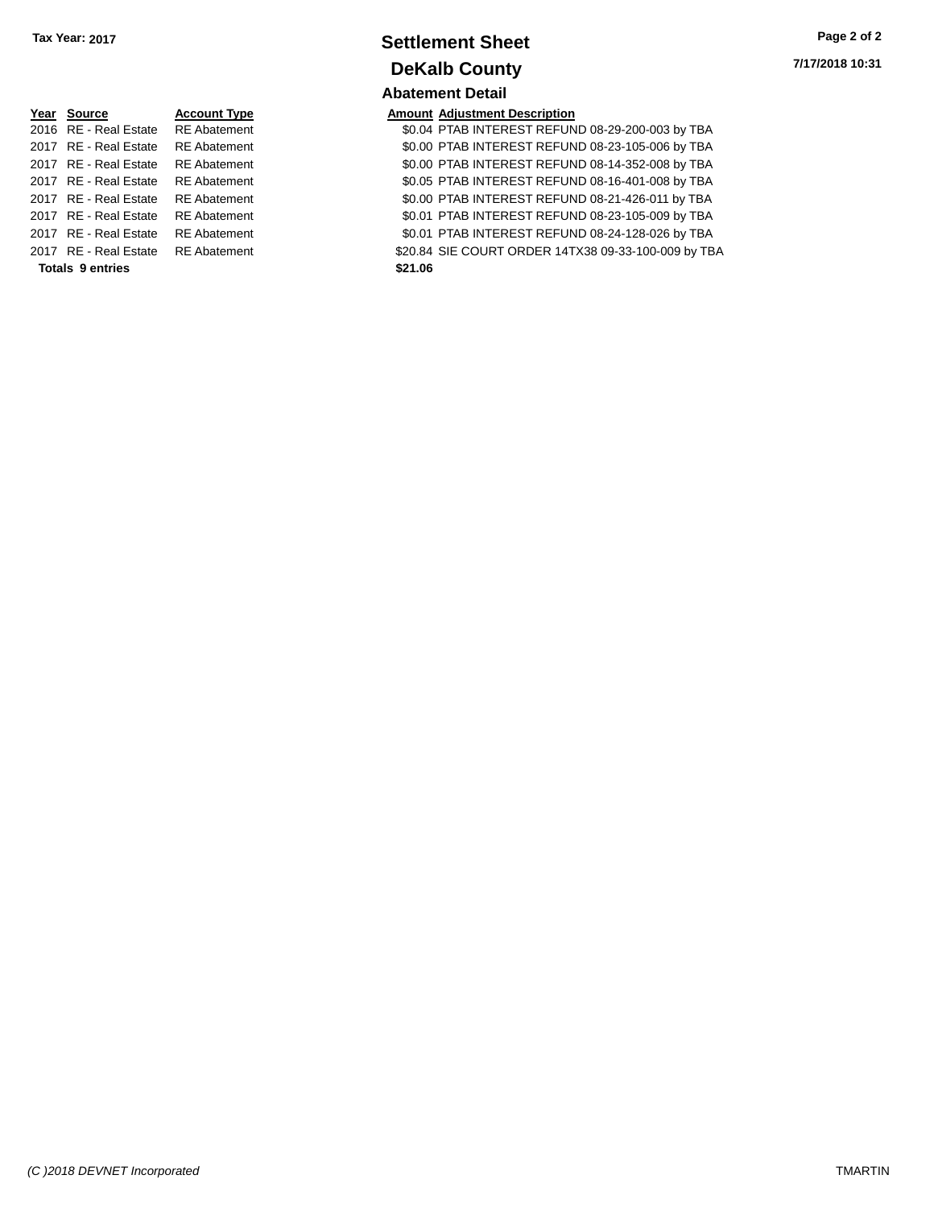Tax Year: 2017

# Settlement Sheet

## DeKalb County

7/17/2018 10:31

### Abatement Detail

| Year | Source | Account Type | Amount | Adjustment Description |
|---|---|---|---|---|
| 2016 | RE - Real Estate | RE Abatement | $0.04 | PTAB INTEREST REFUND 08-29-200-003 by TBA |
| 2017 | RE - Real Estate | RE Abatement | $0.00 | PTAB INTEREST REFUND 08-23-105-006 by TBA |
| 2017 | RE - Real Estate | RE Abatement | $0.00 | PTAB INTEREST REFUND 08-14-352-008 by TBA |
| 2017 | RE - Real Estate | RE Abatement | $0.05 | PTAB INTEREST REFUND 08-16-401-008 by TBA |
| 2017 | RE - Real Estate | RE Abatement | $0.00 | PTAB INTEREST REFUND 08-21-426-011 by TBA |
| 2017 | RE - Real Estate | RE Abatement | $0.01 | PTAB INTEREST REFUND 08-23-105-009 by TBA |
| 2017 | RE - Real Estate | RE Abatement | $0.01 | PTAB INTEREST REFUND 08-24-128-026 by TBA |
| 2017 | RE - Real Estate | RE Abatement | $20.84 | SIE COURT ORDER 14TX38 09-33-100-009 by TBA |
| **Totals 9 entries** | | | **$21.06** | |

*(C )2018 DEVNET Incorporated* TMARTIN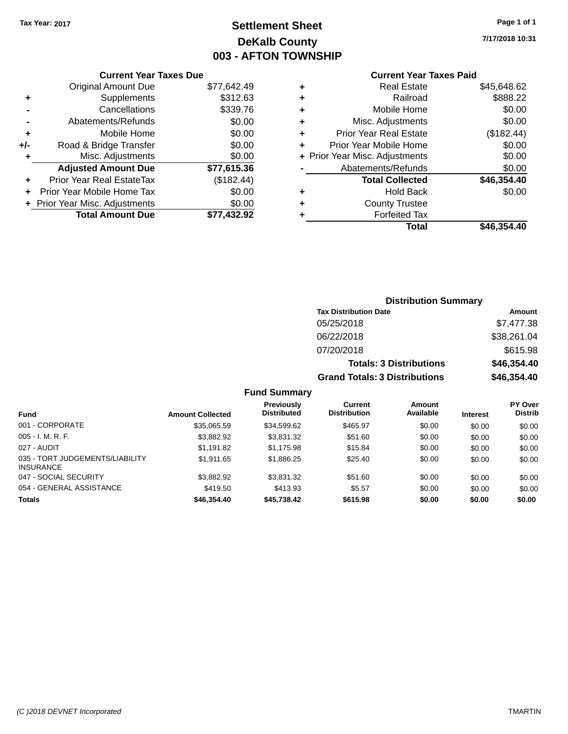Tax Year: 2017

# Settlement Sheet
## DeKalb County
## 003 - AFTON TOWNSHIP

7/17/2018 10:31

**Current Year Taxes Due**

| | | |
|---|---|---|
| | Original Amount Due | $77,642.49 |
| + | Supplements | $312.63 |
| - | Cancellations | $339.76 |
| - | Abatements/Refunds | $0.00 |
| + | Mobile Home | $0.00 |
| +/- | Road & Bridge Transfer | $0.00 |
| + | Misc. Adjustments | $0.00 |
| | **Adjusted Amount Due** | **$77,615.36** |
| + | Prior Year Real EstateTax | ($182.44) |
| + | Prior Year Mobile Home Tax | $0.00 |
| + | Prior Year Misc. Adjustments | $0.00 |
| | **Total Amount Due** | **$77,432.92** |

**Current Year Taxes Paid**

| | | |
|---|---|---|
| + | Real Estate | $45,648.62 |
| + | Railroad | $888.22 |
| + | Mobile Home | $0.00 |
| + | Misc. Adjustments | $0.00 |
| + | Prior Year Real Estate | ($182.44) |
| + | Prior Year Mobile Home | $0.00 |
| + | Prior Year Misc. Adjustments | $0.00 |
| - | Abatements/Refunds | $0.00 |
| | **Total Collected** | **$46,354.40** |
| + | Hold Back | $0.00 |
| + | County Trustee | |
| + | Forfeited Tax | |
| | **Total** | **$46,354.40** |

**Distribution Summary**

| Tax Distribution Date | Amount |
|---|---|
| 05/25/2018 | $7,477.38 |
| 06/22/2018 | $38,261.04 |
| 07/20/2018 | $615.98 |
| **Totals: 3 Distributions** | **$46,354.40** |
| **Grand Totals: 3 Distributions** | **$46,354.40** |

**Fund Summary**

| Fund | Amount Collected | Previously Distributed | Current Distribution | Amount Available | Interest | PY Over Distrib |
|---|---|---|---|---|---|---|
| 001 - CORPORATE | $35,065.59 | $34,599.62 | $465.97 | $0.00 | $0.00 | $0.00 |
| 005 - I. M. R. F. | $3,882.92 | $3,831.32 | $51.60 | $0.00 | $0.00 | $0.00 |
| 027 - AUDIT | $1,191.82 | $1,175.98 | $15.84 | $0.00 | $0.00 | $0.00 |
| 035 - TORT JUDGEMENTS/LIABILITY INSURANCE | $1,911.65 | $1,886.25 | $25.40 | $0.00 | $0.00 | $0.00 |
| 047 - SOCIAL SECURITY | $3,882.92 | $3,831.32 | $51.60 | $0.00 | $0.00 | $0.00 |
| 054 - GENERAL ASSISTANCE | $419.50 | $413.93 | $5.57 | $0.00 | $0.00 | $0.00 |
| **Totals** | **$46,354.40** | **$45,738.42** | **$615.98** | **$0.00** | **$0.00** | **$0.00** |

(C )2018 DEVNET Incorporated — TMARTIN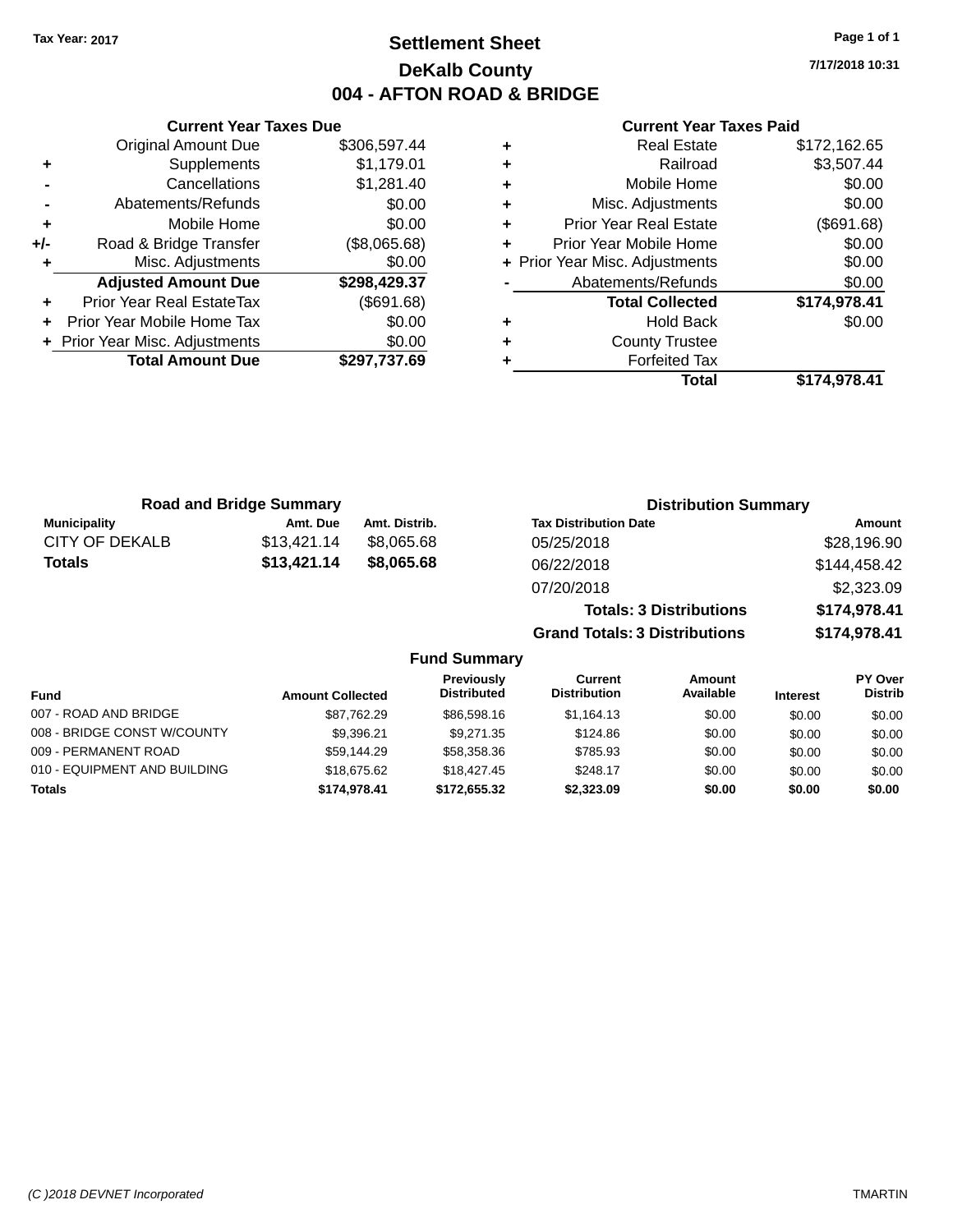Tax Year: 2017

# Settlement Sheet

## DeKalb County

## 004 - AFTON ROAD & BRIDGE

7/17/2018 10:31

### Current Year Taxes Due

| | | |
|---|---|---|
| | Original Amount Due | $306,597.44 |
| + | Supplements | $1,179.01 |
| - | Cancellations | $1,281.40 |
| - | Abatements/Refunds | $0.00 |
| + | Mobile Home | $0.00 |
| +/- | Road & Bridge Transfer | ($8,065.68) |
| + | Misc. Adjustments | $0.00 |
| | **Adjusted Amount Due** | **$298,429.37** |
| + | Prior Year Real EstateTax | ($691.68) |
| + | Prior Year Mobile Home Tax | $0.00 |
| + | Prior Year Misc. Adjustments | $0.00 |
| | **Total Amount Due** | **$297,737.69** |

### Current Year Taxes Paid

| | | |
|---|---|---|
| + | Real Estate | $172,162.65 |
| + | Railroad | $3,507.44 |
| + | Mobile Home | $0.00 |
| + | Misc. Adjustments | $0.00 |
| + | Prior Year Real Estate | ($691.68) |
| + | Prior Year Mobile Home | $0.00 |
| + | Prior Year Misc. Adjustments | $0.00 |
| - | Abatements/Refunds | $0.00 |
| | **Total Collected** | **$174,978.41** |
| + | Hold Back | $0.00 |
| + | County Trustee | |
| + | Forfeited Tax | |
| | **Total** | **$174,978.41** |

### Road and Bridge Summary

| Municipality | Amt. Due | Amt. Distrib. |
|---|---|---|
| CITY OF DEKALB | $13,421.14 | $8,065.68 |
| **Totals** | **$13,421.14** | **$8,065.68** |

### Distribution Summary

| Tax Distribution Date | Amount |
|---|---|
| 05/25/2018 | $28,196.90 |
| 06/22/2018 | $144,458.42 |
| 07/20/2018 | $2,323.09 |
| **Totals: 3 Distributions** | **$174,978.41** |
| **Grand Totals: 3 Distributions** | **$174,978.41** |

### Fund Summary

| Fund | Amount Collected | Previously Distributed | Current Distribution | Amount Available | Interest | PY Over Distrib |
|---|---|---|---|---|---|---|
| 007 - ROAD AND BRIDGE | $87,762.29 | $86,598.16 | $1,164.13 | $0.00 | $0.00 | $0.00 |
| 008 - BRIDGE CONST W/COUNTY | $9,396.21 | $9,271.35 | $124.86 | $0.00 | $0.00 | $0.00 |
| 009 - PERMANENT ROAD | $59,144.29 | $58,358.36 | $785.93 | $0.00 | $0.00 | $0.00 |
| 010 - EQUIPMENT AND BUILDING | $18,675.62 | $18,427.45 | $248.17 | $0.00 | $0.00 | $0.00 |
| **Totals** | **$174,978.41** | **$172,655.32** | **$2,323.09** | **$0.00** | **$0.00** | **$0.00** |

(C )2018 DEVNET Incorporated TMARTIN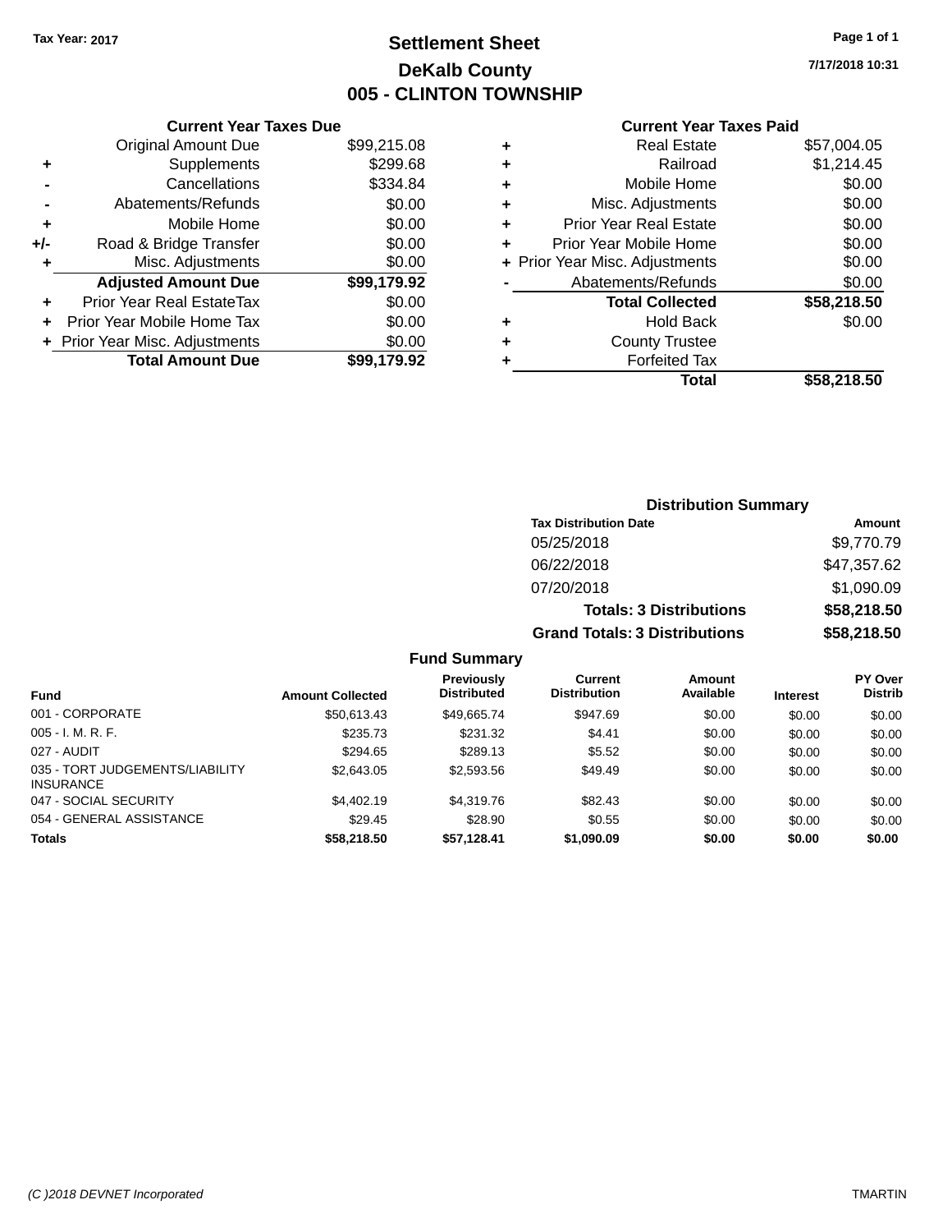Tax Year: 2017

# Settlement Sheet
## DeKalb County
## 005 - CLINTON TOWNSHIP

7/17/2018 10:31

### Current Year Taxes Due

| | | |
|---|---|---|
| | Original Amount Due | $99,215.08 |
| + | Supplements | $299.68 |
| - | Cancellations | $334.84 |
| - | Abatements/Refunds | $0.00 |
| + | Mobile Home | $0.00 |
| +/- | Road & Bridge Transfer | $0.00 |
| + | Misc. Adjustments | $0.00 |
| | **Adjusted Amount Due** | **$99,179.92** |
| + | Prior Year Real EstateTax | $0.00 |
| + | Prior Year Mobile Home Tax | $0.00 |
| + | Prior Year Misc. Adjustments | $0.00 |
| | **Total Amount Due** | **$99,179.92** |

### Current Year Taxes Paid

| | | |
|---|---|---|
| + | Real Estate | $57,004.05 |
| + | Railroad | $1,214.45 |
| + | Mobile Home | $0.00 |
| + | Misc. Adjustments | $0.00 |
| + | Prior Year Real Estate | $0.00 |
| + | Prior Year Mobile Home | $0.00 |
| + | Prior Year Misc. Adjustments | $0.00 |
| - | Abatements/Refunds | $0.00 |
| | **Total Collected** | **$58,218.50** |
| + | Hold Back | $0.00 |
| + | County Trustee | |
| + | Forfeited Tax | |
| | **Total** | **$58,218.50** |

### Distribution Summary

| Tax Distribution Date | Amount |
|---|---|
| 05/25/2018 | $9,770.79 |
| 06/22/2018 | $47,357.62 |
| 07/20/2018 | $1,090.09 |
| **Totals: 3 Distributions** | **$58,218.50** |
| **Grand Totals: 3 Distributions** | **$58,218.50** |

### Fund Summary

| Fund | Amount Collected | Previously Distributed | Current Distribution | Amount Available | Interest | PY Over Distrib |
|---|---|---|---|---|---|---|
| 001 - CORPORATE | $50,613.43 | $49,665.74 | $947.69 | $0.00 | $0.00 | $0.00 |
| 005 - I. M. R. F. | $235.73 | $231.32 | $4.41 | $0.00 | $0.00 | $0.00 |
| 027 - AUDIT | $294.65 | $289.13 | $5.52 | $0.00 | $0.00 | $0.00 |
| 035 - TORT JUDGEMENTS/LIABILITY INSURANCE | $2,643.05 | $2,593.56 | $49.49 | $0.00 | $0.00 | $0.00 |
| 047 - SOCIAL SECURITY | $4,402.19 | $4,319.76 | $82.43 | $0.00 | $0.00 | $0.00 |
| 054 - GENERAL ASSISTANCE | $29.45 | $28.90 | $0.55 | $0.00 | $0.00 | $0.00 |
| **Totals** | **$58,218.50** | **$57,128.41** | **$1,090.09** | **$0.00** | **$0.00** | **$0.00** |

(C )2018 DEVNET Incorporated TMARTIN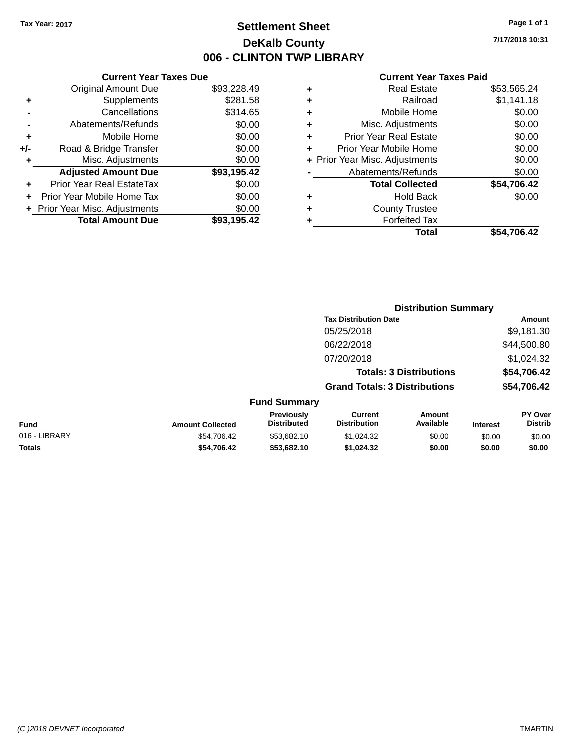Tax Year: 2017

# Settlement Sheet

## DeKalb County

## 006 - CLINTON TWP LIBRARY

7/17/2018 10:31

### Current Year Taxes Due

| | | |
|---|---|---|
| | Original Amount Due | $93,228.49 |
| + | Supplements | $281.58 |
| - | Cancellations | $314.65 |
| - | Abatements/Refunds | $0.00 |
| + | Mobile Home | $0.00 |
| +/- | Road & Bridge Transfer | $0.00 |
| + | Misc. Adjustments | $0.00 |
| | **Adjusted Amount Due** | **$93,195.42** |
| + | Prior Year Real EstateTax | $0.00 |
| + | Prior Year Mobile Home Tax | $0.00 |
| + | Prior Year Misc. Adjustments | $0.00 |
| | **Total Amount Due** | **$93,195.42** |

### Current Year Taxes Paid

| | | |
|---|---|---|
| + | Real Estate | $53,565.24 |
| + | Railroad | $1,141.18 |
| + | Mobile Home | $0.00 |
| + | Misc. Adjustments | $0.00 |
| + | Prior Year Real Estate | $0.00 |
| + | Prior Year Mobile Home | $0.00 |
| + | Prior Year Misc. Adjustments | $0.00 |
| - | Abatements/Refunds | $0.00 |
| | **Total Collected** | **$54,706.42** |
| + | Hold Back | $0.00 |
| + | County Trustee | |
| + | Forfeited Tax | |
| | **Total** | **$54,706.42** |

### Distribution Summary

| Tax Distribution Date | Amount |
|---|---|
| 05/25/2018 | $9,181.30 |
| 06/22/2018 | $44,500.80 |
| 07/20/2018 | $1,024.32 |
| **Totals: 3 Distributions** | **$54,706.42** |
| **Grand Totals: 3 Distributions** | **$54,706.42** |

### Fund Summary

| Fund | Amount Collected | Previously Distributed | Current Distribution | Amount Available | Interest | PY Over Distrib |
|---|---|---|---|---|---|---|
| 016 - LIBRARY | $54,706.42 | $53,682.10 | $1,024.32 | $0.00 | $0.00 | $0.00 |
| **Totals** | **$54,706.42** | **$53,682.10** | **$1,024.32** | **$0.00** | **$0.00** | **$0.00** |

(C )2018 DEVNET Incorporated — TMARTIN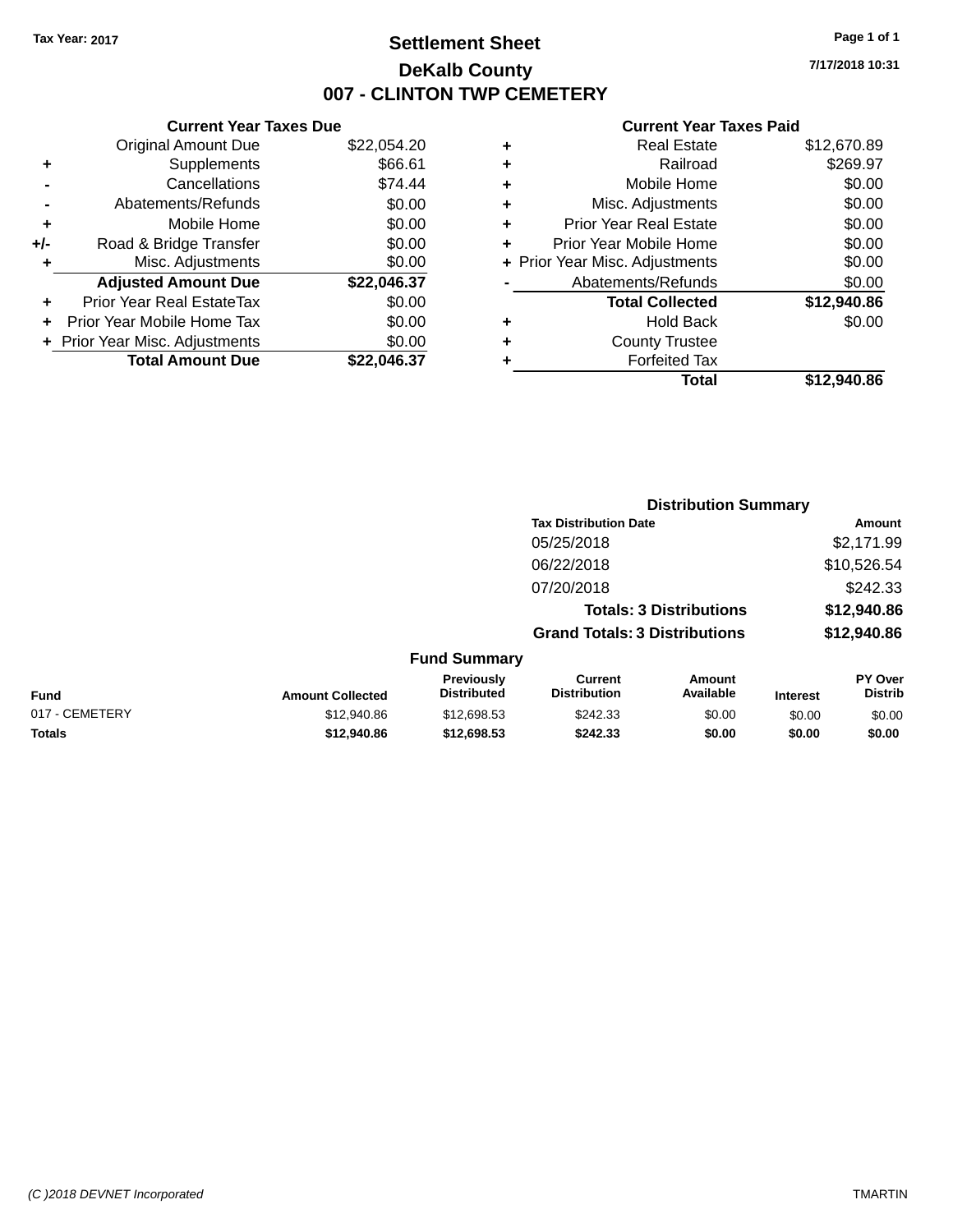Tax Year: 2017

# Settlement Sheet

## DeKalb County

## 007 - CLINTON TWP CEMETERY

7/17/2018 10:31

### Current Year Taxes Due

| | | Amount |
|---|---|---|
| | Original Amount Due | $22,054.20 |
| + | Supplements | $66.61 |
| - | Cancellations | $74.44 |
| - | Abatements/Refunds | $0.00 |
| + | Mobile Home | $0.00 |
| +/- | Road & Bridge Transfer | $0.00 |
| + | Misc. Adjustments | $0.00 |
| | **Adjusted Amount Due** | **$22,046.37** |
| + | Prior Year Real EstateTax | $0.00 |
| + | Prior Year Mobile Home Tax | $0.00 |
| + | Prior Year Misc. Adjustments | $0.00 |
| | **Total Amount Due** | **$22,046.37** |

### Current Year Taxes Paid

| | | Amount |
|---|---|---|
| + | Real Estate | $12,670.89 |
| + | Railroad | $269.97 |
| + | Mobile Home | $0.00 |
| + | Misc. Adjustments | $0.00 |
| + | Prior Year Real Estate | $0.00 |
| + | Prior Year Mobile Home | $0.00 |
| + | Prior Year Misc. Adjustments | $0.00 |
| - | Abatements/Refunds | $0.00 |
| | **Total Collected** | **$12,940.86** |
| + | Hold Back | $0.00 |
| + | County Trustee | |
| + | Forfeited Tax | |
| | **Total** | **$12,940.86** |

### Distribution Summary

| Tax Distribution Date | Amount |
|---|---|
| 05/25/2018 | $2,171.99 |
| 06/22/2018 | $10,526.54 |
| 07/20/2018 | $242.33 |
| **Totals: 3 Distributions** | **$12,940.86** |
| **Grand Totals: 3 Distributions** | **$12,940.86** |

### Fund Summary

| Fund | Amount Collected | Previously Distributed | Current Distribution | Amount Available | Interest | PY Over Distrib |
|---|---|---|---|---|---|---|
| 017 - CEMETERY | $12,940.86 | $12,698.53 | $242.33 | $0.00 | $0.00 | $0.00 |
| **Totals** | **$12,940.86** | **$12,698.53** | **$242.33** | **$0.00** | **$0.00** | **$0.00** |

(C )2018 DEVNET Incorporated TMARTIN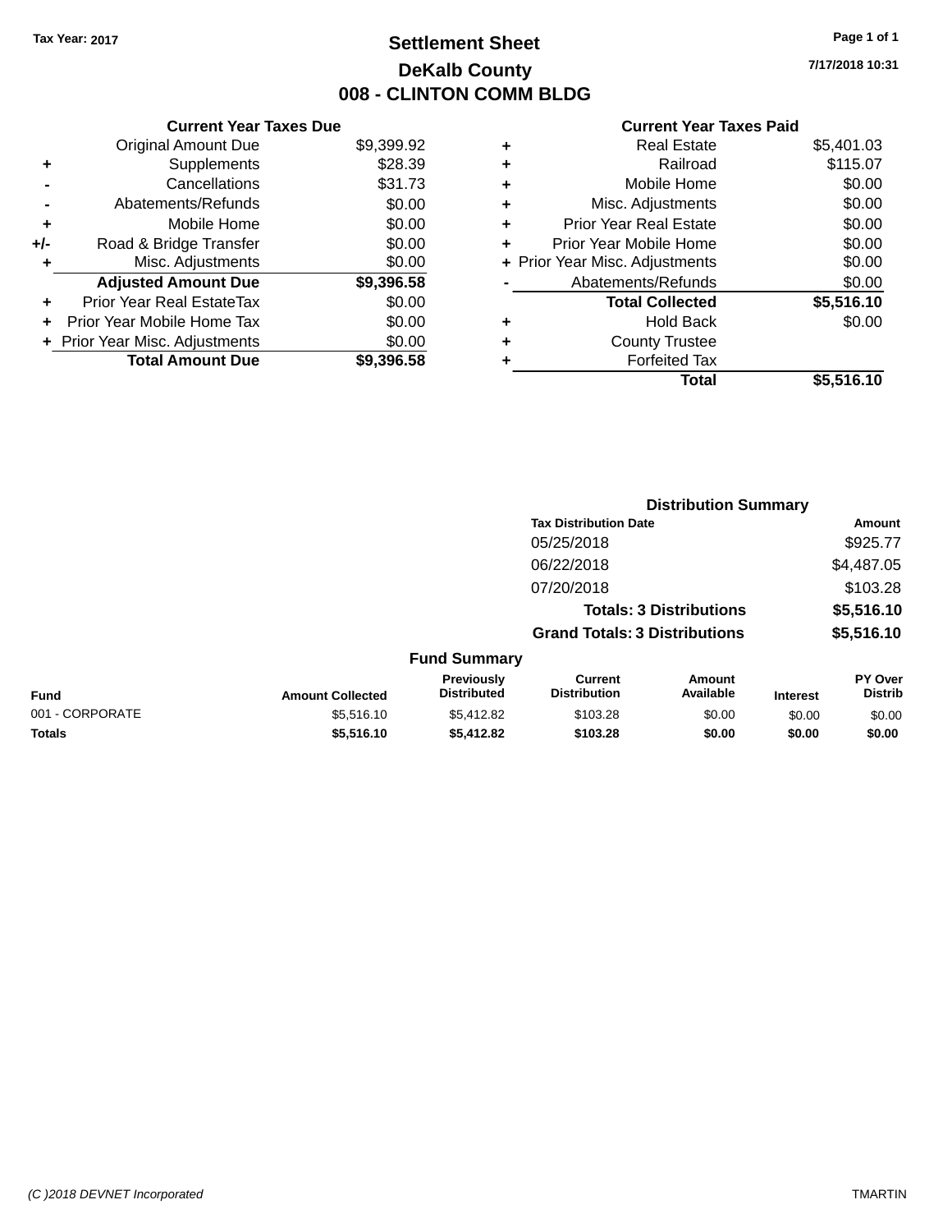**Tax Year: 2017**

# Settlement Sheet

## DeKalb County

## 008 - CLINTON COMM BLDG

7/17/2018 10:31

### Current Year Taxes Due

| | | |
|---|---|---|
| | Original Amount Due | $9,399.92 |
| + | Supplements | $28.39 |
| - | Cancellations | $31.73 |
| - | Abatements/Refunds | $0.00 |
| + | Mobile Home | $0.00 |
| +/- | Road & Bridge Transfer | $0.00 |
| + | Misc. Adjustments | $0.00 |
| | **Adjusted Amount Due** | **$9,396.58** |
| + | Prior Year Real EstateTax | $0.00 |
| + | Prior Year Mobile Home Tax | $0.00 |
| + | Prior Year Misc. Adjustments | $0.00 |
| | **Total Amount Due** | **$9,396.58** |

### Current Year Taxes Paid

| | | |
|---|---|---|
| + | Real Estate | $5,401.03 |
| + | Railroad | $115.07 |
| + | Mobile Home | $0.00 |
| + | Misc. Adjustments | $0.00 |
| + | Prior Year Real Estate | $0.00 |
| + | Prior Year Mobile Home | $0.00 |
| + | Prior Year Misc. Adjustments | $0.00 |
| - | Abatements/Refunds | $0.00 |
| | **Total Collected** | **$5,516.10** |
| + | Hold Back | $0.00 |
| + | County Trustee | |
| + | Forfeited Tax | |
| | **Total** | **$5,516.10** |

### Distribution Summary

| Tax Distribution Date | Amount |
|---|---|
| 05/25/2018 | $925.77 |
| 06/22/2018 | $4,487.05 |
| 07/20/2018 | $103.28 |
| **Totals: 3 Distributions** | **$5,516.10** |
| **Grand Totals: 3 Distributions** | **$5,516.10** |

### Fund Summary

| Fund | Amount Collected | Previously Distributed | Current Distribution | Amount Available | Interest | PY Over Distrib |
|---|---|---|---|---|---|---|
| 001 - CORPORATE | $5,516.10 | $5,412.82 | $103.28 | $0.00 | $0.00 | $0.00 |
| **Totals** | **$5,516.10** | **$5,412.82** | **$103.28** | **$0.00** | **$0.00** | **$0.00** |

*(C )2018 DEVNET Incorporated* TMARTIN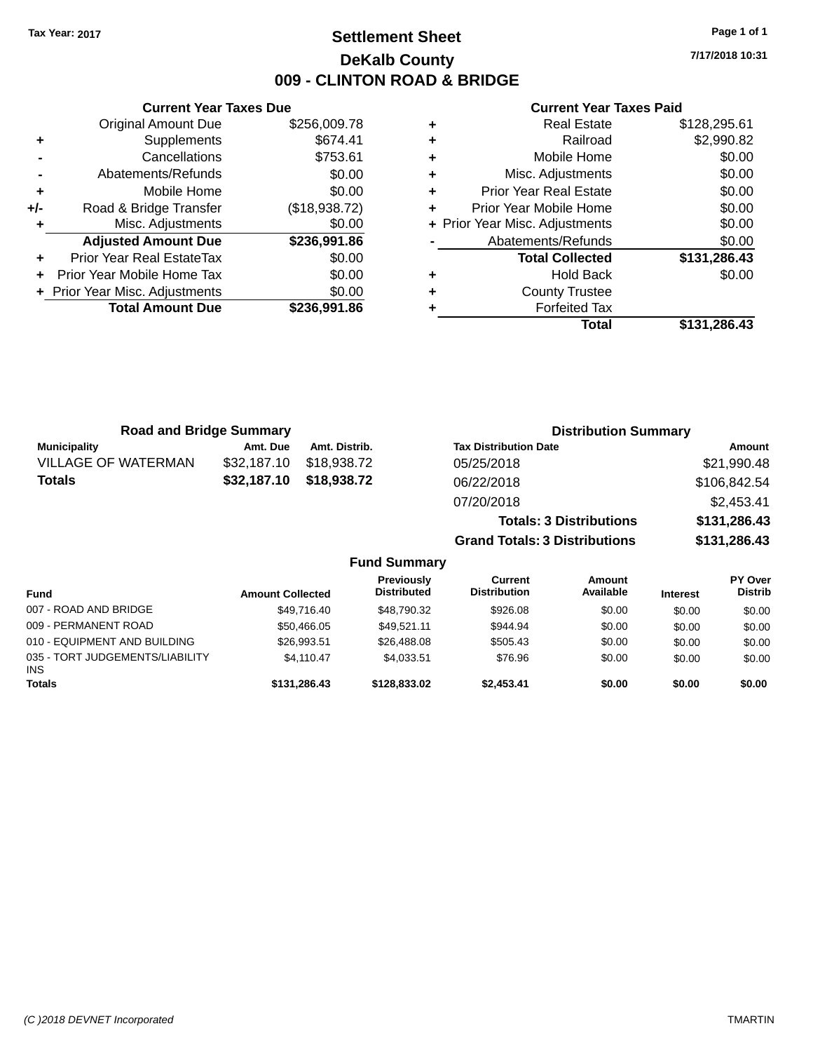Tax Year: 2017

# Settlement Sheet

## DeKalb County

## 009 - CLINTON ROAD & BRIDGE

7/17/2018 10:31

### Current Year Taxes Due

| | | |
|---|---|---|
| | Original Amount Due | $256,009.78 |
| + | Supplements | $674.41 |
| - | Cancellations | $753.61 |
| - | Abatements/Refunds | $0.00 |
| + | Mobile Home | $0.00 |
| +/- | Road & Bridge Transfer | ($18,938.72) |
| + | Misc. Adjustments | $0.00 |
| | **Adjusted Amount Due** | **$236,991.86** |
| + | Prior Year Real EstateTax | $0.00 |
| + | Prior Year Mobile Home Tax | $0.00 |
| + | Prior Year Misc. Adjustments | $0.00 |
| | **Total Amount Due** | **$236,991.86** |

### Current Year Taxes Paid

| | | |
|---|---|---|
| + | Real Estate | $128,295.61 |
| + | Railroad | $2,990.82 |
| + | Mobile Home | $0.00 |
| + | Misc. Adjustments | $0.00 |
| + | Prior Year Real Estate | $0.00 |
| + | Prior Year Mobile Home | $0.00 |
| + | Prior Year Misc. Adjustments | $0.00 |
| - | Abatements/Refunds | $0.00 |
| | **Total Collected** | **$131,286.43** |
| + | Hold Back | $0.00 |
| + | County Trustee | |
| + | Forfeited Tax | |
| | **Total** | **$131,286.43** |

### Road and Bridge Summary

| Municipality | Amt. Due | Amt. Distrib. |
|---|---|---|
| VILLAGE OF WATERMAN | $32,187.10 | $18,938.72 |
| **Totals** | **$32,187.10** | **$18,938.72** |

### Distribution Summary

| Tax Distribution Date | Amount |
|---|---|
| 05/25/2018 | $21,990.48 |
| 06/22/2018 | $106,842.54 |
| 07/20/2018 | $2,453.41 |
| **Totals: 3 Distributions** | **$131,286.43** |
| **Grand Totals: 3 Distributions** | **$131,286.43** |

### Fund Summary

| Fund | Amount Collected | Previously Distributed | Current Distribution | Amount Available | Interest | PY Over Distrib |
|---|---|---|---|---|---|---|
| 007 - ROAD AND BRIDGE | $49,716.40 | $48,790.32 | $926.08 | $0.00 | $0.00 | $0.00 |
| 009 - PERMANENT ROAD | $50,466.05 | $49,521.11 | $944.94 | $0.00 | $0.00 | $0.00 |
| 010 - EQUIPMENT AND BUILDING | $26,993.51 | $26,488.08 | $505.43 | $0.00 | $0.00 | $0.00 |
| 035 - TORT JUDGEMENTS/LIABILITY INS | $4,110.47 | $4,033.51 | $76.96 | $0.00 | $0.00 | $0.00 |
| **Totals** | **$131,286.43** | **$128,833.02** | **$2,453.41** | **$0.00** | **$0.00** | **$0.00** |

(C )2018 DEVNET Incorporated — TMARTIN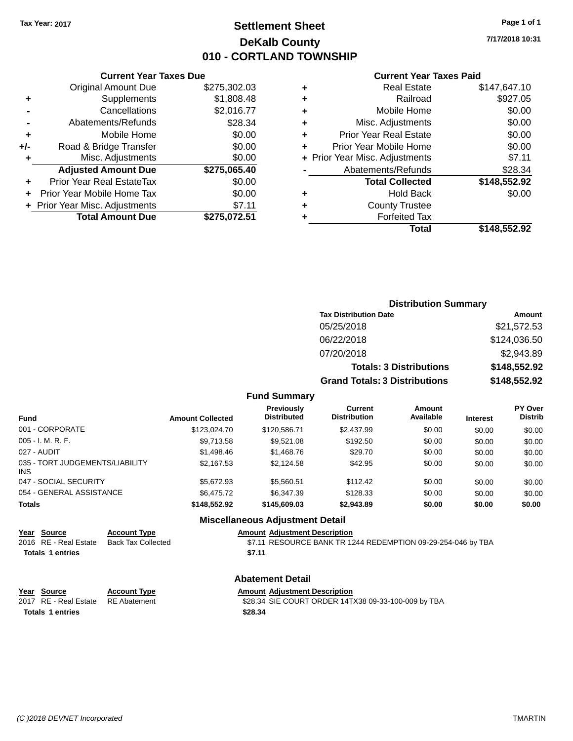Tax Year: 2017

# Settlement Sheet
## DeKalb County
## 010 - CORTLAND TOWNSHIP

7/17/2018 10:31

### Current Year Taxes Due

| | | |
|---|---|---|
| | Original Amount Due | $275,302.03 |
| + | Supplements | $1,808.48 |
| - | Cancellations | $2,016.77 |
| - | Abatements/Refunds | $28.34 |
| + | Mobile Home | $0.00 |
| +/- | Road & Bridge Transfer | $0.00 |
| + | Misc. Adjustments | $0.00 |
| | **Adjusted Amount Due** | **$275,065.40** |
| + | Prior Year Real EstateTax | $0.00 |
| + | Prior Year Mobile Home Tax | $0.00 |
| + | Prior Year Misc. Adjustments | $7.11 |
| | **Total Amount Due** | **$275,072.51** |

### Current Year Taxes Paid

| | | |
|---|---|---|
| + | Real Estate | $147,647.10 |
| + | Railroad | $927.05 |
| + | Mobile Home | $0.00 |
| + | Misc. Adjustments | $0.00 |
| + | Prior Year Real Estate | $0.00 |
| + | Prior Year Mobile Home | $0.00 |
| + | Prior Year Misc. Adjustments | $7.11 |
| - | Abatements/Refunds | $28.34 |
| | **Total Collected** | **$148,552.92** |
| + | Hold Back | $0.00 |
| + | County Trustee | |
| + | Forfeited Tax | |
| | **Total** | **$148,552.92** |

### Distribution Summary

| Tax Distribution Date | Amount |
|---|---|
| 05/25/2018 | $21,572.53 |
| 06/22/2018 | $124,036.50 |
| 07/20/2018 | $2,943.89 |
| **Totals: 3 Distributions** | **$148,552.92** |
| **Grand Totals: 3 Distributions** | **$148,552.92** |

### Fund Summary

| Fund | Amount Collected | Previously Distributed | Current Distribution | Amount Available | Interest | PY Over Distrib |
|---|---|---|---|---|---|---|
| 001 - CORPORATE | $123,024.70 | $120,586.71 | $2,437.99 | $0.00 | $0.00 | $0.00 |
| 005 - I. M. R. F. | $9,713.58 | $9,521.08 | $192.50 | $0.00 | $0.00 | $0.00 |
| 027 - AUDIT | $1,498.46 | $1,468.76 | $29.70 | $0.00 | $0.00 | $0.00 |
| 035 - TORT JUDGEMENTS/LIABILITY INS | $2,167.53 | $2,124.58 | $42.95 | $0.00 | $0.00 | $0.00 |
| 047 - SOCIAL SECURITY | $5,672.93 | $5,560.51 | $112.42 | $0.00 | $0.00 | $0.00 |
| 054 - GENERAL ASSISTANCE | $6,475.72 | $6,347.39 | $128.33 | $0.00 | $0.00 | $0.00 |
| **Totals** | **$148,552.92** | **$145,609.03** | **$2,943.89** | **$0.00** | **$0.00** | **$0.00** |

### Miscellaneous Adjustment Detail

| Year | Source | Account Type | Amount | Adjustment Description |
|---|---|---|---|---|
| 2016 | RE - Real Estate | Back Tax Collected | $7.11 | RESOURCE BANK TR 1244 REDEMPTION 09-29-254-046 by TBA |
| **Totals** | **1 entries** | | **$7.11** | |

### Abatement Detail

| Year | Source | Account Type | Amount | Adjustment Description |
|---|---|---|---|---|
| 2017 | RE - Real Estate | RE Abatement | $28.34 | SIE COURT ORDER 14TX38 09-33-100-009 by TBA |
| **Totals** | **1 entries** | | **$28.34** | |

(C )2018 DEVNET Incorporated TMARTIN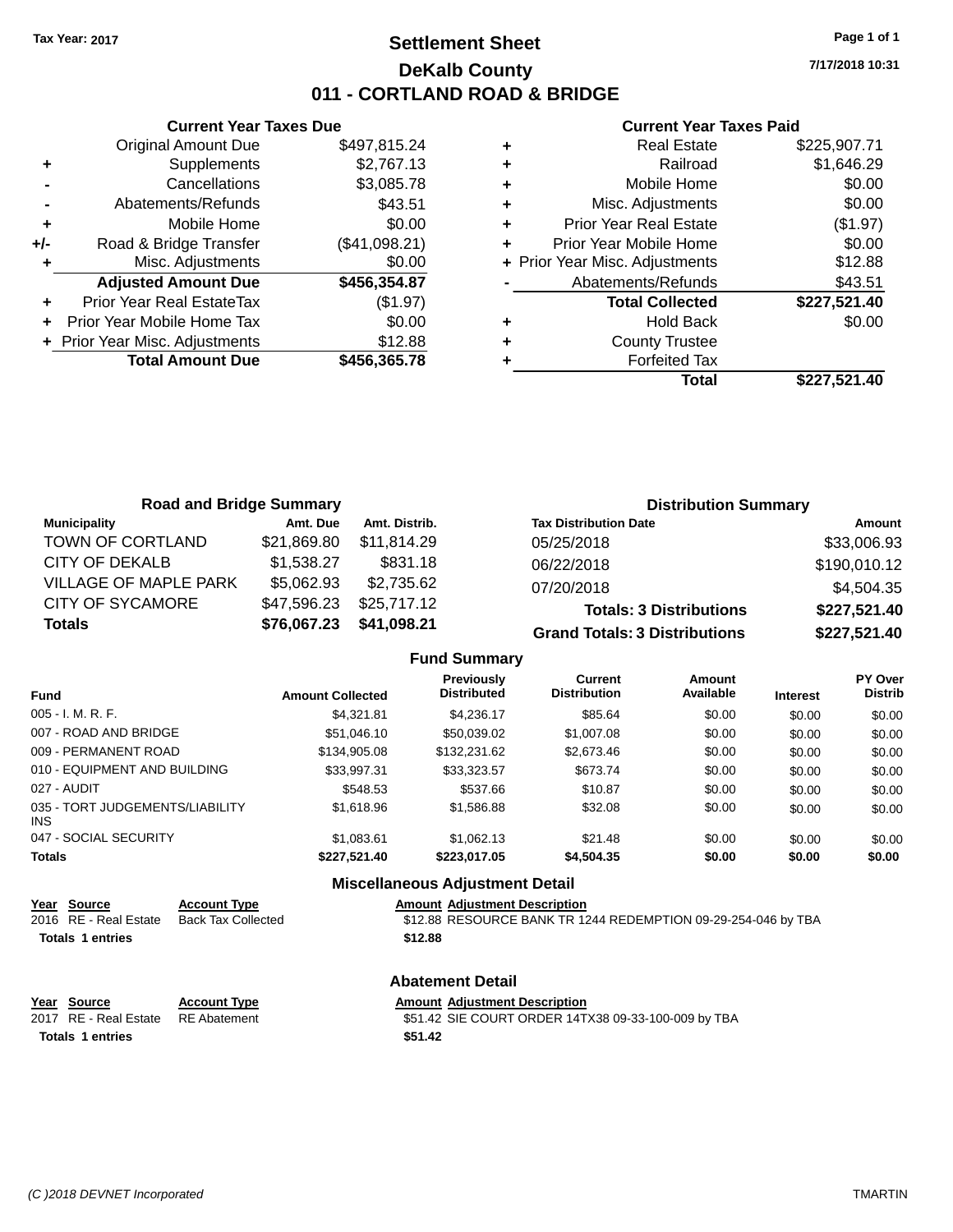Tax Year: 2017

# Settlement Sheet

## DeKalb County

## 011 - CORTLAND ROAD & BRIDGE

7/17/2018 10:31

### Current Year Taxes Due

| | | |
|---|---|---|
| | Original Amount Due | $497,815.24 |
| + | Supplements | $2,767.13 |
| - | Cancellations | $3,085.78 |
| - | Abatements/Refunds | $43.51 |
| + | Mobile Home | $0.00 |
| +/- | Road & Bridge Transfer | ($41,098.21) |
| + | Misc. Adjustments | $0.00 |
| | **Adjusted Amount Due** | **$456,354.87** |
| + | Prior Year Real EstateTax | ($1.97) |
| + | Prior Year Mobile Home Tax | $0.00 |
| + | Prior Year Misc. Adjustments | $12.88 |
| | **Total Amount Due** | **$456,365.78** |

### Current Year Taxes Paid

| | | |
|---|---|---|
| + | Real Estate | $225,907.71 |
| + | Railroad | $1,646.29 |
| + | Mobile Home | $0.00 |
| + | Misc. Adjustments | $0.00 |
| + | Prior Year Real Estate | ($1.97) |
| + | Prior Year Mobile Home | $0.00 |
| + | Prior Year Misc. Adjustments | $12.88 |
| - | Abatements/Refunds | $43.51 |
| | **Total Collected** | **$227,521.40** |
| + | Hold Back | $0.00 |
| + | County Trustee | |
| + | Forfeited Tax | |
| | **Total** | **$227,521.40** |

### Road and Bridge Summary

| Municipality | Amt. Due | Amt. Distrib. |
|---|---|---|
| TOWN OF CORTLAND | $21,869.80 | $11,814.29 |
| CITY OF DEKALB | $1,538.27 | $831.18 |
| VILLAGE OF MAPLE PARK | $5,062.93 | $2,735.62 |
| CITY OF SYCAMORE | $47,596.23 | $25,717.12 |
| **Totals** | **$76,067.23** | **$41,098.21** |

### Distribution Summary

| Tax Distribution Date | Amount |
|---|---|
| 05/25/2018 | $33,006.93 |
| 06/22/2018 | $190,010.12 |
| 07/20/2018 | $4,504.35 |
| **Totals: 3 Distributions** | **$227,521.40** |
| **Grand Totals: 3 Distributions** | **$227,521.40** |

### Fund Summary

| Fund | Amount Collected | Previously Distributed | Current Distribution | Amount Available | Interest | PY Over Distrib |
|---|---|---|---|---|---|---|
| 005 - I. M. R. F. | $4,321.81 | $4,236.17 | $85.64 | $0.00 | $0.00 | $0.00 |
| 007 - ROAD AND BRIDGE | $51,046.10 | $50,039.02 | $1,007.08 | $0.00 | $0.00 | $0.00 |
| 009 - PERMANENT ROAD | $134,905.08 | $132,231.62 | $2,673.46 | $0.00 | $0.00 | $0.00 |
| 010 - EQUIPMENT AND BUILDING | $33,997.31 | $33,323.57 | $673.74 | $0.00 | $0.00 | $0.00 |
| 027 - AUDIT | $548.53 | $537.66 | $10.87 | $0.00 | $0.00 | $0.00 |
| 035 - TORT JUDGEMENTS/LIABILITY INS | $1,618.96 | $1,586.88 | $32.08 | $0.00 | $0.00 | $0.00 |
| 047 - SOCIAL SECURITY | $1,083.61 | $1,062.13 | $21.48 | $0.00 | $0.00 | $0.00 |
| **Totals** | **$227,521.40** | **$223,017.05** | **$4,504.35** | **$0.00** | **$0.00** | **$0.00** |

### Miscellaneous Adjustment Detail

| Year | Source | Account Type | Amount | Adjustment Description |
|---|---|---|---|---|
| 2016 | RE - Real Estate | Back Tax Collected | $12.88 | RESOURCE BANK TR 1244 REDEMPTION 09-29-254-046 by TBA |
| **Totals 1 entries** | | | **$12.88** | |

### Abatement Detail

| Year | Source | Account Type | Amount | Adjustment Description |
|---|---|---|---|---|
| 2017 | RE - Real Estate | RE Abatement | $51.42 | SIE COURT ORDER 14TX38 09-33-100-009 by TBA |
| **Totals 1 entries** | | | **$51.42** | |

(C )2018 DEVNET Incorporated

TMARTIN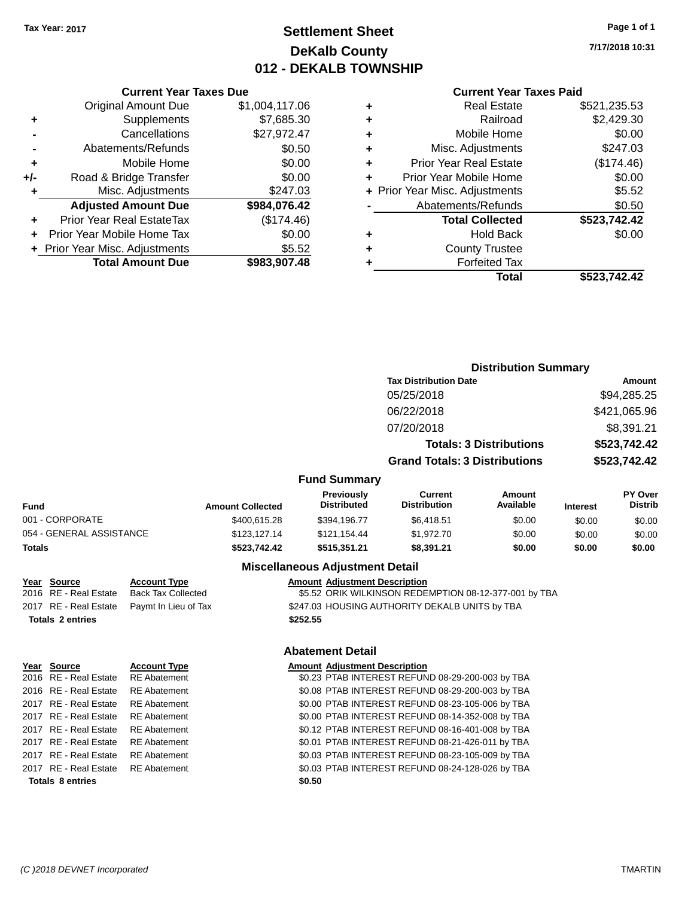Tax Year: 2017

# Settlement Sheet
## DeKalb County
## 012 - DEKALB TOWNSHIP

7/17/2018 10:31

### Current Year Taxes Due

| | | |
|---|---|---|
| | Original Amount Due | $1,004,117.06 |
| + | Supplements | $7,685.30 |
| - | Cancellations | $27,972.47 |
| - | Abatements/Refunds | $0.50 |
| + | Mobile Home | $0.00 |
| +/- | Road & Bridge Transfer | $0.00 |
| + | Misc. Adjustments | $247.03 |
| | **Adjusted Amount Due** | **$984,076.42** |
| + | Prior Year Real EstateTax | ($174.46) |
| + | Prior Year Mobile Home Tax | $0.00 |
| + | Prior Year Misc. Adjustments | $5.52 |
| | **Total Amount Due** | **$983,907.48** |

### Current Year Taxes Paid

| | | |
|---|---|---|
| + | Real Estate | $521,235.53 |
| + | Railroad | $2,429.30 |
| + | Mobile Home | $0.00 |
| + | Misc. Adjustments | $247.03 |
| + | Prior Year Real Estate | ($174.46) |
| + | Prior Year Mobile Home | $0.00 |
| + | Prior Year Misc. Adjustments | $5.52 |
| - | Abatements/Refunds | $0.50 |
| | **Total Collected** | **$523,742.42** |
| + | Hold Back | $0.00 |
| + | County Trustee | |
| + | Forfeited Tax | |
| | **Total** | **$523,742.42** |

### Distribution Summary

| Tax Distribution Date | Amount |
|---|---|
| 05/25/2018 | $94,285.25 |
| 06/22/2018 | $421,065.96 |
| 07/20/2018 | $8,391.21 |
| **Totals: 3 Distributions** | **$523,742.42** |
| **Grand Totals: 3 Distributions** | **$523,742.42** |

### Fund Summary

| Fund | Amount Collected | Previously Distributed | Current Distribution | Amount Available | Interest | PY Over Distrib |
|---|---|---|---|---|---|---|
| 001 - CORPORATE | $400,615.28 | $394,196.77 | $6,418.51 | $0.00 | $0.00 | $0.00 |
| 054 - GENERAL ASSISTANCE | $123,127.14 | $121,154.44 | $1,972.70 | $0.00 | $0.00 | $0.00 |
| **Totals** | **$523,742.42** | **$515,351.21** | **$8,391.21** | **$0.00** | **$0.00** | **$0.00** |

### Miscellaneous Adjustment Detail

| Year | Source | Account Type | Amount | Adjustment Description |
|---|---|---|---|---|
| 2016 | RE - Real Estate | Back Tax Collected | $5.52 | ORIK WILKINSON REDEMPTION 08-12-377-001 by TBA |
| 2017 | RE - Real Estate | Paymt In Lieu of Tax | $247.03 | HOUSING AUTHORITY DEKALB UNITS by TBA |
| **Totals 2 entries** | | | **$252.55** | |

### Abatement Detail

| Year | Source | Account Type | Amount | Adjustment Description |
|---|---|---|---|---|
| 2016 | RE - Real Estate | RE Abatement | $0.23 | PTAB INTEREST REFUND 08-29-200-003 by TBA |
| 2016 | RE - Real Estate | RE Abatement | $0.08 | PTAB INTEREST REFUND 08-29-200-003 by TBA |
| 2017 | RE - Real Estate | RE Abatement | $0.00 | PTAB INTEREST REFUND 08-23-105-006 by TBA |
| 2017 | RE - Real Estate | RE Abatement | $0.00 | PTAB INTEREST REFUND 08-14-352-008 by TBA |
| 2017 | RE - Real Estate | RE Abatement | $0.12 | PTAB INTEREST REFUND 08-16-401-008 by TBA |
| 2017 | RE - Real Estate | RE Abatement | $0.01 | PTAB INTEREST REFUND 08-21-426-011 by TBA |
| 2017 | RE - Real Estate | RE Abatement | $0.03 | PTAB INTEREST REFUND 08-23-105-009 by TBA |
| 2017 | RE - Real Estate | RE Abatement | $0.03 | PTAB INTEREST REFUND 08-24-128-026 by TBA |
| **Totals 8 entries** | | | **$0.50** | |

(C )2018 DEVNET Incorporated TMARTIN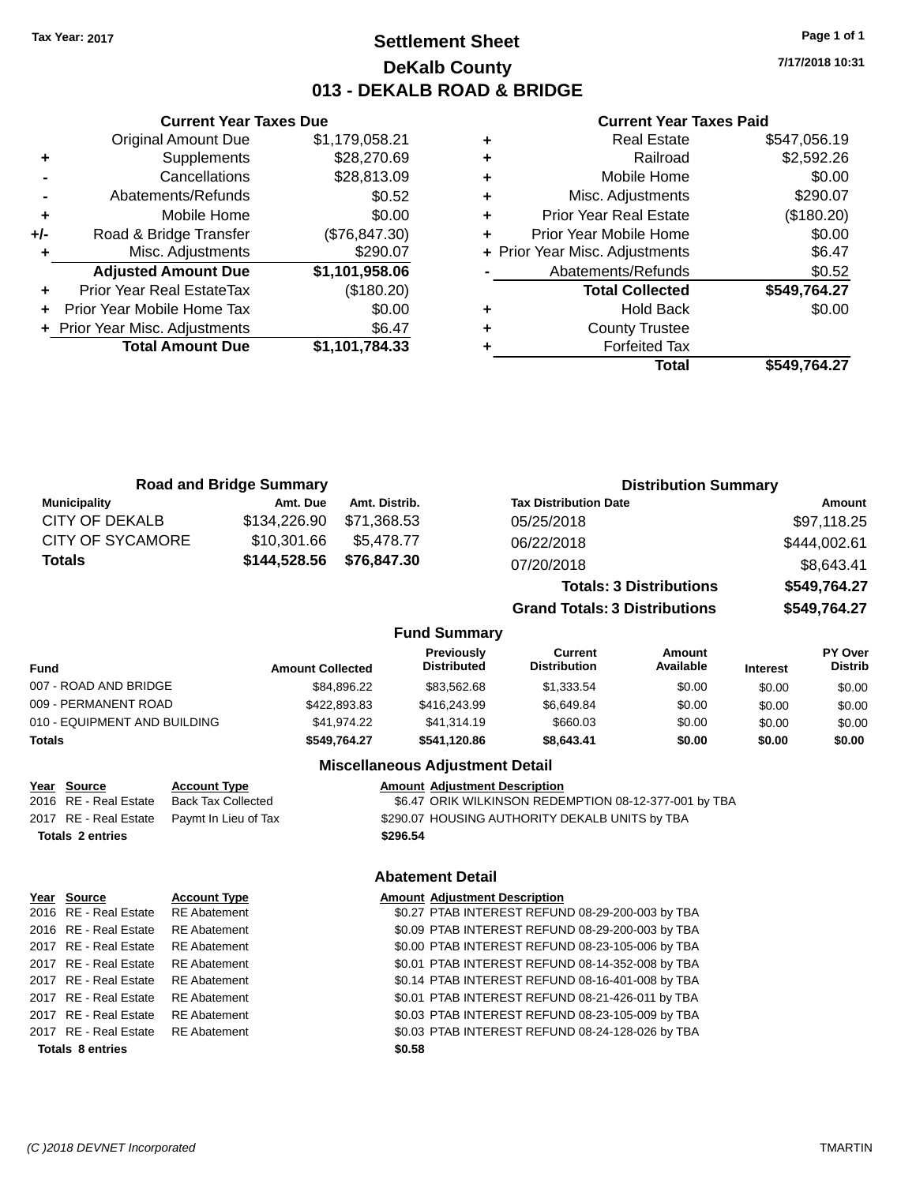**Tax Year: 2017**

# Settlement Sheet
## DeKalb County
## 013 - DEKALB ROAD & BRIDGE

7/17/2018 10:31

### Current Year Taxes Due

| | | |
|---|---|---|
| | Original Amount Due | $1,179,058.21 |
| + | Supplements | $28,270.69 |
| - | Cancellations | $28,813.09 |
| - | Abatements/Refunds | $0.52 |
| + | Mobile Home | $0.00 |
| +/- | Road & Bridge Transfer | ($76,847.30) |
| + | Misc. Adjustments | $290.07 |
| | **Adjusted Amount Due** | **$1,101,958.06** |
| + | Prior Year Real EstateTax | ($180.20) |
| + | Prior Year Mobile Home Tax | $0.00 |
| + | Prior Year Misc. Adjustments | $6.47 |
| | **Total Amount Due** | **$1,101,784.33** |

### Current Year Taxes Paid

| | | |
|---|---|---|
| + | Real Estate | $547,056.19 |
| + | Railroad | $2,592.26 |
| + | Mobile Home | $0.00 |
| + | Misc. Adjustments | $290.07 |
| + | Prior Year Real Estate | ($180.20) |
| + | Prior Year Mobile Home | $0.00 |
| + | Prior Year Misc. Adjustments | $6.47 |
| - | Abatements/Refunds | $0.52 |
| | **Total Collected** | **$549,764.27** |
| + | Hold Back | $0.00 |
| + | County Trustee | |
| + | Forfeited Tax | |
| | **Total** | **$549,764.27** |

### Road and Bridge Summary

| Municipality | Amt. Due | Amt. Distrib. |
|---|---|---|
| CITY OF DEKALB | $134,226.90 | $71,368.53 |
| CITY OF SYCAMORE | $10,301.66 | $5,478.77 |
| **Totals** | **$144,528.56** | **$76,847.30** |

### Distribution Summary

| Tax Distribution Date | Amount |
|---|---|
| 05/25/2018 | $97,118.25 |
| 06/22/2018 | $444,002.61 |
| 07/20/2018 | $8,643.41 |
| **Totals: 3 Distributions** | **$549,764.27** |
| **Grand Totals: 3 Distributions** | **$549,764.27** |

### Fund Summary

| Fund | Amount Collected | Previously Distributed | Current Distribution | Amount Available | Interest | PY Over Distrib |
|---|---|---|---|---|---|---|
| 007 - ROAD AND BRIDGE | $84,896.22 | $83,562.68 | $1,333.54 | $0.00 | $0.00 | $0.00 |
| 009 - PERMANENT ROAD | $422,893.83 | $416,243.99 | $6,649.84 | $0.00 | $0.00 | $0.00 |
| 010 - EQUIPMENT AND BUILDING | $41,974.22 | $41,314.19 | $660.03 | $0.00 | $0.00 | $0.00 |
| **Totals** | **$549,764.27** | **$541,120.86** | **$8,643.41** | **$0.00** | **$0.00** | **$0.00** |

### Miscellaneous Adjustment Detail

| Year | Source | Account Type | Amount | Adjustment Description |
|---|---|---|---|---|
| 2016 | RE - Real Estate | Back Tax Collected | $6.47 | ORIK WILKINSON REDEMPTION 08-12-377-001 by TBA |
| 2017 | RE - Real Estate | Paymt In Lieu of Tax | $290.07 | HOUSING AUTHORITY DEKALB UNITS by TBA |
| **Totals 2 entries** | | | **$296.54** | |

### Abatement Detail

| Year | Source | Account Type | Amount | Adjustment Description |
|---|---|---|---|---|
| 2016 | RE - Real Estate | RE Abatement | $0.27 | PTAB INTEREST REFUND 08-29-200-003 by TBA |
| 2016 | RE - Real Estate | RE Abatement | $0.09 | PTAB INTEREST REFUND 08-29-200-003 by TBA |
| 2017 | RE - Real Estate | RE Abatement | $0.00 | PTAB INTEREST REFUND 08-23-105-006 by TBA |
| 2017 | RE - Real Estate | RE Abatement | $0.01 | PTAB INTEREST REFUND 08-14-352-008 by TBA |
| 2017 | RE - Real Estate | RE Abatement | $0.14 | PTAB INTEREST REFUND 08-16-401-008 by TBA |
| 2017 | RE - Real Estate | RE Abatement | $0.01 | PTAB INTEREST REFUND 08-21-426-011 by TBA |
| 2017 | RE - Real Estate | RE Abatement | $0.03 | PTAB INTEREST REFUND 08-23-105-009 by TBA |
| 2017 | RE - Real Estate | RE Abatement | $0.03 | PTAB INTEREST REFUND 08-24-128-026 by TBA |
| **Totals 8 entries** | | | **$0.58** | |

(C )2018 DEVNET Incorporated — TMARTIN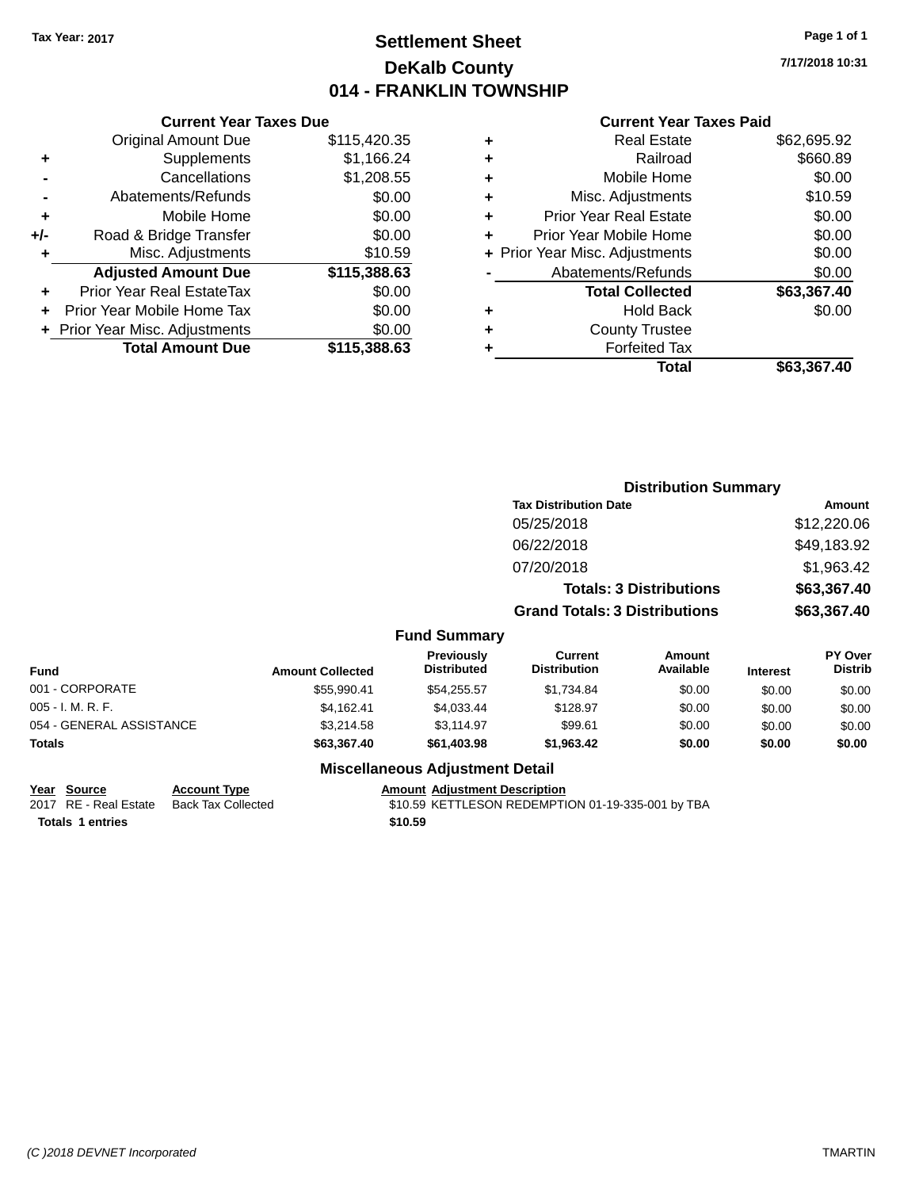Tax Year: 2017

# Settlement Sheet

## DeKalb County

## 014 - FRANKLIN TOWNSHIP

7/17/2018 10:31

### Current Year Taxes Due

| | | |
|---|---|---|
| | Original Amount Due | $115,420.35 |
| + | Supplements | $1,166.24 |
| - | Cancellations | $1,208.55 |
| - | Abatements/Refunds | $0.00 |
| + | Mobile Home | $0.00 |
| +/- | Road & Bridge Transfer | $0.00 |
| + | Misc. Adjustments | $10.59 |
| | **Adjusted Amount Due** | **$115,388.63** |
| + | Prior Year Real EstateTax | $0.00 |
| + | Prior Year Mobile Home Tax | $0.00 |
| + | Prior Year Misc. Adjustments | $0.00 |
| | **Total Amount Due** | **$115,388.63** |

### Current Year Taxes Paid

| | | |
|---|---|---|
| + | Real Estate | $62,695.92 |
| + | Railroad | $660.89 |
| + | Mobile Home | $0.00 |
| + | Misc. Adjustments | $10.59 |
| + | Prior Year Real Estate | $0.00 |
| + | Prior Year Mobile Home | $0.00 |
| + | Prior Year Misc. Adjustments | $0.00 |
| - | Abatements/Refunds | $0.00 |
| | **Total Collected** | **$63,367.40** |
| + | Hold Back | $0.00 |
| + | County Trustee | |
| + | Forfeited Tax | |
| | **Total** | **$63,367.40** |

### Distribution Summary

| Tax Distribution Date | Amount |
|---|---|
| 05/25/2018 | $12,220.06 |
| 06/22/2018 | $49,183.92 |
| 07/20/2018 | $1,963.42 |
| **Totals: 3 Distributions** | **$63,367.40** |
| **Grand Totals: 3 Distributions** | **$63,367.40** |

### Fund Summary

| Fund | Amount Collected | Previously Distributed | Current Distribution | Amount Available | Interest | PY Over Distrib |
|---|---|---|---|---|---|---|
| 001 - CORPORATE | $55,990.41 | $54,255.57 | $1,734.84 | $0.00 | $0.00 | $0.00 |
| 005 - I. M. R. F. | $4,162.41 | $4,033.44 | $128.97 | $0.00 | $0.00 | $0.00 |
| 054 - GENERAL ASSISTANCE | $3,214.58 | $3,114.97 | $99.61 | $0.00 | $0.00 | $0.00 |
| **Totals** | **$63,367.40** | **$61,403.98** | **$1,963.42** | **$0.00** | **$0.00** | **$0.00** |

### Miscellaneous Adjustment Detail

| Year | Source | Account Type | Amount | Adjustment Description |
|---|---|---|---|---|
| 2017 | RE - Real Estate | Back Tax Collected | $10.59 | KETTLESON REDEMPTION 01-19-335-001 by TBA |
| **Totals** | **1 entries** | | **$10.59** | |

(C )2018 DEVNET Incorporated TMARTIN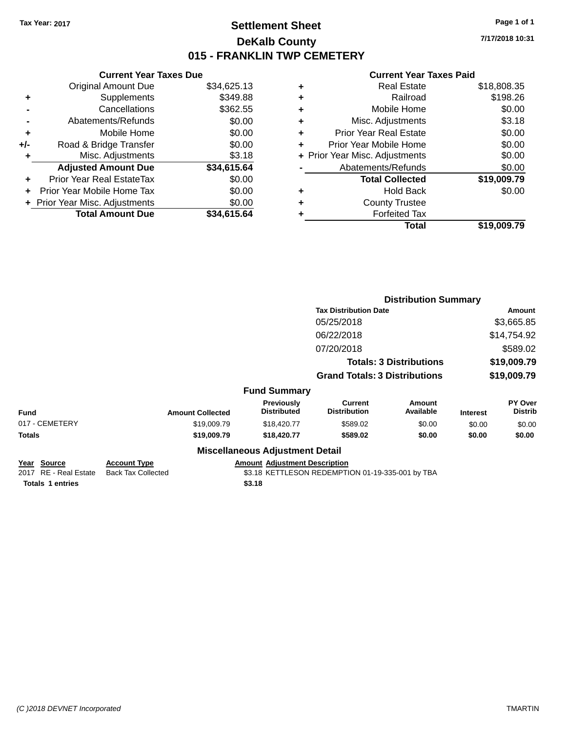Tax Year: 2017

# Settlement Sheet
## DeKalb County
## 015 - FRANKLIN TWP CEMETERY

7/17/2018 10:31

### Current Year Taxes Due

| | | |
|---|---|---|
| | Original Amount Due | $34,625.13 |
| + | Supplements | $349.88 |
| - | Cancellations | $362.55 |
| - | Abatements/Refunds | $0.00 |
| + | Mobile Home | $0.00 |
| +/- | Road & Bridge Transfer | $0.00 |
| + | Misc. Adjustments | $3.18 |
| | **Adjusted Amount Due** | **$34,615.64** |
| + | Prior Year Real EstateTax | $0.00 |
| + | Prior Year Mobile Home Tax | $0.00 |
| + | Prior Year Misc. Adjustments | $0.00 |
| | **Total Amount Due** | **$34,615.64** |

### Current Year Taxes Paid

| | | |
|---|---|---|
| + | Real Estate | $18,808.35 |
| + | Railroad | $198.26 |
| + | Mobile Home | $0.00 |
| + | Misc. Adjustments | $3.18 |
| + | Prior Year Real Estate | $0.00 |
| + | Prior Year Mobile Home | $0.00 |
| + | Prior Year Misc. Adjustments | $0.00 |
| - | Abatements/Refunds | $0.00 |
| | **Total Collected** | **$19,009.79** |
| + | Hold Back | $0.00 |
| + | County Trustee | |
| + | Forfeited Tax | |
| | **Total** | **$19,009.79** |

### Distribution Summary

| Tax Distribution Date | Amount |
|---|---|
| 05/25/2018 | $3,665.85 |
| 06/22/2018 | $14,754.92 |
| 07/20/2018 | $589.02 |
| **Totals: 3 Distributions** | **$19,009.79** |
| **Grand Totals: 3 Distributions** | **$19,009.79** |

### Fund Summary

| Fund | Amount Collected | Previously Distributed | Current Distribution | Amount Available | Interest | PY Over Distrib |
|---|---|---|---|---|---|---|
| 017 - CEMETERY | $19,009.79 | $18,420.77 | $589.02 | $0.00 | $0.00 | $0.00 |
| **Totals** | **$19,009.79** | **$18,420.77** | **$589.02** | **$0.00** | **$0.00** | **$0.00** |

### Miscellaneous Adjustment Detail

| Year | Source | Account Type | Amount | Adjustment Description |
|---|---|---|---|---|
| 2017 | RE - Real Estate | Back Tax Collected | $3.18 | KETTLESON REDEMPTION 01-19-335-001 by TBA |
| **Totals 1 entries** | | | **$3.18** | |

(C )2018 DEVNET Incorporated TMARTIN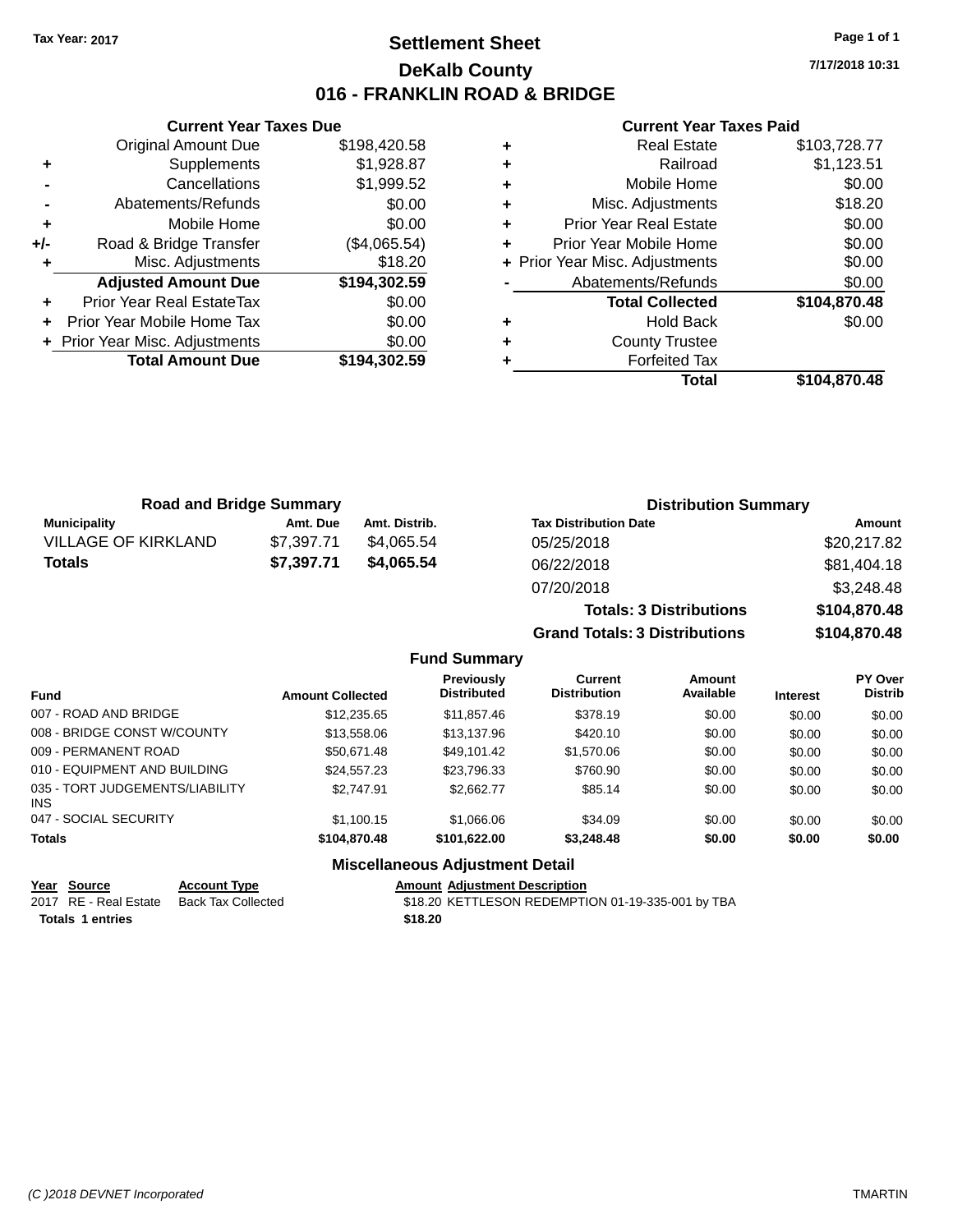Tax Year: 2017

# Settlement Sheet
## DeKalb County
## 016 - FRANKLIN ROAD & BRIDGE

7/17/2018 10:31

### Current Year Taxes Due

| | | |
|---|---|---|
| | Original Amount Due | $198,420.58 |
| + | Supplements | $1,928.87 |
| - | Cancellations | $1,999.52 |
| - | Abatements/Refunds | $0.00 |
| + | Mobile Home | $0.00 |
| +/- | Road & Bridge Transfer | ($4,065.54) |
| + | Misc. Adjustments | $18.20 |
| | **Adjusted Amount Due** | **$194,302.59** |
| + | Prior Year Real EstateTax | $0.00 |
| + | Prior Year Mobile Home Tax | $0.00 |
| + | Prior Year Misc. Adjustments | $0.00 |
| | **Total Amount Due** | **$194,302.59** |

### Current Year Taxes Paid

| | | |
|---|---|---|
| + | Real Estate | $103,728.77 |
| + | Railroad | $1,123.51 |
| + | Mobile Home | $0.00 |
| + | Misc. Adjustments | $18.20 |
| + | Prior Year Real Estate | $0.00 |
| + | Prior Year Mobile Home | $0.00 |
| + | Prior Year Misc. Adjustments | $0.00 |
| - | Abatements/Refunds | $0.00 |
| | **Total Collected** | **$104,870.48** |
| + | Hold Back | $0.00 |
| + | County Trustee | |
| + | Forfeited Tax | |
| | **Total** | **$104,870.48** |

### Road and Bridge Summary

| Municipality | Amt. Due | Amt. Distrib. |
|---|---|---|
| VILLAGE OF KIRKLAND | $7,397.71 | $4,065.54 |
| **Totals** | **$7,397.71** | **$4,065.54** |

### Distribution Summary

| Tax Distribution Date | Amount |
|---|---|
| 05/25/2018 | $20,217.82 |
| 06/22/2018 | $81,404.18 |
| 07/20/2018 | $3,248.48 |
| **Totals: 3 Distributions** | **$104,870.48** |
| **Grand Totals: 3 Distributions** | **$104,870.48** |

### Fund Summary

| Fund | Amount Collected | Previously Distributed | Current Distribution | Amount Available | Interest | PY Over Distrib |
|---|---|---|---|---|---|---|
| 007 - ROAD AND BRIDGE | $12,235.65 | $11,857.46 | $378.19 | $0.00 | $0.00 | $0.00 |
| 008 - BRIDGE CONST W/COUNTY | $13,558.06 | $13,137.96 | $420.10 | $0.00 | $0.00 | $0.00 |
| 009 - PERMANENT ROAD | $50,671.48 | $49,101.42 | $1,570.06 | $0.00 | $0.00 | $0.00 |
| 010 - EQUIPMENT AND BUILDING | $24,557.23 | $23,796.33 | $760.90 | $0.00 | $0.00 | $0.00 |
| 035 - TORT JUDGEMENTS/LIABILITY INS | $2,747.91 | $2,662.77 | $85.14 | $0.00 | $0.00 | $0.00 |
| 047 - SOCIAL SECURITY | $1,100.15 | $1,066.06 | $34.09 | $0.00 | $0.00 | $0.00 |
| **Totals** | **$104,870.48** | **$101,622.00** | **$3,248.48** | **$0.00** | **$0.00** | **$0.00** |

### Miscellaneous Adjustment Detail

| Year | Source | Account Type | Amount | Adjustment Description |
|---|---|---|---|---|
| 2017 | RE - Real Estate | Back Tax Collected | $18.20 | KETTLESON REDEMPTION 01-19-335-001 by TBA |
| **Totals 1 entries** | | | **$18.20** | |

(C )2018 DEVNET Incorporated TMARTIN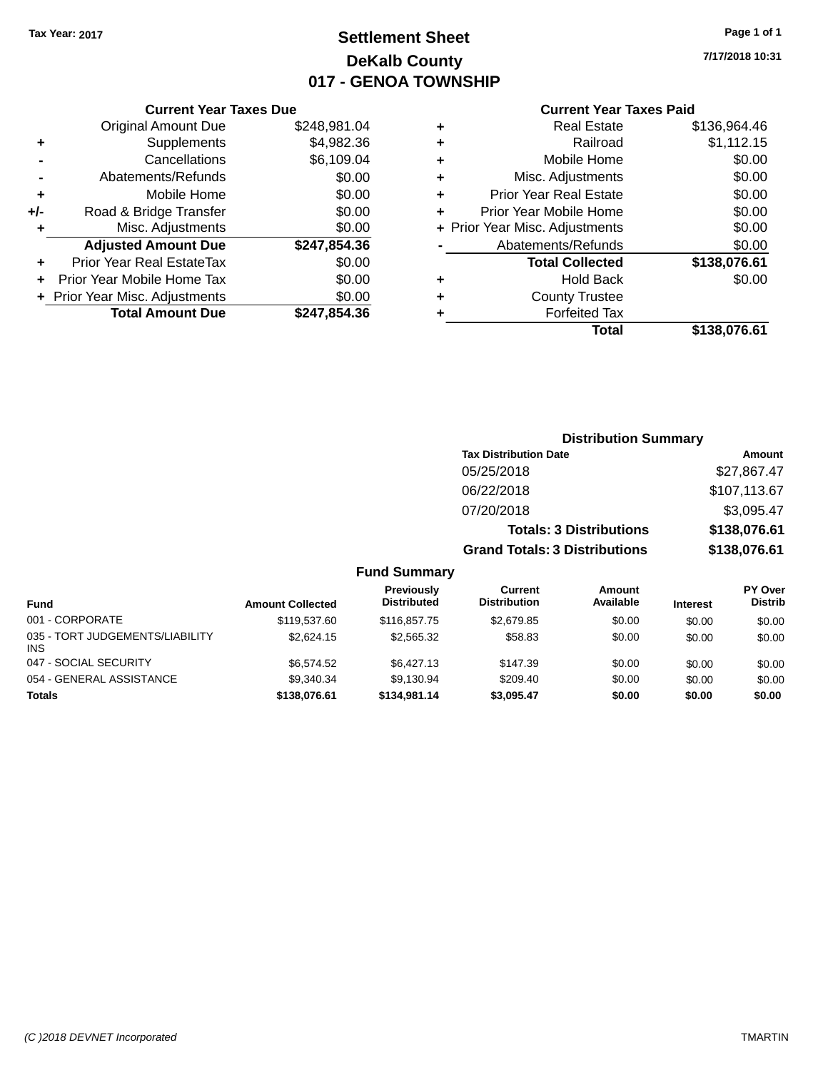Tax Year: 2017

# Settlement Sheet

## DeKalb County

## 017 - GENOA TOWNSHIP

7/17/2018 10:31

### Current Year Taxes Due

| | | |
|---|---|---|
| | Original Amount Due | $248,981.04 |
| + | Supplements | $4,982.36 |
| - | Cancellations | $6,109.04 |
| - | Abatements/Refunds | $0.00 |
| + | Mobile Home | $0.00 |
| +/- | Road & Bridge Transfer | $0.00 |
| + | Misc. Adjustments | $0.00 |
| | **Adjusted Amount Due** | **$247,854.36** |
| + | Prior Year Real EstateTax | $0.00 |
| + | Prior Year Mobile Home Tax | $0.00 |
| + | Prior Year Misc. Adjustments | $0.00 |
| | **Total Amount Due** | **$247,854.36** |

### Current Year Taxes Paid

| | | |
|---|---|---|
| + | Real Estate | $136,964.46 |
| + | Railroad | $1,112.15 |
| + | Mobile Home | $0.00 |
| + | Misc. Adjustments | $0.00 |
| + | Prior Year Real Estate | $0.00 |
| + | Prior Year Mobile Home | $0.00 |
| + | Prior Year Misc. Adjustments | $0.00 |
| - | Abatements/Refunds | $0.00 |
| | **Total Collected** | **$138,076.61** |
| + | Hold Back | $0.00 |
| + | County Trustee | |
| + | Forfeited Tax | |
| | **Total** | **$138,076.61** |

### Distribution Summary

| Tax Distribution Date | Amount |
|---|---|
| 05/25/2018 | $27,867.47 |
| 06/22/2018 | $107,113.67 |
| 07/20/2018 | $3,095.47 |
| **Totals: 3 Distributions** | **$138,076.61** |
| **Grand Totals: 3 Distributions** | **$138,076.61** |

### Fund Summary

| Fund | Amount Collected | Previously Distributed | Current Distribution | Amount Available | Interest | PY Over Distrib |
|---|---|---|---|---|---|---|
| 001 - CORPORATE | $119,537.60 | $116,857.75 | $2,679.85 | $0.00 | $0.00 | $0.00 |
| 035 - TORT JUDGEMENTS/LIABILITY INS | $2,624.15 | $2,565.32 | $58.83 | $0.00 | $0.00 | $0.00 |
| 047 - SOCIAL SECURITY | $6,574.52 | $6,427.13 | $147.39 | $0.00 | $0.00 | $0.00 |
| 054 - GENERAL ASSISTANCE | $9,340.34 | $9,130.94 | $209.40 | $0.00 | $0.00 | $0.00 |
| **Totals** | **$138,076.61** | **$134,981.14** | **$3,095.47** | **$0.00** | **$0.00** | **$0.00** |

(C )2018 DEVNET Incorporated — TMARTIN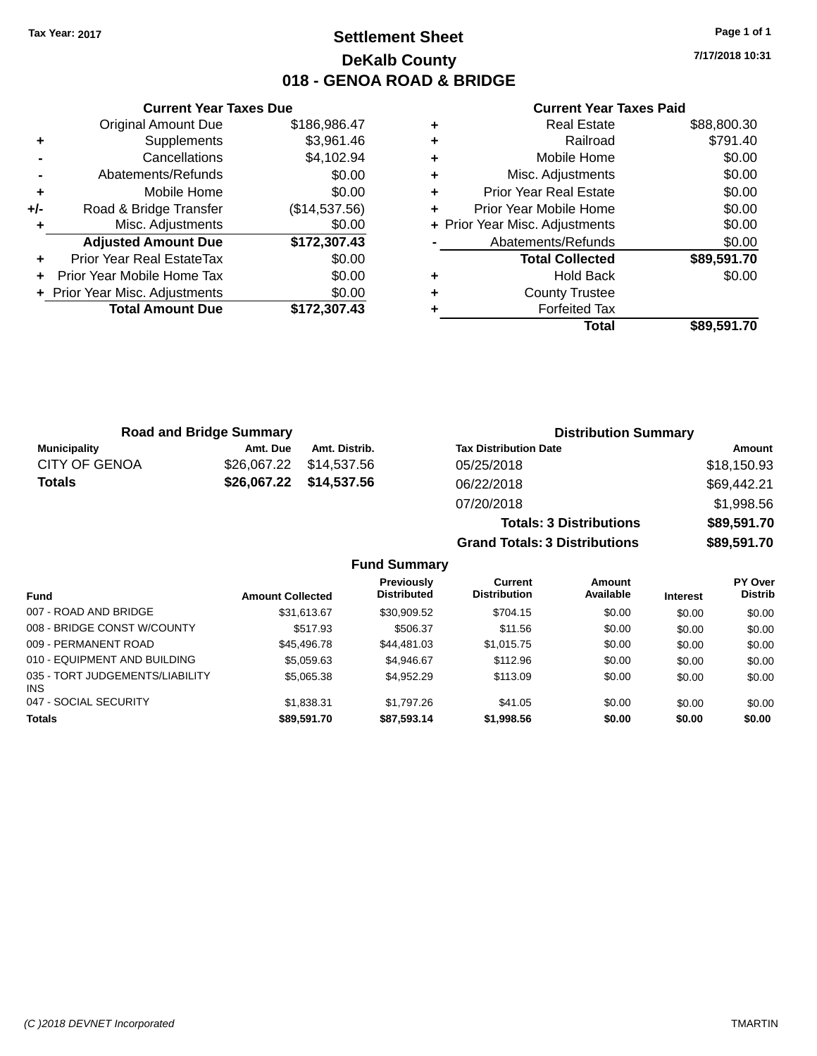Tax Year: 2017

# Settlement Sheet

## DeKalb County

## 018 - GENOA ROAD & BRIDGE

7/17/2018 10:31

### Current Year Taxes Due

| | | |
|---|---|---|
| | Original Amount Due | $186,986.47 |
| + | Supplements | $3,961.46 |
| - | Cancellations | $4,102.94 |
| - | Abatements/Refunds | $0.00 |
| + | Mobile Home | $0.00 |
| +/- | Road & Bridge Transfer | ($14,537.56) |
| + | Misc. Adjustments | $0.00 |
| | **Adjusted Amount Due** | **$172,307.43** |
| + | Prior Year Real EstateTax | $0.00 |
| + | Prior Year Mobile Home Tax | $0.00 |
| + | Prior Year Misc. Adjustments | $0.00 |
| | **Total Amount Due** | **$172,307.43** |

### Current Year Taxes Paid

| | | |
|---|---|---|
| + | Real Estate | $88,800.30 |
| + | Railroad | $791.40 |
| + | Mobile Home | $0.00 |
| + | Misc. Adjustments | $0.00 |
| + | Prior Year Real Estate | $0.00 |
| + | Prior Year Mobile Home | $0.00 |
| + | Prior Year Misc. Adjustments | $0.00 |
| - | Abatements/Refunds | $0.00 |
| | **Total Collected** | **$89,591.70** |
| + | Hold Back | $0.00 |
| + | County Trustee | |
| + | Forfeited Tax | |
| | **Total** | **$89,591.70** |

### Road and Bridge Summary

| Municipality | Amt. Due | Amt. Distrib. |
|---|---|---|
| CITY OF GENOA | $26,067.22 | $14,537.56 |
| **Totals** | **$26,067.22** | **$14,537.56** |

### Distribution Summary

| Tax Distribution Date | Amount |
|---|---|
| 05/25/2018 | $18,150.93 |
| 06/22/2018 | $69,442.21 |
| 07/20/2018 | $1,998.56 |
| **Totals: 3 Distributions** | **$89,591.70** |
| **Grand Totals: 3 Distributions** | **$89,591.70** |

### Fund Summary

| Fund | Amount Collected | Previously Distributed | Current Distribution | Amount Available | Interest | PY Over Distrib |
|---|---|---|---|---|---|---|
| 007 - ROAD AND BRIDGE | $31,613.67 | $30,909.52 | $704.15 | $0.00 | $0.00 | $0.00 |
| 008 - BRIDGE CONST W/COUNTY | $517.93 | $506.37 | $11.56 | $0.00 | $0.00 | $0.00 |
| 009 - PERMANENT ROAD | $45,496.78 | $44,481.03 | $1,015.75 | $0.00 | $0.00 | $0.00 |
| 010 - EQUIPMENT AND BUILDING | $5,059.63 | $4,946.67 | $112.96 | $0.00 | $0.00 | $0.00 |
| 035 - TORT JUDGEMENTS/LIABILITY INS | $5,065.38 | $4,952.29 | $113.09 | $0.00 | $0.00 | $0.00 |
| 047 - SOCIAL SECURITY | $1,838.31 | $1,797.26 | $41.05 | $0.00 | $0.00 | $0.00 |
| **Totals** | **$89,591.70** | **$87,593.14** | **$1,998.56** | **$0.00** | **$0.00** | **$0.00** |

(C )2018 DEVNET Incorporated — TMARTIN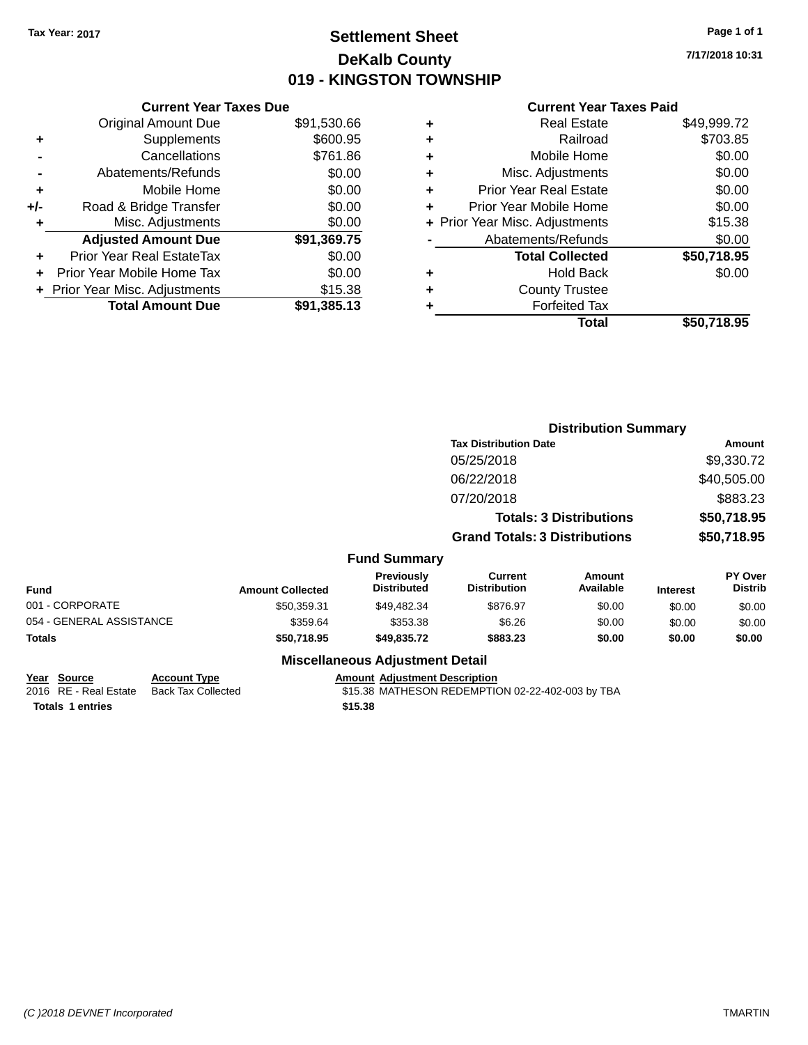**Tax Year: 2017**

# Settlement Sheet

## DeKalb County

## 019 - KINGSTON TOWNSHIP

7/17/2018 10:31

### Current Year Taxes Due

| | | |
|---|---|---|
| | Original Amount Due | $91,530.66 |
| + | Supplements | $600.95 |
| - | Cancellations | $761.86 |
| - | Abatements/Refunds | $0.00 |
| + | Mobile Home | $0.00 |
| +/- | Road & Bridge Transfer | $0.00 |
| + | Misc. Adjustments | $0.00 |
| | **Adjusted Amount Due** | **$91,369.75** |
| + | Prior Year Real EstateTax | $0.00 |
| + | Prior Year Mobile Home Tax | $0.00 |
| + | Prior Year Misc. Adjustments | $15.38 |
| | **Total Amount Due** | **$91,385.13** |

### Current Year Taxes Paid

| | | |
|---|---|---|
| + | Real Estate | $49,999.72 |
| + | Railroad | $703.85 |
| + | Mobile Home | $0.00 |
| + | Misc. Adjustments | $0.00 |
| + | Prior Year Real Estate | $0.00 |
| + | Prior Year Mobile Home | $0.00 |
| + | Prior Year Misc. Adjustments | $15.38 |
| - | Abatements/Refunds | $0.00 |
| | **Total Collected** | **$50,718.95** |
| + | Hold Back | $0.00 |
| + | County Trustee | |
| + | Forfeited Tax | |
| | **Total** | **$50,718.95** |

### Distribution Summary

| Tax Distribution Date | Amount |
|---|---|
| 05/25/2018 | $9,330.72 |
| 06/22/2018 | $40,505.00 |
| 07/20/2018 | $883.23 |
| **Totals: 3 Distributions** | **$50,718.95** |
| **Grand Totals: 3 Distributions** | **$50,718.95** |

### Fund Summary

| Fund | Amount Collected | Previously Distributed | Current Distribution | Amount Available | Interest | PY Over Distrib |
|---|---|---|---|---|---|---|
| 001 - CORPORATE | $50,359.31 | $49,482.34 | $876.97 | $0.00 | $0.00 | $0.00 |
| 054 - GENERAL ASSISTANCE | $359.64 | $353.38 | $6.26 | $0.00 | $0.00 | $0.00 |
| **Totals** | **$50,718.95** | **$49,835.72** | **$883.23** | **$0.00** | **$0.00** | **$0.00** |

### Miscellaneous Adjustment Detail

| Year | Source | Account Type | Amount | Adjustment Description |
|---|---|---|---|---|
| 2016 | RE - Real Estate | Back Tax Collected | $15.38 | MATHESON REDEMPTION 02-22-402-003 by TBA |
| **Totals** | **1 entries** | | **$15.38** | |

(C )2018 DEVNET Incorporated TMARTIN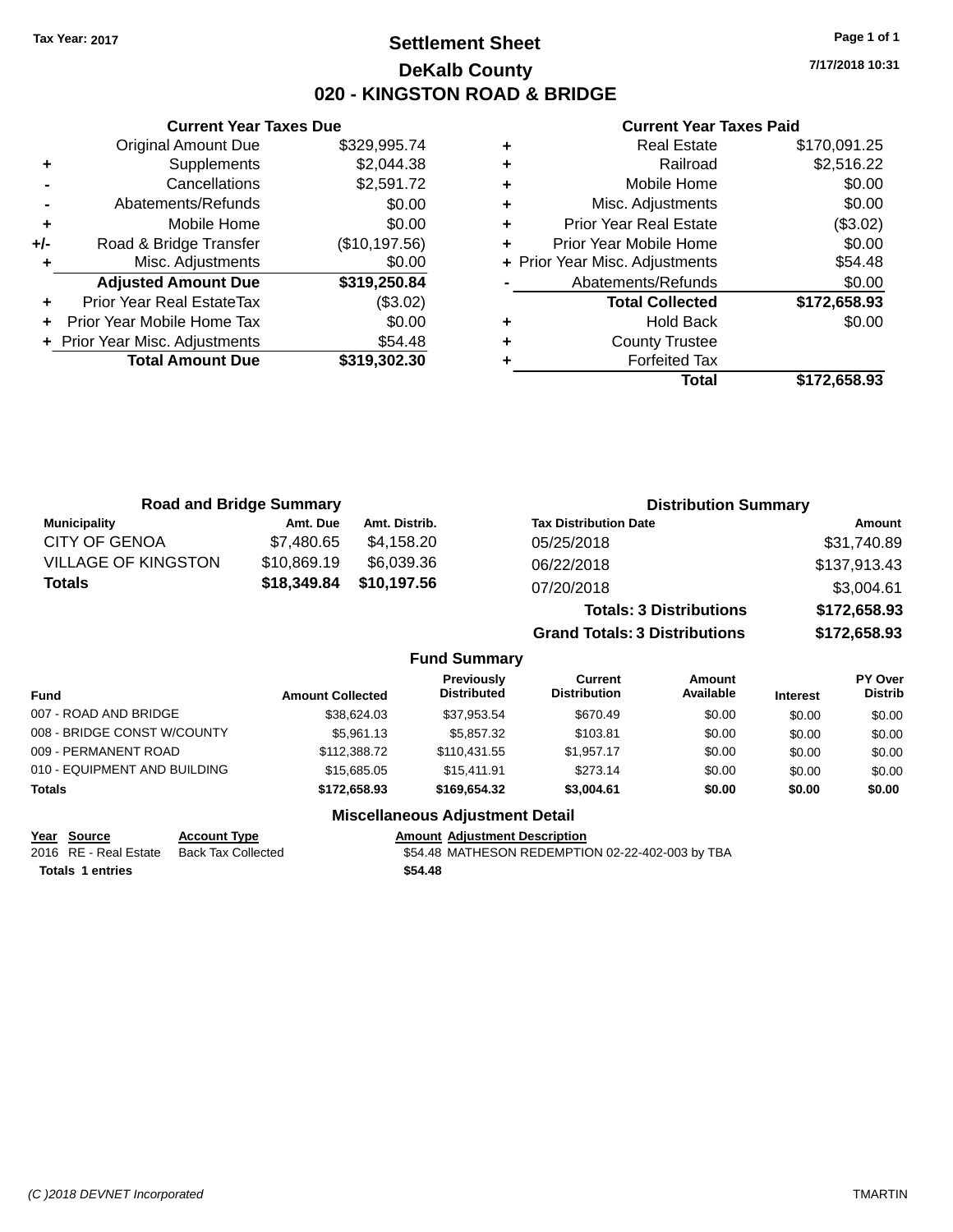Tax Year: 2017

# Settlement Sheet
## DeKalb County
## 020 - KINGSTON ROAD & BRIDGE

7/17/2018 10:31

### Current Year Taxes Due

| | | |
|---|---|---|
| | Original Amount Due | $329,995.74 |
| + | Supplements | $2,044.38 |
| - | Cancellations | $2,591.72 |
| - | Abatements/Refunds | $0.00 |
| + | Mobile Home | $0.00 |
| +/- | Road & Bridge Transfer | ($10,197.56) |
| + | Misc. Adjustments | $0.00 |
| | **Adjusted Amount Due** | **$319,250.84** |
| + | Prior Year Real EstateTax | ($3.02) |
| + | Prior Year Mobile Home Tax | $0.00 |
| + | Prior Year Misc. Adjustments | $54.48 |
| | **Total Amount Due** | **$319,302.30** |

### Current Year Taxes Paid

| | | |
|---|---|---|
| + | Real Estate | $170,091.25 |
| + | Railroad | $2,516.22 |
| + | Mobile Home | $0.00 |
| + | Misc. Adjustments | $0.00 |
| + | Prior Year Real Estate | ($3.02) |
| + | Prior Year Mobile Home | $0.00 |
| + | Prior Year Misc. Adjustments | $54.48 |
| - | Abatements/Refunds | $0.00 |
| | **Total Collected** | **$172,658.93** |
| + | Hold Back | $0.00 |
| + | County Trustee | |
| + | Forfeited Tax | |
| | **Total** | **$172,658.93** |

### Road and Bridge Summary

| Municipality | Amt. Due | Amt. Distrib. |
|---|---|---|
| CITY OF GENOA | $7,480.65 | $4,158.20 |
| VILLAGE OF KINGSTON | $10,869.19 | $6,039.36 |
| **Totals** | **$18,349.84** | **$10,197.56** |

### Distribution Summary

| Tax Distribution Date | Amount |
|---|---|
| 05/25/2018 | $31,740.89 |
| 06/22/2018 | $137,913.43 |
| 07/20/2018 | $3,004.61 |
| **Totals: 3 Distributions** | **$172,658.93** |
| **Grand Totals: 3 Distributions** | **$172,658.93** |

### Fund Summary

| Fund | Amount Collected | Previously Distributed | Current Distribution | Amount Available | Interest | PY Over Distrib |
|---|---|---|---|---|---|---|
| 007 - ROAD AND BRIDGE | $38,624.03 | $37,953.54 | $670.49 | $0.00 | $0.00 | $0.00 |
| 008 - BRIDGE CONST W/COUNTY | $5,961.13 | $5,857.32 | $103.81 | $0.00 | $0.00 | $0.00 |
| 009 - PERMANENT ROAD | $112,388.72 | $110,431.55 | $1,957.17 | $0.00 | $0.00 | $0.00 |
| 010 - EQUIPMENT AND BUILDING | $15,685.05 | $15,411.91 | $273.14 | $0.00 | $0.00 | $0.00 |
| **Totals** | **$172,658.93** | **$169,654.32** | **$3,004.61** | **$0.00** | **$0.00** | **$0.00** |

### Miscellaneous Adjustment Detail

| Year | Source | Account Type | Amount | Adjustment Description |
|---|---|---|---|---|
| 2016 | RE - Real Estate | Back Tax Collected | $54.48 | MATHESON REDEMPTION 02-22-402-003 by TBA |
| **Totals** | **1 entries** | | **$54.48** | |

(C )2018 DEVNET Incorporated — TMARTIN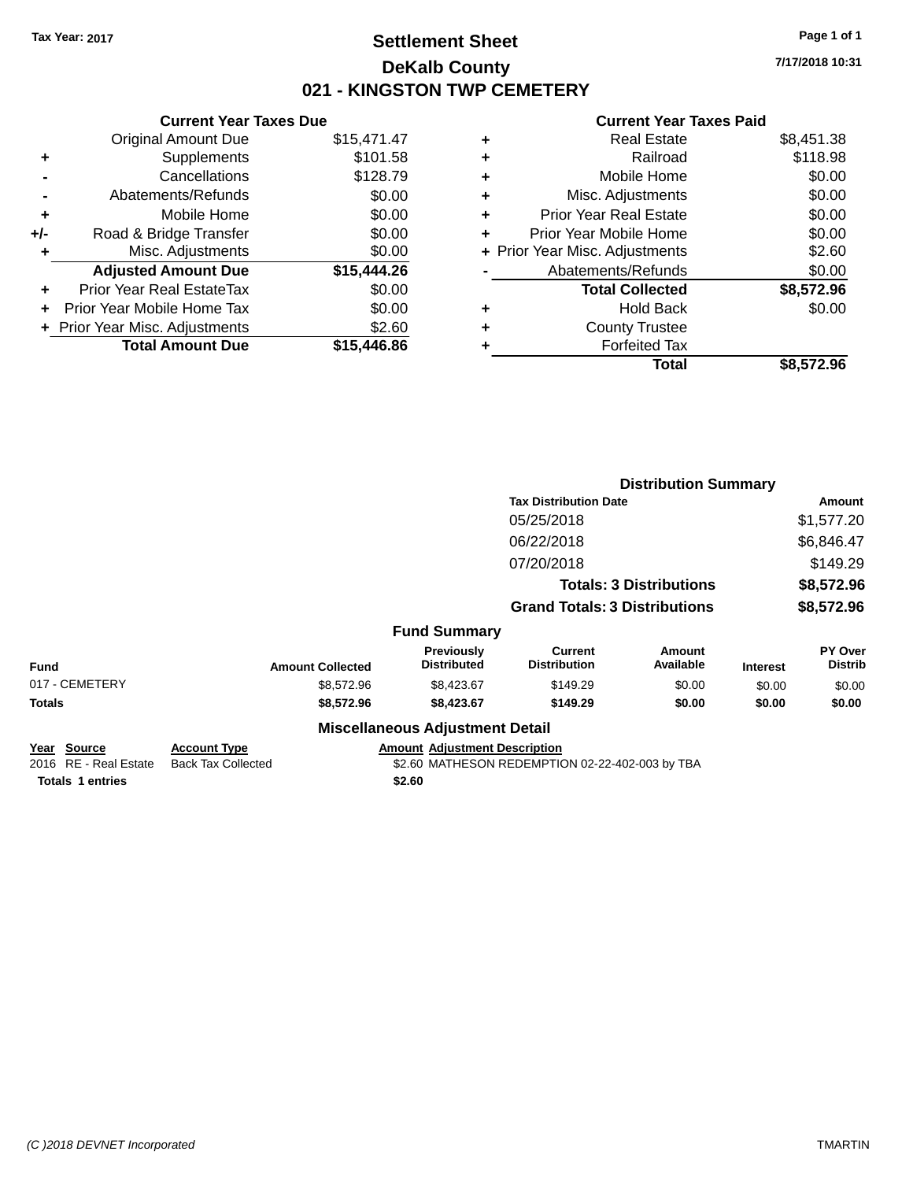Tax Year: 2017

# Settlement Sheet

## DeKalb County

## 021 - KINGSTON TWP CEMETERY

7/17/2018 10:31

### Current Year Taxes Due

| | | |
|---|---|---|
| | Original Amount Due | $15,471.47 |
| + | Supplements | $101.58 |
| - | Cancellations | $128.79 |
| - | Abatements/Refunds | $0.00 |
| + | Mobile Home | $0.00 |
| +/- | Road & Bridge Transfer | $0.00 |
| + | Misc. Adjustments | $0.00 |
| | **Adjusted Amount Due** | **$15,444.26** |
| + | Prior Year Real EstateTax | $0.00 |
| + | Prior Year Mobile Home Tax | $0.00 |
| + | Prior Year Misc. Adjustments | $2.60 |
| | **Total Amount Due** | **$15,446.86** |

### Current Year Taxes Paid

| | | |
|---|---|---|
| + | Real Estate | $8,451.38 |
| + | Railroad | $118.98 |
| + | Mobile Home | $0.00 |
| + | Misc. Adjustments | $0.00 |
| + | Prior Year Real Estate | $0.00 |
| + | Prior Year Mobile Home | $0.00 |
| + | Prior Year Misc. Adjustments | $2.60 |
| - | Abatements/Refunds | $0.00 |
| | **Total Collected** | **$8,572.96** |
| + | Hold Back | $0.00 |
| + | County Trustee | |
| + | Forfeited Tax | |
| | **Total** | **$8,572.96** |

### Distribution Summary

| Tax Distribution Date | Amount |
|---|---|
| 05/25/2018 | $1,577.20 |
| 06/22/2018 | $6,846.47 |
| 07/20/2018 | $149.29 |
| **Totals: 3 Distributions** | **$8,572.96** |
| **Grand Totals: 3 Distributions** | **$8,572.96** |

### Fund Summary

| Fund | Amount Collected | Previously Distributed | Current Distribution | Amount Available | Interest | PY Over Distrib |
|---|---|---|---|---|---|---|
| 017 - CEMETERY | $8,572.96 | $8,423.67 | $149.29 | $0.00 | $0.00 | $0.00 |
| **Totals** | **$8,572.96** | **$8,423.67** | **$149.29** | **$0.00** | **$0.00** | **$0.00** |

### Miscellaneous Adjustment Detail

| Year | Source | Account Type | Amount | Adjustment Description |
|---|---|---|---|---|
| 2016 | RE - Real Estate | Back Tax Collected | $2.60 | MATHESON REDEMPTION 02-22-402-003 by TBA |
| **Totals** | **1 entries** | | **$2.60** | |

(C )2018 DEVNET Incorporated TMARTIN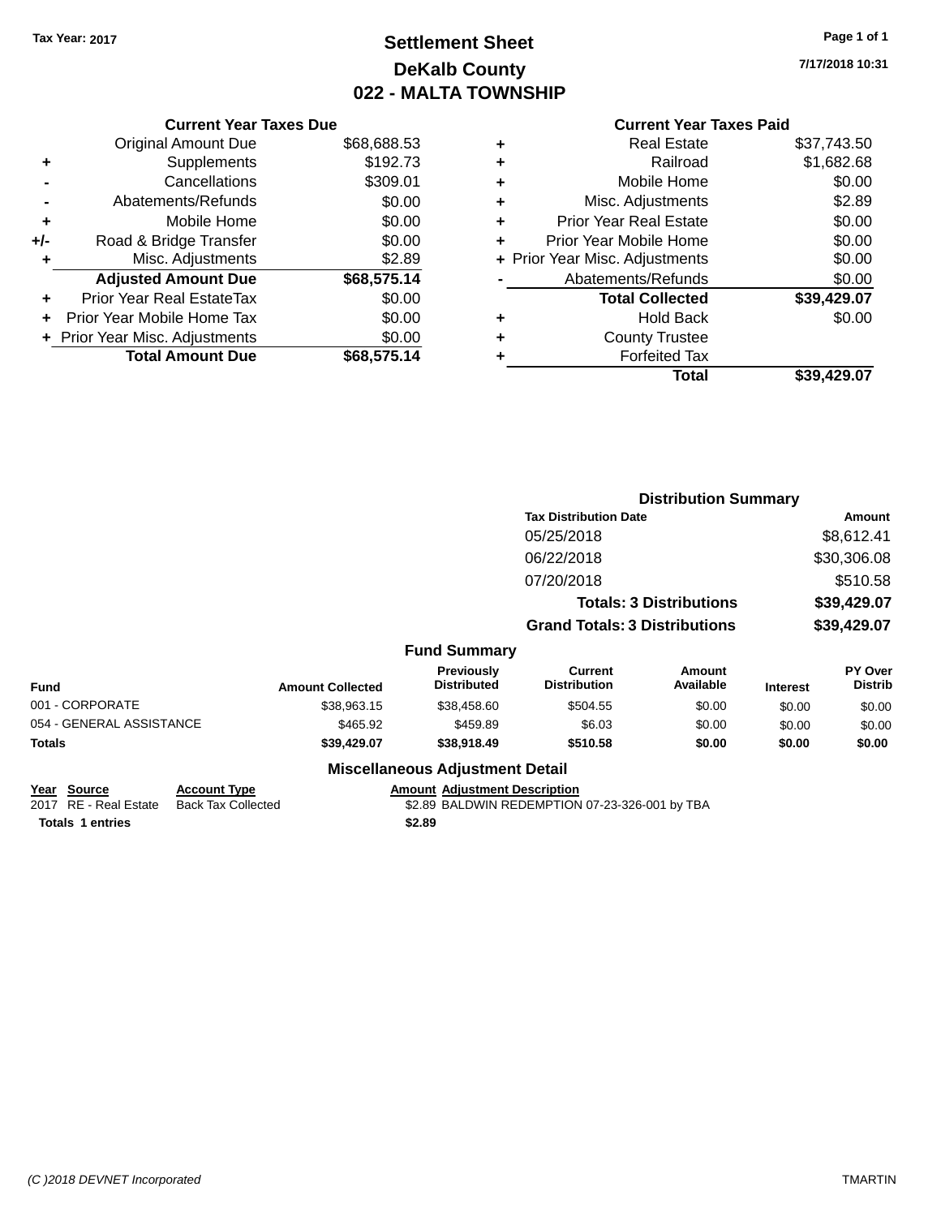**Tax Year: 2017**

# Settlement Sheet
## DeKalb County
## 022 - MALTA TOWNSHIP

**Page 1 of 1**

**7/17/2018 10:31**

### Current Year Taxes Due

| | | |
|---|---|---|
| | Original Amount Due | $68,688.53 |
| + | Supplements | $192.73 |
| - | Cancellations | $309.01 |
| - | Abatements/Refunds | $0.00 |
| + | Mobile Home | $0.00 |
| +/- | Road & Bridge Transfer | $0.00 |
| + | Misc. Adjustments | $2.89 |
| | **Adjusted Amount Due** | **$68,575.14** |
| + | Prior Year Real EstateTax | $0.00 |
| + | Prior Year Mobile Home Tax | $0.00 |
| + | Prior Year Misc. Adjustments | $0.00 |
| | **Total Amount Due** | **$68,575.14** |

### Current Year Taxes Paid

| | | |
|---|---|---|
| + | Real Estate | $37,743.50 |
| + | Railroad | $1,682.68 |
| + | Mobile Home | $0.00 |
| + | Misc. Adjustments | $2.89 |
| + | Prior Year Real Estate | $0.00 |
| + | Prior Year Mobile Home | $0.00 |
| + | Prior Year Misc. Adjustments | $0.00 |
| - | Abatements/Refunds | $0.00 |
| | **Total Collected** | **$39,429.07** |
| + | Hold Back | $0.00 |
| + | County Trustee | |
| + | Forfeited Tax | |
| | **Total** | **$39,429.07** |

### Distribution Summary

| Tax Distribution Date | Amount |
|---|---|
| 05/25/2018 | $8,612.41 |
| 06/22/2018 | $30,306.08 |
| 07/20/2018 | $510.58 |
| **Totals: 3 Distributions** | **$39,429.07** |
| **Grand Totals: 3 Distributions** | **$39,429.07** |

### Fund Summary

| Fund | Amount Collected | Previously Distributed | Current Distribution | Amount Available | Interest | PY Over Distrib |
|---|---|---|---|---|---|---|
| 001 - CORPORATE | $38,963.15 | $38,458.60 | $504.55 | $0.00 | $0.00 | $0.00 |
| 054 - GENERAL ASSISTANCE | $465.92 | $459.89 | $6.03 | $0.00 | $0.00 | $0.00 |
| **Totals** | **$39,429.07** | **$38,918.49** | **$510.58** | **$0.00** | **$0.00** | **$0.00** |

### Miscellaneous Adjustment Detail

| Year | Source | Account Type | Amount | Adjustment Description |
|---|---|---|---|---|
| 2017 | RE - Real Estate | Back Tax Collected | $2.89 | BALDWIN REDEMPTION 07-23-326-001 by TBA |
| **Totals** | **1 entries** | | **$2.89** | |

*(C )2018 DEVNET Incorporated* TMARTIN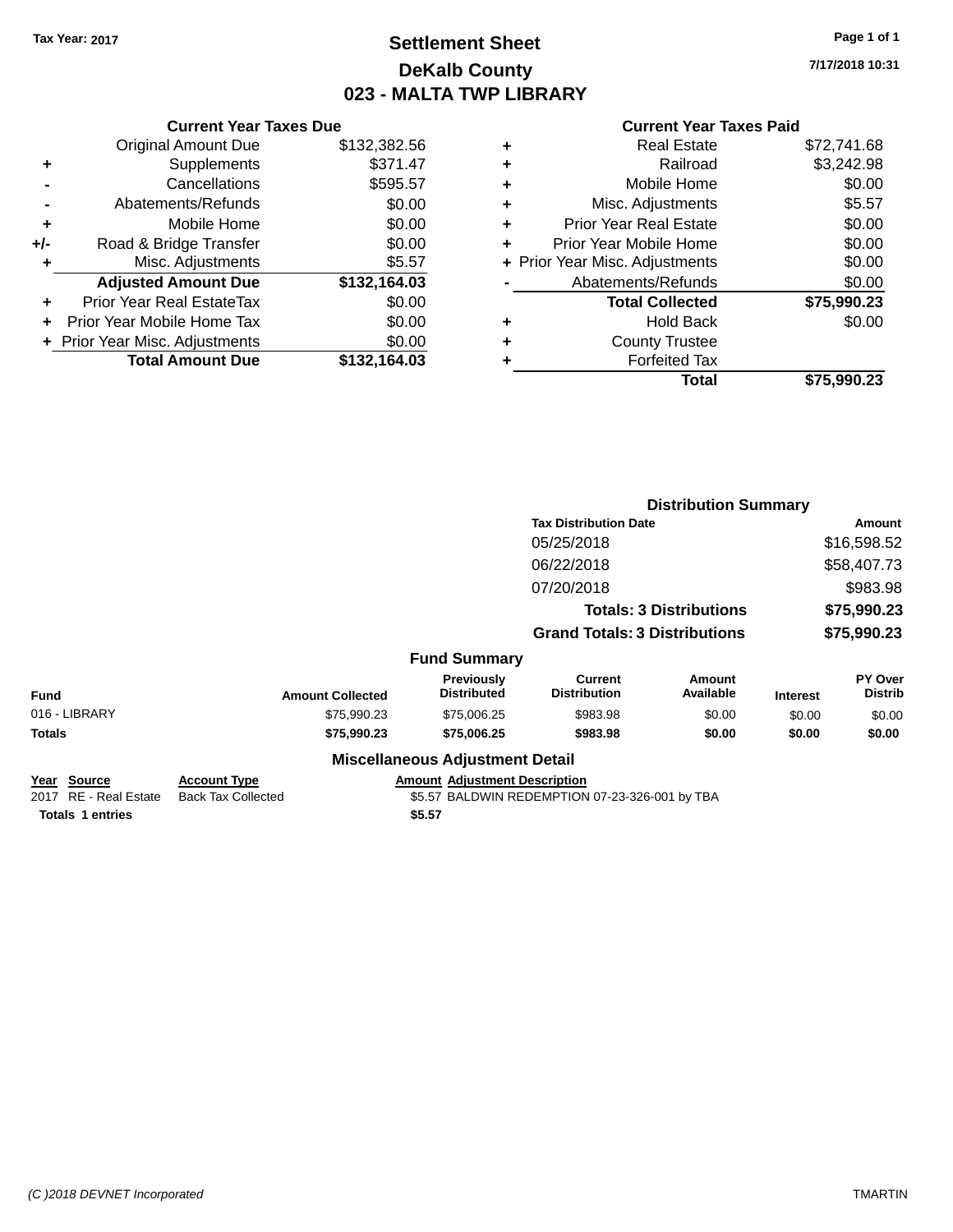Tax Year: 2017

# Settlement Sheet
## DeKalb County
## 023 - MALTA TWP LIBRARY

7/17/2018 10:31

### Current Year Taxes Due

| | | |
|---|---|---|
| | Original Amount Due | $132,382.56 |
| + | Supplements | $371.47 |
| - | Cancellations | $595.57 |
| - | Abatements/Refunds | $0.00 |
| + | Mobile Home | $0.00 |
| +/- | Road & Bridge Transfer | $0.00 |
| + | Misc. Adjustments | $5.57 |
| | **Adjusted Amount Due** | **$132,164.03** |
| + | Prior Year Real EstateTax | $0.00 |
| + | Prior Year Mobile Home Tax | $0.00 |
| + | Prior Year Misc. Adjustments | $0.00 |
| | **Total Amount Due** | **$132,164.03** |

### Current Year Taxes Paid

| | | |
|---|---|---|
| + | Real Estate | $72,741.68 |
| + | Railroad | $3,242.98 |
| + | Mobile Home | $0.00 |
| + | Misc. Adjustments | $5.57 |
| + | Prior Year Real Estate | $0.00 |
| + | Prior Year Mobile Home | $0.00 |
| + | Prior Year Misc. Adjustments | $0.00 |
| - | Abatements/Refunds | $0.00 |
| | **Total Collected** | **$75,990.23** |
| + | Hold Back | $0.00 |
| + | County Trustee | |
| + | Forfeited Tax | |
| | **Total** | **$75,990.23** |

### Distribution Summary

| Tax Distribution Date | Amount |
|---|---|
| 05/25/2018 | $16,598.52 |
| 06/22/2018 | $58,407.73 |
| 07/20/2018 | $983.98 |
| **Totals: 3 Distributions** | **$75,990.23** |
| **Grand Totals: 3 Distributions** | **$75,990.23** |

### Fund Summary

| Fund | Amount Collected | Previously Distributed | Current Distribution | Amount Available | Interest | PY Over Distrib |
|---|---|---|---|---|---|---|
| 016 - LIBRARY | $75,990.23 | $75,006.25 | $983.98 | $0.00 | $0.00 | $0.00 |
| **Totals** | **$75,990.23** | **$75,006.25** | **$983.98** | **$0.00** | **$0.00** | **$0.00** |

### Miscellaneous Adjustment Detail

| Year | Source | Account Type | Amount | Adjustment Description |
|---|---|---|---|---|
| 2017 | RE - Real Estate | Back Tax Collected | $5.57 | BALDWIN REDEMPTION 07-23-326-001 by TBA |
| **Totals** | **1 entries** | | **$5.57** | |

(C )2018 DEVNET Incorporated — TMARTIN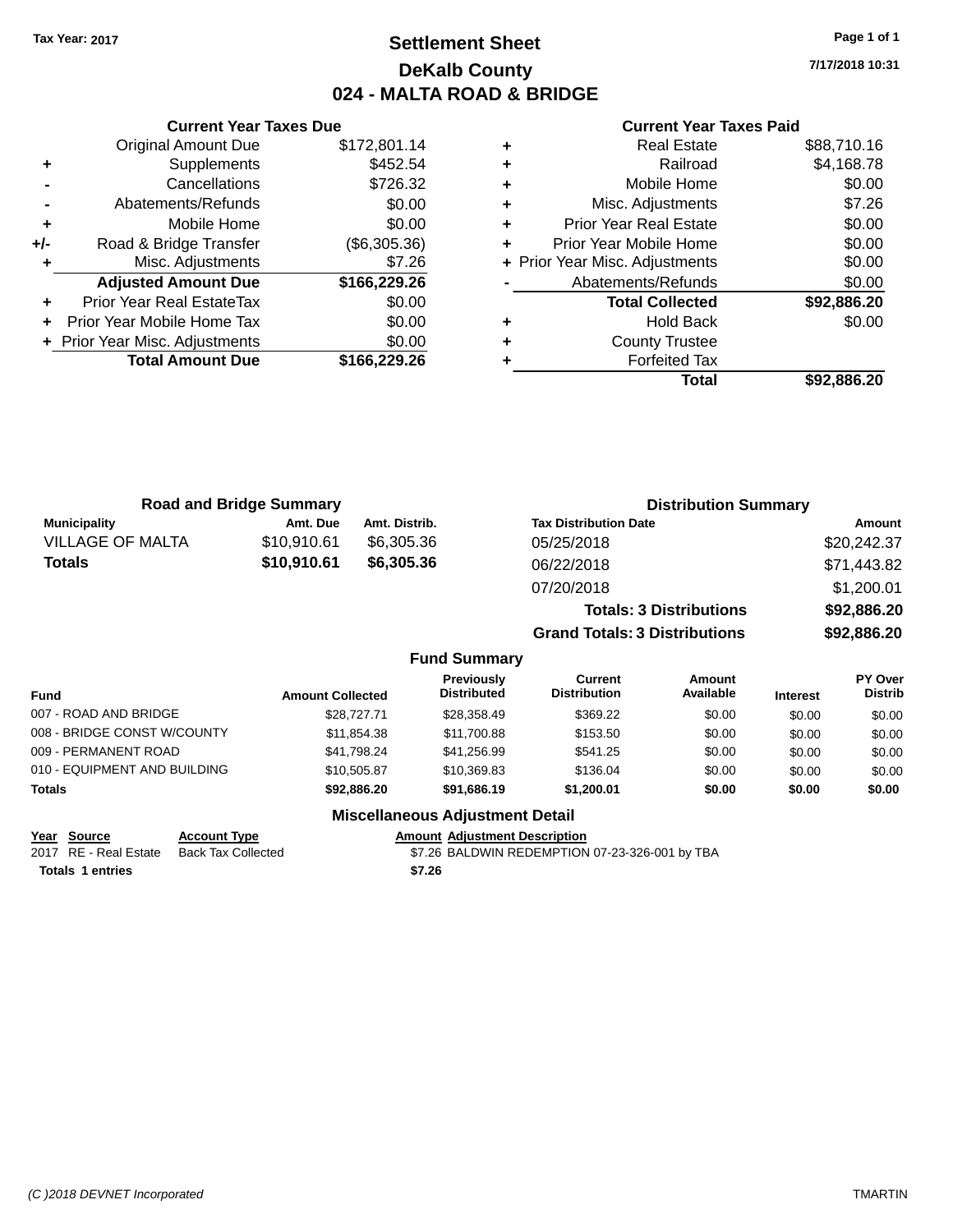Tax Year: 2017

# Settlement Sheet

## DeKalb County

## 024 - MALTA ROAD & BRIDGE

7/17/2018 10:31

### Current Year Taxes Due

| | | |
|---|---|---|
| | Original Amount Due | $172,801.14 |
| + | Supplements | $452.54 |
| - | Cancellations | $726.32 |
| - | Abatements/Refunds | $0.00 |
| + | Mobile Home | $0.00 |
| +/- | Road & Bridge Transfer | ($6,305.36) |
| + | Misc. Adjustments | $7.26 |
| | **Adjusted Amount Due** | **$166,229.26** |
| + | Prior Year Real EstateTax | $0.00 |
| + | Prior Year Mobile Home Tax | $0.00 |
| + | Prior Year Misc. Adjustments | $0.00 |
| | **Total Amount Due** | **$166,229.26** |

### Current Year Taxes Paid

| | | |
|---|---|---|
| + | Real Estate | $88,710.16 |
| + | Railroad | $4,168.78 |
| + | Mobile Home | $0.00 |
| + | Misc. Adjustments | $7.26 |
| + | Prior Year Real Estate | $0.00 |
| + | Prior Year Mobile Home | $0.00 |
| + | Prior Year Misc. Adjustments | $0.00 |
| - | Abatements/Refunds | $0.00 |
| | **Total Collected** | **$92,886.20** |
| + | Hold Back | $0.00 |
| + | County Trustee | |
| + | Forfeited Tax | |
| | **Total** | **$92,886.20** |

### Road and Bridge Summary

| Municipality | Amt. Due | Amt. Distrib. |
|---|---|---|
| VILLAGE OF MALTA | $10,910.61 | $6,305.36 |
| **Totals** | **$10,910.61** | **$6,305.36** |

### Distribution Summary

| Tax Distribution Date | Amount |
|---|---|
| 05/25/2018 | $20,242.37 |
| 06/22/2018 | $71,443.82 |
| 07/20/2018 | $1,200.01 |
| **Totals: 3 Distributions** | **$92,886.20** |
| **Grand Totals: 3 Distributions** | **$92,886.20** |

### Fund Summary

| Fund | Amount Collected | Previously Distributed | Current Distribution | Amount Available | Interest | PY Over Distrib |
|---|---|---|---|---|---|---|
| 007 - ROAD AND BRIDGE | $28,727.71 | $28,358.49 | $369.22 | $0.00 | $0.00 | $0.00 |
| 008 - BRIDGE CONST W/COUNTY | $11,854.38 | $11,700.88 | $153.50 | $0.00 | $0.00 | $0.00 |
| 009 - PERMANENT ROAD | $41,798.24 | $41,256.99 | $541.25 | $0.00 | $0.00 | $0.00 |
| 010 - EQUIPMENT AND BUILDING | $10,505.87 | $10,369.83 | $136.04 | $0.00 | $0.00 | $0.00 |
| **Totals** | **$92,886.20** | **$91,686.19** | **$1,200.01** | **$0.00** | **$0.00** | **$0.00** |

### Miscellaneous Adjustment Detail

| Year | Source | Account Type | Amount | Adjustment Description |
|---|---|---|---|---|
| 2017 | RE - Real Estate | Back Tax Collected | $7.26 | BALDWIN REDEMPTION 07-23-326-001 by TBA |
| **Totals** | **1 entries** | | **$7.26** | |

(C )2018 DEVNET Incorporated TMARTIN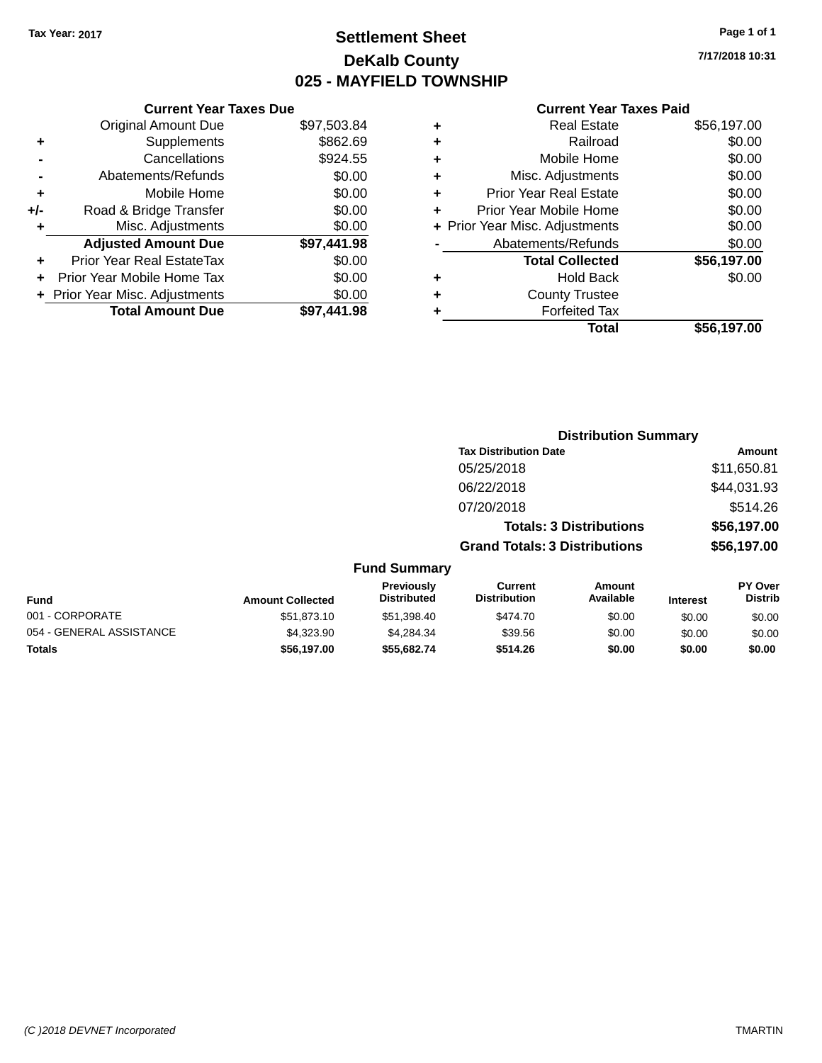Tax Year: 2017

# Settlement Sheet

## DeKalb County

## 025 - MAYFIELD TOWNSHIP

7/17/2018 10:31

### Current Year Taxes Due

| | | |
|---|---|---|
| | Original Amount Due | $97,503.84 |
| + | Supplements | $862.69 |
| - | Cancellations | $924.55 |
| - | Abatements/Refunds | $0.00 |
| + | Mobile Home | $0.00 |
| +/- | Road & Bridge Transfer | $0.00 |
| + | Misc. Adjustments | $0.00 |
| | **Adjusted Amount Due** | **$97,441.98** |
| + | Prior Year Real EstateTax | $0.00 |
| + | Prior Year Mobile Home Tax | $0.00 |
| + | Prior Year Misc. Adjustments | $0.00 |
| | **Total Amount Due** | **$97,441.98** |

### Current Year Taxes Paid

| | | |
|---|---|---|
| + | Real Estate | $56,197.00 |
| + | Railroad | $0.00 |
| + | Mobile Home | $0.00 |
| + | Misc. Adjustments | $0.00 |
| + | Prior Year Real Estate | $0.00 |
| + | Prior Year Mobile Home | $0.00 |
| + | Prior Year Misc. Adjustments | $0.00 |
| - | Abatements/Refunds | $0.00 |
| | **Total Collected** | **$56,197.00** |
| + | Hold Back | $0.00 |
| + | County Trustee | |
| + | Forfeited Tax | |
| | **Total** | **$56,197.00** |

### Distribution Summary

| Tax Distribution Date | Amount |
|---|---|
| 05/25/2018 | $11,650.81 |
| 06/22/2018 | $44,031.93 |
| 07/20/2018 | $514.26 |
| **Totals: 3 Distributions** | **$56,197.00** |
| **Grand Totals: 3 Distributions** | **$56,197.00** |

### Fund Summary

| Fund | Amount Collected | Previously Distributed | Current Distribution | Amount Available | Interest | PY Over Distrib |
|---|---|---|---|---|---|---|
| 001 - CORPORATE | $51,873.10 | $51,398.40 | $474.70 | $0.00 | $0.00 | $0.00 |
| 054 - GENERAL ASSISTANCE | $4,323.90 | $4,284.34 | $39.56 | $0.00 | $0.00 | $0.00 |
| **Totals** | **$56,197.00** | **$55,682.74** | **$514.26** | **$0.00** | **$0.00** | **$0.00** |

(C )2018 DEVNET Incorporated TMARTIN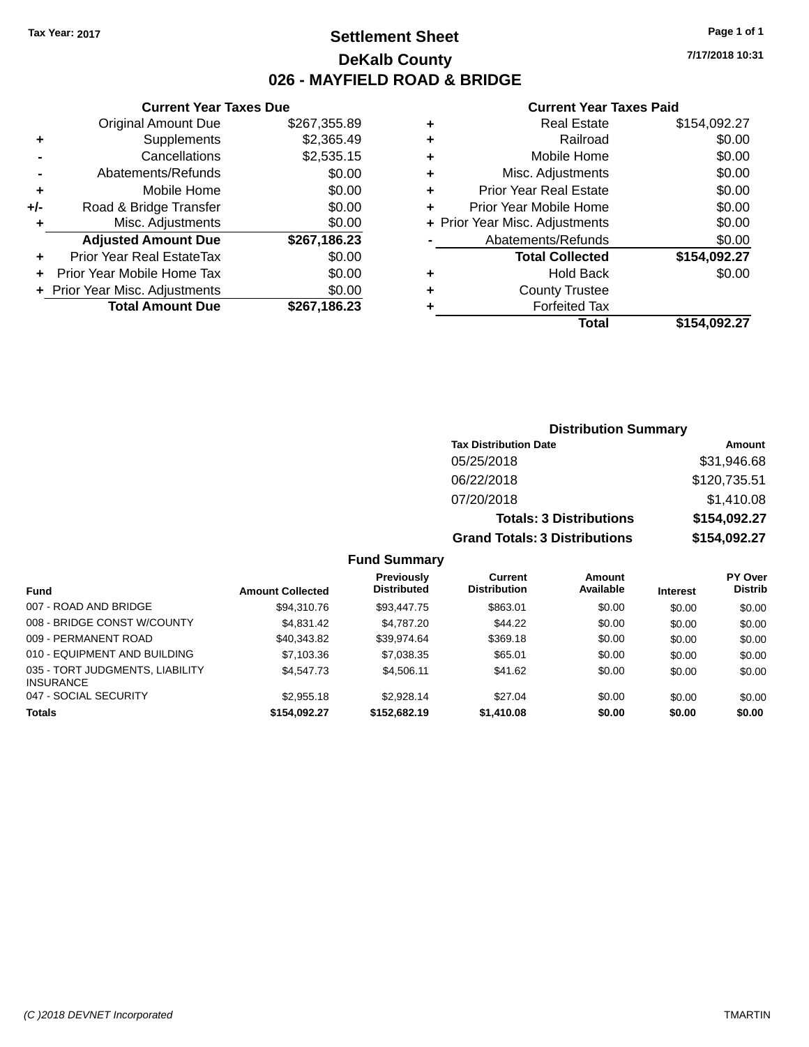Tax Year: 2017

# Settlement Sheet

## DeKalb County

## 026 - MAYFIELD ROAD & BRIDGE

7/17/2018 10:31

### Current Year Taxes Due

| | | |
|---|---|---|
| | Original Amount Due | $267,355.89 |
| + | Supplements | $2,365.49 |
| - | Cancellations | $2,535.15 |
| - | Abatements/Refunds | $0.00 |
| + | Mobile Home | $0.00 |
| +/- | Road & Bridge Transfer | $0.00 |
| + | Misc. Adjustments | $0.00 |
| | **Adjusted Amount Due** | **$267,186.23** |
| + | Prior Year Real EstateTax | $0.00 |
| + | Prior Year Mobile Home Tax | $0.00 |
| + | Prior Year Misc. Adjustments | $0.00 |
| | **Total Amount Due** | **$267,186.23** |

### Current Year Taxes Paid

| | | |
|---|---|---|
| + | Real Estate | $154,092.27 |
| + | Railroad | $0.00 |
| + | Mobile Home | $0.00 |
| + | Misc. Adjustments | $0.00 |
| + | Prior Year Real Estate | $0.00 |
| + | Prior Year Mobile Home | $0.00 |
| + | Prior Year Misc. Adjustments | $0.00 |
| - | Abatements/Refunds | $0.00 |
| | **Total Collected** | **$154,092.27** |
| + | Hold Back | $0.00 |
| + | County Trustee | |
| + | Forfeited Tax | |
| | **Total** | **$154,092.27** |

### Distribution Summary

| Tax Distribution Date | Amount |
|---|---|
| 05/25/2018 | $31,946.68 |
| 06/22/2018 | $120,735.51 |
| 07/20/2018 | $1,410.08 |
| **Totals: 3 Distributions** | **$154,092.27** |
| **Grand Totals: 3 Distributions** | **$154,092.27** |

### Fund Summary

| Fund | Amount Collected | Previously Distributed | Current Distribution | Amount Available | Interest | PY Over Distrib |
|---|---|---|---|---|---|---|
| 007 - ROAD AND BRIDGE | $94,310.76 | $93,447.75 | $863.01 | $0.00 | $0.00 | $0.00 |
| 008 - BRIDGE CONST W/COUNTY | $4,831.42 | $4,787.20 | $44.22 | $0.00 | $0.00 | $0.00 |
| 009 - PERMANENT ROAD | $40,343.82 | $39,974.64 | $369.18 | $0.00 | $0.00 | $0.00 |
| 010 - EQUIPMENT AND BUILDING | $7,103.36 | $7,038.35 | $65.01 | $0.00 | $0.00 | $0.00 |
| 035 - TORT JUDGMENTS, LIABILITY INSURANCE | $4,547.73 | $4,506.11 | $41.62 | $0.00 | $0.00 | $0.00 |
| 047 - SOCIAL SECURITY | $2,955.18 | $2,928.14 | $27.04 | $0.00 | $0.00 | $0.00 |
| **Totals** | **$154,092.27** | **$152,682.19** | **$1,410.08** | **$0.00** | **$0.00** | **$0.00** |

(C )2018 DEVNET Incorporated TMARTIN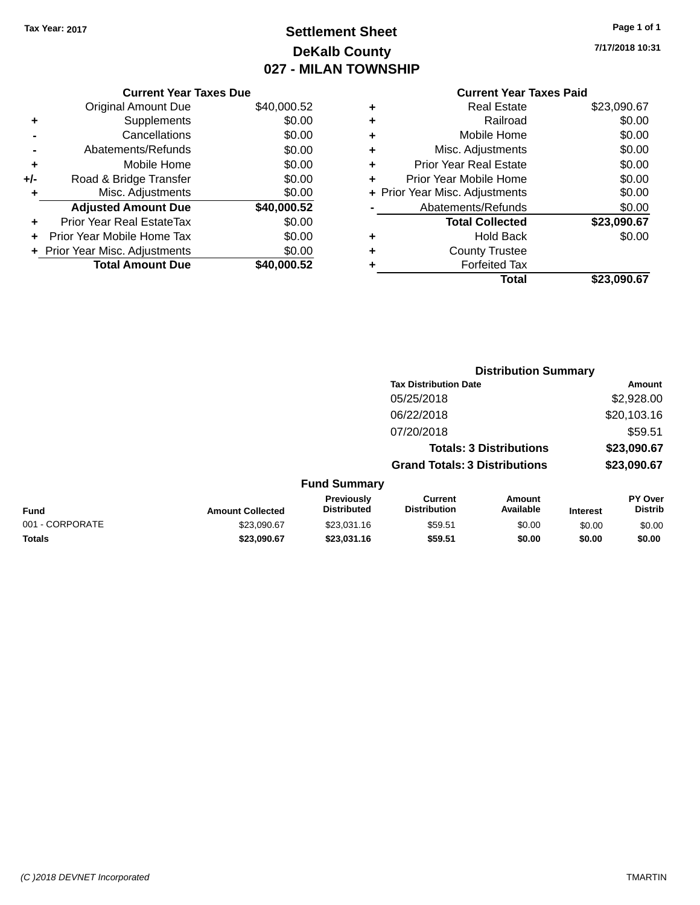Tax Year: 2017

# Settlement Sheet

## DeKalb County

## 027 - MILAN TOWNSHIP

7/17/2018 10:31

### Current Year Taxes Due

| | | |
|---|---|---|
| | Original Amount Due | $40,000.52 |
| + | Supplements | $0.00 |
| - | Cancellations | $0.00 |
| - | Abatements/Refunds | $0.00 |
| + | Mobile Home | $0.00 |
| +/- | Road & Bridge Transfer | $0.00 |
| + | Misc. Adjustments | $0.00 |
| | **Adjusted Amount Due** | **$40,000.52** |
| + | Prior Year Real EstateTax | $0.00 |
| + | Prior Year Mobile Home Tax | $0.00 |
| + | Prior Year Misc. Adjustments | $0.00 |
| | **Total Amount Due** | **$40,000.52** |

### Current Year Taxes Paid

| | | |
|---|---|---|
| + | Real Estate | $23,090.67 |
| + | Railroad | $0.00 |
| + | Mobile Home | $0.00 |
| + | Misc. Adjustments | $0.00 |
| + | Prior Year Real Estate | $0.00 |
| + | Prior Year Mobile Home | $0.00 |
| + | Prior Year Misc. Adjustments | $0.00 |
| - | Abatements/Refunds | $0.00 |
| | **Total Collected** | **$23,090.67** |
| + | Hold Back | $0.00 |
| + | County Trustee | |
| + | Forfeited Tax | |
| | **Total** | **$23,090.67** |

### Distribution Summary

| Tax Distribution Date | Amount |
|---|---|
| 05/25/2018 | $2,928.00 |
| 06/22/2018 | $20,103.16 |
| 07/20/2018 | $59.51 |
| **Totals: 3 Distributions** | **$23,090.67** |
| **Grand Totals: 3 Distributions** | **$23,090.67** |

### Fund Summary

| Fund | Amount Collected | Previously Distributed | Current Distribution | Amount Available | Interest | PY Over Distrib |
|---|---|---|---|---|---|---|
| 001 - CORPORATE | $23,090.67 | $23,031.16 | $59.51 | $0.00 | $0.00 | $0.00 |
| **Totals** | **$23,090.67** | **$23,031.16** | **$59.51** | **$0.00** | **$0.00** | **$0.00** |

(C )2018 DEVNET Incorporated

TMARTIN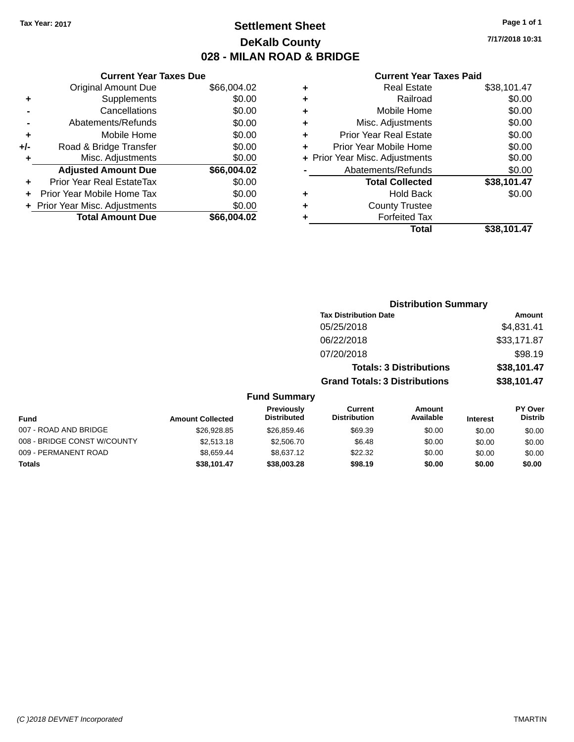Tax Year: 2017

# Settlement Sheet
## DeKalb County
## 028 - MILAN ROAD & BRIDGE

7/17/2018 10:31

### Current Year Taxes Due

| | | |
|---|---|---|
| | Original Amount Due | $66,004.02 |
| + | Supplements | $0.00 |
| - | Cancellations | $0.00 |
| - | Abatements/Refunds | $0.00 |
| + | Mobile Home | $0.00 |
| +/- | Road & Bridge Transfer | $0.00 |
| + | Misc. Adjustments | $0.00 |
| | **Adjusted Amount Due** | **$66,004.02** |
| + | Prior Year Real EstateTax | $0.00 |
| + | Prior Year Mobile Home Tax | $0.00 |
| + | Prior Year Misc. Adjustments | $0.00 |
| | **Total Amount Due** | **$66,004.02** |

### Current Year Taxes Paid

| | | |
|---|---|---|
| + | Real Estate | $38,101.47 |
| + | Railroad | $0.00 |
| + | Mobile Home | $0.00 |
| + | Misc. Adjustments | $0.00 |
| + | Prior Year Real Estate | $0.00 |
| + | Prior Year Mobile Home | $0.00 |
| + | Prior Year Misc. Adjustments | $0.00 |
| - | Abatements/Refunds | $0.00 |
| | **Total Collected** | **$38,101.47** |
| + | Hold Back | $0.00 |
| + | County Trustee | |
| + | Forfeited Tax | |
| | **Total** | **$38,101.47** |

### Distribution Summary

| Tax Distribution Date | Amount |
|---|---|
| 05/25/2018 | $4,831.41 |
| 06/22/2018 | $33,171.87 |
| 07/20/2018 | $98.19 |
| **Totals: 3 Distributions** | **$38,101.47** |
| **Grand Totals: 3 Distributions** | **$38,101.47** |

### Fund Summary

| Fund | Amount Collected | Previously Distributed | Current Distribution | Amount Available | Interest | PY Over Distrib |
|---|---|---|---|---|---|---|
| 007 - ROAD AND BRIDGE | $26,928.85 | $26,859.46 | $69.39 | $0.00 | $0.00 | $0.00 |
| 008 - BRIDGE CONST W/COUNTY | $2,513.18 | $2,506.70 | $6.48 | $0.00 | $0.00 | $0.00 |
| 009 - PERMANENT ROAD | $8,659.44 | $8,637.12 | $22.32 | $0.00 | $0.00 | $0.00 |
| **Totals** | **$38,101.47** | **$38,003.28** | **$98.19** | **$0.00** | **$0.00** | **$0.00** |

(C )2018 DEVNET Incorporated TMARTIN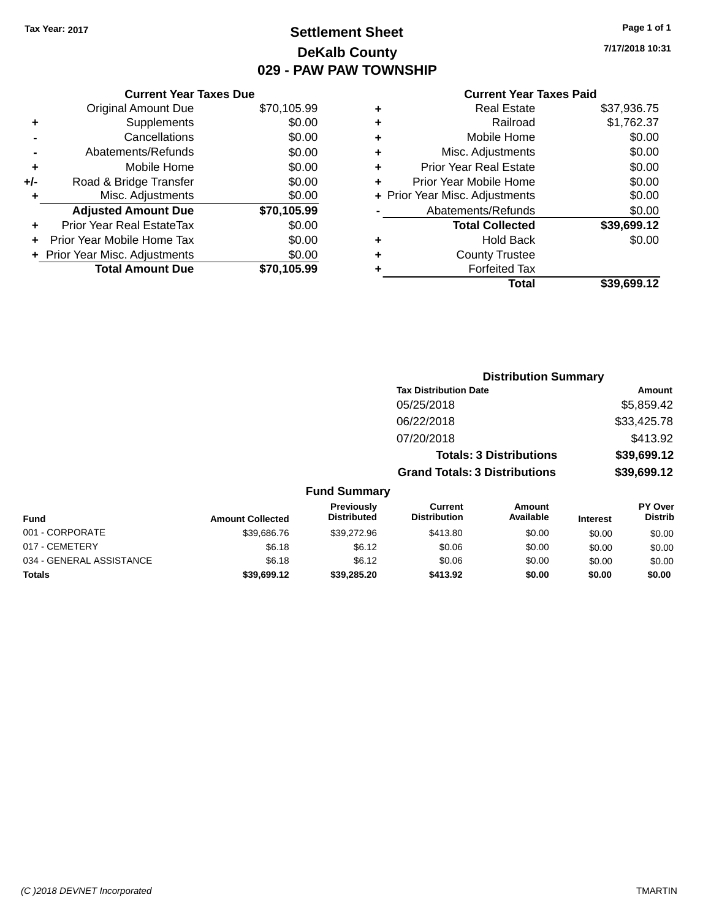Tax Year: 2017

# Settlement Sheet
## DeKalb County
## 029 - PAW PAW TOWNSHIP

7/17/2018 10:31

### Current Year Taxes Due

| | | |
|---|---|---|
| | Original Amount Due | $70,105.99 |
| + | Supplements | $0.00 |
| - | Cancellations | $0.00 |
| - | Abatements/Refunds | $0.00 |
| + | Mobile Home | $0.00 |
| +/- | Road & Bridge Transfer | $0.00 |
| + | Misc. Adjustments | $0.00 |
| | **Adjusted Amount Due** | **$70,105.99** |
| + | Prior Year Real EstateTax | $0.00 |
| + | Prior Year Mobile Home Tax | $0.00 |
| + | Prior Year Misc. Adjustments | $0.00 |
| | **Total Amount Due** | **$70,105.99** |

### Current Year Taxes Paid

| | | |
|---|---|---|
| + | Real Estate | $37,936.75 |
| + | Railroad | $1,762.37 |
| + | Mobile Home | $0.00 |
| + | Misc. Adjustments | $0.00 |
| + | Prior Year Real Estate | $0.00 |
| + | Prior Year Mobile Home | $0.00 |
| + | Prior Year Misc. Adjustments | $0.00 |
| - | Abatements/Refunds | $0.00 |
| | **Total Collected** | **$39,699.12** |
| + | Hold Back | $0.00 |
| + | County Trustee | |
| + | Forfeited Tax | |
| | **Total** | **$39,699.12** |

### Distribution Summary

| Tax Distribution Date | Amount |
|---|---|
| 05/25/2018 | $5,859.42 |
| 06/22/2018 | $33,425.78 |
| 07/20/2018 | $413.92 |
| **Totals: 3 Distributions** | **$39,699.12** |
| **Grand Totals: 3 Distributions** | **$39,699.12** |

### Fund Summary

| Fund | Amount Collected | Previously Distributed | Current Distribution | Amount Available | Interest | PY Over Distrib |
|---|---|---|---|---|---|---|
| 001 - CORPORATE | $39,686.76 | $39,272.96 | $413.80 | $0.00 | $0.00 | $0.00 |
| 017 - CEMETERY | $6.18 | $6.12 | $0.06 | $0.00 | $0.00 | $0.00 |
| 034 - GENERAL ASSISTANCE | $6.18 | $6.12 | $0.06 | $0.00 | $0.00 | $0.00 |
| **Totals** | **$39,699.12** | **$39,285.20** | **$413.92** | **$0.00** | **$0.00** | **$0.00** |

(C )2018 DEVNET Incorporated TMARTIN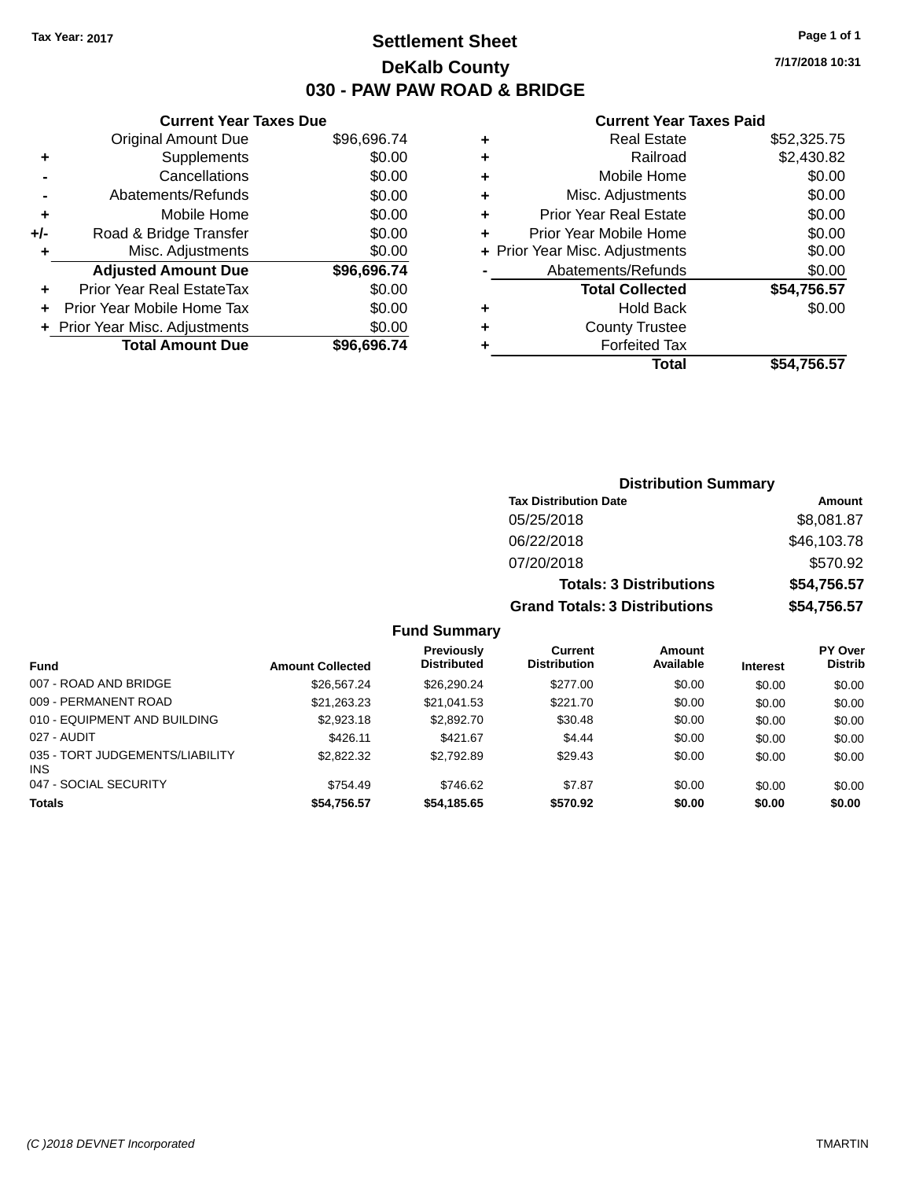Tax Year: 2017

# Settlement Sheet

## DeKalb County

## 030 - PAW PAW ROAD & BRIDGE

7/17/2018 10:31

### Current Year Taxes Due

| | | |
|---|---|---|
| | Original Amount Due | $96,696.74 |
| + | Supplements | $0.00 |
| - | Cancellations | $0.00 |
| - | Abatements/Refunds | $0.00 |
| + | Mobile Home | $0.00 |
| +/- | Road & Bridge Transfer | $0.00 |
| + | Misc. Adjustments | $0.00 |
| | **Adjusted Amount Due** | **$96,696.74** |
| + | Prior Year Real EstateTax | $0.00 |
| + | Prior Year Mobile Home Tax | $0.00 |
| + | Prior Year Misc. Adjustments | $0.00 |
| | **Total Amount Due** | **$96,696.74** |

### Current Year Taxes Paid

| | | |
|---|---|---|
| + | Real Estate | $52,325.75 |
| + | Railroad | $2,430.82 |
| + | Mobile Home | $0.00 |
| + | Misc. Adjustments | $0.00 |
| + | Prior Year Real Estate | $0.00 |
| + | Prior Year Mobile Home | $0.00 |
| + | Prior Year Misc. Adjustments | $0.00 |
| - | Abatements/Refunds | $0.00 |
| | **Total Collected** | **$54,756.57** |
| + | Hold Back | $0.00 |
| + | County Trustee | |
| + | Forfeited Tax | |
| | **Total** | **$54,756.57** |

### Distribution Summary

| Tax Distribution Date | Amount |
|---|---|
| 05/25/2018 | $8,081.87 |
| 06/22/2018 | $46,103.78 |
| 07/20/2018 | $570.92 |
| **Totals: 3 Distributions** | **$54,756.57** |
| **Grand Totals: 3 Distributions** | **$54,756.57** |

### Fund Summary

| Fund | Amount Collected | Previously Distributed | Current Distribution | Amount Available | Interest | PY Over Distrib |
|---|---|---|---|---|---|---|
| 007 - ROAD AND BRIDGE | $26,567.24 | $26,290.24 | $277.00 | $0.00 | $0.00 | $0.00 |
| 009 - PERMANENT ROAD | $21,263.23 | $21,041.53 | $221.70 | $0.00 | $0.00 | $0.00 |
| 010 - EQUIPMENT AND BUILDING | $2,923.18 | $2,892.70 | $30.48 | $0.00 | $0.00 | $0.00 |
| 027 - AUDIT | $426.11 | $421.67 | $4.44 | $0.00 | $0.00 | $0.00 |
| 035 - TORT JUDGEMENTS/LIABILITY INS | $2,822.32 | $2,792.89 | $29.43 | $0.00 | $0.00 | $0.00 |
| 047 - SOCIAL SECURITY | $754.49 | $746.62 | $7.87 | $0.00 | $0.00 | $0.00 |
| **Totals** | **$54,756.57** | **$54,185.65** | **$570.92** | **$0.00** | **$0.00** | **$0.00** |

(C )2018 DEVNET Incorporated — TMARTIN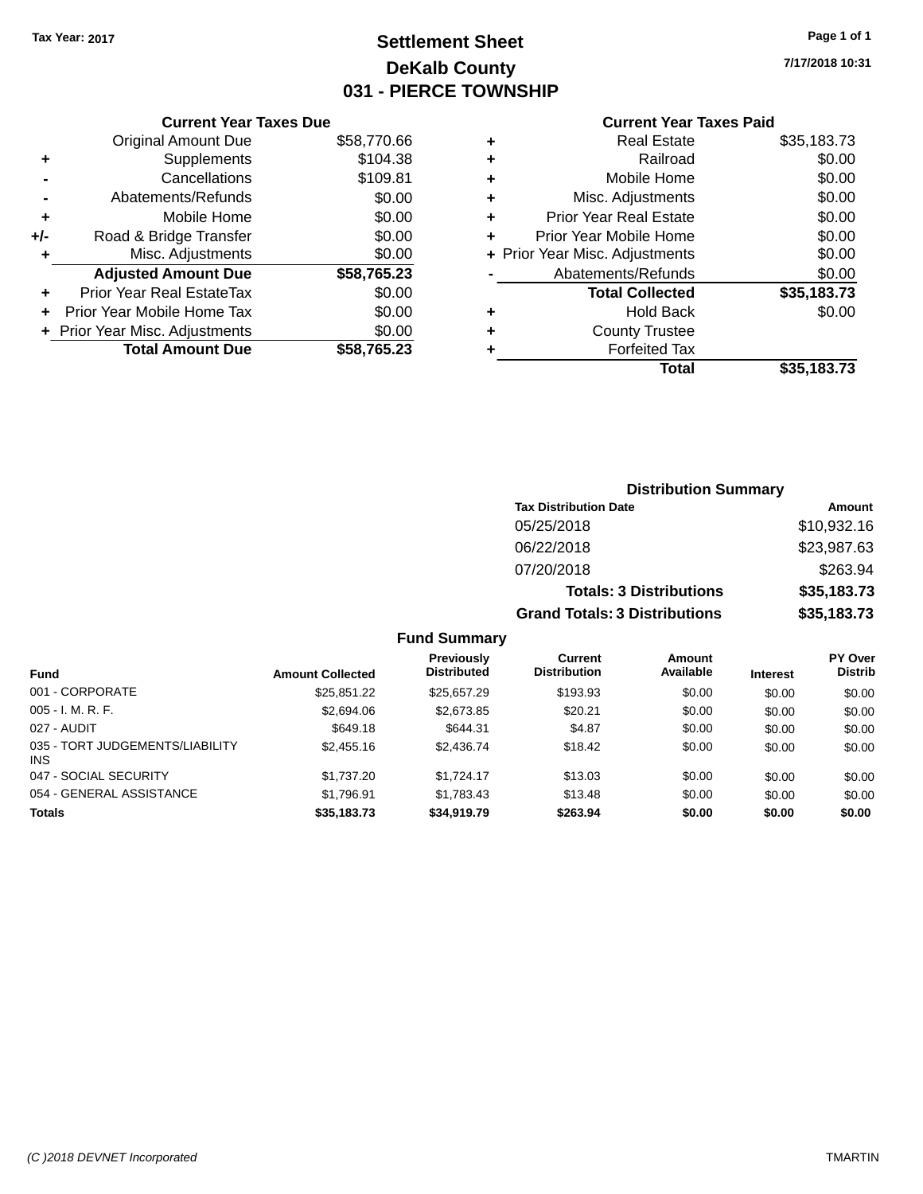Tax Year: 2017

# Settlement Sheet
## DeKalb County
## 031 - PIERCE TOWNSHIP

7/17/2018 10:31

**Current Year Taxes Due**

| | | |
|---|---|---|
| | Original Amount Due | $58,770.66 |
| + | Supplements | $104.38 |
| - | Cancellations | $109.81 |
| - | Abatements/Refunds | $0.00 |
| + | Mobile Home | $0.00 |
| +/- | Road & Bridge Transfer | $0.00 |
| + | Misc. Adjustments | $0.00 |
| | **Adjusted Amount Due** | **$58,765.23** |
| + | Prior Year Real EstateTax | $0.00 |
| + | Prior Year Mobile Home Tax | $0.00 |
| + | Prior Year Misc. Adjustments | $0.00 |
| | **Total Amount Due** | **$58,765.23** |

**Current Year Taxes Paid**

| | | |
|---|---|---|
| + | Real Estate | $35,183.73 |
| + | Railroad | $0.00 |
| + | Mobile Home | $0.00 |
| + | Misc. Adjustments | $0.00 |
| + | Prior Year Real Estate | $0.00 |
| + | Prior Year Mobile Home | $0.00 |
| + | Prior Year Misc. Adjustments | $0.00 |
| - | Abatements/Refunds | $0.00 |
| | **Total Collected** | **$35,183.73** |
| + | Hold Back | $0.00 |
| + | County Trustee | |
| + | Forfeited Tax | |
| | **Total** | **$35,183.73** |

**Distribution Summary**

| Tax Distribution Date | Amount |
|---|---|
| 05/25/2018 | $10,932.16 |
| 06/22/2018 | $23,987.63 |
| 07/20/2018 | $263.94 |
| **Totals: 3 Distributions** | **$35,183.73** |
| **Grand Totals: 3 Distributions** | **$35,183.73** |

**Fund Summary**

| Fund | Amount Collected | Previously Distributed | Current Distribution | Amount Available | Interest | PY Over Distrib |
|---|---|---|---|---|---|---|
| 001 - CORPORATE | $25,851.22 | $25,657.29 | $193.93 | $0.00 | $0.00 | $0.00 |
| 005 - I. M. R. F. | $2,694.06 | $2,673.85 | $20.21 | $0.00 | $0.00 | $0.00 |
| 027 - AUDIT | $649.18 | $644.31 | $4.87 | $0.00 | $0.00 | $0.00 |
| 035 - TORT JUDGEMENTS/LIABILITY INS | $2,455.16 | $2,436.74 | $18.42 | $0.00 | $0.00 | $0.00 |
| 047 - SOCIAL SECURITY | $1,737.20 | $1,724.17 | $13.03 | $0.00 | $0.00 | $0.00 |
| 054 - GENERAL ASSISTANCE | $1,796.91 | $1,783.43 | $13.48 | $0.00 | $0.00 | $0.00 |
| **Totals** | **$35,183.73** | **$34,919.79** | **$263.94** | **$0.00** | **$0.00** | **$0.00** |

(C )2018 DEVNET Incorporated — TMARTIN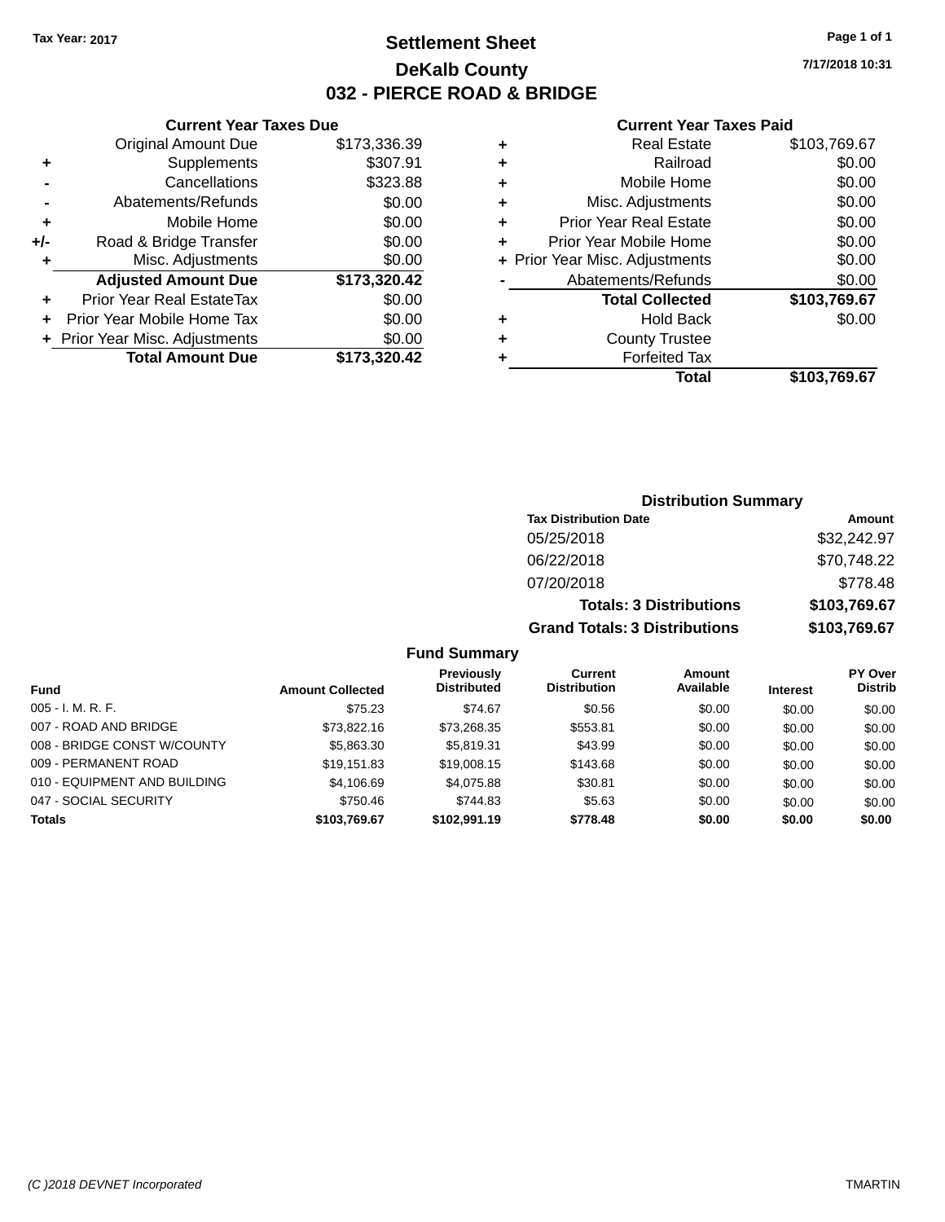Tax Year: 2017

# Settlement Sheet

## DeKalb County

## 032 - PIERCE ROAD & BRIDGE

7/17/2018 10:31

### Current Year Taxes Due

| | | |
|---|---|---|
| | Original Amount Due | $173,336.39 |
| + | Supplements | $307.91 |
| - | Cancellations | $323.88 |
| - | Abatements/Refunds | $0.00 |
| + | Mobile Home | $0.00 |
| +/- | Road & Bridge Transfer | $0.00 |
| + | Misc. Adjustments | $0.00 |
| | **Adjusted Amount Due** | **$173,320.42** |
| + | Prior Year Real EstateTax | $0.00 |
| + | Prior Year Mobile Home Tax | $0.00 |
| + | Prior Year Misc. Adjustments | $0.00 |
| | **Total Amount Due** | **$173,320.42** |

### Current Year Taxes Paid

| | | |
|---|---|---|
| + | Real Estate | $103,769.67 |
| + | Railroad | $0.00 |
| + | Mobile Home | $0.00 |
| + | Misc. Adjustments | $0.00 |
| + | Prior Year Real Estate | $0.00 |
| + | Prior Year Mobile Home | $0.00 |
| + | Prior Year Misc. Adjustments | $0.00 |
| - | Abatements/Refunds | $0.00 |
| | **Total Collected** | **$103,769.67** |
| + | Hold Back | $0.00 |
| + | County Trustee | |
| + | Forfeited Tax | |
| | **Total** | **$103,769.67** |

### Distribution Summary

| Tax Distribution Date | Amount |
|---|---|
| 05/25/2018 | $32,242.97 |
| 06/22/2018 | $70,748.22 |
| 07/20/2018 | $778.48 |
| **Totals: 3 Distributions** | **$103,769.67** |
| **Grand Totals: 3 Distributions** | **$103,769.67** |

### Fund Summary

| Fund | Amount Collected | Previously Distributed | Current Distribution | Amount Available | Interest | PY Over Distrib |
|---|---|---|---|---|---|---|
| 005 - I. M. R. F. | $75.23 | $74.67 | $0.56 | $0.00 | $0.00 | $0.00 |
| 007 - ROAD AND BRIDGE | $73,822.16 | $73,268.35 | $553.81 | $0.00 | $0.00 | $0.00 |
| 008 - BRIDGE CONST W/COUNTY | $5,863.30 | $5,819.31 | $43.99 | $0.00 | $0.00 | $0.00 |
| 009 - PERMANENT ROAD | $19,151.83 | $19,008.15 | $143.68 | $0.00 | $0.00 | $0.00 |
| 010 - EQUIPMENT AND BUILDING | $4,106.69 | $4,075.88 | $30.81 | $0.00 | $0.00 | $0.00 |
| 047 - SOCIAL SECURITY | $750.46 | $744.83 | $5.63 | $0.00 | $0.00 | $0.00 |
| **Totals** | **$103,769.67** | **$102,991.19** | **$778.48** | **$0.00** | **$0.00** | **$0.00** |

(C )2018 DEVNET Incorporated TMARTIN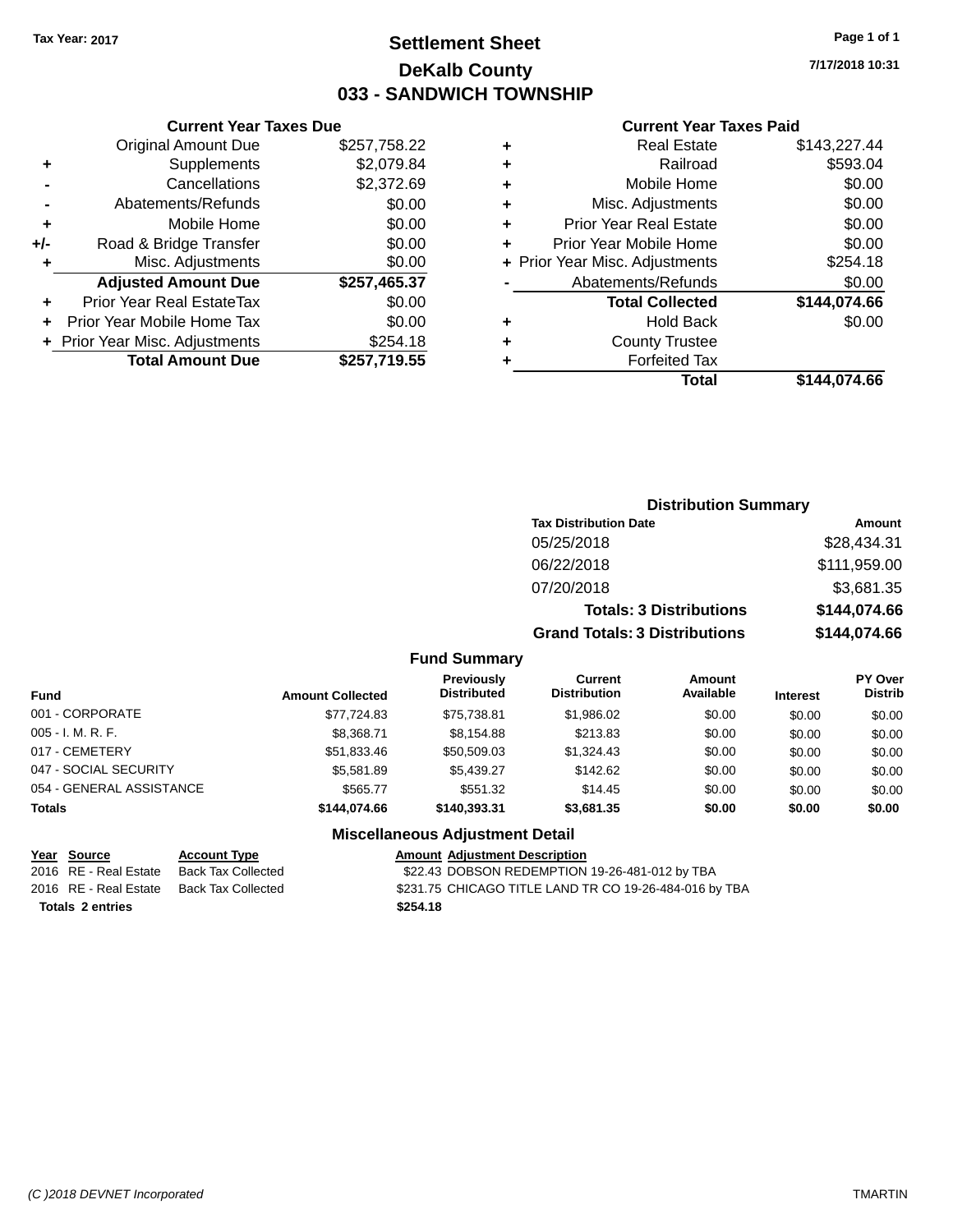Tax Year: 2017

# Settlement Sheet

## DeKalb County

## 033 - SANDWICH TOWNSHIP

7/17/2018 10:31

### Current Year Taxes Due

| | | |
|---|---|---|
| | Original Amount Due | $257,758.22 |
| + | Supplements | $2,079.84 |
| - | Cancellations | $2,372.69 |
| - | Abatements/Refunds | $0.00 |
| + | Mobile Home | $0.00 |
| +/- | Road & Bridge Transfer | $0.00 |
| + | Misc. Adjustments | $0.00 |
| | **Adjusted Amount Due** | **$257,465.37** |
| + | Prior Year Real EstateTax | $0.00 |
| + | Prior Year Mobile Home Tax | $0.00 |
| + | Prior Year Misc. Adjustments | $254.18 |
| | **Total Amount Due** | **$257,719.55** |

### Current Year Taxes Paid

| | | |
|---|---|---|
| + | Real Estate | $143,227.44 |
| + | Railroad | $593.04 |
| + | Mobile Home | $0.00 |
| + | Misc. Adjustments | $0.00 |
| + | Prior Year Real Estate | $0.00 |
| + | Prior Year Mobile Home | $0.00 |
| + | Prior Year Misc. Adjustments | $254.18 |
| - | Abatements/Refunds | $0.00 |
| | **Total Collected** | **$144,074.66** |
| + | Hold Back | $0.00 |
| + | County Trustee | |
| + | Forfeited Tax | |
| | **Total** | **$144,074.66** |

### Distribution Summary

| Tax Distribution Date | Amount |
|---|---|
| 05/25/2018 | $28,434.31 |
| 06/22/2018 | $111,959.00 |
| 07/20/2018 | $3,681.35 |
| **Totals: 3 Distributions** | **$144,074.66** |
| **Grand Totals: 3 Distributions** | **$144,074.66** |

### Fund Summary

| Fund | Amount Collected | Previously Distributed | Current Distribution | Amount Available | Interest | PY Over Distrib |
|---|---|---|---|---|---|---|
| 001 - CORPORATE | $77,724.83 | $75,738.81 | $1,986.02 | $0.00 | $0.00 | $0.00 |
| 005 - I. M. R. F. | $8,368.71 | $8,154.88 | $213.83 | $0.00 | $0.00 | $0.00 |
| 017 - CEMETERY | $51,833.46 | $50,509.03 | $1,324.43 | $0.00 | $0.00 | $0.00 |
| 047 - SOCIAL SECURITY | $5,581.89 | $5,439.27 | $142.62 | $0.00 | $0.00 | $0.00 |
| 054 - GENERAL ASSISTANCE | $565.77 | $551.32 | $14.45 | $0.00 | $0.00 | $0.00 |
| **Totals** | **$144,074.66** | **$140,393.31** | **$3,681.35** | **$0.00** | **$0.00** | **$0.00** |

### Miscellaneous Adjustment Detail

| Year | Source | Account Type | Amount | Adjustment Description |
|---|---|---|---|---|
| 2016 | RE - Real Estate | Back Tax Collected | $22.43 | DOBSON REDEMPTION 19-26-481-012 by TBA |
| 2016 | RE - Real Estate | Back Tax Collected | $231.75 | CHICAGO TITLE LAND TR CO 19-26-484-016 by TBA |
| **Totals 2 entries** | | | **$254.18** | |

(C )2018 DEVNET Incorporated TMARTIN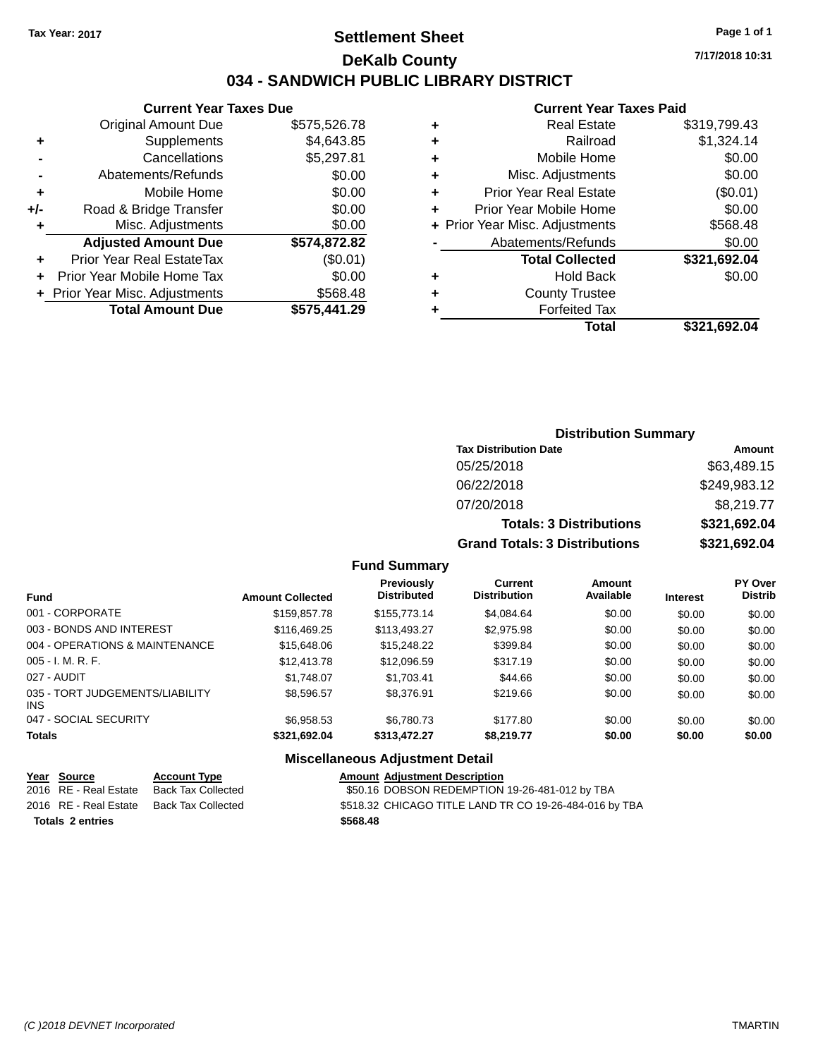Tax Year: 2017

# Settlement Sheet

## DeKalb County

## 034 - SANDWICH PUBLIC LIBRARY DISTRICT

7/17/2018 10:31

### Current Year Taxes Due

| | | |
|---|---|---|
| | Original Amount Due | $575,526.78 |
| + | Supplements | $4,643.85 |
| - | Cancellations | $5,297.81 |
| - | Abatements/Refunds | $0.00 |
| + | Mobile Home | $0.00 |
| +/- | Road & Bridge Transfer | $0.00 |
| + | Misc. Adjustments | $0.00 |
| | **Adjusted Amount Due** | **$574,872.82** |
| + | Prior Year Real EstateTax | ($0.01) |
| + | Prior Year Mobile Home Tax | $0.00 |
| + | Prior Year Misc. Adjustments | $568.48 |
| | **Total Amount Due** | **$575,441.29** |

### Current Year Taxes Paid

| | | |
|---|---|---|
| + | Real Estate | $319,799.43 |
| + | Railroad | $1,324.14 |
| + | Mobile Home | $0.00 |
| + | Misc. Adjustments | $0.00 |
| + | Prior Year Real Estate | ($0.01) |
| + | Prior Year Mobile Home | $0.00 |
| + | Prior Year Misc. Adjustments | $568.48 |
| - | Abatements/Refunds | $0.00 |
| | **Total Collected** | **$321,692.04** |
| + | Hold Back | $0.00 |
| + | County Trustee | |
| + | Forfeited Tax | |
| | **Total** | **$321,692.04** |

### Distribution Summary

| Tax Distribution Date | Amount |
|---|---|
| 05/25/2018 | $63,489.15 |
| 06/22/2018 | $249,983.12 |
| 07/20/2018 | $8,219.77 |
| **Totals: 3 Distributions** | **$321,692.04** |
| **Grand Totals: 3 Distributions** | **$321,692.04** |

### Fund Summary

| Fund | Amount Collected | Previously Distributed | Current Distribution | Amount Available | Interest | PY Over Distrib |
|---|---|---|---|---|---|---|
| 001 - CORPORATE | $159,857.78 | $155,773.14 | $4,084.64 | $0.00 | $0.00 | $0.00 |
| 003 - BONDS AND INTEREST | $116,469.25 | $113,493.27 | $2,975.98 | $0.00 | $0.00 | $0.00 |
| 004 - OPERATIONS & MAINTENANCE | $15,648.06 | $15,248.22 | $399.84 | $0.00 | $0.00 | $0.00 |
| 005 - I. M. R. F. | $12,413.78 | $12,096.59 | $317.19 | $0.00 | $0.00 | $0.00 |
| 027 - AUDIT | $1,748.07 | $1,703.41 | $44.66 | $0.00 | $0.00 | $0.00 |
| 035 - TORT JUDGEMENTS/LIABILITY INS | $8,596.57 | $8,376.91 | $219.66 | $0.00 | $0.00 | $0.00 |
| 047 - SOCIAL SECURITY | $6,958.53 | $6,780.73 | $177.80 | $0.00 | $0.00 | $0.00 |
| **Totals** | **$321,692.04** | **$313,472.27** | **$8,219.77** | **$0.00** | **$0.00** | **$0.00** |

### Miscellaneous Adjustment Detail

| Year | Source | Account Type | Amount | Adjustment Description |
|---|---|---|---|---|
| 2016 | RE - Real Estate | Back Tax Collected | $50.16 | DOBSON REDEMPTION 19-26-481-012 by TBA |
| 2016 | RE - Real Estate | Back Tax Collected | $518.32 | CHICAGO TITLE LAND TR CO 19-26-484-016 by TBA |
| **Totals 2 entries** | | | **$568.48** | |

(C )2018 DEVNET Incorporated TMARTIN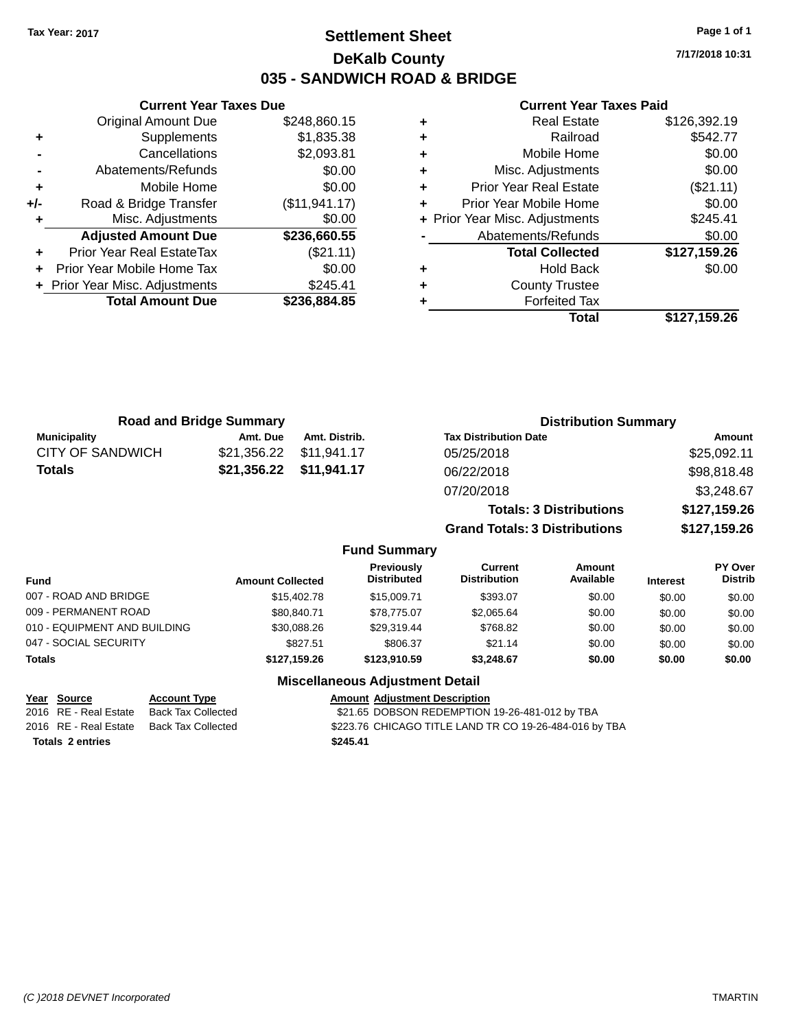Tax Year: 2017

# Settlement Sheet
## DeKalb County
## 035 - SANDWICH ROAD & BRIDGE

7/17/2018 10:31

### Current Year Taxes Due

| | | |
|---|---|---|
| | Original Amount Due | $248,860.15 |
| + | Supplements | $1,835.38 |
| - | Cancellations | $2,093.81 |
| - | Abatements/Refunds | $0.00 |
| + | Mobile Home | $0.00 |
| +/- | Road & Bridge Transfer | ($11,941.17) |
| + | Misc. Adjustments | $0.00 |
| | **Adjusted Amount Due** | **$236,660.55** |
| + | Prior Year Real EstateTax | ($21.11) |
| + | Prior Year Mobile Home Tax | $0.00 |
| + | Prior Year Misc. Adjustments | $245.41 |
| | **Total Amount Due** | **$236,884.85** |

### Current Year Taxes Paid

| | | |
|---|---|---|
| + | Real Estate | $126,392.19 |
| + | Railroad | $542.77 |
| + | Mobile Home | $0.00 |
| + | Misc. Adjustments | $0.00 |
| + | Prior Year Real Estate | ($21.11) |
| + | Prior Year Mobile Home | $0.00 |
| + | Prior Year Misc. Adjustments | $245.41 |
| - | Abatements/Refunds | $0.00 |
| | **Total Collected** | **$127,159.26** |
| + | Hold Back | $0.00 |
| + | County Trustee | |
| + | Forfeited Tax | |
| | **Total** | **$127,159.26** |

### Road and Bridge Summary

| Municipality | Amt. Due | Amt. Distrib. |
|---|---|---|
| CITY OF SANDWICH | $21,356.22 | $11,941.17 |
| **Totals** | **$21,356.22** | **$11,941.17** |

### Distribution Summary

| Tax Distribution Date | Amount |
|---|---|
| 05/25/2018 | $25,092.11 |
| 06/22/2018 | $98,818.48 |
| 07/20/2018 | $3,248.67 |
| **Totals: 3 Distributions** | **$127,159.26** |
| **Grand Totals: 3 Distributions** | **$127,159.26** |

### Fund Summary

| Fund | Amount Collected | Previously Distributed | Current Distribution | Amount Available | Interest | PY Over Distrib |
|---|---|---|---|---|---|---|
| 007 - ROAD AND BRIDGE | $15,402.78 | $15,009.71 | $393.07 | $0.00 | $0.00 | $0.00 |
| 009 - PERMANENT ROAD | $80,840.71 | $78,775.07 | $2,065.64 | $0.00 | $0.00 | $0.00 |
| 010 - EQUIPMENT AND BUILDING | $30,088.26 | $29,319.44 | $768.82 | $0.00 | $0.00 | $0.00 |
| 047 - SOCIAL SECURITY | $827.51 | $806.37 | $21.14 | $0.00 | $0.00 | $0.00 |
| **Totals** | **$127,159.26** | **$123,910.59** | **$3,248.67** | **$0.00** | **$0.00** | **$0.00** |

### Miscellaneous Adjustment Detail

| Year | Source | Account Type | Amount | Adjustment Description |
|---|---|---|---|---|
| 2016 | RE - Real Estate | Back Tax Collected | $21.65 | DOBSON REDEMPTION 19-26-481-012 by TBA |
| 2016 | RE - Real Estate | Back Tax Collected | $223.76 | CHICAGO TITLE LAND TR CO 19-26-484-016 by TBA |
| **Totals 2 entries** | | | **$245.41** | |

(C )2018 DEVNET Incorporated TMARTIN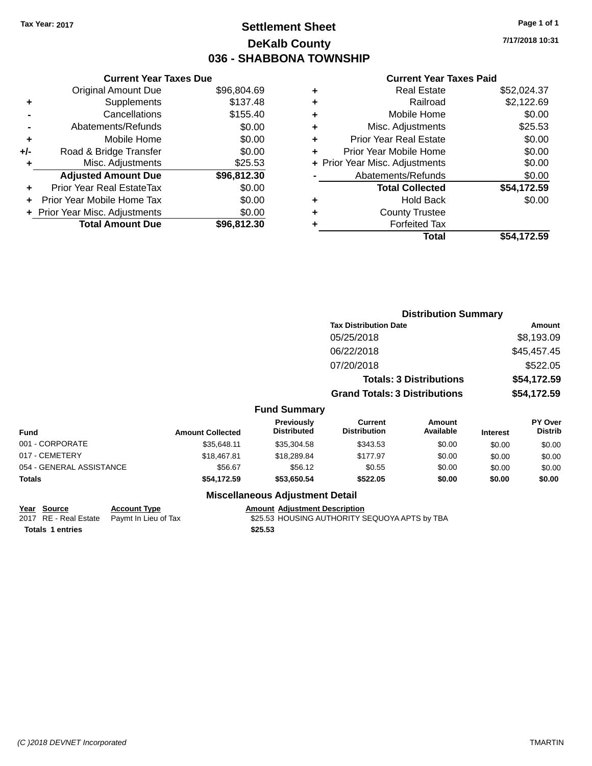Tax Year: 2017

# Settlement Sheet

## DeKalb County

## 036 - SHABBONA TOWNSHIP

7/17/2018 10:31

### Current Year Taxes Due

| | | |
|---|---|---|
| | Original Amount Due | $96,804.69 |
| + | Supplements | $137.48 |
| - | Cancellations | $155.40 |
| - | Abatements/Refunds | $0.00 |
| + | Mobile Home | $0.00 |
| +/- | Road & Bridge Transfer | $0.00 |
| + | Misc. Adjustments | $25.53 |
| | **Adjusted Amount Due** | **$96,812.30** |
| + | Prior Year Real EstateTax | $0.00 |
| + | Prior Year Mobile Home Tax | $0.00 |
| + | Prior Year Misc. Adjustments | $0.00 |
| | **Total Amount Due** | **$96,812.30** |

### Current Year Taxes Paid

| | | |
|---|---|---|
| + | Real Estate | $52,024.37 |
| + | Railroad | $2,122.69 |
| + | Mobile Home | $0.00 |
| + | Misc. Adjustments | $25.53 |
| + | Prior Year Real Estate | $0.00 |
| + | Prior Year Mobile Home | $0.00 |
| + | Prior Year Misc. Adjustments | $0.00 |
| - | Abatements/Refunds | $0.00 |
| | **Total Collected** | **$54,172.59** |
| + | Hold Back | $0.00 |
| + | County Trustee | |
| + | Forfeited Tax | |
| | **Total** | **$54,172.59** |

### Distribution Summary

| Tax Distribution Date | Amount |
|---|---|
| 05/25/2018 | $8,193.09 |
| 06/22/2018 | $45,457.45 |
| 07/20/2018 | $522.05 |
| **Totals: 3 Distributions** | **$54,172.59** |
| **Grand Totals: 3 Distributions** | **$54,172.59** |

### Fund Summary

| Fund | Amount Collected | Previously Distributed | Current Distribution | Amount Available | Interest | PY Over Distrib |
|---|---|---|---|---|---|---|
| 001 - CORPORATE | $35,648.11 | $35,304.58 | $343.53 | $0.00 | $0.00 | $0.00 |
| 017 - CEMETERY | $18,467.81 | $18,289.84 | $177.97 | $0.00 | $0.00 | $0.00 |
| 054 - GENERAL ASSISTANCE | $56.67 | $56.12 | $0.55 | $0.00 | $0.00 | $0.00 |
| **Totals** | **$54,172.59** | **$53,650.54** | **$522.05** | **$0.00** | **$0.00** | **$0.00** |

### Miscellaneous Adjustment Detail

| Year | Source | Account Type | Amount | Adjustment Description |
|---|---|---|---|---|
| 2017 | RE - Real Estate | Paymt In Lieu of Tax | $25.53 | HOUSING AUTHORITY SEQUOYA APTS by TBA |
| **Totals** | **1 entries** | | **$25.53** | |

(C )2018 DEVNET Incorporated TMARTIN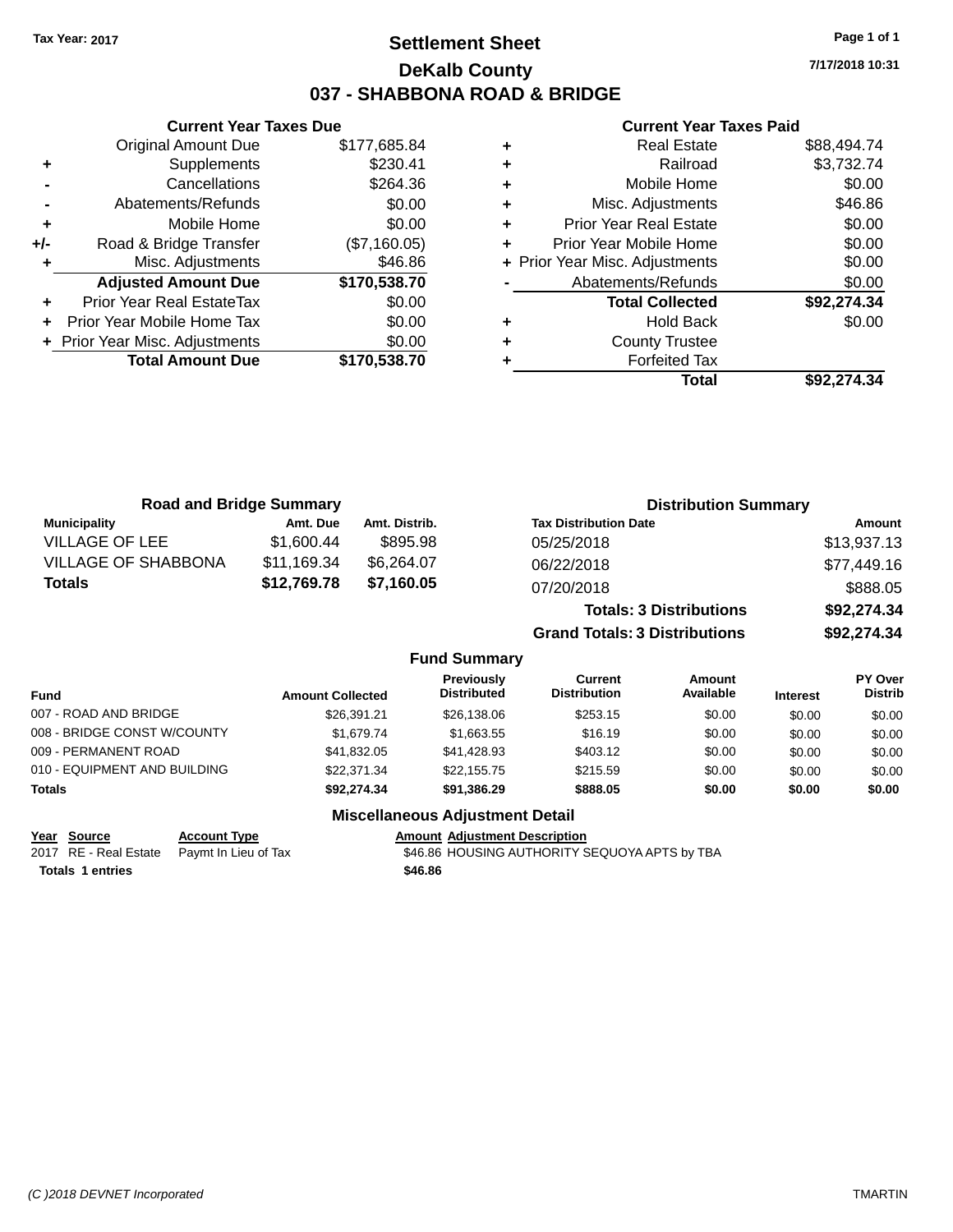Tax Year: 2017

# Settlement Sheet

## DeKalb County

## 037 - SHABBONA ROAD & BRIDGE

7/17/2018 10:31

### Current Year Taxes Due

| | | |
|---|---|---|
| | Original Amount Due | $177,685.84 |
| + | Supplements | $230.41 |
| - | Cancellations | $264.36 |
| - | Abatements/Refunds | $0.00 |
| + | Mobile Home | $0.00 |
| +/- | Road & Bridge Transfer | ($7,160.05) |
| + | Misc. Adjustments | $46.86 |
| | **Adjusted Amount Due** | **$170,538.70** |
| + | Prior Year Real EstateTax | $0.00 |
| + | Prior Year Mobile Home Tax | $0.00 |
| + | Prior Year Misc. Adjustments | $0.00 |
| | **Total Amount Due** | **$170,538.70** |

### Current Year Taxes Paid

| | | |
|---|---|---|
| + | Real Estate | $88,494.74 |
| + | Railroad | $3,732.74 |
| + | Mobile Home | $0.00 |
| + | Misc. Adjustments | $46.86 |
| + | Prior Year Real Estate | $0.00 |
| + | Prior Year Mobile Home | $0.00 |
| + | Prior Year Misc. Adjustments | $0.00 |
| - | Abatements/Refunds | $0.00 |
| | **Total Collected** | **$92,274.34** |
| + | Hold Back | $0.00 |
| + | County Trustee | |
| + | Forfeited Tax | |
| | **Total** | **$92,274.34** |

### Road and Bridge Summary

| Municipality | Amt. Due | Amt. Distrib. |
|---|---|---|
| VILLAGE OF LEE | $1,600.44 | $895.98 |
| VILLAGE OF SHABBONA | $11,169.34 | $6,264.07 |
| **Totals** | **$12,769.78** | **$7,160.05** |

### Distribution Summary

| Tax Distribution Date | Amount |
|---|---|
| 05/25/2018 | $13,937.13 |
| 06/22/2018 | $77,449.16 |
| 07/20/2018 | $888.05 |
| **Totals: 3 Distributions** | **$92,274.34** |
| **Grand Totals: 3 Distributions** | **$92,274.34** |

### Fund Summary

| Fund | Amount Collected | Previously Distributed | Current Distribution | Amount Available | Interest | PY Over Distrib |
|---|---|---|---|---|---|---|
| 007 - ROAD AND BRIDGE | $26,391.21 | $26,138.06 | $253.15 | $0.00 | $0.00 | $0.00 |
| 008 - BRIDGE CONST W/COUNTY | $1,679.74 | $1,663.55 | $16.19 | $0.00 | $0.00 | $0.00 |
| 009 - PERMANENT ROAD | $41,832.05 | $41,428.93 | $403.12 | $0.00 | $0.00 | $0.00 |
| 010 - EQUIPMENT AND BUILDING | $22,371.34 | $22,155.75 | $215.59 | $0.00 | $0.00 | $0.00 |
| **Totals** | **$92,274.34** | **$91,386.29** | **$888.05** | **$0.00** | **$0.00** | **$0.00** |

### Miscellaneous Adjustment Detail

| Year | Source | Account Type | Amount | Adjustment Description |
|---|---|---|---|---|
| 2017 | RE - Real Estate | Paymt In Lieu of Tax | $46.86 | HOUSING AUTHORITY SEQUOYA APTS by TBA |
| **Totals** | **1 entries** | | **$46.86** | |

(C )2018 DEVNET Incorporated — TMARTIN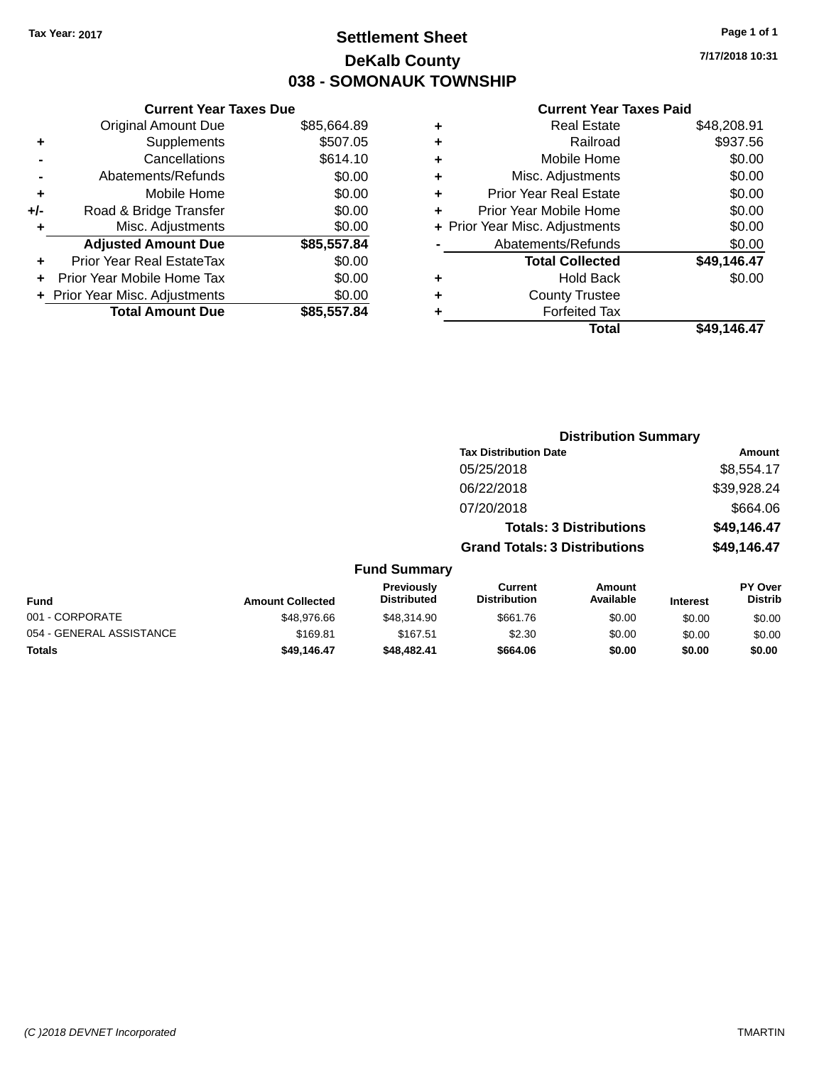Tax Year: 2017

# Settlement Sheet

## DeKalb County

## 038 - SOMONAUK TOWNSHIP

7/17/2018 10:31

| | Current Year Taxes Due | |
|---|---|---|
| | Original Amount Due | $85,664.89 |
| + | Supplements | $507.05 |
| - | Cancellations | $614.10 |
| - | Abatements/Refunds | $0.00 |
| + | Mobile Home | $0.00 |
| +/- | Road & Bridge Transfer | $0.00 |
| + | Misc. Adjustments | $0.00 |
| | **Adjusted Amount Due** | **$85,557.84** |
| + | Prior Year Real EstateTax | $0.00 |
| + | Prior Year Mobile Home Tax | $0.00 |
| + | Prior Year Misc. Adjustments | $0.00 |
| | **Total Amount Due** | **$85,557.84** |

| | Current Year Taxes Paid | |
|---|---|---|
| + | Real Estate | $48,208.91 |
| + | Railroad | $937.56 |
| + | Mobile Home | $0.00 |
| + | Misc. Adjustments | $0.00 |
| + | Prior Year Real Estate | $0.00 |
| + | Prior Year Mobile Home | $0.00 |
| + | Prior Year Misc. Adjustments | $0.00 |
| - | Abatements/Refunds | $0.00 |
| | **Total Collected** | **$49,146.47** |
| + | Hold Back | $0.00 |
| + | County Trustee | |
| + | Forfeited Tax | |
| | **Total** | **$49,146.47** |

### Distribution Summary

| Tax Distribution Date | Amount |
|---|---|
| 05/25/2018 | $8,554.17 |
| 06/22/2018 | $39,928.24 |
| 07/20/2018 | $664.06 |
| **Totals: 3 Distributions** | **$49,146.47** |
| **Grand Totals: 3 Distributions** | **$49,146.47** |

### Fund Summary

| Fund | Amount Collected | Previously Distributed | Current Distribution | Amount Available | Interest | PY Over Distrib |
|---|---|---|---|---|---|---|
| 001 - CORPORATE | $48,976.66 | $48,314.90 | $661.76 | $0.00 | $0.00 | $0.00 |
| 054 - GENERAL ASSISTANCE | $169.81 | $167.51 | $2.30 | $0.00 | $0.00 | $0.00 |
| **Totals** | **$49,146.47** | **$48,482.41** | **$664.06** | **$0.00** | **$0.00** | **$0.00** |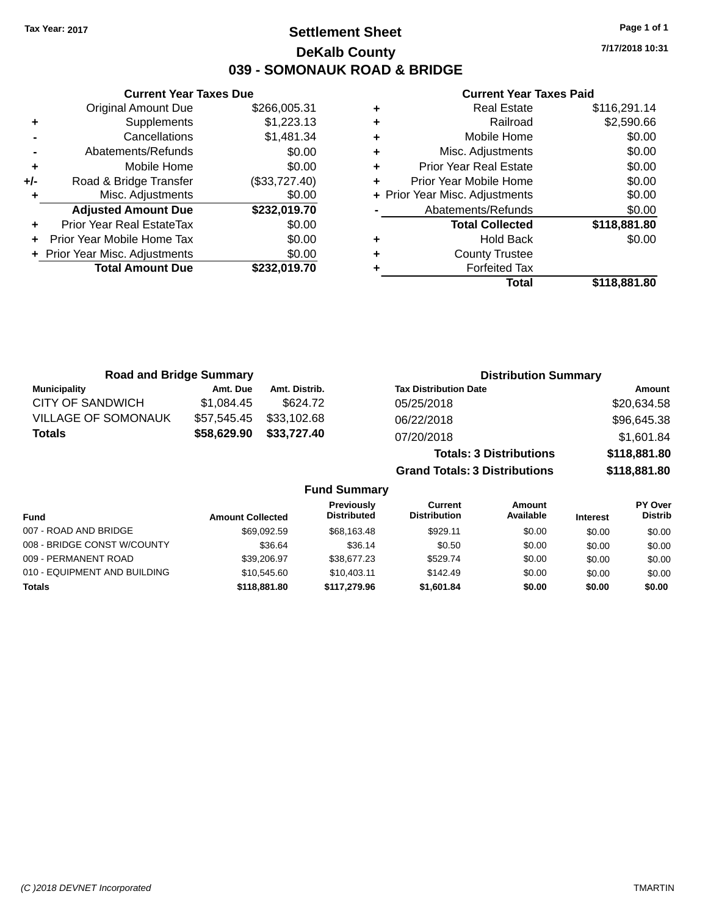Tax Year: 2017

# Settlement Sheet

## DeKalb County

## 039 - SOMONAUK ROAD & BRIDGE

7/17/2018 10:31

### Current Year Taxes Due

| | | |
|---|---|---|
| | Original Amount Due | $266,005.31 |
| + | Supplements | $1,223.13 |
| - | Cancellations | $1,481.34 |
| - | Abatements/Refunds | $0.00 |
| + | Mobile Home | $0.00 |
| +/- | Road & Bridge Transfer | ($33,727.40) |
| + | Misc. Adjustments | $0.00 |
| | **Adjusted Amount Due** | **$232,019.70** |
| + | Prior Year Real EstateTax | $0.00 |
| + | Prior Year Mobile Home Tax | $0.00 |
| + | Prior Year Misc. Adjustments | $0.00 |
| | **Total Amount Due** | **$232,019.70** |

### Current Year Taxes Paid

| | | |
|---|---|---|
| + | Real Estate | $116,291.14 |
| + | Railroad | $2,590.66 |
| + | Mobile Home | $0.00 |
| + | Misc. Adjustments | $0.00 |
| + | Prior Year Real Estate | $0.00 |
| + | Prior Year Mobile Home | $0.00 |
| + | Prior Year Misc. Adjustments | $0.00 |
| - | Abatements/Refunds | $0.00 |
| | **Total Collected** | **$118,881.80** |
| + | Hold Back | $0.00 |
| + | County Trustee | |
| + | Forfeited Tax | |
| | **Total** | **$118,881.80** |

### Road and Bridge Summary

| Municipality | Amt. Due | Amt. Distrib. |
|---|---|---|
| CITY OF SANDWICH | $1,084.45 | $624.72 |
| VILLAGE OF SOMONAUK | $57,545.45 | $33,102.68 |
| **Totals** | **$58,629.90** | **$33,727.40** |

### Distribution Summary

| Tax Distribution Date | Amount |
|---|---|
| 05/25/2018 | $20,634.58 |
| 06/22/2018 | $96,645.38 |
| 07/20/2018 | $1,601.84 |
| **Totals: 3 Distributions** | **$118,881.80** |
| **Grand Totals: 3 Distributions** | **$118,881.80** |

### Fund Summary

| Fund | Amount Collected | Previously Distributed | Current Distribution | Amount Available | Interest | PY Over Distrib |
|---|---|---|---|---|---|---|
| 007 - ROAD AND BRIDGE | $69,092.59 | $68,163.48 | $929.11 | $0.00 | $0.00 | $0.00 |
| 008 - BRIDGE CONST W/COUNTY | $36.64 | $36.14 | $0.50 | $0.00 | $0.00 | $0.00 |
| 009 - PERMANENT ROAD | $39,206.97 | $38,677.23 | $529.74 | $0.00 | $0.00 | $0.00 |
| 010 - EQUIPMENT AND BUILDING | $10,545.60 | $10,403.11 | $142.49 | $0.00 | $0.00 | $0.00 |
| **Totals** | **$118,881.80** | **$117,279.96** | **$1,601.84** | **$0.00** | **$0.00** | **$0.00** |

(C )2018 DEVNET Incorporated TMARTIN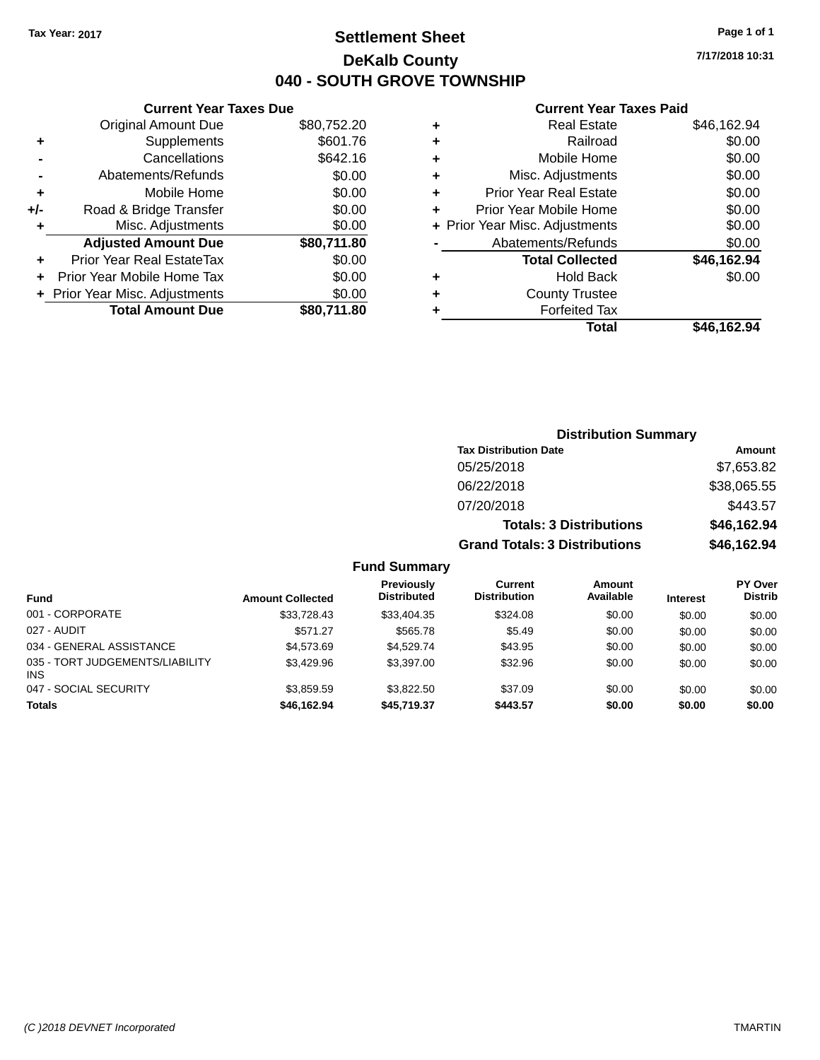Tax Year: 2017

# Settlement Sheet

## DeKalb County

## 040 - SOUTH GROVE TOWNSHIP

7/17/2018 10:31

### Current Year Taxes Due

| | | |
|---|---|---|
| | Original Amount Due | $80,752.20 |
| + | Supplements | $601.76 |
| - | Cancellations | $642.16 |
| - | Abatements/Refunds | $0.00 |
| + | Mobile Home | $0.00 |
| +/- | Road & Bridge Transfer | $0.00 |
| + | Misc. Adjustments | $0.00 |
| | **Adjusted Amount Due** | **$80,711.80** |
| + | Prior Year Real EstateTax | $0.00 |
| + | Prior Year Mobile Home Tax | $0.00 |
| + | Prior Year Misc. Adjustments | $0.00 |
| | **Total Amount Due** | **$80,711.80** |

### Current Year Taxes Paid

| | | |
|---|---|---|
| + | Real Estate | $46,162.94 |
| + | Railroad | $0.00 |
| + | Mobile Home | $0.00 |
| + | Misc. Adjustments | $0.00 |
| + | Prior Year Real Estate | $0.00 |
| + | Prior Year Mobile Home | $0.00 |
| + | Prior Year Misc. Adjustments | $0.00 |
| - | Abatements/Refunds | $0.00 |
| | **Total Collected** | **$46,162.94** |
| + | Hold Back | $0.00 |
| + | County Trustee | |
| + | Forfeited Tax | |
| | **Total** | **$46,162.94** |

### Distribution Summary

| Tax Distribution Date | Amount |
|---|---|
| 05/25/2018 | $7,653.82 |
| 06/22/2018 | $38,065.55 |
| 07/20/2018 | $443.57 |
| **Totals: 3 Distributions** | **$46,162.94** |
| **Grand Totals: 3 Distributions** | **$46,162.94** |

### Fund Summary

| Fund | Amount Collected | Previously Distributed | Current Distribution | Amount Available | Interest | PY Over Distrib |
|---|---|---|---|---|---|---|
| 001 - CORPORATE | $33,728.43 | $33,404.35 | $324.08 | $0.00 | $0.00 | $0.00 |
| 027 - AUDIT | $571.27 | $565.78 | $5.49 | $0.00 | $0.00 | $0.00 |
| 034 - GENERAL ASSISTANCE | $4,573.69 | $4,529.74 | $43.95 | $0.00 | $0.00 | $0.00 |
| 035 - TORT JUDGEMENTS/LIABILITY INS | $3,429.96 | $3,397.00 | $32.96 | $0.00 | $0.00 | $0.00 |
| 047 - SOCIAL SECURITY | $3,859.59 | $3,822.50 | $37.09 | $0.00 | $0.00 | $0.00 |
| **Totals** | **$46,162.94** | **$45,719.37** | **$443.57** | **$0.00** | **$0.00** | **$0.00** |

(C )2018 DEVNET Incorporated TMARTIN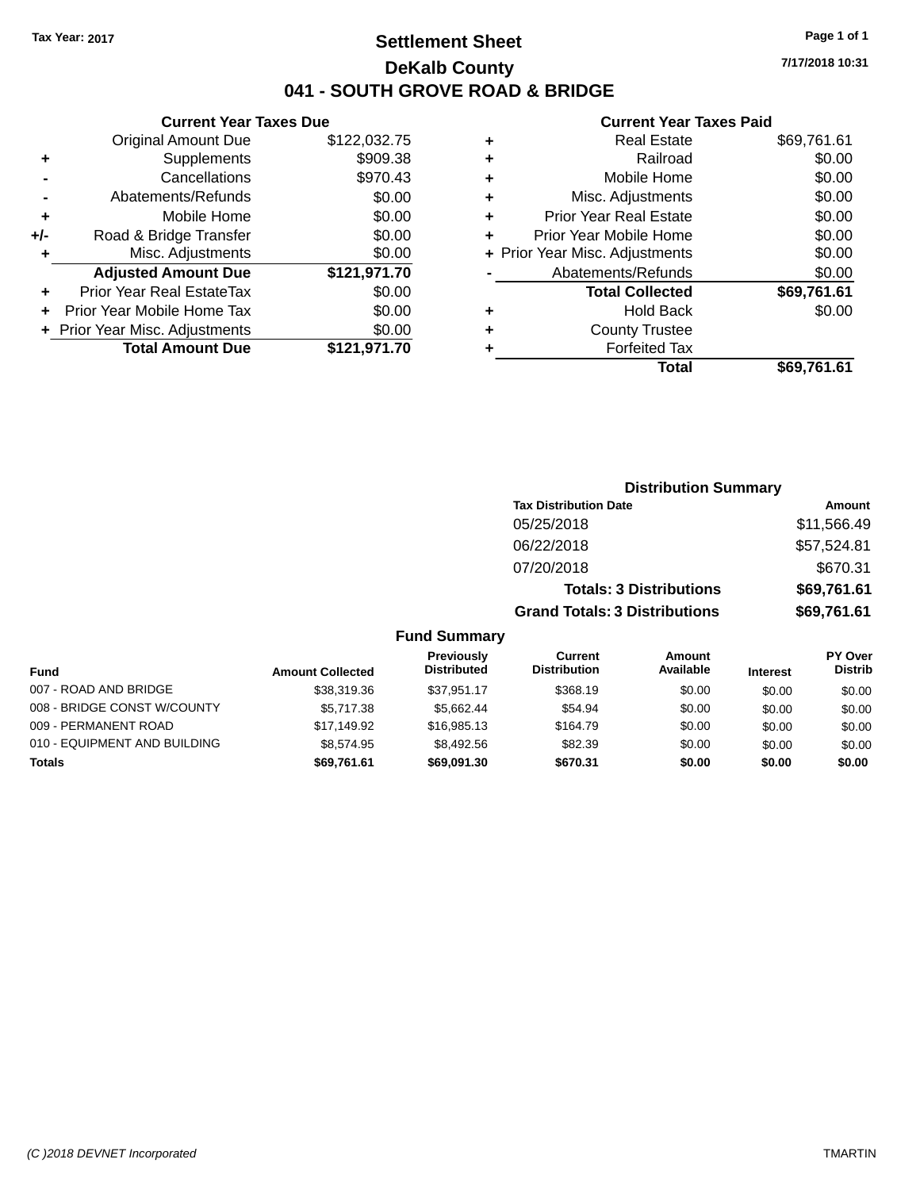Tax Year: 2017

# Settlement Sheet

## DeKalb County

## 041 - SOUTH GROVE ROAD & BRIDGE

7/17/2018 10:31

### Current Year Taxes Due

| | | |
|---|---|---|
| | Original Amount Due | $122,032.75 |
| + | Supplements | $909.38 |
| - | Cancellations | $970.43 |
| - | Abatements/Refunds | $0.00 |
| + | Mobile Home | $0.00 |
| +/- | Road & Bridge Transfer | $0.00 |
| + | Misc. Adjustments | $0.00 |
| | **Adjusted Amount Due** | **$121,971.70** |
| + | Prior Year Real EstateTax | $0.00 |
| + | Prior Year Mobile Home Tax | $0.00 |
| + | Prior Year Misc. Adjustments | $0.00 |
| | **Total Amount Due** | **$121,971.70** |

### Current Year Taxes Paid

| | | |
|---|---|---|
| + | Real Estate | $69,761.61 |
| + | Railroad | $0.00 |
| + | Mobile Home | $0.00 |
| + | Misc. Adjustments | $0.00 |
| + | Prior Year Real Estate | $0.00 |
| + | Prior Year Mobile Home | $0.00 |
| + | Prior Year Misc. Adjustments | $0.00 |
| - | Abatements/Refunds | $0.00 |
| | **Total Collected** | **$69,761.61** |
| + | Hold Back | $0.00 |
| + | County Trustee | |
| + | Forfeited Tax | |
| | **Total** | **$69,761.61** |

### Distribution Summary

| Tax Distribution Date | Amount |
|---|---|
| 05/25/2018 | $11,566.49 |
| 06/22/2018 | $57,524.81 |
| 07/20/2018 | $670.31 |
| **Totals: 3 Distributions** | **$69,761.61** |
| **Grand Totals: 3 Distributions** | **$69,761.61** |

### Fund Summary

| Fund | Amount Collected | Previously Distributed | Current Distribution | Amount Available | Interest | PY Over Distrib |
|---|---|---|---|---|---|---|
| 007 - ROAD AND BRIDGE | $38,319.36 | $37,951.17 | $368.19 | $0.00 | $0.00 | $0.00 |
| 008 - BRIDGE CONST W/COUNTY | $5,717.38 | $5,662.44 | $54.94 | $0.00 | $0.00 | $0.00 |
| 009 - PERMANENT ROAD | $17,149.92 | $16,985.13 | $164.79 | $0.00 | $0.00 | $0.00 |
| 010 - EQUIPMENT AND BUILDING | $8,574.95 | $8,492.56 | $82.39 | $0.00 | $0.00 | $0.00 |
| **Totals** | **$69,761.61** | **$69,091.30** | **$670.31** | **$0.00** | **$0.00** | **$0.00** |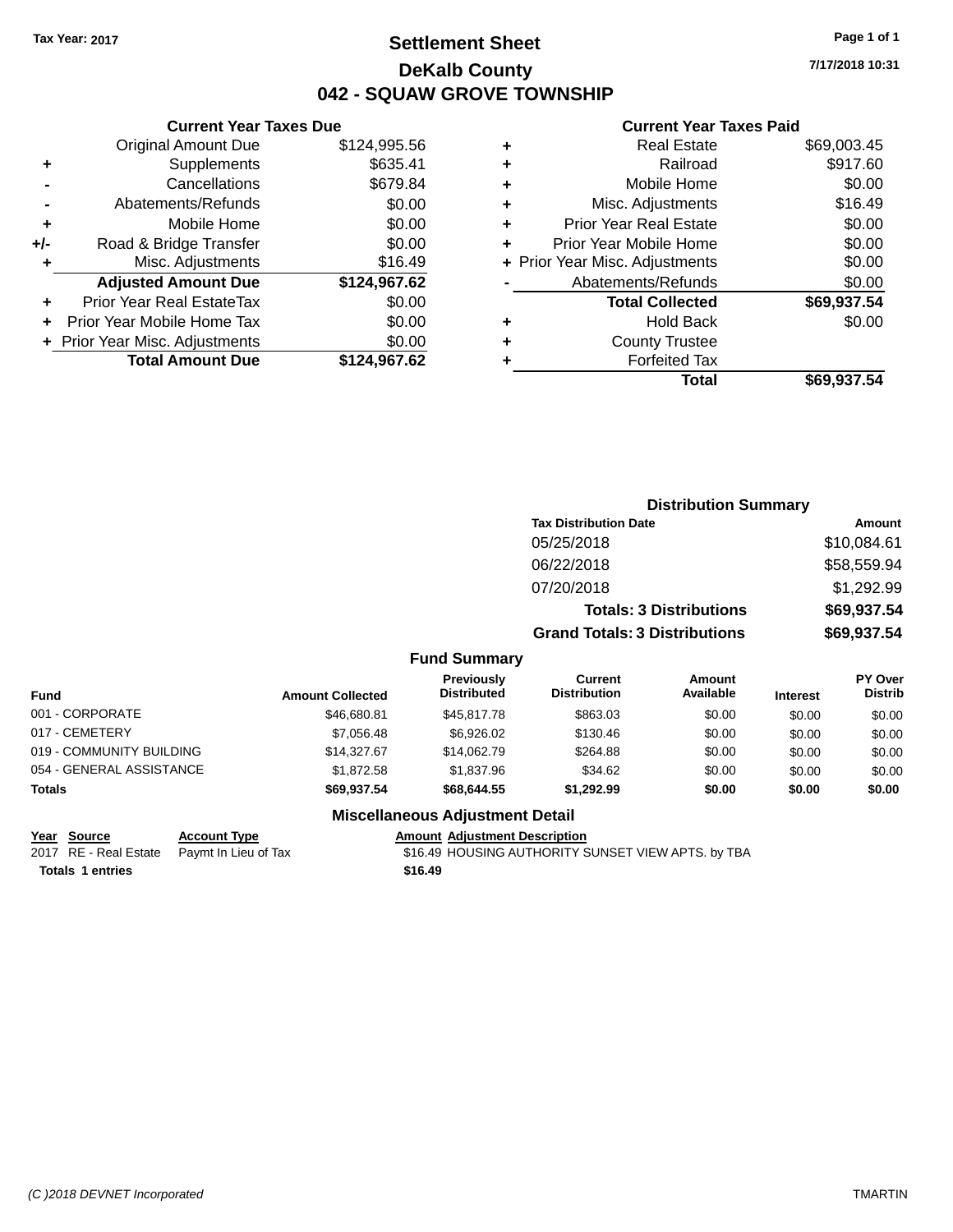Tax Year: 2017

# Settlement Sheet

## DeKalb County

## 042 - SQUAW GROVE TOWNSHIP

7/17/2018 10:31

### Current Year Taxes Due

| | | |
|---|---|---|
| | Original Amount Due | $124,995.56 |
| + | Supplements | $635.41 |
| - | Cancellations | $679.84 |
| - | Abatements/Refunds | $0.00 |
| + | Mobile Home | $0.00 |
| +/- | Road & Bridge Transfer | $0.00 |
| + | Misc. Adjustments | $16.49 |
| | **Adjusted Amount Due** | **$124,967.62** |
| + | Prior Year Real EstateTax | $0.00 |
| + | Prior Year Mobile Home Tax | $0.00 |
| + | Prior Year Misc. Adjustments | $0.00 |
| | **Total Amount Due** | **$124,967.62** |

### Current Year Taxes Paid

| | | |
|---|---|---|
| + | Real Estate | $69,003.45 |
| + | Railroad | $917.60 |
| + | Mobile Home | $0.00 |
| + | Misc. Adjustments | $16.49 |
| + | Prior Year Real Estate | $0.00 |
| + | Prior Year Mobile Home | $0.00 |
| + | Prior Year Misc. Adjustments | $0.00 |
| - | Abatements/Refunds | $0.00 |
| | **Total Collected** | **$69,937.54** |
| + | Hold Back | $0.00 |
| + | County Trustee | |
| + | Forfeited Tax | |
| | **Total** | **$69,937.54** |

### Distribution Summary

| Tax Distribution Date | Amount |
|---|---|
| 05/25/2018 | $10,084.61 |
| 06/22/2018 | $58,559.94 |
| 07/20/2018 | $1,292.99 |
| **Totals: 3 Distributions** | **$69,937.54** |
| **Grand Totals: 3 Distributions** | **$69,937.54** |

### Fund Summary

| Fund | Amount Collected | Previously Distributed | Current Distribution | Amount Available | Interest | PY Over Distrib |
|---|---|---|---|---|---|---|
| 001 - CORPORATE | $46,680.81 | $45,817.78 | $863.03 | $0.00 | $0.00 | $0.00 |
| 017 - CEMETERY | $7,056.48 | $6,926.02 | $130.46 | $0.00 | $0.00 | $0.00 |
| 019 - COMMUNITY BUILDING | $14,327.67 | $14,062.79 | $264.88 | $0.00 | $0.00 | $0.00 |
| 054 - GENERAL ASSISTANCE | $1,872.58 | $1,837.96 | $34.62 | $0.00 | $0.00 | $0.00 |
| **Totals** | **$69,937.54** | **$68,644.55** | **$1,292.99** | **$0.00** | **$0.00** | **$0.00** |

### Miscellaneous Adjustment Detail

| Year | Source | Account Type | Amount | Adjustment Description |
|---|---|---|---|---|
| 2017 | RE - Real Estate | Paymt In Lieu of Tax | $16.49 | HOUSING AUTHORITY SUNSET VIEW APTS. by TBA |
| **Totals** | **1 entries** | | **$16.49** | |

(C )2018 DEVNET Incorporated TMARTIN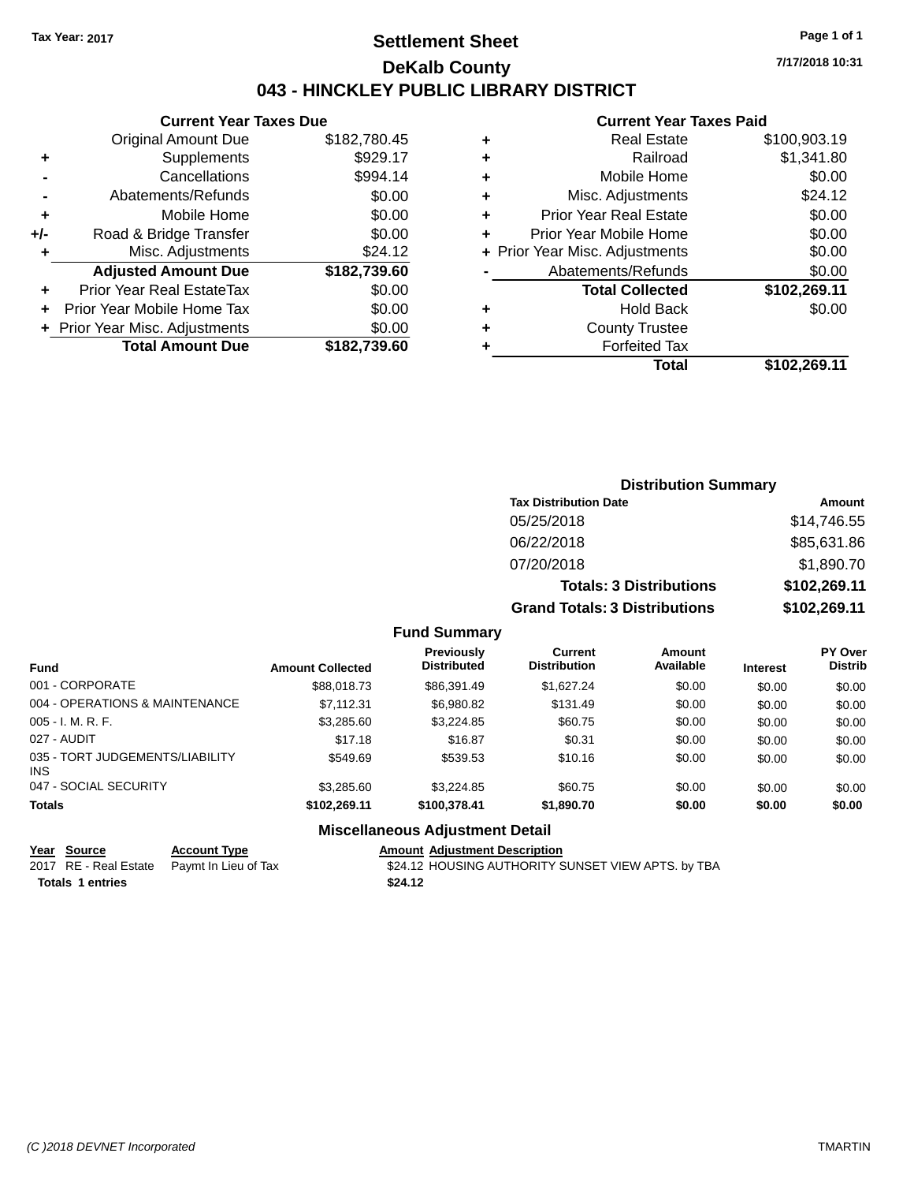Tax Year: 2017

# Settlement Sheet

## DeKalb County

## 043 - HINCKLEY PUBLIC LIBRARY DISTRICT

7/17/2018 10:31

### Current Year Taxes Due

| | | |
|---|---|---|
| | Original Amount Due | $182,780.45 |
| + | Supplements | $929.17 |
| - | Cancellations | $994.14 |
| - | Abatements/Refunds | $0.00 |
| + | Mobile Home | $0.00 |
| +/- | Road & Bridge Transfer | $0.00 |
| + | Misc. Adjustments | $24.12 |
| | **Adjusted Amount Due** | **$182,739.60** |
| + | Prior Year Real EstateTax | $0.00 |
| + | Prior Year Mobile Home Tax | $0.00 |
| + | Prior Year Misc. Adjustments | $0.00 |
| | **Total Amount Due** | **$182,739.60** |

### Current Year Taxes Paid

| | | |
|---|---|---|
| + | Real Estate | $100,903.19 |
| + | Railroad | $1,341.80 |
| + | Mobile Home | $0.00 |
| + | Misc. Adjustments | $24.12 |
| + | Prior Year Real Estate | $0.00 |
| + | Prior Year Mobile Home | $0.00 |
| + | Prior Year Misc. Adjustments | $0.00 |
| - | Abatements/Refunds | $0.00 |
| | **Total Collected** | **$102,269.11** |
| + | Hold Back | $0.00 |
| + | County Trustee | |
| + | Forfeited Tax | |
| | **Total** | **$102,269.11** |

### Distribution Summary

| Tax Distribution Date | Amount |
|---|---|
| 05/25/2018 | $14,746.55 |
| 06/22/2018 | $85,631.86 |
| 07/20/2018 | $1,890.70 |
| **Totals: 3 Distributions** | **$102,269.11** |
| **Grand Totals: 3 Distributions** | **$102,269.11** |

### Fund Summary

| Fund | Amount Collected | Previously Distributed | Current Distribution | Amount Available | Interest | PY Over Distrib |
|---|---|---|---|---|---|---|
| 001 - CORPORATE | $88,018.73 | $86,391.49 | $1,627.24 | $0.00 | $0.00 | $0.00 |
| 004 - OPERATIONS & MAINTENANCE | $7,112.31 | $6,980.82 | $131.49 | $0.00 | $0.00 | $0.00 |
| 005 - I. M. R. F. | $3,285.60 | $3,224.85 | $60.75 | $0.00 | $0.00 | $0.00 |
| 027 - AUDIT | $17.18 | $16.87 | $0.31 | $0.00 | $0.00 | $0.00 |
| 035 - TORT JUDGEMENTS/LIABILITY INS | $549.69 | $539.53 | $10.16 | $0.00 | $0.00 | $0.00 |
| 047 - SOCIAL SECURITY | $3,285.60 | $3,224.85 | $60.75 | $0.00 | $0.00 | $0.00 |
| **Totals** | **$102,269.11** | **$100,378.41** | **$1,890.70** | **$0.00** | **$0.00** | **$0.00** |

### Miscellaneous Adjustment Detail

| Year | Source | Account Type | Amount | Adjustment Description |
|---|---|---|---|---|
| 2017 | RE - Real Estate | Paymt In Lieu of Tax | $24.12 | HOUSING AUTHORITY SUNSET VIEW APTS. by TBA |
| **Totals 1 entries** | | | **$24.12** | |

(C )2018 DEVNET Incorporated TMARTIN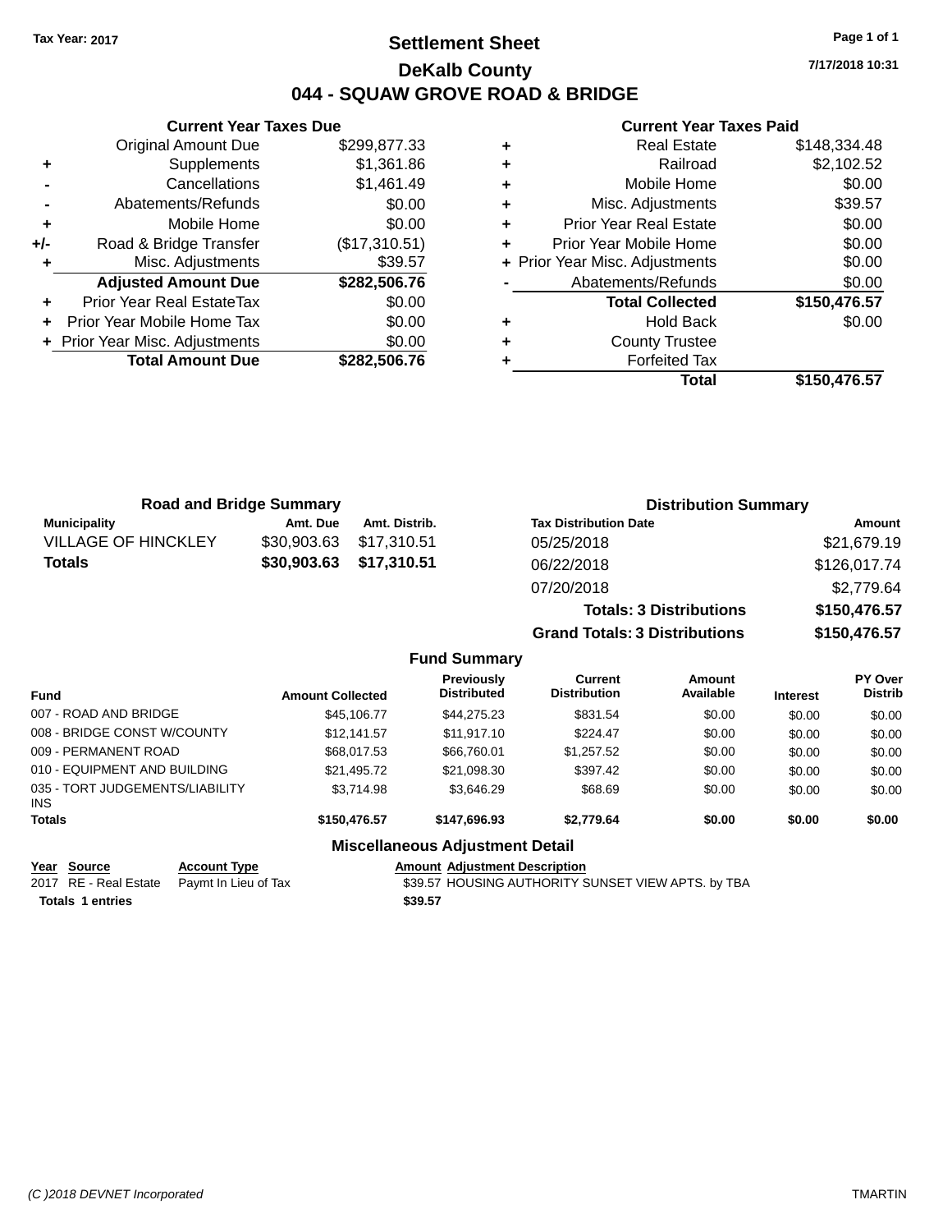Tax Year: 2017

# Settlement Sheet

## DeKalb County

## 044 - SQUAW GROVE ROAD & BRIDGE

7/17/2018 10:31

### Current Year Taxes Due

| | | |
|---|---|---|
| | Original Amount Due | $299,877.33 |
| + | Supplements | $1,361.86 |
| - | Cancellations | $1,461.49 |
| - | Abatements/Refunds | $0.00 |
| + | Mobile Home | $0.00 |
| +/- | Road & Bridge Transfer | ($17,310.51) |
| + | Misc. Adjustments | $39.57 |
| | **Adjusted Amount Due** | **$282,506.76** |
| + | Prior Year Real EstateTax | $0.00 |
| + | Prior Year Mobile Home Tax | $0.00 |
| + | Prior Year Misc. Adjustments | $0.00 |
| | **Total Amount Due** | **$282,506.76** |

### Current Year Taxes Paid

| | | |
|---|---|---|
| + | Real Estate | $148,334.48 |
| + | Railroad | $2,102.52 |
| + | Mobile Home | $0.00 |
| + | Misc. Adjustments | $39.57 |
| + | Prior Year Real Estate | $0.00 |
| + | Prior Year Mobile Home | $0.00 |
| + | Prior Year Misc. Adjustments | $0.00 |
| - | Abatements/Refunds | $0.00 |
| | **Total Collected** | **$150,476.57** |
| + | Hold Back | $0.00 |
| + | County Trustee | |
| + | Forfeited Tax | |
| | **Total** | **$150,476.57** |

### Road and Bridge Summary

| Municipality | Amt. Due | Amt. Distrib. |
|---|---|---|
| VILLAGE OF HINCKLEY | $30,903.63 | $17,310.51 |
| **Totals** | **$30,903.63** | **$17,310.51** |

### Distribution Summary

| Tax Distribution Date | Amount |
|---|---|
| 05/25/2018 | $21,679.19 |
| 06/22/2018 | $126,017.74 |
| 07/20/2018 | $2,779.64 |
| **Totals: 3 Distributions** | **$150,476.57** |
| **Grand Totals: 3 Distributions** | **$150,476.57** |

### Fund Summary

| Fund | Amount Collected | Previously Distributed | Current Distribution | Amount Available | Interest | PY Over Distrib |
|---|---|---|---|---|---|---|
| 007 - ROAD AND BRIDGE | $45,106.77 | $44,275.23 | $831.54 | $0.00 | $0.00 | $0.00 |
| 008 - BRIDGE CONST W/COUNTY | $12,141.57 | $11,917.10 | $224.47 | $0.00 | $0.00 | $0.00 |
| 009 - PERMANENT ROAD | $68,017.53 | $66,760.01 | $1,257.52 | $0.00 | $0.00 | $0.00 |
| 010 - EQUIPMENT AND BUILDING | $21,495.72 | $21,098.30 | $397.42 | $0.00 | $0.00 | $0.00 |
| 035 - TORT JUDGEMENTS/LIABILITY INS | $3,714.98 | $3,646.29 | $68.69 | $0.00 | $0.00 | $0.00 |
| **Totals** | **$150,476.57** | **$147,696.93** | **$2,779.64** | **$0.00** | **$0.00** | **$0.00** |

### Miscellaneous Adjustment Detail

| Year | Source | Account Type | Amount | Adjustment Description |
|---|---|---|---|---|
| 2017 | RE - Real Estate | Paymt In Lieu of Tax | $39.57 | HOUSING AUTHORITY SUNSET VIEW APTS. by TBA |
| **Totals** | **1 entries** | | **$39.57** | |

(C )2018 DEVNET Incorporated TMARTIN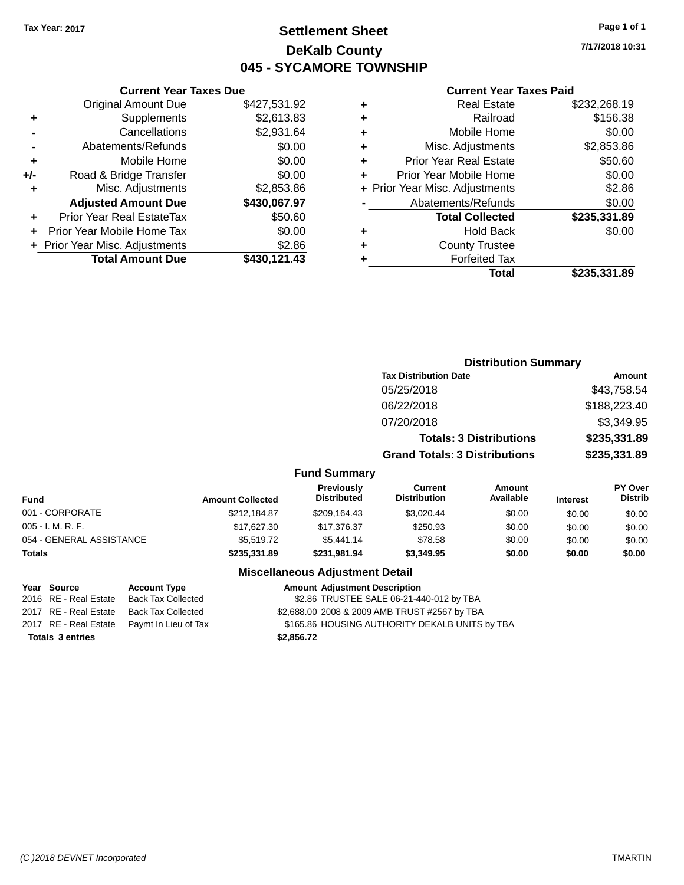Tax Year: 2017

# Settlement Sheet

## DeKalb County

## 045 - SYCAMORE TOWNSHIP

7/17/2018 10:31

### Current Year Taxes Due

| | | |
|---|---|---|
| | Original Amount Due | $427,531.92 |
| + | Supplements | $2,613.83 |
| - | Cancellations | $2,931.64 |
| - | Abatements/Refunds | $0.00 |
| + | Mobile Home | $0.00 |
| +/- | Road & Bridge Transfer | $0.00 |
| + | Misc. Adjustments | $2,853.86 |
| | **Adjusted Amount Due** | **$430,067.97** |
| + | Prior Year Real EstateTax | $50.60 |
| + | Prior Year Mobile Home Tax | $0.00 |
| + | Prior Year Misc. Adjustments | $2.86 |
| | **Total Amount Due** | **$430,121.43** |

### Current Year Taxes Paid

| | | |
|---|---|---|
| + | Real Estate | $232,268.19 |
| + | Railroad | $156.38 |
| + | Mobile Home | $0.00 |
| + | Misc. Adjustments | $2,853.86 |
| + | Prior Year Real Estate | $50.60 |
| + | Prior Year Mobile Home | $0.00 |
| + | Prior Year Misc. Adjustments | $2.86 |
| - | Abatements/Refunds | $0.00 |
| | **Total Collected** | **$235,331.89** |
| + | Hold Back | $0.00 |
| + | County Trustee | |
| + | Forfeited Tax | |
| | **Total** | **$235,331.89** |

### Distribution Summary

| Tax Distribution Date | Amount |
|---|---|
| 05/25/2018 | $43,758.54 |
| 06/22/2018 | $188,223.40 |
| 07/20/2018 | $3,349.95 |
| **Totals: 3 Distributions** | **$235,331.89** |
| **Grand Totals: 3 Distributions** | **$235,331.89** |

### Fund Summary

| Fund | Amount Collected | Previously Distributed | Current Distribution | Amount Available | Interest | PY Over Distrib |
|---|---|---|---|---|---|---|
| 001 - CORPORATE | $212,184.87 | $209,164.43 | $3,020.44 | $0.00 | $0.00 | $0.00 |
| 005 - I. M. R. F. | $17,627.30 | $17,376.37 | $250.93 | $0.00 | $0.00 | $0.00 |
| 054 - GENERAL ASSISTANCE | $5,519.72 | $5,441.14 | $78.58 | $0.00 | $0.00 | $0.00 |
| **Totals** | **$235,331.89** | **$231,981.94** | **$3,349.95** | **$0.00** | **$0.00** | **$0.00** |

### Miscellaneous Adjustment Detail

| Year | Source | Account Type | Amount | Adjustment Description |
|---|---|---|---|---|
| 2016 | RE - Real Estate | Back Tax Collected | $2.86 | TRUSTEE SALE 06-21-440-012 by TBA |
| 2017 | RE - Real Estate | Back Tax Collected | $2,688.00 | 2008 & 2009 AMB TRUST #2567 by TBA |
| 2017 | RE - Real Estate | Paymt In Lieu of Tax | $165.86 | HOUSING AUTHORITY DEKALB UNITS by TBA |
| **Totals 3 entries** | | | **$2,856.72** | |

(C )2018 DEVNET Incorporated TMARTIN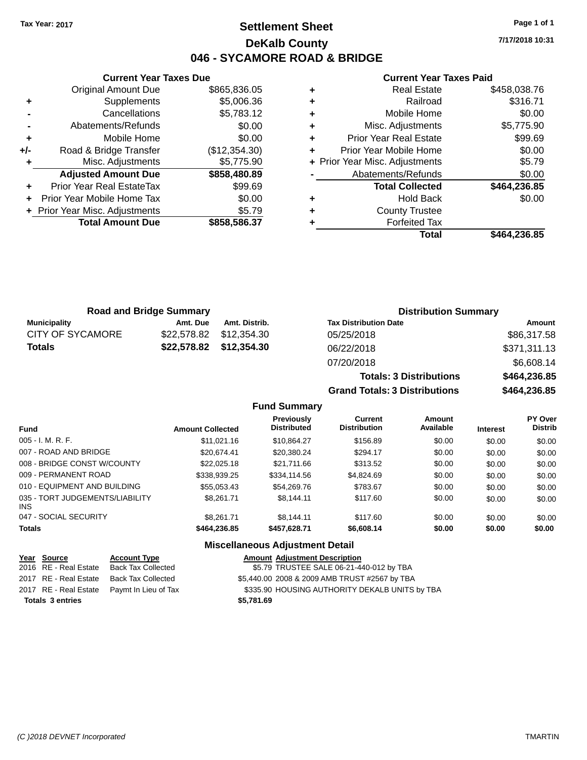Tax Year: 2017

# Settlement Sheet

## DeKalb County

## 046 - SYCAMORE ROAD & BRIDGE

7/17/2018 10:31

### Current Year Taxes Due

| | | |
|---|---|---|
| | Original Amount Due | $865,836.05 |
| + | Supplements | $5,006.36 |
| - | Cancellations | $5,783.12 |
| - | Abatements/Refunds | $0.00 |
| + | Mobile Home | $0.00 |
| +/- | Road & Bridge Transfer | ($12,354.30) |
| + | Misc. Adjustments | $5,775.90 |
| | **Adjusted Amount Due** | **$858,480.89** |
| + | Prior Year Real EstateTax | $99.69 |
| + | Prior Year Mobile Home Tax | $0.00 |
| + | Prior Year Misc. Adjustments | $5.79 |
| | **Total Amount Due** | **$858,586.37** |

### Current Year Taxes Paid

| | | |
|---|---|---|
| + | Real Estate | $458,038.76 |
| + | Railroad | $316.71 |
| + | Mobile Home | $0.00 |
| + | Misc. Adjustments | $5,775.90 |
| + | Prior Year Real Estate | $99.69 |
| + | Prior Year Mobile Home | $0.00 |
| + | Prior Year Misc. Adjustments | $5.79 |
| - | Abatements/Refunds | $0.00 |
| | **Total Collected** | **$464,236.85** |
| + | Hold Back | $0.00 |
| + | County Trustee | |
| + | Forfeited Tax | |
| | **Total** | **$464,236.85** |

### Road and Bridge Summary

| Municipality | Amt. Due | Amt. Distrib. |
|---|---|---|
| CITY OF SYCAMORE | $22,578.82 | $12,354.30 |
| **Totals** | **$22,578.82** | **$12,354.30** |

### Distribution Summary

| Tax Distribution Date | Amount |
|---|---|
| 05/25/2018 | $86,317.58 |
| 06/22/2018 | $371,311.13 |
| 07/20/2018 | $6,608.14 |
| **Totals: 3 Distributions** | **$464,236.85** |
| **Grand Totals: 3 Distributions** | **$464,236.85** |

### Fund Summary

| Fund | Amount Collected | Previously Distributed | Current Distribution | Amount Available | Interest | PY Over Distrib |
|---|---|---|---|---|---|---|
| 005 - I. M. R. F. | $11,021.16 | $10,864.27 | $156.89 | $0.00 | $0.00 | $0.00 |
| 007 - ROAD AND BRIDGE | $20,674.41 | $20,380.24 | $294.17 | $0.00 | $0.00 | $0.00 |
| 008 - BRIDGE CONST W/COUNTY | $22,025.18 | $21,711.66 | $313.52 | $0.00 | $0.00 | $0.00 |
| 009 - PERMANENT ROAD | $338,939.25 | $334,114.56 | $4,824.69 | $0.00 | $0.00 | $0.00 |
| 010 - EQUIPMENT AND BUILDING | $55,053.43 | $54,269.76 | $783.67 | $0.00 | $0.00 | $0.00 |
| 035 - TORT JUDGEMENTS/LIABILITY INS | $8,261.71 | $8,144.11 | $117.60 | $0.00 | $0.00 | $0.00 |
| 047 - SOCIAL SECURITY | $8,261.71 | $8,144.11 | $117.60 | $0.00 | $0.00 | $0.00 |
| **Totals** | **$464,236.85** | **$457,628.71** | **$6,608.14** | **$0.00** | **$0.00** | **$0.00** |

### Miscellaneous Adjustment Detail

| Year | Source | Account Type | Amount | Adjustment Description |
|---|---|---|---|---|
| 2016 | RE - Real Estate | Back Tax Collected | $5.79 | TRUSTEE SALE 06-21-440-012 by TBA |
| 2017 | RE - Real Estate | Back Tax Collected | $5,440.00 | 2008 & 2009 AMB TRUST #2567 by TBA |
| 2017 | RE - Real Estate | Paymt In Lieu of Tax | $335.90 | HOUSING AUTHORITY DEKALB UNITS by TBA |
| **Totals** | **3 entries** | | **$5,781.69** | |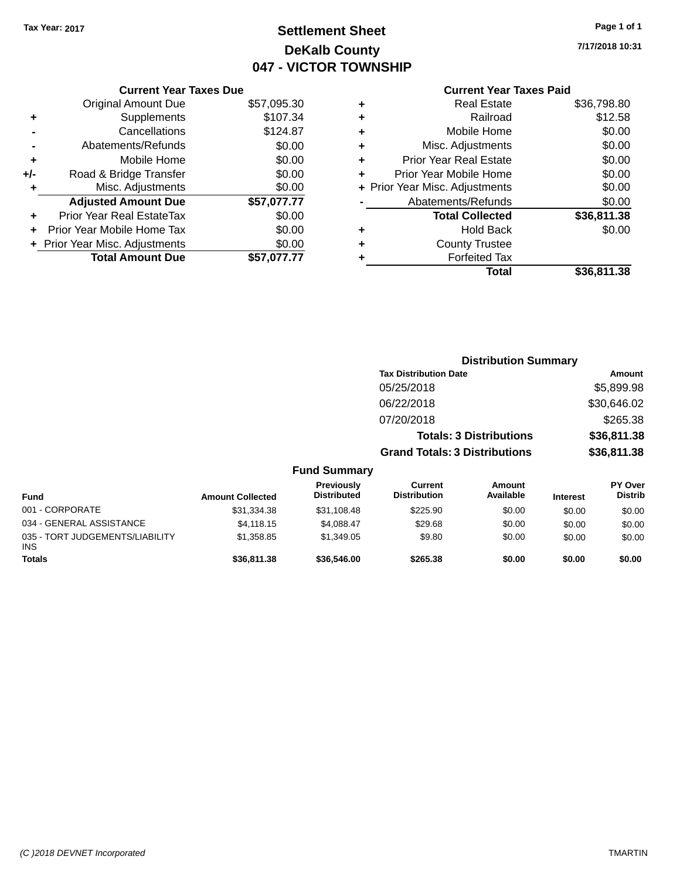Tax Year: 2017

# Settlement Sheet

## DeKalb County

## 047 - VICTOR TOWNSHIP

7/17/2018 10:31

### Current Year Taxes Due

| | | |
|---|---|---|
| | Original Amount Due | $57,095.30 |
| + | Supplements | $107.34 |
| - | Cancellations | $124.87 |
| - | Abatements/Refunds | $0.00 |
| + | Mobile Home | $0.00 |
| +/- | Road & Bridge Transfer | $0.00 |
| + | Misc. Adjustments | $0.00 |
| | **Adjusted Amount Due** | **$57,077.77** |
| + | Prior Year Real EstateTax | $0.00 |
| + | Prior Year Mobile Home Tax | $0.00 |
| + | Prior Year Misc. Adjustments | $0.00 |
| | **Total Amount Due** | **$57,077.77** |

### Current Year Taxes Paid

| | | |
|---|---|---|
| + | Real Estate | $36,798.80 |
| + | Railroad | $12.58 |
| + | Mobile Home | $0.00 |
| + | Misc. Adjustments | $0.00 |
| + | Prior Year Real Estate | $0.00 |
| + | Prior Year Mobile Home | $0.00 |
| + | Prior Year Misc. Adjustments | $0.00 |
| - | Abatements/Refunds | $0.00 |
| | **Total Collected** | **$36,811.38** |
| + | Hold Back | $0.00 |
| + | County Trustee | |
| + | Forfeited Tax | |
| | **Total** | **$36,811.38** |

### Distribution Summary

| Tax Distribution Date | Amount |
|---|---|
| 05/25/2018 | $5,899.98 |
| 06/22/2018 | $30,646.02 |
| 07/20/2018 | $265.38 |
| **Totals: 3 Distributions** | **$36,811.38** |
| **Grand Totals: 3 Distributions** | **$36,811.38** |

### Fund Summary

| Fund | Amount Collected | Previously Distributed | Current Distribution | Amount Available | Interest | PY Over Distrib |
|---|---|---|---|---|---|---|
| 001 - CORPORATE | $31,334.38 | $31,108.48 | $225.90 | $0.00 | $0.00 | $0.00 |
| 034 - GENERAL ASSISTANCE | $4,118.15 | $4,088.47 | $29.68 | $0.00 | $0.00 | $0.00 |
| 035 - TORT JUDGEMENTS/LIABILITY INS | $1,358.85 | $1,349.05 | $9.80 | $0.00 | $0.00 | $0.00 |
| **Totals** | **$36,811.38** | **$36,546.00** | **$265.38** | **$0.00** | **$0.00** | **$0.00** |

(C )2018 DEVNET Incorporated TMARTIN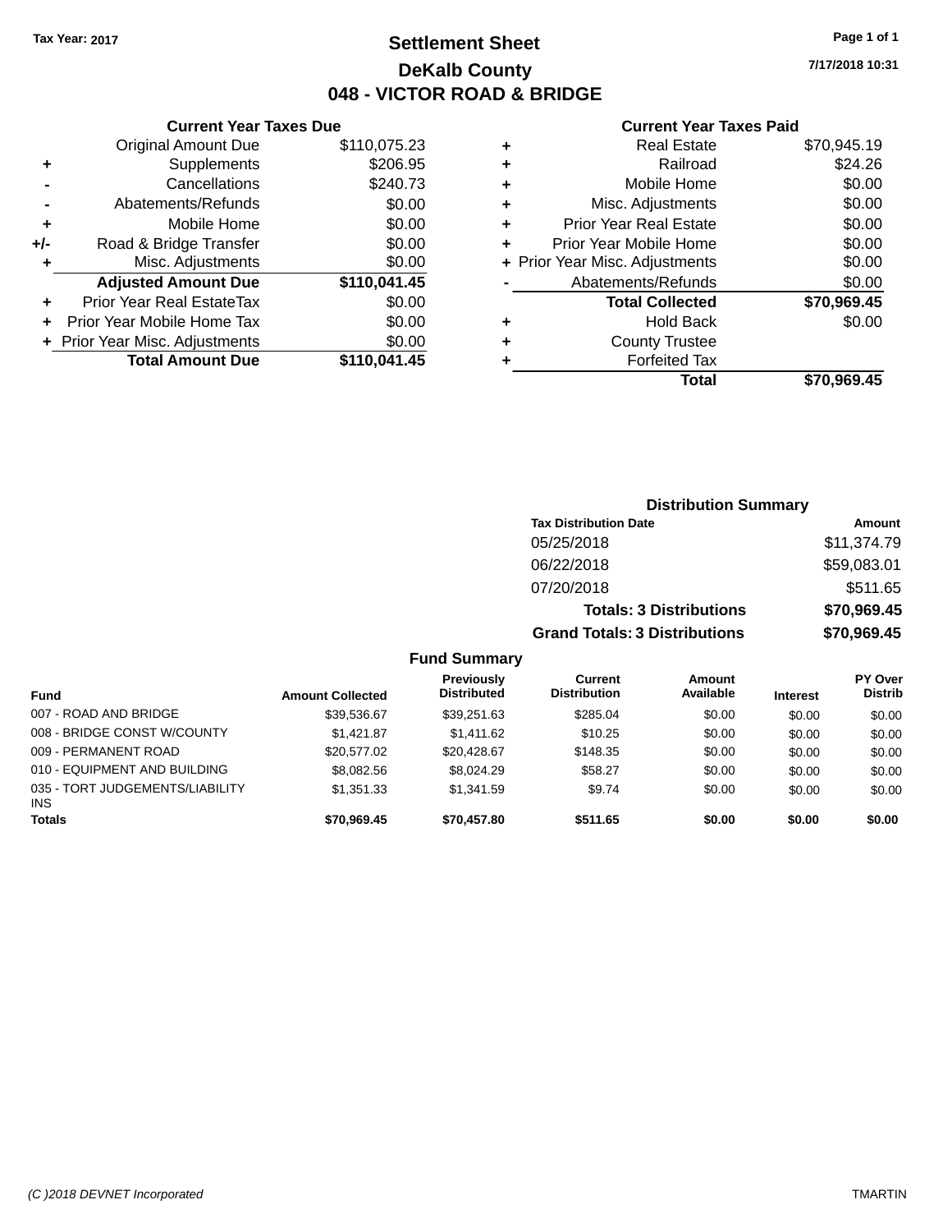Tax Year: 2017

# Settlement Sheet

## DeKalb County

## 048 - VICTOR ROAD & BRIDGE

7/17/2018 10:31

### Current Year Taxes Due

| | | |
|---|---|---|
| | Original Amount Due | $110,075.23 |
| + | Supplements | $206.95 |
| - | Cancellations | $240.73 |
| - | Abatements/Refunds | $0.00 |
| + | Mobile Home | $0.00 |
| +/- | Road & Bridge Transfer | $0.00 |
| + | Misc. Adjustments | $0.00 |
| | **Adjusted Amount Due** | **$110,041.45** |
| + | Prior Year Real EstateTax | $0.00 |
| + | Prior Year Mobile Home Tax | $0.00 |
| + | Prior Year Misc. Adjustments | $0.00 |
| | **Total Amount Due** | **$110,041.45** |

### Current Year Taxes Paid

| | | |
|---|---|---|
| + | Real Estate | $70,945.19 |
| + | Railroad | $24.26 |
| + | Mobile Home | $0.00 |
| + | Misc. Adjustments | $0.00 |
| + | Prior Year Real Estate | $0.00 |
| + | Prior Year Mobile Home | $0.00 |
| + | Prior Year Misc. Adjustments | $0.00 |
| - | Abatements/Refunds | $0.00 |
| | **Total Collected** | **$70,969.45** |
| + | Hold Back | $0.00 |
| + | County Trustee | |
| + | Forfeited Tax | |
| | **Total** | **$70,969.45** |

### Distribution Summary

| Tax Distribution Date | Amount |
|---|---|
| 05/25/2018 | $11,374.79 |
| 06/22/2018 | $59,083.01 |
| 07/20/2018 | $511.65 |
| **Totals: 3 Distributions** | **$70,969.45** |
| **Grand Totals: 3 Distributions** | **$70,969.45** |

### Fund Summary

| Fund | Amount Collected | Previously Distributed | Current Distribution | Amount Available | Interest | PY Over Distrib |
|---|---|---|---|---|---|---|
| 007 - ROAD AND BRIDGE | $39,536.67 | $39,251.63 | $285.04 | $0.00 | $0.00 | $0.00 |
| 008 - BRIDGE CONST W/COUNTY | $1,421.87 | $1,411.62 | $10.25 | $0.00 | $0.00 | $0.00 |
| 009 - PERMANENT ROAD | $20,577.02 | $20,428.67 | $148.35 | $0.00 | $0.00 | $0.00 |
| 010 - EQUIPMENT AND BUILDING | $8,082.56 | $8,024.29 | $58.27 | $0.00 | $0.00 | $0.00 |
| 035 - TORT JUDGEMENTS/LIABILITY INS | $1,351.33 | $1,341.59 | $9.74 | $0.00 | $0.00 | $0.00 |
| **Totals** | **$70,969.45** | **$70,457.80** | **$511.65** | **$0.00** | **$0.00** | **$0.00** |

(C )2018 DEVNET Incorporated — TMARTIN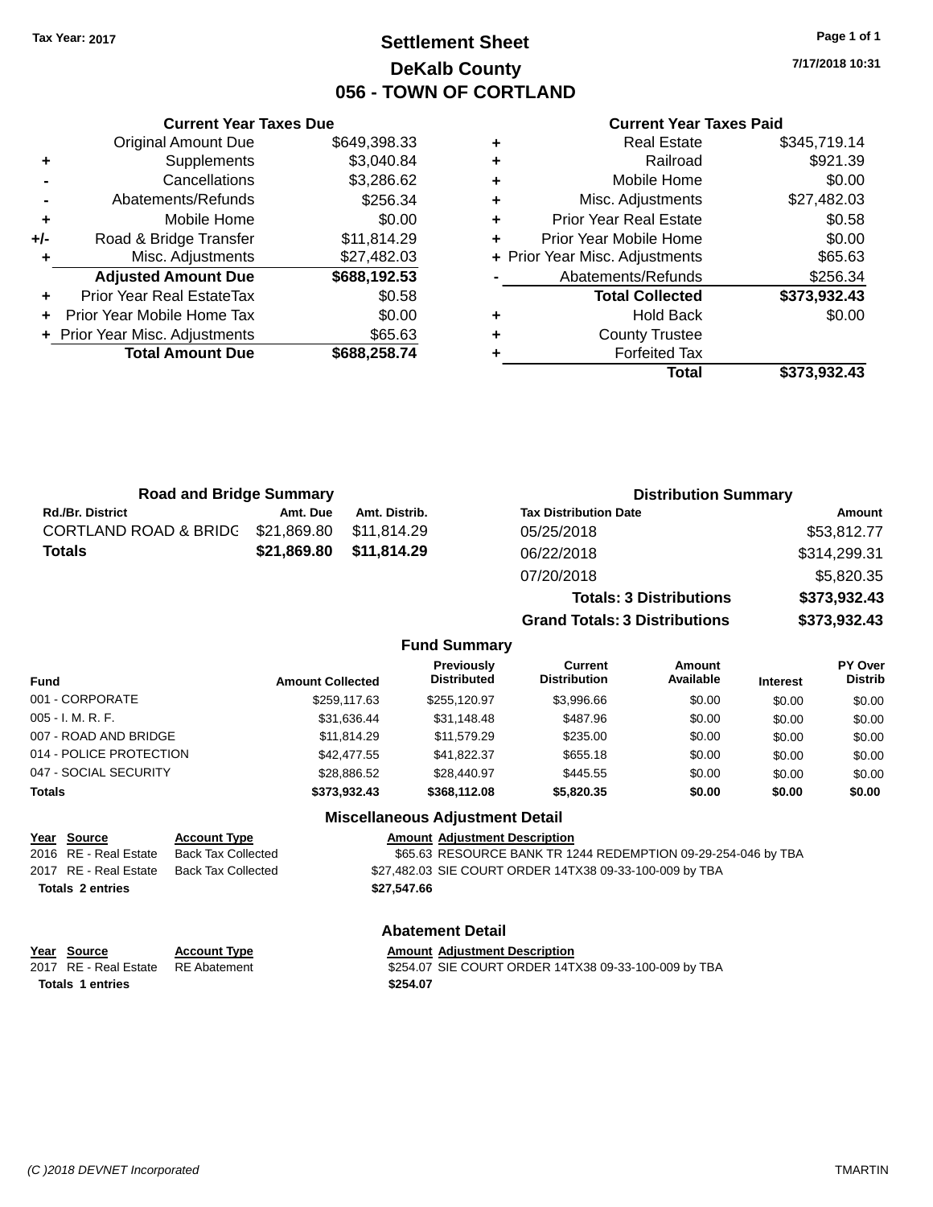Tax Year: 2017

# Settlement Sheet
## DeKalb County
## 056 - TOWN OF CORTLAND

7/17/2018 10:31

### Current Year Taxes Due

| | | |
|---|---|---|
| | Original Amount Due | $649,398.33 |
| + | Supplements | $3,040.84 |
| - | Cancellations | $3,286.62 |
| - | Abatements/Refunds | $256.34 |
| + | Mobile Home | $0.00 |
| +/- | Road & Bridge Transfer | $11,814.29 |
| + | Misc. Adjustments | $27,482.03 |
| | **Adjusted Amount Due** | **$688,192.53** |
| + | Prior Year Real EstateTax | $0.58 |
| + | Prior Year Mobile Home Tax | $0.00 |
| + | Prior Year Misc. Adjustments | $65.63 |
| | **Total Amount Due** | **$688,258.74** |

### Current Year Taxes Paid

| | | |
|---|---|---|
| + | Real Estate | $345,719.14 |
| + | Railroad | $921.39 |
| + | Mobile Home | $0.00 |
| + | Misc. Adjustments | $27,482.03 |
| + | Prior Year Real Estate | $0.58 |
| + | Prior Year Mobile Home | $0.00 |
| + | Prior Year Misc. Adjustments | $65.63 |
| - | Abatements/Refunds | $256.34 |
| | **Total Collected** | **$373,932.43** |
| + | Hold Back | $0.00 |
| + | County Trustee | |
| + | Forfeited Tax | |
| | **Total** | **$373,932.43** |

### Road and Bridge Summary

| Rd./Br. District | Amt. Due | Amt. Distrib. |
|---|---|---|
| CORTLAND ROAD & BRIDG | $21,869.80 | $11,814.29 |
| **Totals** | **$21,869.80** | **$11,814.29** |

### Distribution Summary

| Tax Distribution Date | Amount |
|---|---|
| 05/25/2018 | $53,812.77 |
| 06/22/2018 | $314,299.31 |
| 07/20/2018 | $5,820.35 |
| **Totals: 3 Distributions** | **$373,932.43** |
| **Grand Totals: 3 Distributions** | **$373,932.43** |

### Fund Summary

| Fund | Amount Collected | Previously Distributed | Current Distribution | Amount Available | Interest | PY Over Distrib |
|---|---|---|---|---|---|---|
| 001 - CORPORATE | $259,117.63 | $255,120.97 | $3,996.66 | $0.00 | $0.00 | $0.00 |
| 005 - I. M. R. F. | $31,636.44 | $31,148.48 | $487.96 | $0.00 | $0.00 | $0.00 |
| 007 - ROAD AND BRIDGE | $11,814.29 | $11,579.29 | $235.00 | $0.00 | $0.00 | $0.00 |
| 014 - POLICE PROTECTION | $42,477.55 | $41,822.37 | $655.18 | $0.00 | $0.00 | $0.00 |
| 047 - SOCIAL SECURITY | $28,886.52 | $28,440.97 | $445.55 | $0.00 | $0.00 | $0.00 |
| **Totals** | **$373,932.43** | **$368,112.08** | **$5,820.35** | **$0.00** | **$0.00** | **$0.00** |

### Miscellaneous Adjustment Detail

| Year | Source | Account Type | Amount | Adjustment Description |
|---|---|---|---|---|
| 2016 | RE - Real Estate | Back Tax Collected | $65.63 | RESOURCE BANK TR 1244 REDEMPTION 09-29-254-046 by TBA |
| 2017 | RE - Real Estate | Back Tax Collected | $27,482.03 | SIE COURT ORDER 14TX38 09-33-100-009 by TBA |
| **Totals 2 entries** | | | **$27,547.66** | |

### Abatement Detail

| Year | Source | Account Type | Amount | Adjustment Description |
|---|---|---|---|---|
| 2017 | RE - Real Estate | RE Abatement | $254.07 | SIE COURT ORDER 14TX38 09-33-100-009 by TBA |
| **Totals 1 entries** | | | **$254.07** | |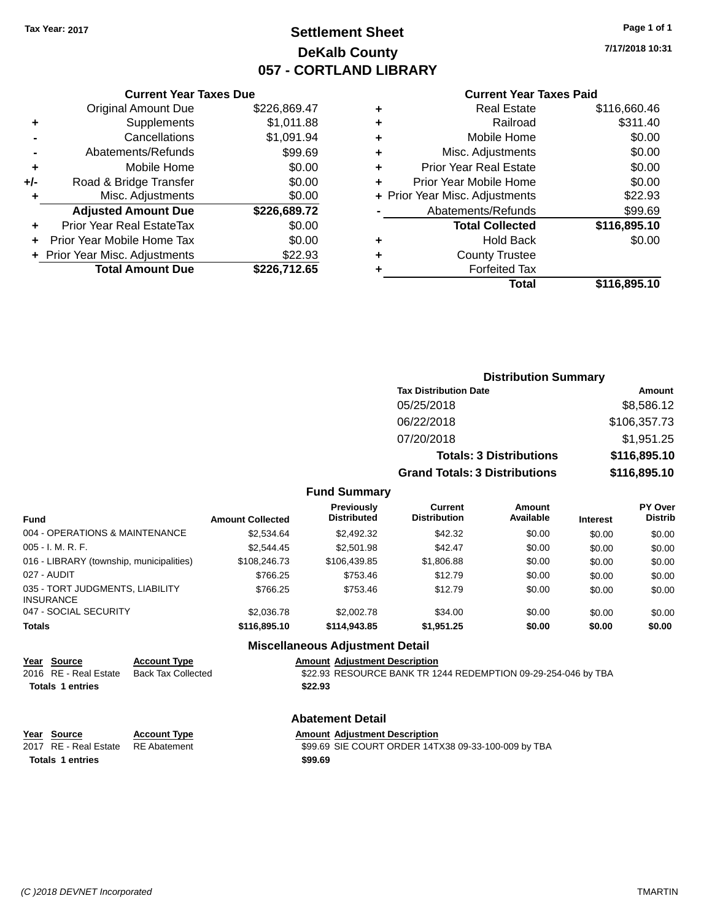Tax Year: 2017

# Settlement Sheet
## DeKalb County
## 057 - CORTLAND LIBRARY

7/17/2018 10:31

### Current Year Taxes Due

| | | |
|---|---|---|
| | Original Amount Due | $226,869.47 |
| + | Supplements | $1,011.88 |
| - | Cancellations | $1,091.94 |
| - | Abatements/Refunds | $99.69 |
| + | Mobile Home | $0.00 |
| +/- | Road & Bridge Transfer | $0.00 |
| + | Misc. Adjustments | $0.00 |
| | **Adjusted Amount Due** | **$226,689.72** |
| + | Prior Year Real EstateTax | $0.00 |
| + | Prior Year Mobile Home Tax | $0.00 |
| + | Prior Year Misc. Adjustments | $22.93 |
| | **Total Amount Due** | **$226,712.65** |

### Current Year Taxes Paid

| | | |
|---|---|---|
| + | Real Estate | $116,660.46 |
| + | Railroad | $311.40 |
| + | Mobile Home | $0.00 |
| + | Misc. Adjustments | $0.00 |
| + | Prior Year Real Estate | $0.00 |
| + | Prior Year Mobile Home | $0.00 |
| + | Prior Year Misc. Adjustments | $22.93 |
| - | Abatements/Refunds | $99.69 |
| | **Total Collected** | **$116,895.10** |
| + | Hold Back | $0.00 |
| + | County Trustee | |
| + | Forfeited Tax | |
| | **Total** | **$116,895.10** |

### Distribution Summary

| Tax Distribution Date | Amount |
|---|---|
| 05/25/2018 | $8,586.12 |
| 06/22/2018 | $106,357.73 |
| 07/20/2018 | $1,951.25 |
| **Totals: 3 Distributions** | **$116,895.10** |
| **Grand Totals: 3 Distributions** | **$116,895.10** |

### Fund Summary

| Fund | Amount Collected | Previously Distributed | Current Distribution | Amount Available | Interest | PY Over Distrib |
|---|---|---|---|---|---|---|
| 004 - OPERATIONS & MAINTENANCE | $2,534.64 | $2,492.32 | $42.32 | $0.00 | $0.00 | $0.00 |
| 005 - I. M. R. F. | $2,544.45 | $2,501.98 | $42.47 | $0.00 | $0.00 | $0.00 |
| 016 - LIBRARY (township, municipalities) | $108,246.73 | $106,439.85 | $1,806.88 | $0.00 | $0.00 | $0.00 |
| 027 - AUDIT | $766.25 | $753.46 | $12.79 | $0.00 | $0.00 | $0.00 |
| 035 - TORT JUDGMENTS, LIABILITY INSURANCE | $766.25 | $753.46 | $12.79 | $0.00 | $0.00 | $0.00 |
| 047 - SOCIAL SECURITY | $2,036.78 | $2,002.78 | $34.00 | $0.00 | $0.00 | $0.00 |
| **Totals** | **$116,895.10** | **$114,943.85** | **$1,951.25** | **$0.00** | **$0.00** | **$0.00** |

### Miscellaneous Adjustment Detail

| Year | Source | Account Type | Amount | Adjustment Description |
|---|---|---|---|---|
| 2016 | RE - Real Estate | Back Tax Collected | $22.93 | RESOURCE BANK TR 1244 REDEMPTION 09-29-254-046 by TBA |
| **Totals** | **1 entries** | | **$22.93** | |

### Abatement Detail

| Year | Source | Account Type | Amount | Adjustment Description |
|---|---|---|---|---|
| 2017 | RE - Real Estate | RE Abatement | $99.69 | SIE COURT ORDER 14TX38 09-33-100-009 by TBA |
| **Totals** | **1 entries** | | **$99.69** | |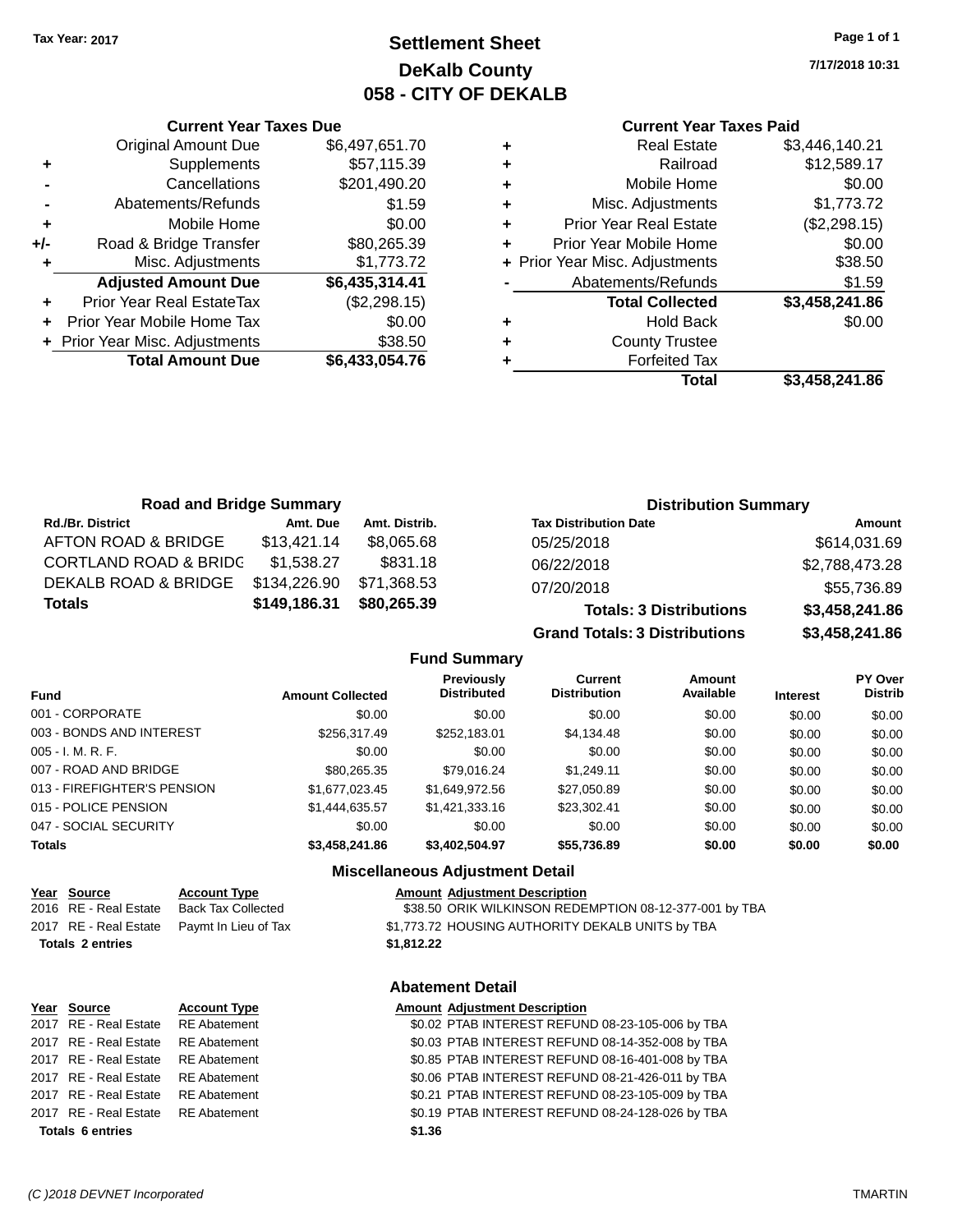Tax Year: 2017

# Settlement Sheet
## DeKalb County
## 058 - CITY OF DEKALB

7/17/2018 10:31

### Current Year Taxes Due

| | | |
|---|---|---|
| | Original Amount Due | $6,497,651.70 |
| + | Supplements | $57,115.39 |
| - | Cancellations | $201,490.20 |
| - | Abatements/Refunds | $1.59 |
| + | Mobile Home | $0.00 |
| +/- | Road & Bridge Transfer | $80,265.39 |
| + | Misc. Adjustments | $1,773.72 |
| | **Adjusted Amount Due** | **$6,435,314.41** |
| + | Prior Year Real EstateTax | ($2,298.15) |
| + | Prior Year Mobile Home Tax | $0.00 |
| + | Prior Year Misc. Adjustments | $38.50 |
| | **Total Amount Due** | **$6,433,054.76** |

### Current Year Taxes Paid

| | | |
|---|---|---|
| + | Real Estate | $3,446,140.21 |
| + | Railroad | $12,589.17 |
| + | Mobile Home | $0.00 |
| + | Misc. Adjustments | $1,773.72 |
| + | Prior Year Real Estate | ($2,298.15) |
| + | Prior Year Mobile Home | $0.00 |
| + | Prior Year Misc. Adjustments | $38.50 |
| - | Abatements/Refunds | $1.59 |
| | **Total Collected** | **$3,458,241.86** |
| + | Hold Back | $0.00 |
| + | County Trustee | |
| + | Forfeited Tax | |
| | **Total** | **$3,458,241.86** |

### Road and Bridge Summary

| Rd./Br. District | Amt. Due | Amt. Distrib. |
|---|---|---|
| AFTON ROAD & BRIDGE | $13,421.14 | $8,065.68 |
| CORTLAND ROAD & BRIDG | $1,538.27 | $831.18 |
| DEKALB ROAD & BRIDGE | $134,226.90 | $71,368.53 |
| **Totals** | **$149,186.31** | **$80,265.39** |

### Distribution Summary

| Tax Distribution Date | Amount |
|---|---|
| 05/25/2018 | $614,031.69 |
| 06/22/2018 | $2,788,473.28 |
| 07/20/2018 | $55,736.89 |
| **Totals: 3 Distributions** | **$3,458,241.86** |
| **Grand Totals: 3 Distributions** | **$3,458,241.86** |

### Fund Summary

| Fund | Amount Collected | Previously Distributed | Current Distribution | Amount Available | Interest | PY Over Distrib |
|---|---|---|---|---|---|---|
| 001 - CORPORATE | $0.00 | $0.00 | $0.00 | $0.00 | $0.00 | $0.00 |
| 003 - BONDS AND INTEREST | $256,317.49 | $252,183.01 | $4,134.48 | $0.00 | $0.00 | $0.00 |
| 005 - I. M. R. F. | $0.00 | $0.00 | $0.00 | $0.00 | $0.00 | $0.00 |
| 007 - ROAD AND BRIDGE | $80,265.35 | $79,016.24 | $1,249.11 | $0.00 | $0.00 | $0.00 |
| 013 - FIREFIGHTER'S PENSION | $1,677,023.45 | $1,649,972.56 | $27,050.89 | $0.00 | $0.00 | $0.00 |
| 015 - POLICE PENSION | $1,444,635.57 | $1,421,333.16 | $23,302.41 | $0.00 | $0.00 | $0.00 |
| 047 - SOCIAL SECURITY | $0.00 | $0.00 | $0.00 | $0.00 | $0.00 | $0.00 |
| **Totals** | **$3,458,241.86** | **$3,402,504.97** | **$55,736.89** | **$0.00** | **$0.00** | **$0.00** |

### Miscellaneous Adjustment Detail

| Year | Source | Account Type | Amount | Adjustment Description |
|---|---|---|---|---|
| 2016 | RE - Real Estate | Back Tax Collected | $38.50 | ORIK WILKINSON REDEMPTION 08-12-377-001 by TBA |
| 2017 | RE - Real Estate | Paymt In Lieu of Tax | $1,773.72 | HOUSING AUTHORITY DEKALB UNITS by TBA |
| **Totals 2 entries** | | | **$1,812.22** | |

### Abatement Detail

| Year | Source | Account Type | Amount | Adjustment Description |
|---|---|---|---|---|
| 2017 | RE - Real Estate | RE Abatement | $0.02 | PTAB INTEREST REFUND 08-23-105-006 by TBA |
| 2017 | RE - Real Estate | RE Abatement | $0.03 | PTAB INTEREST REFUND 08-14-352-008 by TBA |
| 2017 | RE - Real Estate | RE Abatement | $0.85 | PTAB INTEREST REFUND 08-16-401-008 by TBA |
| 2017 | RE - Real Estate | RE Abatement | $0.06 | PTAB INTEREST REFUND 08-21-426-011 by TBA |
| 2017 | RE - Real Estate | RE Abatement | $0.21 | PTAB INTEREST REFUND 08-23-105-009 by TBA |
| 2017 | RE - Real Estate | RE Abatement | $0.19 | PTAB INTEREST REFUND 08-24-128-026 by TBA |
| **Totals 6 entries** | | | **$1.36** | |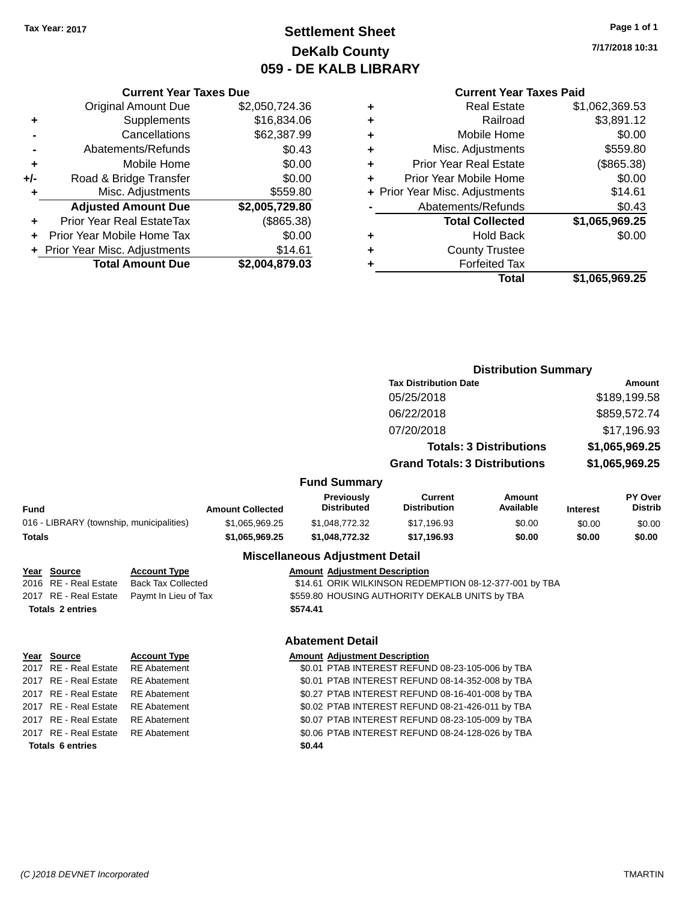Tax Year: 2017

# Settlement Sheet
## DeKalb County
## 059 - DE KALB LIBRARY

7/17/2018 10:31

### Current Year Taxes Due

| | | |
|---|---|---|
| | Original Amount Due | $2,050,724.36 |
| + | Supplements | $16,834.06 |
| - | Cancellations | $62,387.99 |
| - | Abatements/Refunds | $0.43 |
| + | Mobile Home | $0.00 |
| +/- | Road & Bridge Transfer | $0.00 |
| + | Misc. Adjustments | $559.80 |
| | **Adjusted Amount Due** | **$2,005,729.80** |
| + | Prior Year Real EstateTax | ($865.38) |
| + | Prior Year Mobile Home Tax | $0.00 |
| + | Prior Year Misc. Adjustments | $14.61 |
| | **Total Amount Due** | **$2,004,879.03** |

### Current Year Taxes Paid

| | | |
|---|---|---|
| + | Real Estate | $1,062,369.53 |
| + | Railroad | $3,891.12 |
| + | Mobile Home | $0.00 |
| + | Misc. Adjustments | $559.80 |
| + | Prior Year Real Estate | ($865.38) |
| + | Prior Year Mobile Home | $0.00 |
| + | Prior Year Misc. Adjustments | $14.61 |
| - | Abatements/Refunds | $0.43 |
| | **Total Collected** | **$1,065,969.25** |
| + | Hold Back | $0.00 |
| + | County Trustee | |
| + | Forfeited Tax | |
| | **Total** | **$1,065,969.25** |

### Distribution Summary

| Tax Distribution Date | Amount |
|---|---|
| 05/25/2018 | $189,199.58 |
| 06/22/2018 | $859,572.74 |
| 07/20/2018 | $17,196.93 |
| **Totals: 3 Distributions** | **$1,065,969.25** |
| **Grand Totals: 3 Distributions** | **$1,065,969.25** |

### Fund Summary

| Fund | Amount Collected | Previously Distributed | Current Distribution | Amount Available | Interest | PY Over Distrib |
|---|---|---|---|---|---|---|
| 016 - LIBRARY (township, municipalities) | $1,065,969.25 | $1,048,772.32 | $17,196.93 | $0.00 | $0.00 | $0.00 |
| **Totals** | **$1,065,969.25** | **$1,048,772.32** | **$17,196.93** | **$0.00** | **$0.00** | **$0.00** |

### Miscellaneous Adjustment Detail

| Year | Source | Account Type | Amount | Adjustment Description |
|---|---|---|---|---|
| 2016 | RE - Real Estate | Back Tax Collected | $14.61 | ORIK WILKINSON REDEMPTION 08-12-377-001 by TBA |
| 2017 | RE - Real Estate | Paymt In Lieu of Tax | $559.80 | HOUSING AUTHORITY DEKALB UNITS by TBA |
| **Totals 2 entries** | | | **$574.41** | |

### Abatement Detail

| Year | Source | Account Type | Amount | Adjustment Description |
|---|---|---|---|---|
| 2017 | RE - Real Estate | RE Abatement | $0.01 | PTAB INTEREST REFUND 08-23-105-006 by TBA |
| 2017 | RE - Real Estate | RE Abatement | $0.01 | PTAB INTEREST REFUND 08-14-352-008 by TBA |
| 2017 | RE - Real Estate | RE Abatement | $0.27 | PTAB INTEREST REFUND 08-16-401-008 by TBA |
| 2017 | RE - Real Estate | RE Abatement | $0.02 | PTAB INTEREST REFUND 08-21-426-011 by TBA |
| 2017 | RE - Real Estate | RE Abatement | $0.07 | PTAB INTEREST REFUND 08-23-105-009 by TBA |
| 2017 | RE - Real Estate | RE Abatement | $0.06 | PTAB INTEREST REFUND 08-24-128-026 by TBA |
| **Totals 6 entries** | | | **$0.44** | |

(C )2018 DEVNET Incorporated TMARTIN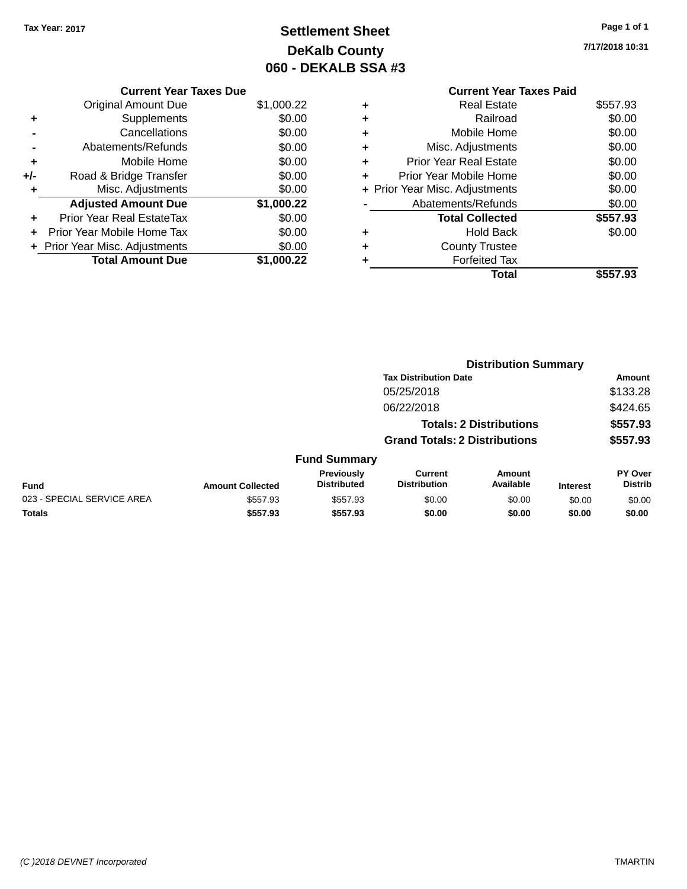Tax Year: 2017

# Settlement Sheet
## DeKalb County
## 060 - DEKALB SSA #3

7/17/2018 10:31

### Current Year Taxes Due

| | | |
|---|---|---|
| | Original Amount Due | $1,000.22 |
| + | Supplements | $0.00 |
| - | Cancellations | $0.00 |
| - | Abatements/Refunds | $0.00 |
| + | Mobile Home | $0.00 |
| +/- | Road & Bridge Transfer | $0.00 |
| + | Misc. Adjustments | $0.00 |
| | **Adjusted Amount Due** | **$1,000.22** |
| + | Prior Year Real EstateTax | $0.00 |
| + | Prior Year Mobile Home Tax | $0.00 |
| + | Prior Year Misc. Adjustments | $0.00 |
| | **Total Amount Due** | **$1,000.22** |

### Current Year Taxes Paid

| | | |
|---|---|---|
| + | Real Estate | $557.93 |
| + | Railroad | $0.00 |
| + | Mobile Home | $0.00 |
| + | Misc. Adjustments | $0.00 |
| + | Prior Year Real Estate | $0.00 |
| + | Prior Year Mobile Home | $0.00 |
| + | Prior Year Misc. Adjustments | $0.00 |
| - | Abatements/Refunds | $0.00 |
| | **Total Collected** | **$557.93** |
| + | Hold Back | $0.00 |
| + | County Trustee | |
| + | Forfeited Tax | |
| | **Total** | **$557.93** |

### Distribution Summary

| Tax Distribution Date | Amount |
|---|---|
| 05/25/2018 | $133.28 |
| 06/22/2018 | $424.65 |
| **Totals: 2 Distributions** | **$557.93** |
| **Grand Totals: 2 Distributions** | **$557.93** |

### Fund Summary

| Fund | Amount Collected | Previously Distributed | Current Distribution | Amount Available | Interest | PY Over Distrib |
|---|---|---|---|---|---|---|
| 023 - SPECIAL SERVICE AREA | $557.93 | $557.93 | $0.00 | $0.00 | $0.00 | $0.00 |
| **Totals** | **$557.93** | **$557.93** | **$0.00** | **$0.00** | **$0.00** | **$0.00** |

(C )2018 DEVNET Incorporated TMARTIN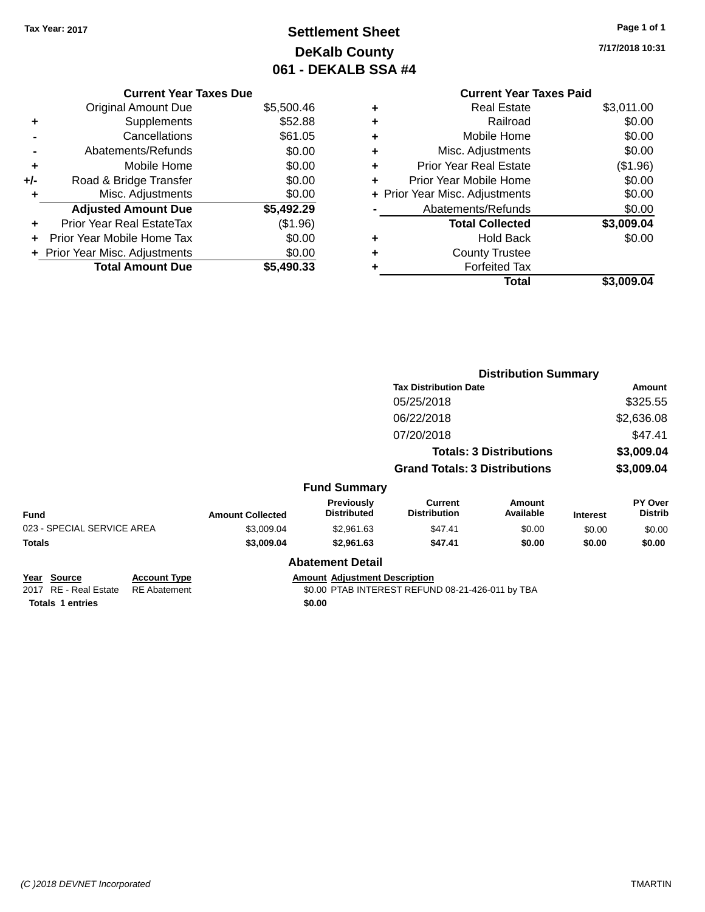Tax Year: 2017

# Settlement Sheet
## DeKalb County
## 061 - DEKALB SSA #4

7/17/2018 10:31

| | Current Year Taxes Due | |
|---|---|---|
| | Original Amount Due | $5,500.46 |
| + | Supplements | $52.88 |
| - | Cancellations | $61.05 |
| - | Abatements/Refunds | $0.00 |
| + | Mobile Home | $0.00 |
| +/- | Road & Bridge Transfer | $0.00 |
| + | Misc. Adjustments | $0.00 |
| | **Adjusted Amount Due** | **$5,492.29** |
| + | Prior Year Real EstateTax | ($1.96) |
| + | Prior Year Mobile Home Tax | $0.00 |
| + | Prior Year Misc. Adjustments | $0.00 |
| | **Total Amount Due** | **$5,490.33** |

| | Current Year Taxes Paid | |
|---|---|---|
| + | Real Estate | $3,011.00 |
| + | Railroad | $0.00 |
| + | Mobile Home | $0.00 |
| + | Misc. Adjustments | $0.00 |
| + | Prior Year Real Estate | ($1.96) |
| + | Prior Year Mobile Home | $0.00 |
| + | Prior Year Misc. Adjustments | $0.00 |
| - | Abatements/Refunds | $0.00 |
| | **Total Collected** | **$3,009.04** |
| + | Hold Back | $0.00 |
| + | County Trustee | |
| + | Forfeited Tax | |
| | **Total** | **$3,009.04** |

### Distribution Summary

| Tax Distribution Date | Amount |
|---|---|
| 05/25/2018 | $325.55 |
| 06/22/2018 | $2,636.08 |
| 07/20/2018 | $47.41 |
| **Totals: 3 Distributions** | **$3,009.04** |
| **Grand Totals: 3 Distributions** | **$3,009.04** |

### Fund Summary

| Fund | Amount Collected | Previously Distributed | Current Distribution | Amount Available | Interest | PY Over Distrib |
|---|---|---|---|---|---|---|
| 023 - SPECIAL SERVICE AREA | $3,009.04 | $2,961.63 | $47.41 | $0.00 | $0.00 | $0.00 |
| **Totals** | **$3,009.04** | **$2,961.63** | **$47.41** | **$0.00** | **$0.00** | **$0.00** |

### Abatement Detail

| Year | Source | Account Type | Amount | Adjustment Description |
|---|---|---|---|---|
| 2017 | RE - Real Estate | RE Abatement | $0.00 | PTAB INTEREST REFUND 08-21-426-011 by TBA |
| **Totals 1 entries** | | | **$0.00** | |

(C )2018 DEVNET Incorporated TMARTIN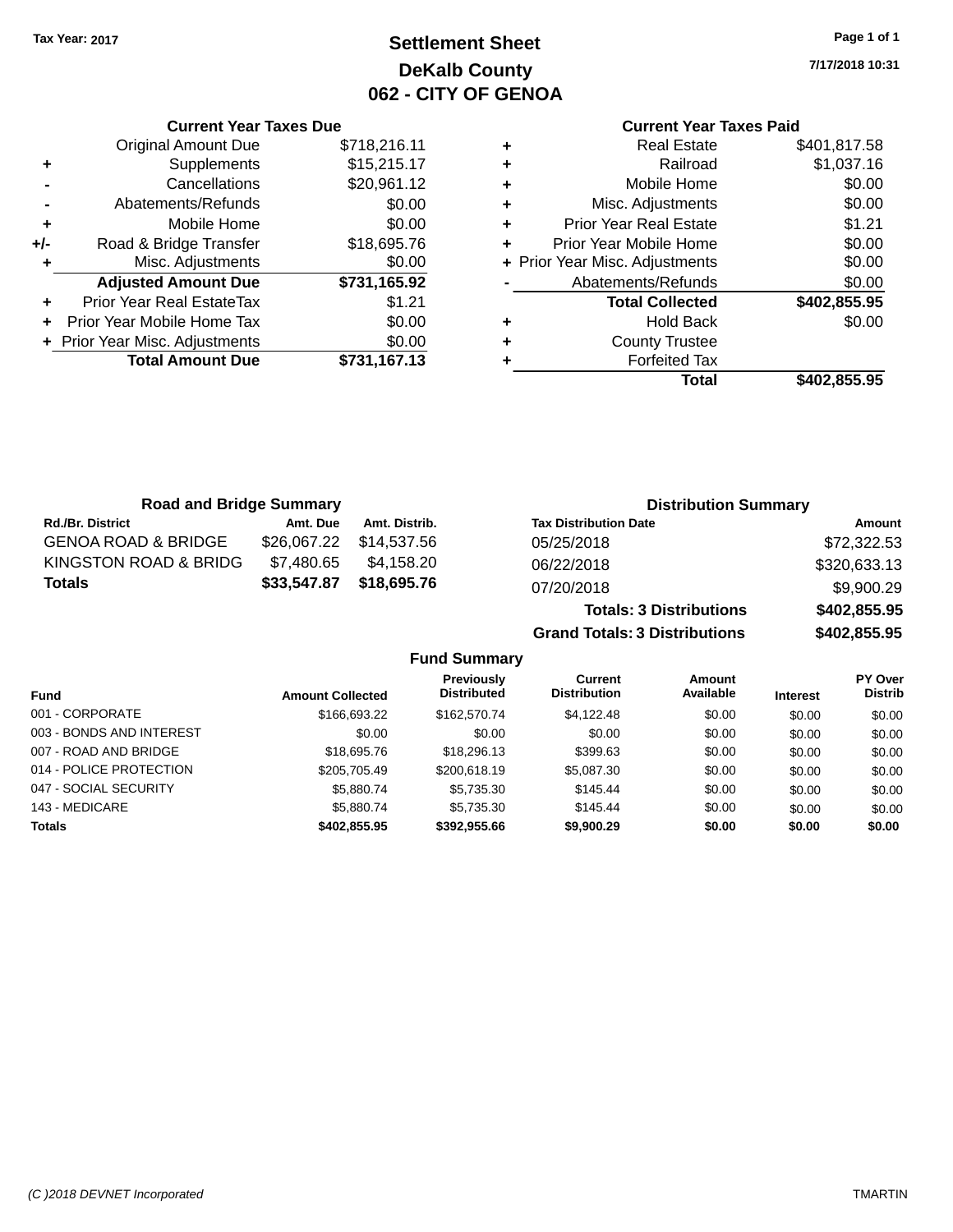Tax Year: 2017

# Settlement Sheet
## DeKalb County
## 062 - CITY OF GENOA

7/17/2018 10:31

### Current Year Taxes Due

| | | |
|---|---|---|
| | Original Amount Due | $718,216.11 |
| + | Supplements | $15,215.17 |
| - | Cancellations | $20,961.12 |
| - | Abatements/Refunds | $0.00 |
| + | Mobile Home | $0.00 |
| +/- | Road & Bridge Transfer | $18,695.76 |
| + | Misc. Adjustments | $0.00 |
| | **Adjusted Amount Due** | **$731,165.92** |
| + | Prior Year Real EstateTax | $1.21 |
| + | Prior Year Mobile Home Tax | $0.00 |
| + | Prior Year Misc. Adjustments | $0.00 |
| | **Total Amount Due** | **$731,167.13** |

### Current Year Taxes Paid

| | | |
|---|---|---|
| + | Real Estate | $401,817.58 |
| + | Railroad | $1,037.16 |
| + | Mobile Home | $0.00 |
| + | Misc. Adjustments | $0.00 |
| + | Prior Year Real Estate | $1.21 |
| + | Prior Year Mobile Home | $0.00 |
| + | Prior Year Misc. Adjustments | $0.00 |
| - | Abatements/Refunds | $0.00 |
| | **Total Collected** | **$402,855.95** |
| + | Hold Back | $0.00 |
| + | County Trustee | |
| + | Forfeited Tax | |
| | **Total** | **$402,855.95** |

### Road and Bridge Summary

| Rd./Br. District | Amt. Due | Amt. Distrib. |
|---|---|---|
| GENOA ROAD & BRIDGE | $26,067.22 | $14,537.56 |
| KINGSTON ROAD & BRIDG | $7,480.65 | $4,158.20 |
| **Totals** | **$33,547.87** | **$18,695.76** |

### Distribution Summary

| Tax Distribution Date | Amount |
|---|---|
| 05/25/2018 | $72,322.53 |
| 06/22/2018 | $320,633.13 |
| 07/20/2018 | $9,900.29 |
| **Totals: 3 Distributions** | **$402,855.95** |
| **Grand Totals: 3 Distributions** | **$402,855.95** |

### Fund Summary

| Fund | Amount Collected | Previously Distributed | Current Distribution | Amount Available | Interest | PY Over Distrib |
|---|---|---|---|---|---|---|
| 001 - CORPORATE | $166,693.22 | $162,570.74 | $4,122.48 | $0.00 | $0.00 | $0.00 |
| 003 - BONDS AND INTEREST | $0.00 | $0.00 | $0.00 | $0.00 | $0.00 | $0.00 |
| 007 - ROAD AND BRIDGE | $18,695.76 | $18,296.13 | $399.63 | $0.00 | $0.00 | $0.00 |
| 014 - POLICE PROTECTION | $205,705.49 | $200,618.19 | $5,087.30 | $0.00 | $0.00 | $0.00 |
| 047 - SOCIAL SECURITY | $5,880.74 | $5,735.30 | $145.44 | $0.00 | $0.00 | $0.00 |
| 143 - MEDICARE | $5,880.74 | $5,735.30 | $145.44 | $0.00 | $0.00 | $0.00 |
| **Totals** | **$402,855.95** | **$392,955.66** | **$9,900.29** | **$0.00** | **$0.00** | **$0.00** |

(C )2018 DEVNET Incorporated TMARTIN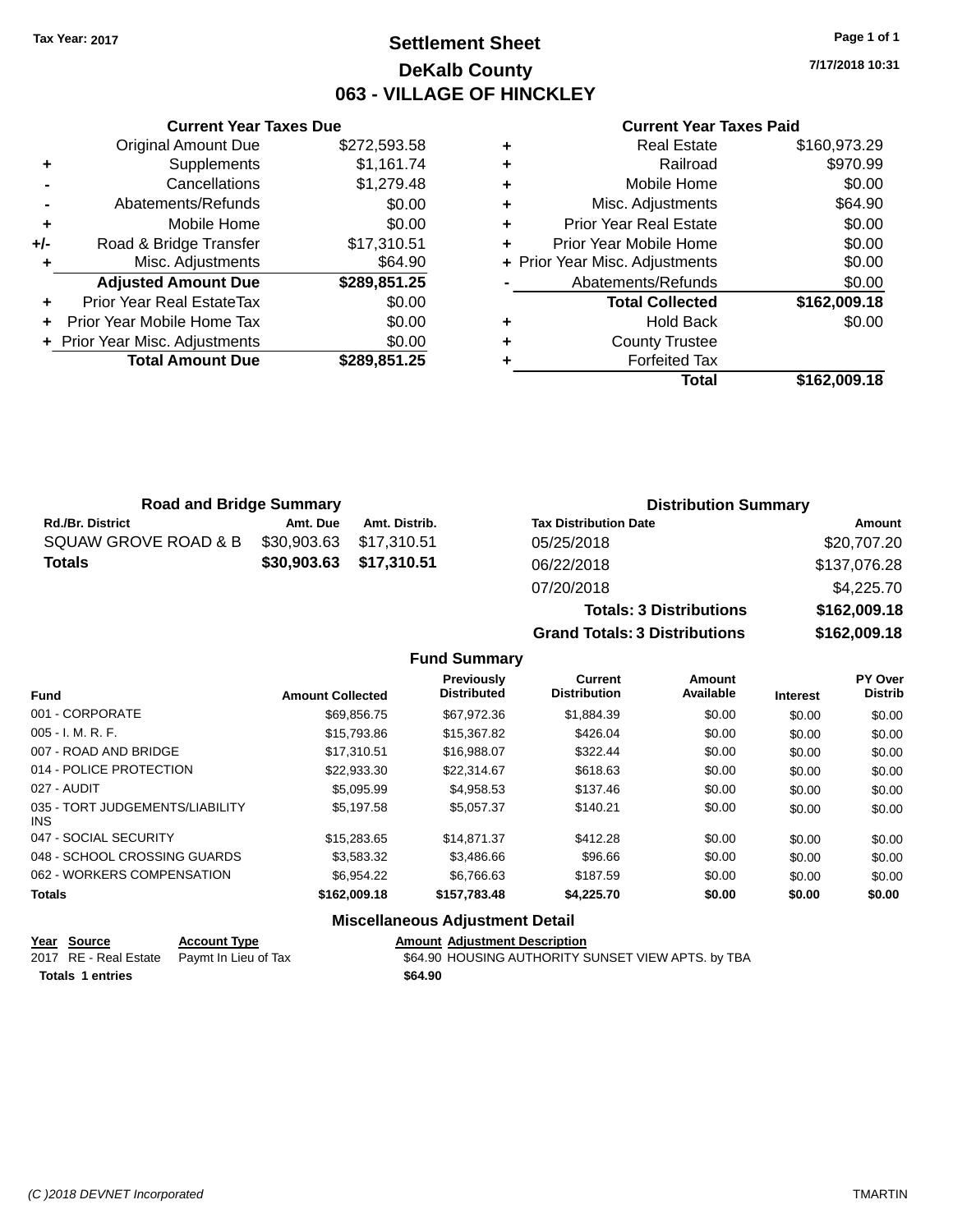Tax Year: 2017

# Settlement Sheet
## DeKalb County
## 063 - VILLAGE OF HINCKLEY

7/17/2018 10:31

### Current Year Taxes Due

| | | |
|---|---|---|
| | Original Amount Due | $272,593.58 |
| + | Supplements | $1,161.74 |
| - | Cancellations | $1,279.48 |
| - | Abatements/Refunds | $0.00 |
| + | Mobile Home | $0.00 |
| +/- | Road & Bridge Transfer | $17,310.51 |
| + | Misc. Adjustments | $64.90 |
| | **Adjusted Amount Due** | **$289,851.25** |
| + | Prior Year Real EstateTax | $0.00 |
| + | Prior Year Mobile Home Tax | $0.00 |
| + | Prior Year Misc. Adjustments | $0.00 |
| | **Total Amount Due** | **$289,851.25** |

### Current Year Taxes Paid

| | | |
|---|---|---|
| + | Real Estate | $160,973.29 |
| + | Railroad | $970.99 |
| + | Mobile Home | $0.00 |
| + | Misc. Adjustments | $64.90 |
| + | Prior Year Real Estate | $0.00 |
| + | Prior Year Mobile Home | $0.00 |
| + | Prior Year Misc. Adjustments | $0.00 |
| - | Abatements/Refunds | $0.00 |
| | **Total Collected** | **$162,009.18** |
| + | Hold Back | $0.00 |
| + | County Trustee | |
| + | Forfeited Tax | |
| | **Total** | **$162,009.18** |

### Road and Bridge Summary

| Rd./Br. District | Amt. Due | Amt. Distrib. |
|---|---|---|
| SQUAW GROVE ROAD & B | $30,903.63 | $17,310.51 |
| **Totals** | **$30,903.63** | **$17,310.51** |

### Distribution Summary

| Tax Distribution Date | Amount |
|---|---|
| 05/25/2018 | $20,707.20 |
| 06/22/2018 | $137,076.28 |
| 07/20/2018 | $4,225.70 |
| **Totals: 3 Distributions** | **$162,009.18** |
| **Grand Totals: 3 Distributions** | **$162,009.18** |

### Fund Summary

| Fund | Amount Collected | Previously Distributed | Current Distribution | Amount Available | Interest | PY Over Distrib |
|---|---|---|---|---|---|---|
| 001 - CORPORATE | $69,856.75 | $67,972.36 | $1,884.39 | $0.00 | $0.00 | $0.00 |
| 005 - I. M. R. F. | $15,793.86 | $15,367.82 | $426.04 | $0.00 | $0.00 | $0.00 |
| 007 - ROAD AND BRIDGE | $17,310.51 | $16,988.07 | $322.44 | $0.00 | $0.00 | $0.00 |
| 014 - POLICE PROTECTION | $22,933.30 | $22,314.67 | $618.63 | $0.00 | $0.00 | $0.00 |
| 027 - AUDIT | $5,095.99 | $4,958.53 | $137.46 | $0.00 | $0.00 | $0.00 |
| 035 - TORT JUDGEMENTS/LIABILITY INS | $5,197.58 | $5,057.37 | $140.21 | $0.00 | $0.00 | $0.00 |
| 047 - SOCIAL SECURITY | $15,283.65 | $14,871.37 | $412.28 | $0.00 | $0.00 | $0.00 |
| 048 - SCHOOL CROSSING GUARDS | $3,583.32 | $3,486.66 | $96.66 | $0.00 | $0.00 | $0.00 |
| 062 - WORKERS COMPENSATION | $6,954.22 | $6,766.63 | $187.59 | $0.00 | $0.00 | $0.00 |
| **Totals** | **$162,009.18** | **$157,783.48** | **$4,225.70** | **$0.00** | **$0.00** | **$0.00** |

### Miscellaneous Adjustment Detail

| Year | Source | Account Type | Amount | Adjustment Description |
|---|---|---|---|---|
| 2017 | RE - Real Estate | Paymt In Lieu of Tax | $64.90 | HOUSING AUTHORITY SUNSET VIEW APTS. by TBA |
| **Totals 1 entries** | | | **$64.90** | |

(C )2018 DEVNET Incorporated TMARTIN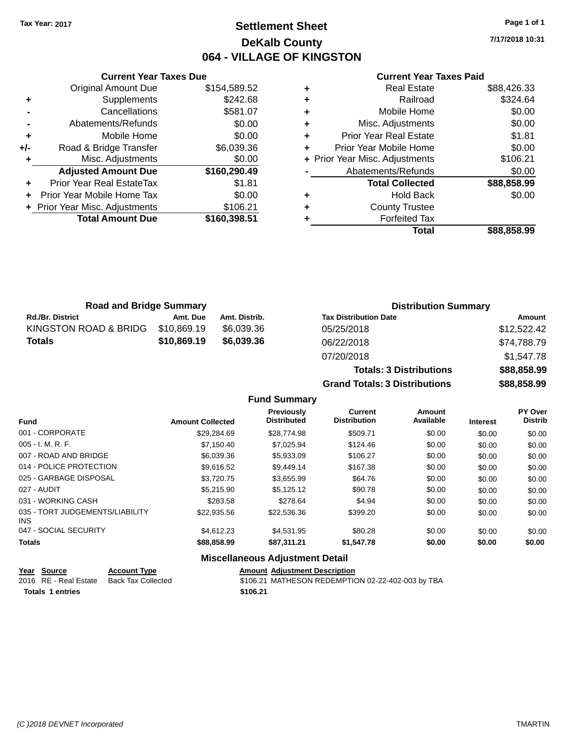Tax Year: 2017

# Settlement Sheet
## DeKalb County
## 064 - VILLAGE OF KINGSTON

7/17/2018 10:31

### Current Year Taxes Due

| | | |
|---|---|---|
| | Original Amount Due | $154,589.52 |
| + | Supplements | $242.68 |
| - | Cancellations | $581.07 |
| - | Abatements/Refunds | $0.00 |
| + | Mobile Home | $0.00 |
| +/- | Road & Bridge Transfer | $6,039.36 |
| + | Misc. Adjustments | $0.00 |
| | **Adjusted Amount Due** | **$160,290.49** |
| + | Prior Year Real EstateTax | $1.81 |
| + | Prior Year Mobile Home Tax | $0.00 |
| + | Prior Year Misc. Adjustments | $106.21 |
| | **Total Amount Due** | **$160,398.51** |

### Current Year Taxes Paid

| | | |
|---|---|---|
| + | Real Estate | $88,426.33 |
| + | Railroad | $324.64 |
| + | Mobile Home | $0.00 |
| + | Misc. Adjustments | $0.00 |
| + | Prior Year Real Estate | $1.81 |
| + | Prior Year Mobile Home | $0.00 |
| + | Prior Year Misc. Adjustments | $106.21 |
| - | Abatements/Refunds | $0.00 |
| | **Total Collected** | **$88,858.99** |
| + | Hold Back | $0.00 |
| + | County Trustee | |
| + | Forfeited Tax | |
| | **Total** | **$88,858.99** |

### Road and Bridge Summary

| Rd./Br. District | Amt. Due | Amt. Distrib. |
|---|---|---|
| KINGSTON ROAD & BRIDG | $10,869.19 | $6,039.36 |
| **Totals** | **$10,869.19** | **$6,039.36** |

### Distribution Summary

| Tax Distribution Date | Amount |
|---|---|
| 05/25/2018 | $12,522.42 |
| 06/22/2018 | $74,788.79 |
| 07/20/2018 | $1,547.78 |
| **Totals: 3 Distributions** | **$88,858.99** |
| **Grand Totals: 3 Distributions** | **$88,858.99** |

### Fund Summary

| Fund | Amount Collected | Previously Distributed | Current Distribution | Amount Available | Interest | PY Over Distrib |
|---|---|---|---|---|---|---|
| 001 - CORPORATE | $29,284.69 | $28,774.98 | $509.71 | $0.00 | $0.00 | $0.00 |
| 005 - I. M. R. F. | $7,150.40 | $7,025.94 | $124.46 | $0.00 | $0.00 | $0.00 |
| 007 - ROAD AND BRIDGE | $6,039.36 | $5,933.09 | $106.27 | $0.00 | $0.00 | $0.00 |
| 014 - POLICE PROTECTION | $9,616.52 | $9,449.14 | $167.38 | $0.00 | $0.00 | $0.00 |
| 025 - GARBAGE DISPOSAL | $3,720.75 | $3,655.99 | $64.76 | $0.00 | $0.00 | $0.00 |
| 027 - AUDIT | $5,215.90 | $5,125.12 | $90.78 | $0.00 | $0.00 | $0.00 |
| 031 - WORKING CASH | $283.58 | $278.64 | $4.94 | $0.00 | $0.00 | $0.00 |
| 035 - TORT JUDGEMENTS/LIABILITY INS | $22,935.56 | $22,536.36 | $399.20 | $0.00 | $0.00 | $0.00 |
| 047 - SOCIAL SECURITY | $4,612.23 | $4,531.95 | $80.28 | $0.00 | $0.00 | $0.00 |
| **Totals** | **$88,858.99** | **$87,311.21** | **$1,547.78** | **$0.00** | **$0.00** | **$0.00** |

### Miscellaneous Adjustment Detail

| Year | Source | Account Type | Amount | Adjustment Description |
|---|---|---|---|---|
| 2016 | RE - Real Estate | Back Tax Collected | $106.21 | MATHESON REDEMPTION 02-22-402-003 by TBA |
| **Totals** | **1 entries** | | **$106.21** | |

(C )2018 DEVNET Incorporated — TMARTIN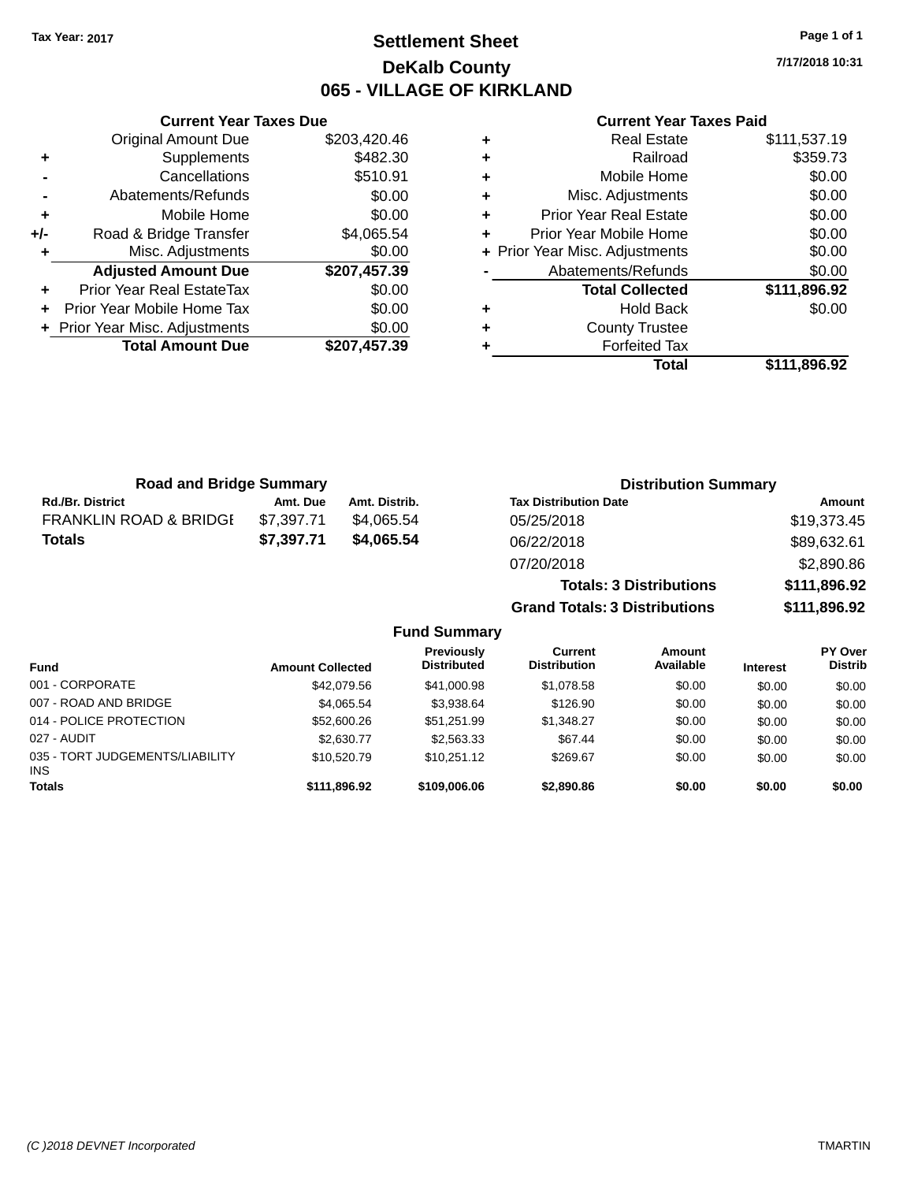Tax Year: 2017

# Settlement Sheet

## DeKalb County

## 065 - VILLAGE OF KIRKLAND

7/17/2018 10:31

### Current Year Taxes Due

| | | |
|---|---|---|
| | Original Amount Due | $203,420.46 |
| + | Supplements | $482.30 |
| - | Cancellations | $510.91 |
| - | Abatements/Refunds | $0.00 |
| + | Mobile Home | $0.00 |
| +/- | Road & Bridge Transfer | $4,065.54 |
| + | Misc. Adjustments | $0.00 |
| | **Adjusted Amount Due** | **$207,457.39** |
| + | Prior Year Real EstateTax | $0.00 |
| + | Prior Year Mobile Home Tax | $0.00 |
| + | Prior Year Misc. Adjustments | $0.00 |
| | **Total Amount Due** | **$207,457.39** |

### Current Year Taxes Paid

| | | |
|---|---|---|
| + | Real Estate | $111,537.19 |
| + | Railroad | $359.73 |
| + | Mobile Home | $0.00 |
| + | Misc. Adjustments | $0.00 |
| + | Prior Year Real Estate | $0.00 |
| + | Prior Year Mobile Home | $0.00 |
| + | Prior Year Misc. Adjustments | $0.00 |
| - | Abatements/Refunds | $0.00 |
| | **Total Collected** | **$111,896.92** |
| + | Hold Back | $0.00 |
| + | County Trustee | |
| + | Forfeited Tax | |
| | **Total** | **$111,896.92** |

### Road and Bridge Summary

| Rd./Br. District | Amt. Due | Amt. Distrib. |
|---|---|---|
| FRANKLIN ROAD & BRIDGE | $7,397.71 | $4,065.54 |
| **Totals** | **$7,397.71** | **$4,065.54** |

### Distribution Summary

| Tax Distribution Date | Amount |
|---|---|
| 05/25/2018 | $19,373.45 |
| 06/22/2018 | $89,632.61 |
| 07/20/2018 | $2,890.86 |
| **Totals: 3 Distributions** | **$111,896.92** |
| **Grand Totals: 3 Distributions** | **$111,896.92** |

### Fund Summary

| Fund | Amount Collected | Previously Distributed | Current Distribution | Amount Available | Interest | PY Over Distrib |
|---|---|---|---|---|---|---|
| 001 - CORPORATE | $42,079.56 | $41,000.98 | $1,078.58 | $0.00 | $0.00 | $0.00 |
| 007 - ROAD AND BRIDGE | $4,065.54 | $3,938.64 | $126.90 | $0.00 | $0.00 | $0.00 |
| 014 - POLICE PROTECTION | $52,600.26 | $51,251.99 | $1,348.27 | $0.00 | $0.00 | $0.00 |
| 027 - AUDIT | $2,630.77 | $2,563.33 | $67.44 | $0.00 | $0.00 | $0.00 |
| 035 - TORT JUDGEMENTS/LIABILITY INS | $10,520.79 | $10,251.12 | $269.67 | $0.00 | $0.00 | $0.00 |
| **Totals** | **$111,896.92** | **$109,006.06** | **$2,890.86** | **$0.00** | **$0.00** | **$0.00** |

(C )2018 DEVNET Incorporated — TMARTIN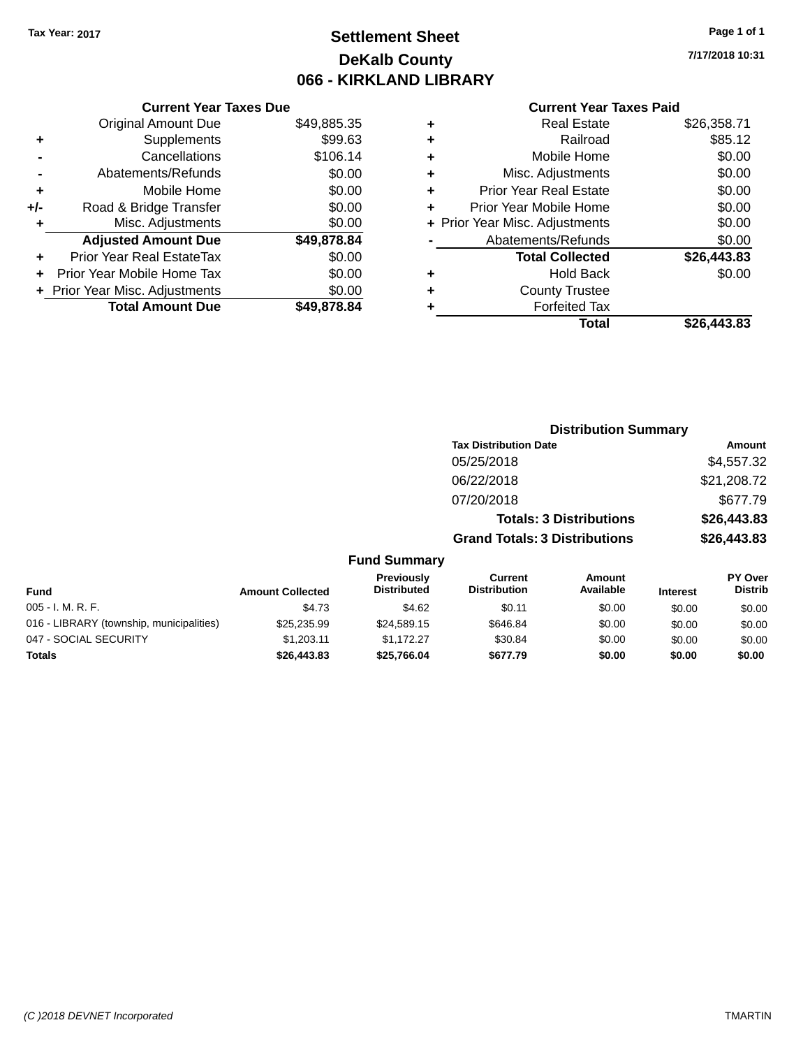Tax Year: 2017

# Settlement Sheet
## DeKalb County
## 066 - KIRKLAND LIBRARY

7/17/2018 10:31

### Current Year Taxes Due

| | | |
|---|---|---|
| | Original Amount Due | $49,885.35 |
| + | Supplements | $99.63 |
| - | Cancellations | $106.14 |
| - | Abatements/Refunds | $0.00 |
| + | Mobile Home | $0.00 |
| +/- | Road & Bridge Transfer | $0.00 |
| + | Misc. Adjustments | $0.00 |
| | **Adjusted Amount Due** | **$49,878.84** |
| + | Prior Year Real EstateTax | $0.00 |
| + | Prior Year Mobile Home Tax | $0.00 |
| + | Prior Year Misc. Adjustments | $0.00 |
| | **Total Amount Due** | **$49,878.84** |

### Current Year Taxes Paid

| | | |
|---|---|---|
| + | Real Estate | $26,358.71 |
| + | Railroad | $85.12 |
| + | Mobile Home | $0.00 |
| + | Misc. Adjustments | $0.00 |
| + | Prior Year Real Estate | $0.00 |
| + | Prior Year Mobile Home | $0.00 |
| + | Prior Year Misc. Adjustments | $0.00 |
| - | Abatements/Refunds | $0.00 |
| | **Total Collected** | **$26,443.83** |
| + | Hold Back | $0.00 |
| + | County Trustee | |
| + | Forfeited Tax | |
| | **Total** | **$26,443.83** |

### Distribution Summary

| Tax Distribution Date | Amount |
|---|---|
| 05/25/2018 | $4,557.32 |
| 06/22/2018 | $21,208.72 |
| 07/20/2018 | $677.79 |
| **Totals: 3 Distributions** | **$26,443.83** |
| **Grand Totals: 3 Distributions** | **$26,443.83** |

### Fund Summary

| Fund | Amount Collected | Previously Distributed | Current Distribution | Amount Available | Interest | PY Over Distrib |
|---|---|---|---|---|---|---|
| 005 - I. M. R. F. | $4.73 | $4.62 | $0.11 | $0.00 | $0.00 | $0.00 |
| 016 - LIBRARY (township, municipalities) | $25,235.99 | $24,589.15 | $646.84 | $0.00 | $0.00 | $0.00 |
| 047 - SOCIAL SECURITY | $1,203.11 | $1,172.27 | $30.84 | $0.00 | $0.00 | $0.00 |
| **Totals** | **$26,443.83** | **$25,766.04** | **$677.79** | **$0.00** | **$0.00** | **$0.00** |

(C )2018 DEVNET Incorporated — TMARTIN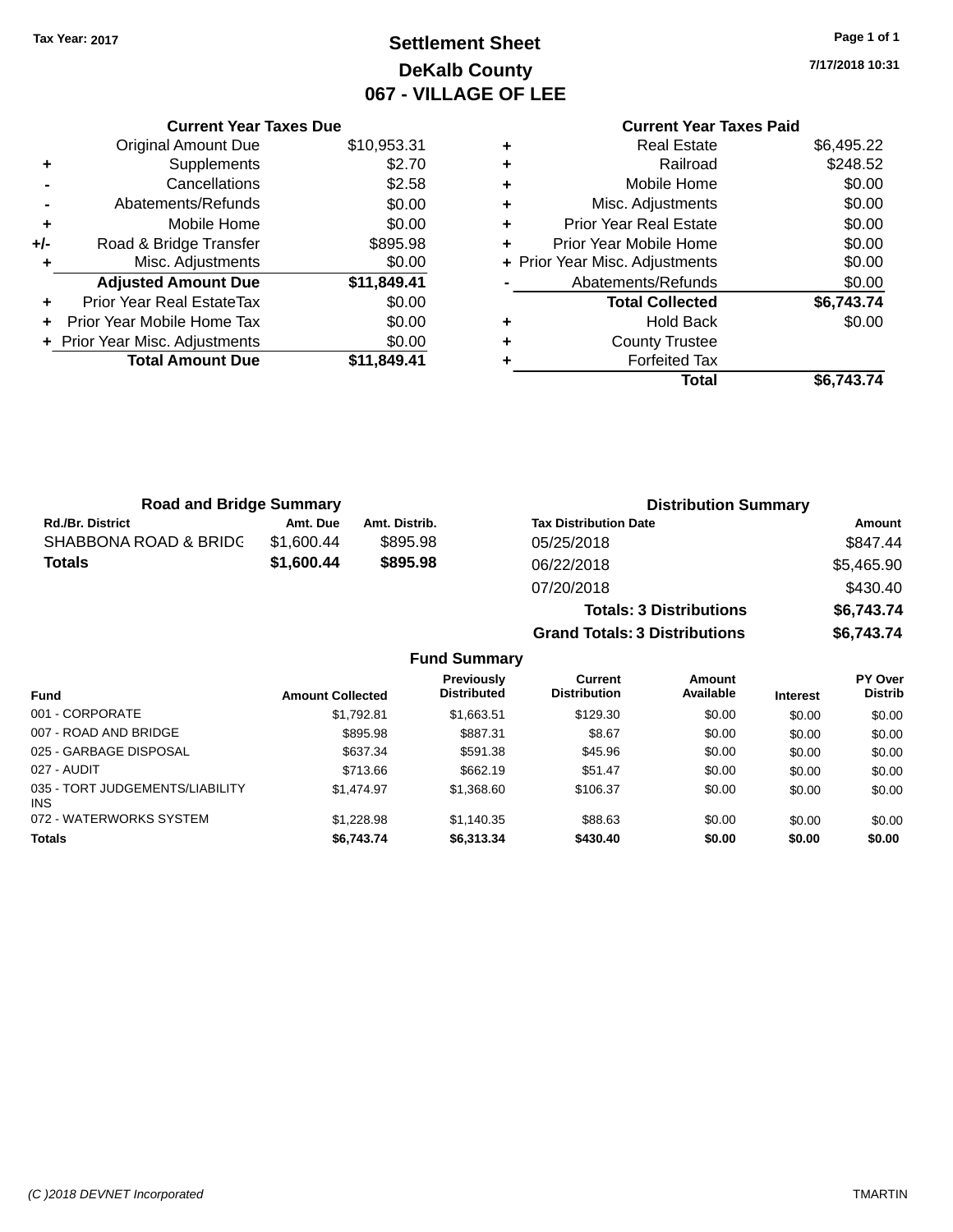Tax Year: 2017

# Settlement Sheet
## DeKalb County
## 067 - VILLAGE OF LEE

7/17/2018 10:31

| | Current Year Taxes Due | |
|---|---|---|
| | Original Amount Due | $10,953.31 |
| + | Supplements | $2.70 |
| - | Cancellations | $2.58 |
| - | Abatements/Refunds | $0.00 |
| + | Mobile Home | $0.00 |
| +/- | Road & Bridge Transfer | $895.98 |
| + | Misc. Adjustments | $0.00 |
| | **Adjusted Amount Due** | **$11,849.41** |
| + | Prior Year Real EstateTax | $0.00 |
| + | Prior Year Mobile Home Tax | $0.00 |
| + | Prior Year Misc. Adjustments | $0.00 |
| | **Total Amount Due** | **$11,849.41** |

| | Current Year Taxes Paid | |
|---|---|---|
| + | Real Estate | $6,495.22 |
| + | Railroad | $248.52 |
| + | Mobile Home | $0.00 |
| + | Misc. Adjustments | $0.00 |
| + | Prior Year Real Estate | $0.00 |
| + | Prior Year Mobile Home | $0.00 |
| + | Prior Year Misc. Adjustments | $0.00 |
| - | Abatements/Refunds | $0.00 |
| | **Total Collected** | **$6,743.74** |
| + | Hold Back | $0.00 |
| + | County Trustee | |
| + | Forfeited Tax | |
| | **Total** | **$6,743.74** |

### Road and Bridge Summary

| Rd./Br. District | Amt. Due | Amt. Distrib. |
|---|---|---|
| SHABBONA ROAD & BRIDG | $1,600.44 | $895.98 |
| **Totals** | **$1,600.44** | **$895.98** |

### Distribution Summary

| Tax Distribution Date | Amount |
|---|---|
| 05/25/2018 | $847.44 |
| 06/22/2018 | $5,465.90 |
| 07/20/2018 | $430.40 |
| **Totals: 3 Distributions** | **$6,743.74** |
| **Grand Totals: 3 Distributions** | **$6,743.74** |

### Fund Summary

| Fund | Amount Collected | Previously Distributed | Current Distribution | Amount Available | Interest | PY Over Distrib |
|---|---|---|---|---|---|---|
| 001 - CORPORATE | $1,792.81 | $1,663.51 | $129.30 | $0.00 | $0.00 | $0.00 |
| 007 - ROAD AND BRIDGE | $895.98 | $887.31 | $8.67 | $0.00 | $0.00 | $0.00 |
| 025 - GARBAGE DISPOSAL | $637.34 | $591.38 | $45.96 | $0.00 | $0.00 | $0.00 |
| 027 - AUDIT | $713.66 | $662.19 | $51.47 | $0.00 | $0.00 | $0.00 |
| 035 - TORT JUDGEMENTS/LIABILITY INS | $1,474.97 | $1,368.60 | $106.37 | $0.00 | $0.00 | $0.00 |
| 072 - WATERWORKS SYSTEM | $1,228.98 | $1,140.35 | $88.63 | $0.00 | $0.00 | $0.00 |
| **Totals** | **$6,743.74** | **$6,313.34** | **$430.40** | **$0.00** | **$0.00** | **$0.00** |

(C )2018 DEVNET Incorporated — TMARTIN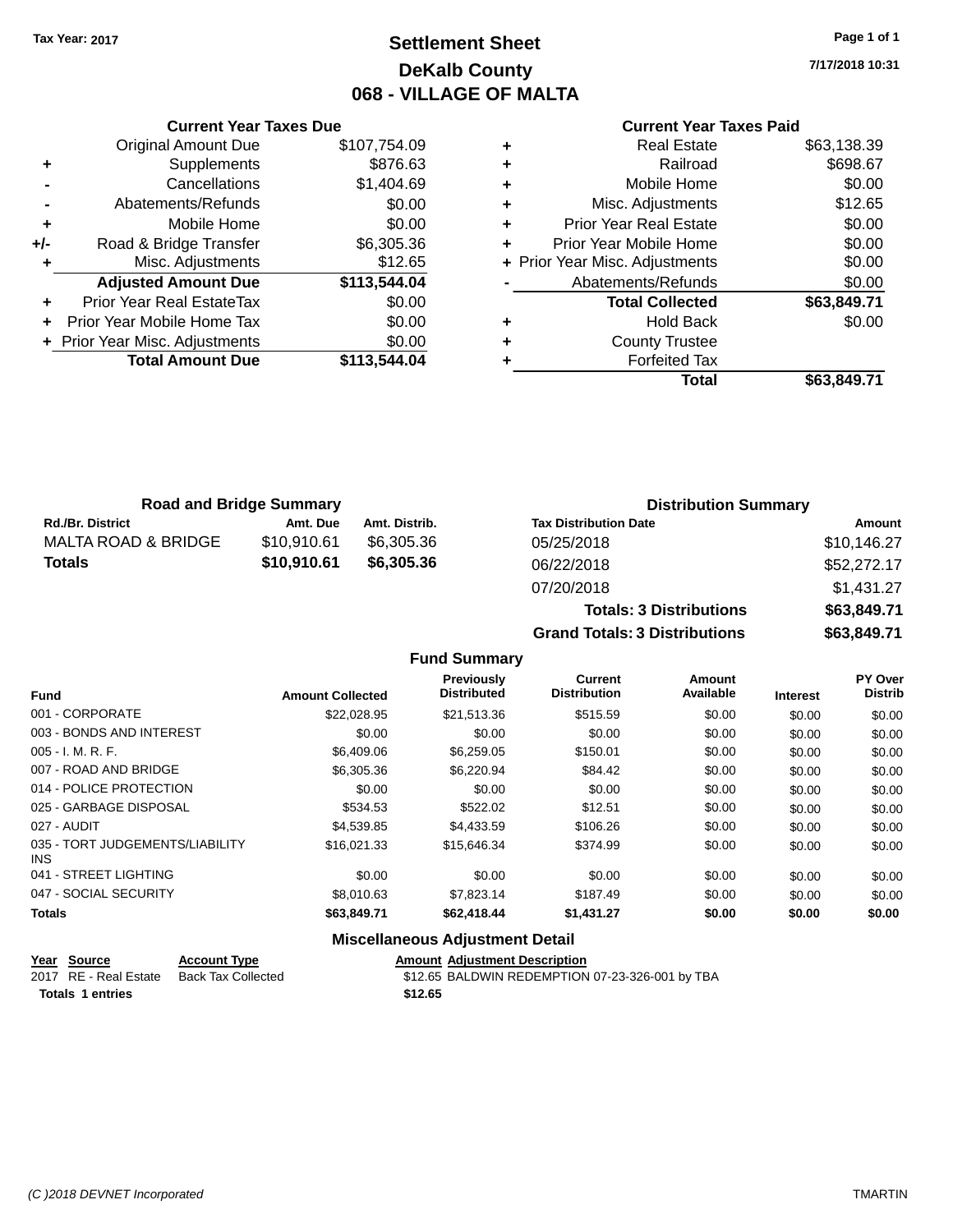Tax Year: 2017

# Settlement Sheet
## DeKalb County
## 068 - VILLAGE OF MALTA

7/17/2018 10:31

| | Current Year Taxes Due | |
|---|---|---|
| | Original Amount Due | $107,754.09 |
| + | Supplements | $876.63 |
| - | Cancellations | $1,404.69 |
| - | Abatements/Refunds | $0.00 |
| + | Mobile Home | $0.00 |
| +/- | Road & Bridge Transfer | $6,305.36 |
| + | Misc. Adjustments | $12.65 |
| | **Adjusted Amount Due** | **$113,544.04** |
| + | Prior Year Real EstateTax | $0.00 |
| + | Prior Year Mobile Home Tax | $0.00 |
| + | Prior Year Misc. Adjustments | $0.00 |
| | **Total Amount Due** | **$113,544.04** |

| | Current Year Taxes Paid | |
|---|---|---|
| + | Real Estate | $63,138.39 |
| + | Railroad | $698.67 |
| + | Mobile Home | $0.00 |
| + | Misc. Adjustments | $12.65 |
| + | Prior Year Real Estate | $0.00 |
| + | Prior Year Mobile Home | $0.00 |
| + | Prior Year Misc. Adjustments | $0.00 |
| - | Abatements/Refunds | $0.00 |
| | **Total Collected** | **$63,849.71** |
| + | Hold Back | $0.00 |
| + | County Trustee | |
| + | Forfeited Tax | |
| | **Total** | **$63,849.71** |

### Road and Bridge Summary

| Rd./Br. District | Amt. Due | Amt. Distrib. |
|---|---|---|
| MALTA ROAD & BRIDGE | $10,910.61 | $6,305.36 |
| **Totals** | **$10,910.61** | **$6,305.36** |

### Distribution Summary

| Tax Distribution Date | Amount |
|---|---|
| 05/25/2018 | $10,146.27 |
| 06/22/2018 | $52,272.17 |
| 07/20/2018 | $1,431.27 |
| **Totals: 3 Distributions** | **$63,849.71** |
| **Grand Totals: 3 Distributions** | **$63,849.71** |

### Fund Summary

| Fund | Amount Collected | Previously Distributed | Current Distribution | Amount Available | Interest | PY Over Distrib |
|---|---|---|---|---|---|---|
| 001 - CORPORATE | $22,028.95 | $21,513.36 | $515.59 | $0.00 | $0.00 | $0.00 |
| 003 - BONDS AND INTEREST | $0.00 | $0.00 | $0.00 | $0.00 | $0.00 | $0.00 |
| 005 - I. M. R. F. | $6,409.06 | $6,259.05 | $150.01 | $0.00 | $0.00 | $0.00 |
| 007 - ROAD AND BRIDGE | $6,305.36 | $6,220.94 | $84.42 | $0.00 | $0.00 | $0.00 |
| 014 - POLICE PROTECTION | $0.00 | $0.00 | $0.00 | $0.00 | $0.00 | $0.00 |
| 025 - GARBAGE DISPOSAL | $534.53 | $522.02 | $12.51 | $0.00 | $0.00 | $0.00 |
| 027 - AUDIT | $4,539.85 | $4,433.59 | $106.26 | $0.00 | $0.00 | $0.00 |
| 035 - TORT JUDGEMENTS/LIABILITY INS | $16,021.33 | $15,646.34 | $374.99 | $0.00 | $0.00 | $0.00 |
| 041 - STREET LIGHTING | $0.00 | $0.00 | $0.00 | $0.00 | $0.00 | $0.00 |
| 047 - SOCIAL SECURITY | $8,010.63 | $7,823.14 | $187.49 | $0.00 | $0.00 | $0.00 |
| **Totals** | **$63,849.71** | **$62,418.44** | **$1,431.27** | **$0.00** | **$0.00** | **$0.00** |

### Miscellaneous Adjustment Detail

| Year | Source | Account Type | Amount | Adjustment Description |
|---|---|---|---|---|
| 2017 | RE - Real Estate | Back Tax Collected | $12.65 | BALDWIN REDEMPTION 07-23-326-001 by TBA |
| **Totals** | **1 entries** | | **$12.65** | |

(C )2018 DEVNET Incorporated — TMARTIN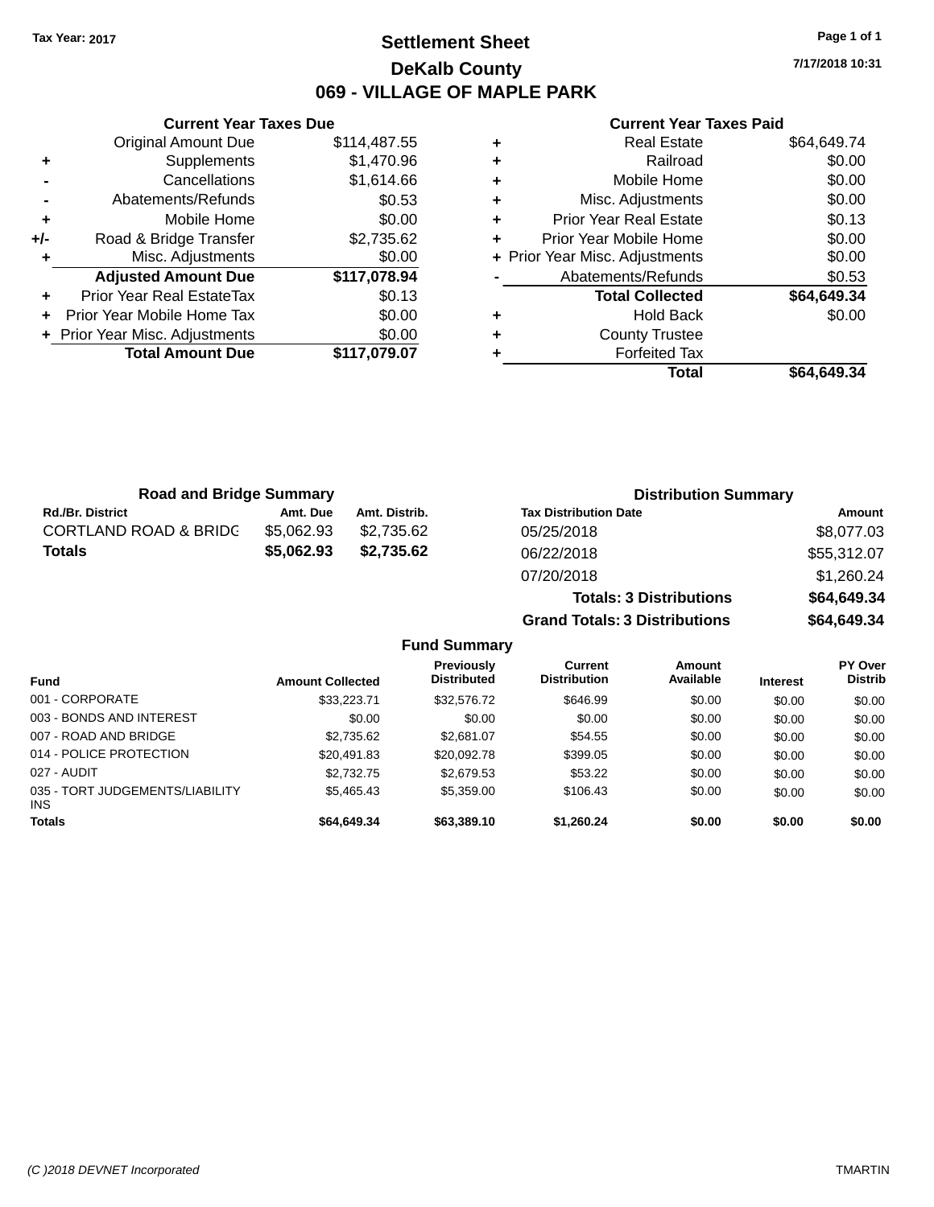Tax Year: 2017

# Settlement Sheet

## DeKalb County

## 069 - VILLAGE OF MAPLE PARK

7/17/2018 10:31

### Current Year Taxes Due

| | | |
|---|---|---|
| | Original Amount Due | $114,487.55 |
| + | Supplements | $1,470.96 |
| - | Cancellations | $1,614.66 |
| - | Abatements/Refunds | $0.53 |
| + | Mobile Home | $0.00 |
| +/- | Road & Bridge Transfer | $2,735.62 |
| + | Misc. Adjustments | $0.00 |
| | **Adjusted Amount Due** | **$117,078.94** |
| + | Prior Year Real EstateTax | $0.13 |
| + | Prior Year Mobile Home Tax | $0.00 |
| + | Prior Year Misc. Adjustments | $0.00 |
| | **Total Amount Due** | **$117,079.07** |

### Current Year Taxes Paid

| | | |
|---|---|---|
| + | Real Estate | $64,649.74 |
| + | Railroad | $0.00 |
| + | Mobile Home | $0.00 |
| + | Misc. Adjustments | $0.00 |
| + | Prior Year Real Estate | $0.13 |
| + | Prior Year Mobile Home | $0.00 |
| + | Prior Year Misc. Adjustments | $0.00 |
| - | Abatements/Refunds | $0.53 |
| | **Total Collected** | **$64,649.34** |
| + | Hold Back | $0.00 |
| + | County Trustee | |
| + | Forfeited Tax | |
| | **Total** | **$64,649.34** |

### Road and Bridge Summary

| Rd./Br. District | Amt. Due | Amt. Distrib. |
|---|---|---|
| CORTLAND ROAD & BRIDG | $5,062.93 | $2,735.62 |
| **Totals** | **$5,062.93** | **$2,735.62** |

### Distribution Summary

| Tax Distribution Date | Amount |
|---|---|
| 05/25/2018 | $8,077.03 |
| 06/22/2018 | $55,312.07 |
| 07/20/2018 | $1,260.24 |
| **Totals: 3 Distributions** | **$64,649.34** |
| **Grand Totals: 3 Distributions** | **$64,649.34** |

### Fund Summary

| Fund | Amount Collected | Previously Distributed | Current Distribution | Amount Available | Interest | PY Over Distrib |
|---|---|---|---|---|---|---|
| 001 - CORPORATE | $33,223.71 | $32,576.72 | $646.99 | $0.00 | $0.00 | $0.00 |
| 003 - BONDS AND INTEREST | $0.00 | $0.00 | $0.00 | $0.00 | $0.00 | $0.00 |
| 007 - ROAD AND BRIDGE | $2,735.62 | $2,681.07 | $54.55 | $0.00 | $0.00 | $0.00 |
| 014 - POLICE PROTECTION | $20,491.83 | $20,092.78 | $399.05 | $0.00 | $0.00 | $0.00 |
| 027 - AUDIT | $2,732.75 | $2,679.53 | $53.22 | $0.00 | $0.00 | $0.00 |
| 035 - TORT JUDGEMENTS/LIABILITY INS | $5,465.43 | $5,359.00 | $106.43 | $0.00 | $0.00 | $0.00 |
| **Totals** | **$64,649.34** | **$63,389.10** | **$1,260.24** | **$0.00** | **$0.00** | **$0.00** |

(C )2018 DEVNET Incorporated TMARTIN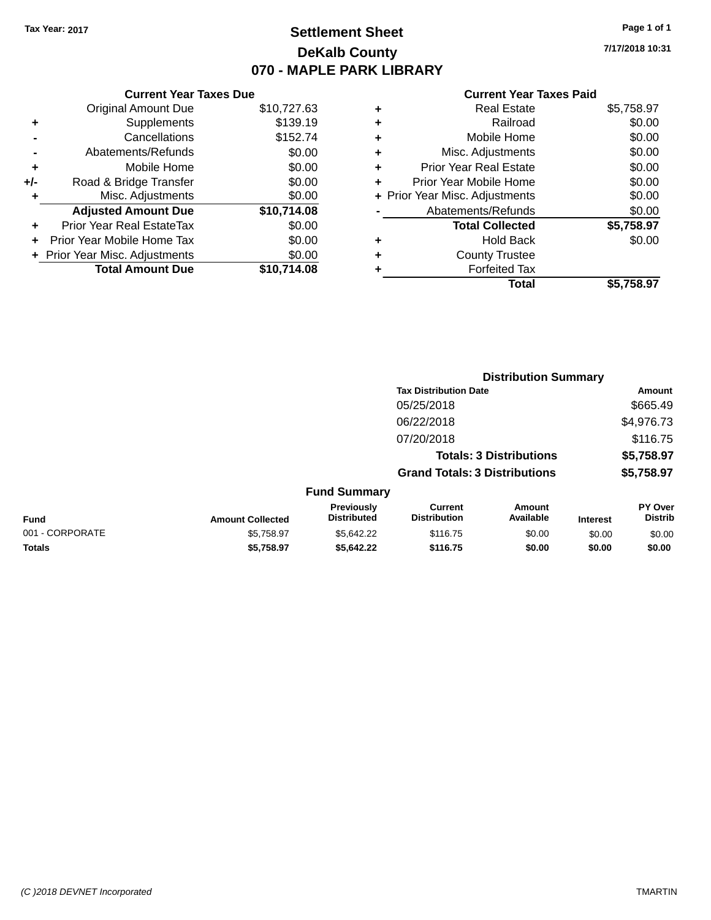Tax Year: 2017

# Settlement Sheet

## DeKalb County

## 070 - MAPLE PARK LIBRARY

7/17/2018 10:31

### Current Year Taxes Due

| | | |
|---|---|---|
| | Original Amount Due | $10,727.63 |
| + | Supplements | $139.19 |
| - | Cancellations | $152.74 |
| - | Abatements/Refunds | $0.00 |
| + | Mobile Home | $0.00 |
| +/- | Road & Bridge Transfer | $0.00 |
| + | Misc. Adjustments | $0.00 |
| | **Adjusted Amount Due** | **$10,714.08** |
| + | Prior Year Real EstateTax | $0.00 |
| + | Prior Year Mobile Home Tax | $0.00 |
| + | Prior Year Misc. Adjustments | $0.00 |
| | **Total Amount Due** | **$10,714.08** |

### Current Year Taxes Paid

| | | |
|---|---|---|
| + | Real Estate | $5,758.97 |
| + | Railroad | $0.00 |
| + | Mobile Home | $0.00 |
| + | Misc. Adjustments | $0.00 |
| + | Prior Year Real Estate | $0.00 |
| + | Prior Year Mobile Home | $0.00 |
| + | Prior Year Misc. Adjustments | $0.00 |
| - | Abatements/Refunds | $0.00 |
| | **Total Collected** | **$5,758.97** |
| + | Hold Back | $0.00 |
| + | County Trustee | |
| + | Forfeited Tax | |
| | **Total** | **$5,758.97** |

### Distribution Summary

| Tax Distribution Date | Amount |
|---|---|
| 05/25/2018 | $665.49 |
| 06/22/2018 | $4,976.73 |
| 07/20/2018 | $116.75 |
| **Totals: 3 Distributions** | **$5,758.97** |
| **Grand Totals: 3 Distributions** | **$5,758.97** |

### Fund Summary

| Fund | Amount Collected | Previously Distributed | Current Distribution | Amount Available | Interest | PY Over Distrib |
|---|---|---|---|---|---|---|
| 001 - CORPORATE | $5,758.97 | $5,642.22 | $116.75 | $0.00 | $0.00 | $0.00 |
| **Totals** | **$5,758.97** | **$5,642.22** | **$116.75** | **$0.00** | **$0.00** | **$0.00** |

(C )2018 DEVNET Incorporated TMARTIN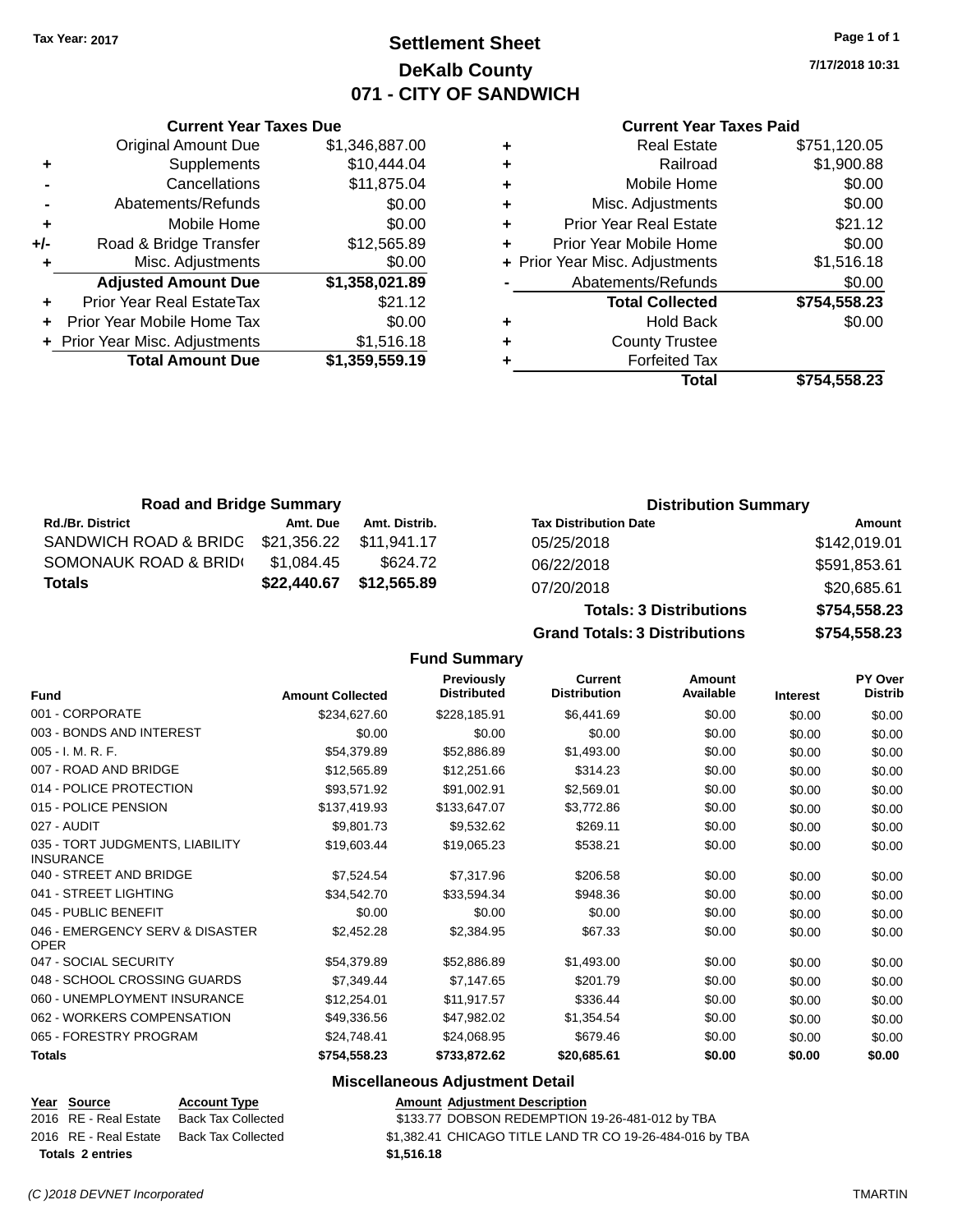Tax Year: 2017

# Settlement Sheet
## DeKalb County
## 071 - CITY OF SANDWICH

7/17/2018 10:31

### Current Year Taxes Due

| | | |
|---|---|---|
| | Original Amount Due | $1,346,887.00 |
| + | Supplements | $10,444.04 |
| - | Cancellations | $11,875.04 |
| - | Abatements/Refunds | $0.00 |
| + | Mobile Home | $0.00 |
| +/- | Road & Bridge Transfer | $12,565.89 |
| + | Misc. Adjustments | $0.00 |
| | **Adjusted Amount Due** | **$1,358,021.89** |
| + | Prior Year Real EstateTax | $21.12 |
| + | Prior Year Mobile Home Tax | $0.00 |
| + | Prior Year Misc. Adjustments | $1,516.18 |
| | **Total Amount Due** | **$1,359,559.19** |

### Current Year Taxes Paid

| | | |
|---|---|---|
| + | Real Estate | $751,120.05 |
| + | Railroad | $1,900.88 |
| + | Mobile Home | $0.00 |
| + | Misc. Adjustments | $0.00 |
| + | Prior Year Real Estate | $21.12 |
| + | Prior Year Mobile Home | $0.00 |
| + | Prior Year Misc. Adjustments | $1,516.18 |
| - | Abatements/Refunds | $0.00 |
| | **Total Collected** | **$754,558.23** |
| + | Hold Back | $0.00 |
| + | County Trustee | |
| + | Forfeited Tax | |
| | **Total** | **$754,558.23** |

### Road and Bridge Summary

| Rd./Br. District | Amt. Due | Amt. Distrib. |
|---|---|---|
| SANDWICH ROAD & BRIDG | $21,356.22 | $11,941.17 |
| SOMONAUK ROAD & BRID( | $1,084.45 | $624.72 |
| **Totals** | **$22,440.67** | **$12,565.89** |

### Distribution Summary

| Tax Distribution Date | Amount |
|---|---|
| 05/25/2018 | $142,019.01 |
| 06/22/2018 | $591,853.61 |
| 07/20/2018 | $20,685.61 |
| **Totals: 3 Distributions** | **$754,558.23** |
| **Grand Totals: 3 Distributions** | **$754,558.23** |

### Fund Summary

| Fund | Amount Collected | Previously Distributed | Current Distribution | Amount Available | Interest | PY Over Distrib |
|---|---|---|---|---|---|---|
| 001 - CORPORATE | $234,627.60 | $228,185.91 | $6,441.69 | $0.00 | $0.00 | $0.00 |
| 003 - BONDS AND INTEREST | $0.00 | $0.00 | $0.00 | $0.00 | $0.00 | $0.00 |
| 005 - I. M. R. F. | $54,379.89 | $52,886.89 | $1,493.00 | $0.00 | $0.00 | $0.00 |
| 007 - ROAD AND BRIDGE | $12,565.89 | $12,251.66 | $314.23 | $0.00 | $0.00 | $0.00 |
| 014 - POLICE PROTECTION | $93,571.92 | $91,002.91 | $2,569.01 | $0.00 | $0.00 | $0.00 |
| 015 - POLICE PENSION | $137,419.93 | $133,647.07 | $3,772.86 | $0.00 | $0.00 | $0.00 |
| 027 - AUDIT | $9,801.73 | $9,532.62 | $269.11 | $0.00 | $0.00 | $0.00 |
| 035 - TORT JUDGMENTS, LIABILITY INSURANCE | $19,603.44 | $19,065.23 | $538.21 | $0.00 | $0.00 | $0.00 |
| 040 - STREET AND BRIDGE | $7,524.54 | $7,317.96 | $206.58 | $0.00 | $0.00 | $0.00 |
| 041 - STREET LIGHTING | $34,542.70 | $33,594.34 | $948.36 | $0.00 | $0.00 | $0.00 |
| 045 - PUBLIC BENEFIT | $0.00 | $0.00 | $0.00 | $0.00 | $0.00 | $0.00 |
| 046 - EMERGENCY SERV & DISASTER OPER | $2,452.28 | $2,384.95 | $67.33 | $0.00 | $0.00 | $0.00 |
| 047 - SOCIAL SECURITY | $54,379.89 | $52,886.89 | $1,493.00 | $0.00 | $0.00 | $0.00 |
| 048 - SCHOOL CROSSING GUARDS | $7,349.44 | $7,147.65 | $201.79 | $0.00 | $0.00 | $0.00 |
| 060 - UNEMPLOYMENT INSURANCE | $12,254.01 | $11,917.57 | $336.44 | $0.00 | $0.00 | $0.00 |
| 062 - WORKERS COMPENSATION | $49,336.56 | $47,982.02 | $1,354.54 | $0.00 | $0.00 | $0.00 |
| 065 - FORESTRY PROGRAM | $24,748.41 | $24,068.95 | $679.46 | $0.00 | $0.00 | $0.00 |
| **Totals** | **$754,558.23** | **$733,872.62** | **$20,685.61** | **$0.00** | **$0.00** | **$0.00** |

### Miscellaneous Adjustment Detail

| Year | Source | Account Type | Amount | Adjustment Description |
|---|---|---|---|---|
| 2016 | RE - Real Estate | Back Tax Collected | $133.77 | DOBSON REDEMPTION 19-26-481-012 by TBA |
| 2016 | RE - Real Estate | Back Tax Collected | $1,382.41 | CHICAGO TITLE LAND TR CO 19-26-484-016 by TBA |
| **Totals 2 entries** | | | **$1,516.18** | |

(C )2018 DEVNET Incorporated TMARTIN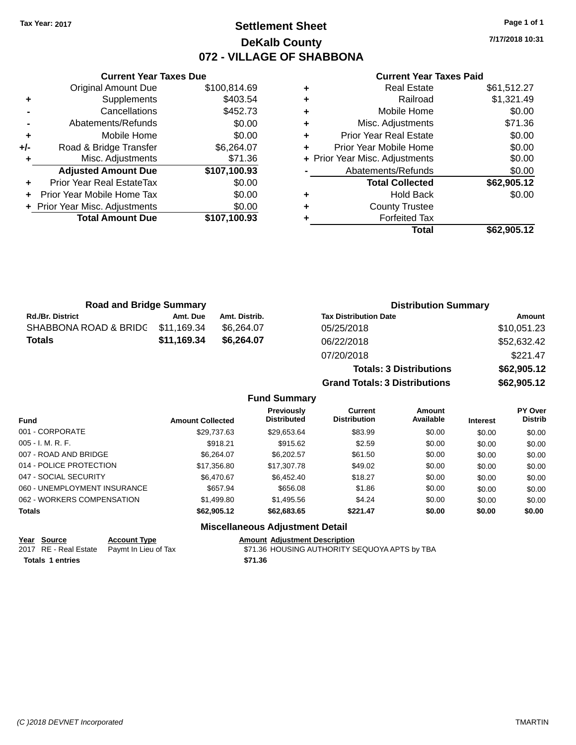Tax Year: 2017

# Settlement Sheet
## DeKalb County
## 072 - VILLAGE OF SHABBONA

7/17/2018 10:31

### Current Year Taxes Due

| | | |
|---|---|---|
| | Original Amount Due | $100,814.69 |
| + | Supplements | $403.54 |
| - | Cancellations | $452.73 |
| - | Abatements/Refunds | $0.00 |
| + | Mobile Home | $0.00 |
| +/- | Road & Bridge Transfer | $6,264.07 |
| + | Misc. Adjustments | $71.36 |
| | **Adjusted Amount Due** | **$107,100.93** |
| + | Prior Year Real EstateTax | $0.00 |
| + | Prior Year Mobile Home Tax | $0.00 |
| + | Prior Year Misc. Adjustments | $0.00 |
| | **Total Amount Due** | **$107,100.93** |

### Current Year Taxes Paid

| | | |
|---|---|---|
| + | Real Estate | $61,512.27 |
| + | Railroad | $1,321.49 |
| + | Mobile Home | $0.00 |
| + | Misc. Adjustments | $71.36 |
| + | Prior Year Real Estate | $0.00 |
| + | Prior Year Mobile Home | $0.00 |
| + | Prior Year Misc. Adjustments | $0.00 |
| - | Abatements/Refunds | $0.00 |
| | **Total Collected** | **$62,905.12** |
| + | Hold Back | $0.00 |
| + | County Trustee | |
| + | Forfeited Tax | |
| | **Total** | **$62,905.12** |

### Road and Bridge Summary

| Rd./Br. District | Amt. Due | Amt. Distrib. |
|---|---|---|
| SHABBONA ROAD & BRIDG | $11,169.34 | $6,264.07 |
| **Totals** | **$11,169.34** | **$6,264.07** |

### Distribution Summary

| Tax Distribution Date | Amount |
|---|---|
| 05/25/2018 | $10,051.23 |
| 06/22/2018 | $52,632.42 |
| 07/20/2018 | $221.47 |
| **Totals: 3 Distributions** | **$62,905.12** |
| **Grand Totals: 3 Distributions** | **$62,905.12** |

### Fund Summary

| Fund | Amount Collected | Previously Distributed | Current Distribution | Amount Available | Interest | PY Over Distrib |
|---|---|---|---|---|---|---|
| 001 - CORPORATE | $29,737.63 | $29,653.64 | $83.99 | $0.00 | $0.00 | $0.00 |
| 005 - I. M. R. F. | $918.21 | $915.62 | $2.59 | $0.00 | $0.00 | $0.00 |
| 007 - ROAD AND BRIDGE | $6,264.07 | $6,202.57 | $61.50 | $0.00 | $0.00 | $0.00 |
| 014 - POLICE PROTECTION | $17,356.80 | $17,307.78 | $49.02 | $0.00 | $0.00 | $0.00 |
| 047 - SOCIAL SECURITY | $6,470.67 | $6,452.40 | $18.27 | $0.00 | $0.00 | $0.00 |
| 060 - UNEMPLOYMENT INSURANCE | $657.94 | $656.08 | $1.86 | $0.00 | $0.00 | $0.00 |
| 062 - WORKERS COMPENSATION | $1,499.80 | $1,495.56 | $4.24 | $0.00 | $0.00 | $0.00 |
| **Totals** | **$62,905.12** | **$62,683.65** | **$221.47** | **$0.00** | **$0.00** | **$0.00** |

### Miscellaneous Adjustment Detail

| Year | Source | Account Type | Amount | Adjustment Description |
|---|---|---|---|---|
| 2017 | RE - Real Estate | Paymt In Lieu of Tax | $71.36 | HOUSING AUTHORITY SEQUOYA APTS by TBA |
| **Totals 1 entries** | | | **$71.36** | |

(C )2018 DEVNET Incorporated — TMARTIN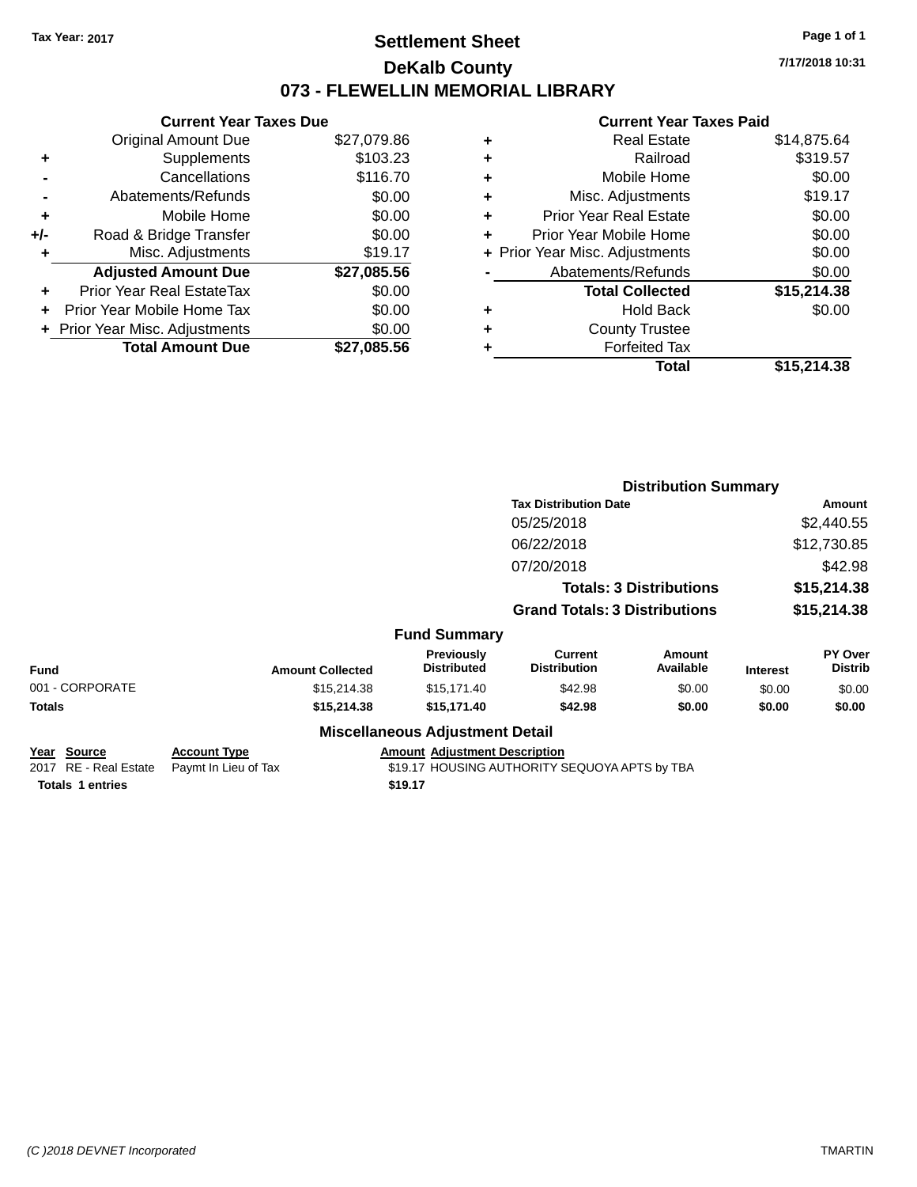Tax Year: 2017

# Settlement Sheet

## DeKalb County

## 073 - FLEWELLIN MEMORIAL LIBRARY

7/17/2018 10:31

### Current Year Taxes Due

| | | |
|---|---|---|
| | Original Amount Due | $27,079.86 |
| + | Supplements | $103.23 |
| - | Cancellations | $116.70 |
| - | Abatements/Refunds | $0.00 |
| + | Mobile Home | $0.00 |
| +/- | Road & Bridge Transfer | $0.00 |
| + | Misc. Adjustments | $19.17 |
| | **Adjusted Amount Due** | **$27,085.56** |
| + | Prior Year Real EstateTax | $0.00 |
| + | Prior Year Mobile Home Tax | $0.00 |
| + | Prior Year Misc. Adjustments | $0.00 |
| | **Total Amount Due** | **$27,085.56** |

### Current Year Taxes Paid

| | | |
|---|---|---|
| + | Real Estate | $14,875.64 |
| + | Railroad | $319.57 |
| + | Mobile Home | $0.00 |
| + | Misc. Adjustments | $19.17 |
| + | Prior Year Real Estate | $0.00 |
| + | Prior Year Mobile Home | $0.00 |
| + | Prior Year Misc. Adjustments | $0.00 |
| - | Abatements/Refunds | $0.00 |
| | **Total Collected** | **$15,214.38** |
| + | Hold Back | $0.00 |
| + | County Trustee | |
| + | Forfeited Tax | |
| | **Total** | **$15,214.38** |

### Distribution Summary

| Tax Distribution Date | Amount |
|---|---|
| 05/25/2018 | $2,440.55 |
| 06/22/2018 | $12,730.85 |
| 07/20/2018 | $42.98 |
| **Totals: 3 Distributions** | **$15,214.38** |
| **Grand Totals: 3 Distributions** | **$15,214.38** |

### Fund Summary

| Fund | Amount Collected | Previously Distributed | Current Distribution | Amount Available | Interest | PY Over Distrib |
|---|---|---|---|---|---|---|
| 001 - CORPORATE | $15,214.38 | $15,171.40 | $42.98 | $0.00 | $0.00 | $0.00 |
| **Totals** | **$15,214.38** | **$15,171.40** | **$42.98** | **$0.00** | **$0.00** | **$0.00** |

### Miscellaneous Adjustment Detail

| Year | Source | Account Type | Amount | Adjustment Description |
|---|---|---|---|---|
| 2017 | RE - Real Estate | Paymt In Lieu of Tax | $19.17 | HOUSING AUTHORITY SEQUOYA APTS by TBA |
| **Totals** | **1 entries** | | **$19.17** | |

(C )2018 DEVNET Incorporated TMARTIN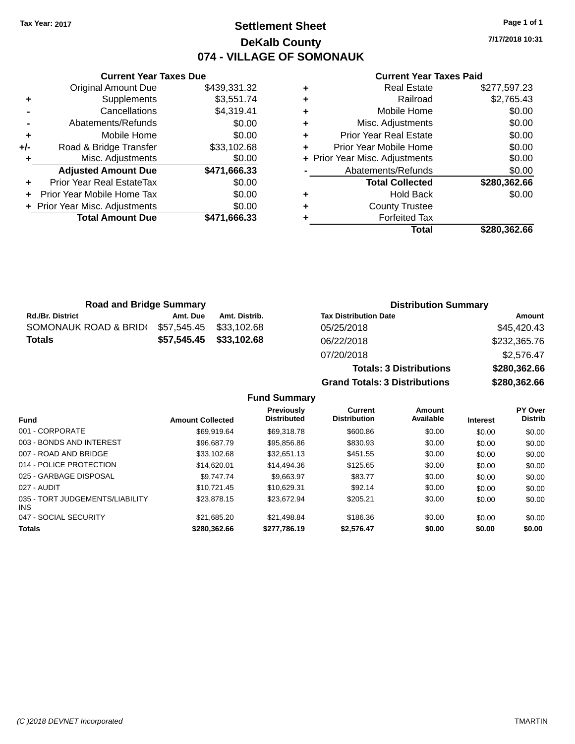Tax Year: 2017

# Settlement Sheet

## DeKalb County

## 074 - VILLAGE OF SOMONAUK

7/17/2018 10:31

### Current Year Taxes Due

| | | |
|---|---|---|
| | Original Amount Due | $439,331.32 |
| + | Supplements | $3,551.74 |
| - | Cancellations | $4,319.41 |
| - | Abatements/Refunds | $0.00 |
| + | Mobile Home | $0.00 |
| +/- | Road & Bridge Transfer | $33,102.68 |
| + | Misc. Adjustments | $0.00 |
| | **Adjusted Amount Due** | **$471,666.33** |
| + | Prior Year Real EstateTax | $0.00 |
| + | Prior Year Mobile Home Tax | $0.00 |
| + | Prior Year Misc. Adjustments | $0.00 |
| | **Total Amount Due** | **$471,666.33** |

### Current Year Taxes Paid

| | | |
|---|---|---|
| + | Real Estate | $277,597.23 |
| + | Railroad | $2,765.43 |
| + | Mobile Home | $0.00 |
| + | Misc. Adjustments | $0.00 |
| + | Prior Year Real Estate | $0.00 |
| + | Prior Year Mobile Home | $0.00 |
| + | Prior Year Misc. Adjustments | $0.00 |
| - | Abatements/Refunds | $0.00 |
| | **Total Collected** | **$280,362.66** |
| + | Hold Back | $0.00 |
| + | County Trustee | |
| + | Forfeited Tax | |
| | **Total** | **$280,362.66** |

### Road and Bridge Summary

| Rd./Br. District | Amt. Due | Amt. Distrib. |
|---|---|---|
| SOMONAUK ROAD & BRID( | $57,545.45 | $33,102.68 |
| **Totals** | **$57,545.45** | **$33,102.68** |

### Distribution Summary

| Tax Distribution Date | Amount |
|---|---|
| 05/25/2018 | $45,420.43 |
| 06/22/2018 | $232,365.76 |
| 07/20/2018 | $2,576.47 |
| **Totals: 3 Distributions** | **$280,362.66** |
| **Grand Totals: 3 Distributions** | **$280,362.66** |

### Fund Summary

| Fund | Amount Collected | Previously Distributed | Current Distribution | Amount Available | Interest | PY Over Distrib |
|---|---|---|---|---|---|---|
| 001 - CORPORATE | $69,919.64 | $69,318.78 | $600.86 | $0.00 | $0.00 | $0.00 |
| 003 - BONDS AND INTEREST | $96,687.79 | $95,856.86 | $830.93 | $0.00 | $0.00 | $0.00 |
| 007 - ROAD AND BRIDGE | $33,102.68 | $32,651.13 | $451.55 | $0.00 | $0.00 | $0.00 |
| 014 - POLICE PROTECTION | $14,620.01 | $14,494.36 | $125.65 | $0.00 | $0.00 | $0.00 |
| 025 - GARBAGE DISPOSAL | $9,747.74 | $9,663.97 | $83.77 | $0.00 | $0.00 | $0.00 |
| 027 - AUDIT | $10,721.45 | $10,629.31 | $92.14 | $0.00 | $0.00 | $0.00 |
| 035 - TORT JUDGEMENTS/LIABILITY INS | $23,878.15 | $23,672.94 | $205.21 | $0.00 | $0.00 | $0.00 |
| 047 - SOCIAL SECURITY | $21,685.20 | $21,498.84 | $186.36 | $0.00 | $0.00 | $0.00 |
| **Totals** | **$280,362.66** | **$277,786.19** | **$2,576.47** | **$0.00** | **$0.00** | **$0.00** |

(C )2018 DEVNET Incorporated — TMARTIN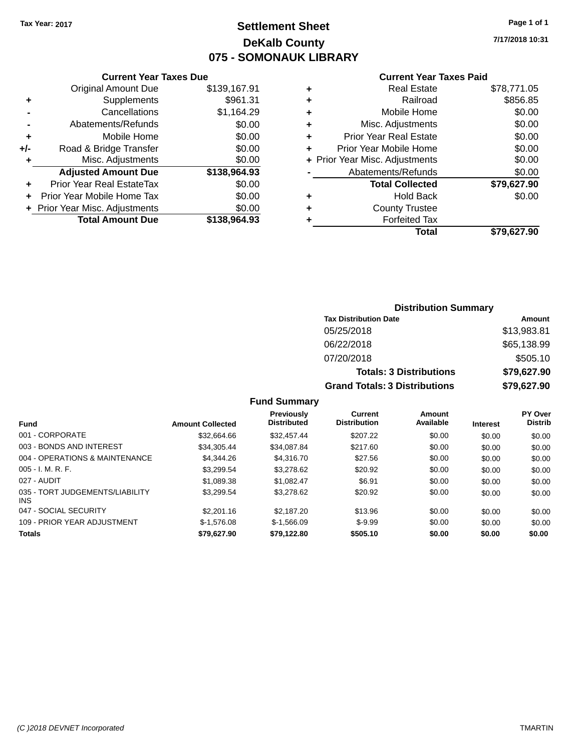Tax Year: 2017

# Settlement Sheet

## DeKalb County

## 075 - SOMONAUK LIBRARY

7/17/2018 10:31

### Current Year Taxes Due

| | | |
|---|---|---|
| | Original Amount Due | $139,167.91 |
| + | Supplements | $961.31 |
| - | Cancellations | $1,164.29 |
| - | Abatements/Refunds | $0.00 |
| + | Mobile Home | $0.00 |
| +/- | Road & Bridge Transfer | $0.00 |
| + | Misc. Adjustments | $0.00 |
| | **Adjusted Amount Due** | **$138,964.93** |
| + | Prior Year Real EstateTax | $0.00 |
| + | Prior Year Mobile Home Tax | $0.00 |
| + | Prior Year Misc. Adjustments | $0.00 |
| | **Total Amount Due** | **$138,964.93** |

### Current Year Taxes Paid

| | | |
|---|---|---|
| + | Real Estate | $78,771.05 |
| + | Railroad | $856.85 |
| + | Mobile Home | $0.00 |
| + | Misc. Adjustments | $0.00 |
| + | Prior Year Real Estate | $0.00 |
| + | Prior Year Mobile Home | $0.00 |
| + | Prior Year Misc. Adjustments | $0.00 |
| - | Abatements/Refunds | $0.00 |
| | **Total Collected** | **$79,627.90** |
| + | Hold Back | $0.00 |
| + | County Trustee | |
| + | Forfeited Tax | |
| | **Total** | **$79,627.90** |

### Distribution Summary

| Tax Distribution Date | Amount |
|---|---|
| 05/25/2018 | $13,983.81 |
| 06/22/2018 | $65,138.99 |
| 07/20/2018 | $505.10 |
| **Totals: 3 Distributions** | **$79,627.90** |
| **Grand Totals: 3 Distributions** | **$79,627.90** |

### Fund Summary

| Fund | Amount Collected | Previously Distributed | Current Distribution | Amount Available | Interest | PY Over Distrib |
|---|---|---|---|---|---|---|
| 001 - CORPORATE | $32,664.66 | $32,457.44 | $207.22 | $0.00 | $0.00 | $0.00 |
| 003 - BONDS AND INTEREST | $34,305.44 | $34,087.84 | $217.60 | $0.00 | $0.00 | $0.00 |
| 004 - OPERATIONS & MAINTENANCE | $4,344.26 | $4,316.70 | $27.56 | $0.00 | $0.00 | $0.00 |
| 005 - I. M. R. F. | $3,299.54 | $3,278.62 | $20.92 | $0.00 | $0.00 | $0.00 |
| 027 - AUDIT | $1,089.38 | $1,082.47 | $6.91 | $0.00 | $0.00 | $0.00 |
| 035 - TORT JUDGEMENTS/LIABILITY INS | $3,299.54 | $3,278.62 | $20.92 | $0.00 | $0.00 | $0.00 |
| 047 - SOCIAL SECURITY | $2,201.16 | $2,187.20 | $13.96 | $0.00 | $0.00 | $0.00 |
| 109 - PRIOR YEAR ADJUSTMENT | $-1,576.08 | $-1,566.09 | $-9.99 | $0.00 | $0.00 | $0.00 |
| **Totals** | **$79,627.90** | **$79,122.80** | **$505.10** | **$0.00** | **$0.00** | **$0.00** |

(C )2018 DEVNET Incorporated TMARTIN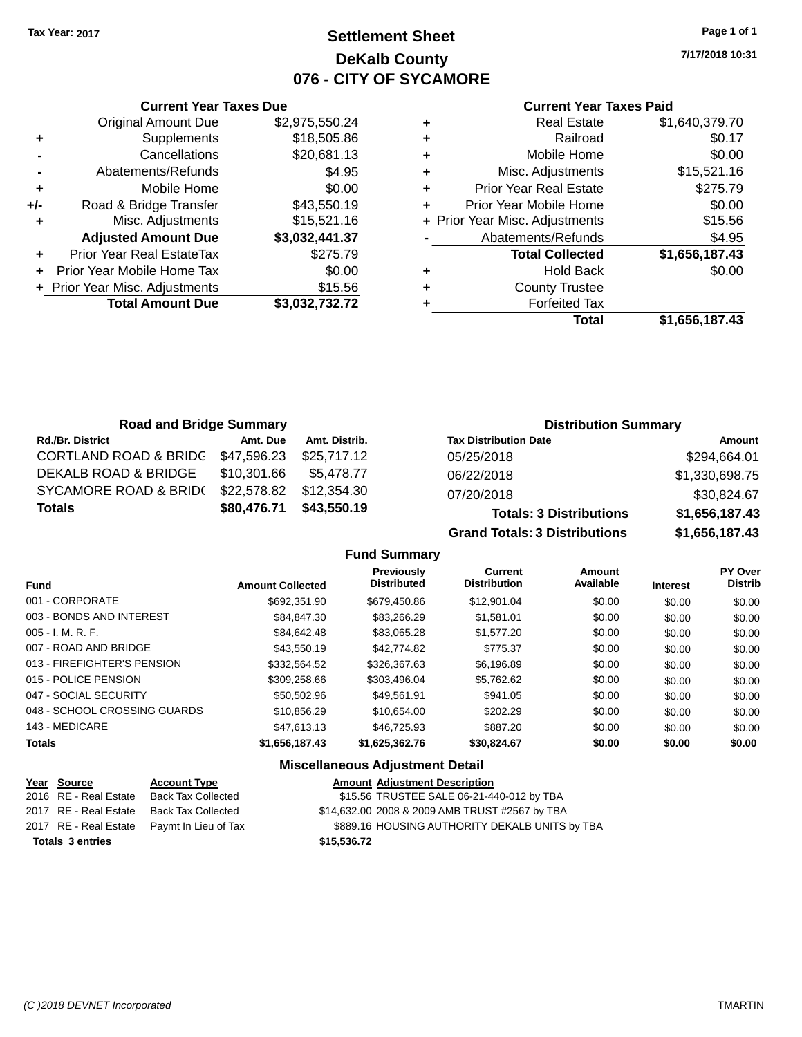Tax Year: 2017

# Settlement Sheet
## DeKalb County
## 076 - CITY OF SYCAMORE

7/17/2018 10:31

### Current Year Taxes Due

| | | |
|---|---|---|
| | Original Amount Due | $2,975,550.24 |
| + | Supplements | $18,505.86 |
| - | Cancellations | $20,681.13 |
| - | Abatements/Refunds | $4.95 |
| + | Mobile Home | $0.00 |
| +/- | Road & Bridge Transfer | $43,550.19 |
| + | Misc. Adjustments | $15,521.16 |
| | **Adjusted Amount Due** | **$3,032,441.37** |
| + | Prior Year Real EstateTax | $275.79 |
| + | Prior Year Mobile Home Tax | $0.00 |
| + | Prior Year Misc. Adjustments | $15.56 |
| | **Total Amount Due** | **$3,032,732.72** |

### Current Year Taxes Paid

| | | |
|---|---|---|
| + | Real Estate | $1,640,379.70 |
| + | Railroad | $0.17 |
| + | Mobile Home | $0.00 |
| + | Misc. Adjustments | $15,521.16 |
| + | Prior Year Real Estate | $275.79 |
| + | Prior Year Mobile Home | $0.00 |
| + | Prior Year Misc. Adjustments | $15.56 |
| - | Abatements/Refunds | $4.95 |
| | **Total Collected** | **$1,656,187.43** |
| + | Hold Back | $0.00 |
| + | County Trustee | |
| + | Forfeited Tax | |
| | **Total** | **$1,656,187.43** |

### Road and Bridge Summary

| Rd./Br. District | Amt. Due | Amt. Distrib. |
|---|---|---|
| CORTLAND ROAD & BRIDG | $47,596.23 | $25,717.12 |
| DEKALB ROAD & BRIDGE | $10,301.66 | $5,478.77 |
| SYCAMORE ROAD & BRID( | $22,578.82 | $12,354.30 |
| **Totals** | **$80,476.71** | **$43,550.19** |

### Distribution Summary

| Tax Distribution Date | Amount |
|---|---|
| 05/25/2018 | $294,664.01 |
| 06/22/2018 | $1,330,698.75 |
| 07/20/2018 | $30,824.67 |
| **Totals: 3 Distributions** | **$1,656,187.43** |
| **Grand Totals: 3 Distributions** | **$1,656,187.43** |

### Fund Summary

| Fund | Amount Collected | Previously Distributed | Current Distribution | Amount Available | Interest | PY Over Distrib |
|---|---|---|---|---|---|---|
| 001 - CORPORATE | $692,351.90 | $679,450.86 | $12,901.04 | $0.00 | $0.00 | $0.00 |
| 003 - BONDS AND INTEREST | $84,847.30 | $83,266.29 | $1,581.01 | $0.00 | $0.00 | $0.00 |
| 005 - I. M. R. F. | $84,642.48 | $83,065.28 | $1,577.20 | $0.00 | $0.00 | $0.00 |
| 007 - ROAD AND BRIDGE | $43,550.19 | $42,774.82 | $775.37 | $0.00 | $0.00 | $0.00 |
| 013 - FIREFIGHTER'S PENSION | $332,564.52 | $326,367.63 | $6,196.89 | $0.00 | $0.00 | $0.00 |
| 015 - POLICE PENSION | $309,258.66 | $303,496.04 | $5,762.62 | $0.00 | $0.00 | $0.00 |
| 047 - SOCIAL SECURITY | $50,502.96 | $49,561.91 | $941.05 | $0.00 | $0.00 | $0.00 |
| 048 - SCHOOL CROSSING GUARDS | $10,856.29 | $10,654.00 | $202.29 | $0.00 | $0.00 | $0.00 |
| 143 - MEDICARE | $47,613.13 | $46,725.93 | $887.20 | $0.00 | $0.00 | $0.00 |
| **Totals** | **$1,656,187.43** | **$1,625,362.76** | **$30,824.67** | **$0.00** | **$0.00** | **$0.00** |

### Miscellaneous Adjustment Detail

| Year | Source | Account Type | Amount | Adjustment Description |
|---|---|---|---|---|
| 2016 | RE - Real Estate | Back Tax Collected | $15.56 | TRUSTEE SALE 06-21-440-012 by TBA |
| 2017 | RE - Real Estate | Back Tax Collected | $14,632.00 | 2008 & 2009 AMB TRUST #2567 by TBA |
| 2017 | RE - Real Estate | Paymt In Lieu of Tax | $889.16 | HOUSING AUTHORITY DEKALB UNITS by TBA |
| **Totals 3 entries** | | | **$15,536.72** | |

(C )2018 DEVNET Incorporated TMARTIN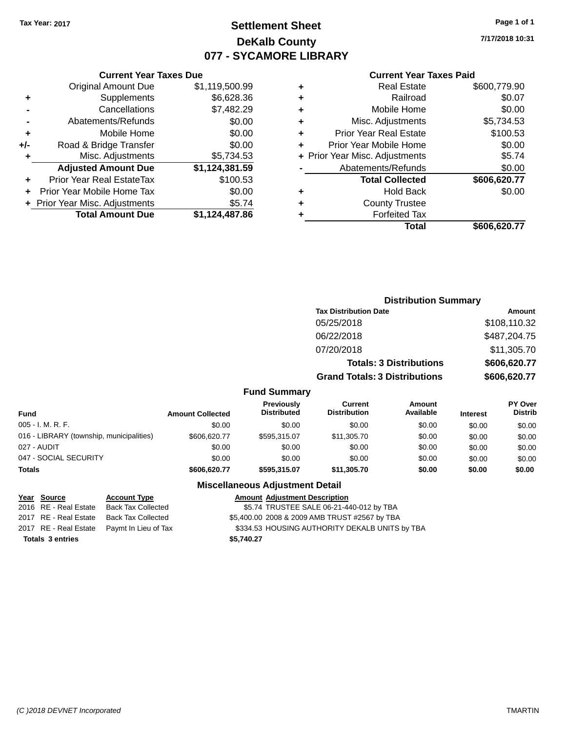Tax Year: 2017

# Settlement Sheet
## DeKalb County
## 077 - SYCAMORE LIBRARY

7/17/2018 10:31

### Current Year Taxes Due

| | | |
|---|---|---|
| | Original Amount Due | $1,119,500.99 |
| + | Supplements | $6,628.36 |
| - | Cancellations | $7,482.29 |
| - | Abatements/Refunds | $0.00 |
| + | Mobile Home | $0.00 |
| +/- | Road & Bridge Transfer | $0.00 |
| + | Misc. Adjustments | $5,734.53 |
| | **Adjusted Amount Due** | **$1,124,381.59** |
| + | Prior Year Real EstateTax | $100.53 |
| + | Prior Year Mobile Home Tax | $0.00 |
| + | Prior Year Misc. Adjustments | $5.74 |
| | **Total Amount Due** | **$1,124,487.86** |

### Current Year Taxes Paid

| | | |
|---|---|---|
| + | Real Estate | $600,779.90 |
| + | Railroad | $0.07 |
| + | Mobile Home | $0.00 |
| + | Misc. Adjustments | $5,734.53 |
| + | Prior Year Real Estate | $100.53 |
| + | Prior Year Mobile Home | $0.00 |
| + | Prior Year Misc. Adjustments | $5.74 |
| - | Abatements/Refunds | $0.00 |
| | **Total Collected** | **$606,620.77** |
| + | Hold Back | $0.00 |
| + | County Trustee | |
| + | Forfeited Tax | |
| | **Total** | **$606,620.77** |

### Distribution Summary

| Tax Distribution Date | Amount |
|---|---|
| 05/25/2018 | $108,110.32 |
| 06/22/2018 | $487,204.75 |
| 07/20/2018 | $11,305.70 |
| **Totals: 3 Distributions** | **$606,620.77** |
| **Grand Totals: 3 Distributions** | **$606,620.77** |

### Fund Summary

| Fund | Amount Collected | Previously Distributed | Current Distribution | Amount Available | Interest | PY Over Distrib |
|---|---|---|---|---|---|---|
| 005 - I. M. R. F. | $0.00 | $0.00 | $0.00 | $0.00 | $0.00 | $0.00 |
| 016 - LIBRARY (township, municipalities) | $606,620.77 | $595,315.07 | $11,305.70 | $0.00 | $0.00 | $0.00 |
| 027 - AUDIT | $0.00 | $0.00 | $0.00 | $0.00 | $0.00 | $0.00 |
| 047 - SOCIAL SECURITY | $0.00 | $0.00 | $0.00 | $0.00 | $0.00 | $0.00 |
| **Totals** | **$606,620.77** | **$595,315.07** | **$11,305.70** | **$0.00** | **$0.00** | **$0.00** |

### Miscellaneous Adjustment Detail

| Year | Source | Account Type | Amount | Adjustment Description |
|---|---|---|---|---|
| 2016 | RE - Real Estate | Back Tax Collected | $5.74 | TRUSTEE SALE 06-21-440-012 by TBA |
| 2017 | RE - Real Estate | Back Tax Collected | $5,400.00 | 2008 & 2009 AMB TRUST #2567 by TBA |
| 2017 | RE - Real Estate | Paymt In Lieu of Tax | $334.53 | HOUSING AUTHORITY DEKALB UNITS by TBA |
| **Totals** | **3 entries** | | **$5,740.27** | |

(C )2018 DEVNET Incorporated — TMARTIN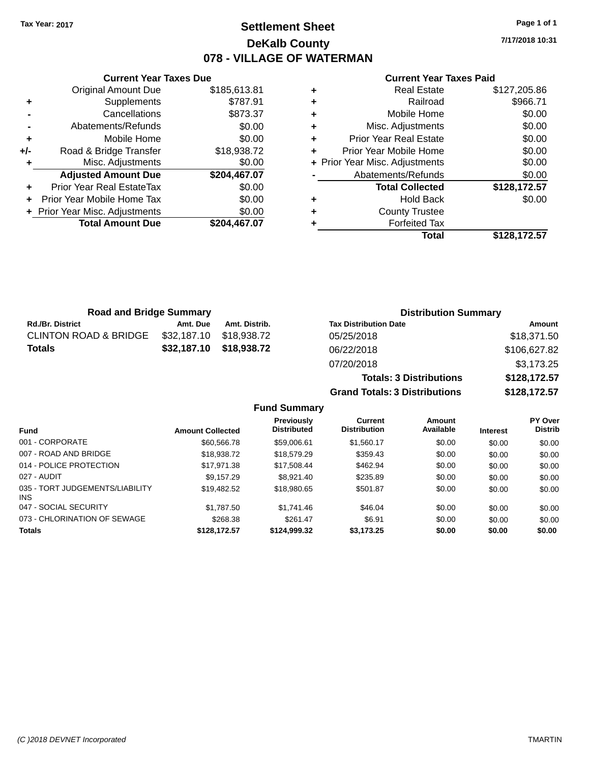Tax Year: 2017

# Settlement Sheet
## DeKalb County
## 078 - VILLAGE OF WATERMAN

7/17/2018 10:31

### Current Year Taxes Due

| | | |
|---|---|---|
| | Original Amount Due | $185,613.81 |
| + | Supplements | $787.91 |
| - | Cancellations | $873.37 |
| - | Abatements/Refunds | $0.00 |
| + | Mobile Home | $0.00 |
| +/- | Road & Bridge Transfer | $18,938.72 |
| + | Misc. Adjustments | $0.00 |
| | **Adjusted Amount Due** | **$204,467.07** |
| + | Prior Year Real EstateTax | $0.00 |
| + | Prior Year Mobile Home Tax | $0.00 |
| + | Prior Year Misc. Adjustments | $0.00 |
| | **Total Amount Due** | **$204,467.07** |

### Current Year Taxes Paid

| | | |
|---|---|---|
| + | Real Estate | $127,205.86 |
| + | Railroad | $966.71 |
| + | Mobile Home | $0.00 |
| + | Misc. Adjustments | $0.00 |
| + | Prior Year Real Estate | $0.00 |
| + | Prior Year Mobile Home | $0.00 |
| + | Prior Year Misc. Adjustments | $0.00 |
| - | Abatements/Refunds | $0.00 |
| | **Total Collected** | **$128,172.57** |
| + | Hold Back | $0.00 |
| + | County Trustee | |
| + | Forfeited Tax | |
| | **Total** | **$128,172.57** |

### Road and Bridge Summary

| Rd./Br. District | Amt. Due | Amt. Distrib. |
|---|---|---|
| CLINTON ROAD & BRIDGE | $32,187.10 | $18,938.72 |
| **Totals** | **$32,187.10** | **$18,938.72** |

### Distribution Summary

| Tax Distribution Date | Amount |
|---|---|
| 05/25/2018 | $18,371.50 |
| 06/22/2018 | $106,627.82 |
| 07/20/2018 | $3,173.25 |
| **Totals: 3 Distributions** | **$128,172.57** |
| **Grand Totals: 3 Distributions** | **$128,172.57** |

### Fund Summary

| Fund | Amount Collected | Previously Distributed | Current Distribution | Amount Available | Interest | PY Over Distrib |
|---|---|---|---|---|---|---|
| 001 - CORPORATE | $60,566.78 | $59,006.61 | $1,560.17 | $0.00 | $0.00 | $0.00 |
| 007 - ROAD AND BRIDGE | $18,938.72 | $18,579.29 | $359.43 | $0.00 | $0.00 | $0.00 |
| 014 - POLICE PROTECTION | $17,971.38 | $17,508.44 | $462.94 | $0.00 | $0.00 | $0.00 |
| 027 - AUDIT | $9,157.29 | $8,921.40 | $235.89 | $0.00 | $0.00 | $0.00 |
| 035 - TORT JUDGEMENTS/LIABILITY INS | $19,482.52 | $18,980.65 | $501.87 | $0.00 | $0.00 | $0.00 |
| 047 - SOCIAL SECURITY | $1,787.50 | $1,741.46 | $46.04 | $0.00 | $0.00 | $0.00 |
| 073 - CHLORINATION OF SEWAGE | $268.38 | $261.47 | $6.91 | $0.00 | $0.00 | $0.00 |
| **Totals** | **$128,172.57** | **$124,999.32** | **$3,173.25** | **$0.00** | **$0.00** | **$0.00** |

(C )2018 DEVNET Incorporated    TMARTIN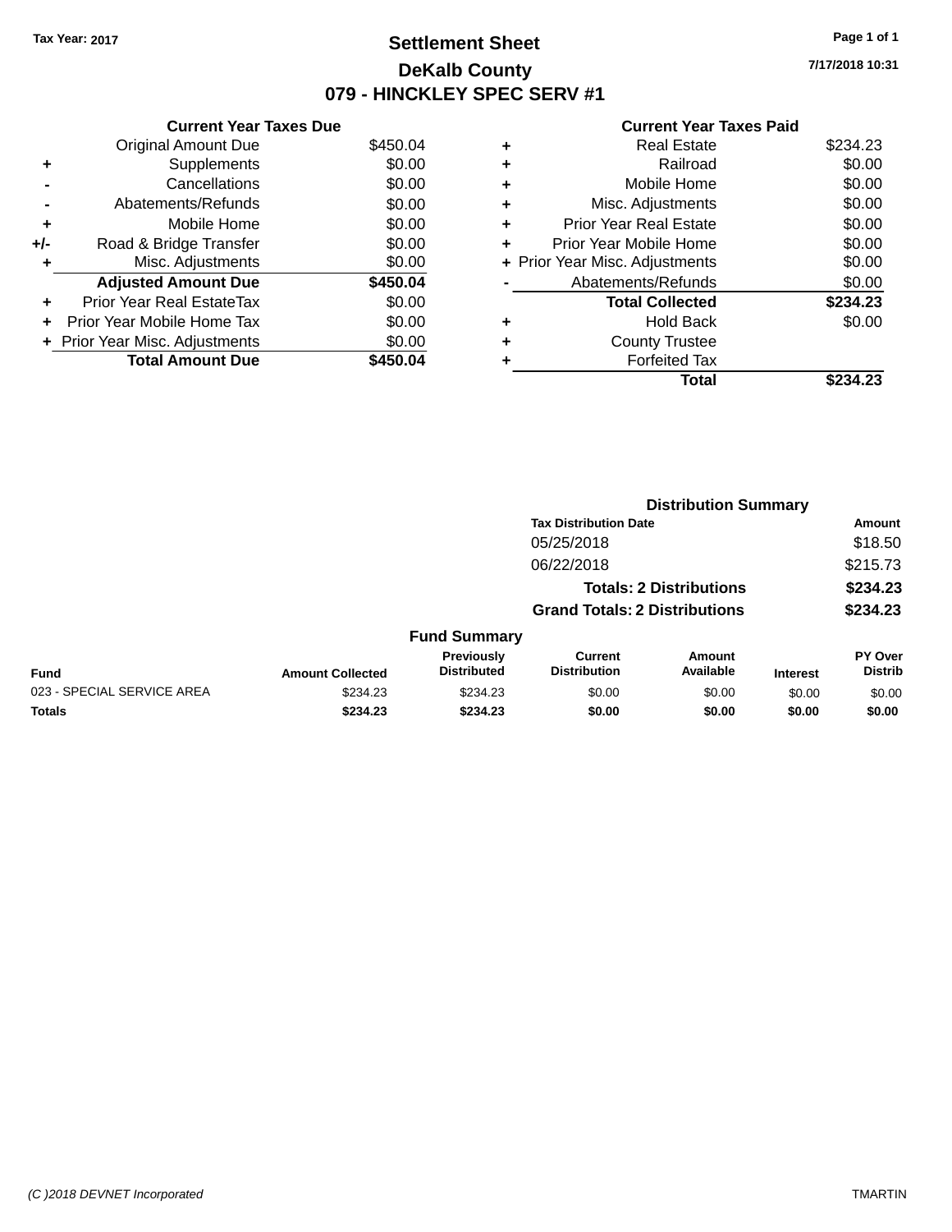Tax Year: 2017

# Settlement Sheet

## DeKalb County

## 079 - HINCKLEY SPEC SERV #1

7/17/2018 10:31

### Current Year Taxes Due

| | | |
|---|---|---|
| | Original Amount Due | $450.04 |
| + | Supplements | $0.00 |
| - | Cancellations | $0.00 |
| - | Abatements/Refunds | $0.00 |
| + | Mobile Home | $0.00 |
| +/- | Road & Bridge Transfer | $0.00 |
| + | Misc. Adjustments | $0.00 |
| | **Adjusted Amount Due** | **$450.04** |
| + | Prior Year Real EstateTax | $0.00 |
| + | Prior Year Mobile Home Tax | $0.00 |
| + | Prior Year Misc. Adjustments | $0.00 |
| | **Total Amount Due** | **$450.04** |

### Current Year Taxes Paid

| | | |
|---|---|---|
| + | Real Estate | $234.23 |
| + | Railroad | $0.00 |
| + | Mobile Home | $0.00 |
| + | Misc. Adjustments | $0.00 |
| + | Prior Year Real Estate | $0.00 |
| + | Prior Year Mobile Home | $0.00 |
| + | Prior Year Misc. Adjustments | $0.00 |
| - | Abatements/Refunds | $0.00 |
| | **Total Collected** | **$234.23** |
| + | Hold Back | $0.00 |
| + | County Trustee | |
| + | Forfeited Tax | |
| | **Total** | **$234.23** |

### Distribution Summary

| Tax Distribution Date | Amount |
|---|---|
| 05/25/2018 | $18.50 |
| 06/22/2018 | $215.73 |
| **Totals: 2 Distributions** | **$234.23** |
| **Grand Totals: 2 Distributions** | **$234.23** |

### Fund Summary

| Fund | Amount Collected | Previously Distributed | Current Distribution | Amount Available | Interest | PY Over Distrib |
|---|---|---|---|---|---|---|
| 023 - SPECIAL SERVICE AREA | $234.23 | $234.23 | $0.00 | $0.00 | $0.00 | $0.00 |
| **Totals** | **$234.23** | **$234.23** | **$0.00** | **$0.00** | **$0.00** | **$0.00** |

(C )2018 DEVNET Incorporated TMARTIN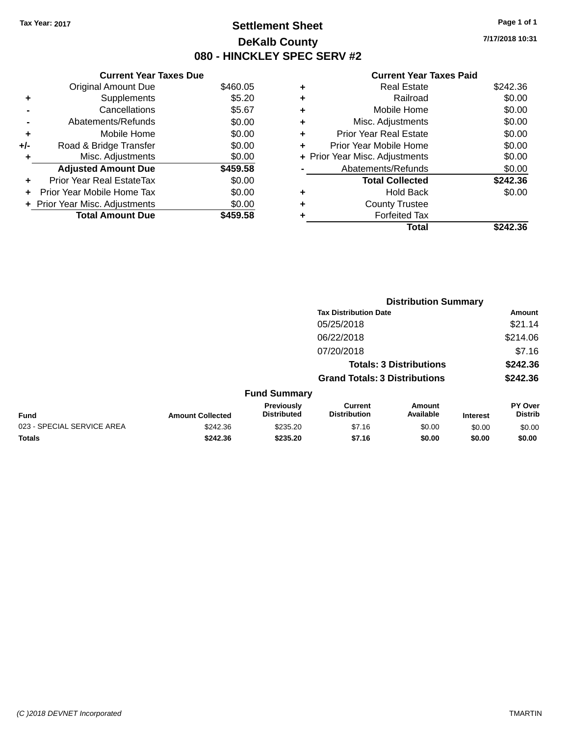Tax Year: 2017

# Settlement Sheet

## DeKalb County

## 080 - HINCKLEY SPEC SERV #2

7/17/2018 10:31

| | Current Year Taxes Due | |
|---|---|---|
| | Original Amount Due | $460.05 |
| + | Supplements | $5.20 |
| - | Cancellations | $5.67 |
| - | Abatements/Refunds | $0.00 |
| + | Mobile Home | $0.00 |
| +/- | Road & Bridge Transfer | $0.00 |
| + | Misc. Adjustments | $0.00 |
| | **Adjusted Amount Due** | **$459.58** |
| + | Prior Year Real EstateTax | $0.00 |
| + | Prior Year Mobile Home Tax | $0.00 |
| + | Prior Year Misc. Adjustments | $0.00 |
| | **Total Amount Due** | **$459.58** |

| | Current Year Taxes Paid | |
|---|---|---|
| + | Real Estate | $242.36 |
| + | Railroad | $0.00 |
| + | Mobile Home | $0.00 |
| + | Misc. Adjustments | $0.00 |
| + | Prior Year Real Estate | $0.00 |
| + | Prior Year Mobile Home | $0.00 |
| + | Prior Year Misc. Adjustments | $0.00 |
| - | Abatements/Refunds | $0.00 |
| | **Total Collected** | **$242.36** |
| + | Hold Back | $0.00 |
| + | County Trustee | |
| + | Forfeited Tax | |
| | **Total** | **$242.36** |

### Distribution Summary

| Tax Distribution Date | Amount |
|---|---|
| 05/25/2018 | $21.14 |
| 06/22/2018 | $214.06 |
| 07/20/2018 | $7.16 |
| **Totals: 3 Distributions** | **$242.36** |
| **Grand Totals: 3 Distributions** | **$242.36** |

### Fund Summary

| Fund | Amount Collected | Previously Distributed | Current Distribution | Amount Available | Interest | PY Over Distrib |
|---|---|---|---|---|---|---|
| 023 - SPECIAL SERVICE AREA | $242.36 | $235.20 | $7.16 | $0.00 | $0.00 | $0.00 |
| **Totals** | **$242.36** | **$235.20** | **$7.16** | **$0.00** | **$0.00** | **$0.00** |

(C )2018 DEVNET Incorporated TMARTIN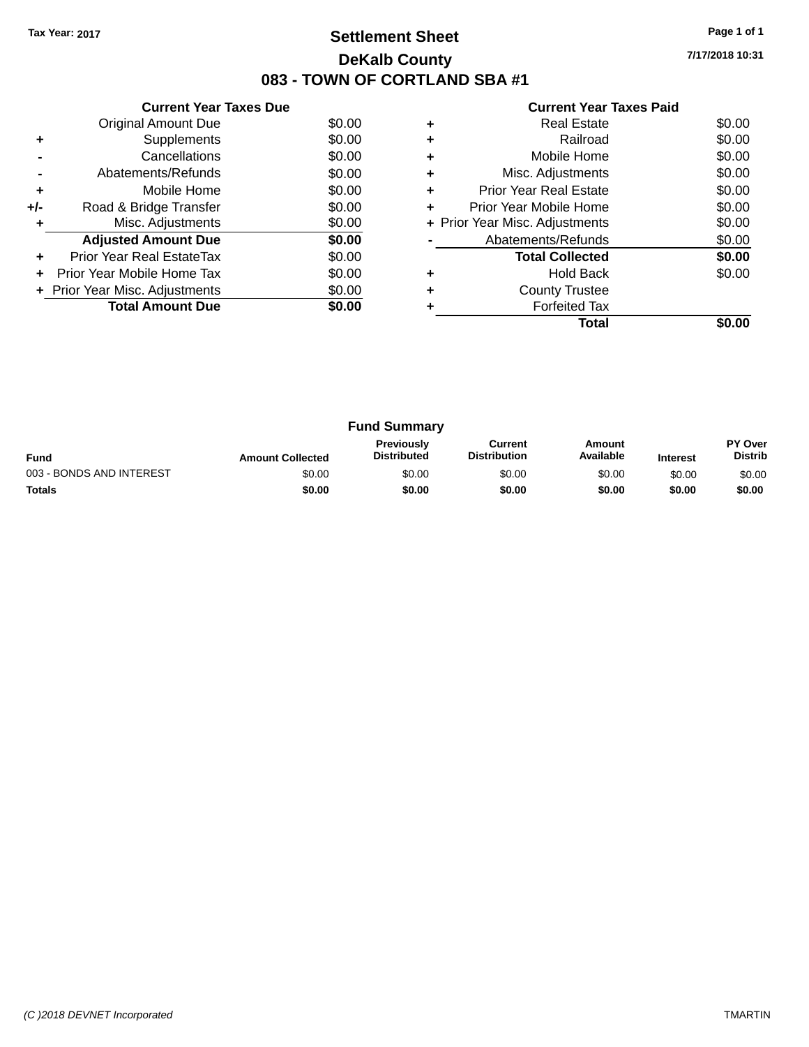Tax Year: 2017

# Settlement Sheet

## DeKalb County

## 083 - TOWN OF CORTLAND SBA #1

7/17/2018 10:31

### Current Year Taxes Due

| | | |
|---|---|---|
| | Original Amount Due | $0.00 |
| + | Supplements | $0.00 |
| - | Cancellations | $0.00 |
| - | Abatements/Refunds | $0.00 |
| + | Mobile Home | $0.00 |
| +/- | Road & Bridge Transfer | $0.00 |
| + | Misc. Adjustments | $0.00 |
| | **Adjusted Amount Due** | **$0.00** |
| + | Prior Year Real EstateTax | $0.00 |
| + | Prior Year Mobile Home Tax | $0.00 |
| + | Prior Year Misc. Adjustments | $0.00 |
| | **Total Amount Due** | **$0.00** |

### Current Year Taxes Paid

| | | |
|---|---|---|
| + | Real Estate | $0.00 |
| + | Railroad | $0.00 |
| + | Mobile Home | $0.00 |
| + | Misc. Adjustments | $0.00 |
| + | Prior Year Real Estate | $0.00 |
| + | Prior Year Mobile Home | $0.00 |
| + | Prior Year Misc. Adjustments | $0.00 |
| - | Abatements/Refunds | $0.00 |
| | **Total Collected** | **$0.00** |
| + | Hold Back | $0.00 |
| + | County Trustee | |
| + | Forfeited Tax | |
| | **Total** | **$0.00** |

### Fund Summary

| Fund | Amount Collected | Previously Distributed | Current Distribution | Amount Available | Interest | PY Over Distrib |
|---|---|---|---|---|---|---|
| 003 - BONDS AND INTEREST | $0.00 | $0.00 | $0.00 | $0.00 | $0.00 | $0.00 |
| **Totals** | **$0.00** | **$0.00** | **$0.00** | **$0.00** | **$0.00** | **$0.00** |

(C )2018 DEVNET Incorporated TMARTIN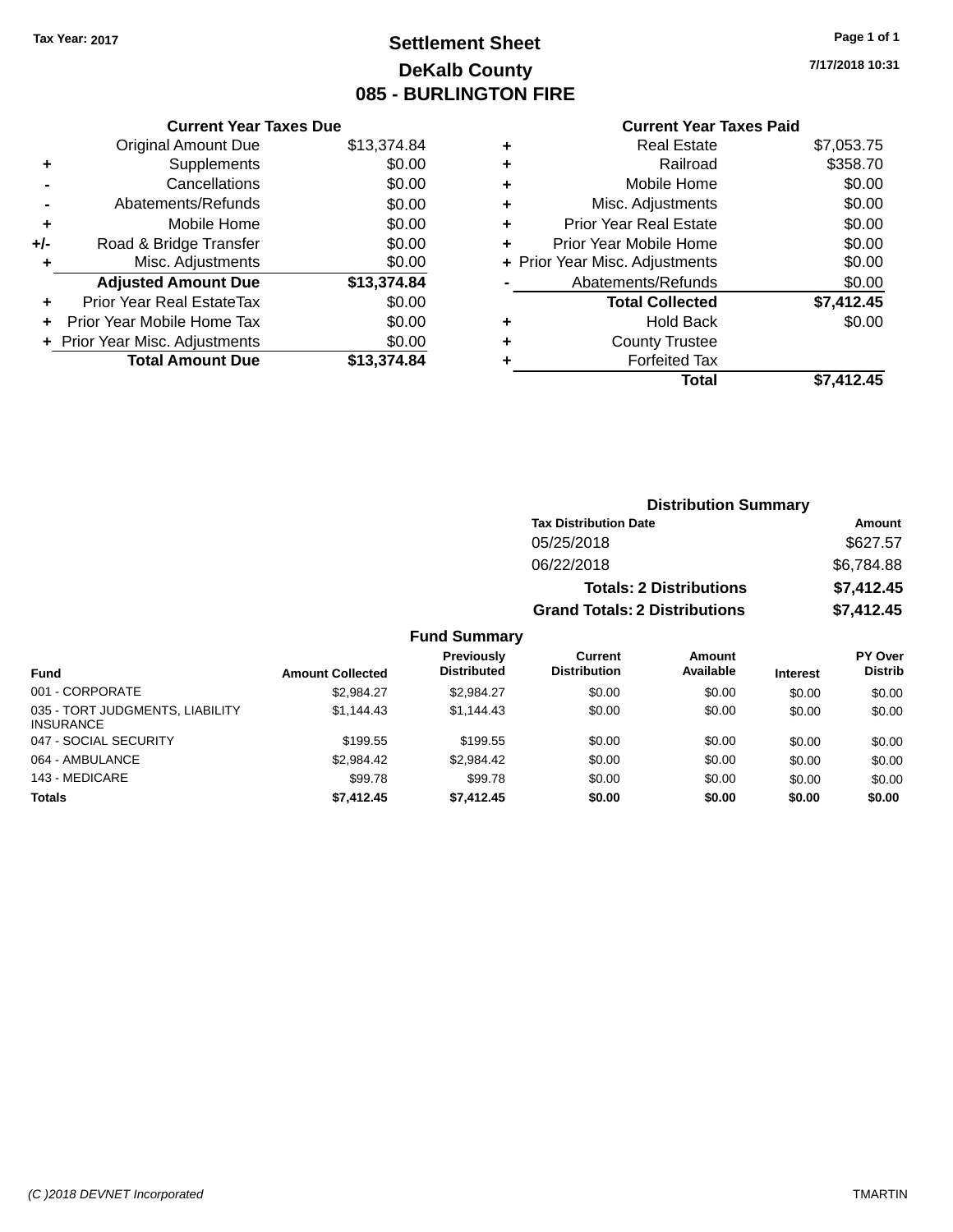Tax Year: 2017

# Settlement Sheet

## DeKalb County

## 085 - BURLINGTON FIRE

7/17/2018 10:31

### Current Year Taxes Due

| | | |
|---|---|---|
| | Original Amount Due | $13,374.84 |
| + | Supplements | $0.00 |
| - | Cancellations | $0.00 |
| - | Abatements/Refunds | $0.00 |
| + | Mobile Home | $0.00 |
| +/- | Road & Bridge Transfer | $0.00 |
| + | Misc. Adjustments | $0.00 |
| | **Adjusted Amount Due** | **$13,374.84** |
| + | Prior Year Real EstateTax | $0.00 |
| + | Prior Year Mobile Home Tax | $0.00 |
| + | Prior Year Misc. Adjustments | $0.00 |
| | **Total Amount Due** | **$13,374.84** |

### Current Year Taxes Paid

| | | |
|---|---|---|
| + | Real Estate | $7,053.75 |
| + | Railroad | $358.70 |
| + | Mobile Home | $0.00 |
| + | Misc. Adjustments | $0.00 |
| + | Prior Year Real Estate | $0.00 |
| + | Prior Year Mobile Home | $0.00 |
| + | Prior Year Misc. Adjustments | $0.00 |
| - | Abatements/Refunds | $0.00 |
| | **Total Collected** | **$7,412.45** |
| + | Hold Back | $0.00 |
| + | County Trustee | |
| + | Forfeited Tax | |
| | **Total** | **$7,412.45** |

### Distribution Summary

| Tax Distribution Date | Amount |
|---|---|
| 05/25/2018 | $627.57 |
| 06/22/2018 | $6,784.88 |
| **Totals: 2 Distributions** | **$7,412.45** |
| **Grand Totals: 2 Distributions** | **$7,412.45** |

### Fund Summary

| Fund | Amount Collected | Previously Distributed | Current Distribution | Amount Available | Interest | PY Over Distrib |
|---|---|---|---|---|---|---|
| 001 - CORPORATE | $2,984.27 | $2,984.27 | $0.00 | $0.00 | $0.00 | $0.00 |
| 035 - TORT JUDGMENTS, LIABILITY INSURANCE | $1,144.43 | $1,144.43 | $0.00 | $0.00 | $0.00 | $0.00 |
| 047 - SOCIAL SECURITY | $199.55 | $199.55 | $0.00 | $0.00 | $0.00 | $0.00 |
| 064 - AMBULANCE | $2,984.42 | $2,984.42 | $0.00 | $0.00 | $0.00 | $0.00 |
| 143 - MEDICARE | $99.78 | $99.78 | $0.00 | $0.00 | $0.00 | $0.00 |
| **Totals** | **$7,412.45** | **$7,412.45** | **$0.00** | **$0.00** | **$0.00** | **$0.00** |

(C )2018 DEVNET Incorporated TMARTIN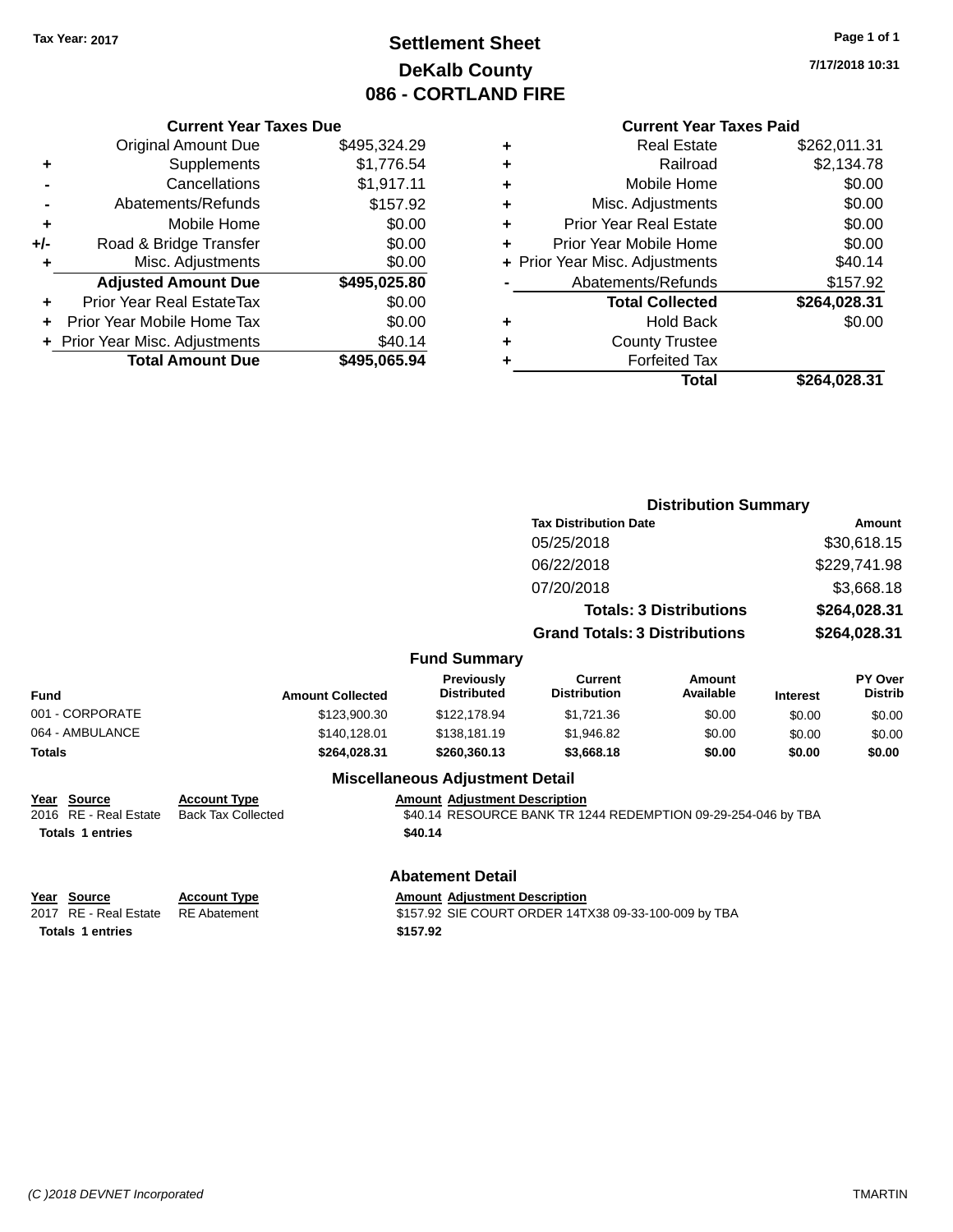Tax Year: 2017

# Settlement Sheet
## DeKalb County
## 086 - CORTLAND FIRE

7/17/2018 10:31

### Current Year Taxes Due

| | | |
|---|---|---|
| | Original Amount Due | $495,324.29 |
| + | Supplements | $1,776.54 |
| - | Cancellations | $1,917.11 |
| - | Abatements/Refunds | $157.92 |
| + | Mobile Home | $0.00 |
| +/- | Road & Bridge Transfer | $0.00 |
| + | Misc. Adjustments | $0.00 |
| | **Adjusted Amount Due** | **$495,025.80** |
| + | Prior Year Real EstateTax | $0.00 |
| + | Prior Year Mobile Home Tax | $0.00 |
| + | Prior Year Misc. Adjustments | $40.14 |
| | **Total Amount Due** | **$495,065.94** |

### Current Year Taxes Paid

| | | |
|---|---|---|
| + | Real Estate | $262,011.31 |
| + | Railroad | $2,134.78 |
| + | Mobile Home | $0.00 |
| + | Misc. Adjustments | $0.00 |
| + | Prior Year Real Estate | $0.00 |
| + | Prior Year Mobile Home | $0.00 |
| + | Prior Year Misc. Adjustments | $40.14 |
| - | Abatements/Refunds | $157.92 |
| | **Total Collected** | **$264,028.31** |
| + | Hold Back | $0.00 |
| + | County Trustee | |
| + | Forfeited Tax | |
| | **Total** | **$264,028.31** |

### Distribution Summary

| Tax Distribution Date | Amount |
|---|---|
| 05/25/2018 | $30,618.15 |
| 06/22/2018 | $229,741.98 |
| 07/20/2018 | $3,668.18 |
| **Totals: 3 Distributions** | **$264,028.31** |
| **Grand Totals: 3 Distributions** | **$264,028.31** |

### Fund Summary

| Fund | Amount Collected | Previously Distributed | Current Distribution | Amount Available | Interest | PY Over Distrib |
|---|---|---|---|---|---|---|
| 001 - CORPORATE | $123,900.30 | $122,178.94 | $1,721.36 | $0.00 | $0.00 | $0.00 |
| 064 - AMBULANCE | $140,128.01 | $138,181.19 | $1,946.82 | $0.00 | $0.00 | $0.00 |
| **Totals** | **$264,028.31** | **$260,360.13** | **$3,668.18** | **$0.00** | **$0.00** | **$0.00** |

### Miscellaneous Adjustment Detail

| Year | Source | Account Type | Amount | Adjustment Description |
|---|---|---|---|---|
| 2016 | RE - Real Estate | Back Tax Collected | $40.14 | RESOURCE BANK TR 1244 REDEMPTION 09-29-254-046 by TBA |
| **Totals** | **1 entries** | | **$40.14** | |

### Abatement Detail

| Year | Source | Account Type | Amount | Adjustment Description |
|---|---|---|---|---|
| 2017 | RE - Real Estate | RE Abatement | $157.92 | SIE COURT ORDER 14TX38 09-33-100-009 by TBA |
| **Totals** | **1 entries** | | **$157.92** | |

(C )2018 DEVNET Incorporated TMARTIN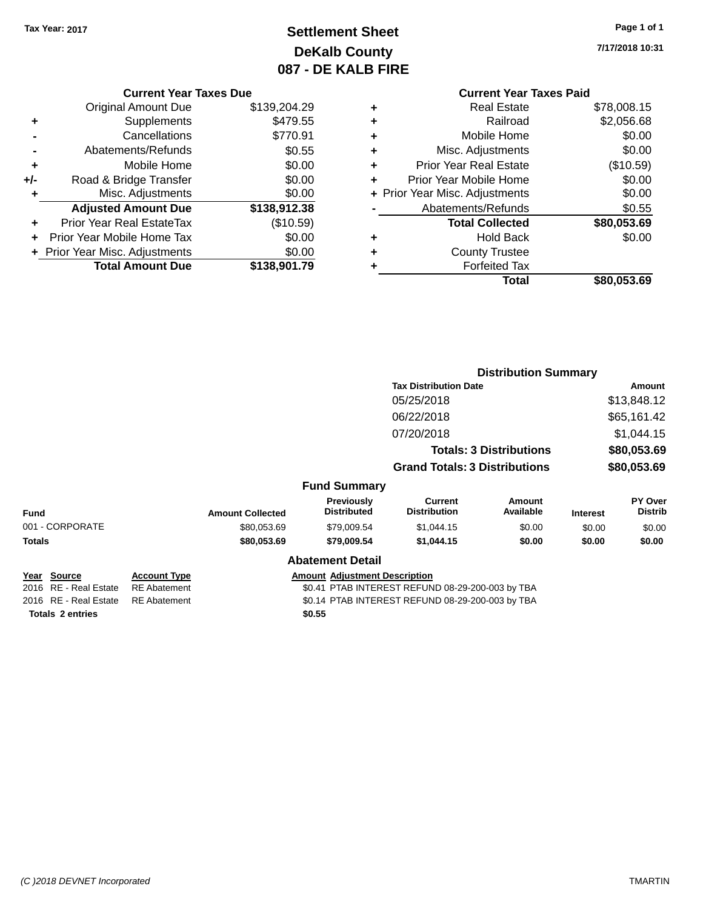Tax Year: 2017

# Settlement Sheet
## DeKalb County
## 087 - DE KALB FIRE

Page 1 of 1

7/17/2018 10:31

### Current Year Taxes Due

| | | |
|---|---|---|
| | Original Amount Due | $139,204.29 |
| + | Supplements | $479.55 |
| - | Cancellations | $770.91 |
| - | Abatements/Refunds | $0.55 |
| + | Mobile Home | $0.00 |
| +/- | Road & Bridge Transfer | $0.00 |
| + | Misc. Adjustments | $0.00 |
| | **Adjusted Amount Due** | **$138,912.38** |
| + | Prior Year Real EstateTax | ($10.59) |
| + | Prior Year Mobile Home Tax | $0.00 |
| + | Prior Year Misc. Adjustments | $0.00 |
| | **Total Amount Due** | **$138,901.79** |

### Current Year Taxes Paid

| | | |
|---|---|---|
| + | Real Estate | $78,008.15 |
| + | Railroad | $2,056.68 |
| + | Mobile Home | $0.00 |
| + | Misc. Adjustments | $0.00 |
| + | Prior Year Real Estate | ($10.59) |
| + | Prior Year Mobile Home | $0.00 |
| + | Prior Year Misc. Adjustments | $0.00 |
| - | Abatements/Refunds | $0.55 |
| | **Total Collected** | **$80,053.69** |
| + | Hold Back | $0.00 |
| + | County Trustee | |
| + | Forfeited Tax | |
| | **Total** | **$80,053.69** |

### Distribution Summary

| Tax Distribution Date | Amount |
|---|---|
| 05/25/2018 | $13,848.12 |
| 06/22/2018 | $65,161.42 |
| 07/20/2018 | $1,044.15 |
| **Totals: 3 Distributions** | **$80,053.69** |
| **Grand Totals: 3 Distributions** | **$80,053.69** |

### Fund Summary

| Fund | Amount Collected | Previously Distributed | Current Distribution | Amount Available | Interest | PY Over Distrib |
|---|---|---|---|---|---|---|
| 001 - CORPORATE | $80,053.69 | $79,009.54 | $1,044.15 | $0.00 | $0.00 | $0.00 |
| **Totals** | **$80,053.69** | **$79,009.54** | **$1,044.15** | **$0.00** | **$0.00** | **$0.00** |

### Abatement Detail

| Year | Source | Account Type | Amount | Adjustment Description |
|---|---|---|---|---|
| 2016 | RE - Real Estate | RE Abatement | $0.41 | PTAB INTEREST REFUND 08-29-200-003 by TBA |
| 2016 | RE - Real Estate | RE Abatement | $0.14 | PTAB INTEREST REFUND 08-29-200-003 by TBA |
| **Totals 2 entries** | | | **$0.55** | |

(C )2018 DEVNET Incorporated TMARTIN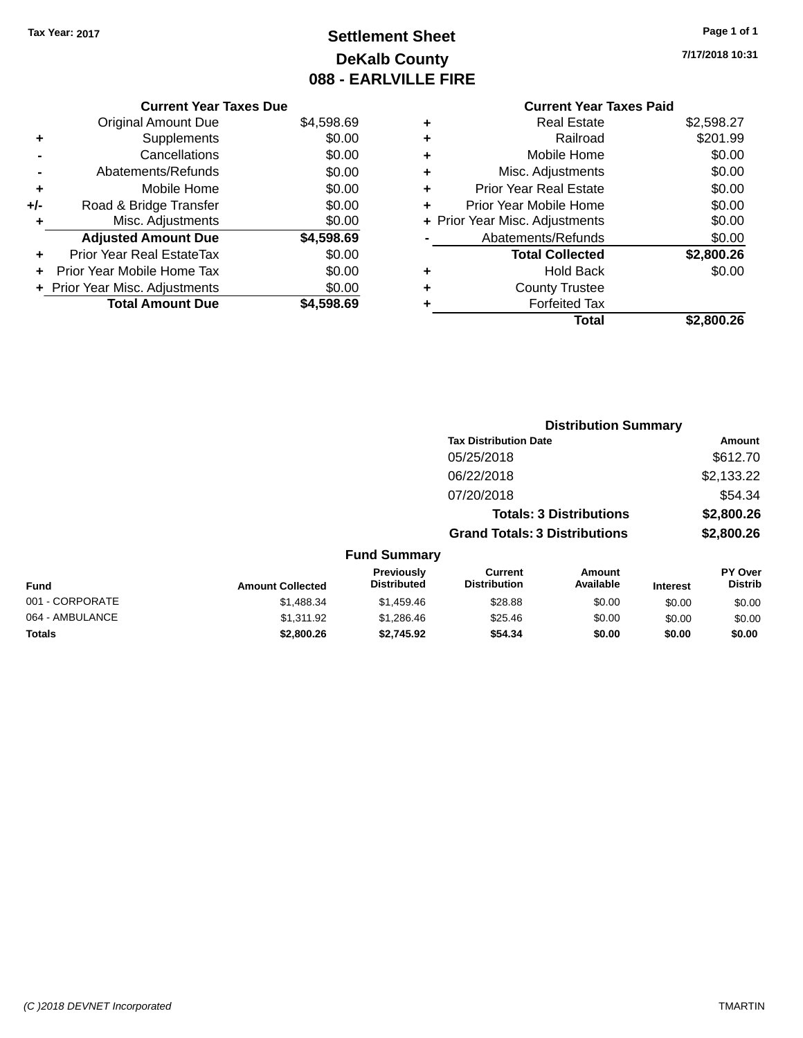Tax Year: 2017

# Settlement Sheet

## DeKalb County

## 088 - EARLVILLE FIRE

7/17/2018 10:31

### Current Year Taxes Due

| | | |
|---|---|---|
| | Original Amount Due | $4,598.69 |
| + | Supplements | $0.00 |
| - | Cancellations | $0.00 |
| - | Abatements/Refunds | $0.00 |
| + | Mobile Home | $0.00 |
| +/- | Road & Bridge Transfer | $0.00 |
| + | Misc. Adjustments | $0.00 |
| | **Adjusted Amount Due** | **$4,598.69** |
| + | Prior Year Real EstateTax | $0.00 |
| + | Prior Year Mobile Home Tax | $0.00 |
| + | Prior Year Misc. Adjustments | $0.00 |
| | **Total Amount Due** | **$4,598.69** |

### Current Year Taxes Paid

| | | |
|---|---|---|
| + | Real Estate | $2,598.27 |
| + | Railroad | $201.99 |
| + | Mobile Home | $0.00 |
| + | Misc. Adjustments | $0.00 |
| + | Prior Year Real Estate | $0.00 |
| + | Prior Year Mobile Home | $0.00 |
| + | Prior Year Misc. Adjustments | $0.00 |
| - | Abatements/Refunds | $0.00 |
| | **Total Collected** | **$2,800.26** |
| + | Hold Back | $0.00 |
| + | County Trustee | |
| + | Forfeited Tax | |
| | **Total** | **$2,800.26** |

### Distribution Summary

| Tax Distribution Date | Amount |
|---|---|
| 05/25/2018 | $612.70 |
| 06/22/2018 | $2,133.22 |
| 07/20/2018 | $54.34 |
| **Totals: 3 Distributions** | **$2,800.26** |
| **Grand Totals: 3 Distributions** | **$2,800.26** |

### Fund Summary

| Fund | Amount Collected | Previously Distributed | Current Distribution | Amount Available | Interest | PY Over Distrib |
|---|---|---|---|---|---|---|
| 001 - CORPORATE | $1,488.34 | $1,459.46 | $28.88 | $0.00 | $0.00 | $0.00 |
| 064 - AMBULANCE | $1,311.92 | $1,286.46 | $25.46 | $0.00 | $0.00 | $0.00 |
| **Totals** | **$2,800.26** | **$2,745.92** | **$54.34** | **$0.00** | **$0.00** | **$0.00** |

(C )2018 DEVNET Incorporated TMARTIN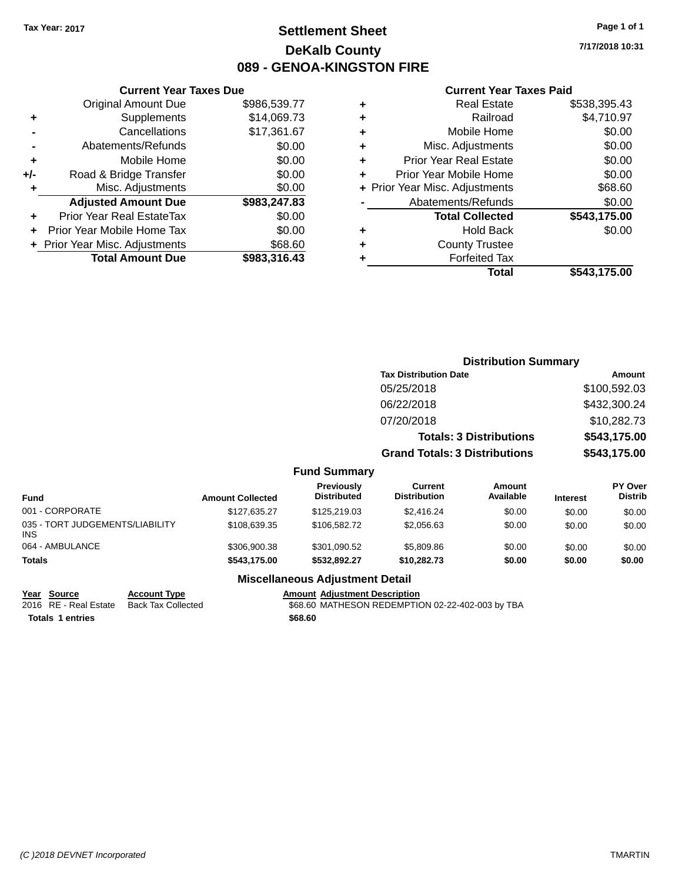Tax Year: 2017

# Settlement Sheet

## DeKalb County

## 089 - GENOA-KINGSTON FIRE

7/17/2018 10:31

### Current Year Taxes Due

| | | |
|---|---|---|
| | Original Amount Due | $986,539.77 |
| + | Supplements | $14,069.73 |
| - | Cancellations | $17,361.67 |
| - | Abatements/Refunds | $0.00 |
| + | Mobile Home | $0.00 |
| +/- | Road & Bridge Transfer | $0.00 |
| + | Misc. Adjustments | $0.00 |
| | **Adjusted Amount Due** | **$983,247.83** |
| + | Prior Year Real EstateTax | $0.00 |
| + | Prior Year Mobile Home Tax | $0.00 |
| + | Prior Year Misc. Adjustments | $68.60 |
| | **Total Amount Due** | **$983,316.43** |

### Current Year Taxes Paid

| | | |
|---|---|---|
| + | Real Estate | $538,395.43 |
| + | Railroad | $4,710.97 |
| + | Mobile Home | $0.00 |
| + | Misc. Adjustments | $0.00 |
| + | Prior Year Real Estate | $0.00 |
| + | Prior Year Mobile Home | $0.00 |
| + | Prior Year Misc. Adjustments | $68.60 |
| - | Abatements/Refunds | $0.00 |
| | **Total Collected** | **$543,175.00** |
| + | Hold Back | $0.00 |
| + | County Trustee | |
| + | Forfeited Tax | |
| | **Total** | **$543,175.00** |

### Distribution Summary

| Tax Distribution Date | Amount |
|---|---|
| 05/25/2018 | $100,592.03 |
| 06/22/2018 | $432,300.24 |
| 07/20/2018 | $10,282.73 |
| **Totals: 3 Distributions** | **$543,175.00** |
| **Grand Totals: 3 Distributions** | **$543,175.00** |

### Fund Summary

| Fund | Amount Collected | Previously Distributed | Current Distribution | Amount Available | Interest | PY Over Distrib |
|---|---|---|---|---|---|---|
| 001 - CORPORATE | $127,635.27 | $125,219.03 | $2,416.24 | $0.00 | $0.00 | $0.00 |
| 035 - TORT JUDGEMENTS/LIABILITY INS | $108,639.35 | $106,582.72 | $2,056.63 | $0.00 | $0.00 | $0.00 |
| 064 - AMBULANCE | $306,900.38 | $301,090.52 | $5,809.86 | $0.00 | $0.00 | $0.00 |
| **Totals** | **$543,175.00** | **$532,892.27** | **$10,282.73** | **$0.00** | **$0.00** | **$0.00** |

### Miscellaneous Adjustment Detail

| Year | Source | Account Type | Amount | Adjustment Description |
|---|---|---|---|---|
| 2016 | RE - Real Estate | Back Tax Collected | $68.60 | MATHESON REDEMPTION 02-22-402-003 by TBA |
| **Totals** | **1 entries** | | **$68.60** | |

(C )2018 DEVNET Incorporated — TMARTIN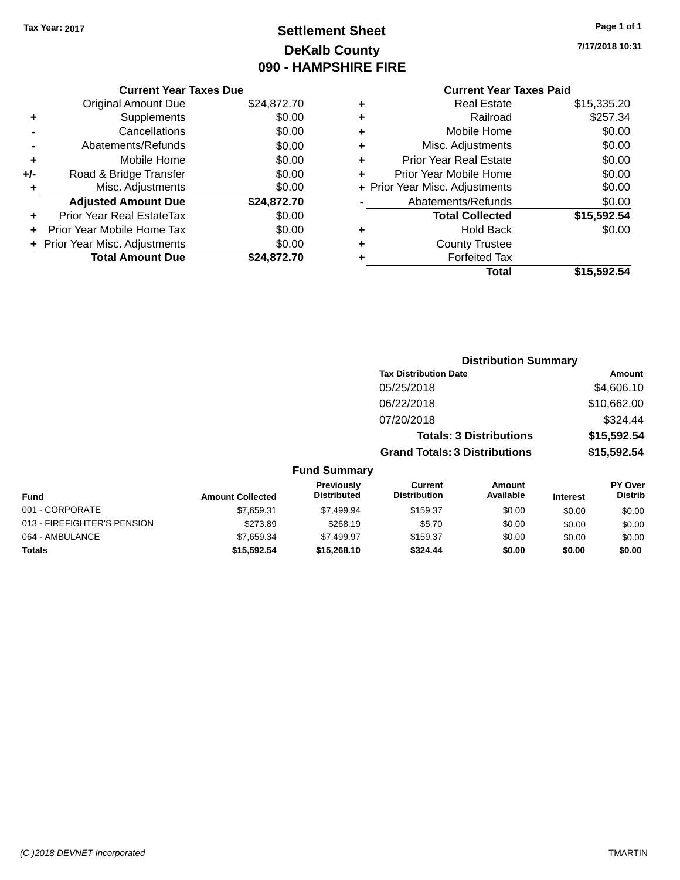Tax Year: 2017

# Settlement Sheet
## DeKalb County
## 090 - HAMPSHIRE FIRE

7/17/2018 10:31

### Current Year Taxes Due

| | | |
|---|---|---|
| | Original Amount Due | $24,872.70 |
| + | Supplements | $0.00 |
| - | Cancellations | $0.00 |
| - | Abatements/Refunds | $0.00 |
| + | Mobile Home | $0.00 |
| +/- | Road & Bridge Transfer | $0.00 |
| + | Misc. Adjustments | $0.00 |
| | **Adjusted Amount Due** | **$24,872.70** |
| + | Prior Year Real EstateTax | $0.00 |
| + | Prior Year Mobile Home Tax | $0.00 |
| + | Prior Year Misc. Adjustments | $0.00 |
| | **Total Amount Due** | **$24,872.70** |

### Current Year Taxes Paid

| | | |
|---|---|---|
| + | Real Estate | $15,335.20 |
| + | Railroad | $257.34 |
| + | Mobile Home | $0.00 |
| + | Misc. Adjustments | $0.00 |
| + | Prior Year Real Estate | $0.00 |
| + | Prior Year Mobile Home | $0.00 |
| + | Prior Year Misc. Adjustments | $0.00 |
| - | Abatements/Refunds | $0.00 |
| | **Total Collected** | **$15,592.54** |
| + | Hold Back | $0.00 |
| + | County Trustee | |
| + | Forfeited Tax | |
| | **Total** | **$15,592.54** |

### Distribution Summary

| Tax Distribution Date | Amount |
|---|---|
| 05/25/2018 | $4,606.10 |
| 06/22/2018 | $10,662.00 |
| 07/20/2018 | $324.44 |
| **Totals: 3 Distributions** | **$15,592.54** |
| **Grand Totals: 3 Distributions** | **$15,592.54** |

### Fund Summary

| Fund | Amount Collected | Previously Distributed | Current Distribution | Amount Available | Interest | PY Over Distrib |
|---|---|---|---|---|---|---|
| 001 - CORPORATE | $7,659.31 | $7,499.94 | $159.37 | $0.00 | $0.00 | $0.00 |
| 013 - FIREFIGHTER'S PENSION | $273.89 | $268.19 | $5.70 | $0.00 | $0.00 | $0.00 |
| 064 - AMBULANCE | $7,659.34 | $7,499.97 | $159.37 | $0.00 | $0.00 | $0.00 |
| **Totals** | **$15,592.54** | **$15,268.10** | **$324.44** | **$0.00** | **$0.00** | **$0.00** |

(C )2018 DEVNET Incorporated — TMARTIN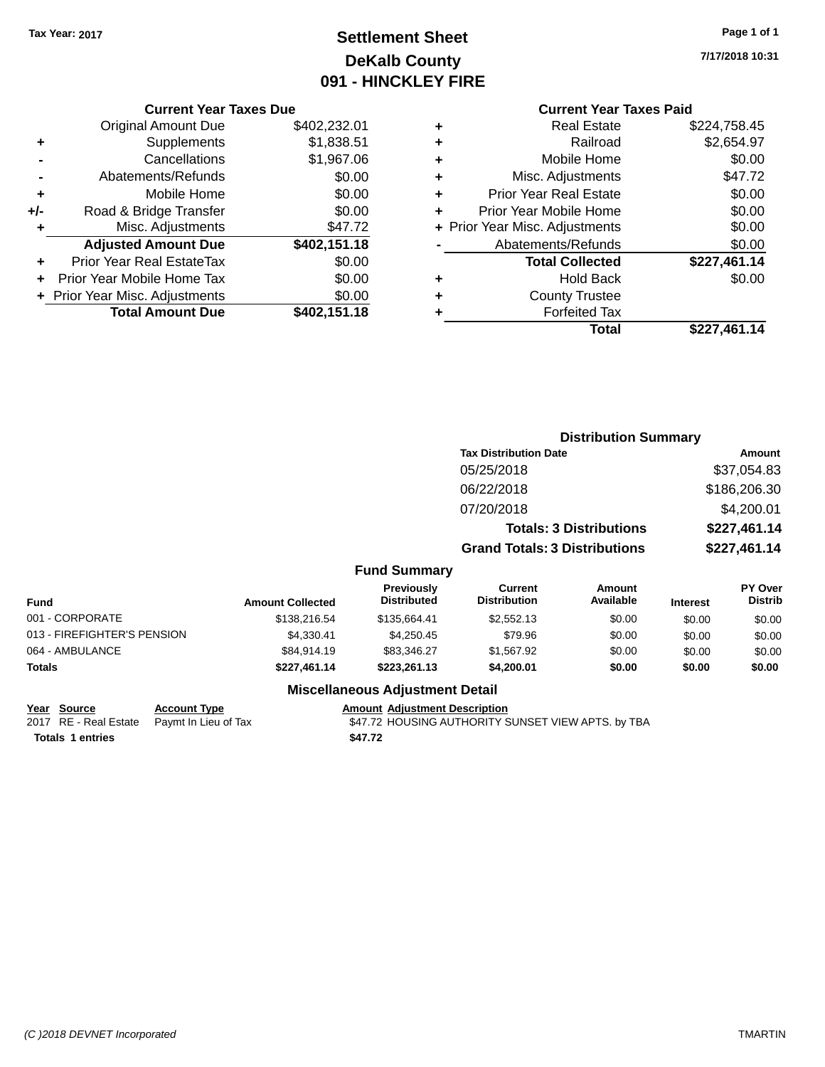**Tax Year: 2017**

# Settlement Sheet
## DeKalb County
## 091 - HINCKLEY FIRE

7/17/2018 10:31

### Current Year Taxes Due

| | | |
|---|---|---|
| | Original Amount Due | $402,232.01 |
| + | Supplements | $1,838.51 |
| - | Cancellations | $1,967.06 |
| - | Abatements/Refunds | $0.00 |
| + | Mobile Home | $0.00 |
| +/- | Road & Bridge Transfer | $0.00 |
| + | Misc. Adjustments | $47.72 |
| | **Adjusted Amount Due** | **$402,151.18** |
| + | Prior Year Real EstateTax | $0.00 |
| + | Prior Year Mobile Home Tax | $0.00 |
| + | Prior Year Misc. Adjustments | $0.00 |
| | **Total Amount Due** | **$402,151.18** |

### Current Year Taxes Paid

| | | |
|---|---|---|
| + | Real Estate | $224,758.45 |
| + | Railroad | $2,654.97 |
| + | Mobile Home | $0.00 |
| + | Misc. Adjustments | $47.72 |
| + | Prior Year Real Estate | $0.00 |
| + | Prior Year Mobile Home | $0.00 |
| + | Prior Year Misc. Adjustments | $0.00 |
| - | Abatements/Refunds | $0.00 |
| | **Total Collected** | **$227,461.14** |
| + | Hold Back | $0.00 |
| + | County Trustee | |
| + | Forfeited Tax | |
| | **Total** | **$227,461.14** |

### Distribution Summary

| Tax Distribution Date | Amount |
|---|---|
| 05/25/2018 | $37,054.83 |
| 06/22/2018 | $186,206.30 |
| 07/20/2018 | $4,200.01 |
| **Totals: 3 Distributions** | **$227,461.14** |
| **Grand Totals: 3 Distributions** | **$227,461.14** |

### Fund Summary

| Fund | Amount Collected | Previously Distributed | Current Distribution | Amount Available | Interest | PY Over Distrib |
|---|---|---|---|---|---|---|
| 001 - CORPORATE | $138,216.54 | $135,664.41 | $2,552.13 | $0.00 | $0.00 | $0.00 |
| 013 - FIREFIGHTER'S PENSION | $4,330.41 | $4,250.45 | $79.96 | $0.00 | $0.00 | $0.00 |
| 064 - AMBULANCE | $84,914.19 | $83,346.27 | $1,567.92 | $0.00 | $0.00 | $0.00 |
| **Totals** | **$227,461.14** | **$223,261.13** | **$4,200.01** | **$0.00** | **$0.00** | **$0.00** |

### Miscellaneous Adjustment Detail

| Year | Source | Account Type | Amount | Adjustment Description |
|---|---|---|---|---|
| 2017 | RE - Real Estate | Paymt In Lieu of Tax | $47.72 | HOUSING AUTHORITY SUNSET VIEW APTS. by TBA |
| **Totals** | **1 entries** | | **$47.72** | |

*(C )2018 DEVNET Incorporated* TMARTIN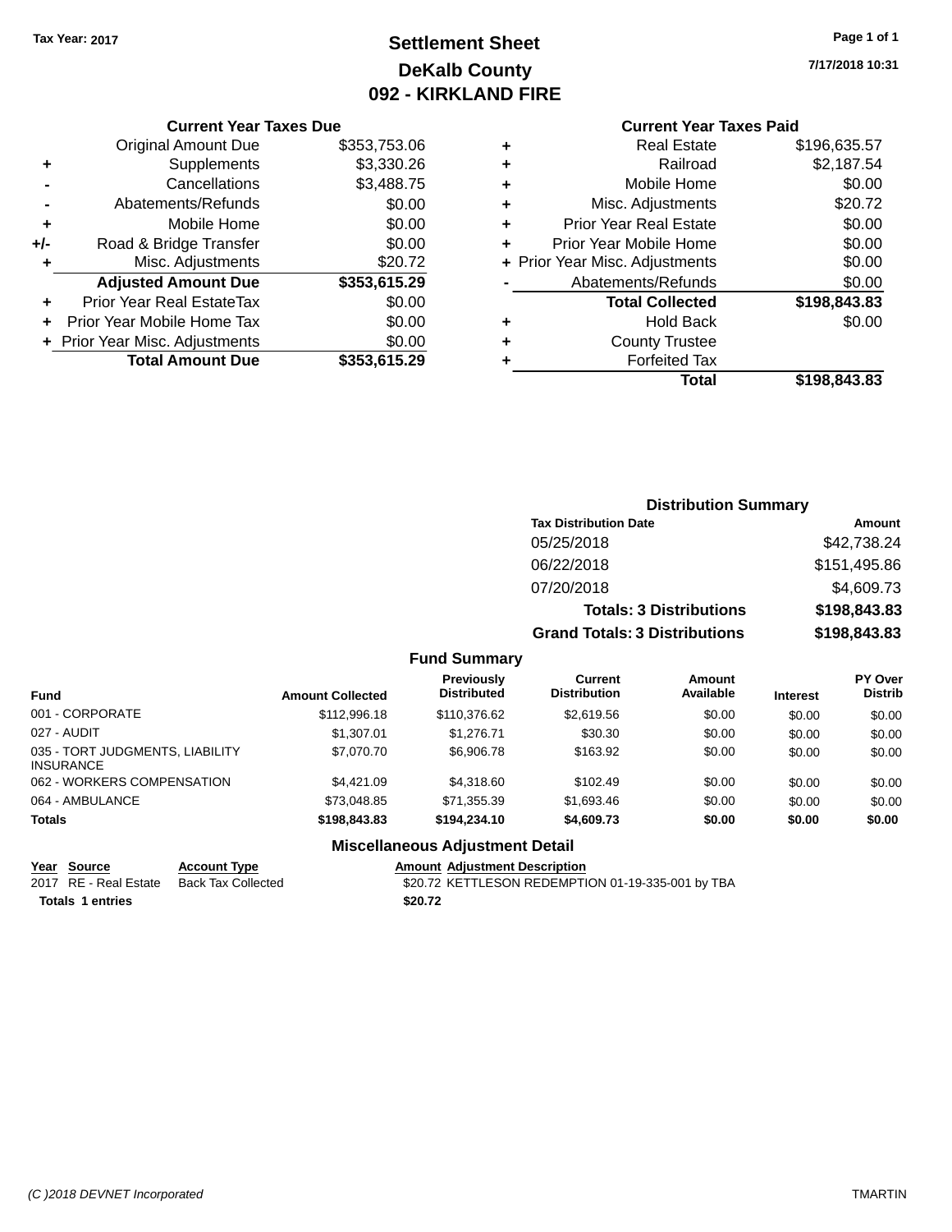Tax Year: 2017

# Settlement Sheet
## DeKalb County
## 092 - KIRKLAND FIRE

7/17/2018 10:31

### Current Year Taxes Due

| | | |
|---|---|---|
| | Original Amount Due | $353,753.06 |
| + | Supplements | $3,330.26 |
| - | Cancellations | $3,488.75 |
| - | Abatements/Refunds | $0.00 |
| + | Mobile Home | $0.00 |
| +/- | Road & Bridge Transfer | $0.00 |
| + | Misc. Adjustments | $20.72 |
| | **Adjusted Amount Due** | **$353,615.29** |
| + | Prior Year Real EstateTax | $0.00 |
| + | Prior Year Mobile Home Tax | $0.00 |
| + | Prior Year Misc. Adjustments | $0.00 |
| | **Total Amount Due** | **$353,615.29** |

### Current Year Taxes Paid

| | | |
|---|---|---|
| + | Real Estate | $196,635.57 |
| + | Railroad | $2,187.54 |
| + | Mobile Home | $0.00 |
| + | Misc. Adjustments | $20.72 |
| + | Prior Year Real Estate | $0.00 |
| + | Prior Year Mobile Home | $0.00 |
| + | Prior Year Misc. Adjustments | $0.00 |
| - | Abatements/Refunds | $0.00 |
| | **Total Collected** | **$198,843.83** |
| + | Hold Back | $0.00 |
| + | County Trustee | |
| + | Forfeited Tax | |
| | **Total** | **$198,843.83** |

### Distribution Summary

| Tax Distribution Date | Amount |
|---|---|
| 05/25/2018 | $42,738.24 |
| 06/22/2018 | $151,495.86 |
| 07/20/2018 | $4,609.73 |
| **Totals: 3 Distributions** | **$198,843.83** |
| **Grand Totals: 3 Distributions** | **$198,843.83** |

### Fund Summary

| Fund | Amount Collected | Previously Distributed | Current Distribution | Amount Available | Interest | PY Over Distrib |
|---|---|---|---|---|---|---|
| 001 - CORPORATE | $112,996.18 | $110,376.62 | $2,619.56 | $0.00 | $0.00 | $0.00 |
| 027 - AUDIT | $1,307.01 | $1,276.71 | $30.30 | $0.00 | $0.00 | $0.00 |
| 035 - TORT JUDGMENTS, LIABILITY INSURANCE | $7,070.70 | $6,906.78 | $163.92 | $0.00 | $0.00 | $0.00 |
| 062 - WORKERS COMPENSATION | $4,421.09 | $4,318.60 | $102.49 | $0.00 | $0.00 | $0.00 |
| 064 - AMBULANCE | $73,048.85 | $71,355.39 | $1,693.46 | $0.00 | $0.00 | $0.00 |
| **Totals** | **$198,843.83** | **$194,234.10** | **$4,609.73** | **$0.00** | **$0.00** | **$0.00** |

### Miscellaneous Adjustment Detail

| Year | Source | Account Type | Amount | Adjustment Description |
|---|---|---|---|---|
| 2017 | RE - Real Estate | Back Tax Collected | $20.72 | KETTLESON REDEMPTION 01-19-335-001 by TBA |
| **Totals** | **1 entries** | | **$20.72** | |

(C )2018 DEVNET Incorporated TMARTIN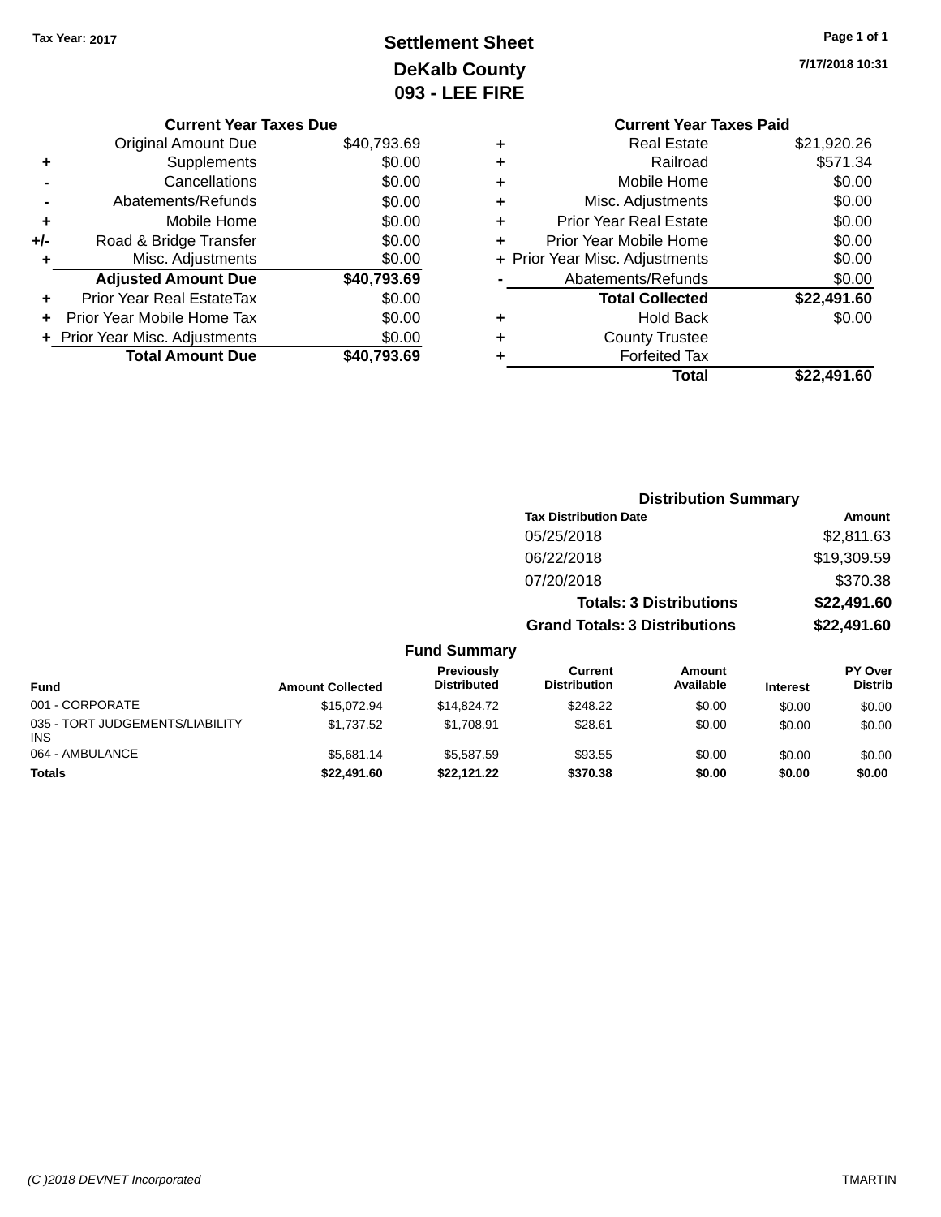Tax Year: 2017

# Settlement Sheet

## DeKalb County

## 093 - LEE FIRE

7/17/2018 10:31

### Current Year Taxes Due

| | | |
|---|---|---|
| | Original Amount Due | $40,793.69 |
| + | Supplements | $0.00 |
| - | Cancellations | $0.00 |
| - | Abatements/Refunds | $0.00 |
| + | Mobile Home | $0.00 |
| +/- | Road & Bridge Transfer | $0.00 |
| + | Misc. Adjustments | $0.00 |
| | **Adjusted Amount Due** | **$40,793.69** |
| + | Prior Year Real EstateTax | $0.00 |
| + | Prior Year Mobile Home Tax | $0.00 |
| + | Prior Year Misc. Adjustments | $0.00 |
| | **Total Amount Due** | **$40,793.69** |

### Current Year Taxes Paid

| | | |
|---|---|---|
| + | Real Estate | $21,920.26 |
| + | Railroad | $571.34 |
| + | Mobile Home | $0.00 |
| + | Misc. Adjustments | $0.00 |
| + | Prior Year Real Estate | $0.00 |
| + | Prior Year Mobile Home | $0.00 |
| + | Prior Year Misc. Adjustments | $0.00 |
| - | Abatements/Refunds | $0.00 |
| | **Total Collected** | **$22,491.60** |
| + | Hold Back | $0.00 |
| + | County Trustee | |
| + | Forfeited Tax | |
| | **Total** | **$22,491.60** |

### Distribution Summary

| Tax Distribution Date | Amount |
|---|---|
| 05/25/2018 | $2,811.63 |
| 06/22/2018 | $19,309.59 |
| 07/20/2018 | $370.38 |
| **Totals: 3 Distributions** | **$22,491.60** |
| **Grand Totals: 3 Distributions** | **$22,491.60** |

### Fund Summary

| Fund | Amount Collected | Previously Distributed | Current Distribution | Amount Available | Interest | PY Over Distrib |
|---|---|---|---|---|---|---|
| 001 - CORPORATE | $15,072.94 | $14,824.72 | $248.22 | $0.00 | $0.00 | $0.00 |
| 035 - TORT JUDGEMENTS/LIABILITY INS | $1,737.52 | $1,708.91 | $28.61 | $0.00 | $0.00 | $0.00 |
| 064 - AMBULANCE | $5,681.14 | $5,587.59 | $93.55 | $0.00 | $0.00 | $0.00 |
| **Totals** | **$22,491.60** | **$22,121.22** | **$370.38** | **$0.00** | **$0.00** | **$0.00** |

(C )2018 DEVNET Incorporated TMARTIN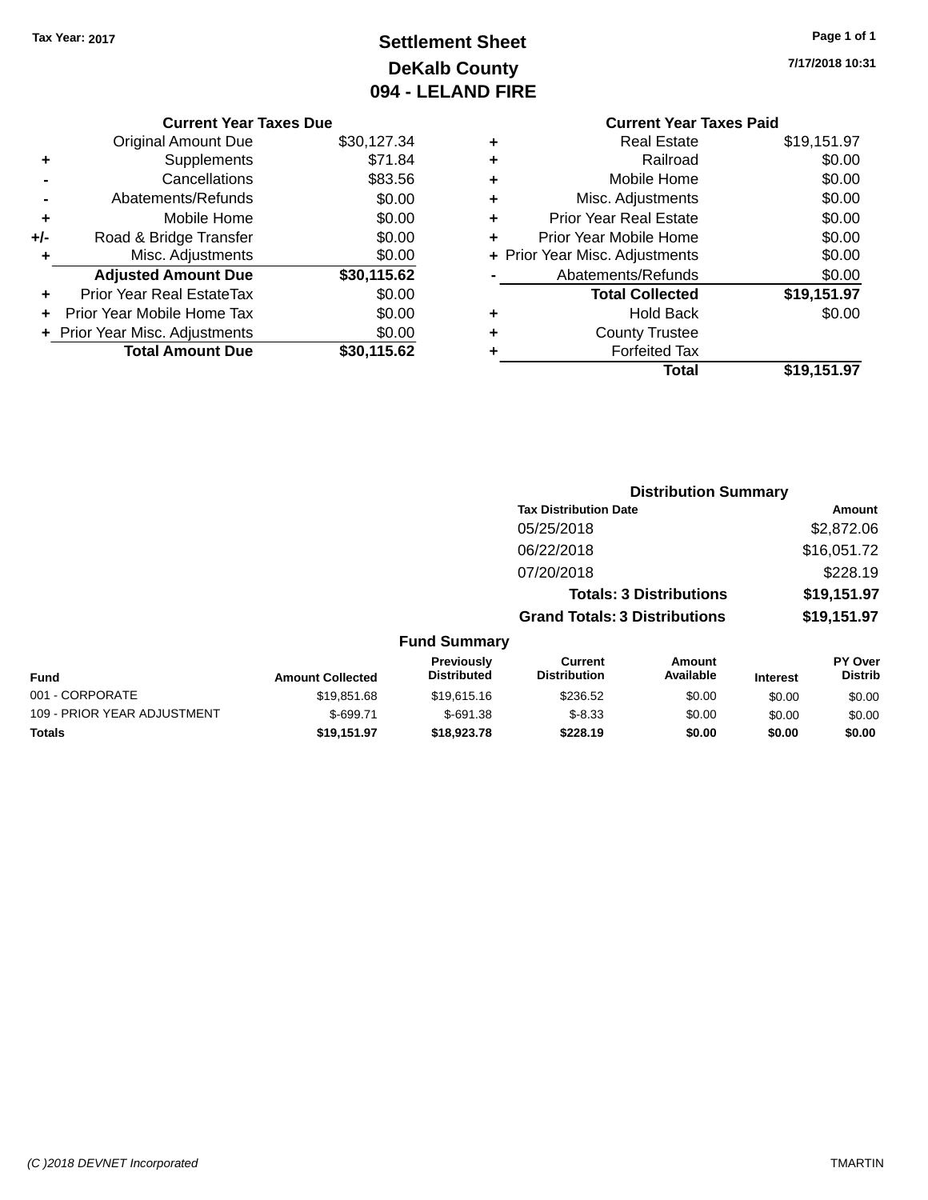Tax Year: 2017

# Settlement Sheet

## DeKalb County

## 094 - LELAND FIRE

7/17/2018 10:31

### Current Year Taxes Due

| | | |
|---|---|---|
| | Original Amount Due | $30,127.34 |
| + | Supplements | $71.84 |
| - | Cancellations | $83.56 |
| - | Abatements/Refunds | $0.00 |
| + | Mobile Home | $0.00 |
| +/- | Road & Bridge Transfer | $0.00 |
| + | Misc. Adjustments | $0.00 |
| | **Adjusted Amount Due** | **$30,115.62** |
| + | Prior Year Real EstateTax | $0.00 |
| + | Prior Year Mobile Home Tax | $0.00 |
| + | Prior Year Misc. Adjustments | $0.00 |
| | **Total Amount Due** | **$30,115.62** |

### Current Year Taxes Paid

| | | |
|---|---|---|
| + | Real Estate | $19,151.97 |
| + | Railroad | $0.00 |
| + | Mobile Home | $0.00 |
| + | Misc. Adjustments | $0.00 |
| + | Prior Year Real Estate | $0.00 |
| + | Prior Year Mobile Home | $0.00 |
| + | Prior Year Misc. Adjustments | $0.00 |
| - | Abatements/Refunds | $0.00 |
| | **Total Collected** | **$19,151.97** |
| + | Hold Back | $0.00 |
| + | County Trustee | |
| + | Forfeited Tax | |
| | **Total** | **$19,151.97** |

### Distribution Summary

| Tax Distribution Date | Amount |
|---|---|
| 05/25/2018 | $2,872.06 |
| 06/22/2018 | $16,051.72 |
| 07/20/2018 | $228.19 |
| **Totals: 3 Distributions** | **$19,151.97** |
| **Grand Totals: 3 Distributions** | **$19,151.97** |

### Fund Summary

| Fund | Amount Collected | Previously Distributed | Current Distribution | Amount Available | Interest | PY Over Distrib |
|---|---|---|---|---|---|---|
| 001 - CORPORATE | $19,851.68 | $19,615.16 | $236.52 | $0.00 | $0.00 | $0.00 |
| 109 - PRIOR YEAR ADJUSTMENT | $-699.71 | $-691.38 | $-8.33 | $0.00 | $0.00 | $0.00 |
| **Totals** | **$19,151.97** | **$18,923.78** | **$228.19** | **$0.00** | **$0.00** | **$0.00** |

(C )2018 DEVNET Incorporated TMARTIN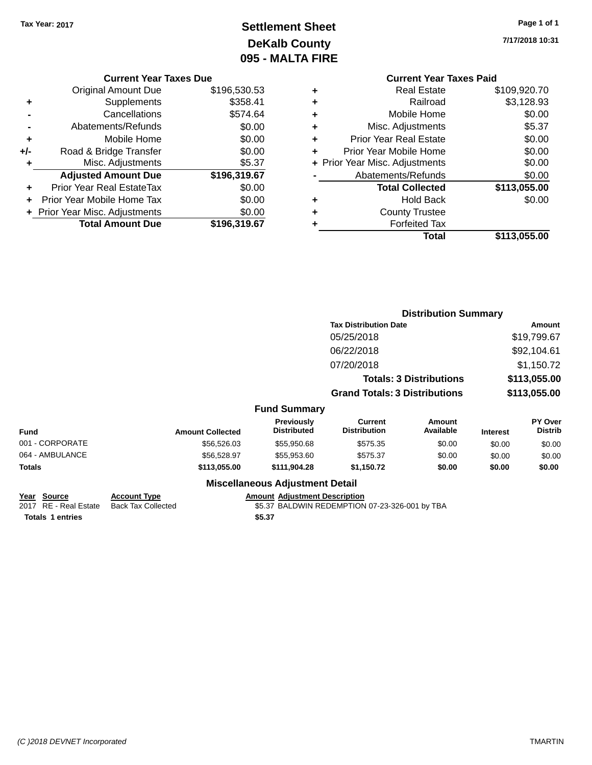Tax Year: 2017

# Settlement Sheet
## DeKalb County
## 095 - MALTA FIRE

7/17/2018 10:31

### Current Year Taxes Due

| | | |
|---|---|---|
| | Original Amount Due | $196,530.53 |
| + | Supplements | $358.41 |
| - | Cancellations | $574.64 |
| - | Abatements/Refunds | $0.00 |
| + | Mobile Home | $0.00 |
| +/- | Road & Bridge Transfer | $0.00 |
| + | Misc. Adjustments | $5.37 |
| | **Adjusted Amount Due** | **$196,319.67** |
| + | Prior Year Real EstateTax | $0.00 |
| + | Prior Year Mobile Home Tax | $0.00 |
| + | Prior Year Misc. Adjustments | $0.00 |
| | **Total Amount Due** | **$196,319.67** |

### Current Year Taxes Paid

| | | |
|---|---|---|
| + | Real Estate | $109,920.70 |
| + | Railroad | $3,128.93 |
| + | Mobile Home | $0.00 |
| + | Misc. Adjustments | $5.37 |
| + | Prior Year Real Estate | $0.00 |
| + | Prior Year Mobile Home | $0.00 |
| + | Prior Year Misc. Adjustments | $0.00 |
| - | Abatements/Refunds | $0.00 |
| | **Total Collected** | **$113,055.00** |
| + | Hold Back | $0.00 |
| + | County Trustee | |
| + | Forfeited Tax | |
| | **Total** | **$113,055.00** |

### Distribution Summary

| Tax Distribution Date | Amount |
|---|---|
| 05/25/2018 | $19,799.67 |
| 06/22/2018 | $92,104.61 |
| 07/20/2018 | $1,150.72 |
| **Totals: 3 Distributions** | **$113,055.00** |
| **Grand Totals: 3 Distributions** | **$113,055.00** |

### Fund Summary

| Fund | Amount Collected | Previously Distributed | Current Distribution | Amount Available | Interest | PY Over Distrib |
|---|---|---|---|---|---|---|
| 001 - CORPORATE | $56,526.03 | $55,950.68 | $575.35 | $0.00 | $0.00 | $0.00 |
| 064 - AMBULANCE | $56,528.97 | $55,953.60 | $575.37 | $0.00 | $0.00 | $0.00 |
| **Totals** | **$113,055.00** | **$111,904.28** | **$1,150.72** | **$0.00** | **$0.00** | **$0.00** |

### Miscellaneous Adjustment Detail

| Year | Source | Account Type | Amount | Adjustment Description |
|---|---|---|---|---|
| 2017 | RE - Real Estate | Back Tax Collected | $5.37 | BALDWIN REDEMPTION 07-23-326-001 by TBA |
| **Totals** | **1 entries** | | **$5.37** | |

(C )2018 DEVNET Incorporated    TMARTIN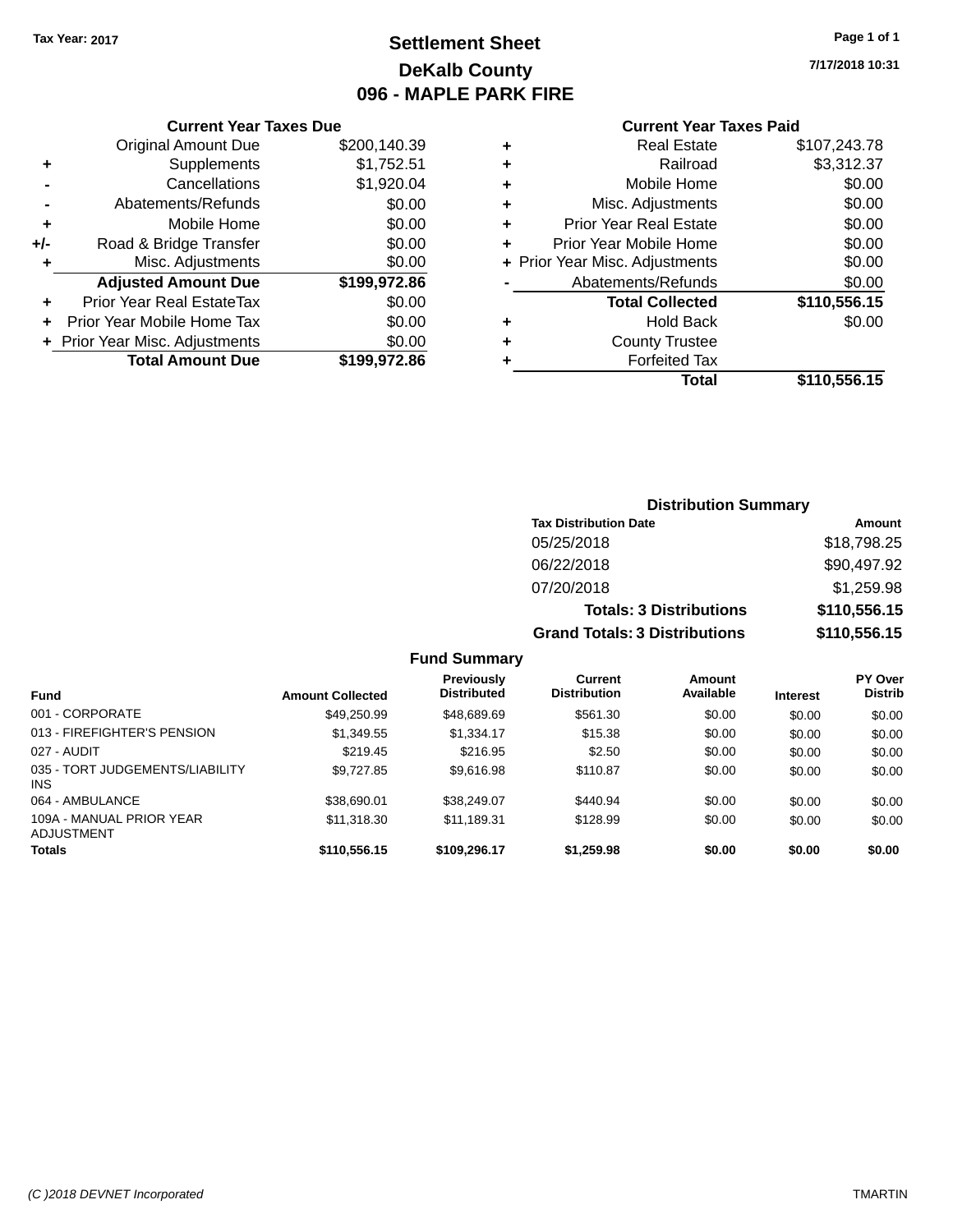Tax Year: 2017

# Settlement Sheet
## DeKalb County
## 096 - MAPLE PARK FIRE

7/17/2018 10:31

### Current Year Taxes Due

| | | |
|---|---|---|
| | Original Amount Due | $200,140.39 |
| + | Supplements | $1,752.51 |
| - | Cancellations | $1,920.04 |
| - | Abatements/Refunds | $0.00 |
| + | Mobile Home | $0.00 |
| +/- | Road & Bridge Transfer | $0.00 |
| + | Misc. Adjustments | $0.00 |
| | **Adjusted Amount Due** | **$199,972.86** |
| + | Prior Year Real EstateTax | $0.00 |
| + | Prior Year Mobile Home Tax | $0.00 |
| + | Prior Year Misc. Adjustments | $0.00 |
| | **Total Amount Due** | **$199,972.86** |

### Current Year Taxes Paid

| | | |
|---|---|---|
| + | Real Estate | $107,243.78 |
| + | Railroad | $3,312.37 |
| + | Mobile Home | $0.00 |
| + | Misc. Adjustments | $0.00 |
| + | Prior Year Real Estate | $0.00 |
| + | Prior Year Mobile Home | $0.00 |
| + | Prior Year Misc. Adjustments | $0.00 |
| - | Abatements/Refunds | $0.00 |
| | **Total Collected** | **$110,556.15** |
| + | Hold Back | $0.00 |
| + | County Trustee | |
| + | Forfeited Tax | |
| | **Total** | **$110,556.15** |

### Distribution Summary

| Tax Distribution Date | Amount |
|---|---|
| 05/25/2018 | $18,798.25 |
| 06/22/2018 | $90,497.92 |
| 07/20/2018 | $1,259.98 |
| **Totals: 3 Distributions** | **$110,556.15** |
| **Grand Totals: 3 Distributions** | **$110,556.15** |

### Fund Summary

| Fund | Amount Collected | Previously Distributed | Current Distribution | Amount Available | Interest | PY Over Distrib |
|---|---|---|---|---|---|---|
| 001 - CORPORATE | $49,250.99 | $48,689.69 | $561.30 | $0.00 | $0.00 | $0.00 |
| 013 - FIREFIGHTER'S PENSION | $1,349.55 | $1,334.17 | $15.38 | $0.00 | $0.00 | $0.00 |
| 027 - AUDIT | $219.45 | $216.95 | $2.50 | $0.00 | $0.00 | $0.00 |
| 035 - TORT JUDGEMENTS/LIABILITY INS | $9,727.85 | $9,616.98 | $110.87 | $0.00 | $0.00 | $0.00 |
| 064 - AMBULANCE | $38,690.01 | $38,249.07 | $440.94 | $0.00 | $0.00 | $0.00 |
| 109A - MANUAL PRIOR YEAR ADJUSTMENT | $11,318.30 | $11,189.31 | $128.99 | $0.00 | $0.00 | $0.00 |
| **Totals** | **$110,556.15** | **$109,296.17** | **$1,259.98** | **$0.00** | **$0.00** | **$0.00** |

(C )2018 DEVNET Incorporated — TMARTIN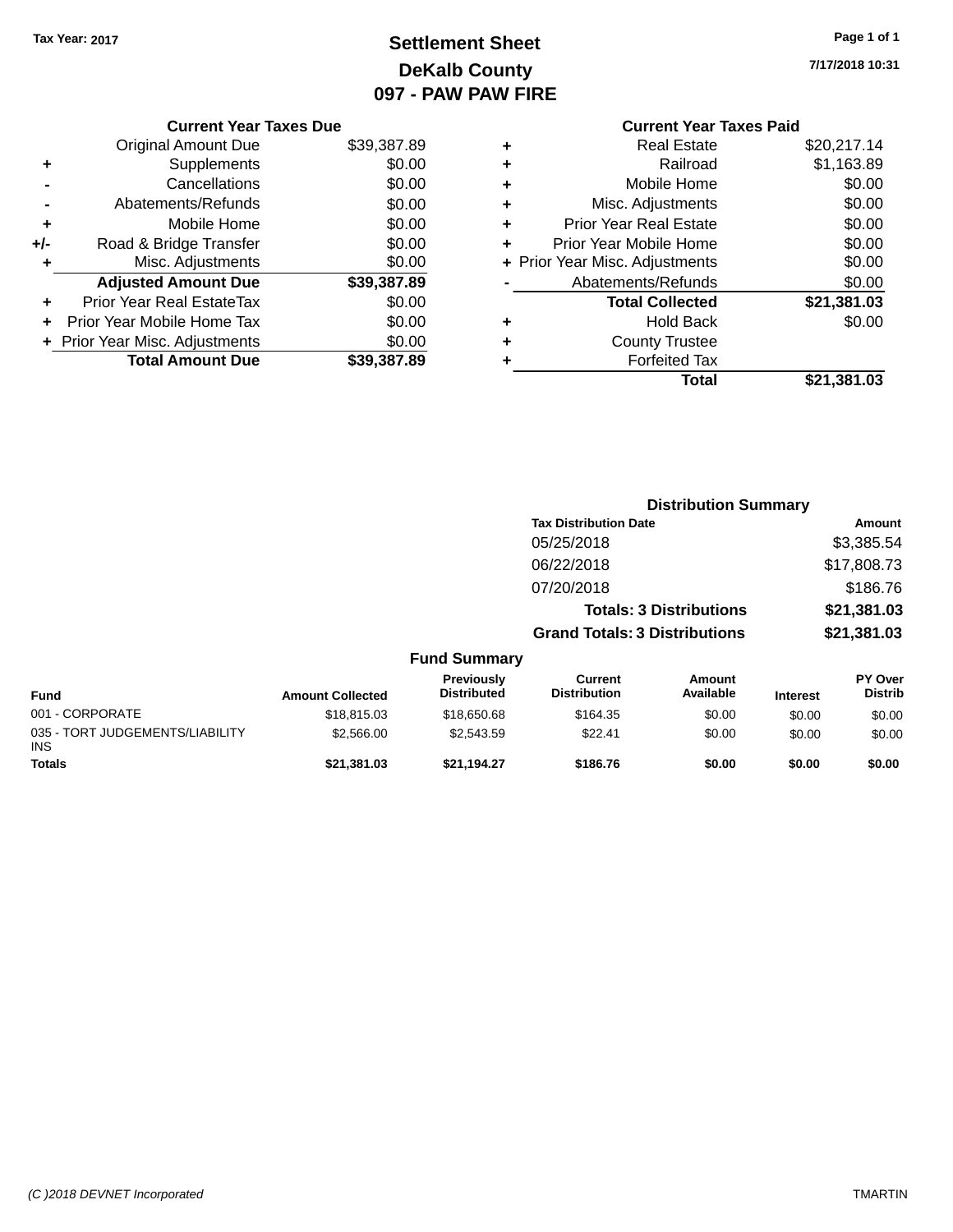Tax Year: 2017

# Settlement Sheet
## DeKalb County
## 097 - PAW PAW FIRE

7/17/2018 10:31

**Current Year Taxes Due**

| | | |
|---|---|---|
| | Original Amount Due | $39,387.89 |
| + | Supplements | $0.00 |
| - | Cancellations | $0.00 |
| - | Abatements/Refunds | $0.00 |
| + | Mobile Home | $0.00 |
| +/- | Road & Bridge Transfer | $0.00 |
| + | Misc. Adjustments | $0.00 |
| | **Adjusted Amount Due** | **$39,387.89** |
| + | Prior Year Real EstateTax | $0.00 |
| + | Prior Year Mobile Home Tax | $0.00 |
| + | Prior Year Misc. Adjustments | $0.00 |
| | **Total Amount Due** | **$39,387.89** |

**Current Year Taxes Paid**

| | | |
|---|---|---|
| + | Real Estate | $20,217.14 |
| + | Railroad | $1,163.89 |
| + | Mobile Home | $0.00 |
| + | Misc. Adjustments | $0.00 |
| + | Prior Year Real Estate | $0.00 |
| + | Prior Year Mobile Home | $0.00 |
| + | Prior Year Misc. Adjustments | $0.00 |
| - | Abatements/Refunds | $0.00 |
| | **Total Collected** | **$21,381.03** |
| + | Hold Back | $0.00 |
| + | County Trustee | |
| + | Forfeited Tax | |
| | **Total** | **$21,381.03** |

**Distribution Summary**

| Tax Distribution Date | Amount |
|---|---|
| 05/25/2018 | $3,385.54 |
| 06/22/2018 | $17,808.73 |
| 07/20/2018 | $186.76 |
| **Totals: 3 Distributions** | **$21,381.03** |
| **Grand Totals: 3 Distributions** | **$21,381.03** |

**Fund Summary**

| Fund | Amount Collected | Previously Distributed | Current Distribution | Amount Available | Interest | PY Over Distrib |
|---|---|---|---|---|---|---|
| 001 - CORPORATE | $18,815.03 | $18,650.68 | $164.35 | $0.00 | $0.00 | $0.00 |
| 035 - TORT JUDGEMENTS/LIABILITY INS | $2,566.00 | $2,543.59 | $22.41 | $0.00 | $0.00 | $0.00 |
| **Totals** | **$21,381.03** | **$21,194.27** | **$186.76** | **$0.00** | **$0.00** | **$0.00** |

(C )2018 DEVNET Incorporated — TMARTIN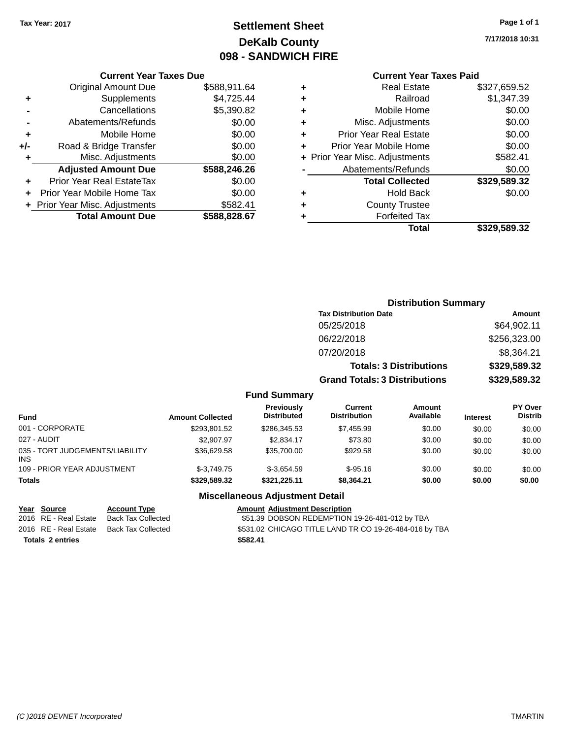Tax Year: 2017

# Settlement Sheet
## DeKalb County
## 098 - SANDWICH FIRE

7/17/2018 10:31

### Current Year Taxes Due

| | | |
|---|---|---|
| | Original Amount Due | $588,911.64 |
| + | Supplements | $4,725.44 |
| - | Cancellations | $5,390.82 |
| - | Abatements/Refunds | $0.00 |
| + | Mobile Home | $0.00 |
| +/- | Road & Bridge Transfer | $0.00 |
| + | Misc. Adjustments | $0.00 |
| | **Adjusted Amount Due** | **$588,246.26** |
| + | Prior Year Real EstateTax | $0.00 |
| + | Prior Year Mobile Home Tax | $0.00 |
| + | Prior Year Misc. Adjustments | $582.41 |
| | **Total Amount Due** | **$588,828.67** |

### Current Year Taxes Paid

| | | |
|---|---|---|
| + | Real Estate | $327,659.52 |
| + | Railroad | $1,347.39 |
| + | Mobile Home | $0.00 |
| + | Misc. Adjustments | $0.00 |
| + | Prior Year Real Estate | $0.00 |
| + | Prior Year Mobile Home | $0.00 |
| + | Prior Year Misc. Adjustments | $582.41 |
| - | Abatements/Refunds | $0.00 |
| | **Total Collected** | **$329,589.32** |
| + | Hold Back | $0.00 |
| + | County Trustee | |
| + | Forfeited Tax | |
| | **Total** | **$329,589.32** |

### Distribution Summary

| Tax Distribution Date | Amount |
|---|---|
| 05/25/2018 | $64,902.11 |
| 06/22/2018 | $256,323.00 |
| 07/20/2018 | $8,364.21 |
| **Totals: 3 Distributions** | **$329,589.32** |
| **Grand Totals: 3 Distributions** | **$329,589.32** |

### Fund Summary

| Fund | Amount Collected | Previously Distributed | Current Distribution | Amount Available | Interest | PY Over Distrib |
|---|---|---|---|---|---|---|
| 001 - CORPORATE | $293,801.52 | $286,345.53 | $7,455.99 | $0.00 | $0.00 | $0.00 |
| 027 - AUDIT | $2,907.97 | $2,834.17 | $73.80 | $0.00 | $0.00 | $0.00 |
| 035 - TORT JUDGEMENTS/LIABILITY INS | $36,629.58 | $35,700.00 | $929.58 | $0.00 | $0.00 | $0.00 |
| 109 - PRIOR YEAR ADJUSTMENT | $-3,749.75 | $-3,654.59 | $-95.16 | $0.00 | $0.00 | $0.00 |
| **Totals** | **$329,589.32** | **$321,225.11** | **$8,364.21** | **$0.00** | **$0.00** | **$0.00** |

### Miscellaneous Adjustment Detail

| Year | Source | Account Type | Amount | Adjustment Description |
|---|---|---|---|---|
| 2016 | RE - Real Estate | Back Tax Collected | $51.39 | DOBSON REDEMPTION 19-26-481-012 by TBA |
| 2016 | RE - Real Estate | Back Tax Collected | $531.02 | CHICAGO TITLE LAND TR CO 19-26-484-016 by TBA |
| **Totals** | **2 entries** | | **$582.41** | |

(C )2018 DEVNET Incorporated TMARTIN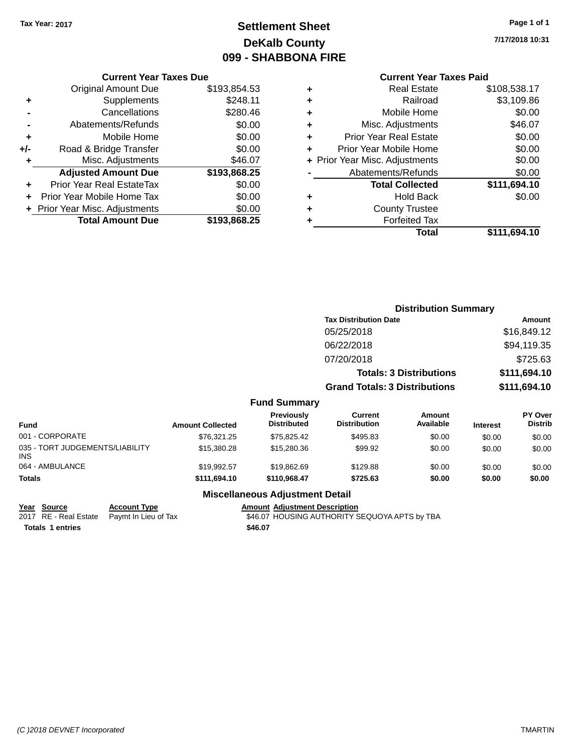Tax Year: 2017

# Settlement Sheet
## DeKalb County
## 099 - SHABBONA FIRE

7/17/2018 10:31

### Current Year Taxes Due

| | | |
|---|---|---|
| | Original Amount Due | $193,854.53 |
| + | Supplements | $248.11 |
| - | Cancellations | $280.46 |
| - | Abatements/Refunds | $0.00 |
| + | Mobile Home | $0.00 |
| +/- | Road & Bridge Transfer | $0.00 |
| + | Misc. Adjustments | $46.07 |
| | **Adjusted Amount Due** | **$193,868.25** |
| + | Prior Year Real EstateTax | $0.00 |
| + | Prior Year Mobile Home Tax | $0.00 |
| + | Prior Year Misc. Adjustments | $0.00 |
| | **Total Amount Due** | **$193,868.25** |

### Current Year Taxes Paid

| | | |
|---|---|---|
| + | Real Estate | $108,538.17 |
| + | Railroad | $3,109.86 |
| + | Mobile Home | $0.00 |
| + | Misc. Adjustments | $46.07 |
| + | Prior Year Real Estate | $0.00 |
| + | Prior Year Mobile Home | $0.00 |
| + | Prior Year Misc. Adjustments | $0.00 |
| - | Abatements/Refunds | $0.00 |
| | **Total Collected** | **$111,694.10** |
| + | Hold Back | $0.00 |
| + | County Trustee | |
| + | Forfeited Tax | |
| | **Total** | **$111,694.10** |

### Distribution Summary

| Tax Distribution Date | Amount |
|---|---|
| 05/25/2018 | $16,849.12 |
| 06/22/2018 | $94,119.35 |
| 07/20/2018 | $725.63 |
| **Totals: 3 Distributions** | **$111,694.10** |
| **Grand Totals: 3 Distributions** | **$111,694.10** |

### Fund Summary

| Fund | Amount Collected | Previously Distributed | Current Distribution | Amount Available | Interest | PY Over Distrib |
|---|---|---|---|---|---|---|
| 001 - CORPORATE | $76,321.25 | $75,825.42 | $495.83 | $0.00 | $0.00 | $0.00 |
| 035 - TORT JUDGEMENTS/LIABILITY INS | $15,380.28 | $15,280.36 | $99.92 | $0.00 | $0.00 | $0.00 |
| 064 - AMBULANCE | $19,992.57 | $19,862.69 | $129.88 | $0.00 | $0.00 | $0.00 |
| **Totals** | **$111,694.10** | **$110,968.47** | **$725.63** | **$0.00** | **$0.00** | **$0.00** |

### Miscellaneous Adjustment Detail

| Year | Source | Account Type | Amount | Adjustment Description |
|---|---|---|---|---|
| 2017 | RE - Real Estate | Paymt In Lieu of Tax | $46.07 | HOUSING AUTHORITY SEQUOYA APTS by TBA |
| **Totals** | **1 entries** | | **$46.07** | |

(C )2018 DEVNET Incorporated TMARTIN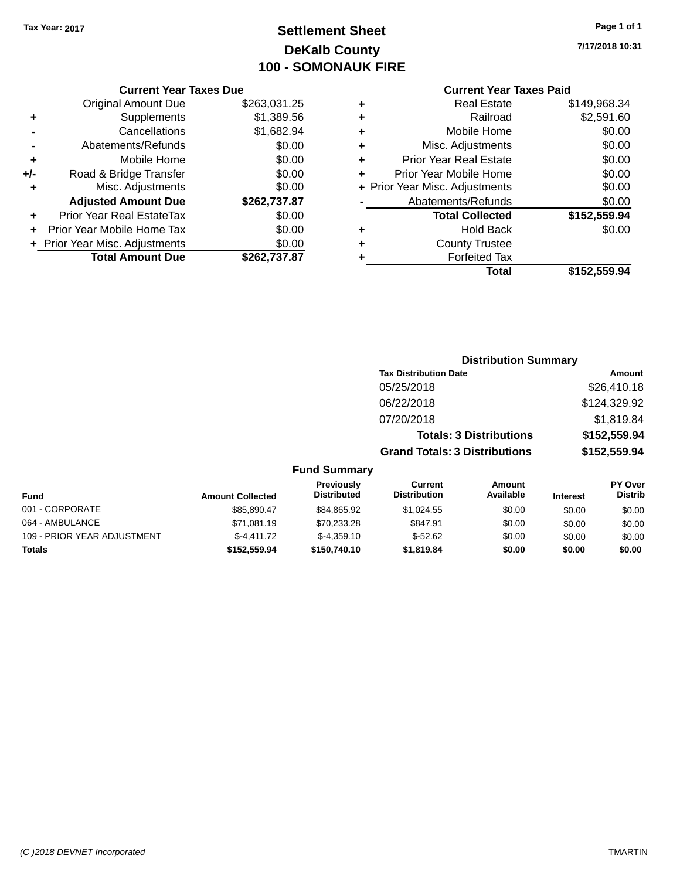Tax Year: 2017

# Settlement Sheet
## DeKalb County
## 100 - SOMONAUK FIRE

7/17/2018 10:31

### Current Year Taxes Due

| | | |
|---|---|---|
| | Original Amount Due | $263,031.25 |
| + | Supplements | $1,389.56 |
| - | Cancellations | $1,682.94 |
| - | Abatements/Refunds | $0.00 |
| + | Mobile Home | $0.00 |
| +/- | Road & Bridge Transfer | $0.00 |
| + | Misc. Adjustments | $0.00 |
| | **Adjusted Amount Due** | **$262,737.87** |
| + | Prior Year Real EstateTax | $0.00 |
| + | Prior Year Mobile Home Tax | $0.00 |
| + | Prior Year Misc. Adjustments | $0.00 |
| | **Total Amount Due** | **$262,737.87** |

### Current Year Taxes Paid

| | | |
|---|---|---|
| + | Real Estate | $149,968.34 |
| + | Railroad | $2,591.60 |
| + | Mobile Home | $0.00 |
| + | Misc. Adjustments | $0.00 |
| + | Prior Year Real Estate | $0.00 |
| + | Prior Year Mobile Home | $0.00 |
| + | Prior Year Misc. Adjustments | $0.00 |
| - | Abatements/Refunds | $0.00 |
| | **Total Collected** | **$152,559.94** |
| + | Hold Back | $0.00 |
| + | County Trustee | |
| + | Forfeited Tax | |
| | **Total** | **$152,559.94** |

### Distribution Summary

| Tax Distribution Date | Amount |
|---|---|
| 05/25/2018 | $26,410.18 |
| 06/22/2018 | $124,329.92 |
| 07/20/2018 | $1,819.84 |
| **Totals: 3 Distributions** | **$152,559.94** |
| **Grand Totals: 3 Distributions** | **$152,559.94** |

### Fund Summary

| Fund | Amount Collected | Previously Distributed | Current Distribution | Amount Available | Interest | PY Over Distrib |
|---|---|---|---|---|---|---|
| 001 - CORPORATE | $85,890.47 | $84,865.92 | $1,024.55 | $0.00 | $0.00 | $0.00 |
| 064 - AMBULANCE | $71,081.19 | $70,233.28 | $847.91 | $0.00 | $0.00 | $0.00 |
| 109 - PRIOR YEAR ADJUSTMENT | $-4,411.72 | $-4,359.10 | $-52.62 | $0.00 | $0.00 | $0.00 |
| **Totals** | **$152,559.94** | **$150,740.10** | **$1,819.84** | **$0.00** | **$0.00** | **$0.00** |

(C )2018 DEVNET Incorporated TMARTIN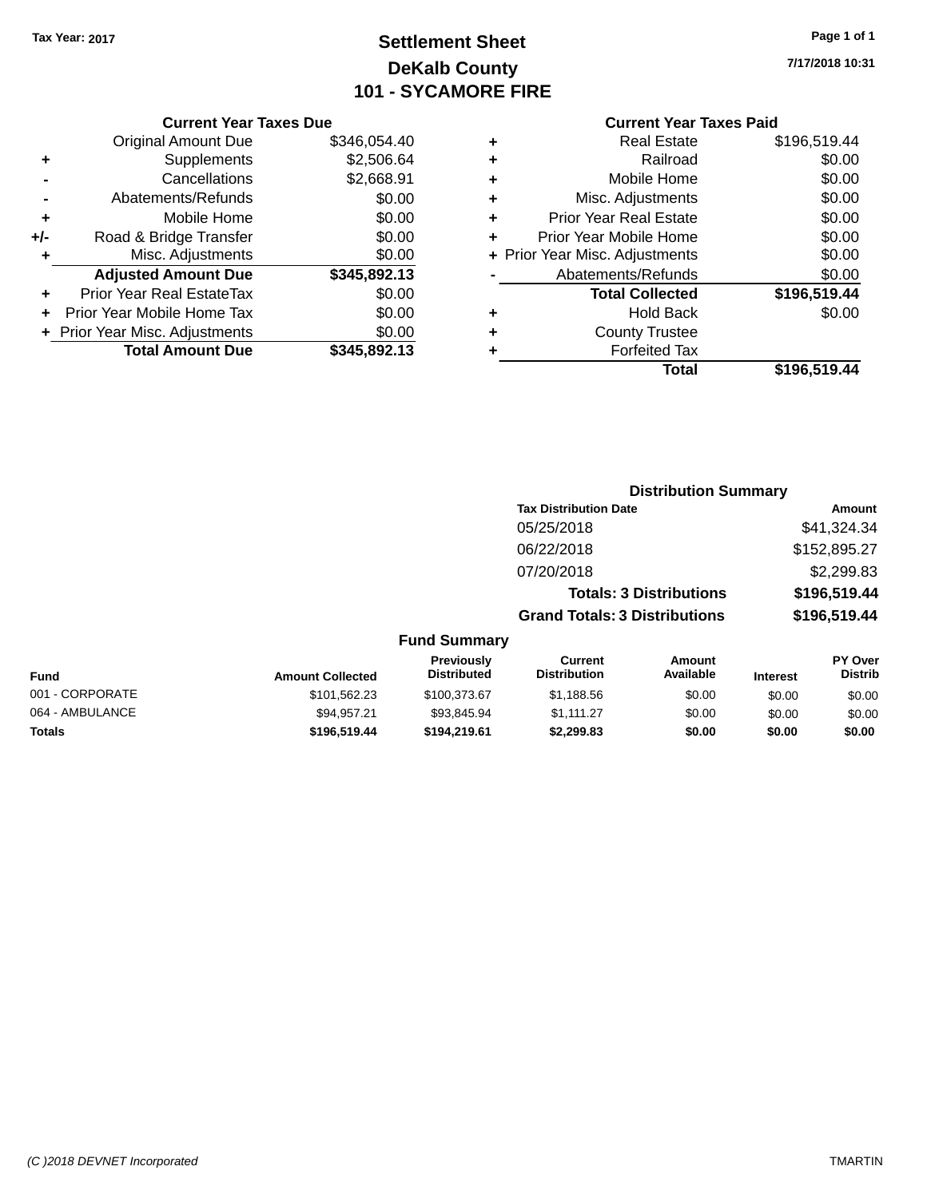Tax Year: 2017

# Settlement Sheet

## DeKalb County

## 101 - SYCAMORE FIRE

7/17/2018 10:31

### Current Year Taxes Due

| | | |
|---|---|---|
| | Original Amount Due | $346,054.40 |
| + | Supplements | $2,506.64 |
| - | Cancellations | $2,668.91 |
| - | Abatements/Refunds | $0.00 |
| + | Mobile Home | $0.00 |
| +/- | Road & Bridge Transfer | $0.00 |
| + | Misc. Adjustments | $0.00 |
| | **Adjusted Amount Due** | **$345,892.13** |
| + | Prior Year Real EstateTax | $0.00 |
| + | Prior Year Mobile Home Tax | $0.00 |
| + | Prior Year Misc. Adjustments | $0.00 |
| | **Total Amount Due** | **$345,892.13** |

### Current Year Taxes Paid

| | | |
|---|---|---|
| + | Real Estate | $196,519.44 |
| + | Railroad | $0.00 |
| + | Mobile Home | $0.00 |
| + | Misc. Adjustments | $0.00 |
| + | Prior Year Real Estate | $0.00 |
| + | Prior Year Mobile Home | $0.00 |
| + | Prior Year Misc. Adjustments | $0.00 |
| - | Abatements/Refunds | $0.00 |
| | **Total Collected** | **$196,519.44** |
| + | Hold Back | $0.00 |
| + | County Trustee | |
| + | Forfeited Tax | |
| | **Total** | **$196,519.44** |

### Distribution Summary

| Tax Distribution Date | Amount |
|---|---|
| 05/25/2018 | $41,324.34 |
| 06/22/2018 | $152,895.27 |
| 07/20/2018 | $2,299.83 |
| **Totals: 3 Distributions** | **$196,519.44** |
| **Grand Totals: 3 Distributions** | **$196,519.44** |

### Fund Summary

| Fund | Amount Collected | Previously Distributed | Current Distribution | Amount Available | Interest | PY Over Distrib |
|---|---|---|---|---|---|---|
| 001 - CORPORATE | $101,562.23 | $100,373.67 | $1,188.56 | $0.00 | $0.00 | $0.00 |
| 064 - AMBULANCE | $94,957.21 | $93,845.94 | $1,111.27 | $0.00 | $0.00 | $0.00 |
| **Totals** | **$196,519.44** | **$194,219.61** | **$2,299.83** | **$0.00** | **$0.00** | **$0.00** |

*(C )2018 DEVNET Incorporated* TMARTIN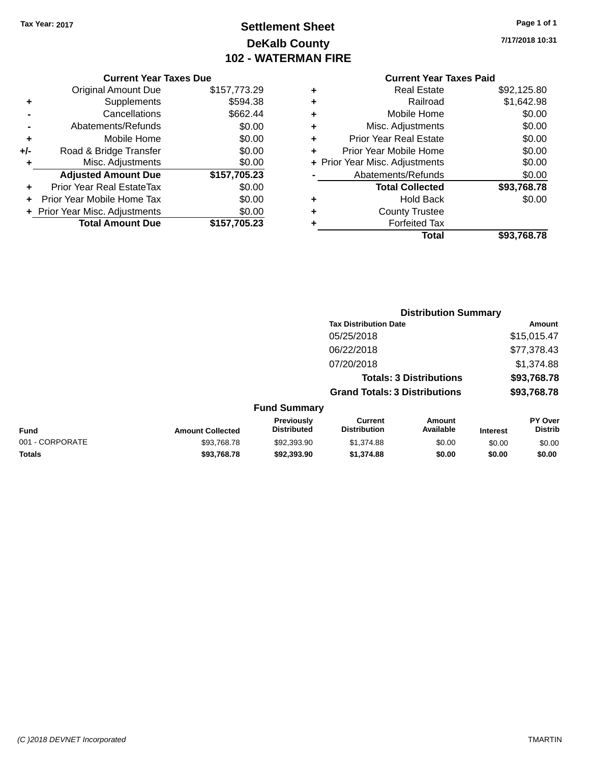Tax Year: 2017

# Settlement Sheet
## DeKalb County
## 102 - WATERMAN FIRE

7/17/2018 10:31

### Current Year Taxes Due

| | | |
|---|---|---|
| | Original Amount Due | $157,773.29 |
| + | Supplements | $594.38 |
| - | Cancellations | $662.44 |
| - | Abatements/Refunds | $0.00 |
| + | Mobile Home | $0.00 |
| +/- | Road & Bridge Transfer | $0.00 |
| + | Misc. Adjustments | $0.00 |
| | **Adjusted Amount Due** | **$157,705.23** |
| + | Prior Year Real EstateTax | $0.00 |
| + | Prior Year Mobile Home Tax | $0.00 |
| + | Prior Year Misc. Adjustments | $0.00 |
| | **Total Amount Due** | **$157,705.23** |

### Current Year Taxes Paid

| | | |
|---|---|---|
| + | Real Estate | $92,125.80 |
| + | Railroad | $1,642.98 |
| + | Mobile Home | $0.00 |
| + | Misc. Adjustments | $0.00 |
| + | Prior Year Real Estate | $0.00 |
| + | Prior Year Mobile Home | $0.00 |
| + | Prior Year Misc. Adjustments | $0.00 |
| - | Abatements/Refunds | $0.00 |
| | **Total Collected** | **$93,768.78** |
| + | Hold Back | $0.00 |
| + | County Trustee | |
| + | Forfeited Tax | |
| | **Total** | **$93,768.78** |

### Distribution Summary

| Tax Distribution Date | Amount |
|---|---|
| 05/25/2018 | $15,015.47 |
| 06/22/2018 | $77,378.43 |
| 07/20/2018 | $1,374.88 |
| **Totals: 3 Distributions** | **$93,768.78** |
| **Grand Totals: 3 Distributions** | **$93,768.78** |

### Fund Summary

| Fund | Amount Collected | Previously Distributed | Current Distribution | Amount Available | Interest | PY Over Distrib |
|---|---|---|---|---|---|---|
| 001 - CORPORATE | $93,768.78 | $92,393.90 | $1,374.88 | $0.00 | $0.00 | $0.00 |
| **Totals** | **$93,768.78** | **$92,393.90** | **$1,374.88** | **$0.00** | **$0.00** | **$0.00** |

(C )2018 DEVNET Incorporated TMARTIN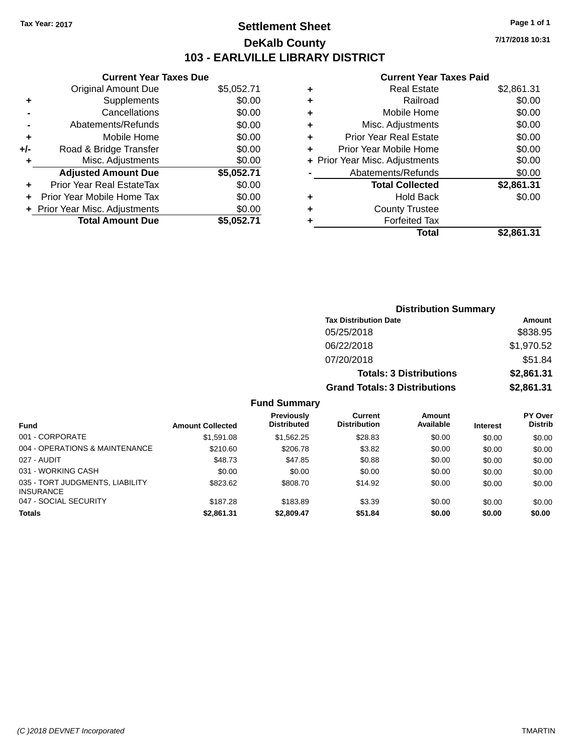Tax Year: 2017

# Settlement Sheet

## DeKalb County

## 103 - EARLVILLE LIBRARY DISTRICT

7/17/2018 10:31

### Current Year Taxes Due

| | | |
|---|---|---|
| | Original Amount Due | $5,052.71 |
| + | Supplements | $0.00 |
| - | Cancellations | $0.00 |
| - | Abatements/Refunds | $0.00 |
| + | Mobile Home | $0.00 |
| +/- | Road & Bridge Transfer | $0.00 |
| + | Misc. Adjustments | $0.00 |
| | **Adjusted Amount Due** | **$5,052.71** |
| + | Prior Year Real EstateTax | $0.00 |
| + | Prior Year Mobile Home Tax | $0.00 |
| + | Prior Year Misc. Adjustments | $0.00 |
| | **Total Amount Due** | **$5,052.71** |

### Current Year Taxes Paid

| | | |
|---|---|---|
| + | Real Estate | $2,861.31 |
| + | Railroad | $0.00 |
| + | Mobile Home | $0.00 |
| + | Misc. Adjustments | $0.00 |
| + | Prior Year Real Estate | $0.00 |
| + | Prior Year Mobile Home | $0.00 |
| + | Prior Year Misc. Adjustments | $0.00 |
| - | Abatements/Refunds | $0.00 |
| | **Total Collected** | **$2,861.31** |
| + | Hold Back | $0.00 |
| + | County Trustee | |
| + | Forfeited Tax | |
| | **Total** | **$2,861.31** |

### Distribution Summary

| Tax Distribution Date | Amount |
|---|---|
| 05/25/2018 | $838.95 |
| 06/22/2018 | $1,970.52 |
| 07/20/2018 | $51.84 |
| **Totals: 3 Distributions** | **$2,861.31** |
| **Grand Totals: 3 Distributions** | **$2,861.31** |

### Fund Summary

| Fund | Amount Collected | Previously Distributed | Current Distribution | Amount Available | Interest | PY Over Distrib |
|---|---|---|---|---|---|---|
| 001 - CORPORATE | $1,591.08 | $1,562.25 | $28.83 | $0.00 | $0.00 | $0.00 |
| 004 - OPERATIONS & MAINTENANCE | $210.60 | $206.78 | $3.82 | $0.00 | $0.00 | $0.00 |
| 027 - AUDIT | $48.73 | $47.85 | $0.88 | $0.00 | $0.00 | $0.00 |
| 031 - WORKING CASH | $0.00 | $0.00 | $0.00 | $0.00 | $0.00 | $0.00 |
| 035 - TORT JUDGMENTS, LIABILITY INSURANCE | $823.62 | $808.70 | $14.92 | $0.00 | $0.00 | $0.00 |
| 047 - SOCIAL SECURITY | $187.28 | $183.89 | $3.39 | $0.00 | $0.00 | $0.00 |
| **Totals** | **$2,861.31** | **$2,809.47** | **$51.84** | **$0.00** | **$0.00** | **$0.00** |

(C )2018 DEVNET Incorporated TMARTIN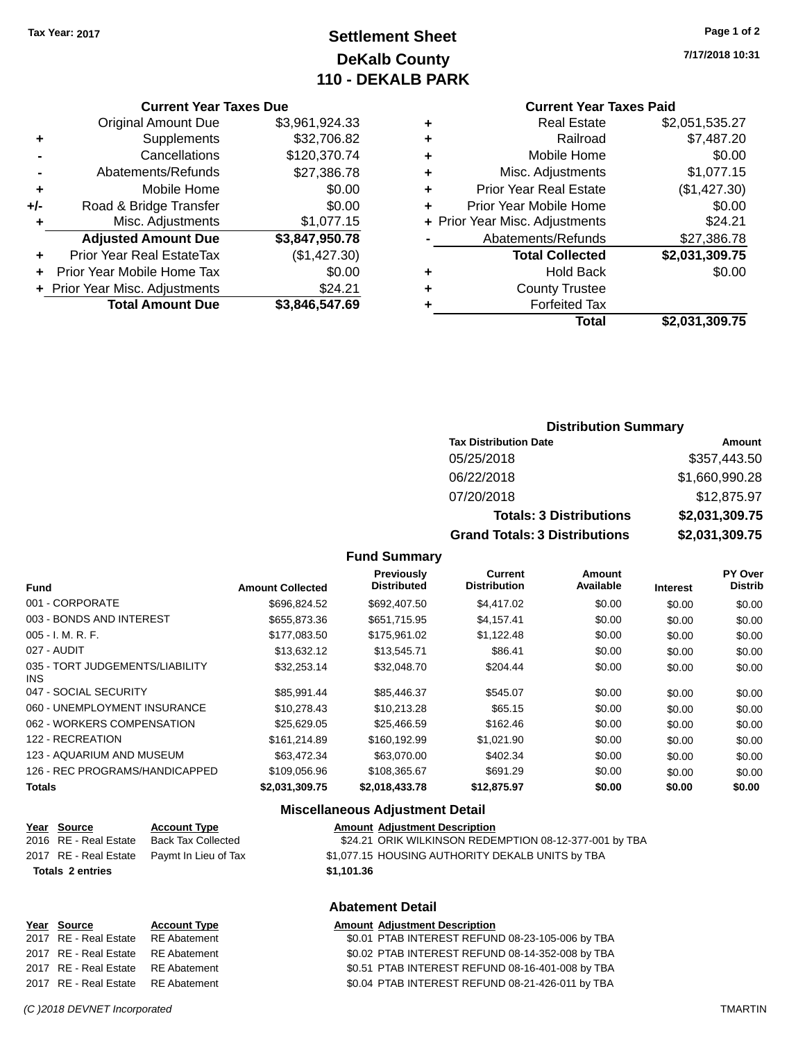Tax Year: 2017

# Settlement Sheet
## DeKalb County
## 110 - DEKALB PARK

7/17/2018 10:31

### Current Year Taxes Due

| | | |
|---|---|---|
| | Original Amount Due | $3,961,924.33 |
| + | Supplements | $32,706.82 |
| - | Cancellations | $120,370.74 |
| - | Abatements/Refunds | $27,386.78 |
| + | Mobile Home | $0.00 |
| +/- | Road & Bridge Transfer | $0.00 |
| + | Misc. Adjustments | $1,077.15 |
| | **Adjusted Amount Due** | **$3,847,950.78** |
| + | Prior Year Real EstateTax | ($1,427.30) |
| + | Prior Year Mobile Home Tax | $0.00 |
| + | Prior Year Misc. Adjustments | $24.21 |
| | **Total Amount Due** | **$3,846,547.69** |

### Current Year Taxes Paid

| | | |
|---|---|---|
| + | Real Estate | $2,051,535.27 |
| + | Railroad | $7,487.20 |
| + | Mobile Home | $0.00 |
| + | Misc. Adjustments | $1,077.15 |
| + | Prior Year Real Estate | ($1,427.30) |
| + | Prior Year Mobile Home | $0.00 |
| + | Prior Year Misc. Adjustments | $24.21 |
| - | Abatements/Refunds | $27,386.78 |
| | **Total Collected** | **$2,031,309.75** |
| + | Hold Back | $0.00 |
| + | County Trustee | |
| + | Forfeited Tax | |
| | **Total** | **$2,031,309.75** |

### Distribution Summary

| Tax Distribution Date | Amount |
|---|---|
| 05/25/2018 | $357,443.50 |
| 06/22/2018 | $1,660,990.28 |
| 07/20/2018 | $12,875.97 |
| **Totals: 3 Distributions** | **$2,031,309.75** |
| **Grand Totals: 3 Distributions** | **$2,031,309.75** |

### Fund Summary

| Fund | Amount Collected | Previously Distributed | Current Distribution | Amount Available | Interest | PY Over Distrib |
|---|---|---|---|---|---|---|
| 001 - CORPORATE | $696,824.52 | $692,407.50 | $4,417.02 | $0.00 | $0.00 | $0.00 |
| 003 - BONDS AND INTEREST | $655,873.36 | $651,715.95 | $4,157.41 | $0.00 | $0.00 | $0.00 |
| 005 - I. M. R. F. | $177,083.50 | $175,961.02 | $1,122.48 | $0.00 | $0.00 | $0.00 |
| 027 - AUDIT | $13,632.12 | $13,545.71 | $86.41 | $0.00 | $0.00 | $0.00 |
| 035 - TORT JUDGEMENTS/LIABILITY INS | $32,253.14 | $32,048.70 | $204.44 | $0.00 | $0.00 | $0.00 |
| 047 - SOCIAL SECURITY | $85,991.44 | $85,446.37 | $545.07 | $0.00 | $0.00 | $0.00 |
| 060 - UNEMPLOYMENT INSURANCE | $10,278.43 | $10,213.28 | $65.15 | $0.00 | $0.00 | $0.00 |
| 062 - WORKERS COMPENSATION | $25,629.05 | $25,466.59 | $162.46 | $0.00 | $0.00 | $0.00 |
| 122 - RECREATION | $161,214.89 | $160,192.99 | $1,021.90 | $0.00 | $0.00 | $0.00 |
| 123 - AQUARIUM AND MUSEUM | $63,472.34 | $63,070.00 | $402.34 | $0.00 | $0.00 | $0.00 |
| 126 - REC PROGRAMS/HANDICAPPED | $109,056.96 | $108,365.67 | $691.29 | $0.00 | $0.00 | $0.00 |
| **Totals** | **$2,031,309.75** | **$2,018,433.78** | **$12,875.97** | **$0.00** | **$0.00** | **$0.00** |

### Miscellaneous Adjustment Detail

| Year | Source | Account Type | Amount | Adjustment Description |
|---|---|---|---|---|
| 2016 | RE - Real Estate | Back Tax Collected | $24.21 | ORIK WILKINSON REDEMPTION 08-12-377-001 by TBA |
| 2017 | RE - Real Estate | Paymt In Lieu of Tax | $1,077.15 | HOUSING AUTHORITY DEKALB UNITS by TBA |
| **Totals 2 entries** | | | **$1,101.36** | |

### Abatement Detail

| Year | Source | Account Type | Amount | Adjustment Description |
|---|---|---|---|---|
| 2017 | RE - Real Estate | RE Abatement | $0.01 | PTAB INTEREST REFUND 08-23-105-006 by TBA |
| 2017 | RE - Real Estate | RE Abatement | $0.02 | PTAB INTEREST REFUND 08-14-352-008 by TBA |
| 2017 | RE - Real Estate | RE Abatement | $0.51 | PTAB INTEREST REFUND 08-16-401-008 by TBA |
| 2017 | RE - Real Estate | RE Abatement | $0.04 | PTAB INTEREST REFUND 08-21-426-011 by TBA |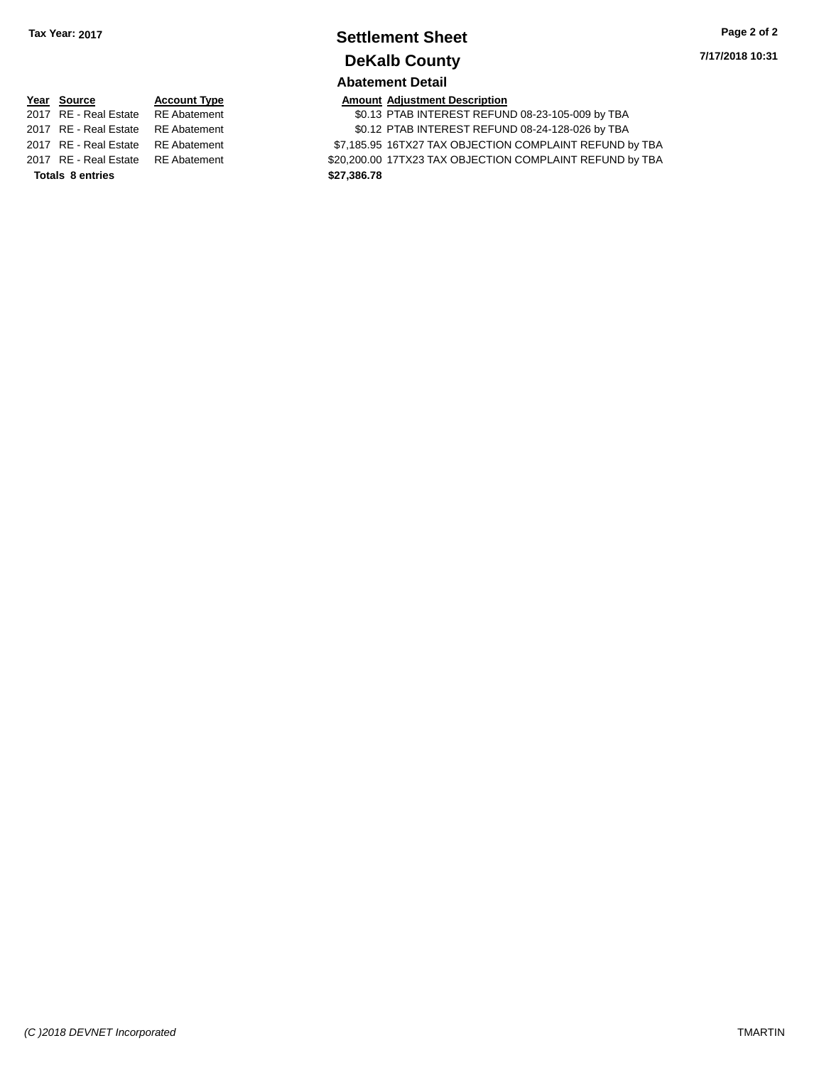Tax Year: 2017

# Settlement Sheet

## DeKalb County

7/17/2018 10:31

### Abatement Detail

| Year | Source | Account Type | Amount | Adjustment Description |
|---|---|---|---|---|
| 2017 | RE - Real Estate | RE Abatement | $0.13 | PTAB INTEREST REFUND 08-23-105-009 by TBA |
| 2017 | RE - Real Estate | RE Abatement | $0.12 | PTAB INTEREST REFUND 08-24-128-026 by TBA |
| 2017 | RE - Real Estate | RE Abatement | $7,185.95 | 16TX27 TAX OBJECTION COMPLAINT REFUND by TBA |
| 2017 | RE - Real Estate | RE Abatement | $20,200.00 | 17TX23 TAX OBJECTION COMPLAINT REFUND by TBA |
| **Totals 8 entries** | | | **$27,386.78** | |

*(C )2018 DEVNET Incorporated* TMARTIN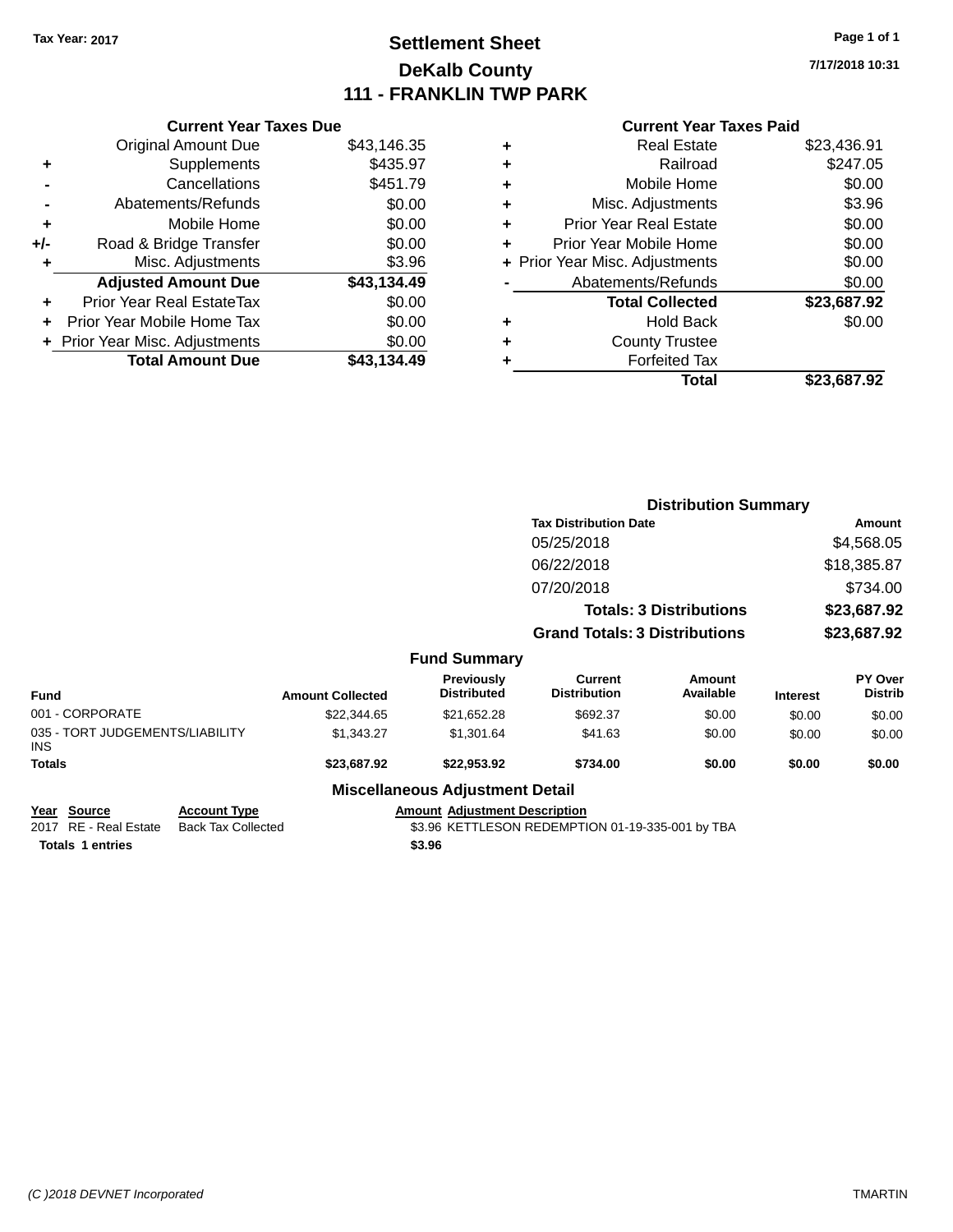Tax Year: 2017

# Settlement Sheet
## DeKalb County
## 111 - FRANKLIN TWP PARK

7/17/2018 10:31

### Current Year Taxes Due

| | | |
|---|---|---|
| | Original Amount Due | $43,146.35 |
| + | Supplements | $435.97 |
| - | Cancellations | $451.79 |
| - | Abatements/Refunds | $0.00 |
| + | Mobile Home | $0.00 |
| +/- | Road & Bridge Transfer | $0.00 |
| + | Misc. Adjustments | $3.96 |
| | **Adjusted Amount Due** | **$43,134.49** |
| + | Prior Year Real EstateTax | $0.00 |
| + | Prior Year Mobile Home Tax | $0.00 |
| + | Prior Year Misc. Adjustments | $0.00 |
| | **Total Amount Due** | **$43,134.49** |

### Current Year Taxes Paid

| | | |
|---|---|---|
| + | Real Estate | $23,436.91 |
| + | Railroad | $247.05 |
| + | Mobile Home | $0.00 |
| + | Misc. Adjustments | $3.96 |
| + | Prior Year Real Estate | $0.00 |
| + | Prior Year Mobile Home | $0.00 |
| + | Prior Year Misc. Adjustments | $0.00 |
| - | Abatements/Refunds | $0.00 |
| | **Total Collected** | **$23,687.92** |
| + | Hold Back | $0.00 |
| + | County Trustee | |
| + | Forfeited Tax | |
| | **Total** | **$23,687.92** |

### Distribution Summary

| Tax Distribution Date | Amount |
|---|---|
| 05/25/2018 | $4,568.05 |
| 06/22/2018 | $18,385.87 |
| 07/20/2018 | $734.00 |
| **Totals: 3 Distributions** | **$23,687.92** |
| **Grand Totals: 3 Distributions** | **$23,687.92** |

### Fund Summary

| Fund | Amount Collected | Previously Distributed | Current Distribution | Amount Available | Interest | PY Over Distrib |
|---|---|---|---|---|---|---|
| 001 - CORPORATE | $22,344.65 | $21,652.28 | $692.37 | $0.00 | $0.00 | $0.00 |
| 035 - TORT JUDGEMENTS/LIABILITY INS | $1,343.27 | $1,301.64 | $41.63 | $0.00 | $0.00 | $0.00 |
| **Totals** | **$23,687.92** | **$22,953.92** | **$734.00** | **$0.00** | **$0.00** | **$0.00** |

### Miscellaneous Adjustment Detail

| Year | Source | Account Type | Amount | Adjustment Description |
|---|---|---|---|---|
| 2017 | RE - Real Estate | Back Tax Collected | $3.96 | KETTLESON REDEMPTION 01-19-335-001 by TBA |
| **Totals** | **1 entries** | | **$3.96** | |

(C )2018 DEVNET Incorporated TMARTIN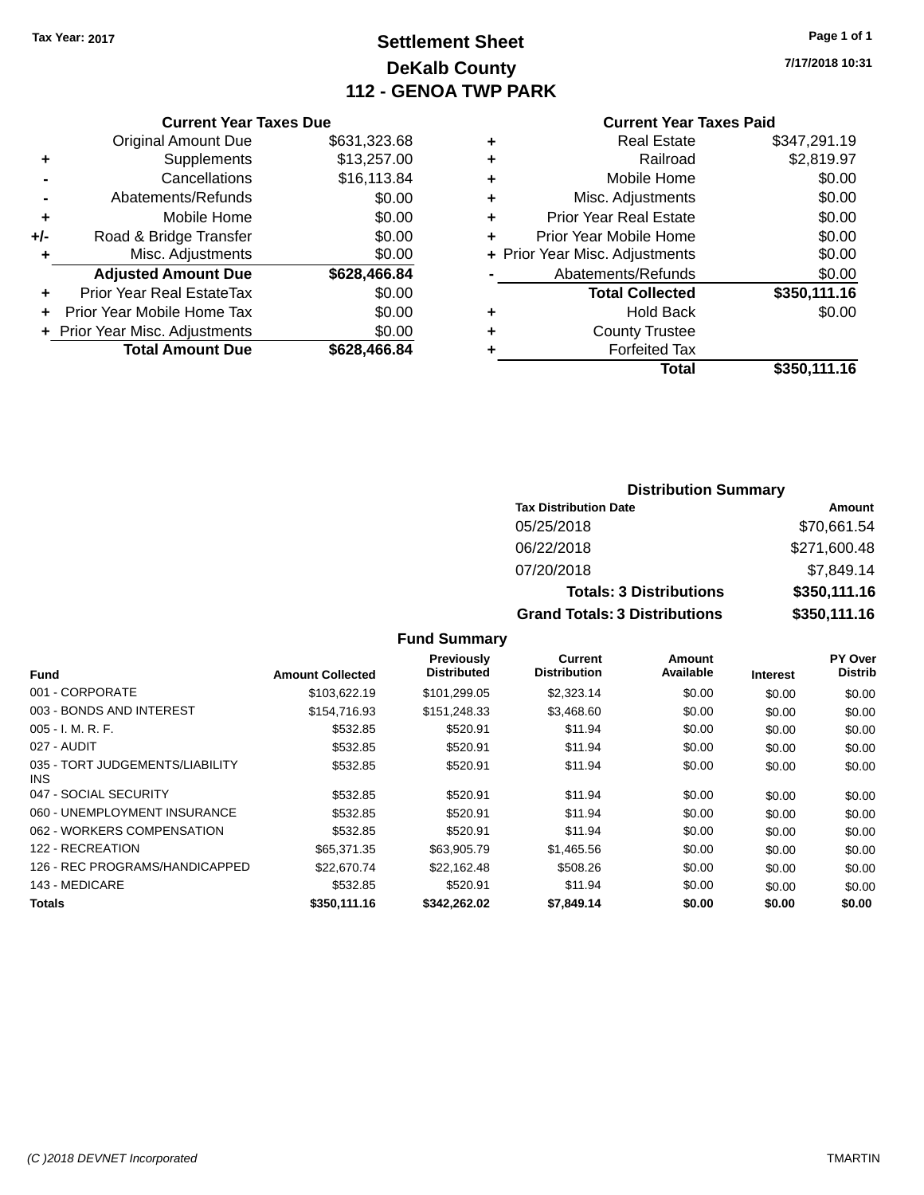Tax Year: 2017

# Settlement Sheet
## DeKalb County
## 112 - GENOA TWP PARK

7/17/2018 10:31

### Current Year Taxes Due

| | | |
|---|---|---|
| | Original Amount Due | $631,323.68 |
| + | Supplements | $13,257.00 |
| - | Cancellations | $16,113.84 |
| - | Abatements/Refunds | $0.00 |
| + | Mobile Home | $0.00 |
| +/- | Road & Bridge Transfer | $0.00 |
| + | Misc. Adjustments | $0.00 |
| | **Adjusted Amount Due** | **$628,466.84** |
| + | Prior Year Real EstateTax | $0.00 |
| + | Prior Year Mobile Home Tax | $0.00 |
| + | Prior Year Misc. Adjustments | $0.00 |
| | **Total Amount Due** | **$628,466.84** |

### Current Year Taxes Paid

| | | |
|---|---|---|
| + | Real Estate | $347,291.19 |
| + | Railroad | $2,819.97 |
| + | Mobile Home | $0.00 |
| + | Misc. Adjustments | $0.00 |
| + | Prior Year Real Estate | $0.00 |
| + | Prior Year Mobile Home | $0.00 |
| + | Prior Year Misc. Adjustments | $0.00 |
| - | Abatements/Refunds | $0.00 |
| | **Total Collected** | **$350,111.16** |
| + | Hold Back | $0.00 |
| + | County Trustee | |
| + | Forfeited Tax | |
| | **Total** | **$350,111.16** |

### Distribution Summary

| Tax Distribution Date | Amount |
|---|---|
| 05/25/2018 | $70,661.54 |
| 06/22/2018 | $271,600.48 |
| 07/20/2018 | $7,849.14 |
| **Totals: 3 Distributions** | **$350,111.16** |
| **Grand Totals: 3 Distributions** | **$350,111.16** |

### Fund Summary

| Fund | Amount Collected | Previously Distributed | Current Distribution | Amount Available | Interest | PY Over Distrib |
|---|---|---|---|---|---|---|
| 001 - CORPORATE | $103,622.19 | $101,299.05 | $2,323.14 | $0.00 | $0.00 | $0.00 |
| 003 - BONDS AND INTEREST | $154,716.93 | $151,248.33 | $3,468.60 | $0.00 | $0.00 | $0.00 |
| 005 - I. M. R. F. | $532.85 | $520.91 | $11.94 | $0.00 | $0.00 | $0.00 |
| 027 - AUDIT | $532.85 | $520.91 | $11.94 | $0.00 | $0.00 | $0.00 |
| 035 - TORT JUDGEMENTS/LIABILITY INS | $532.85 | $520.91 | $11.94 | $0.00 | $0.00 | $0.00 |
| 047 - SOCIAL SECURITY | $532.85 | $520.91 | $11.94 | $0.00 | $0.00 | $0.00 |
| 060 - UNEMPLOYMENT INSURANCE | $532.85 | $520.91 | $11.94 | $0.00 | $0.00 | $0.00 |
| 062 - WORKERS COMPENSATION | $532.85 | $520.91 | $11.94 | $0.00 | $0.00 | $0.00 |
| 122 - RECREATION | $65,371.35 | $63,905.79 | $1,465.56 | $0.00 | $0.00 | $0.00 |
| 126 - REC PROGRAMS/HANDICAPPED | $22,670.74 | $22,162.48 | $508.26 | $0.00 | $0.00 | $0.00 |
| 143 - MEDICARE | $532.85 | $520.91 | $11.94 | $0.00 | $0.00 | $0.00 |
| **Totals** | **$350,111.16** | **$342,262.02** | **$7,849.14** | **$0.00** | **$0.00** | **$0.00** |

(C )2018 DEVNET Incorporated

TMARTIN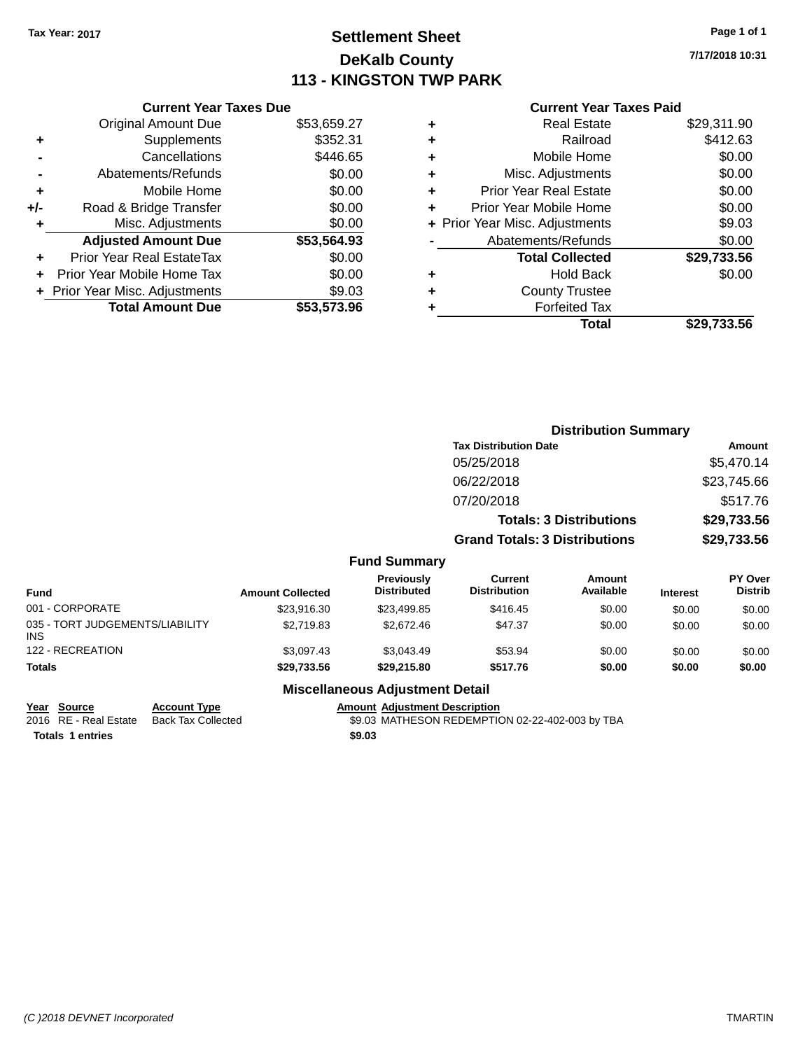Tax Year: 2017

# Settlement Sheet

## DeKalb County

## 113 - KINGSTON TWP PARK

7/17/2018 10:31

### Current Year Taxes Due

| | | |
|---|---|---|
| | Original Amount Due | $53,659.27 |
| + | Supplements | $352.31 |
| - | Cancellations | $446.65 |
| - | Abatements/Refunds | $0.00 |
| + | Mobile Home | $0.00 |
| +/- | Road & Bridge Transfer | $0.00 |
| + | Misc. Adjustments | $0.00 |
| | **Adjusted Amount Due** | **$53,564.93** |
| + | Prior Year Real EstateTax | $0.00 |
| + | Prior Year Mobile Home Tax | $0.00 |
| + | Prior Year Misc. Adjustments | $9.03 |
| | **Total Amount Due** | **$53,573.96** |

### Current Year Taxes Paid

| | | |
|---|---|---|
| + | Real Estate | $29,311.90 |
| + | Railroad | $412.63 |
| + | Mobile Home | $0.00 |
| + | Misc. Adjustments | $0.00 |
| + | Prior Year Real Estate | $0.00 |
| + | Prior Year Mobile Home | $0.00 |
| + | Prior Year Misc. Adjustments | $9.03 |
| - | Abatements/Refunds | $0.00 |
| | **Total Collected** | **$29,733.56** |
| + | Hold Back | $0.00 |
| + | County Trustee | |
| + | Forfeited Tax | |
| | **Total** | **$29,733.56** |

### Distribution Summary

| Tax Distribution Date | Amount |
|---|---|
| 05/25/2018 | $5,470.14 |
| 06/22/2018 | $23,745.66 |
| 07/20/2018 | $517.76 |
| **Totals: 3 Distributions** | **$29,733.56** |
| **Grand Totals: 3 Distributions** | **$29,733.56** |

### Fund Summary

| Fund | Amount Collected | Previously Distributed | Current Distribution | Amount Available | Interest | PY Over Distrib |
|---|---|---|---|---|---|---|
| 001 - CORPORATE | $23,916.30 | $23,499.85 | $416.45 | $0.00 | $0.00 | $0.00 |
| 035 - TORT JUDGEMENTS/LIABILITY INS | $2,719.83 | $2,672.46 | $47.37 | $0.00 | $0.00 | $0.00 |
| 122 - RECREATION | $3,097.43 | $3,043.49 | $53.94 | $0.00 | $0.00 | $0.00 |
| **Totals** | **$29,733.56** | **$29,215.80** | **$517.76** | **$0.00** | **$0.00** | **$0.00** |

### Miscellaneous Adjustment Detail

| Year | Source | Account Type | Amount | Adjustment Description |
|---|---|---|---|---|
| 2016 | RE - Real Estate | Back Tax Collected | $9.03 | MATHESON REDEMPTION 02-22-402-003 by TBA |
| **Totals** | **1 entries** | | **$9.03** | |

(C )2018 DEVNET Incorporated TMARTIN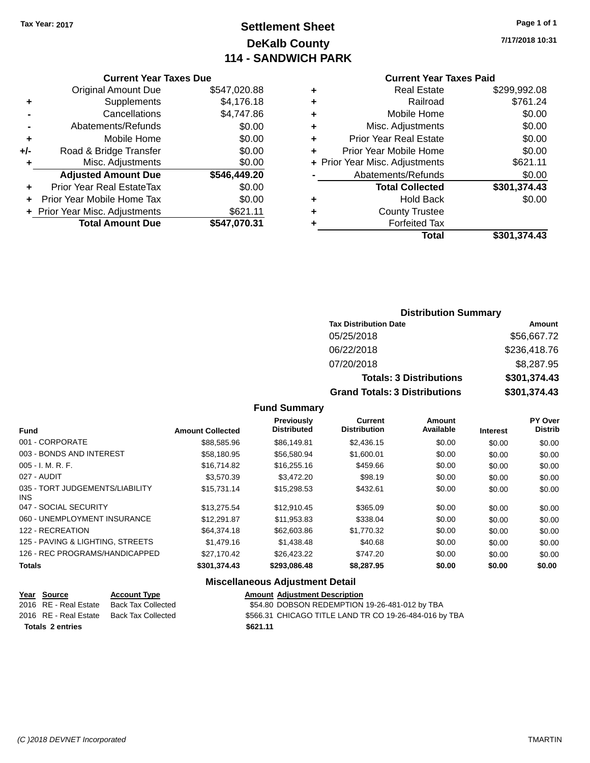**Tax Year: 2017**

# Settlement Sheet
## DeKalb County
## 114 - SANDWICH PARK

7/17/2018 10:31

### Current Year Taxes Due

| | | |
|---|---|---|
| | Original Amount Due | $547,020.88 |
| + | Supplements | $4,176.18 |
| - | Cancellations | $4,747.86 |
| - | Abatements/Refunds | $0.00 |
| + | Mobile Home | $0.00 |
| +/- | Road & Bridge Transfer | $0.00 |
| + | Misc. Adjustments | $0.00 |
| | **Adjusted Amount Due** | **$546,449.20** |
| + | Prior Year Real EstateTax | $0.00 |
| + | Prior Year Mobile Home Tax | $0.00 |
| + | Prior Year Misc. Adjustments | $621.11 |
| | **Total Amount Due** | **$547,070.31** |

### Current Year Taxes Paid

| | | |
|---|---|---|
| + | Real Estate | $299,992.08 |
| + | Railroad | $761.24 |
| + | Mobile Home | $0.00 |
| + | Misc. Adjustments | $0.00 |
| + | Prior Year Real Estate | $0.00 |
| + | Prior Year Mobile Home | $0.00 |
| + | Prior Year Misc. Adjustments | $621.11 |
| - | Abatements/Refunds | $0.00 |
| | **Total Collected** | **$301,374.43** |
| + | Hold Back | $0.00 |
| + | County Trustee | |
| + | Forfeited Tax | |
| | **Total** | **$301,374.43** |

### Distribution Summary

| Tax Distribution Date | Amount |
|---|---|
| 05/25/2018 | $56,667.72 |
| 06/22/2018 | $236,418.76 |
| 07/20/2018 | $8,287.95 |
| **Totals: 3 Distributions** | **$301,374.43** |
| **Grand Totals: 3 Distributions** | **$301,374.43** |

### Fund Summary

| Fund | Amount Collected | Previously Distributed | Current Distribution | Amount Available | Interest | PY Over Distrib |
|---|---|---|---|---|---|---|
| 001 - CORPORATE | $88,585.96 | $86,149.81 | $2,436.15 | $0.00 | $0.00 | $0.00 |
| 003 - BONDS AND INTEREST | $58,180.95 | $56,580.94 | $1,600.01 | $0.00 | $0.00 | $0.00 |
| 005 - I. M. R. F. | $16,714.82 | $16,255.16 | $459.66 | $0.00 | $0.00 | $0.00 |
| 027 - AUDIT | $3,570.39 | $3,472.20 | $98.19 | $0.00 | $0.00 | $0.00 |
| 035 - TORT JUDGEMENTS/LIABILITY INS | $15,731.14 | $15,298.53 | $432.61 | $0.00 | $0.00 | $0.00 |
| 047 - SOCIAL SECURITY | $13,275.54 | $12,910.45 | $365.09 | $0.00 | $0.00 | $0.00 |
| 060 - UNEMPLOYMENT INSURANCE | $12,291.87 | $11,953.83 | $338.04 | $0.00 | $0.00 | $0.00 |
| 122 - RECREATION | $64,374.18 | $62,603.86 | $1,770.32 | $0.00 | $0.00 | $0.00 |
| 125 - PAVING & LIGHTING, STREETS | $1,479.16 | $1,438.48 | $40.68 | $0.00 | $0.00 | $0.00 |
| 126 - REC PROGRAMS/HANDICAPPED | $27,170.42 | $26,423.22 | $747.20 | $0.00 | $0.00 | $0.00 |
| **Totals** | **$301,374.43** | **$293,086.48** | **$8,287.95** | **$0.00** | **$0.00** | **$0.00** |

### Miscellaneous Adjustment Detail

| Year | Source | Account Type | Amount | Adjustment Description |
|---|---|---|---|---|
| 2016 | RE - Real Estate | Back Tax Collected | $54.80 | DOBSON REDEMPTION 19-26-481-012 by TBA |
| 2016 | RE - Real Estate | Back Tax Collected | $566.31 | CHICAGO TITLE LAND TR CO 19-26-484-016 by TBA |
| **Totals** | **2 entries** | | **$621.11** | |

(C )2018 DEVNET Incorporated TMARTIN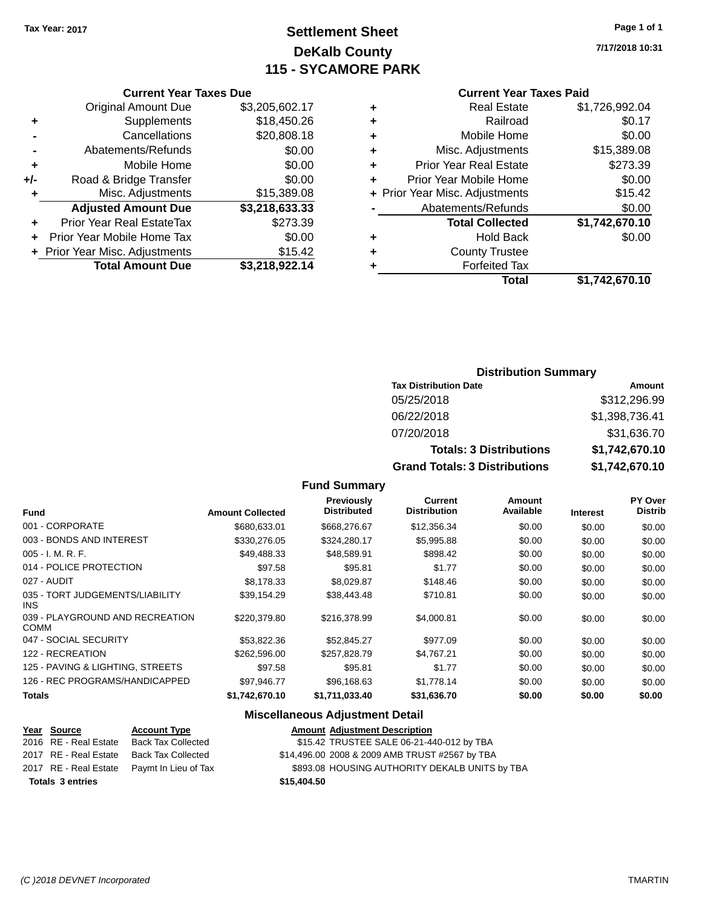Tax Year: 2017

# Settlement Sheet
## DeKalb County
## 115 - SYCAMORE PARK

7/17/2018 10:31

### Current Year Taxes Due

| | | |
|---|---|---|
| | Original Amount Due | $3,205,602.17 |
| + | Supplements | $18,450.26 |
| - | Cancellations | $20,808.18 |
| - | Abatements/Refunds | $0.00 |
| + | Mobile Home | $0.00 |
| +/- | Road & Bridge Transfer | $0.00 |
| + | Misc. Adjustments | $15,389.08 |
| | **Adjusted Amount Due** | **$3,218,633.33** |
| + | Prior Year Real EstateTax | $273.39 |
| + | Prior Year Mobile Home Tax | $0.00 |
| + | Prior Year Misc. Adjustments | $15.42 |
| | **Total Amount Due** | **$3,218,922.14** |

### Current Year Taxes Paid

| | | |
|---|---|---|
| + | Real Estate | $1,726,992.04 |
| + | Railroad | $0.17 |
| + | Mobile Home | $0.00 |
| + | Misc. Adjustments | $15,389.08 |
| + | Prior Year Real Estate | $273.39 |
| + | Prior Year Mobile Home | $0.00 |
| + | Prior Year Misc. Adjustments | $15.42 |
| - | Abatements/Refunds | $0.00 |
| | **Total Collected** | **$1,742,670.10** |
| + | Hold Back | $0.00 |
| + | County Trustee | |
| + | Forfeited Tax | |
| | **Total** | **$1,742,670.10** |

### Distribution Summary

| Tax Distribution Date | Amount |
|---|---|
| 05/25/2018 | $312,296.99 |
| 06/22/2018 | $1,398,736.41 |
| 07/20/2018 | $31,636.70 |
| **Totals: 3 Distributions** | **$1,742,670.10** |
| **Grand Totals: 3 Distributions** | **$1,742,670.10** |

### Fund Summary

| Fund | Amount Collected | Previously Distributed | Current Distribution | Amount Available | Interest | PY Over Distrib |
|---|---|---|---|---|---|---|
| 001 - CORPORATE | $680,633.01 | $668,276.67 | $12,356.34 | $0.00 | $0.00 | $0.00 |
| 003 - BONDS AND INTEREST | $330,276.05 | $324,280.17 | $5,995.88 | $0.00 | $0.00 | $0.00 |
| 005 - I. M. R. F. | $49,488.33 | $48,589.91 | $898.42 | $0.00 | $0.00 | $0.00 |
| 014 - POLICE PROTECTION | $97.58 | $95.81 | $1.77 | $0.00 | $0.00 | $0.00 |
| 027 - AUDIT | $8,178.33 | $8,029.87 | $148.46 | $0.00 | $0.00 | $0.00 |
| 035 - TORT JUDGEMENTS/LIABILITY INS | $39,154.29 | $38,443.48 | $710.81 | $0.00 | $0.00 | $0.00 |
| 039 - PLAYGROUND AND RECREATION COMM | $220,379.80 | $216,378.99 | $4,000.81 | $0.00 | $0.00 | $0.00 |
| 047 - SOCIAL SECURITY | $53,822.36 | $52,845.27 | $977.09 | $0.00 | $0.00 | $0.00 |
| 122 - RECREATION | $262,596.00 | $257,828.79 | $4,767.21 | $0.00 | $0.00 | $0.00 |
| 125 - PAVING & LIGHTING, STREETS | $97.58 | $95.81 | $1.77 | $0.00 | $0.00 | $0.00 |
| 126 - REC PROGRAMS/HANDICAPPED | $97,946.77 | $96,168.63 | $1,778.14 | $0.00 | $0.00 | $0.00 |
| **Totals** | **$1,742,670.10** | **$1,711,033.40** | **$31,636.70** | **$0.00** | **$0.00** | **$0.00** |

### Miscellaneous Adjustment Detail

| Year | Source | Account Type | Amount | Adjustment Description |
|---|---|---|---|---|
| 2016 | RE - Real Estate | Back Tax Collected | $15.42 | TRUSTEE SALE 06-21-440-012 by TBA |
| 2017 | RE - Real Estate | Back Tax Collected | $14,496.00 | 2008 & 2009 AMB TRUST #2567 by TBA |
| 2017 | RE - Real Estate | Paymt In Lieu of Tax | $893.08 | HOUSING AUTHORITY DEKALB UNITS by TBA |
| **Totals 3 entries** | | | **$15,404.50** | |

(C )2018 DEVNET Incorporated TMARTIN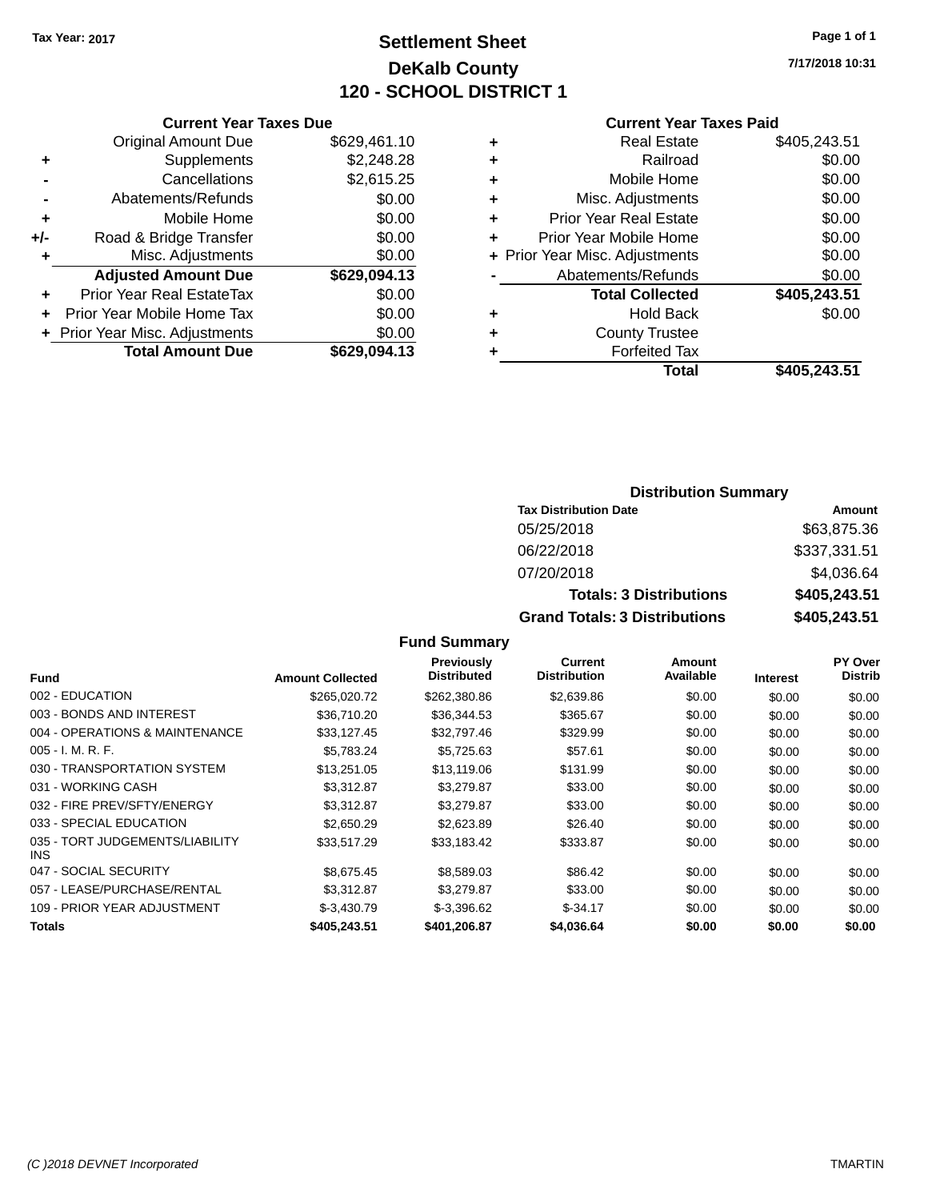Tax Year: 2017

# Settlement Sheet

## DeKalb County

## 120 - SCHOOL DISTRICT 1

7/17/2018 10:31

### Current Year Taxes Due

| | | |
|---|---|---|
| | Original Amount Due | $629,461.10 |
| + | Supplements | $2,248.28 |
| - | Cancellations | $2,615.25 |
| - | Abatements/Refunds | $0.00 |
| + | Mobile Home | $0.00 |
| +/- | Road & Bridge Transfer | $0.00 |
| + | Misc. Adjustments | $0.00 |
| | **Adjusted Amount Due** | **$629,094.13** |
| + | Prior Year Real EstateTax | $0.00 |
| + | Prior Year Mobile Home Tax | $0.00 |
| + | Prior Year Misc. Adjustments | $0.00 |
| | **Total Amount Due** | **$629,094.13** |

### Current Year Taxes Paid

| | | |
|---|---|---|
| + | Real Estate | $405,243.51 |
| + | Railroad | $0.00 |
| + | Mobile Home | $0.00 |
| + | Misc. Adjustments | $0.00 |
| + | Prior Year Real Estate | $0.00 |
| + | Prior Year Mobile Home | $0.00 |
| + | Prior Year Misc. Adjustments | $0.00 |
| - | Abatements/Refunds | $0.00 |
| | **Total Collected** | **$405,243.51** |
| + | Hold Back | $0.00 |
| + | County Trustee | |
| + | Forfeited Tax | |
| | **Total** | **$405,243.51** |

### Distribution Summary

| Tax Distribution Date | Amount |
|---|---|
| 05/25/2018 | $63,875.36 |
| 06/22/2018 | $337,331.51 |
| 07/20/2018 | $4,036.64 |
| **Totals: 3 Distributions** | **$405,243.51** |
| **Grand Totals: 3 Distributions** | **$405,243.51** |

### Fund Summary

| Fund | Amount Collected | Previously Distributed | Current Distribution | Amount Available | Interest | PY Over Distrib |
|---|---|---|---|---|---|---|
| 002 - EDUCATION | $265,020.72 | $262,380.86 | $2,639.86 | $0.00 | $0.00 | $0.00 |
| 003 - BONDS AND INTEREST | $36,710.20 | $36,344.53 | $365.67 | $0.00 | $0.00 | $0.00 |
| 004 - OPERATIONS & MAINTENANCE | $33,127.45 | $32,797.46 | $329.99 | $0.00 | $0.00 | $0.00 |
| 005 - I. M. R. F. | $5,783.24 | $5,725.63 | $57.61 | $0.00 | $0.00 | $0.00 |
| 030 - TRANSPORTATION SYSTEM | $13,251.05 | $13,119.06 | $131.99 | $0.00 | $0.00 | $0.00 |
| 031 - WORKING CASH | $3,312.87 | $3,279.87 | $33.00 | $0.00 | $0.00 | $0.00 |
| 032 - FIRE PREV/SFTY/ENERGY | $3,312.87 | $3,279.87 | $33.00 | $0.00 | $0.00 | $0.00 |
| 033 - SPECIAL EDUCATION | $2,650.29 | $2,623.89 | $26.40 | $0.00 | $0.00 | $0.00 |
| 035 - TORT JUDGEMENTS/LIABILITY INS | $33,517.29 | $33,183.42 | $333.87 | $0.00 | $0.00 | $0.00 |
| 047 - SOCIAL SECURITY | $8,675.45 | $8,589.03 | $86.42 | $0.00 | $0.00 | $0.00 |
| 057 - LEASE/PURCHASE/RENTAL | $3,312.87 | $3,279.87 | $33.00 | $0.00 | $0.00 | $0.00 |
| 109 - PRIOR YEAR ADJUSTMENT | $-3,430.79 | $-3,396.62 | $-34.17 | $0.00 | $0.00 | $0.00 |
| **Totals** | **$405,243.51** | **$401,206.87** | **$4,036.64** | **$0.00** | **$0.00** | **$0.00** |

(C )2018 DEVNET Incorporated — TMARTIN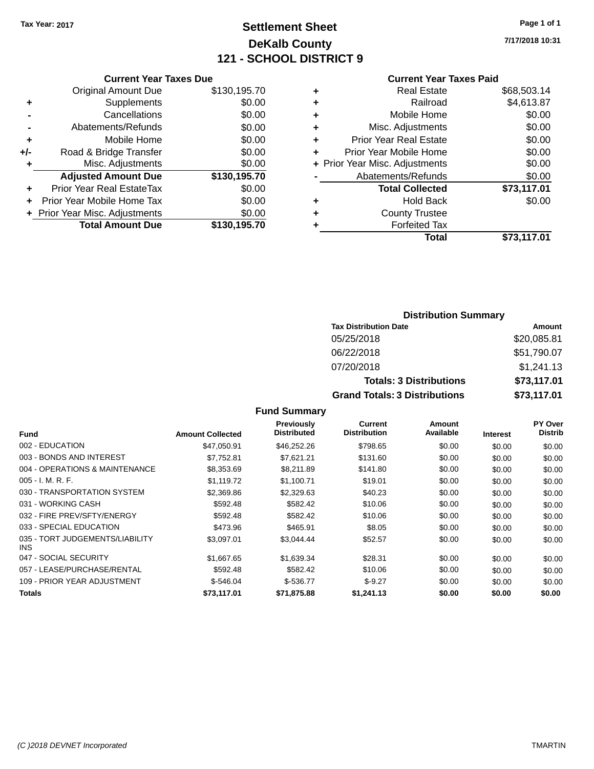Tax Year: 2017

# Settlement Sheet

## DeKalb County

## 121 - SCHOOL DISTRICT 9

7/17/2018 10:31

### Current Year Taxes Due

| | | |
|---|---|---|
| | Original Amount Due | $130,195.70 |
| + | Supplements | $0.00 |
| - | Cancellations | $0.00 |
| - | Abatements/Refunds | $0.00 |
| + | Mobile Home | $0.00 |
| +/- | Road & Bridge Transfer | $0.00 |
| + | Misc. Adjustments | $0.00 |
| | **Adjusted Amount Due** | **$130,195.70** |
| + | Prior Year Real EstateTax | $0.00 |
| + | Prior Year Mobile Home Tax | $0.00 |
| + | Prior Year Misc. Adjustments | $0.00 |
| | **Total Amount Due** | **$130,195.70** |

### Current Year Taxes Paid

| | | |
|---|---|---|
| + | Real Estate | $68,503.14 |
| + | Railroad | $4,613.87 |
| + | Mobile Home | $0.00 |
| + | Misc. Adjustments | $0.00 |
| + | Prior Year Real Estate | $0.00 |
| + | Prior Year Mobile Home | $0.00 |
| + | Prior Year Misc. Adjustments | $0.00 |
| - | Abatements/Refunds | $0.00 |
| | **Total Collected** | **$73,117.01** |
| + | Hold Back | $0.00 |
| + | County Trustee | |
| + | Forfeited Tax | |
| | **Total** | **$73,117.01** |

### Distribution Summary

| Tax Distribution Date | Amount |
|---|---|
| 05/25/2018 | $20,085.81 |
| 06/22/2018 | $51,790.07 |
| 07/20/2018 | $1,241.13 |
| **Totals: 3 Distributions** | **$73,117.01** |
| **Grand Totals: 3 Distributions** | **$73,117.01** |

### Fund Summary

| Fund | Amount Collected | Previously Distributed | Current Distribution | Amount Available | Interest | PY Over Distrib |
|---|---|---|---|---|---|---|
| 002 - EDUCATION | $47,050.91 | $46,252.26 | $798.65 | $0.00 | $0.00 | $0.00 |
| 003 - BONDS AND INTEREST | $7,752.81 | $7,621.21 | $131.60 | $0.00 | $0.00 | $0.00 |
| 004 - OPERATIONS & MAINTENANCE | $8,353.69 | $8,211.89 | $141.80 | $0.00 | $0.00 | $0.00 |
| 005 - I. M. R. F. | $1,119.72 | $1,100.71 | $19.01 | $0.00 | $0.00 | $0.00 |
| 030 - TRANSPORTATION SYSTEM | $2,369.86 | $2,329.63 | $40.23 | $0.00 | $0.00 | $0.00 |
| 031 - WORKING CASH | $592.48 | $582.42 | $10.06 | $0.00 | $0.00 | $0.00 |
| 032 - FIRE PREV/SFTY/ENERGY | $592.48 | $582.42 | $10.06 | $0.00 | $0.00 | $0.00 |
| 033 - SPECIAL EDUCATION | $473.96 | $465.91 | $8.05 | $0.00 | $0.00 | $0.00 |
| 035 - TORT JUDGEMENTS/LIABILITY INS | $3,097.01 | $3,044.44 | $52.57 | $0.00 | $0.00 | $0.00 |
| 047 - SOCIAL SECURITY | $1,667.65 | $1,639.34 | $28.31 | $0.00 | $0.00 | $0.00 |
| 057 - LEASE/PURCHASE/RENTAL | $592.48 | $582.42 | $10.06 | $0.00 | $0.00 | $0.00 |
| 109 - PRIOR YEAR ADJUSTMENT | $-546.04 | $-536.77 | $-9.27 | $0.00 | $0.00 | $0.00 |
| **Totals** | **$73,117.01** | **$71,875.88** | **$1,241.13** | **$0.00** | **$0.00** | **$0.00** |

(C )2018 DEVNET Incorporated TMARTIN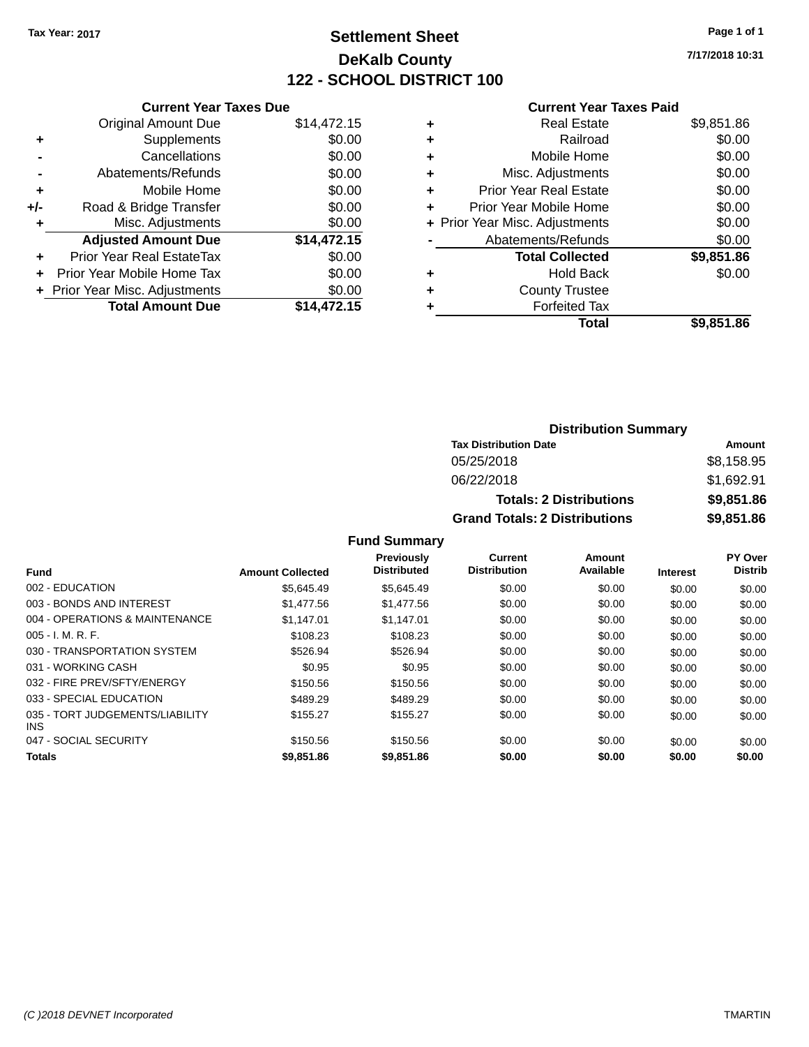Tax Year: 2017

# Settlement Sheet

# DeKalb County

# 122 - SCHOOL DISTRICT 100

7/17/2018 10:31

| | Current Year Taxes Due | |
|---|---|---|
| | Original Amount Due | $14,472.15 |
| + | Supplements | $0.00 |
| - | Cancellations | $0.00 |
| - | Abatements/Refunds | $0.00 |
| + | Mobile Home | $0.00 |
| +/- | Road & Bridge Transfer | $0.00 |
| + | Misc. Adjustments | $0.00 |
| | **Adjusted Amount Due** | **$14,472.15** |
| + | Prior Year Real EstateTax | $0.00 |
| + | Prior Year Mobile Home Tax | $0.00 |
| + | Prior Year Misc. Adjustments | $0.00 |
| | **Total Amount Due** | **$14,472.15** |

| | Current Year Taxes Paid | |
|---|---|---|
| + | Real Estate | $9,851.86 |
| + | Railroad | $0.00 |
| + | Mobile Home | $0.00 |
| + | Misc. Adjustments | $0.00 |
| + | Prior Year Real Estate | $0.00 |
| + | Prior Year Mobile Home | $0.00 |
| + | Prior Year Misc. Adjustments | $0.00 |
| - | Abatements/Refunds | $0.00 |
| | **Total Collected** | **$9,851.86** |
| + | Hold Back | $0.00 |
| + | County Trustee | |
| + | Forfeited Tax | |
| | **Total** | **$9,851.86** |

## Distribution Summary

| Tax Distribution Date | Amount |
|---|---|
| 05/25/2018 | $8,158.95 |
| 06/22/2018 | $1,692.91 |
| **Totals: 2 Distributions** | **$9,851.86** |
| **Grand Totals: 2 Distributions** | **$9,851.86** |

## Fund Summary

| Fund | Amount Collected | Previously Distributed | Current Distribution | Amount Available | Interest | PY Over Distrib |
|---|---|---|---|---|---|---|
| 002 - EDUCATION | $5,645.49 | $5,645.49 | $0.00 | $0.00 | $0.00 | $0.00 |
| 003 - BONDS AND INTEREST | $1,477.56 | $1,477.56 | $0.00 | $0.00 | $0.00 | $0.00 |
| 004 - OPERATIONS & MAINTENANCE | $1,147.01 | $1,147.01 | $0.00 | $0.00 | $0.00 | $0.00 |
| 005 - I. M. R. F. | $108.23 | $108.23 | $0.00 | $0.00 | $0.00 | $0.00 |
| 030 - TRANSPORTATION SYSTEM | $526.94 | $526.94 | $0.00 | $0.00 | $0.00 | $0.00 |
| 031 - WORKING CASH | $0.95 | $0.95 | $0.00 | $0.00 | $0.00 | $0.00 |
| 032 - FIRE PREV/SFTY/ENERGY | $150.56 | $150.56 | $0.00 | $0.00 | $0.00 | $0.00 |
| 033 - SPECIAL EDUCATION | $489.29 | $489.29 | $0.00 | $0.00 | $0.00 | $0.00 |
| 035 - TORT JUDGEMENTS/LIABILITY INS | $155.27 | $155.27 | $0.00 | $0.00 | $0.00 | $0.00 |
| 047 - SOCIAL SECURITY | $150.56 | $150.56 | $0.00 | $0.00 | $0.00 | $0.00 |
| **Totals** | **$9,851.86** | **$9,851.86** | **$0.00** | **$0.00** | **$0.00** | **$0.00** |

(C )2018 DEVNET Incorporated TMARTIN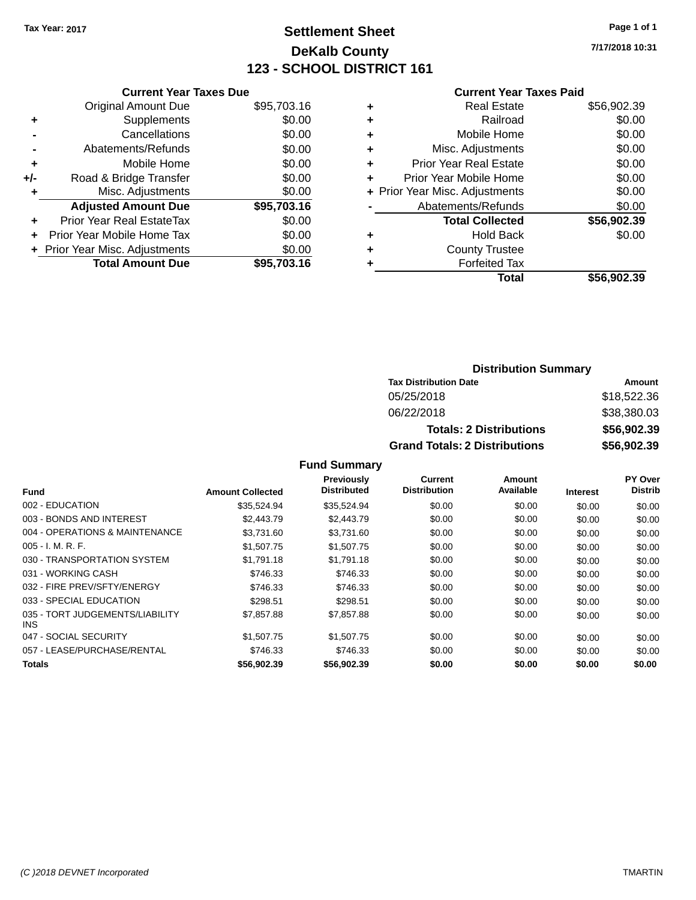**Tax Year: 2017**

# Settlement Sheet
## DeKalb County
## 123 - SCHOOL DISTRICT 161

7/17/2018 10:31

### Current Year Taxes Due

| | | |
|---|---|---|
| | Original Amount Due | $95,703.16 |
| + | Supplements | $0.00 |
| - | Cancellations | $0.00 |
| - | Abatements/Refunds | $0.00 |
| + | Mobile Home | $0.00 |
| +/- | Road & Bridge Transfer | $0.00 |
| + | Misc. Adjustments | $0.00 |
| | **Adjusted Amount Due** | **$95,703.16** |
| + | Prior Year Real EstateTax | $0.00 |
| + | Prior Year Mobile Home Tax | $0.00 |
| + | Prior Year Misc. Adjustments | $0.00 |
| | **Total Amount Due** | **$95,703.16** |

### Current Year Taxes Paid

| | | |
|---|---|---|
| + | Real Estate | $56,902.39 |
| + | Railroad | $0.00 |
| + | Mobile Home | $0.00 |
| + | Misc. Adjustments | $0.00 |
| + | Prior Year Real Estate | $0.00 |
| + | Prior Year Mobile Home | $0.00 |
| + | Prior Year Misc. Adjustments | $0.00 |
| - | Abatements/Refunds | $0.00 |
| | **Total Collected** | **$56,902.39** |
| + | Hold Back | $0.00 |
| + | County Trustee | |
| + | Forfeited Tax | |
| | **Total** | **$56,902.39** |

### Distribution Summary

| Tax Distribution Date | Amount |
|---|---|
| 05/25/2018 | $18,522.36 |
| 06/22/2018 | $38,380.03 |
| **Totals: 2 Distributions** | **$56,902.39** |
| **Grand Totals: 2 Distributions** | **$56,902.39** |

### Fund Summary

| Fund | Amount Collected | Previously Distributed | Current Distribution | Amount Available | Interest | PY Over Distrib |
|---|---|---|---|---|---|---|
| 002 - EDUCATION | $35,524.94 | $35,524.94 | $0.00 | $0.00 | $0.00 | $0.00 |
| 003 - BONDS AND INTEREST | $2,443.79 | $2,443.79 | $0.00 | $0.00 | $0.00 | $0.00 |
| 004 - OPERATIONS & MAINTENANCE | $3,731.60 | $3,731.60 | $0.00 | $0.00 | $0.00 | $0.00 |
| 005 - I. M. R. F. | $1,507.75 | $1,507.75 | $0.00 | $0.00 | $0.00 | $0.00 |
| 030 - TRANSPORTATION SYSTEM | $1,791.18 | $1,791.18 | $0.00 | $0.00 | $0.00 | $0.00 |
| 031 - WORKING CASH | $746.33 | $746.33 | $0.00 | $0.00 | $0.00 | $0.00 |
| 032 - FIRE PREV/SFTY/ENERGY | $746.33 | $746.33 | $0.00 | $0.00 | $0.00 | $0.00 |
| 033 - SPECIAL EDUCATION | $298.51 | $298.51 | $0.00 | $0.00 | $0.00 | $0.00 |
| 035 - TORT JUDGEMENTS/LIABILITY INS | $7,857.88 | $7,857.88 | $0.00 | $0.00 | $0.00 | $0.00 |
| 047 - SOCIAL SECURITY | $1,507.75 | $1,507.75 | $0.00 | $0.00 | $0.00 | $0.00 |
| 057 - LEASE/PURCHASE/RENTAL | $746.33 | $746.33 | $0.00 | $0.00 | $0.00 | $0.00 |
| **Totals** | **$56,902.39** | **$56,902.39** | **$0.00** | **$0.00** | **$0.00** | **$0.00** |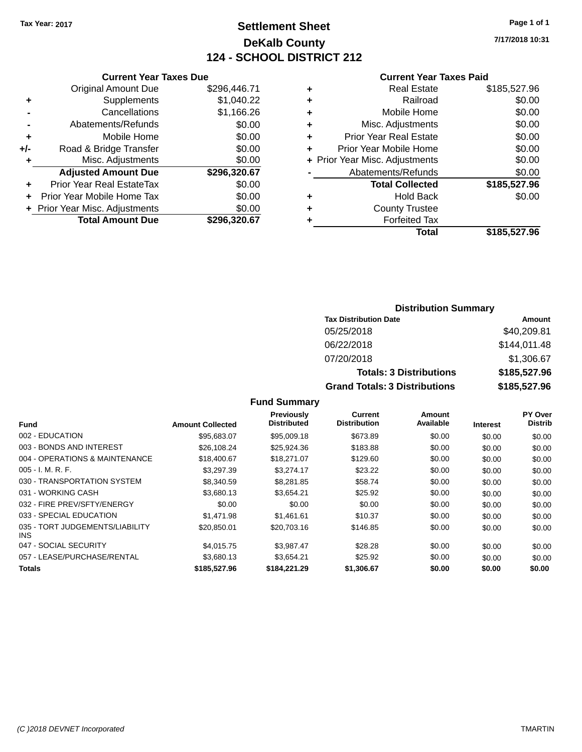Tax Year: 2017

# Settlement Sheet

## DeKalb County

## 124 - SCHOOL DISTRICT 212

7/17/2018 10:31

### Current Year Taxes Due

| | | |
|---|---|---|
| | Original Amount Due | $296,446.71 |
| + | Supplements | $1,040.22 |
| - | Cancellations | $1,166.26 |
| - | Abatements/Refunds | $0.00 |
| + | Mobile Home | $0.00 |
| +/- | Road & Bridge Transfer | $0.00 |
| + | Misc. Adjustments | $0.00 |
| | **Adjusted Amount Due** | **$296,320.67** |
| + | Prior Year Real EstateTax | $0.00 |
| + | Prior Year Mobile Home Tax | $0.00 |
| + | Prior Year Misc. Adjustments | $0.00 |
| | **Total Amount Due** | **$296,320.67** |

### Current Year Taxes Paid

| | | |
|---|---|---|
| + | Real Estate | $185,527.96 |
| + | Railroad | $0.00 |
| + | Mobile Home | $0.00 |
| + | Misc. Adjustments | $0.00 |
| + | Prior Year Real Estate | $0.00 |
| + | Prior Year Mobile Home | $0.00 |
| + | Prior Year Misc. Adjustments | $0.00 |
| - | Abatements/Refunds | $0.00 |
| | **Total Collected** | **$185,527.96** |
| + | Hold Back | $0.00 |
| + | County Trustee | |
| + | Forfeited Tax | |
| | **Total** | **$185,527.96** |

### Distribution Summary

| Tax Distribution Date | Amount |
|---|---|
| 05/25/2018 | $40,209.81 |
| 06/22/2018 | $144,011.48 |
| 07/20/2018 | $1,306.67 |
| **Totals: 3 Distributions** | **$185,527.96** |
| **Grand Totals: 3 Distributions** | **$185,527.96** |

### Fund Summary

| Fund | Amount Collected | Previously Distributed | Current Distribution | Amount Available | Interest | PY Over Distrib |
|---|---|---|---|---|---|---|
| 002 - EDUCATION | $95,683.07 | $95,009.18 | $673.89 | $0.00 | $0.00 | $0.00 |
| 003 - BONDS AND INTEREST | $26,108.24 | $25,924.36 | $183.88 | $0.00 | $0.00 | $0.00 |
| 004 - OPERATIONS & MAINTENANCE | $18,400.67 | $18,271.07 | $129.60 | $0.00 | $0.00 | $0.00 |
| 005 - I. M. R. F. | $3,297.39 | $3,274.17 | $23.22 | $0.00 | $0.00 | $0.00 |
| 030 - TRANSPORTATION SYSTEM | $8,340.59 | $8,281.85 | $58.74 | $0.00 | $0.00 | $0.00 |
| 031 - WORKING CASH | $3,680.13 | $3,654.21 | $25.92 | $0.00 | $0.00 | $0.00 |
| 032 - FIRE PREV/SFTY/ENERGY | $0.00 | $0.00 | $0.00 | $0.00 | $0.00 | $0.00 |
| 033 - SPECIAL EDUCATION | $1,471.98 | $1,461.61 | $10.37 | $0.00 | $0.00 | $0.00 |
| 035 - TORT JUDGEMENTS/LIABILITY INS | $20,850.01 | $20,703.16 | $146.85 | $0.00 | $0.00 | $0.00 |
| 047 - SOCIAL SECURITY | $4,015.75 | $3,987.47 | $28.28 | $0.00 | $0.00 | $0.00 |
| 057 - LEASE/PURCHASE/RENTAL | $3,680.13 | $3,654.21 | $25.92 | $0.00 | $0.00 | $0.00 |
| **Totals** | **$185,527.96** | **$184,221.29** | **$1,306.67** | **$0.00** | **$0.00** | **$0.00** |

(C )2018 DEVNET Incorporated TMARTIN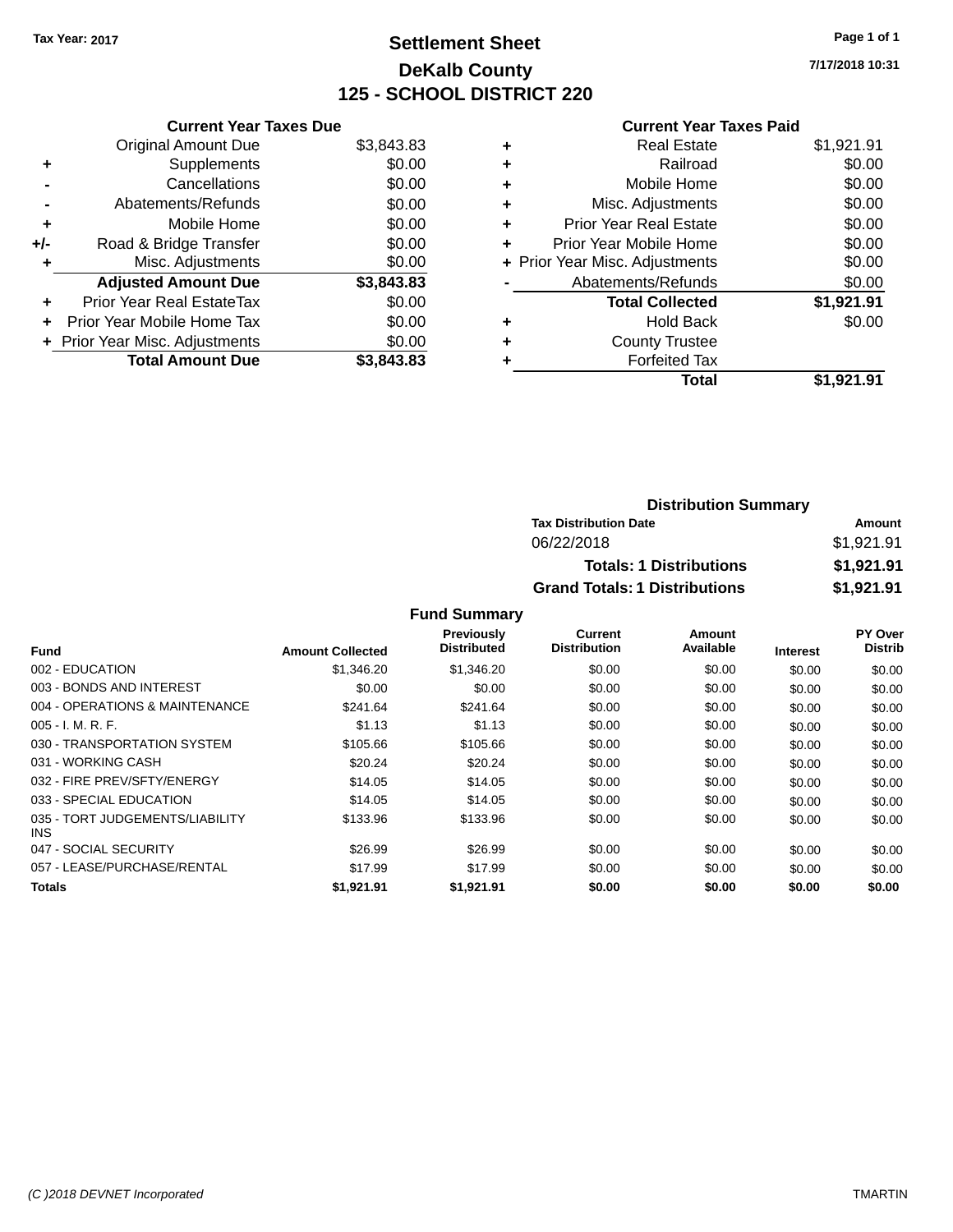Tax Year: 2017

# Settlement Sheet
## DeKalb County
## 125 - SCHOOL DISTRICT 220

7/17/2018 10:31

**Current Year Taxes Due**

| | | |
|---|---|---|
| | Original Amount Due | $3,843.83 |
| + | Supplements | $0.00 |
| - | Cancellations | $0.00 |
| - | Abatements/Refunds | $0.00 |
| + | Mobile Home | $0.00 |
| +/- | Road & Bridge Transfer | $0.00 |
| + | Misc. Adjustments | $0.00 |
| | **Adjusted Amount Due** | **$3,843.83** |
| + | Prior Year Real EstateTax | $0.00 |
| + | Prior Year Mobile Home Tax | $0.00 |
| + | Prior Year Misc. Adjustments | $0.00 |
| | **Total Amount Due** | **$3,843.83** |

**Current Year Taxes Paid**

| | | |
|---|---|---|
| + | Real Estate | $1,921.91 |
| + | Railroad | $0.00 |
| + | Mobile Home | $0.00 |
| + | Misc. Adjustments | $0.00 |
| + | Prior Year Real Estate | $0.00 |
| + | Prior Year Mobile Home | $0.00 |
| + | Prior Year Misc. Adjustments | $0.00 |
| - | Abatements/Refunds | $0.00 |
| | **Total Collected** | **$1,921.91** |
| + | Hold Back | $0.00 |
| + | County Trustee | |
| + | Forfeited Tax | |
| | **Total** | **$1,921.91** |

**Distribution Summary**

| Tax Distribution Date | Amount |
|---|---|
| 06/22/2018 | $1,921.91 |
| **Totals: 1 Distributions** | **$1,921.91** |
| **Grand Totals: 1 Distributions** | **$1,921.91** |

**Fund Summary**

| Fund | Amount Collected | Previously Distributed | Current Distribution | Amount Available | Interest | PY Over Distrib |
|---|---|---|---|---|---|---|
| 002 - EDUCATION | $1,346.20 | $1,346.20 | $0.00 | $0.00 | $0.00 | $0.00 |
| 003 - BONDS AND INTEREST | $0.00 | $0.00 | $0.00 | $0.00 | $0.00 | $0.00 |
| 004 - OPERATIONS & MAINTENANCE | $241.64 | $241.64 | $0.00 | $0.00 | $0.00 | $0.00 |
| 005 - I. M. R. F. | $1.13 | $1.13 | $0.00 | $0.00 | $0.00 | $0.00 |
| 030 - TRANSPORTATION SYSTEM | $105.66 | $105.66 | $0.00 | $0.00 | $0.00 | $0.00 |
| 031 - WORKING CASH | $20.24 | $20.24 | $0.00 | $0.00 | $0.00 | $0.00 |
| 032 - FIRE PREV/SFTY/ENERGY | $14.05 | $14.05 | $0.00 | $0.00 | $0.00 | $0.00 |
| 033 - SPECIAL EDUCATION | $14.05 | $14.05 | $0.00 | $0.00 | $0.00 | $0.00 |
| 035 - TORT JUDGEMENTS/LIABILITY INS | $133.96 | $133.96 | $0.00 | $0.00 | $0.00 | $0.00 |
| 047 - SOCIAL SECURITY | $26.99 | $26.99 | $0.00 | $0.00 | $0.00 | $0.00 |
| 057 - LEASE/PURCHASE/RENTAL | $17.99 | $17.99 | $0.00 | $0.00 | $0.00 | $0.00 |
| **Totals** | **$1,921.91** | **$1,921.91** | **$0.00** | **$0.00** | **$0.00** | **$0.00** |

(C )2018 DEVNET Incorporated — TMARTIN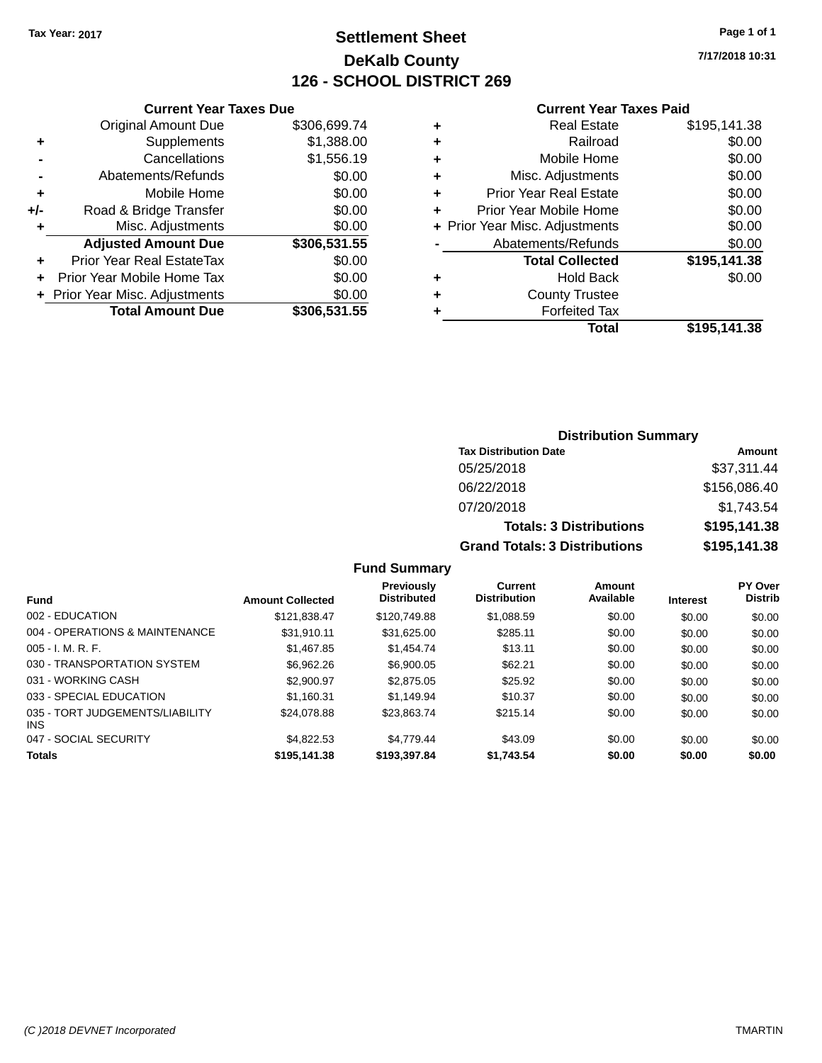Tax Year: 2017

# Settlement Sheet

## DeKalb County

## 126 - SCHOOL DISTRICT 269

7/17/2018 10:31

### Current Year Taxes Due

| | | |
|---|---|---|
| | Original Amount Due | $306,699.74 |
| + | Supplements | $1,388.00 |
| - | Cancellations | $1,556.19 |
| - | Abatements/Refunds | $0.00 |
| + | Mobile Home | $0.00 |
| +/- | Road & Bridge Transfer | $0.00 |
| + | Misc. Adjustments | $0.00 |
| | **Adjusted Amount Due** | **$306,531.55** |
| + | Prior Year Real EstateTax | $0.00 |
| + | Prior Year Mobile Home Tax | $0.00 |
| + | Prior Year Misc. Adjustments | $0.00 |
| | **Total Amount Due** | **$306,531.55** |

### Current Year Taxes Paid

| | | |
|---|---|---|
| + | Real Estate | $195,141.38 |
| + | Railroad | $0.00 |
| + | Mobile Home | $0.00 |
| + | Misc. Adjustments | $0.00 |
| + | Prior Year Real Estate | $0.00 |
| + | Prior Year Mobile Home | $0.00 |
| + | Prior Year Misc. Adjustments | $0.00 |
| - | Abatements/Refunds | $0.00 |
| | **Total Collected** | **$195,141.38** |
| + | Hold Back | $0.00 |
| + | County Trustee | |
| + | Forfeited Tax | |
| | **Total** | **$195,141.38** |

### Distribution Summary

| Tax Distribution Date | Amount |
|---|---|
| 05/25/2018 | $37,311.44 |
| 06/22/2018 | $156,086.40 |
| 07/20/2018 | $1,743.54 |
| **Totals: 3 Distributions** | **$195,141.38** |
| **Grand Totals: 3 Distributions** | **$195,141.38** |

### Fund Summary

| Fund | Amount Collected | Previously Distributed | Current Distribution | Amount Available | Interest | PY Over Distrib |
|---|---|---|---|---|---|---|
| 002 - EDUCATION | $121,838.47 | $120,749.88 | $1,088.59 | $0.00 | $0.00 | $0.00 |
| 004 - OPERATIONS & MAINTENANCE | $31,910.11 | $31,625.00 | $285.11 | $0.00 | $0.00 | $0.00 |
| 005 - I. M. R. F. | $1,467.85 | $1,454.74 | $13.11 | $0.00 | $0.00 | $0.00 |
| 030 - TRANSPORTATION SYSTEM | $6,962.26 | $6,900.05 | $62.21 | $0.00 | $0.00 | $0.00 |
| 031 - WORKING CASH | $2,900.97 | $2,875.05 | $25.92 | $0.00 | $0.00 | $0.00 |
| 033 - SPECIAL EDUCATION | $1,160.31 | $1,149.94 | $10.37 | $0.00 | $0.00 | $0.00 |
| 035 - TORT JUDGEMENTS/LIABILITY INS | $24,078.88 | $23,863.74 | $215.14 | $0.00 | $0.00 | $0.00 |
| 047 - SOCIAL SECURITY | $4,822.53 | $4,779.44 | $43.09 | $0.00 | $0.00 | $0.00 |
| **Totals** | **$195,141.38** | **$193,397.84** | **$1,743.54** | **$0.00** | **$0.00** | **$0.00** |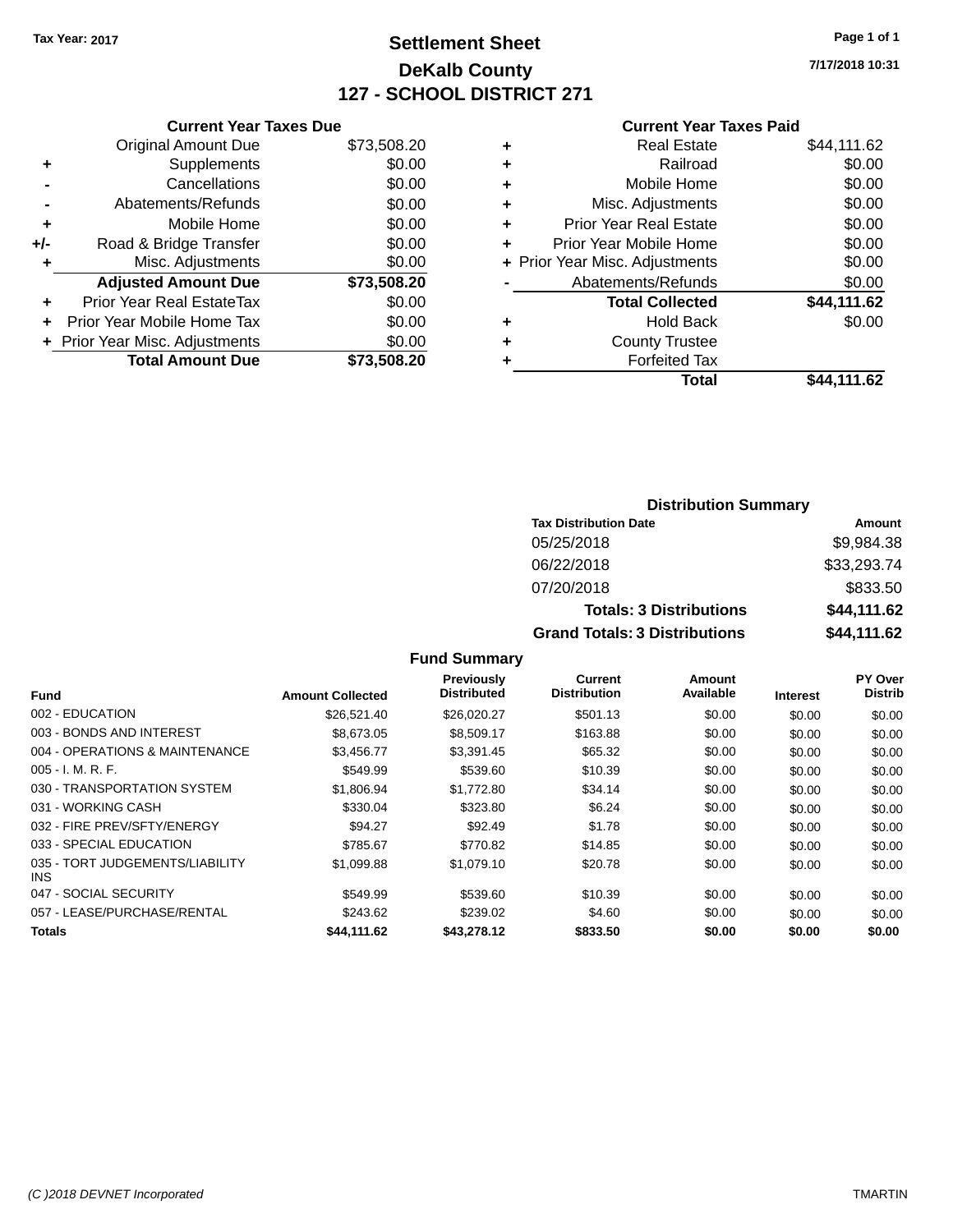**Tax Year: 2017**

# Settlement Sheet

## DeKalb County

## 127 - SCHOOL DISTRICT 271

7/17/2018 10:31

### Current Year Taxes Due

| | | |
|---|---|---|
| | Original Amount Due | $73,508.20 |
| + | Supplements | $0.00 |
| - | Cancellations | $0.00 |
| - | Abatements/Refunds | $0.00 |
| + | Mobile Home | $0.00 |
| +/- | Road & Bridge Transfer | $0.00 |
| + | Misc. Adjustments | $0.00 |
| | **Adjusted Amount Due** | **$73,508.20** |
| + | Prior Year Real EstateTax | $0.00 |
| + | Prior Year Mobile Home Tax | $0.00 |
| + | Prior Year Misc. Adjustments | $0.00 |
| | **Total Amount Due** | **$73,508.20** |

### Current Year Taxes Paid

| | | |
|---|---|---|
| + | Real Estate | $44,111.62 |
| + | Railroad | $0.00 |
| + | Mobile Home | $0.00 |
| + | Misc. Adjustments | $0.00 |
| + | Prior Year Real Estate | $0.00 |
| + | Prior Year Mobile Home | $0.00 |
| + | Prior Year Misc. Adjustments | $0.00 |
| - | Abatements/Refunds | $0.00 |
| | **Total Collected** | **$44,111.62** |
| + | Hold Back | $0.00 |
| + | County Trustee | |
| + | Forfeited Tax | |
| | **Total** | **$44,111.62** |

### Distribution Summary

| Tax Distribution Date | Amount |
|---|---|
| 05/25/2018 | $9,984.38 |
| 06/22/2018 | $33,293.74 |
| 07/20/2018 | $833.50 |
| **Totals: 3 Distributions** | **$44,111.62** |
| **Grand Totals: 3 Distributions** | **$44,111.62** |

### Fund Summary

| Fund | Amount Collected | Previously Distributed | Current Distribution | Amount Available | Interest | PY Over Distrib |
|---|---|---|---|---|---|---|
| 002 - EDUCATION | $26,521.40 | $26,020.27 | $501.13 | $0.00 | $0.00 | $0.00 |
| 003 - BONDS AND INTEREST | $8,673.05 | $8,509.17 | $163.88 | $0.00 | $0.00 | $0.00 |
| 004 - OPERATIONS & MAINTENANCE | $3,456.77 | $3,391.45 | $65.32 | $0.00 | $0.00 | $0.00 |
| 005 - I. M. R. F. | $549.99 | $539.60 | $10.39 | $0.00 | $0.00 | $0.00 |
| 030 - TRANSPORTATION SYSTEM | $1,806.94 | $1,772.80 | $34.14 | $0.00 | $0.00 | $0.00 |
| 031 - WORKING CASH | $330.04 | $323.80 | $6.24 | $0.00 | $0.00 | $0.00 |
| 032 - FIRE PREV/SFTY/ENERGY | $94.27 | $92.49 | $1.78 | $0.00 | $0.00 | $0.00 |
| 033 - SPECIAL EDUCATION | $785.67 | $770.82 | $14.85 | $0.00 | $0.00 | $0.00 |
| 035 - TORT JUDGEMENTS/LIABILITY INS | $1,099.88 | $1,079.10 | $20.78 | $0.00 | $0.00 | $0.00 |
| 047 - SOCIAL SECURITY | $549.99 | $539.60 | $10.39 | $0.00 | $0.00 | $0.00 |
| 057 - LEASE/PURCHASE/RENTAL | $243.62 | $239.02 | $4.60 | $0.00 | $0.00 | $0.00 |
| **Totals** | **$44,111.62** | **$43,278.12** | **$833.50** | **$0.00** | **$0.00** | **$0.00** |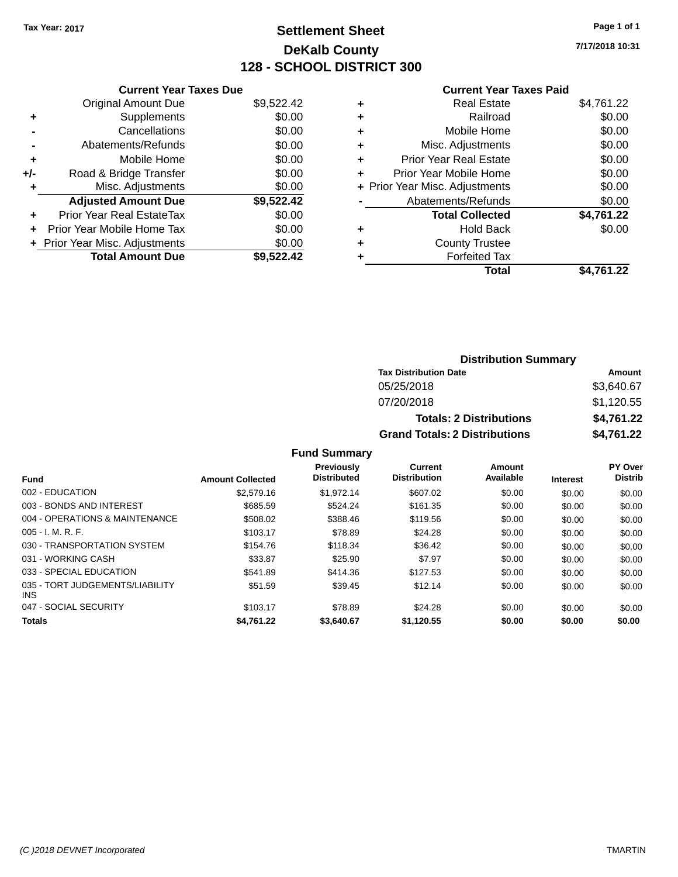Tax Year: 2017

# Settlement Sheet

## DeKalb County

## 128 - SCHOOL DISTRICT 300

7/17/2018 10:31

| | Current Year Taxes Due | |
|---|---|---|
| | Original Amount Due | $9,522.42 |
| + | Supplements | $0.00 |
| - | Cancellations | $0.00 |
| - | Abatements/Refunds | $0.00 |
| + | Mobile Home | $0.00 |
| +/- | Road & Bridge Transfer | $0.00 |
| + | Misc. Adjustments | $0.00 |
| | **Adjusted Amount Due** | **$9,522.42** |
| + | Prior Year Real EstateTax | $0.00 |
| + | Prior Year Mobile Home Tax | $0.00 |
| + | Prior Year Misc. Adjustments | $0.00 |
| | **Total Amount Due** | **$9,522.42** |

| | Current Year Taxes Paid | |
|---|---|---|
| + | Real Estate | $4,761.22 |
| + | Railroad | $0.00 |
| + | Mobile Home | $0.00 |
| + | Misc. Adjustments | $0.00 |
| + | Prior Year Real Estate | $0.00 |
| + | Prior Year Mobile Home | $0.00 |
| + | Prior Year Misc. Adjustments | $0.00 |
| - | Abatements/Refunds | $0.00 |
| | **Total Collected** | **$4,761.22** |
| + | Hold Back | $0.00 |
| + | County Trustee | |
| + | Forfeited Tax | |
| | **Total** | **$4,761.22** |

### Distribution Summary

| Tax Distribution Date | Amount |
|---|---|
| 05/25/2018 | $3,640.67 |
| 07/20/2018 | $1,120.55 |
| **Totals: 2 Distributions** | **$4,761.22** |
| **Grand Totals: 2 Distributions** | **$4,761.22** |

### Fund Summary

| Fund | Amount Collected | Previously Distributed | Current Distribution | Amount Available | Interest | PY Over Distrib |
|---|---|---|---|---|---|---|
| 002 - EDUCATION | $2,579.16 | $1,972.14 | $607.02 | $0.00 | $0.00 | $0.00 |
| 003 - BONDS AND INTEREST | $685.59 | $524.24 | $161.35 | $0.00 | $0.00 | $0.00 |
| 004 - OPERATIONS & MAINTENANCE | $508.02 | $388.46 | $119.56 | $0.00 | $0.00 | $0.00 |
| 005 - I. M. R. F. | $103.17 | $78.89 | $24.28 | $0.00 | $0.00 | $0.00 |
| 030 - TRANSPORTATION SYSTEM | $154.76 | $118.34 | $36.42 | $0.00 | $0.00 | $0.00 |
| 031 - WORKING CASH | $33.87 | $25.90 | $7.97 | $0.00 | $0.00 | $0.00 |
| 033 - SPECIAL EDUCATION | $541.89 | $414.36 | $127.53 | $0.00 | $0.00 | $0.00 |
| 035 - TORT JUDGEMENTS/LIABILITY INS | $51.59 | $39.45 | $12.14 | $0.00 | $0.00 | $0.00 |
| 047 - SOCIAL SECURITY | $103.17 | $78.89 | $24.28 | $0.00 | $0.00 | $0.00 |
| **Totals** | **$4,761.22** | **$3,640.67** | **$1,120.55** | **$0.00** | **$0.00** | **$0.00** |

(C )2018 DEVNET Incorporated TMARTIN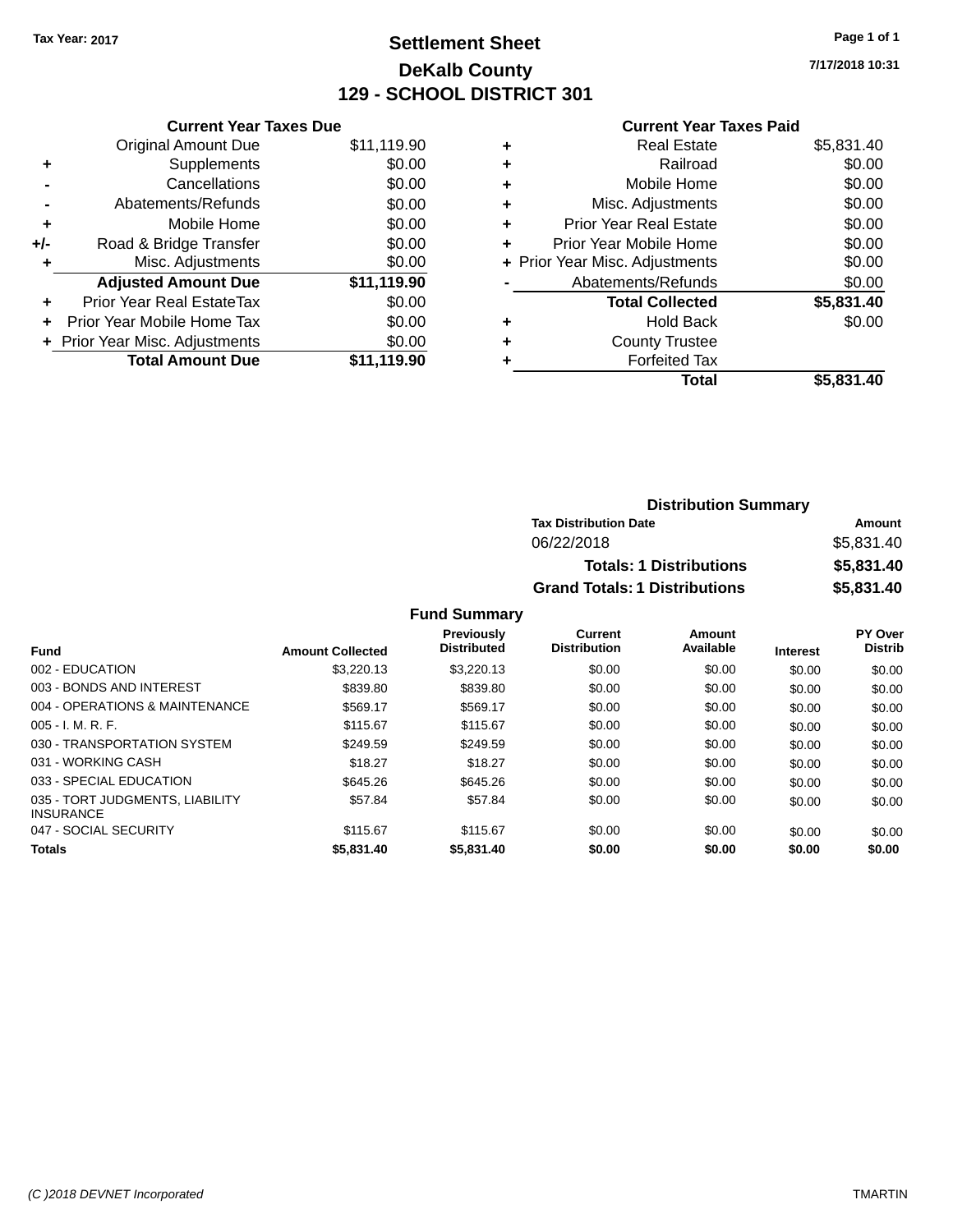Tax Year: 2017

# Settlement Sheet
## DeKalb County
## 129 - SCHOOL DISTRICT 301

7/17/2018 10:31

### Current Year Taxes Due

| | | |
|---|---|---|
| | Original Amount Due | $11,119.90 |
| + | Supplements | $0.00 |
| - | Cancellations | $0.00 |
| - | Abatements/Refunds | $0.00 |
| + | Mobile Home | $0.00 |
| +/- | Road & Bridge Transfer | $0.00 |
| + | Misc. Adjustments | $0.00 |
| | **Adjusted Amount Due** | **$11,119.90** |
| + | Prior Year Real EstateTax | $0.00 |
| + | Prior Year Mobile Home Tax | $0.00 |
| + | Prior Year Misc. Adjustments | $0.00 |
| | **Total Amount Due** | **$11,119.90** |

### Current Year Taxes Paid

| | | |
|---|---|---|
| + | Real Estate | $5,831.40 |
| + | Railroad | $0.00 |
| + | Mobile Home | $0.00 |
| + | Misc. Adjustments | $0.00 |
| + | Prior Year Real Estate | $0.00 |
| + | Prior Year Mobile Home | $0.00 |
| + | Prior Year Misc. Adjustments | $0.00 |
| - | Abatements/Refunds | $0.00 |
| | **Total Collected** | **$5,831.40** |
| + | Hold Back | $0.00 |
| + | County Trustee | |
| + | Forfeited Tax | |
| | **Total** | **$5,831.40** |

### Distribution Summary

| Tax Distribution Date | Amount |
|---|---|
| 06/22/2018 | $5,831.40 |
| **Totals: 1 Distributions** | **$5,831.40** |
| **Grand Totals: 1 Distributions** | **$5,831.40** |

### Fund Summary

| Fund | Amount Collected | Previously Distributed | Current Distribution | Amount Available | Interest | PY Over Distrib |
|---|---|---|---|---|---|---|
| 002 - EDUCATION | $3,220.13 | $3,220.13 | $0.00 | $0.00 | $0.00 | $0.00 |
| 003 - BONDS AND INTEREST | $839.80 | $839.80 | $0.00 | $0.00 | $0.00 | $0.00 |
| 004 - OPERATIONS & MAINTENANCE | $569.17 | $569.17 | $0.00 | $0.00 | $0.00 | $0.00 |
| 005 - I. M. R. F. | $115.67 | $115.67 | $0.00 | $0.00 | $0.00 | $0.00 |
| 030 - TRANSPORTATION SYSTEM | $249.59 | $249.59 | $0.00 | $0.00 | $0.00 | $0.00 |
| 031 - WORKING CASH | $18.27 | $18.27 | $0.00 | $0.00 | $0.00 | $0.00 |
| 033 - SPECIAL EDUCATION | $645.26 | $645.26 | $0.00 | $0.00 | $0.00 | $0.00 |
| 035 - TORT JUDGMENTS, LIABILITY INSURANCE | $57.84 | $57.84 | $0.00 | $0.00 | $0.00 | $0.00 |
| 047 - SOCIAL SECURITY | $115.67 | $115.67 | $0.00 | $0.00 | $0.00 | $0.00 |
| **Totals** | **$5,831.40** | **$5,831.40** | **$0.00** | **$0.00** | **$0.00** | **$0.00** |

(C )2018 DEVNET Incorporated TMARTIN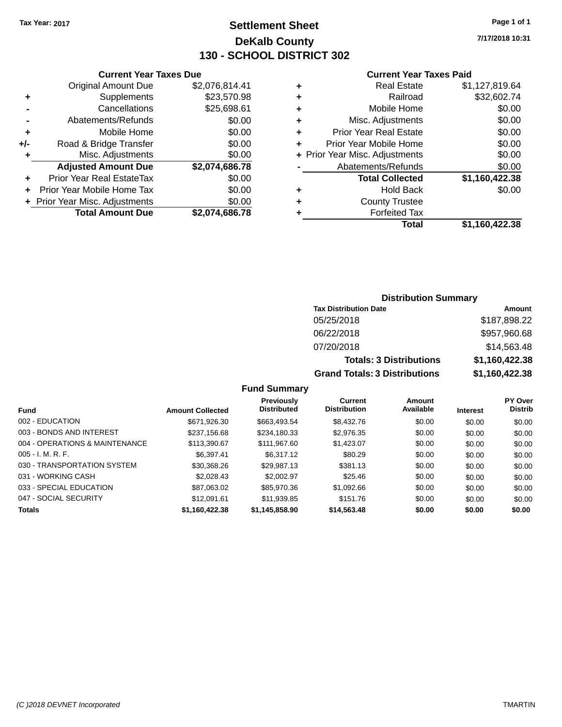Tax Year: 2017

# Settlement Sheet
## DeKalb County
## 130 - SCHOOL DISTRICT 302

7/17/2018 10:31

### Current Year Taxes Due

| | | |
|---|---|---|
| | Original Amount Due | $2,076,814.41 |
| + | Supplements | $23,570.98 |
| - | Cancellations | $25,698.61 |
| - | Abatements/Refunds | $0.00 |
| + | Mobile Home | $0.00 |
| +/- | Road & Bridge Transfer | $0.00 |
| + | Misc. Adjustments | $0.00 |
| | **Adjusted Amount Due** | **$2,074,686.78** |
| + | Prior Year Real EstateTax | $0.00 |
| + | Prior Year Mobile Home Tax | $0.00 |
| + | Prior Year Misc. Adjustments | $0.00 |
| | **Total Amount Due** | **$2,074,686.78** |

### Current Year Taxes Paid

| | | |
|---|---|---|
| + | Real Estate | $1,127,819.64 |
| + | Railroad | $32,602.74 |
| + | Mobile Home | $0.00 |
| + | Misc. Adjustments | $0.00 |
| + | Prior Year Real Estate | $0.00 |
| + | Prior Year Mobile Home | $0.00 |
| + | Prior Year Misc. Adjustments | $0.00 |
| - | Abatements/Refunds | $0.00 |
| | **Total Collected** | **$1,160,422.38** |
| + | Hold Back | $0.00 |
| + | County Trustee | |
| + | Forfeited Tax | |
| | **Total** | **$1,160,422.38** |

### Distribution Summary

| Tax Distribution Date | Amount |
|---|---|
| 05/25/2018 | $187,898.22 |
| 06/22/2018 | $957,960.68 |
| 07/20/2018 | $14,563.48 |
| **Totals: 3 Distributions** | **$1,160,422.38** |
| **Grand Totals: 3 Distributions** | **$1,160,422.38** |

### Fund Summary

| Fund | Amount Collected | Previously Distributed | Current Distribution | Amount Available | Interest | PY Over Distrib |
|---|---|---|---|---|---|---|
| 002 - EDUCATION | $671,926.30 | $663,493.54 | $8,432.76 | $0.00 | $0.00 | $0.00 |
| 003 - BONDS AND INTEREST | $237,156.68 | $234,180.33 | $2,976.35 | $0.00 | $0.00 | $0.00 |
| 004 - OPERATIONS & MAINTENANCE | $113,390.67 | $111,967.60 | $1,423.07 | $0.00 | $0.00 | $0.00 |
| 005 - I. M. R. F. | $6,397.41 | $6,317.12 | $80.29 | $0.00 | $0.00 | $0.00 |
| 030 - TRANSPORTATION SYSTEM | $30,368.26 | $29,987.13 | $381.13 | $0.00 | $0.00 | $0.00 |
| 031 - WORKING CASH | $2,028.43 | $2,002.97 | $25.46 | $0.00 | $0.00 | $0.00 |
| 033 - SPECIAL EDUCATION | $87,063.02 | $85,970.36 | $1,092.66 | $0.00 | $0.00 | $0.00 |
| 047 - SOCIAL SECURITY | $12,091.61 | $11,939.85 | $151.76 | $0.00 | $0.00 | $0.00 |
| **Totals** | **$1,160,422.38** | **$1,145,858.90** | **$14,563.48** | **$0.00** | **$0.00** | **$0.00** |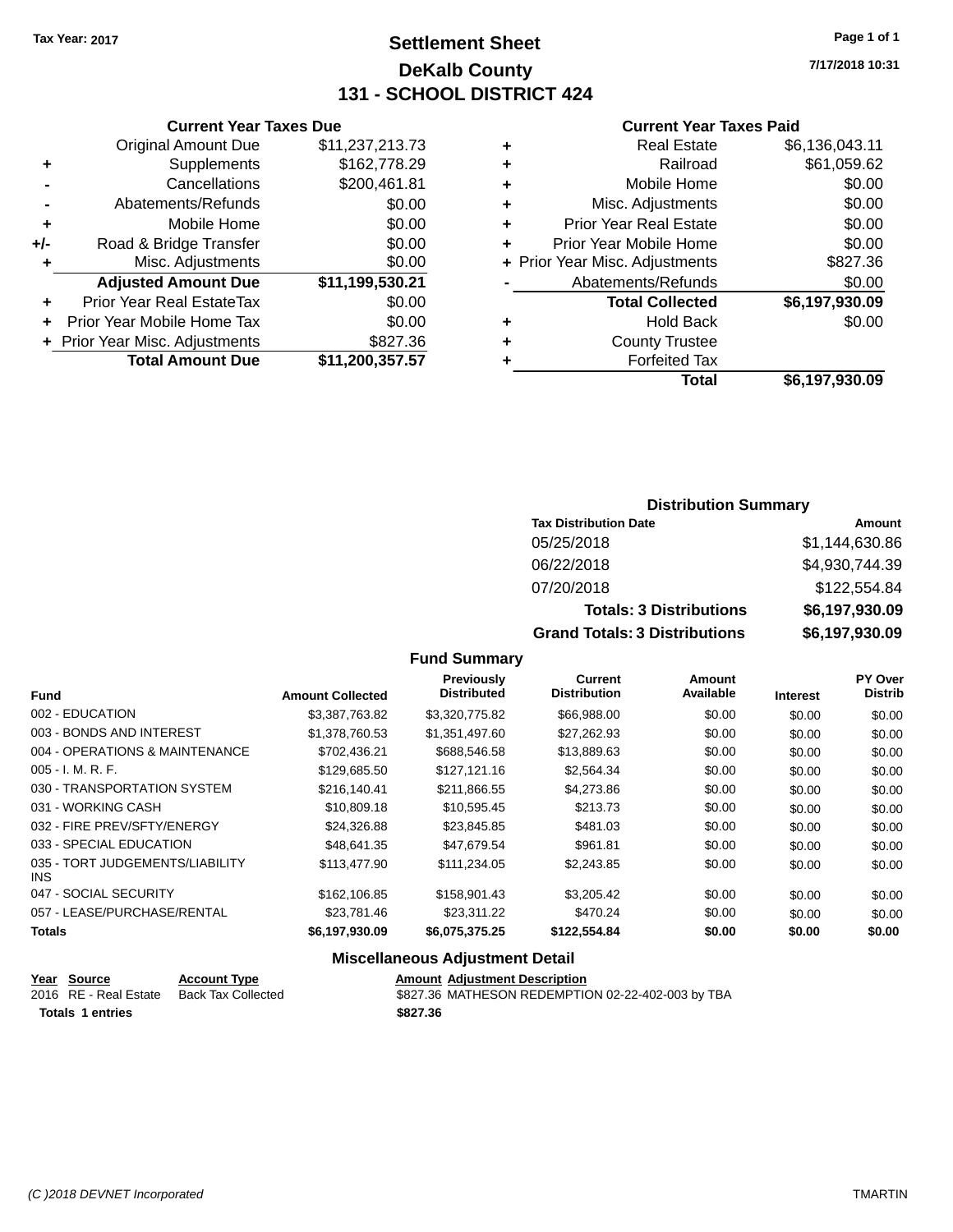Tax Year: 2017

# Settlement Sheet
## DeKalb County
## 131 - SCHOOL DISTRICT 424

7/17/2018 10:31

### Current Year Taxes Due

| | | |
|---|---|---|
| | Original Amount Due | $11,237,213.73 |
| + | Supplements | $162,778.29 |
| - | Cancellations | $200,461.81 |
| - | Abatements/Refunds | $0.00 |
| + | Mobile Home | $0.00 |
| +/- | Road & Bridge Transfer | $0.00 |
| + | Misc. Adjustments | $0.00 |
| | **Adjusted Amount Due** | **$11,199,530.21** |
| + | Prior Year Real EstateTax | $0.00 |
| + | Prior Year Mobile Home Tax | $0.00 |
| + | Prior Year Misc. Adjustments | $827.36 |
| | **Total Amount Due** | **$11,200,357.57** |

### Current Year Taxes Paid

| | | |
|---|---|---|
| + | Real Estate | $6,136,043.11 |
| + | Railroad | $61,059.62 |
| + | Mobile Home | $0.00 |
| + | Misc. Adjustments | $0.00 |
| + | Prior Year Real Estate | $0.00 |
| + | Prior Year Mobile Home | $0.00 |
| + | Prior Year Misc. Adjustments | $827.36 |
| - | Abatements/Refunds | $0.00 |
| | **Total Collected** | **$6,197,930.09** |
| + | Hold Back | $0.00 |
| + | County Trustee | |
| + | Forfeited Tax | |
| | **Total** | **$6,197,930.09** |

### Distribution Summary

| Tax Distribution Date | Amount |
|---|---|
| 05/25/2018 | $1,144,630.86 |
| 06/22/2018 | $4,930,744.39 |
| 07/20/2018 | $122,554.84 |
| **Totals: 3 Distributions** | **$6,197,930.09** |
| **Grand Totals: 3 Distributions** | **$6,197,930.09** |

### Fund Summary

| Fund | Amount Collected | Previously Distributed | Current Distribution | Amount Available | Interest | PY Over Distrib |
|---|---|---|---|---|---|---|
| 002 - EDUCATION | $3,387,763.82 | $3,320,775.82 | $66,988.00 | $0.00 | $0.00 | $0.00 |
| 003 - BONDS AND INTEREST | $1,378,760.53 | $1,351,497.60 | $27,262.93 | $0.00 | $0.00 | $0.00 |
| 004 - OPERATIONS & MAINTENANCE | $702,436.21 | $688,546.58 | $13,889.63 | $0.00 | $0.00 | $0.00 |
| 005 - I. M. R. F. | $129,685.50 | $127,121.16 | $2,564.34 | $0.00 | $0.00 | $0.00 |
| 030 - TRANSPORTATION SYSTEM | $216,140.41 | $211,866.55 | $4,273.86 | $0.00 | $0.00 | $0.00 |
| 031 - WORKING CASH | $10,809.18 | $10,595.45 | $213.73 | $0.00 | $0.00 | $0.00 |
| 032 - FIRE PREV/SFTY/ENERGY | $24,326.88 | $23,845.85 | $481.03 | $0.00 | $0.00 | $0.00 |
| 033 - SPECIAL EDUCATION | $48,641.35 | $47,679.54 | $961.81 | $0.00 | $0.00 | $0.00 |
| 035 - TORT JUDGEMENTS/LIABILITY INS | $113,477.90 | $111,234.05 | $2,243.85 | $0.00 | $0.00 | $0.00 |
| 047 - SOCIAL SECURITY | $162,106.85 | $158,901.43 | $3,205.42 | $0.00 | $0.00 | $0.00 |
| 057 - LEASE/PURCHASE/RENTAL | $23,781.46 | $23,311.22 | $470.24 | $0.00 | $0.00 | $0.00 |
| **Totals** | **$6,197,930.09** | **$6,075,375.25** | **$122,554.84** | **$0.00** | **$0.00** | **$0.00** |

### Miscellaneous Adjustment Detail

| Year | Source | Account Type | Amount | Adjustment Description |
|---|---|---|---|---|
| 2016 | RE - Real Estate | Back Tax Collected | $827.36 | MATHESON REDEMPTION 02-22-402-003 by TBA |
| **Totals** | **1 entries** | | **$827.36** | |

(C )2018 DEVNET Incorporated    TMARTIN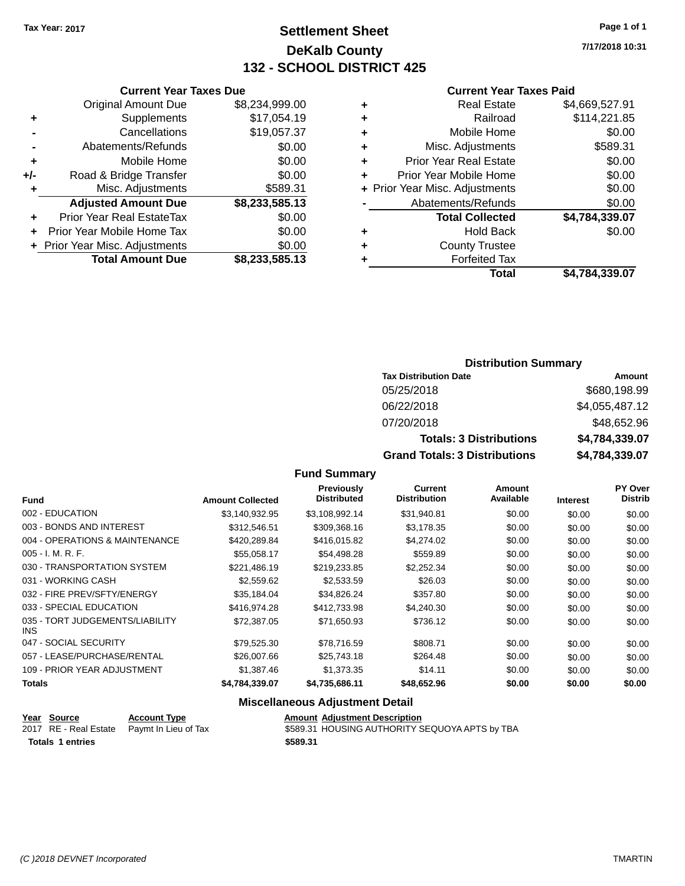Tax Year: 2017

# Settlement Sheet
## DeKalb County
## 132 - SCHOOL DISTRICT 425

7/17/2018 10:31

### Current Year Taxes Due

| | | |
|---|---|---|
| | Original Amount Due | $8,234,999.00 |
| + | Supplements | $17,054.19 |
| - | Cancellations | $19,057.37 |
| - | Abatements/Refunds | $0.00 |
| + | Mobile Home | $0.00 |
| +/- | Road & Bridge Transfer | $0.00 |
| + | Misc. Adjustments | $589.31 |
| | **Adjusted Amount Due** | **$8,233,585.13** |
| + | Prior Year Real EstateTax | $0.00 |
| + | Prior Year Mobile Home Tax | $0.00 |
| + | Prior Year Misc. Adjustments | $0.00 |
| | **Total Amount Due** | **$8,233,585.13** |

### Current Year Taxes Paid

| | | |
|---|---|---|
| + | Real Estate | $4,669,527.91 |
| + | Railroad | $114,221.85 |
| + | Mobile Home | $0.00 |
| + | Misc. Adjustments | $589.31 |
| + | Prior Year Real Estate | $0.00 |
| + | Prior Year Mobile Home | $0.00 |
| + | Prior Year Misc. Adjustments | $0.00 |
| - | Abatements/Refunds | $0.00 |
| | **Total Collected** | **$4,784,339.07** |
| + | Hold Back | $0.00 |
| + | County Trustee | |
| + | Forfeited Tax | |
| | **Total** | **$4,784,339.07** |

### Distribution Summary

| Tax Distribution Date | Amount |
|---|---|
| 05/25/2018 | $680,198.99 |
| 06/22/2018 | $4,055,487.12 |
| 07/20/2018 | $48,652.96 |
| **Totals: 3 Distributions** | **$4,784,339.07** |
| **Grand Totals: 3 Distributions** | **$4,784,339.07** |

### Fund Summary

| Fund | Amount Collected | Previously Distributed | Current Distribution | Amount Available | Interest | PY Over Distrib |
|---|---|---|---|---|---|---|
| 002 - EDUCATION | $3,140,932.95 | $3,108,992.14 | $31,940.81 | $0.00 | $0.00 | $0.00 |
| 003 - BONDS AND INTEREST | $312,546.51 | $309,368.16 | $3,178.35 | $0.00 | $0.00 | $0.00 |
| 004 - OPERATIONS & MAINTENANCE | $420,289.84 | $416,015.82 | $4,274.02 | $0.00 | $0.00 | $0.00 |
| 005 - I. M. R. F. | $55,058.17 | $54,498.28 | $559.89 | $0.00 | $0.00 | $0.00 |
| 030 - TRANSPORTATION SYSTEM | $221,486.19 | $219,233.85 | $2,252.34 | $0.00 | $0.00 | $0.00 |
| 031 - WORKING CASH | $2,559.62 | $2,533.59 | $26.03 | $0.00 | $0.00 | $0.00 |
| 032 - FIRE PREV/SFTY/ENERGY | $35,184.04 | $34,826.24 | $357.80 | $0.00 | $0.00 | $0.00 |
| 033 - SPECIAL EDUCATION | $416,974.28 | $412,733.98 | $4,240.30 | $0.00 | $0.00 | $0.00 |
| 035 - TORT JUDGEMENTS/LIABILITY INS | $72,387.05 | $71,650.93 | $736.12 | $0.00 | $0.00 | $0.00 |
| 047 - SOCIAL SECURITY | $79,525.30 | $78,716.59 | $808.71 | $0.00 | $0.00 | $0.00 |
| 057 - LEASE/PURCHASE/RENTAL | $26,007.66 | $25,743.18 | $264.48 | $0.00 | $0.00 | $0.00 |
| 109 - PRIOR YEAR ADJUSTMENT | $1,387.46 | $1,373.35 | $14.11 | $0.00 | $0.00 | $0.00 |
| **Totals** | **$4,784,339.07** | **$4,735,686.11** | **$48,652.96** | **$0.00** | **$0.00** | **$0.00** |

### Miscellaneous Adjustment Detail

| Year | Source | Account Type | Amount | Adjustment Description |
|---|---|---|---|---|
| 2017 | RE - Real Estate | Paymt In Lieu of Tax | $589.31 | HOUSING AUTHORITY SEQUOYA APTS by TBA |
| **Totals 1 entries** | | | **$589.31** | |

(C )2018 DEVNET Incorporated — TMARTIN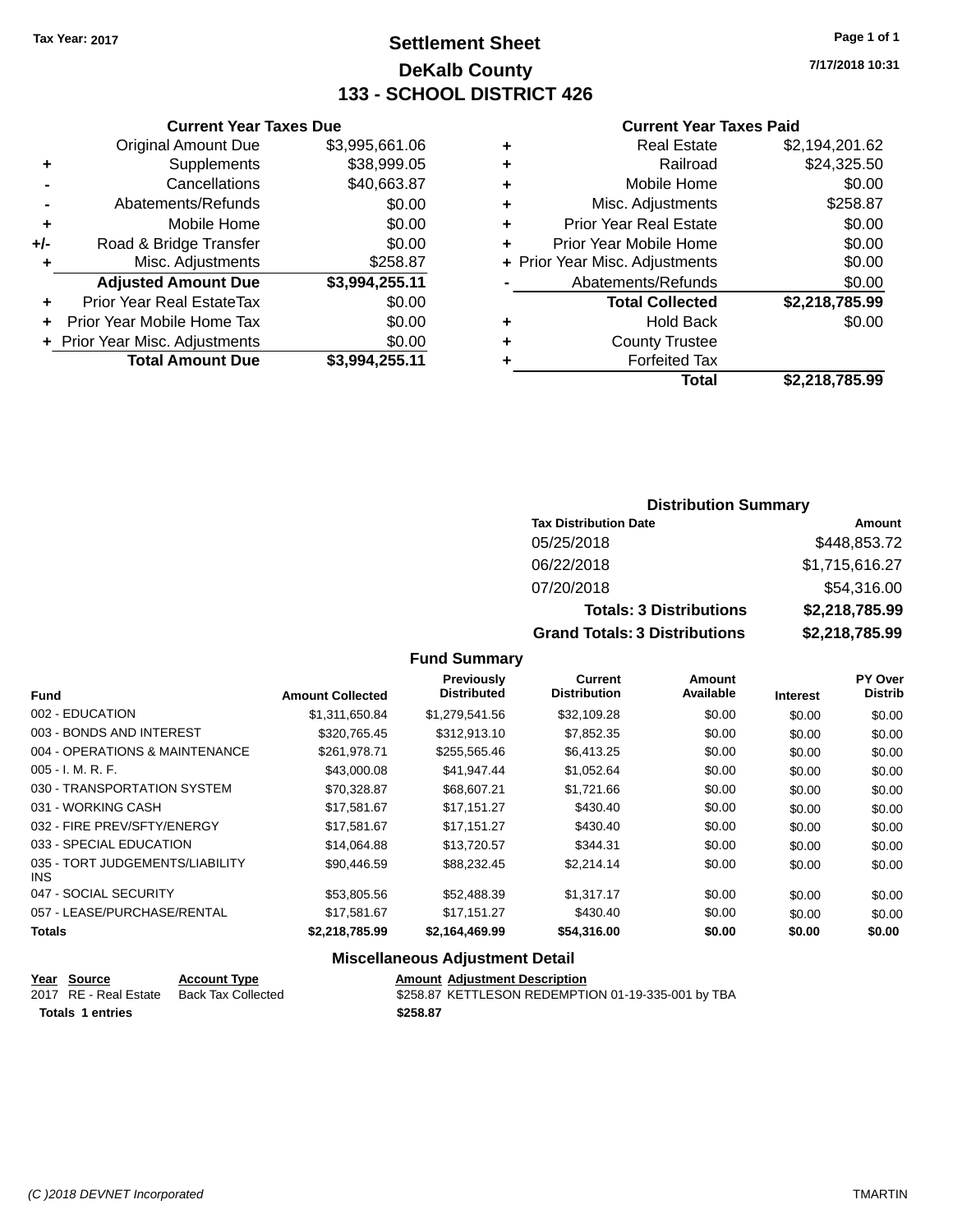Tax Year: 2017

# Settlement Sheet
## DeKalb County
## 133 - SCHOOL DISTRICT 426

7/17/2018 10:31

### Current Year Taxes Due

| | | |
|---|---|---|
| | Original Amount Due | $3,995,661.06 |
| + | Supplements | $38,999.05 |
| - | Cancellations | $40,663.87 |
| - | Abatements/Refunds | $0.00 |
| + | Mobile Home | $0.00 |
| +/- | Road & Bridge Transfer | $0.00 |
| + | Misc. Adjustments | $258.87 |
| | **Adjusted Amount Due** | **$3,994,255.11** |
| + | Prior Year Real EstateTax | $0.00 |
| + | Prior Year Mobile Home Tax | $0.00 |
| + | Prior Year Misc. Adjustments | $0.00 |
| | **Total Amount Due** | **$3,994,255.11** |

### Current Year Taxes Paid

| | | |
|---|---|---|
| + | Real Estate | $2,194,201.62 |
| + | Railroad | $24,325.50 |
| + | Mobile Home | $0.00 |
| + | Misc. Adjustments | $258.87 |
| + | Prior Year Real Estate | $0.00 |
| + | Prior Year Mobile Home | $0.00 |
| + | Prior Year Misc. Adjustments | $0.00 |
| - | Abatements/Refunds | $0.00 |
| | **Total Collected** | **$2,218,785.99** |
| + | Hold Back | $0.00 |
| + | County Trustee | |
| + | Forfeited Tax | |
| | **Total** | **$2,218,785.99** |

### Distribution Summary

| Tax Distribution Date | Amount |
|---|---|
| 05/25/2018 | $448,853.72 |
| 06/22/2018 | $1,715,616.27 |
| 07/20/2018 | $54,316.00 |
| **Totals: 3 Distributions** | **$2,218,785.99** |
| **Grand Totals: 3 Distributions** | **$2,218,785.99** |

### Fund Summary

| Fund | Amount Collected | Previously Distributed | Current Distribution | Amount Available | Interest | PY Over Distrib |
|---|---|---|---|---|---|---|
| 002 - EDUCATION | $1,311,650.84 | $1,279,541.56 | $32,109.28 | $0.00 | $0.00 | $0.00 |
| 003 - BONDS AND INTEREST | $320,765.45 | $312,913.10 | $7,852.35 | $0.00 | $0.00 | $0.00 |
| 004 - OPERATIONS & MAINTENANCE | $261,978.71 | $255,565.46 | $6,413.25 | $0.00 | $0.00 | $0.00 |
| 005 - I. M. R. F. | $43,000.08 | $41,947.44 | $1,052.64 | $0.00 | $0.00 | $0.00 |
| 030 - TRANSPORTATION SYSTEM | $70,328.87 | $68,607.21 | $1,721.66 | $0.00 | $0.00 | $0.00 |
| 031 - WORKING CASH | $17,581.67 | $17,151.27 | $430.40 | $0.00 | $0.00 | $0.00 |
| 032 - FIRE PREV/SFTY/ENERGY | $17,581.67 | $17,151.27 | $430.40 | $0.00 | $0.00 | $0.00 |
| 033 - SPECIAL EDUCATION | $14,064.88 | $13,720.57 | $344.31 | $0.00 | $0.00 | $0.00 |
| 035 - TORT JUDGEMENTS/LIABILITY INS | $90,446.59 | $88,232.45 | $2,214.14 | $0.00 | $0.00 | $0.00 |
| 047 - SOCIAL SECURITY | $53,805.56 | $52,488.39 | $1,317.17 | $0.00 | $0.00 | $0.00 |
| 057 - LEASE/PURCHASE/RENTAL | $17,581.67 | $17,151.27 | $430.40 | $0.00 | $0.00 | $0.00 |
| **Totals** | **$2,218,785.99** | **$2,164,469.99** | **$54,316.00** | **$0.00** | **$0.00** | **$0.00** |

### Miscellaneous Adjustment Detail

| Year | Source | Account Type | Amount | Adjustment Description |
|---|---|---|---|---|
| 2017 | RE - Real Estate | Back Tax Collected | $258.87 | KETTLESON REDEMPTION 01-19-335-001 by TBA |
| **Totals 1 entries** | | | **$258.87** | |

(C )2018 DEVNET Incorporated TMARTIN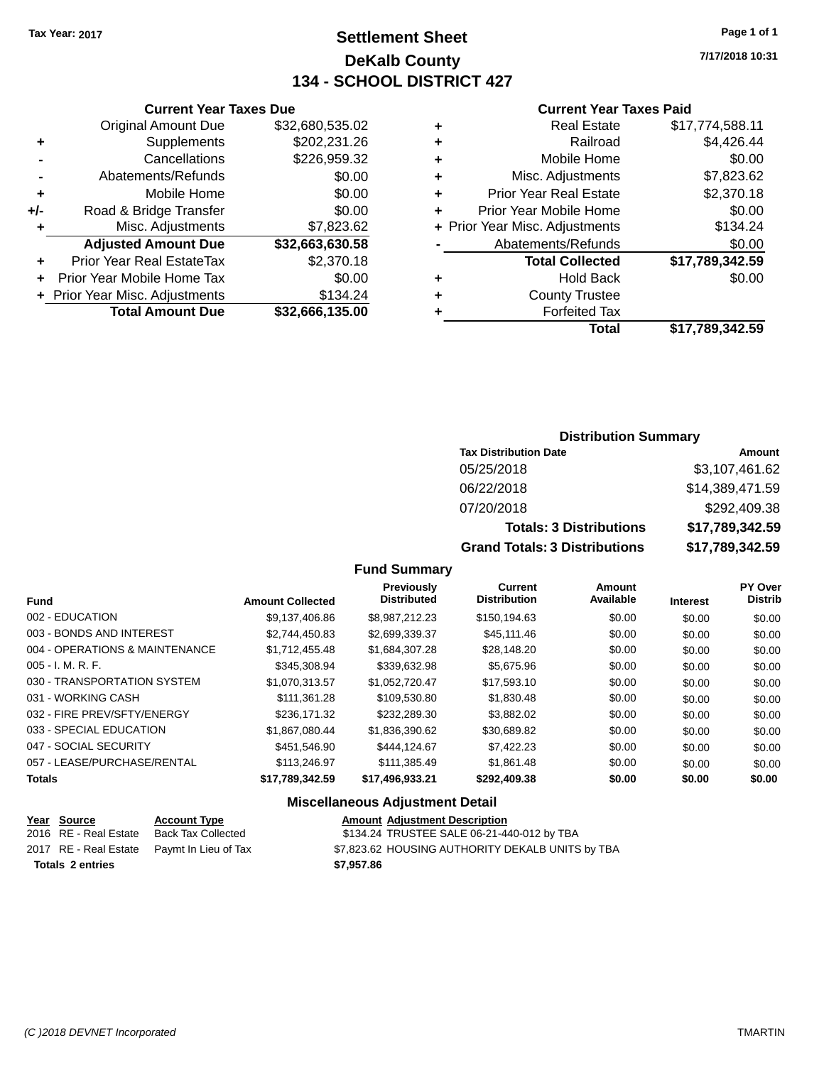Tax Year: 2017

# Settlement Sheet
## DeKalb County
## 134 - SCHOOL DISTRICT 427

7/17/2018 10:31

### Current Year Taxes Due

| | | |
|---|---|---|
| | Original Amount Due | $32,680,535.02 |
| + | Supplements | $202,231.26 |
| - | Cancellations | $226,959.32 |
| - | Abatements/Refunds | $0.00 |
| + | Mobile Home | $0.00 |
| +/- | Road & Bridge Transfer | $0.00 |
| + | Misc. Adjustments | $7,823.62 |
| | **Adjusted Amount Due** | **$32,663,630.58** |
| + | Prior Year Real EstateTax | $2,370.18 |
| + | Prior Year Mobile Home Tax | $0.00 |
| + | Prior Year Misc. Adjustments | $134.24 |
| | **Total Amount Due** | **$32,666,135.00** |

### Current Year Taxes Paid

| | | |
|---|---|---|
| + | Real Estate | $17,774,588.11 |
| + | Railroad | $4,426.44 |
| + | Mobile Home | $0.00 |
| + | Misc. Adjustments | $7,823.62 |
| + | Prior Year Real Estate | $2,370.18 |
| + | Prior Year Mobile Home | $0.00 |
| + | Prior Year Misc. Adjustments | $134.24 |
| - | Abatements/Refunds | $0.00 |
| | **Total Collected** | **$17,789,342.59** |
| + | Hold Back | $0.00 |
| + | County Trustee | |
| + | Forfeited Tax | |
| | **Total** | **$17,789,342.59** |

### Distribution Summary

| Tax Distribution Date | Amount |
|---|---|
| 05/25/2018 | $3,107,461.62 |
| 06/22/2018 | $14,389,471.59 |
| 07/20/2018 | $292,409.38 |
| **Totals: 3 Distributions** | **$17,789,342.59** |
| **Grand Totals: 3 Distributions** | **$17,789,342.59** |

### Fund Summary

| Fund | Amount Collected | Previously Distributed | Current Distribution | Amount Available | Interest | PY Over Distrib |
|---|---|---|---|---|---|---|
| 002 - EDUCATION | $9,137,406.86 | $8,987,212.23 | $150,194.63 | $0.00 | $0.00 | $0.00 |
| 003 - BONDS AND INTEREST | $2,744,450.83 | $2,699,339.37 | $45,111.46 | $0.00 | $0.00 | $0.00 |
| 004 - OPERATIONS & MAINTENANCE | $1,712,455.48 | $1,684,307.28 | $28,148.20 | $0.00 | $0.00 | $0.00 |
| 005 - I. M. R. F. | $345,308.94 | $339,632.98 | $5,675.96 | $0.00 | $0.00 | $0.00 |
| 030 - TRANSPORTATION SYSTEM | $1,070,313.57 | $1,052,720.47 | $17,593.10 | $0.00 | $0.00 | $0.00 |
| 031 - WORKING CASH | $111,361.28 | $109,530.80 | $1,830.48 | $0.00 | $0.00 | $0.00 |
| 032 - FIRE PREV/SFTY/ENERGY | $236,171.32 | $232,289.30 | $3,882.02 | $0.00 | $0.00 | $0.00 |
| 033 - SPECIAL EDUCATION | $1,867,080.44 | $1,836,390.62 | $30,689.82 | $0.00 | $0.00 | $0.00 |
| 047 - SOCIAL SECURITY | $451,546.90 | $444,124.67 | $7,422.23 | $0.00 | $0.00 | $0.00 |
| 057 - LEASE/PURCHASE/RENTAL | $113,246.97 | $111,385.49 | $1,861.48 | $0.00 | $0.00 | $0.00 |
| **Totals** | **$17,789,342.59** | **$17,496,933.21** | **$292,409.38** | **$0.00** | **$0.00** | **$0.00** |

### Miscellaneous Adjustment Detail

| Year | Source | Account Type | Amount | Adjustment Description |
|---|---|---|---|---|
| 2016 | RE - Real Estate | Back Tax Collected | $134.24 | TRUSTEE SALE 06-21-440-012 by TBA |
| 2017 | RE - Real Estate | Paymt In Lieu of Tax | $7,823.62 | HOUSING AUTHORITY DEKALB UNITS by TBA |
| **Totals** | **2 entries** | | **$7,957.86** | |

(C )2018 DEVNET Incorporated    TMARTIN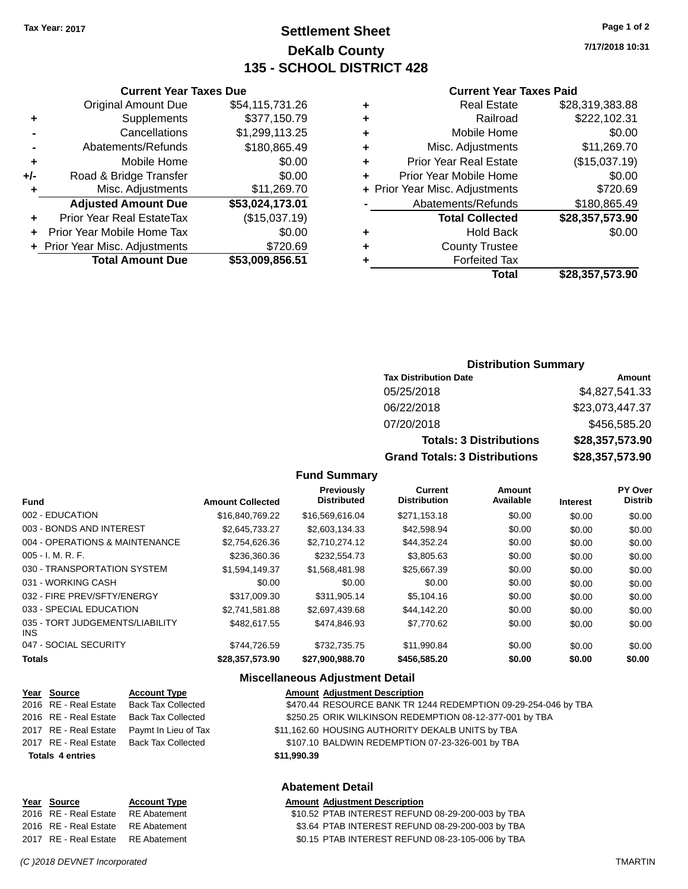Tax Year: 2017

# Settlement Sheet
## DeKalb County
## 135 - SCHOOL DISTRICT 428

7/17/2018 10:31

### Current Year Taxes Due

| | | |
|---|---|---|
| | Original Amount Due | $54,115,731.26 |
| + | Supplements | $377,150.79 |
| - | Cancellations | $1,299,113.25 |
| - | Abatements/Refunds | $180,865.49 |
| + | Mobile Home | $0.00 |
| +/- | Road & Bridge Transfer | $0.00 |
| + | Misc. Adjustments | $11,269.70 |
| | **Adjusted Amount Due** | **$53,024,173.01** |
| + | Prior Year Real EstateTax | ($15,037.19) |
| + | Prior Year Mobile Home Tax | $0.00 |
| + | Prior Year Misc. Adjustments | $720.69 |
| | **Total Amount Due** | **$53,009,856.51** |

### Current Year Taxes Paid

| | | |
|---|---|---|
| + | Real Estate | $28,319,383.88 |
| + | Railroad | $222,102.31 |
| + | Mobile Home | $0.00 |
| + | Misc. Adjustments | $11,269.70 |
| + | Prior Year Real Estate | ($15,037.19) |
| + | Prior Year Mobile Home | $0.00 |
| + | Prior Year Misc. Adjustments | $720.69 |
| - | Abatements/Refunds | $180,865.49 |
| | **Total Collected** | **$28,357,573.90** |
| + | Hold Back | $0.00 |
| + | County Trustee | |
| + | Forfeited Tax | |
| | **Total** | **$28,357,573.90** |

### Distribution Summary

| Tax Distribution Date | Amount |
|---|---|
| 05/25/2018 | $4,827,541.33 |
| 06/22/2018 | $23,073,447.37 |
| 07/20/2018 | $456,585.20 |
| **Totals: 3 Distributions** | **$28,357,573.90** |
| **Grand Totals: 3 Distributions** | **$28,357,573.90** |

### Fund Summary

| Fund | Amount Collected | Previously Distributed | Current Distribution | Amount Available | Interest | PY Over Distrib |
|---|---|---|---|---|---|---|
| 002 - EDUCATION | $16,840,769.22 | $16,569,616.04 | $271,153.18 | $0.00 | $0.00 | $0.00 |
| 003 - BONDS AND INTEREST | $2,645,733.27 | $2,603,134.33 | $42,598.94 | $0.00 | $0.00 | $0.00 |
| 004 - OPERATIONS & MAINTENANCE | $2,754,626.36 | $2,710,274.12 | $44,352.24 | $0.00 | $0.00 | $0.00 |
| 005 - I. M. R. F. | $236,360.36 | $232,554.73 | $3,805.63 | $0.00 | $0.00 | $0.00 |
| 030 - TRANSPORTATION SYSTEM | $1,594,149.37 | $1,568,481.98 | $25,667.39 | $0.00 | $0.00 | $0.00 |
| 031 - WORKING CASH | $0.00 | $0.00 | $0.00 | $0.00 | $0.00 | $0.00 |
| 032 - FIRE PREV/SFTY/ENERGY | $317,009.30 | $311,905.14 | $5,104.16 | $0.00 | $0.00 | $0.00 |
| 033 - SPECIAL EDUCATION | $2,741,581.88 | $2,697,439.68 | $44,142.20 | $0.00 | $0.00 | $0.00 |
| 035 - TORT JUDGEMENTS/LIABILITY INS | $482,617.55 | $474,846.93 | $7,770.62 | $0.00 | $0.00 | $0.00 |
| 047 - SOCIAL SECURITY | $744,726.59 | $732,735.75 | $11,990.84 | $0.00 | $0.00 | $0.00 |
| **Totals** | **$28,357,573.90** | **$27,900,988.70** | **$456,585.20** | **$0.00** | **$0.00** | **$0.00** |

### Miscellaneous Adjustment Detail

| Year | Source | Account Type | Amount | Adjustment Description |
|---|---|---|---|---|
| 2016 | RE - Real Estate | Back Tax Collected | $470.44 | RESOURCE BANK TR 1244 REDEMPTION 09-29-254-046 by TBA |
| 2016 | RE - Real Estate | Back Tax Collected | $250.25 | ORIK WILKINSON REDEMPTION 08-12-377-001 by TBA |
| 2017 | RE - Real Estate | Paymt In Lieu of Tax | $11,162.60 | HOUSING AUTHORITY DEKALB UNITS by TBA |
| 2017 | RE - Real Estate | Back Tax Collected | $107.10 | BALDWIN REDEMPTION 07-23-326-001 by TBA |
| **Totals 4 entries** | | | **$11,990.39** | |

### Abatement Detail

| Year | Source | Account Type | Amount | Adjustment Description |
|---|---|---|---|---|
| 2016 | RE - Real Estate | RE Abatement | $10.52 | PTAB INTEREST REFUND 08-29-200-003 by TBA |
| 2016 | RE - Real Estate | RE Abatement | $3.64 | PTAB INTEREST REFUND 08-29-200-003 by TBA |
| 2017 | RE - Real Estate | RE Abatement | $0.15 | PTAB INTEREST REFUND 08-23-105-006 by TBA |

(C )2018 DEVNET Incorporated TMARTIN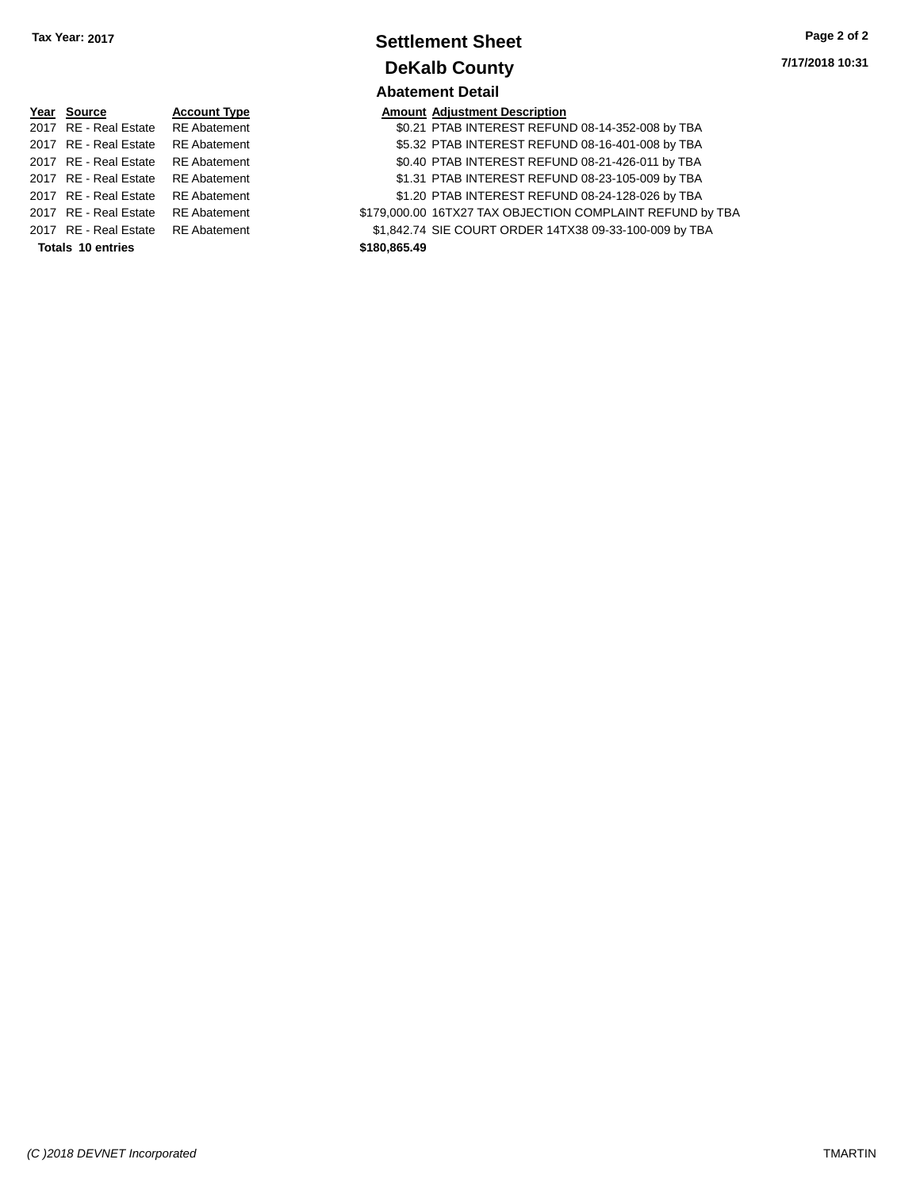Tax Year: 2017

# Settlement Sheet

## DeKalb County

7/17/2018 10:31

### Abatement Detail

| Year | Source | Account Type | Amount | Adjustment Description |
|---|---|---|---|---|
| 2017 | RE - Real Estate | RE Abatement | $0.21 | PTAB INTEREST REFUND 08-14-352-008 by TBA |
| 2017 | RE - Real Estate | RE Abatement | $5.32 | PTAB INTEREST REFUND 08-16-401-008 by TBA |
| 2017 | RE - Real Estate | RE Abatement | $0.40 | PTAB INTEREST REFUND 08-21-426-011 by TBA |
| 2017 | RE - Real Estate | RE Abatement | $1.31 | PTAB INTEREST REFUND 08-23-105-009 by TBA |
| 2017 | RE - Real Estate | RE Abatement | $1.20 | PTAB INTEREST REFUND 08-24-128-026 by TBA |
| 2017 | RE - Real Estate | RE Abatement | $179,000.00 | 16TX27 TAX OBJECTION COMPLAINT REFUND by TBA |
| 2017 | RE - Real Estate | RE Abatement | $1,842.74 | SIE COURT ORDER 14TX38 09-33-100-009 by TBA |
| **Totals 10 entries** | | | **$180,865.49** | |

*(C )2018 DEVNET Incorporated* TMARTIN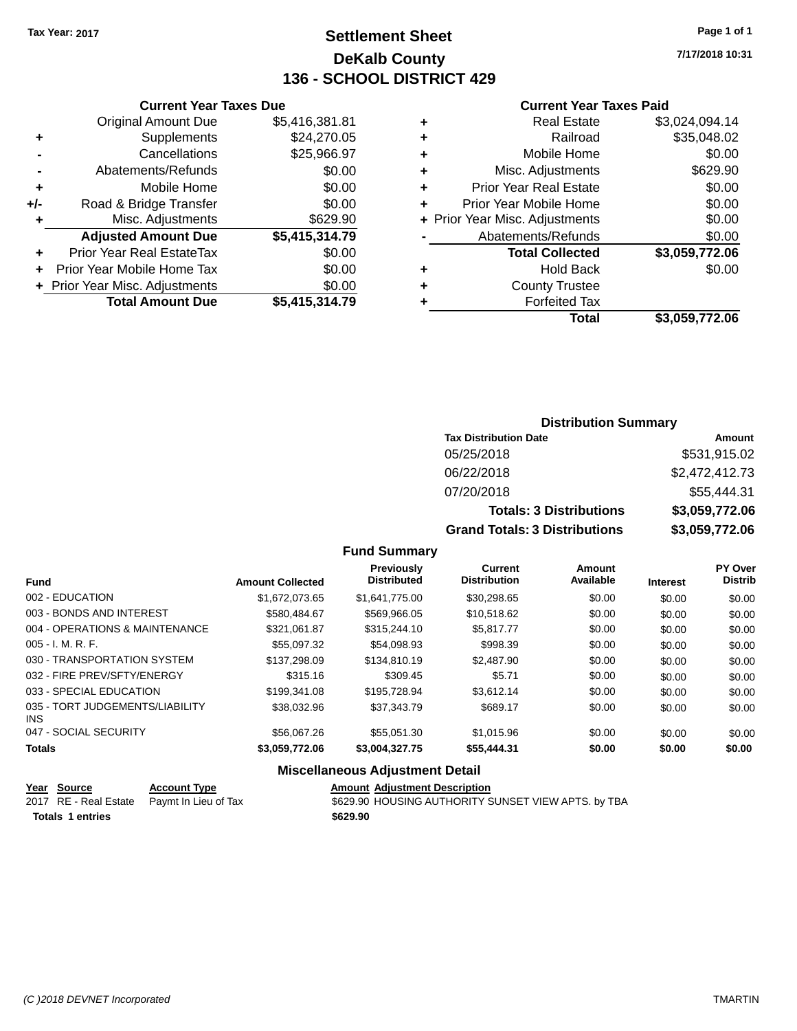Tax Year: 2017

# Settlement Sheet
## DeKalb County
## 136 - SCHOOL DISTRICT 429

7/17/2018 10:31

### Current Year Taxes Due

| | | |
|---|---|---|
| | Original Amount Due | $5,416,381.81 |
| + | Supplements | $24,270.05 |
| - | Cancellations | $25,966.97 |
| - | Abatements/Refunds | $0.00 |
| + | Mobile Home | $0.00 |
| +/- | Road & Bridge Transfer | $0.00 |
| + | Misc. Adjustments | $629.90 |
| | **Adjusted Amount Due** | **$5,415,314.79** |
| + | Prior Year Real EstateTax | $0.00 |
| + | Prior Year Mobile Home Tax | $0.00 |
| + | Prior Year Misc. Adjustments | $0.00 |
| | **Total Amount Due** | **$5,415,314.79** |

### Current Year Taxes Paid

| | | |
|---|---|---|
| + | Real Estate | $3,024,094.14 |
| + | Railroad | $35,048.02 |
| + | Mobile Home | $0.00 |
| + | Misc. Adjustments | $629.90 |
| + | Prior Year Real Estate | $0.00 |
| + | Prior Year Mobile Home | $0.00 |
| + | Prior Year Misc. Adjustments | $0.00 |
| - | Abatements/Refunds | $0.00 |
| | **Total Collected** | **$3,059,772.06** |
| + | Hold Back | $0.00 |
| + | County Trustee | |
| + | Forfeited Tax | |
| | **Total** | **$3,059,772.06** |

### Distribution Summary

| Tax Distribution Date | Amount |
|---|---|
| 05/25/2018 | $531,915.02 |
| 06/22/2018 | $2,472,412.73 |
| 07/20/2018 | $55,444.31 |
| **Totals: 3 Distributions** | **$3,059,772.06** |
| **Grand Totals: 3 Distributions** | **$3,059,772.06** |

### Fund Summary

| Fund | Amount Collected | Previously Distributed | Current Distribution | Amount Available | Interest | PY Over Distrib |
|---|---|---|---|---|---|---|
| 002 - EDUCATION | $1,672,073.65 | $1,641,775.00 | $30,298.65 | $0.00 | $0.00 | $0.00 |
| 003 - BONDS AND INTEREST | $580,484.67 | $569,966.05 | $10,518.62 | $0.00 | $0.00 | $0.00 |
| 004 - OPERATIONS & MAINTENANCE | $321,061.87 | $315,244.10 | $5,817.77 | $0.00 | $0.00 | $0.00 |
| 005 - I. M. R. F. | $55,097.32 | $54,098.93 | $998.39 | $0.00 | $0.00 | $0.00 |
| 030 - TRANSPORTATION SYSTEM | $137,298.09 | $134,810.19 | $2,487.90 | $0.00 | $0.00 | $0.00 |
| 032 - FIRE PREV/SFTY/ENERGY | $315.16 | $309.45 | $5.71 | $0.00 | $0.00 | $0.00 |
| 033 - SPECIAL EDUCATION | $199,341.08 | $195,728.94 | $3,612.14 | $0.00 | $0.00 | $0.00 |
| 035 - TORT JUDGEMENTS/LIABILITY INS | $38,032.96 | $37,343.79 | $689.17 | $0.00 | $0.00 | $0.00 |
| 047 - SOCIAL SECURITY | $56,067.26 | $55,051.30 | $1,015.96 | $0.00 | $0.00 | $0.00 |
| **Totals** | **$3,059,772.06** | **$3,004,327.75** | **$55,444.31** | **$0.00** | **$0.00** | **$0.00** |

### Miscellaneous Adjustment Detail

| Year | Source | Account Type | Amount | Adjustment Description |
|---|---|---|---|---|
| 2017 | RE - Real Estate | Paymt In Lieu of Tax | $629.90 | HOUSING AUTHORITY SUNSET VIEW APTS. by TBA |
| **Totals** | **1 entries** | | **$629.90** | |

(C )2018 DEVNET Incorporated TMARTIN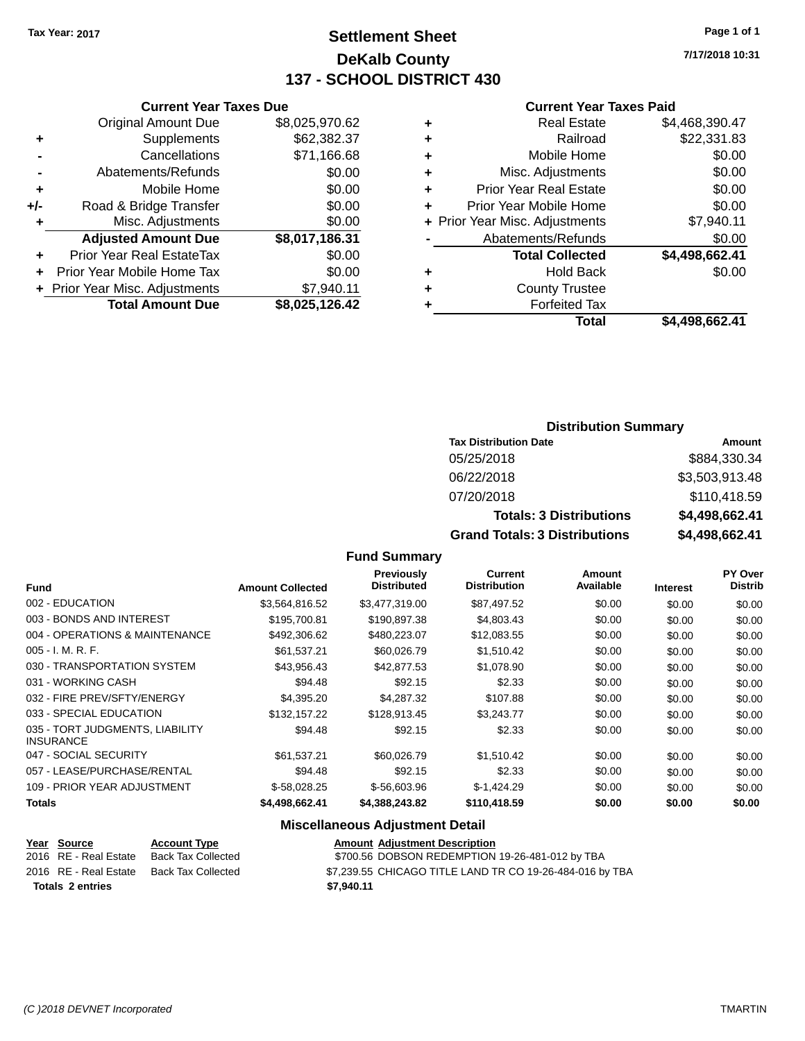Tax Year: 2017

# Settlement Sheet
## DeKalb County
## 137 - SCHOOL DISTRICT 430

7/17/2018 10:31

### Current Year Taxes Due

| | | |
|---|---|---|
| | Original Amount Due | $8,025,970.62 |
| + | Supplements | $62,382.37 |
| - | Cancellations | $71,166.68 |
| - | Abatements/Refunds | $0.00 |
| + | Mobile Home | $0.00 |
| +/- | Road & Bridge Transfer | $0.00 |
| + | Misc. Adjustments | $0.00 |
| | **Adjusted Amount Due** | **$8,017,186.31** |
| + | Prior Year Real EstateTax | $0.00 |
| + | Prior Year Mobile Home Tax | $0.00 |
| + | Prior Year Misc. Adjustments | $7,940.11 |
| | **Total Amount Due** | **$8,025,126.42** |

### Current Year Taxes Paid

| | | |
|---|---|---|
| + | Real Estate | $4,468,390.47 |
| + | Railroad | $22,331.83 |
| + | Mobile Home | $0.00 |
| + | Misc. Adjustments | $0.00 |
| + | Prior Year Real Estate | $0.00 |
| + | Prior Year Mobile Home | $0.00 |
| + | Prior Year Misc. Adjustments | $7,940.11 |
| - | Abatements/Refunds | $0.00 |
| | **Total Collected** | **$4,498,662.41** |
| + | Hold Back | $0.00 |
| + | County Trustee | |
| + | Forfeited Tax | |
| | **Total** | **$4,498,662.41** |

### Distribution Summary

| Tax Distribution Date | Amount |
|---|---|
| 05/25/2018 | $884,330.34 |
| 06/22/2018 | $3,503,913.48 |
| 07/20/2018 | $110,418.59 |
| **Totals: 3 Distributions** | **$4,498,662.41** |
| **Grand Totals: 3 Distributions** | **$4,498,662.41** |

### Fund Summary

| Fund | Amount Collected | Previously Distributed | Current Distribution | Amount Available | Interest | PY Over Distrib |
|---|---|---|---|---|---|---|
| 002 - EDUCATION | $3,564,816.52 | $3,477,319.00 | $87,497.52 | $0.00 | $0.00 | $0.00 |
| 003 - BONDS AND INTEREST | $195,700.81 | $190,897.38 | $4,803.43 | $0.00 | $0.00 | $0.00 |
| 004 - OPERATIONS & MAINTENANCE | $492,306.62 | $480,223.07 | $12,083.55 | $0.00 | $0.00 | $0.00 |
| 005 - I. M. R. F. | $61,537.21 | $60,026.79 | $1,510.42 | $0.00 | $0.00 | $0.00 |
| 030 - TRANSPORTATION SYSTEM | $43,956.43 | $42,877.53 | $1,078.90 | $0.00 | $0.00 | $0.00 |
| 031 - WORKING CASH | $94.48 | $92.15 | $2.33 | $0.00 | $0.00 | $0.00 |
| 032 - FIRE PREV/SFTY/ENERGY | $4,395.20 | $4,287.32 | $107.88 | $0.00 | $0.00 | $0.00 |
| 033 - SPECIAL EDUCATION | $132,157.22 | $128,913.45 | $3,243.77 | $0.00 | $0.00 | $0.00 |
| 035 - TORT JUDGMENTS, LIABILITY INSURANCE | $94.48 | $92.15 | $2.33 | $0.00 | $0.00 | $0.00 |
| 047 - SOCIAL SECURITY | $61,537.21 | $60,026.79 | $1,510.42 | $0.00 | $0.00 | $0.00 |
| 057 - LEASE/PURCHASE/RENTAL | $94.48 | $92.15 | $2.33 | $0.00 | $0.00 | $0.00 |
| 109 - PRIOR YEAR ADJUSTMENT | $-58,028.25 | $-56,603.96 | $-1,424.29 | $0.00 | $0.00 | $0.00 |
| **Totals** | **$4,498,662.41** | **$4,388,243.82** | **$110,418.59** | **$0.00** | **$0.00** | **$0.00** |

### Miscellaneous Adjustment Detail

| Year | Source | Account Type | Amount | Adjustment Description |
|---|---|---|---|---|
| 2016 | RE - Real Estate | Back Tax Collected | $700.56 | DOBSON REDEMPTION 19-26-481-012 by TBA |
| 2016 | RE - Real Estate | Back Tax Collected | $7,239.55 | CHICAGO TITLE LAND TR CO 19-26-484-016 by TBA |
| **Totals 2 entries** | | | **$7,940.11** | |

(C )2018 DEVNET Incorporated — TMARTIN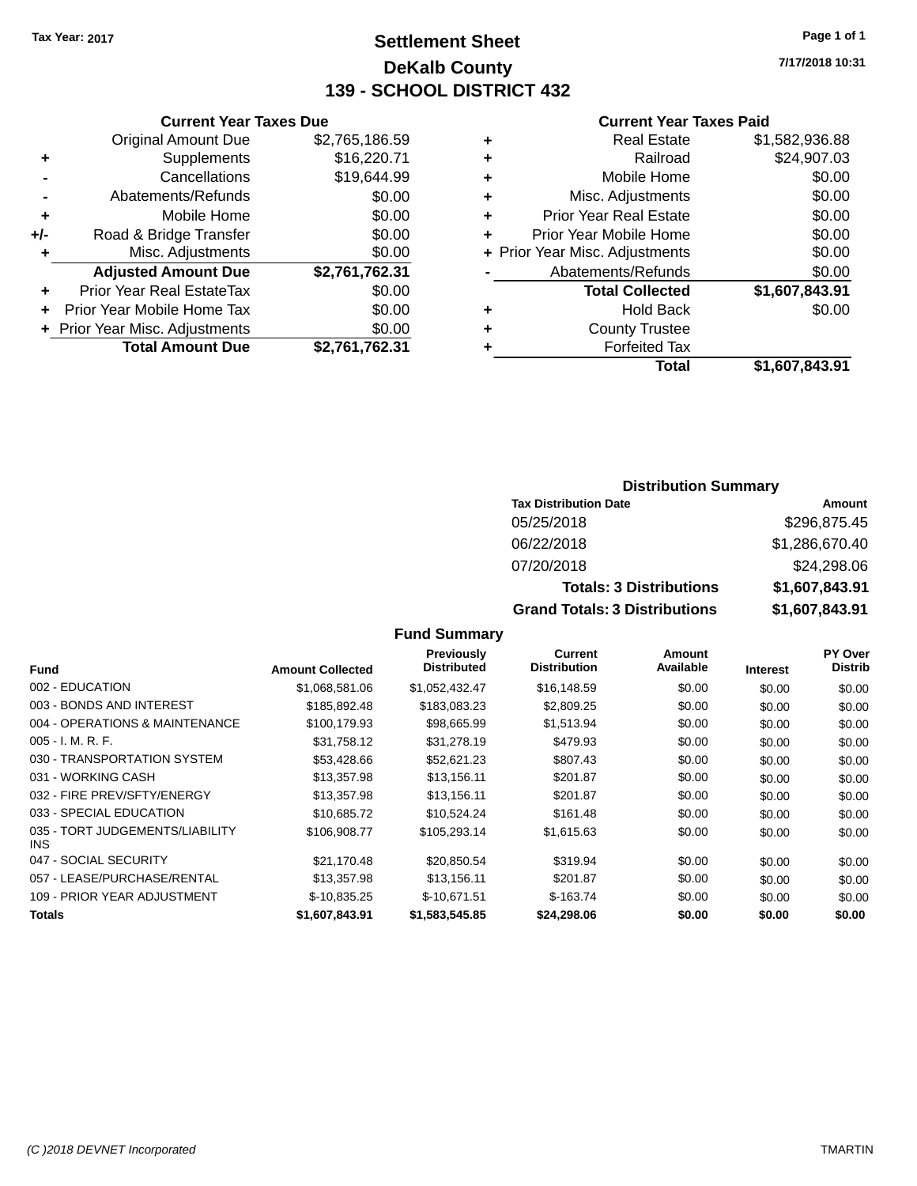Tax Year: 2017

# Settlement Sheet

## DeKalb County

## 139 - SCHOOL DISTRICT 432

7/17/2018 10:31

### Current Year Taxes Due

| | | |
|---|---|---|
| | Original Amount Due | $2,765,186.59 |
| + | Supplements | $16,220.71 |
| - | Cancellations | $19,644.99 |
| - | Abatements/Refunds | $0.00 |
| + | Mobile Home | $0.00 |
| +/- | Road & Bridge Transfer | $0.00 |
| + | Misc. Adjustments | $0.00 |
| | **Adjusted Amount Due** | **$2,761,762.31** |
| + | Prior Year Real EstateTax | $0.00 |
| + | Prior Year Mobile Home Tax | $0.00 |
| + | Prior Year Misc. Adjustments | $0.00 |
| | **Total Amount Due** | **$2,761,762.31** |

### Current Year Taxes Paid

| | | |
|---|---|---|
| + | Real Estate | $1,582,936.88 |
| + | Railroad | $24,907.03 |
| + | Mobile Home | $0.00 |
| + | Misc. Adjustments | $0.00 |
| + | Prior Year Real Estate | $0.00 |
| + | Prior Year Mobile Home | $0.00 |
| + | Prior Year Misc. Adjustments | $0.00 |
| - | Abatements/Refunds | $0.00 |
| | **Total Collected** | **$1,607,843.91** |
| + | Hold Back | $0.00 |
| + | County Trustee | |
| + | Forfeited Tax | |
| | **Total** | **$1,607,843.91** |

### Distribution Summary

| Tax Distribution Date | Amount |
|---|---|
| 05/25/2018 | $296,875.45 |
| 06/22/2018 | $1,286,670.40 |
| 07/20/2018 | $24,298.06 |
| **Totals: 3 Distributions** | **$1,607,843.91** |
| **Grand Totals: 3 Distributions** | **$1,607,843.91** |

### Fund Summary

| Fund | Amount Collected | Previously Distributed | Current Distribution | Amount Available | Interest | PY Over Distrib |
|---|---|---|---|---|---|---|
| 002 - EDUCATION | $1,068,581.06 | $1,052,432.47 | $16,148.59 | $0.00 | $0.00 | $0.00 |
| 003 - BONDS AND INTEREST | $185,892.48 | $183,083.23 | $2,809.25 | $0.00 | $0.00 | $0.00 |
| 004 - OPERATIONS & MAINTENANCE | $100,179.93 | $98,665.99 | $1,513.94 | $0.00 | $0.00 | $0.00 |
| 005 - I. M. R. F. | $31,758.12 | $31,278.19 | $479.93 | $0.00 | $0.00 | $0.00 |
| 030 - TRANSPORTATION SYSTEM | $53,428.66 | $52,621.23 | $807.43 | $0.00 | $0.00 | $0.00 |
| 031 - WORKING CASH | $13,357.98 | $13,156.11 | $201.87 | $0.00 | $0.00 | $0.00 |
| 032 - FIRE PREV/SFTY/ENERGY | $13,357.98 | $13,156.11 | $201.87 | $0.00 | $0.00 | $0.00 |
| 033 - SPECIAL EDUCATION | $10,685.72 | $10,524.24 | $161.48 | $0.00 | $0.00 | $0.00 |
| 035 - TORT JUDGEMENTS/LIABILITY INS | $106,908.77 | $105,293.14 | $1,615.63 | $0.00 | $0.00 | $0.00 |
| 047 - SOCIAL SECURITY | $21,170.48 | $20,850.54 | $319.94 | $0.00 | $0.00 | $0.00 |
| 057 - LEASE/PURCHASE/RENTAL | $13,357.98 | $13,156.11 | $201.87 | $0.00 | $0.00 | $0.00 |
| 109 - PRIOR YEAR ADJUSTMENT | $-10,835.25 | $-10,671.51 | $-163.74 | $0.00 | $0.00 | $0.00 |
| **Totals** | **$1,607,843.91** | **$1,583,545.85** | **$24,298.06** | **$0.00** | **$0.00** | **$0.00** |

(C )2018 DEVNET Incorporated TMARTIN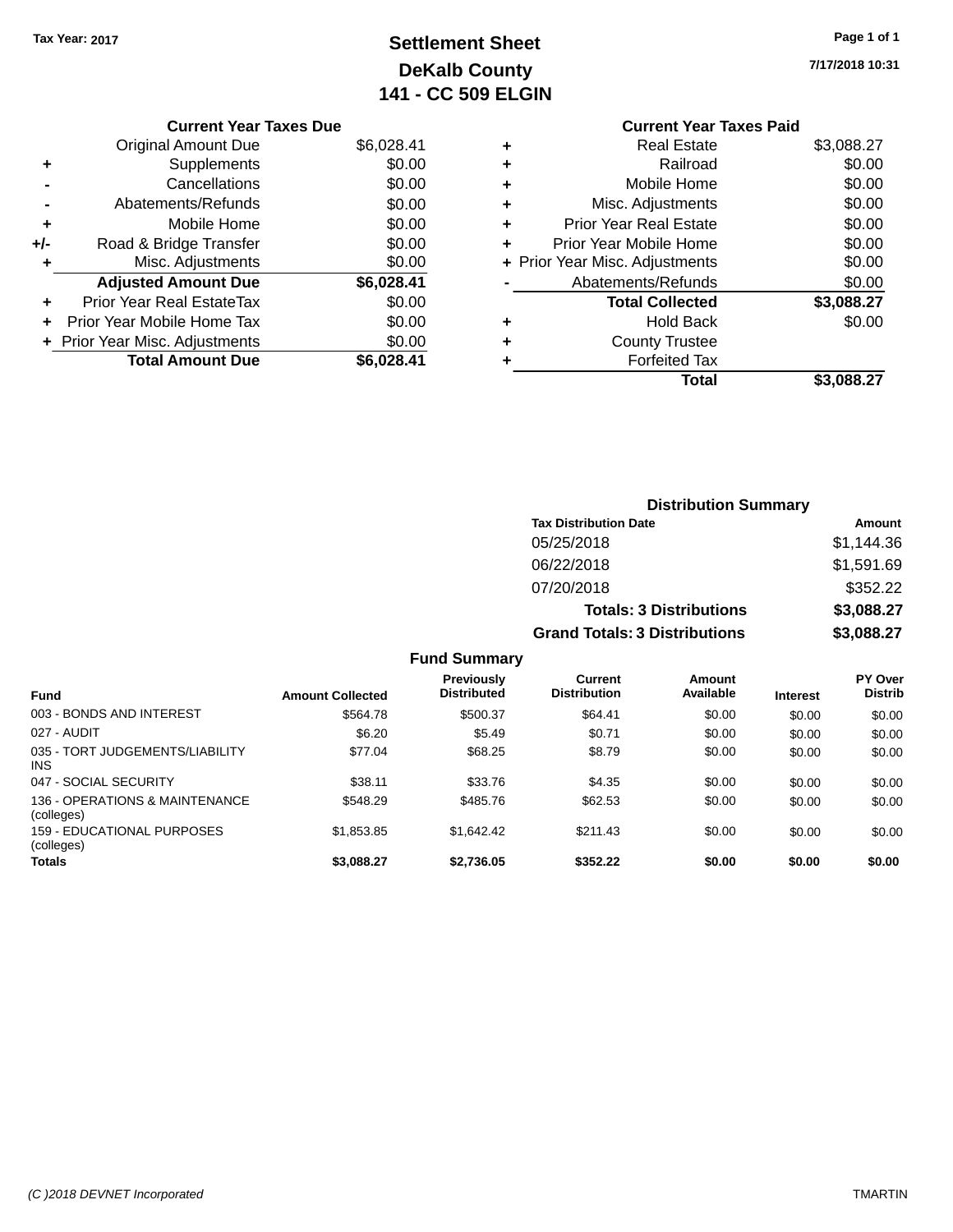Tax Year: 2017

# Settlement Sheet
## DeKalb County
## 141 - CC 509 ELGIN

7/17/2018 10:31

### Current Year Taxes Due

| | | |
|---|---|---|
| | Original Amount Due | $6,028.41 |
| + | Supplements | $0.00 |
| - | Cancellations | $0.00 |
| - | Abatements/Refunds | $0.00 |
| + | Mobile Home | $0.00 |
| +/- | Road & Bridge Transfer | $0.00 |
| + | Misc. Adjustments | $0.00 |
| | **Adjusted Amount Due** | **$6,028.41** |
| + | Prior Year Real EstateTax | $0.00 |
| + | Prior Year Mobile Home Tax | $0.00 |
| + | Prior Year Misc. Adjustments | $0.00 |
| | **Total Amount Due** | **$6,028.41** |

### Current Year Taxes Paid

| | | |
|---|---|---|
| + | Real Estate | $3,088.27 |
| + | Railroad | $0.00 |
| + | Mobile Home | $0.00 |
| + | Misc. Adjustments | $0.00 |
| + | Prior Year Real Estate | $0.00 |
| + | Prior Year Mobile Home | $0.00 |
| + | Prior Year Misc. Adjustments | $0.00 |
| - | Abatements/Refunds | $0.00 |
| | **Total Collected** | **$3,088.27** |
| + | Hold Back | $0.00 |
| + | County Trustee | |
| + | Forfeited Tax | |
| | **Total** | **$3,088.27** |

### Distribution Summary

| Tax Distribution Date | Amount |
|---|---|
| 05/25/2018 | $1,144.36 |
| 06/22/2018 | $1,591.69 |
| 07/20/2018 | $352.22 |
| **Totals: 3 Distributions** | **$3,088.27** |
| **Grand Totals: 3 Distributions** | **$3,088.27** |

### Fund Summary

| Fund | Amount Collected | Previously Distributed | Current Distribution | Amount Available | Interest | PY Over Distrib |
|---|---|---|---|---|---|---|
| 003 - BONDS AND INTEREST | $564.78 | $500.37 | $64.41 | $0.00 | $0.00 | $0.00 |
| 027 - AUDIT | $6.20 | $5.49 | $0.71 | $0.00 | $0.00 | $0.00 |
| 035 - TORT JUDGEMENTS/LIABILITY INS | $77.04 | $68.25 | $8.79 | $0.00 | $0.00 | $0.00 |
| 047 - SOCIAL SECURITY | $38.11 | $33.76 | $4.35 | $0.00 | $0.00 | $0.00 |
| 136 - OPERATIONS & MAINTENANCE (colleges) | $548.29 | $485.76 | $62.53 | $0.00 | $0.00 | $0.00 |
| 159 - EDUCATIONAL PURPOSES (colleges) | $1,853.85 | $1,642.42 | $211.43 | $0.00 | $0.00 | $0.00 |
| **Totals** | **$3,088.27** | **$2,736.05** | **$352.22** | **$0.00** | **$0.00** | **$0.00** |

(C )2018 DEVNET Incorporated TMARTIN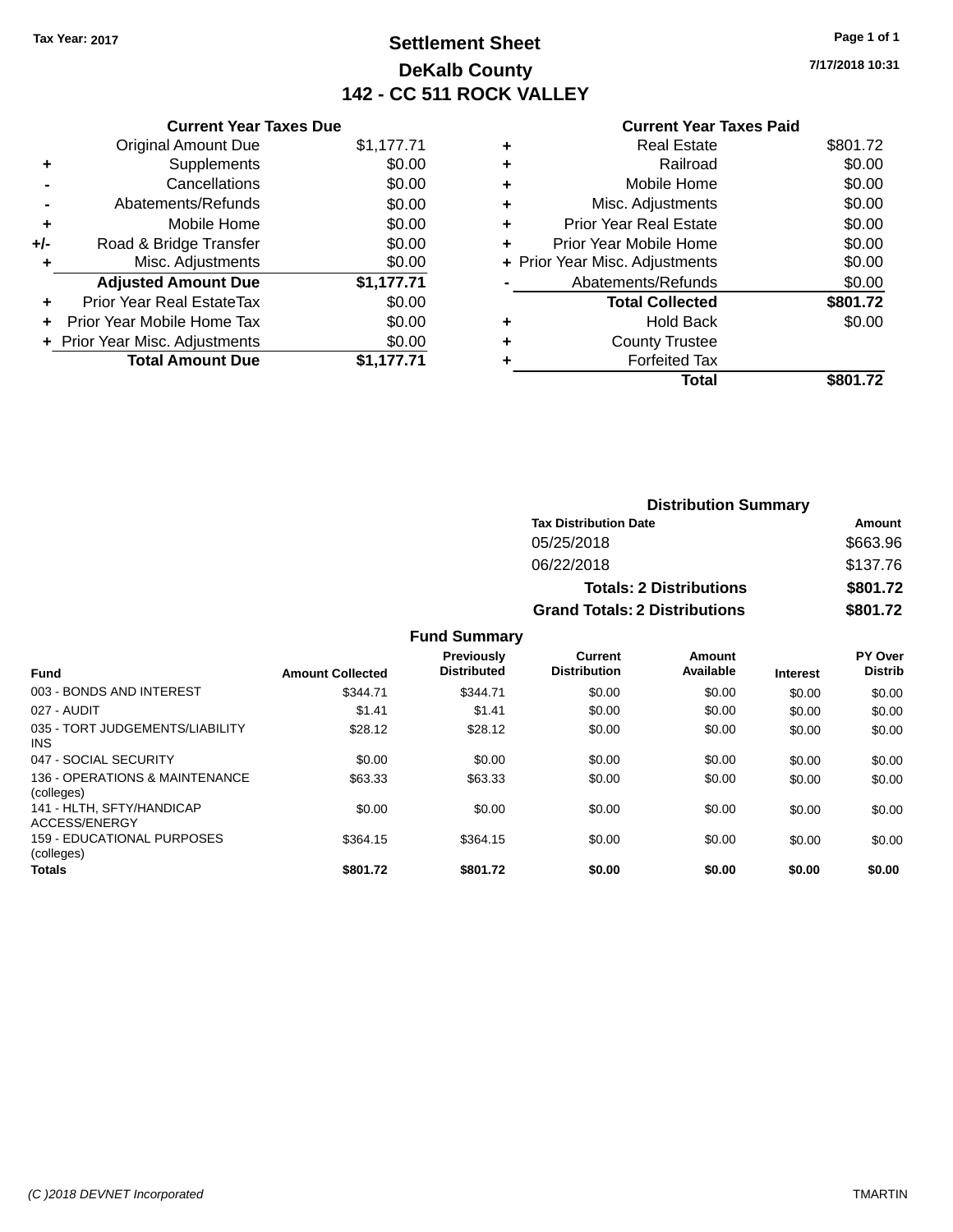Tax Year: 2017

# Settlement Sheet

## DeKalb County

## 142 - CC 511 ROCK VALLEY

7/17/2018 10:31

### Current Year Taxes Due

| | | |
|---|---|---|
| | Original Amount Due | $1,177.71 |
| + | Supplements | $0.00 |
| - | Cancellations | $0.00 |
| - | Abatements/Refunds | $0.00 |
| + | Mobile Home | $0.00 |
| +/- | Road & Bridge Transfer | $0.00 |
| + | Misc. Adjustments | $0.00 |
| | **Adjusted Amount Due** | **$1,177.71** |
| + | Prior Year Real EstateTax | $0.00 |
| + | Prior Year Mobile Home Tax | $0.00 |
| + | Prior Year Misc. Adjustments | $0.00 |
| | **Total Amount Due** | **$1,177.71** |

### Current Year Taxes Paid

| | | |
|---|---|---|
| + | Real Estate | $801.72 |
| + | Railroad | $0.00 |
| + | Mobile Home | $0.00 |
| + | Misc. Adjustments | $0.00 |
| + | Prior Year Real Estate | $0.00 |
| + | Prior Year Mobile Home | $0.00 |
| + | Prior Year Misc. Adjustments | $0.00 |
| - | Abatements/Refunds | $0.00 |
| | **Total Collected** | **$801.72** |
| + | Hold Back | $0.00 |
| + | County Trustee | |
| + | Forfeited Tax | |
| | **Total** | **$801.72** |

### Distribution Summary

| Tax Distribution Date | Amount |
|---|---|
| 05/25/2018 | $663.96 |
| 06/22/2018 | $137.76 |
| **Totals: 2 Distributions** | **$801.72** |
| **Grand Totals: 2 Distributions** | **$801.72** |

### Fund Summary

| Fund | Amount Collected | Previously Distributed | Current Distribution | Amount Available | Interest | PY Over Distrib |
|---|---|---|---|---|---|---|
| 003 - BONDS AND INTEREST | $344.71 | $344.71 | $0.00 | $0.00 | $0.00 | $0.00 |
| 027 - AUDIT | $1.41 | $1.41 | $0.00 | $0.00 | $0.00 | $0.00 |
| 035 - TORT JUDGEMENTS/LIABILITY INS | $28.12 | $28.12 | $0.00 | $0.00 | $0.00 | $0.00 |
| 047 - SOCIAL SECURITY | $0.00 | $0.00 | $0.00 | $0.00 | $0.00 | $0.00 |
| 136 - OPERATIONS & MAINTENANCE (colleges) | $63.33 | $63.33 | $0.00 | $0.00 | $0.00 | $0.00 |
| 141 - HLTH, SFTY/HANDICAP ACCESS/ENERGY | $0.00 | $0.00 | $0.00 | $0.00 | $0.00 | $0.00 |
| 159 - EDUCATIONAL PURPOSES (colleges) | $364.15 | $364.15 | $0.00 | $0.00 | $0.00 | $0.00 |
| **Totals** | **$801.72** | **$801.72** | **$0.00** | **$0.00** | **$0.00** | **$0.00** |

(C )2018 DEVNET Incorporated TMARTIN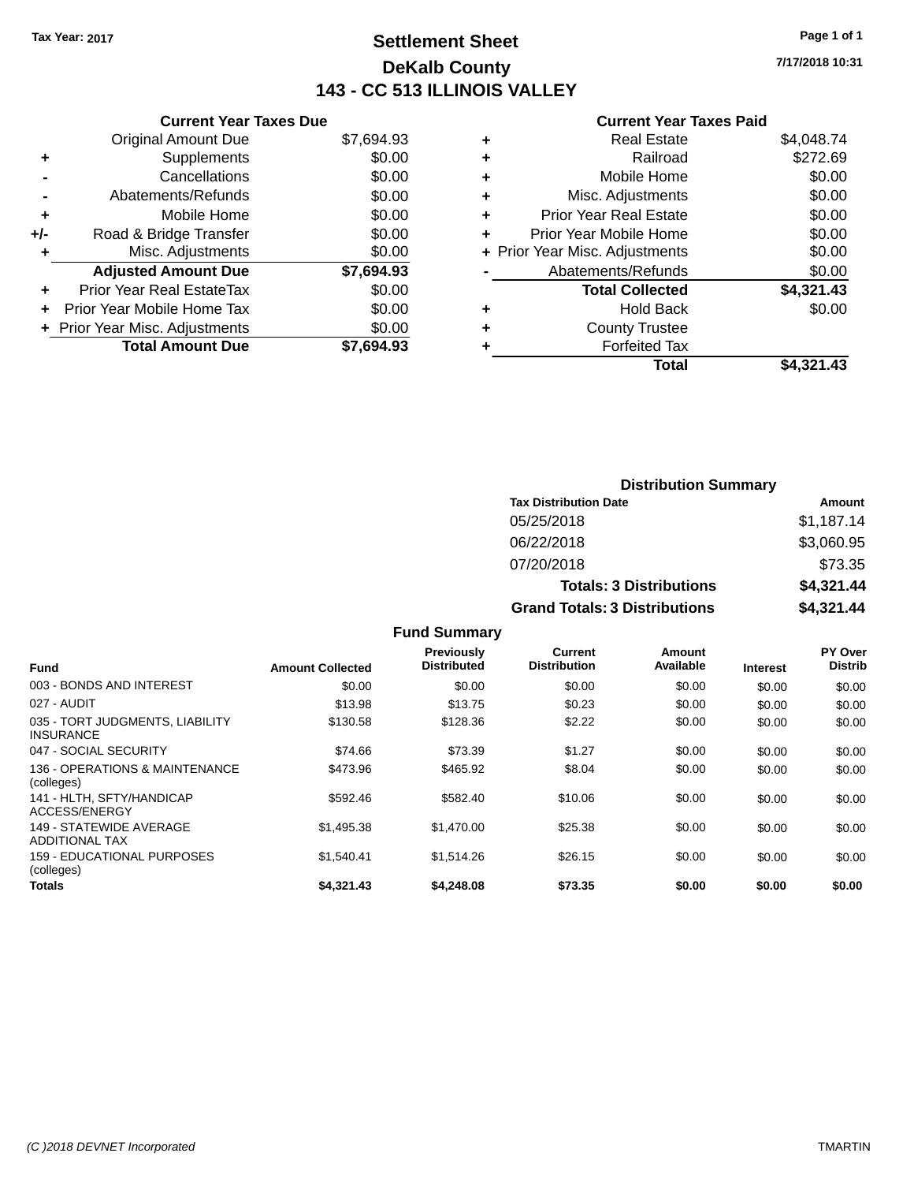Tax Year: 2017

# Settlement Sheet

## DeKalb County

## 143 - CC 513 ILLINOIS VALLEY

7/17/2018 10:31

| | Current Year Taxes Due | |
|---|---|---|
| | Original Amount Due | $7,694.93 |
| + | Supplements | $0.00 |
| - | Cancellations | $0.00 |
| - | Abatements/Refunds | $0.00 |
| + | Mobile Home | $0.00 |
| +/- | Road & Bridge Transfer | $0.00 |
| + | Misc. Adjustments | $0.00 |
| | **Adjusted Amount Due** | **$7,694.93** |
| + | Prior Year Real EstateTax | $0.00 |
| + | Prior Year Mobile Home Tax | $0.00 |
| + | Prior Year Misc. Adjustments | $0.00 |
| | **Total Amount Due** | **$7,694.93** |

| | Current Year Taxes Paid | |
|---|---|---|
| + | Real Estate | $4,048.74 |
| + | Railroad | $272.69 |
| + | Mobile Home | $0.00 |
| + | Misc. Adjustments | $0.00 |
| + | Prior Year Real Estate | $0.00 |
| + | Prior Year Mobile Home | $0.00 |
| + | Prior Year Misc. Adjustments | $0.00 |
| - | Abatements/Refunds | $0.00 |
| | **Total Collected** | **$4,321.43** |
| + | Hold Back | $0.00 |
| + | County Trustee | |
| + | Forfeited Tax | |
| | **Total** | **$4,321.43** |

### Distribution Summary

| Tax Distribution Date | Amount |
|---|---|
| 05/25/2018 | $1,187.14 |
| 06/22/2018 | $3,060.95 |
| 07/20/2018 | $73.35 |
| **Totals: 3 Distributions** | **$4,321.44** |
| **Grand Totals: 3 Distributions** | **$4,321.44** |

### Fund Summary

| Fund | Amount Collected | Previously Distributed | Current Distribution | Amount Available | Interest | PY Over Distrib |
|---|---|---|---|---|---|---|
| 003 - BONDS AND INTEREST | $0.00 | $0.00 | $0.00 | $0.00 | $0.00 | $0.00 |
| 027 - AUDIT | $13.98 | $13.75 | $0.23 | $0.00 | $0.00 | $0.00 |
| 035 - TORT JUDGMENTS, LIABILITY INSURANCE | $130.58 | $128.36 | $2.22 | $0.00 | $0.00 | $0.00 |
| 047 - SOCIAL SECURITY | $74.66 | $73.39 | $1.27 | $0.00 | $0.00 | $0.00 |
| 136 - OPERATIONS & MAINTENANCE (colleges) | $473.96 | $465.92 | $8.04 | $0.00 | $0.00 | $0.00 |
| 141 - HLTH, SFTY/HANDICAP ACCESS/ENERGY | $592.46 | $582.40 | $10.06 | $0.00 | $0.00 | $0.00 |
| 149 - STATEWIDE AVERAGE ADDITIONAL TAX | $1,495.38 | $1,470.00 | $25.38 | $0.00 | $0.00 | $0.00 |
| 159 - EDUCATIONAL PURPOSES (colleges) | $1,540.41 | $1,514.26 | $26.15 | $0.00 | $0.00 | $0.00 |
| **Totals** | **$4,321.43** | **$4,248.08** | **$73.35** | **$0.00** | **$0.00** | **$0.00** |

(C )2018 DEVNET Incorporated TMARTIN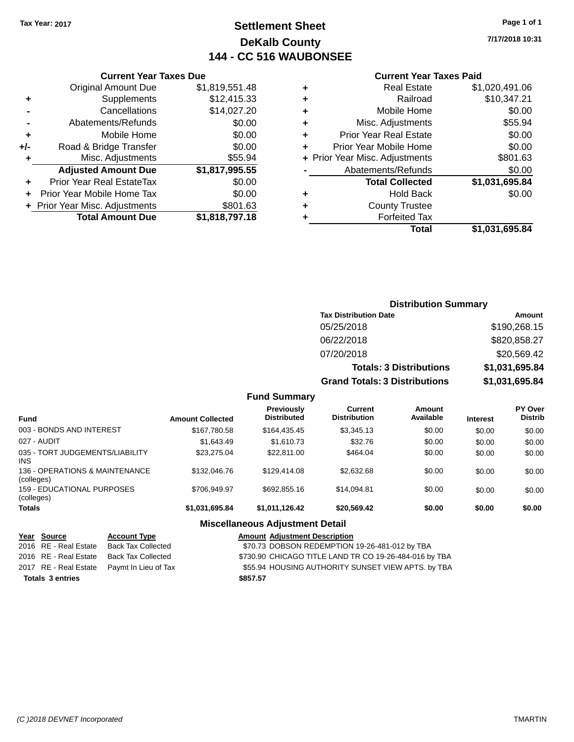Tax Year: 2017

# Settlement Sheet
## DeKalb County
## 144 - CC 516 WAUBONSEE

7/17/2018 10:31

### Current Year Taxes Due

| | | |
|---|---|---|
| | Original Amount Due | $1,819,551.48 |
| + | Supplements | $12,415.33 |
| - | Cancellations | $14,027.20 |
| - | Abatements/Refunds | $0.00 |
| + | Mobile Home | $0.00 |
| +/- | Road & Bridge Transfer | $0.00 |
| + | Misc. Adjustments | $55.94 |
| | **Adjusted Amount Due** | **$1,817,995.55** |
| + | Prior Year Real EstateTax | $0.00 |
| + | Prior Year Mobile Home Tax | $0.00 |
| + | Prior Year Misc. Adjustments | $801.63 |
| | **Total Amount Due** | **$1,818,797.18** |

### Current Year Taxes Paid

| | | |
|---|---|---|
| + | Real Estate | $1,020,491.06 |
| + | Railroad | $10,347.21 |
| + | Mobile Home | $0.00 |
| + | Misc. Adjustments | $55.94 |
| + | Prior Year Real Estate | $0.00 |
| + | Prior Year Mobile Home | $0.00 |
| + | Prior Year Misc. Adjustments | $801.63 |
| - | Abatements/Refunds | $0.00 |
| | **Total Collected** | **$1,031,695.84** |
| + | Hold Back | $0.00 |
| + | County Trustee | |
| + | Forfeited Tax | |
| | **Total** | **$1,031,695.84** |

### Distribution Summary

| Tax Distribution Date | Amount |
|---|---|
| 05/25/2018 | $190,268.15 |
| 06/22/2018 | $820,858.27 |
| 07/20/2018 | $20,569.42 |
| **Totals: 3 Distributions** | **$1,031,695.84** |
| **Grand Totals: 3 Distributions** | **$1,031,695.84** |

### Fund Summary

| Fund | Amount Collected | Previously Distributed | Current Distribution | Amount Available | Interest | PY Over Distrib |
|---|---|---|---|---|---|---|
| 003 - BONDS AND INTEREST | $167,780.58 | $164,435.45 | $3,345.13 | $0.00 | $0.00 | $0.00 |
| 027 - AUDIT | $1,643.49 | $1,610.73 | $32.76 | $0.00 | $0.00 | $0.00 |
| 035 - TORT JUDGEMENTS/LIABILITY INS | $23,275.04 | $22,811.00 | $464.04 | $0.00 | $0.00 | $0.00 |
| 136 - OPERATIONS & MAINTENANCE (colleges) | $132,046.76 | $129,414.08 | $2,632.68 | $0.00 | $0.00 | $0.00 |
| 159 - EDUCATIONAL PURPOSES (colleges) | $706,949.97 | $692,855.16 | $14,094.81 | $0.00 | $0.00 | $0.00 |
| **Totals** | **$1,031,695.84** | **$1,011,126.42** | **$20,569.42** | **$0.00** | **$0.00** | **$0.00** |

### Miscellaneous Adjustment Detail

| Year | Source | Account Type | Amount | Adjustment Description |
|---|---|---|---|---|
| 2016 | RE - Real Estate | Back Tax Collected | $70.73 | DOBSON REDEMPTION 19-26-481-012 by TBA |
| 2016 | RE - Real Estate | Back Tax Collected | $730.90 | CHICAGO TITLE LAND TR CO 19-26-484-016 by TBA |
| 2017 | RE - Real Estate | Paymt In Lieu of Tax | $55.94 | HOUSING AUTHORITY SUNSET VIEW APTS. by TBA |
| **Totals 3 entries** | | | **$857.57** | |

(C )2018 DEVNET Incorporated TMARTIN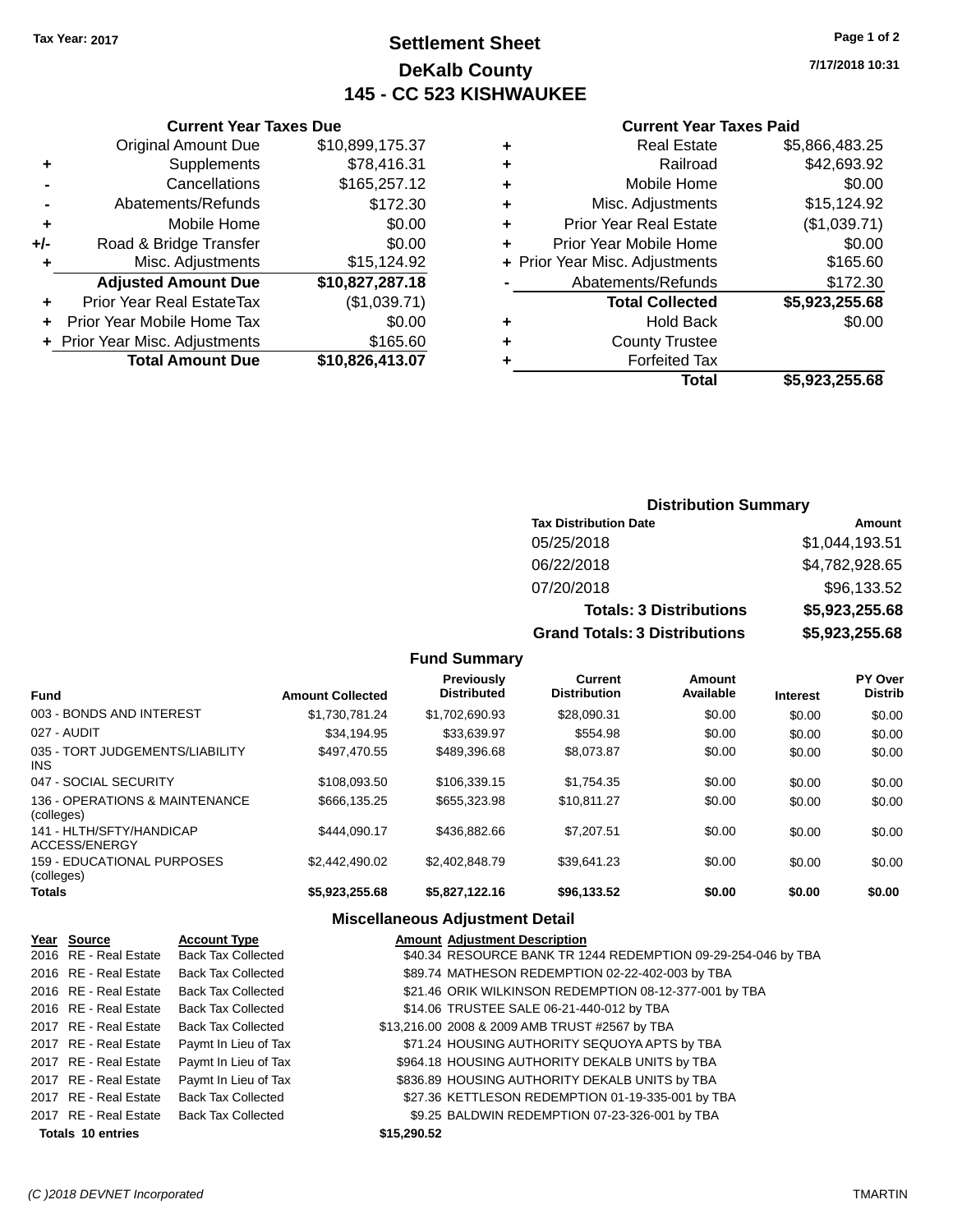Tax Year: 2017

# Settlement Sheet

## DeKalb County

## 145 - CC 523 KISHWAUKEE

7/17/2018 10:31

### Current Year Taxes Due

| | | |
|---|---|---|
| | Original Amount Due | $10,899,175.37 |
| + | Supplements | $78,416.31 |
| - | Cancellations | $165,257.12 |
| - | Abatements/Refunds | $172.30 |
| + | Mobile Home | $0.00 |
| +/- | Road & Bridge Transfer | $0.00 |
| + | Misc. Adjustments | $15,124.92 |
| | **Adjusted Amount Due** | **$10,827,287.18** |
| + | Prior Year Real EstateTax | ($1,039.71) |
| + | Prior Year Mobile Home Tax | $0.00 |
| + | Prior Year Misc. Adjustments | $165.60 |
| | **Total Amount Due** | **$10,826,413.07** |

### Current Year Taxes Paid

| | | |
|---|---|---|
| + | Real Estate | $5,866,483.25 |
| + | Railroad | $42,693.92 |
| + | Mobile Home | $0.00 |
| + | Misc. Adjustments | $15,124.92 |
| + | Prior Year Real Estate | ($1,039.71) |
| + | Prior Year Mobile Home | $0.00 |
| + | Prior Year Misc. Adjustments | $165.60 |
| - | Abatements/Refunds | $172.30 |
| | **Total Collected** | **$5,923,255.68** |
| + | Hold Back | $0.00 |
| + | County Trustee | |
| + | Forfeited Tax | |
| | **Total** | **$5,923,255.68** |

### Distribution Summary

| Tax Distribution Date | Amount |
|---|---|
| 05/25/2018 | $1,044,193.51 |
| 06/22/2018 | $4,782,928.65 |
| 07/20/2018 | $96,133.52 |
| **Totals: 3 Distributions** | **$5,923,255.68** |
| **Grand Totals: 3 Distributions** | **$5,923,255.68** |

### Fund Summary

| Fund | Amount Collected | Previously Distributed | Current Distribution | Amount Available | Interest | PY Over Distrib |
|---|---|---|---|---|---|---|
| 003 - BONDS AND INTEREST | $1,730,781.24 | $1,702,690.93 | $28,090.31 | $0.00 | $0.00 | $0.00 |
| 027 - AUDIT | $34,194.95 | $33,639.97 | $554.98 | $0.00 | $0.00 | $0.00 |
| 035 - TORT JUDGEMENTS/LIABILITY INS | $497,470.55 | $489,396.68 | $8,073.87 | $0.00 | $0.00 | $0.00 |
| 047 - SOCIAL SECURITY | $108,093.50 | $106,339.15 | $1,754.35 | $0.00 | $0.00 | $0.00 |
| 136 - OPERATIONS & MAINTENANCE (colleges) | $666,135.25 | $655,323.98 | $10,811.27 | $0.00 | $0.00 | $0.00 |
| 141 - HLTH/SFTY/HANDICAP ACCESS/ENERGY | $444,090.17 | $436,882.66 | $7,207.51 | $0.00 | $0.00 | $0.00 |
| 159 - EDUCATIONAL PURPOSES (colleges) | $2,442,490.02 | $2,402,848.79 | $39,641.23 | $0.00 | $0.00 | $0.00 |
| **Totals** | **$5,923,255.68** | **$5,827,122.16** | **$96,133.52** | **$0.00** | **$0.00** | **$0.00** |

### Miscellaneous Adjustment Detail

| Year | Source | Account Type | Amount | Adjustment Description |
|---|---|---|---|---|
| 2016 | RE - Real Estate | Back Tax Collected | $40.34 | RESOURCE BANK TR 1244 REDEMPTION 09-29-254-046 by TBA |
| 2016 | RE - Real Estate | Back Tax Collected | $89.74 | MATHESON REDEMPTION 02-22-402-003 by TBA |
| 2016 | RE - Real Estate | Back Tax Collected | $21.46 | ORIK WILKINSON REDEMPTION 08-12-377-001 by TBA |
| 2016 | RE - Real Estate | Back Tax Collected | $14.06 | TRUSTEE SALE 06-21-440-012 by TBA |
| 2017 | RE - Real Estate | Back Tax Collected | $13,216.00 | 2008 & 2009 AMB TRUST #2567 by TBA |
| 2017 | RE - Real Estate | Paymt In Lieu of Tax | $71.24 | HOUSING AUTHORITY SEQUOYA APTS by TBA |
| 2017 | RE - Real Estate | Paymt In Lieu of Tax | $964.18 | HOUSING AUTHORITY DEKALB UNITS by TBA |
| 2017 | RE - Real Estate | Paymt In Lieu of Tax | $836.89 | HOUSING AUTHORITY DEKALB UNITS by TBA |
| 2017 | RE - Real Estate | Back Tax Collected | $27.36 | KETTLESON REDEMPTION 01-19-335-001 by TBA |
| 2017 | RE - Real Estate | Back Tax Collected | $9.25 | BALDWIN REDEMPTION 07-23-326-001 by TBA |
| **Totals 10 entries** | | | **$15,290.52** | |

(C )2018 DEVNET Incorporated TMARTIN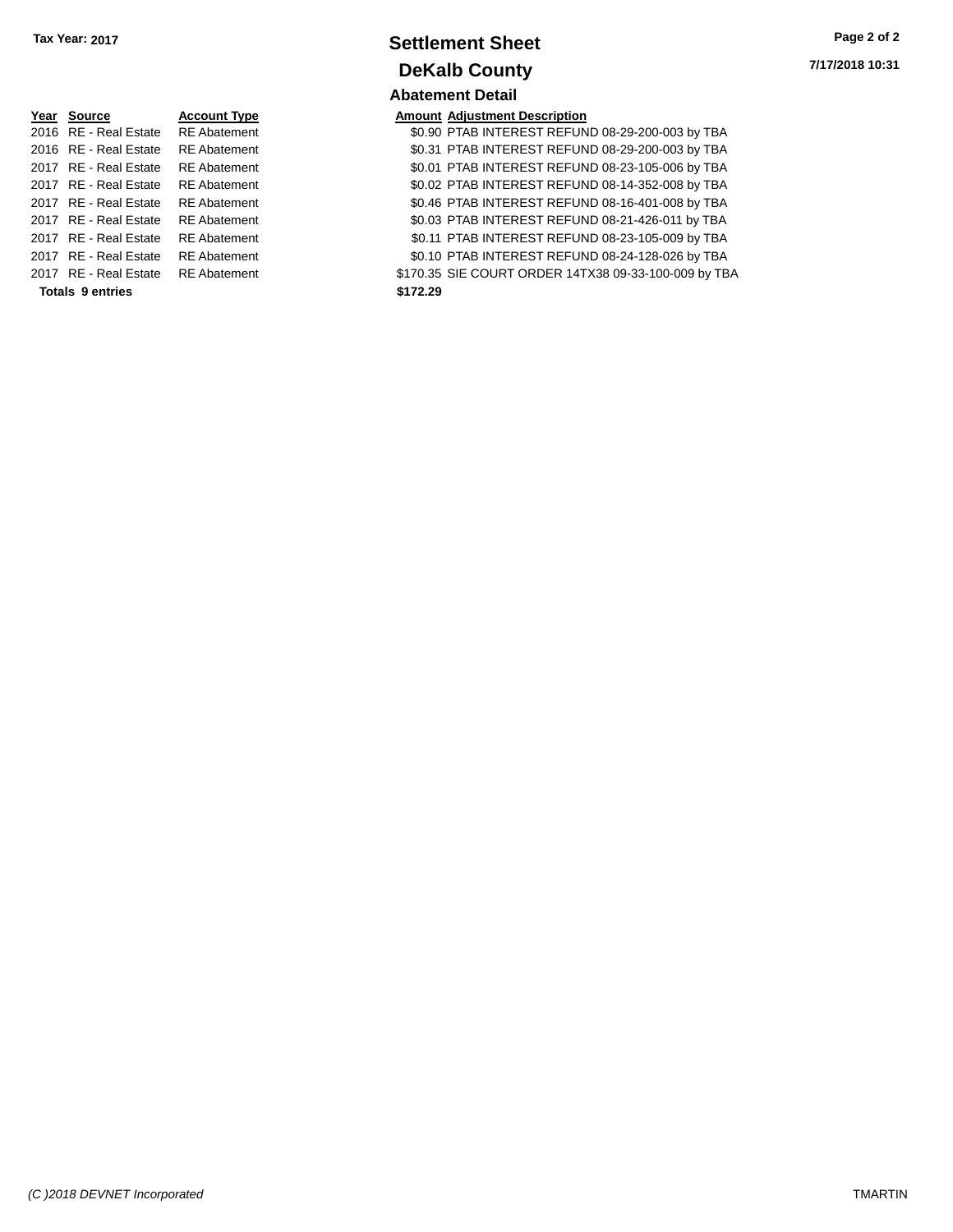Tax Year: 2017

# Settlement Sheet

## DeKalb County

7/17/2018 10:31

### Abatement Detail

| Year | Source | Account Type | Amount | Adjustment Description |
|---|---|---|---|---|
| 2016 | RE - Real Estate | RE Abatement | $0.90 | PTAB INTEREST REFUND 08-29-200-003 by TBA |
| 2016 | RE - Real Estate | RE Abatement | $0.31 | PTAB INTEREST REFUND 08-29-200-003 by TBA |
| 2017 | RE - Real Estate | RE Abatement | $0.01 | PTAB INTEREST REFUND 08-23-105-006 by TBA |
| 2017 | RE - Real Estate | RE Abatement | $0.02 | PTAB INTEREST REFUND 08-14-352-008 by TBA |
| 2017 | RE - Real Estate | RE Abatement | $0.46 | PTAB INTEREST REFUND 08-16-401-008 by TBA |
| 2017 | RE - Real Estate | RE Abatement | $0.03 | PTAB INTEREST REFUND 08-21-426-011 by TBA |
| 2017 | RE - Real Estate | RE Abatement | $0.11 | PTAB INTEREST REFUND 08-23-105-009 by TBA |
| 2017 | RE - Real Estate | RE Abatement | $0.10 | PTAB INTEREST REFUND 08-24-128-026 by TBA |
| 2017 | RE - Real Estate | RE Abatement | $170.35 | SIE COURT ORDER 14TX38 09-33-100-009 by TBA |
| **Totals 9 entries** | | | **$172.29** | |

(C )2018 DEVNET Incorporated

TMARTIN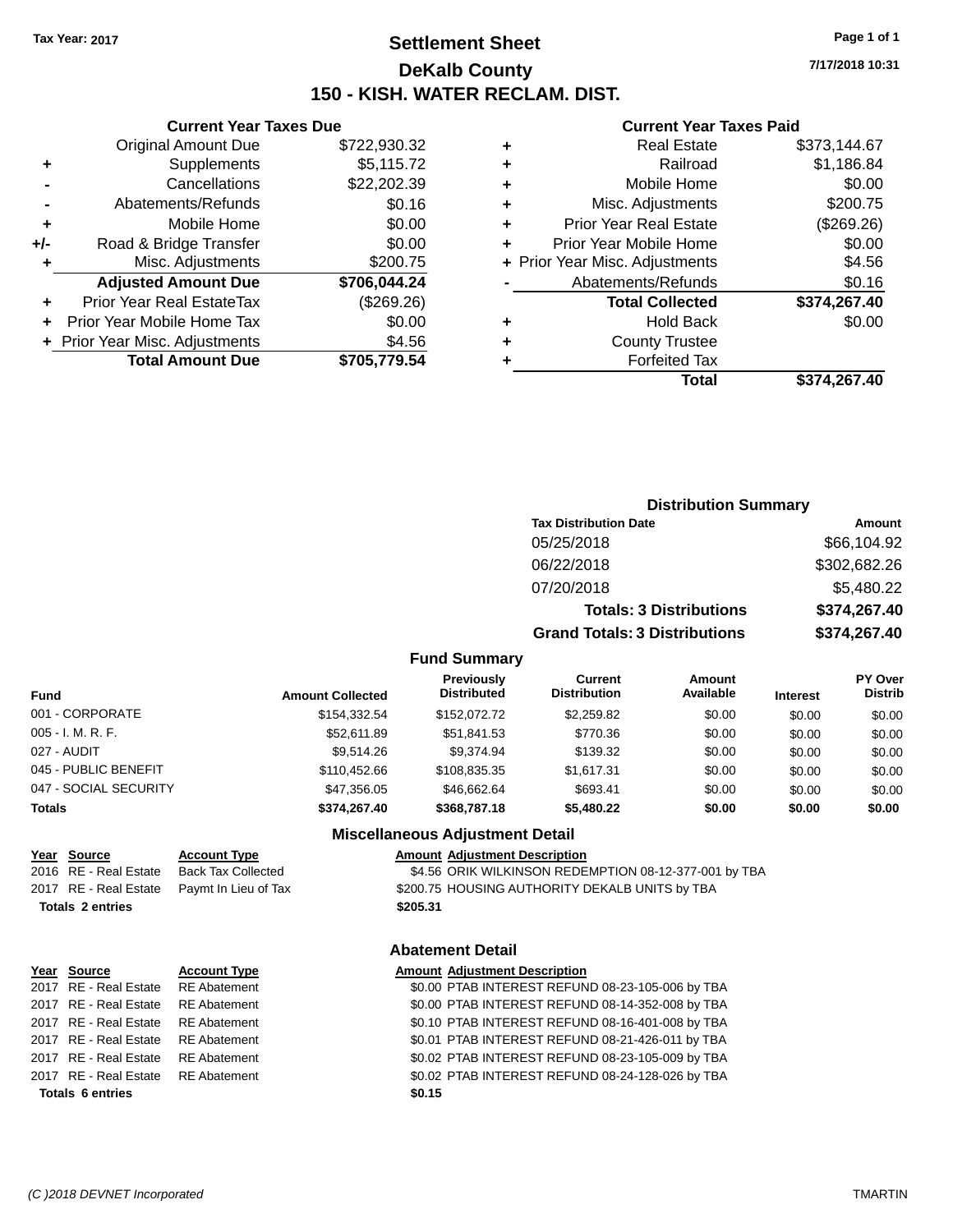Tax Year: 2017

# Settlement Sheet
## DeKalb County
## 150 - KISH. WATER RECLAM. DIST.

7/17/2018 10:31

### Current Year Taxes Due

| | | |
|---|---|---|
| | Original Amount Due | $722,930.32 |
| + | Supplements | $5,115.72 |
| - | Cancellations | $22,202.39 |
| - | Abatements/Refunds | $0.16 |
| + | Mobile Home | $0.00 |
| +/- | Road & Bridge Transfer | $0.00 |
| + | Misc. Adjustments | $200.75 |
| | **Adjusted Amount Due** | **$706,044.24** |
| + | Prior Year Real EstateTax | ($269.26) |
| + | Prior Year Mobile Home Tax | $0.00 |
| + | Prior Year Misc. Adjustments | $4.56 |
| | **Total Amount Due** | **$705,779.54** |

### Current Year Taxes Paid

| | | |
|---|---|---|
| + | Real Estate | $373,144.67 |
| + | Railroad | $1,186.84 |
| + | Mobile Home | $0.00 |
| + | Misc. Adjustments | $200.75 |
| + | Prior Year Real Estate | ($269.26) |
| + | Prior Year Mobile Home | $0.00 |
| + | Prior Year Misc. Adjustments | $4.56 |
| - | Abatements/Refunds | $0.16 |
| | **Total Collected** | **$374,267.40** |
| + | Hold Back | $0.00 |
| + | County Trustee | |
| + | Forfeited Tax | |
| | **Total** | **$374,267.40** |

### Distribution Summary

| Tax Distribution Date | Amount |
|---|---|
| 05/25/2018 | $66,104.92 |
| 06/22/2018 | $302,682.26 |
| 07/20/2018 | $5,480.22 |
| **Totals: 3 Distributions** | **$374,267.40** |
| **Grand Totals: 3 Distributions** | **$374,267.40** |

### Fund Summary

| Fund | Amount Collected | Previously Distributed | Current Distribution | Amount Available | Interest | PY Over Distrib |
|---|---|---|---|---|---|---|
| 001 - CORPORATE | $154,332.54 | $152,072.72 | $2,259.82 | $0.00 | $0.00 | $0.00 |
| 005 - I. M. R. F. | $52,611.89 | $51,841.53 | $770.36 | $0.00 | $0.00 | $0.00 |
| 027 - AUDIT | $9,514.26 | $9,374.94 | $139.32 | $0.00 | $0.00 | $0.00 |
| 045 - PUBLIC BENEFIT | $110,452.66 | $108,835.35 | $1,617.31 | $0.00 | $0.00 | $0.00 |
| 047 - SOCIAL SECURITY | $47,356.05 | $46,662.64 | $693.41 | $0.00 | $0.00 | $0.00 |
| **Totals** | **$374,267.40** | **$368,787.18** | **$5,480.22** | **$0.00** | **$0.00** | **$0.00** |

### Miscellaneous Adjustment Detail

| Year | Source | Account Type | Amount | Adjustment Description |
|---|---|---|---|---|
| 2016 | RE - Real Estate | Back Tax Collected | $4.56 | ORIK WILKINSON REDEMPTION 08-12-377-001 by TBA |
| 2017 | RE - Real Estate | Paymt In Lieu of Tax | $200.75 | HOUSING AUTHORITY DEKALB UNITS by TBA |
| **Totals 2 entries** | | | **$205.31** | |

### Abatement Detail

| Year | Source | Account Type | Amount | Adjustment Description |
|---|---|---|---|---|
| 2017 | RE - Real Estate | RE Abatement | $0.00 | PTAB INTEREST REFUND 08-23-105-006 by TBA |
| 2017 | RE - Real Estate | RE Abatement | $0.00 | PTAB INTEREST REFUND 08-14-352-008 by TBA |
| 2017 | RE - Real Estate | RE Abatement | $0.10 | PTAB INTEREST REFUND 08-16-401-008 by TBA |
| 2017 | RE - Real Estate | RE Abatement | $0.01 | PTAB INTEREST REFUND 08-21-426-011 by TBA |
| 2017 | RE - Real Estate | RE Abatement | $0.02 | PTAB INTEREST REFUND 08-23-105-009 by TBA |
| 2017 | RE - Real Estate | RE Abatement | $0.02 | PTAB INTEREST REFUND 08-24-128-026 by TBA |
| **Totals 6 entries** | | | **$0.15** | |

(C )2018 DEVNET Incorporated TMARTIN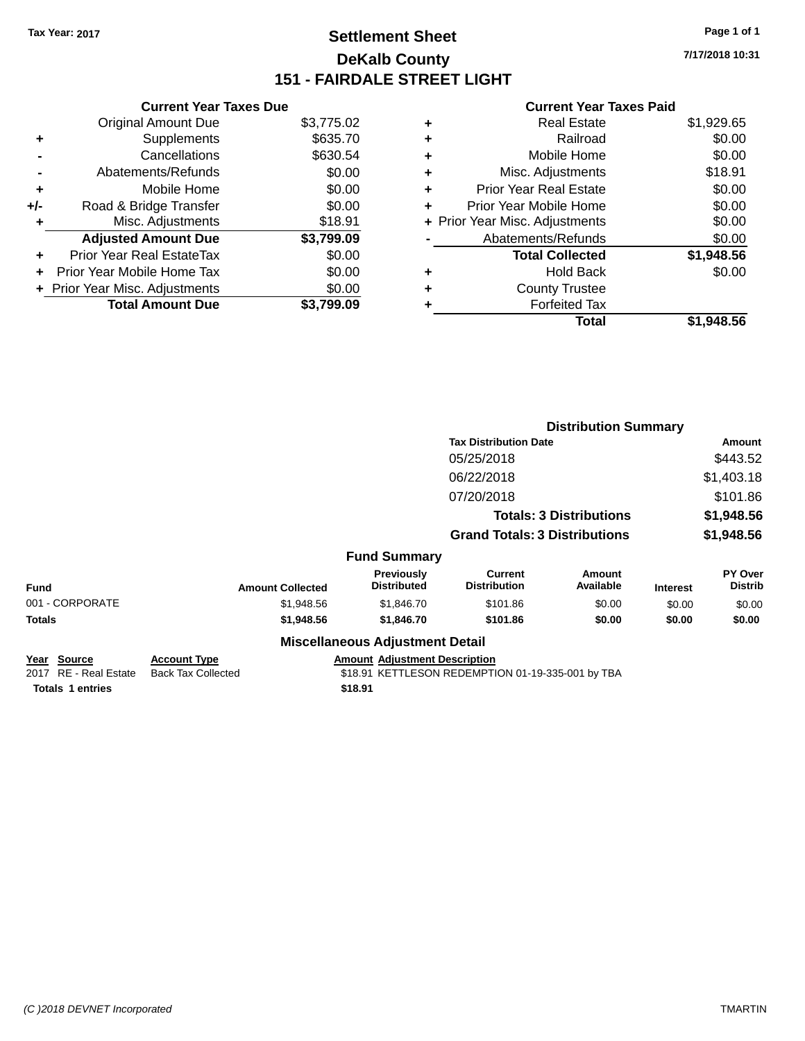Tax Year: 2017

# Settlement Sheet

## DeKalb County

## 151 - FAIRDALE STREET LIGHT

7/17/2018 10:31

### Current Year Taxes Due

| | | |
|---|---|---|
| | Original Amount Due | $3,775.02 |
| + | Supplements | $635.70 |
| - | Cancellations | $630.54 |
| - | Abatements/Refunds | $0.00 |
| + | Mobile Home | $0.00 |
| +/- | Road & Bridge Transfer | $0.00 |
| + | Misc. Adjustments | $18.91 |
| | **Adjusted Amount Due** | **$3,799.09** |
| + | Prior Year Real EstateTax | $0.00 |
| + | Prior Year Mobile Home Tax | $0.00 |
| + | Prior Year Misc. Adjustments | $0.00 |
| | **Total Amount Due** | **$3,799.09** |

### Current Year Taxes Paid

| | | |
|---|---|---|
| + | Real Estate | $1,929.65 |
| + | Railroad | $0.00 |
| + | Mobile Home | $0.00 |
| + | Misc. Adjustments | $18.91 |
| + | Prior Year Real Estate | $0.00 |
| + | Prior Year Mobile Home | $0.00 |
| + | Prior Year Misc. Adjustments | $0.00 |
| - | Abatements/Refunds | $0.00 |
| | **Total Collected** | **$1,948.56** |
| + | Hold Back | $0.00 |
| + | County Trustee | |
| + | Forfeited Tax | |
| | **Total** | **$1,948.56** |

### Distribution Summary

| Tax Distribution Date | Amount |
|---|---|
| 05/25/2018 | $443.52 |
| 06/22/2018 | $1,403.18 |
| 07/20/2018 | $101.86 |
| **Totals: 3 Distributions** | **$1,948.56** |
| **Grand Totals: 3 Distributions** | **$1,948.56** |

### Fund Summary

| Fund | Amount Collected | Previously Distributed | Current Distribution | Amount Available | Interest | PY Over Distrib |
|---|---|---|---|---|---|---|
| 001 - CORPORATE | $1,948.56 | $1,846.70 | $101.86 | $0.00 | $0.00 | $0.00 |
| **Totals** | **$1,948.56** | **$1,846.70** | **$101.86** | **$0.00** | **$0.00** | **$0.00** |

### Miscellaneous Adjustment Detail

| Year | Source | Account Type | Amount | Adjustment Description |
|---|---|---|---|---|
| 2017 | RE - Real Estate | Back Tax Collected | $18.91 | KETTLESON REDEMPTION 01-19-335-001 by TBA |
| **Totals** | **1 entries** | | **$18.91** | |

(C )2018 DEVNET Incorporated TMARTIN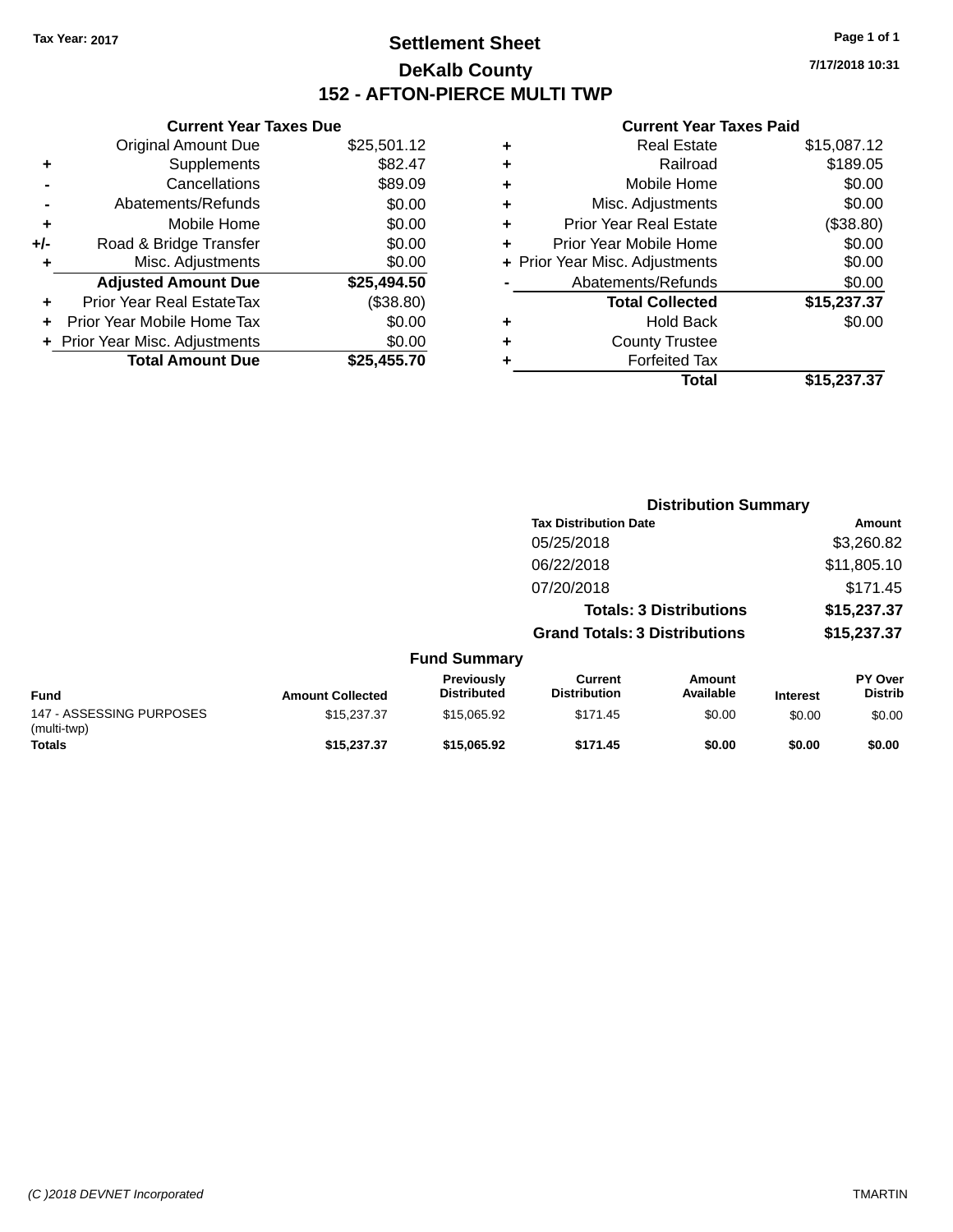Tax Year: 2017

# Settlement Sheet

## DeKalb County

## 152 - AFTON-PIERCE MULTI TWP

7/17/2018 10:31

| | Current Year Taxes Due | |
|---|---|---|
| | Original Amount Due | $25,501.12 |
| + | Supplements | $82.47 |
| - | Cancellations | $89.09 |
| - | Abatements/Refunds | $0.00 |
| + | Mobile Home | $0.00 |
| +/- | Road & Bridge Transfer | $0.00 |
| + | Misc. Adjustments | $0.00 |
| | **Adjusted Amount Due** | **$25,494.50** |
| + | Prior Year Real EstateTax | ($38.80) |
| + | Prior Year Mobile Home Tax | $0.00 |
| + | Prior Year Misc. Adjustments | $0.00 |
| | **Total Amount Due** | **$25,455.70** |

| | Current Year Taxes Paid | |
|---|---|---|
| + | Real Estate | $15,087.12 |
| + | Railroad | $189.05 |
| + | Mobile Home | $0.00 |
| + | Misc. Adjustments | $0.00 |
| + | Prior Year Real Estate | ($38.80) |
| + | Prior Year Mobile Home | $0.00 |
| + | Prior Year Misc. Adjustments | $0.00 |
| - | Abatements/Refunds | $0.00 |
| | **Total Collected** | **$15,237.37** |
| + | Hold Back | $0.00 |
| + | County Trustee | |
| + | Forfeited Tax | |
| | **Total** | **$15,237.37** |

### Distribution Summary

| Tax Distribution Date | Amount |
|---|---|
| 05/25/2018 | $3,260.82 |
| 06/22/2018 | $11,805.10 |
| 07/20/2018 | $171.45 |
| **Totals: 3 Distributions** | **$15,237.37** |
| **Grand Totals: 3 Distributions** | **$15,237.37** |

### Fund Summary

| Fund | Amount Collected | Previously Distributed | Current Distribution | Amount Available | Interest | PY Over Distrib |
|---|---|---|---|---|---|---|
| 147 - ASSESSING PURPOSES (multi-twp) | $15,237.37 | $15,065.92 | $171.45 | $0.00 | $0.00 | $0.00 |
| **Totals** | **$15,237.37** | **$15,065.92** | **$171.45** | **$0.00** | **$0.00** | **$0.00** |

(C )2018 DEVNET Incorporated    TMARTIN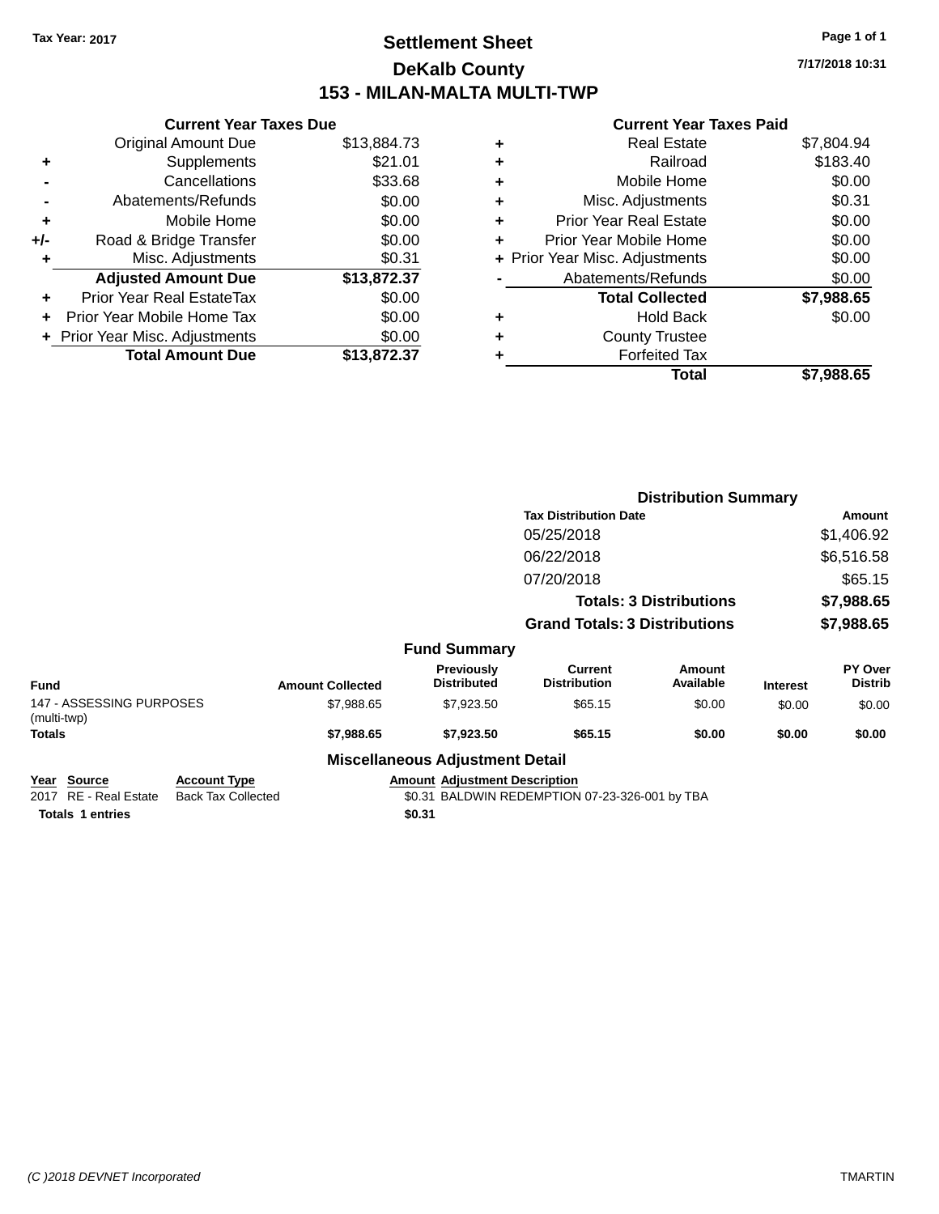Tax Year: 2017

# Settlement Sheet

## DeKalb County

## 153 - MILAN-MALTA MULTI-TWP

7/17/2018 10:31

### Current Year Taxes Due

| | | |
|---|---|---|
| | Original Amount Due | $13,884.73 |
| + | Supplements | $21.01 |
| - | Cancellations | $33.68 |
| - | Abatements/Refunds | $0.00 |
| + | Mobile Home | $0.00 |
| +/- | Road & Bridge Transfer | $0.00 |
| + | Misc. Adjustments | $0.31 |
| | **Adjusted Amount Due** | **$13,872.37** |
| + | Prior Year Real EstateTax | $0.00 |
| + | Prior Year Mobile Home Tax | $0.00 |
| + | Prior Year Misc. Adjustments | $0.00 |
| | **Total Amount Due** | **$13,872.37** |

### Current Year Taxes Paid

| | | |
|---|---|---|
| + | Real Estate | $7,804.94 |
| + | Railroad | $183.40 |
| + | Mobile Home | $0.00 |
| + | Misc. Adjustments | $0.31 |
| + | Prior Year Real Estate | $0.00 |
| + | Prior Year Mobile Home | $0.00 |
| + | Prior Year Misc. Adjustments | $0.00 |
| - | Abatements/Refunds | $0.00 |
| | **Total Collected** | **$7,988.65** |
| + | Hold Back | $0.00 |
| + | County Trustee | |
| + | Forfeited Tax | |
| | **Total** | **$7,988.65** |

### Distribution Summary

| Tax Distribution Date | Amount |
|---|---|
| 05/25/2018 | $1,406.92 |
| 06/22/2018 | $6,516.58 |
| 07/20/2018 | $65.15 |
| **Totals: 3 Distributions** | **$7,988.65** |
| **Grand Totals: 3 Distributions** | **$7,988.65** |

### Fund Summary

| Fund | Amount Collected | Previously Distributed | Current Distribution | Amount Available | Interest | PY Over Distrib |
|---|---|---|---|---|---|---|
| 147 - ASSESSING PURPOSES (multi-twp) | $7,988.65 | $7,923.50 | $65.15 | $0.00 | $0.00 | $0.00 |
| **Totals** | **$7,988.65** | **$7,923.50** | **$65.15** | **$0.00** | **$0.00** | **$0.00** |

### Miscellaneous Adjustment Detail

| Year | Source | Account Type | Amount | Adjustment Description |
|---|---|---|---|---|
| 2017 | RE - Real Estate | Back Tax Collected | $0.31 | BALDWIN REDEMPTION 07-23-326-001 by TBA |
| **Totals** | **1 entries** | | **$0.31** | |

(C )2018 DEVNET Incorporated TMARTIN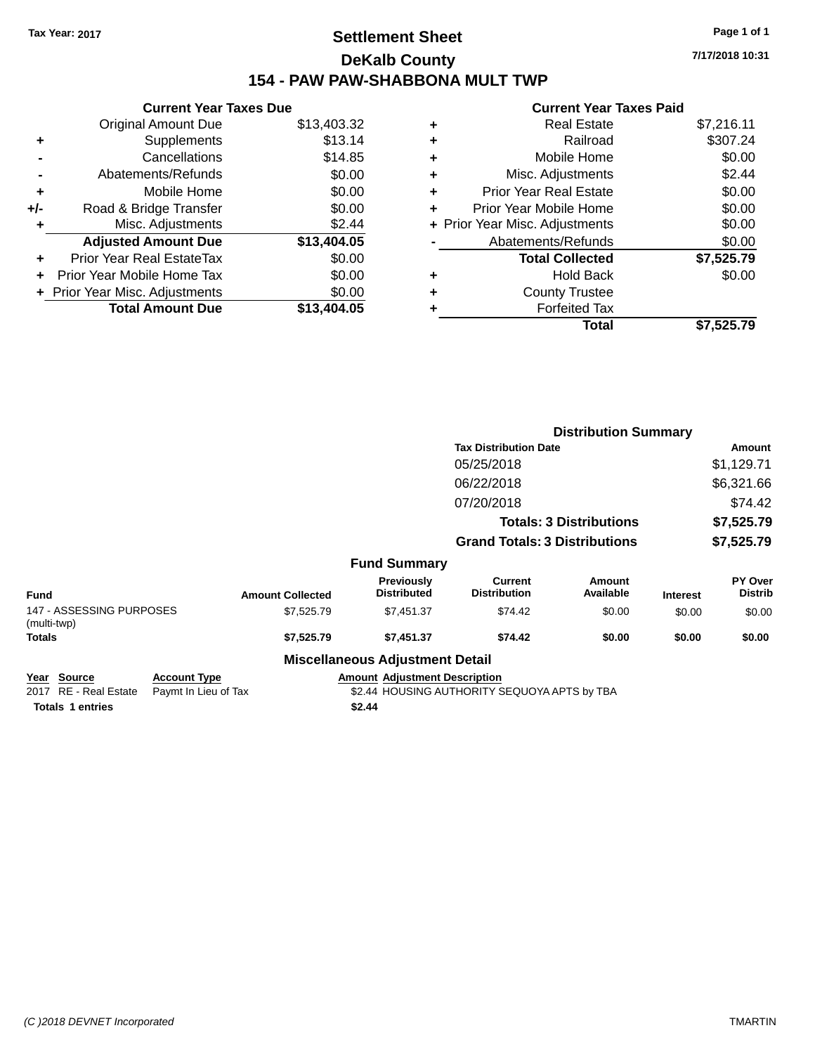Tax Year: 2017

# Settlement Sheet

## DeKalb County

## 154 - PAW PAW-SHABBONA MULT TWP

7/17/2018 10:31

### Current Year Taxes Due

| | | |
|---|---|---|
| | Original Amount Due | $13,403.32 |
| + | Supplements | $13.14 |
| - | Cancellations | $14.85 |
| - | Abatements/Refunds | $0.00 |
| + | Mobile Home | $0.00 |
| +/- | Road & Bridge Transfer | $0.00 |
| + | Misc. Adjustments | $2.44 |
| | **Adjusted Amount Due** | **$13,404.05** |
| + | Prior Year Real EstateTax | $0.00 |
| + | Prior Year Mobile Home Tax | $0.00 |
| + | Prior Year Misc. Adjustments | $0.00 |
| | **Total Amount Due** | **$13,404.05** |

### Current Year Taxes Paid

| | | |
|---|---|---|
| + | Real Estate | $7,216.11 |
| + | Railroad | $307.24 |
| + | Mobile Home | $0.00 |
| + | Misc. Adjustments | $2.44 |
| + | Prior Year Real Estate | $0.00 |
| + | Prior Year Mobile Home | $0.00 |
| + | Prior Year Misc. Adjustments | $0.00 |
| - | Abatements/Refunds | $0.00 |
| | **Total Collected** | **$7,525.79** |
| + | Hold Back | $0.00 |
| + | County Trustee | |
| + | Forfeited Tax | |
| | **Total** | **$7,525.79** |

### Distribution Summary

| Tax Distribution Date | Amount |
|---|---|
| 05/25/2018 | $1,129.71 |
| 06/22/2018 | $6,321.66 |
| 07/20/2018 | $74.42 |
| **Totals: 3 Distributions** | **$7,525.79** |
| **Grand Totals: 3 Distributions** | **$7,525.79** |

### Fund Summary

| Fund | Amount Collected | Previously Distributed | Current Distribution | Amount Available | Interest | PY Over Distrib |
|---|---|---|---|---|---|---|
| 147 - ASSESSING PURPOSES (multi-twp) | $7,525.79 | $7,451.37 | $74.42 | $0.00 | $0.00 | $0.00 |
| **Totals** | **$7,525.79** | **$7,451.37** | **$74.42** | **$0.00** | **$0.00** | **$0.00** |

### Miscellaneous Adjustment Detail

| Year | Source | Account Type | Amount | Adjustment Description |
|---|---|---|---|---|
| 2017 | RE - Real Estate | Paymt In Lieu of Tax | $2.44 | HOUSING AUTHORITY SEQUOYA APTS by TBA |
| **Totals** | **1 entries** | | **$2.44** | |

(C )2018 DEVNET Incorporated TMARTIN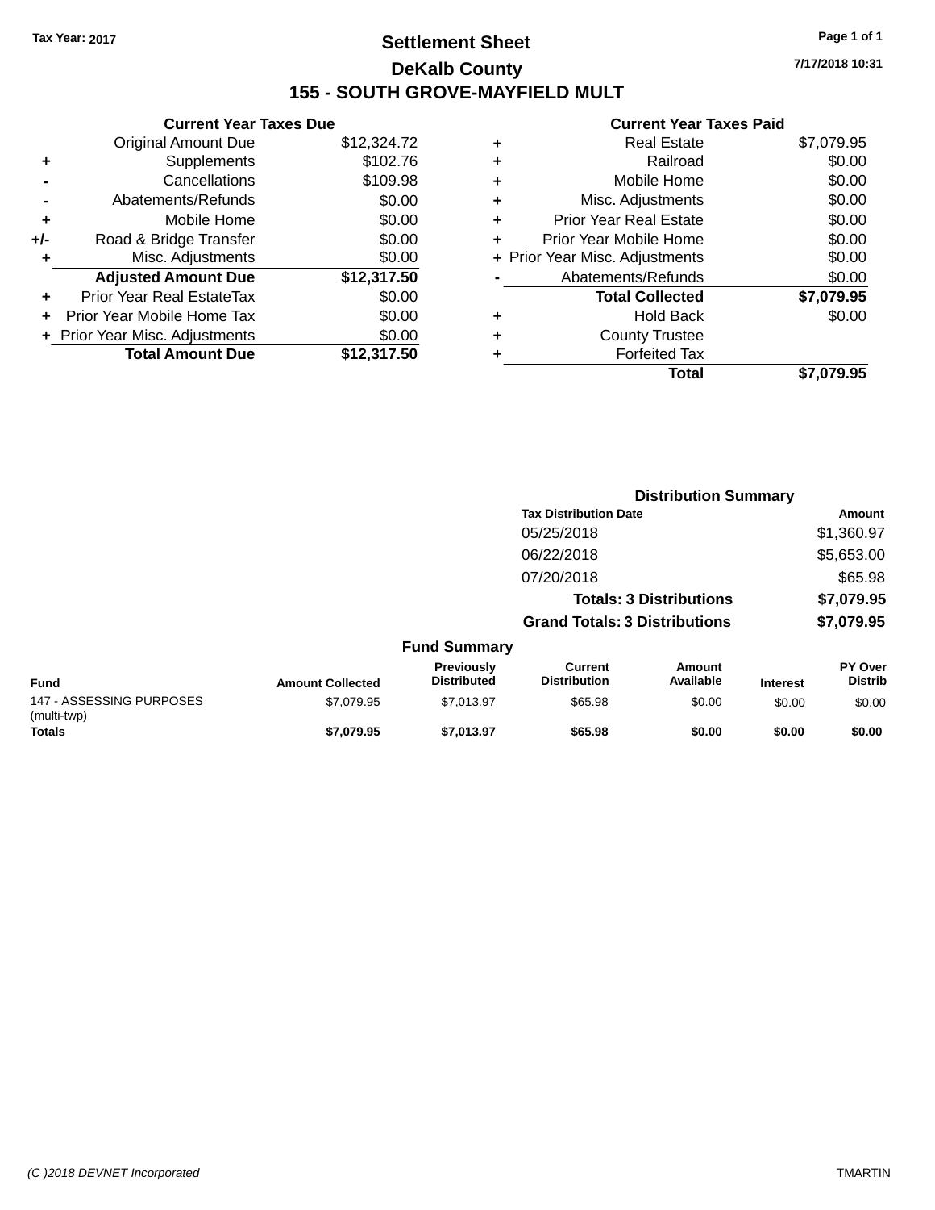Tax Year: 2017

# Settlement Sheet

## DeKalb County

## 155 - SOUTH GROVE-MAYFIELD MULT

7/17/2018 10:31

### Current Year Taxes Due

| | | |
|---|---|---|
| | Original Amount Due | $12,324.72 |
| + | Supplements | $102.76 |
| - | Cancellations | $109.98 |
| - | Abatements/Refunds | $0.00 |
| + | Mobile Home | $0.00 |
| +/- | Road & Bridge Transfer | $0.00 |
| + | Misc. Adjustments | $0.00 |
| | **Adjusted Amount Due** | **$12,317.50** |
| + | Prior Year Real EstateTax | $0.00 |
| + | Prior Year Mobile Home Tax | $0.00 |
| + | Prior Year Misc. Adjustments | $0.00 |
| | **Total Amount Due** | **$12,317.50** |

### Current Year Taxes Paid

| | | |
|---|---|---|
| + | Real Estate | $7,079.95 |
| + | Railroad | $0.00 |
| + | Mobile Home | $0.00 |
| + | Misc. Adjustments | $0.00 |
| + | Prior Year Real Estate | $0.00 |
| + | Prior Year Mobile Home | $0.00 |
| + | Prior Year Misc. Adjustments | $0.00 |
| - | Abatements/Refunds | $0.00 |
| | **Total Collected** | **$7,079.95** |
| + | Hold Back | $0.00 |
| + | County Trustee | |
| + | Forfeited Tax | |
| | **Total** | **$7,079.95** |

### Distribution Summary

| Tax Distribution Date | Amount |
|---|---|
| 05/25/2018 | $1,360.97 |
| 06/22/2018 | $5,653.00 |
| 07/20/2018 | $65.98 |
| **Totals: 3 Distributions** | **$7,079.95** |
| **Grand Totals: 3 Distributions** | **$7,079.95** |

### Fund Summary

| Fund | Amount Collected | Previously Distributed | Current Distribution | Amount Available | Interest | PY Over Distrib |
|---|---|---|---|---|---|---|
| 147 - ASSESSING PURPOSES (multi-twp) | $7,079.95 | $7,013.97 | $65.98 | $0.00 | $0.00 | $0.00 |
| **Totals** | **$7,079.95** | **$7,013.97** | **$65.98** | **$0.00** | **$0.00** | **$0.00** |

(C )2018 DEVNET Incorporated TMARTIN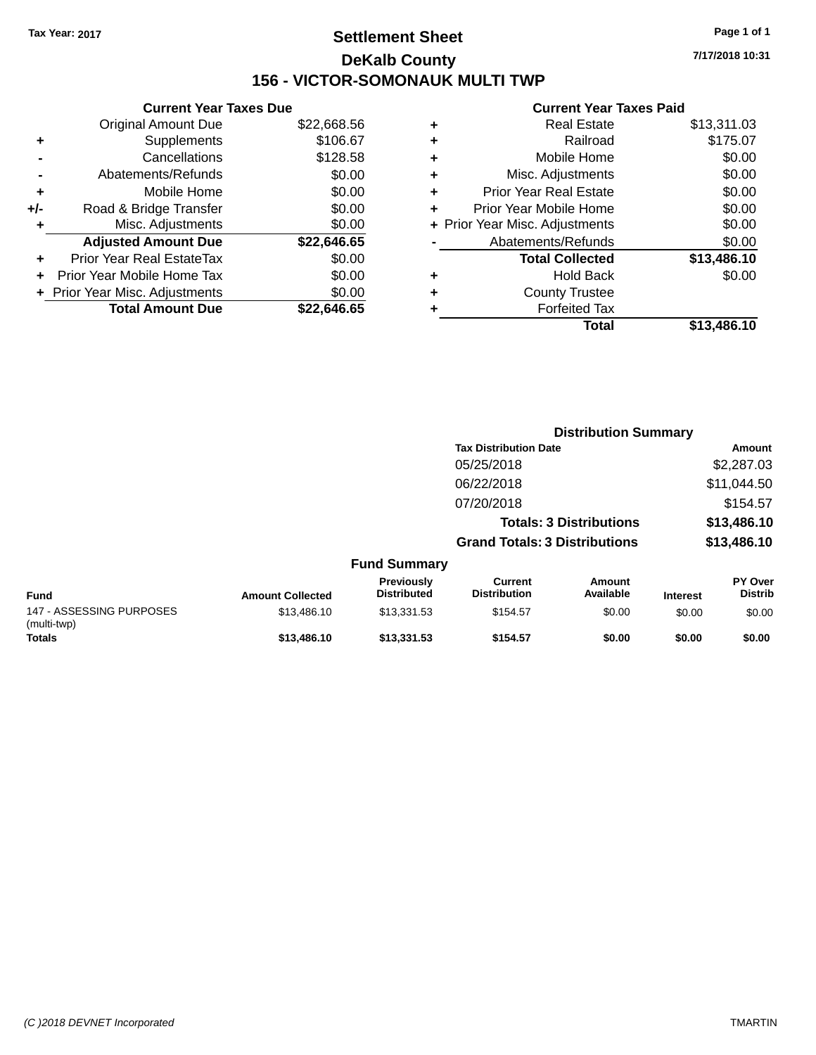Tax Year: 2017

# Settlement Sheet

## DeKalb County

## 156 - VICTOR-SOMONAUK MULTI TWP

7/17/2018 10:31

### Current Year Taxes Due

| | | |
|---|---|---|
| | Original Amount Due | $22,668.56 |
| + | Supplements | $106.67 |
| - | Cancellations | $128.58 |
| - | Abatements/Refunds | $0.00 |
| + | Mobile Home | $0.00 |
| +/- | Road & Bridge Transfer | $0.00 |
| + | Misc. Adjustments | $0.00 |
| | **Adjusted Amount Due** | **$22,646.65** |
| + | Prior Year Real EstateTax | $0.00 |
| + | Prior Year Mobile Home Tax | $0.00 |
| + | Prior Year Misc. Adjustments | $0.00 |
| | **Total Amount Due** | **$22,646.65** |

### Current Year Taxes Paid

| | | |
|---|---|---|
| + | Real Estate | $13,311.03 |
| + | Railroad | $175.07 |
| + | Mobile Home | $0.00 |
| + | Misc. Adjustments | $0.00 |
| + | Prior Year Real Estate | $0.00 |
| + | Prior Year Mobile Home | $0.00 |
| + | Prior Year Misc. Adjustments | $0.00 |
| - | Abatements/Refunds | $0.00 |
| | **Total Collected** | **$13,486.10** |
| + | Hold Back | $0.00 |
| + | County Trustee | |
| + | Forfeited Tax | |
| | **Total** | **$13,486.10** |

### Distribution Summary

| Tax Distribution Date | Amount |
|---|---|
| 05/25/2018 | $2,287.03 |
| 06/22/2018 | $11,044.50 |
| 07/20/2018 | $154.57 |
| **Totals: 3 Distributions** | **$13,486.10** |
| **Grand Totals: 3 Distributions** | **$13,486.10** |

### Fund Summary

| Fund | Amount Collected | Previously Distributed | Current Distribution | Amount Available | Interest | PY Over Distrib |
|---|---|---|---|---|---|---|
| 147 - ASSESSING PURPOSES (multi-twp) | $13,486.10 | $13,331.53 | $154.57 | $0.00 | $0.00 | $0.00 |
| **Totals** | **$13,486.10** | **$13,331.53** | **$154.57** | **$0.00** | **$0.00** | **$0.00** |

(C )2018 DEVNET Incorporated TMARTIN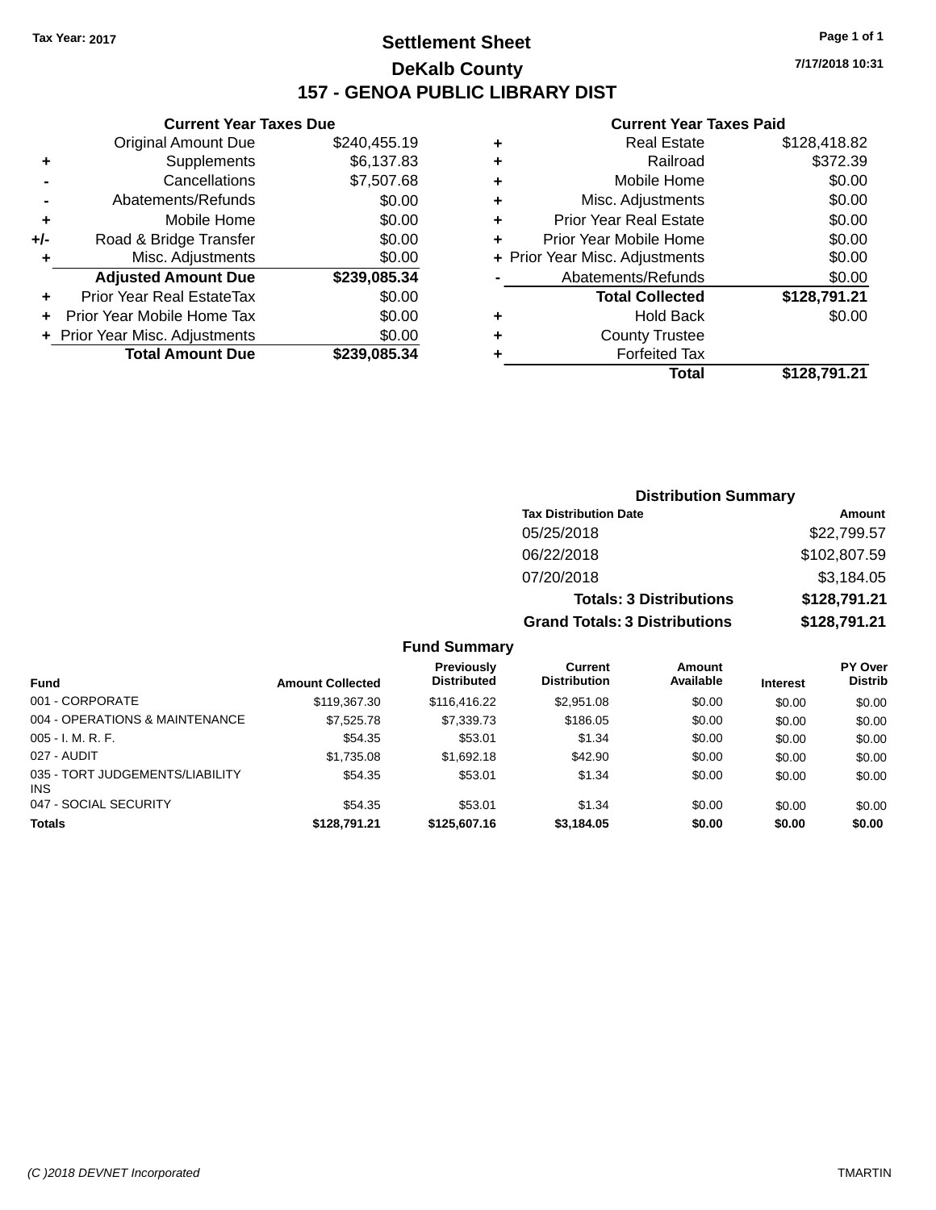Tax Year: 2017

# Settlement Sheet

## DeKalb County

## 157 - GENOA PUBLIC LIBRARY DIST

7/17/2018 10:31

### Current Year Taxes Due

| | | |
|---|---|---|
| | Original Amount Due | $240,455.19 |
| + | Supplements | $6,137.83 |
| - | Cancellations | $7,507.68 |
| - | Abatements/Refunds | $0.00 |
| + | Mobile Home | $0.00 |
| +/- | Road & Bridge Transfer | $0.00 |
| + | Misc. Adjustments | $0.00 |
| | **Adjusted Amount Due** | **$239,085.34** |
| + | Prior Year Real EstateTax | $0.00 |
| + | Prior Year Mobile Home Tax | $0.00 |
| + | Prior Year Misc. Adjustments | $0.00 |
| | **Total Amount Due** | **$239,085.34** |

### Current Year Taxes Paid

| | | |
|---|---|---|
| + | Real Estate | $128,418.82 |
| + | Railroad | $372.39 |
| + | Mobile Home | $0.00 |
| + | Misc. Adjustments | $0.00 |
| + | Prior Year Real Estate | $0.00 |
| + | Prior Year Mobile Home | $0.00 |
| + | Prior Year Misc. Adjustments | $0.00 |
| - | Abatements/Refunds | $0.00 |
| | **Total Collected** | **$128,791.21** |
| + | Hold Back | $0.00 |
| + | County Trustee | |
| + | Forfeited Tax | |
| | **Total** | **$128,791.21** |

### Distribution Summary

| Tax Distribution Date | Amount |
|---|---|
| 05/25/2018 | $22,799.57 |
| 06/22/2018 | $102,807.59 |
| 07/20/2018 | $3,184.05 |
| **Totals: 3 Distributions** | **$128,791.21** |
| **Grand Totals: 3 Distributions** | **$128,791.21** |

### Fund Summary

| Fund | Amount Collected | Previously Distributed | Current Distribution | Amount Available | Interest | PY Over Distrib |
|---|---|---|---|---|---|---|
| 001 - CORPORATE | $119,367.30 | $116,416.22 | $2,951.08 | $0.00 | $0.00 | $0.00 |
| 004 - OPERATIONS & MAINTENANCE | $7,525.78 | $7,339.73 | $186.05 | $0.00 | $0.00 | $0.00 |
| 005 - I. M. R. F. | $54.35 | $53.01 | $1.34 | $0.00 | $0.00 | $0.00 |
| 027 - AUDIT | $1,735.08 | $1,692.18 | $42.90 | $0.00 | $0.00 | $0.00 |
| 035 - TORT JUDGEMENTS/LIABILITY INS | $54.35 | $53.01 | $1.34 | $0.00 | $0.00 | $0.00 |
| 047 - SOCIAL SECURITY | $54.35 | $53.01 | $1.34 | $0.00 | $0.00 | $0.00 |
| **Totals** | **$128,791.21** | **$125,607.16** | **$3,184.05** | **$0.00** | **$0.00** | **$0.00** |

(C )2018 DEVNET Incorporated TMARTIN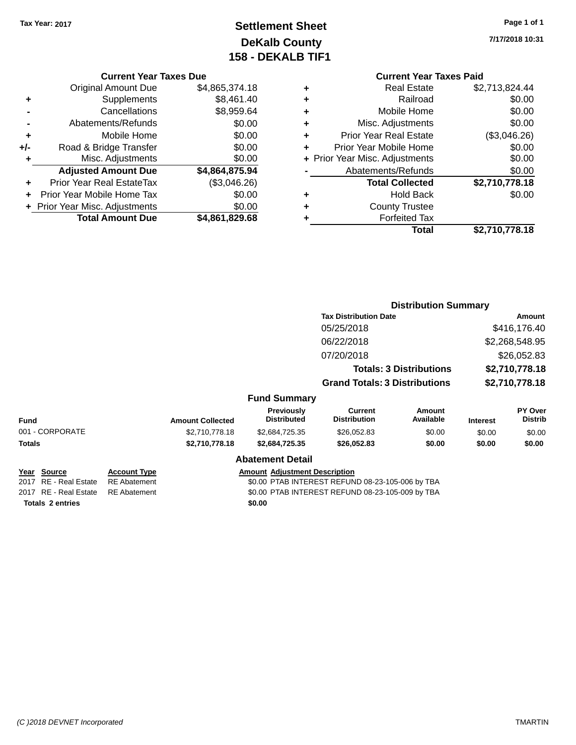Tax Year: 2017

# Settlement Sheet
## DeKalb County
## 158 - DEKALB TIF1

7/17/2018 10:31

### Current Year Taxes Due

| | | |
|---|---|---|
| | Original Amount Due | $4,865,374.18 |
| + | Supplements | $8,461.40 |
| - | Cancellations | $8,959.64 |
| - | Abatements/Refunds | $0.00 |
| + | Mobile Home | $0.00 |
| +/- | Road & Bridge Transfer | $0.00 |
| + | Misc. Adjustments | $0.00 |
| | **Adjusted Amount Due** | **$4,864,875.94** |
| + | Prior Year Real EstateTax | ($3,046.26) |
| + | Prior Year Mobile Home Tax | $0.00 |
| + | Prior Year Misc. Adjustments | $0.00 |
| | **Total Amount Due** | **$4,861,829.68** |

### Current Year Taxes Paid

| | | |
|---|---|---|
| + | Real Estate | $2,713,824.44 |
| + | Railroad | $0.00 |
| + | Mobile Home | $0.00 |
| + | Misc. Adjustments | $0.00 |
| + | Prior Year Real Estate | ($3,046.26) |
| + | Prior Year Mobile Home | $0.00 |
| + | Prior Year Misc. Adjustments | $0.00 |
| - | Abatements/Refunds | $0.00 |
| | **Total Collected** | **$2,710,778.18** |
| + | Hold Back | $0.00 |
| + | County Trustee | |
| + | Forfeited Tax | |
| | **Total** | **$2,710,778.18** |

### Distribution Summary

| Tax Distribution Date | Amount |
|---|---|
| 05/25/2018 | $416,176.40 |
| 06/22/2018 | $2,268,548.95 |
| 07/20/2018 | $26,052.83 |
| **Totals: 3 Distributions** | **$2,710,778.18** |
| **Grand Totals: 3 Distributions** | **$2,710,778.18** |

### Fund Summary

| Fund | Amount Collected | Previously Distributed | Current Distribution | Amount Available | Interest | PY Over Distrib |
|---|---|---|---|---|---|---|
| 001 - CORPORATE | $2,710,778.18 | $2,684,725.35 | $26,052.83 | $0.00 | $0.00 | $0.00 |
| **Totals** | **$2,710,778.18** | **$2,684,725.35** | **$26,052.83** | **$0.00** | **$0.00** | **$0.00** |

### Abatement Detail

| Year | Source | Account Type | Amount | Adjustment Description |
|---|---|---|---|---|
| 2017 | RE - Real Estate | RE Abatement | $0.00 | PTAB INTEREST REFUND 08-23-105-006 by TBA |
| 2017 | RE - Real Estate | RE Abatement | $0.00 | PTAB INTEREST REFUND 08-23-105-009 by TBA |
| **Totals 2 entries** | | | **$0.00** | |

(C )2018 DEVNET Incorporated — TMARTIN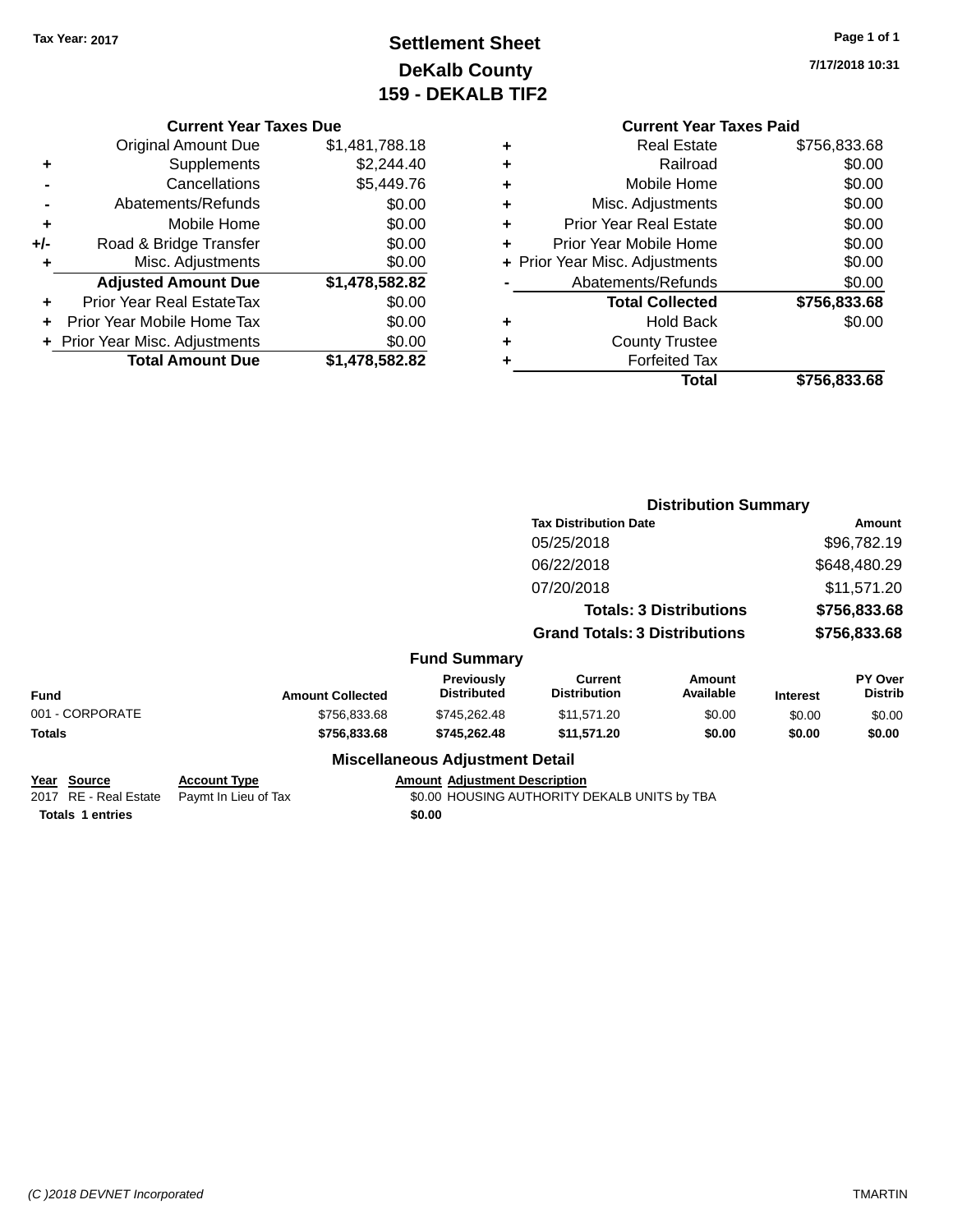Tax Year: 2017

# Settlement Sheet
## DeKalb County
## 159 - DEKALB TIF2

7/17/2018 10:31

### Current Year Taxes Due

| | | |
|---|---|---|
| | Original Amount Due | $1,481,788.18 |
| + | Supplements | $2,244.40 |
| - | Cancellations | $5,449.76 |
| - | Abatements/Refunds | $0.00 |
| + | Mobile Home | $0.00 |
| +/- | Road & Bridge Transfer | $0.00 |
| + | Misc. Adjustments | $0.00 |
| | **Adjusted Amount Due** | **$1,478,582.82** |
| + | Prior Year Real EstateTax | $0.00 |
| + | Prior Year Mobile Home Tax | $0.00 |
| + | Prior Year Misc. Adjustments | $0.00 |
| | **Total Amount Due** | **$1,478,582.82** |

### Current Year Taxes Paid

| | | |
|---|---|---|
| + | Real Estate | $756,833.68 |
| + | Railroad | $0.00 |
| + | Mobile Home | $0.00 |
| + | Misc. Adjustments | $0.00 |
| + | Prior Year Real Estate | $0.00 |
| + | Prior Year Mobile Home | $0.00 |
| + | Prior Year Misc. Adjustments | $0.00 |
| - | Abatements/Refunds | $0.00 |
| | **Total Collected** | **$756,833.68** |
| + | Hold Back | $0.00 |
| + | County Trustee | |
| + | Forfeited Tax | |
| | **Total** | **$756,833.68** |

### Distribution Summary

| Tax Distribution Date | Amount |
|---|---|
| 05/25/2018 | $96,782.19 |
| 06/22/2018 | $648,480.29 |
| 07/20/2018 | $11,571.20 |
| **Totals: 3 Distributions** | **$756,833.68** |
| **Grand Totals: 3 Distributions** | **$756,833.68** |

### Fund Summary

| Fund | Amount Collected | Previously Distributed | Current Distribution | Amount Available | Interest | PY Over Distrib |
|---|---|---|---|---|---|---|
| 001 - CORPORATE | $756,833.68 | $745,262.48 | $11,571.20 | $0.00 | $0.00 | $0.00 |
| **Totals** | **$756,833.68** | **$745,262.48** | **$11,571.20** | **$0.00** | **$0.00** | **$0.00** |

### Miscellaneous Adjustment Detail

| Year | Source | Account Type | Amount | Adjustment Description |
|---|---|---|---|---|
| 2017 | RE - Real Estate | Paymt In Lieu of Tax | $0.00 | HOUSING AUTHORITY DEKALB UNITS by TBA |
| **Totals 1 entries** | | | **$0.00** | |

(C )2018 DEVNET Incorporated TMARTIN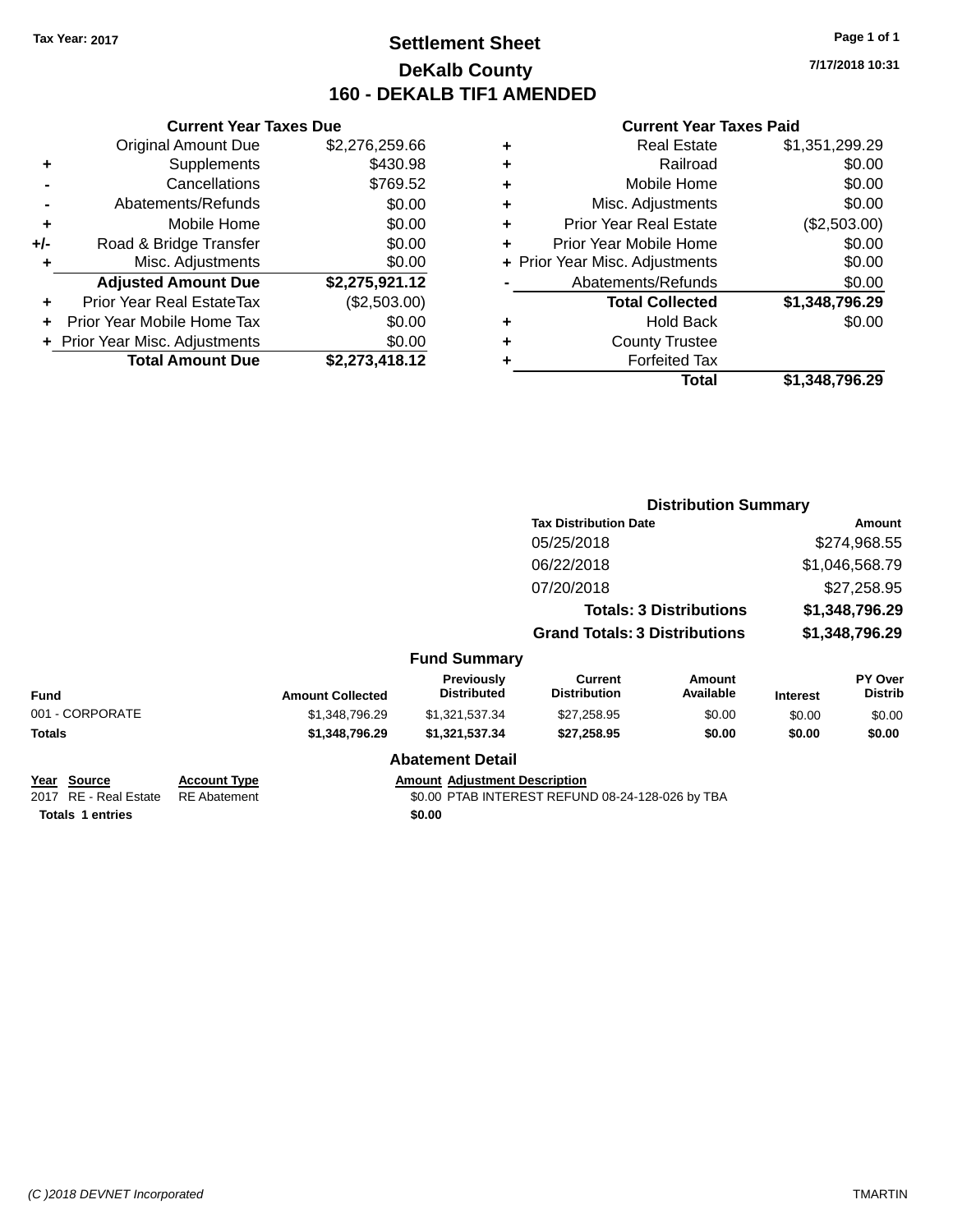Tax Year: 2017

# Settlement Sheet

## DeKalb County

## 160 - DEKALB TIF1 AMENDED

7/17/2018 10:31

### Current Year Taxes Due

| | | |
|---|---|---|
| | Original Amount Due | $2,276,259.66 |
| + | Supplements | $430.98 |
| - | Cancellations | $769.52 |
| - | Abatements/Refunds | $0.00 |
| + | Mobile Home | $0.00 |
| +/- | Road & Bridge Transfer | $0.00 |
| + | Misc. Adjustments | $0.00 |
| | **Adjusted Amount Due** | **$2,275,921.12** |
| + | Prior Year Real EstateTax | ($2,503.00) |
| + | Prior Year Mobile Home Tax | $0.00 |
| + | Prior Year Misc. Adjustments | $0.00 |
| | **Total Amount Due** | **$2,273,418.12** |

### Current Year Taxes Paid

| | | |
|---|---|---|
| + | Real Estate | $1,351,299.29 |
| + | Railroad | $0.00 |
| + | Mobile Home | $0.00 |
| + | Misc. Adjustments | $0.00 |
| + | Prior Year Real Estate | ($2,503.00) |
| + | Prior Year Mobile Home | $0.00 |
| + | Prior Year Misc. Adjustments | $0.00 |
| - | Abatements/Refunds | $0.00 |
| | **Total Collected** | **$1,348,796.29** |
| + | Hold Back | $0.00 |
| + | County Trustee | |
| + | Forfeited Tax | |
| | **Total** | **$1,348,796.29** |

### Distribution Summary

| Tax Distribution Date | Amount |
|---|---|
| 05/25/2018 | $274,968.55 |
| 06/22/2018 | $1,046,568.79 |
| 07/20/2018 | $27,258.95 |
| **Totals: 3 Distributions** | **$1,348,796.29** |
| **Grand Totals: 3 Distributions** | **$1,348,796.29** |

### Fund Summary

| Fund | Amount Collected | Previously Distributed | Current Distribution | Amount Available | Interest | PY Over Distrib |
|---|---|---|---|---|---|---|
| 001 - CORPORATE | $1,348,796.29 | $1,321,537.34 | $27,258.95 | $0.00 | $0.00 | $0.00 |
| **Totals** | **$1,348,796.29** | **$1,321,537.34** | **$27,258.95** | **$0.00** | **$0.00** | **$0.00** |

### Abatement Detail

| Year | Source | Account Type | Amount | Adjustment Description |
|---|---|---|---|---|
| 2017 | RE - Real Estate | RE Abatement | $0.00 | PTAB INTEREST REFUND 08-24-128-026 by TBA |
| **Totals** | **1 entries** | | **$0.00** | |

(C )2018 DEVNET Incorporated — TMARTIN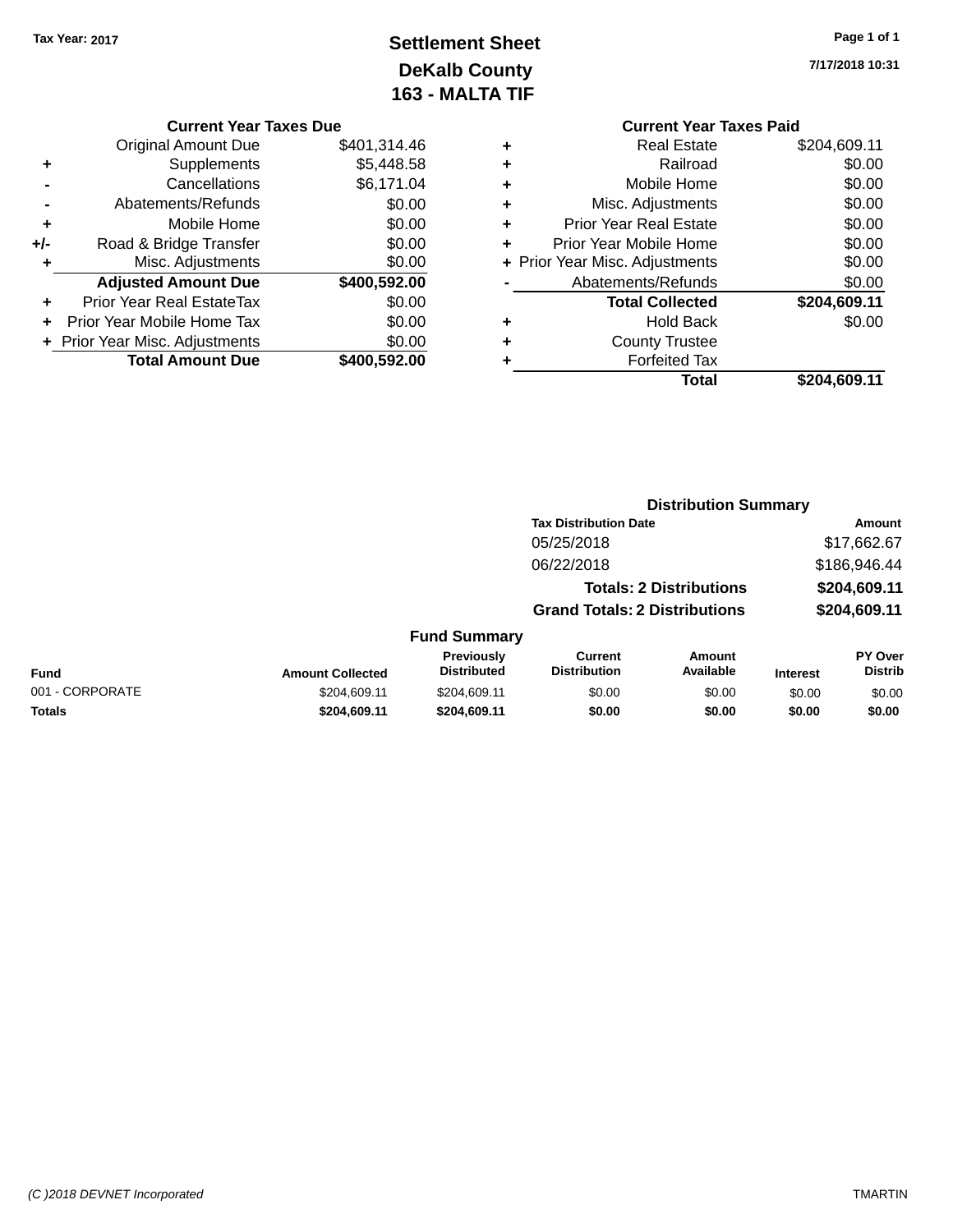Tax Year: 2017

# Settlement Sheet
## DeKalb County
## 163 - MALTA TIF

7/17/2018 10:31

### Current Year Taxes Due

| | | |
|---|---|---|
| | Original Amount Due | $401,314.46 |
| + | Supplements | $5,448.58 |
| - | Cancellations | $6,171.04 |
| - | Abatements/Refunds | $0.00 |
| + | Mobile Home | $0.00 |
| +/- | Road & Bridge Transfer | $0.00 |
| + | Misc. Adjustments | $0.00 |
| | **Adjusted Amount Due** | **$400,592.00** |
| + | Prior Year Real EstateTax | $0.00 |
| + | Prior Year Mobile Home Tax | $0.00 |
| + | Prior Year Misc. Adjustments | $0.00 |
| | **Total Amount Due** | **$400,592.00** |

### Current Year Taxes Paid

| | | |
|---|---|---|
| + | Real Estate | $204,609.11 |
| + | Railroad | $0.00 |
| + | Mobile Home | $0.00 |
| + | Misc. Adjustments | $0.00 |
| + | Prior Year Real Estate | $0.00 |
| + | Prior Year Mobile Home | $0.00 |
| + | Prior Year Misc. Adjustments | $0.00 |
| - | Abatements/Refunds | $0.00 |
| | **Total Collected** | **$204,609.11** |
| + | Hold Back | $0.00 |
| + | County Trustee | |
| + | Forfeited Tax | |
| | **Total** | **$204,609.11** |

### Distribution Summary

| Tax Distribution Date | Amount |
|---|---|
| 05/25/2018 | $17,662.67 |
| 06/22/2018 | $186,946.44 |
| **Totals: 2 Distributions** | **$204,609.11** |
| **Grand Totals: 2 Distributions** | **$204,609.11** |

### Fund Summary

| Fund | Amount Collected | Previously Distributed | Current Distribution | Amount Available | Interest | PY Over Distrib |
|---|---|---|---|---|---|---|
| 001 - CORPORATE | $204,609.11 | $204,609.11 | $0.00 | $0.00 | $0.00 | $0.00 |
| **Totals** | **$204,609.11** | **$204,609.11** | **$0.00** | **$0.00** | **$0.00** | **$0.00** |

(C )2018 DEVNET Incorporated

TMARTIN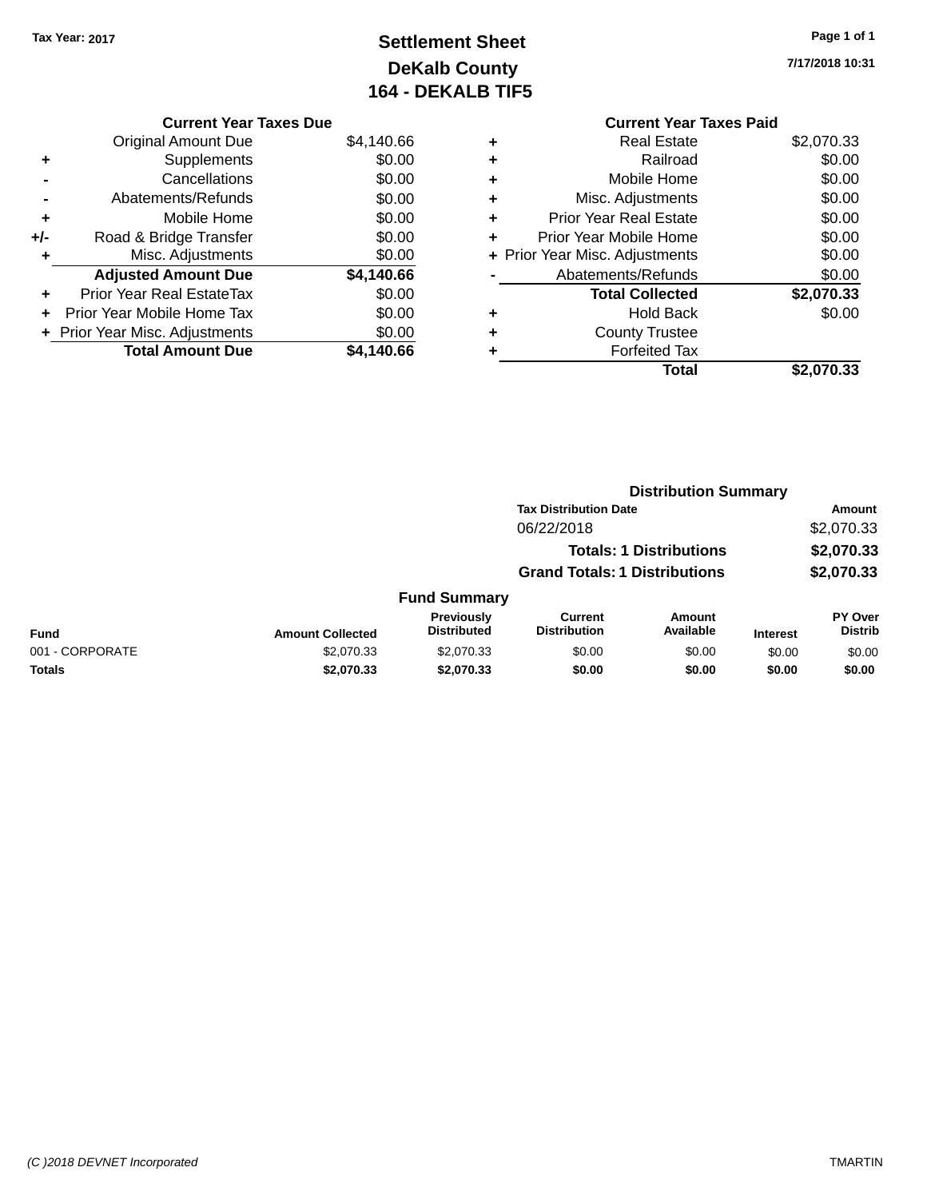Tax Year: 2017

# Settlement Sheet
## DeKalb County
## 164 - DEKALB TIF5

7/17/2018 10:31

**Current Year Taxes Due**

| | | |
|---|---|---|
| | Original Amount Due | $4,140.66 |
| + | Supplements | $0.00 |
| - | Cancellations | $0.00 |
| - | Abatements/Refunds | $0.00 |
| + | Mobile Home | $0.00 |
| +/- | Road & Bridge Transfer | $0.00 |
| + | Misc. Adjustments | $0.00 |
| | **Adjusted Amount Due** | **$4,140.66** |
| + | Prior Year Real EstateTax | $0.00 |
| + | Prior Year Mobile Home Tax | $0.00 |
| + | Prior Year Misc. Adjustments | $0.00 |
| | **Total Amount Due** | **$4,140.66** |

**Current Year Taxes Paid**

| | | |
|---|---|---|
| + | Real Estate | $2,070.33 |
| + | Railroad | $0.00 |
| + | Mobile Home | $0.00 |
| + | Misc. Adjustments | $0.00 |
| + | Prior Year Real Estate | $0.00 |
| + | Prior Year Mobile Home | $0.00 |
| + | Prior Year Misc. Adjustments | $0.00 |
| - | Abatements/Refunds | $0.00 |
| | **Total Collected** | **$2,070.33** |
| + | Hold Back | $0.00 |
| + | County Trustee | |
| + | Forfeited Tax | |
| | **Total** | **$2,070.33** |

**Distribution Summary**

| Tax Distribution Date | Amount |
|---|---|
| 06/22/2018 | $2,070.33 |
| **Totals: 1 Distributions** | **$2,070.33** |
| **Grand Totals: 1 Distributions** | **$2,070.33** |

**Fund Summary**

| Fund | Amount Collected | Previously Distributed | Current Distribution | Amount Available | Interest | PY Over Distrib |
|---|---|---|---|---|---|---|
| 001 - CORPORATE | $2,070.33 | $2,070.33 | $0.00 | $0.00 | $0.00 | $0.00 |
| **Totals** | **$2,070.33** | **$2,070.33** | **$0.00** | **$0.00** | **$0.00** | **$0.00** |

(C )2018 DEVNET Incorporated TMARTIN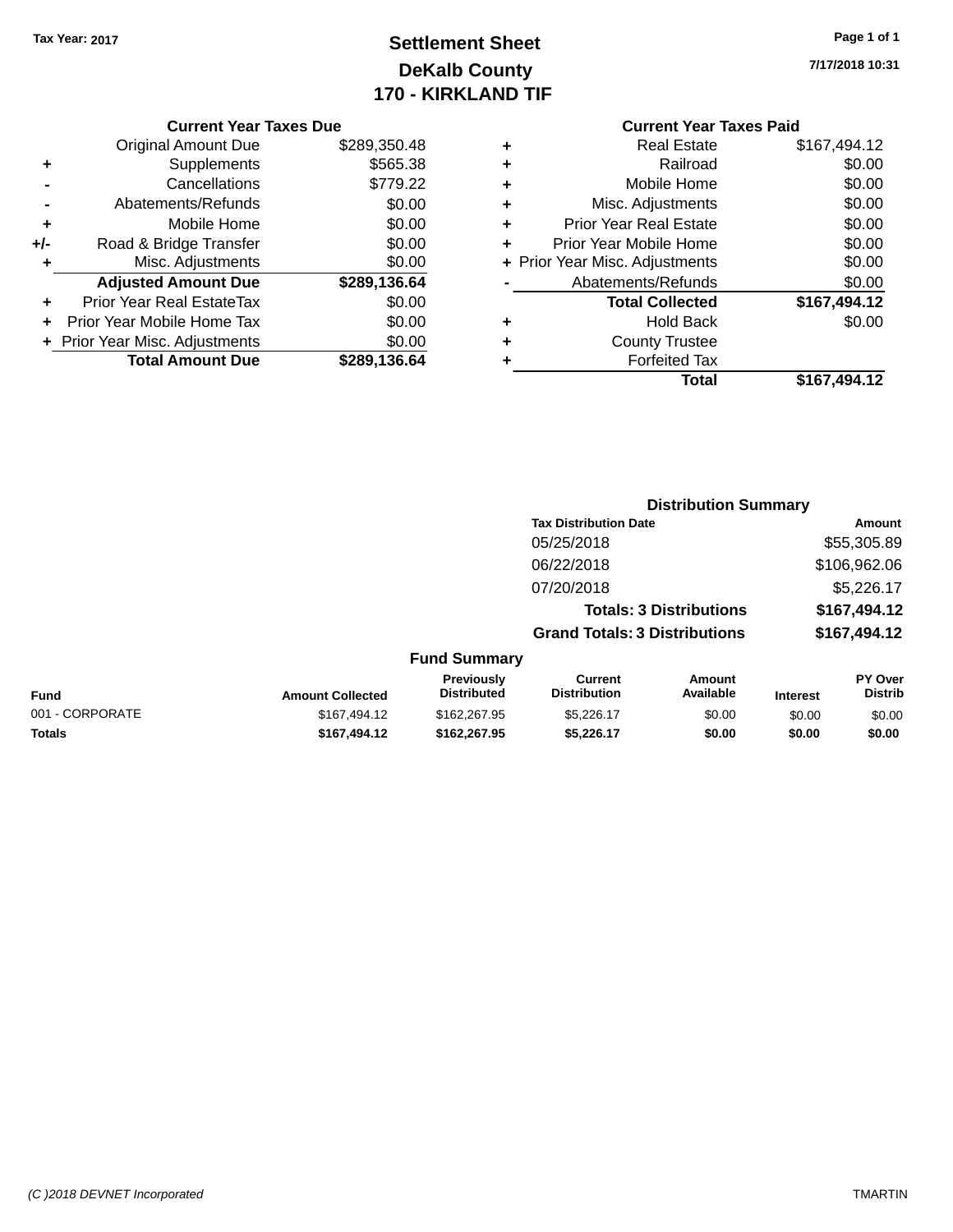Tax Year: 2017

# Settlement Sheet
## DeKalb County
## 170 - KIRKLAND TIF

7/17/2018 10:31

### Current Year Taxes Due

| | | |
|---|---|---|
| | Original Amount Due | $289,350.48 |
| + | Supplements | $565.38 |
| - | Cancellations | $779.22 |
| - | Abatements/Refunds | $0.00 |
| + | Mobile Home | $0.00 |
| +/- | Road & Bridge Transfer | $0.00 |
| + | Misc. Adjustments | $0.00 |
| | **Adjusted Amount Due** | **$289,136.64** |
| + | Prior Year Real EstateTax | $0.00 |
| + | Prior Year Mobile Home Tax | $0.00 |
| + | Prior Year Misc. Adjustments | $0.00 |
| | **Total Amount Due** | **$289,136.64** |

### Current Year Taxes Paid

| | | |
|---|---|---|
| + | Real Estate | $167,494.12 |
| + | Railroad | $0.00 |
| + | Mobile Home | $0.00 |
| + | Misc. Adjustments | $0.00 |
| + | Prior Year Real Estate | $0.00 |
| + | Prior Year Mobile Home | $0.00 |
| + | Prior Year Misc. Adjustments | $0.00 |
| - | Abatements/Refunds | $0.00 |
| | **Total Collected** | **$167,494.12** |
| + | Hold Back | $0.00 |
| + | County Trustee | |
| + | Forfeited Tax | |
| | **Total** | **$167,494.12** |

### Distribution Summary

| Tax Distribution Date | Amount |
|---|---|
| 05/25/2018 | $55,305.89 |
| 06/22/2018 | $106,962.06 |
| 07/20/2018 | $5,226.17 |
| **Totals: 3 Distributions** | **$167,494.12** |
| **Grand Totals: 3 Distributions** | **$167,494.12** |

### Fund Summary

| Fund | Amount Collected | Previously Distributed | Current Distribution | Amount Available | Interest | PY Over Distrib |
|---|---|---|---|---|---|---|
| 001 - CORPORATE | $167,494.12 | $162,267.95 | $5,226.17 | $0.00 | $0.00 | $0.00 |
| **Totals** | **$167,494.12** | **$162,267.95** | **$5,226.17** | **$0.00** | **$0.00** | **$0.00** |

(C )2018 DEVNET Incorporated TMARTIN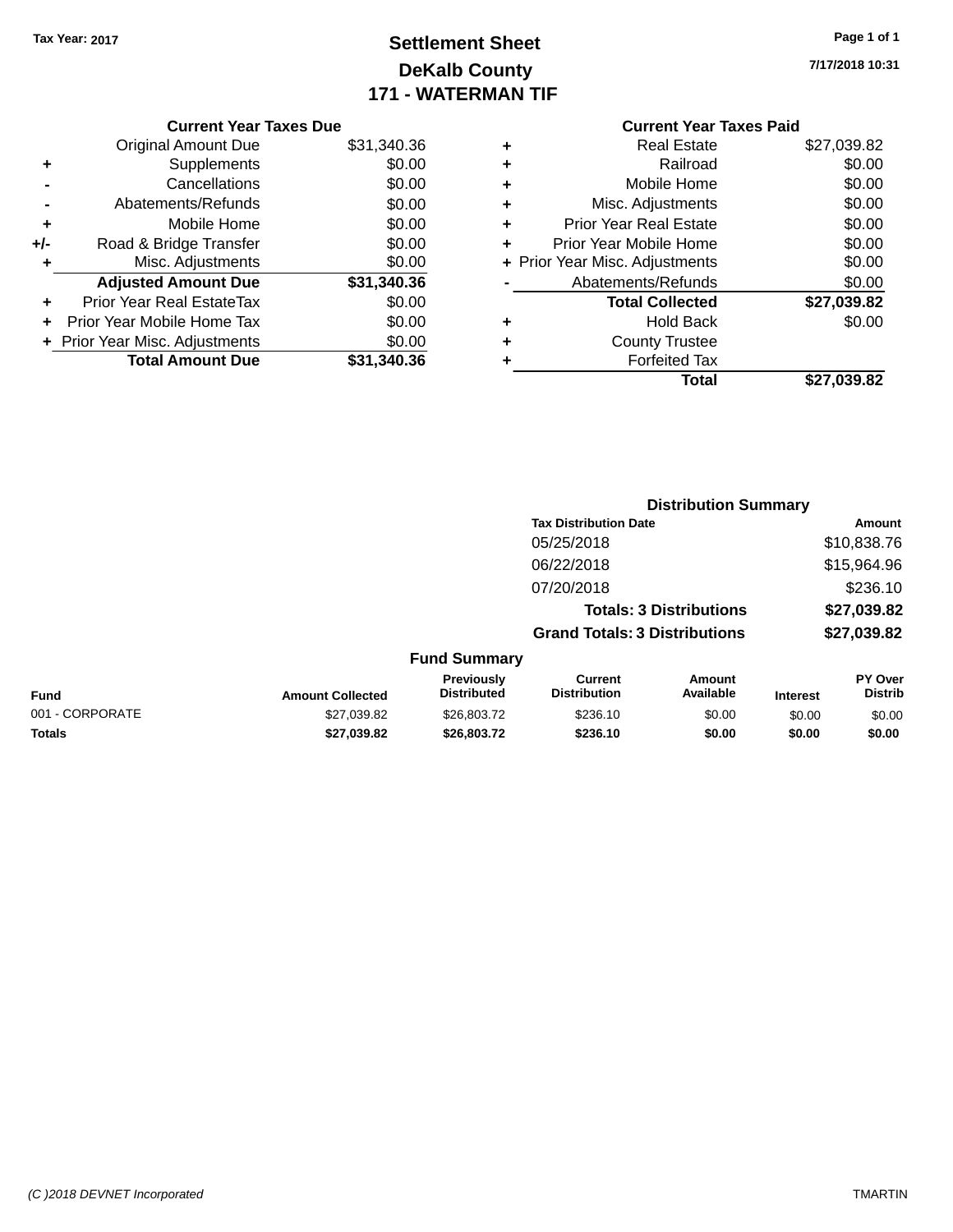Tax Year: 2017

# Settlement Sheet
## DeKalb County
## 171 - WATERMAN TIF

7/17/2018 10:31

### Current Year Taxes Due

| | | |
|---|---|---|
| | Original Amount Due | $31,340.36 |
| + | Supplements | $0.00 |
| - | Cancellations | $0.00 |
| - | Abatements/Refunds | $0.00 |
| + | Mobile Home | $0.00 |
| +/- | Road & Bridge Transfer | $0.00 |
| + | Misc. Adjustments | $0.00 |
| | **Adjusted Amount Due** | **$31,340.36** |
| + | Prior Year Real EstateTax | $0.00 |
| + | Prior Year Mobile Home Tax | $0.00 |
| + | Prior Year Misc. Adjustments | $0.00 |
| | **Total Amount Due** | **$31,340.36** |

### Current Year Taxes Paid

| | | |
|---|---|---|
| + | Real Estate | $27,039.82 |
| + | Railroad | $0.00 |
| + | Mobile Home | $0.00 |
| + | Misc. Adjustments | $0.00 |
| + | Prior Year Real Estate | $0.00 |
| + | Prior Year Mobile Home | $0.00 |
| + | Prior Year Misc. Adjustments | $0.00 |
| - | Abatements/Refunds | $0.00 |
| | **Total Collected** | **$27,039.82** |
| + | Hold Back | $0.00 |
| + | County Trustee | |
| + | Forfeited Tax | |
| | **Total** | **$27,039.82** |

### Distribution Summary

| Tax Distribution Date | Amount |
|---|---|
| 05/25/2018 | $10,838.76 |
| 06/22/2018 | $15,964.96 |
| 07/20/2018 | $236.10 |
| **Totals: 3 Distributions** | **$27,039.82** |
| **Grand Totals: 3 Distributions** | **$27,039.82** |

### Fund Summary

| Fund | Amount Collected | Previously Distributed | Current Distribution | Amount Available | Interest | PY Over Distrib |
|---|---|---|---|---|---|---|
| 001 - CORPORATE | $27,039.82 | $26,803.72 | $236.10 | $0.00 | $0.00 | $0.00 |
| **Totals** | **$27,039.82** | **$26,803.72** | **$236.10** | **$0.00** | **$0.00** | **$0.00** |

(C )2018 DEVNET Incorporated TMARTIN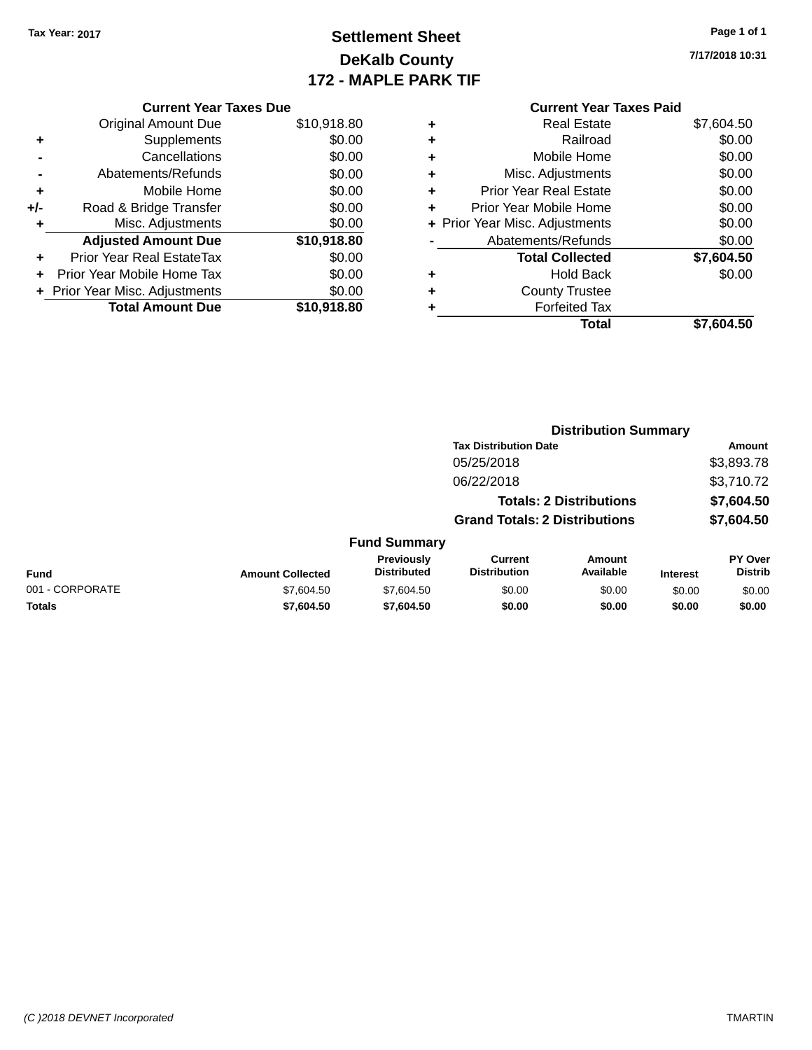**Tax Year: 2017**

# Settlement Sheet
## DeKalb County
## 172 - MAPLE PARK TIF

7/17/2018 10:31

| | Current Year Taxes Due | |
|---|---|---|
| | Original Amount Due | $10,918.80 |
| + | Supplements | $0.00 |
| - | Cancellations | $0.00 |
| - | Abatements/Refunds | $0.00 |
| + | Mobile Home | $0.00 |
| +/- | Road & Bridge Transfer | $0.00 |
| + | Misc. Adjustments | $0.00 |
| | **Adjusted Amount Due** | **$10,918.80** |
| + | Prior Year Real EstateTax | $0.00 |
| + | Prior Year Mobile Home Tax | $0.00 |
| + | Prior Year Misc. Adjustments | $0.00 |
| | **Total Amount Due** | **$10,918.80** |

| | Current Year Taxes Paid | |
|---|---|---|
| + | Real Estate | $7,604.50 |
| + | Railroad | $0.00 |
| + | Mobile Home | $0.00 |
| + | Misc. Adjustments | $0.00 |
| + | Prior Year Real Estate | $0.00 |
| + | Prior Year Mobile Home | $0.00 |
| + | Prior Year Misc. Adjustments | $0.00 |
| - | Abatements/Refunds | $0.00 |
| | **Total Collected** | **$7,604.50** |
| + | Hold Back | $0.00 |
| + | County Trustee | |
| + | Forfeited Tax | |
| | **Total** | **$7,604.50** |

### Distribution Summary

| Tax Distribution Date | Amount |
|---|---|
| 05/25/2018 | $3,893.78 |
| 06/22/2018 | $3,710.72 |
| **Totals: 2 Distributions** | **$7,604.50** |
| **Grand Totals: 2 Distributions** | **$7,604.50** |

### Fund Summary

| Fund | Amount Collected | Previously Distributed | Current Distribution | Amount Available | Interest | PY Over Distrib |
|---|---|---|---|---|---|---|
| 001 - CORPORATE | $7,604.50 | $7,604.50 | $0.00 | $0.00 | $0.00 | $0.00 |
| **Totals** | **$7,604.50** | **$7,604.50** | **$0.00** | **$0.00** | **$0.00** | **$0.00** |

(C )2018 DEVNET Incorporated TMARTIN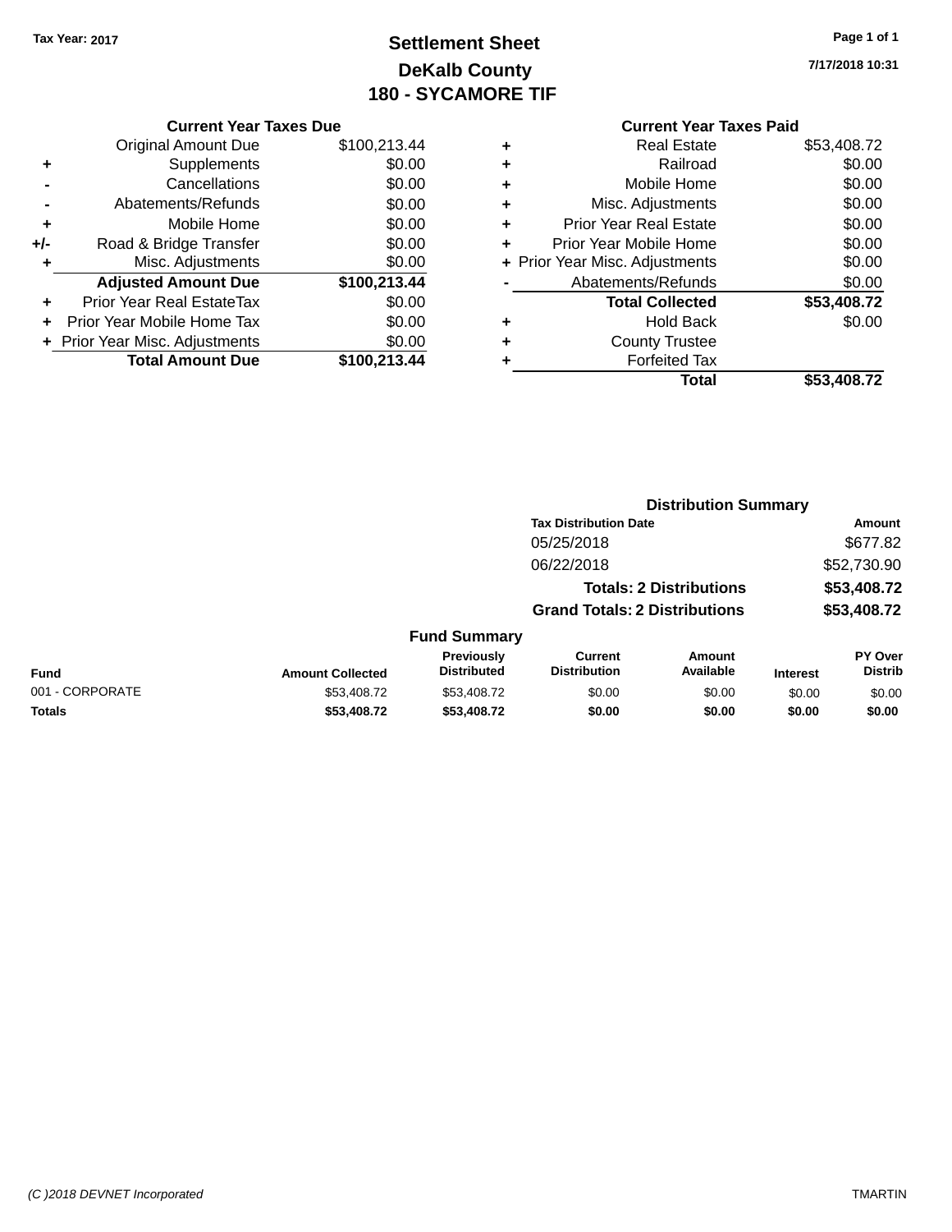Tax Year: 2017

# Settlement Sheet
## DeKalb County
## 180 - SYCAMORE TIF

7/17/2018 10:31

### Current Year Taxes Due

| | | |
|---|---|---|
| | Original Amount Due | $100,213.44 |
| + | Supplements | $0.00 |
| - | Cancellations | $0.00 |
| - | Abatements/Refunds | $0.00 |
| + | Mobile Home | $0.00 |
| +/- | Road & Bridge Transfer | $0.00 |
| + | Misc. Adjustments | $0.00 |
| | **Adjusted Amount Due** | **$100,213.44** |
| + | Prior Year Real EstateTax | $0.00 |
| + | Prior Year Mobile Home Tax | $0.00 |
| + | Prior Year Misc. Adjustments | $0.00 |
| | **Total Amount Due** | **$100,213.44** |

### Current Year Taxes Paid

| | | |
|---|---|---|
| + | Real Estate | $53,408.72 |
| + | Railroad | $0.00 |
| + | Mobile Home | $0.00 |
| + | Misc. Adjustments | $0.00 |
| + | Prior Year Real Estate | $0.00 |
| + | Prior Year Mobile Home | $0.00 |
| + | Prior Year Misc. Adjustments | $0.00 |
| - | Abatements/Refunds | $0.00 |
| | **Total Collected** | **$53,408.72** |
| + | Hold Back | $0.00 |
| + | County Trustee | |
| + | Forfeited Tax | |
| | **Total** | **$53,408.72** |

### Distribution Summary

| Tax Distribution Date | Amount |
|---|---|
| 05/25/2018 | $677.82 |
| 06/22/2018 | $52,730.90 |
| **Totals: 2 Distributions** | **$53,408.72** |
| **Grand Totals: 2 Distributions** | **$53,408.72** |

### Fund Summary

| Fund | Amount Collected | Previously Distributed | Current Distribution | Amount Available | Interest | PY Over Distrib |
|---|---|---|---|---|---|---|
| 001 - CORPORATE | $53,408.72 | $53,408.72 | $0.00 | $0.00 | $0.00 | $0.00 |
| **Totals** | **$53,408.72** | **$53,408.72** | **$0.00** | **$0.00** | **$0.00** | **$0.00** |

(C )2018 DEVNET Incorporated — TMARTIN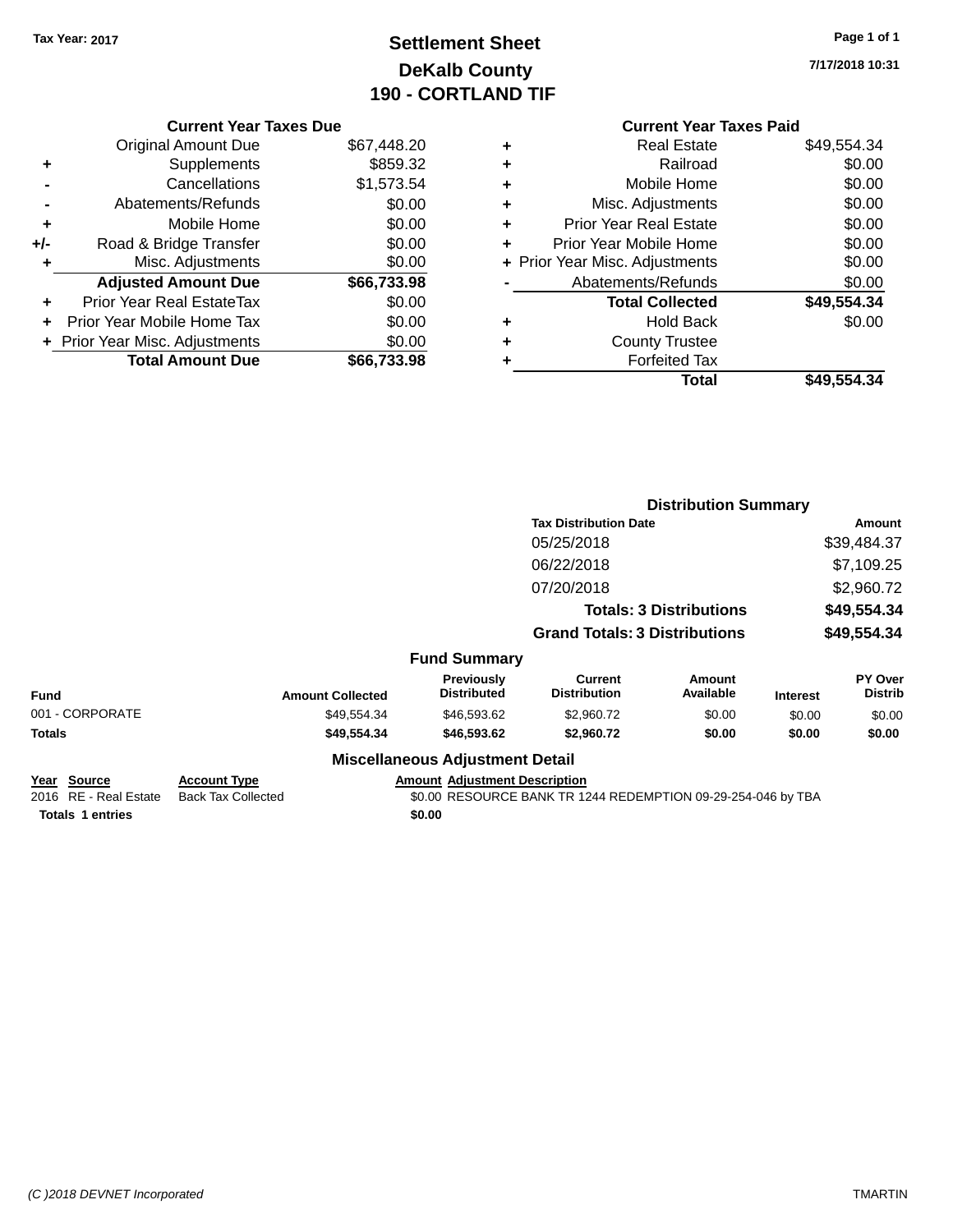Tax Year: 2017

# Settlement Sheet
## DeKalb County
## 190 - CORTLAND TIF

7/17/2018 10:31

### Current Year Taxes Due

| | | |
|---|---|---|
| | Original Amount Due | $67,448.20 |
| + | Supplements | $859.32 |
| - | Cancellations | $1,573.54 |
| - | Abatements/Refunds | $0.00 |
| + | Mobile Home | $0.00 |
| +/- | Road & Bridge Transfer | $0.00 |
| + | Misc. Adjustments | $0.00 |
| | **Adjusted Amount Due** | **$66,733.98** |
| + | Prior Year Real EstateTax | $0.00 |
| + | Prior Year Mobile Home Tax | $0.00 |
| + | Prior Year Misc. Adjustments | $0.00 |
| | **Total Amount Due** | **$66,733.98** |

### Current Year Taxes Paid

| | | |
|---|---|---|
| + | Real Estate | $49,554.34 |
| + | Railroad | $0.00 |
| + | Mobile Home | $0.00 |
| + | Misc. Adjustments | $0.00 |
| + | Prior Year Real Estate | $0.00 |
| + | Prior Year Mobile Home | $0.00 |
| + | Prior Year Misc. Adjustments | $0.00 |
| - | Abatements/Refunds | $0.00 |
| | **Total Collected** | **$49,554.34** |
| + | Hold Back | $0.00 |
| + | County Trustee | |
| + | Forfeited Tax | |
| | **Total** | **$49,554.34** |

### Distribution Summary

| Tax Distribution Date | Amount |
|---|---|
| 05/25/2018 | $39,484.37 |
| 06/22/2018 | $7,109.25 |
| 07/20/2018 | $2,960.72 |
| **Totals: 3 Distributions** | **$49,554.34** |
| **Grand Totals: 3 Distributions** | **$49,554.34** |

### Fund Summary

| Fund | Amount Collected | Previously Distributed | Current Distribution | Amount Available | Interest | PY Over Distrib |
|---|---|---|---|---|---|---|
| 001 - CORPORATE | $49,554.34 | $46,593.62 | $2,960.72 | $0.00 | $0.00 | $0.00 |
| **Totals** | **$49,554.34** | **$46,593.62** | **$2,960.72** | **$0.00** | **$0.00** | **$0.00** |

### Miscellaneous Adjustment Detail

| Year | Source | Account Type | Amount | Adjustment Description |
|---|---|---|---|---|
| 2016 | RE - Real Estate | Back Tax Collected | $0.00 | RESOURCE BANK TR 1244 REDEMPTION 09-29-254-046 by TBA |
| **Totals** | **1 entries** | | **$0.00** | |

(C )2018 DEVNET Incorporated TMARTIN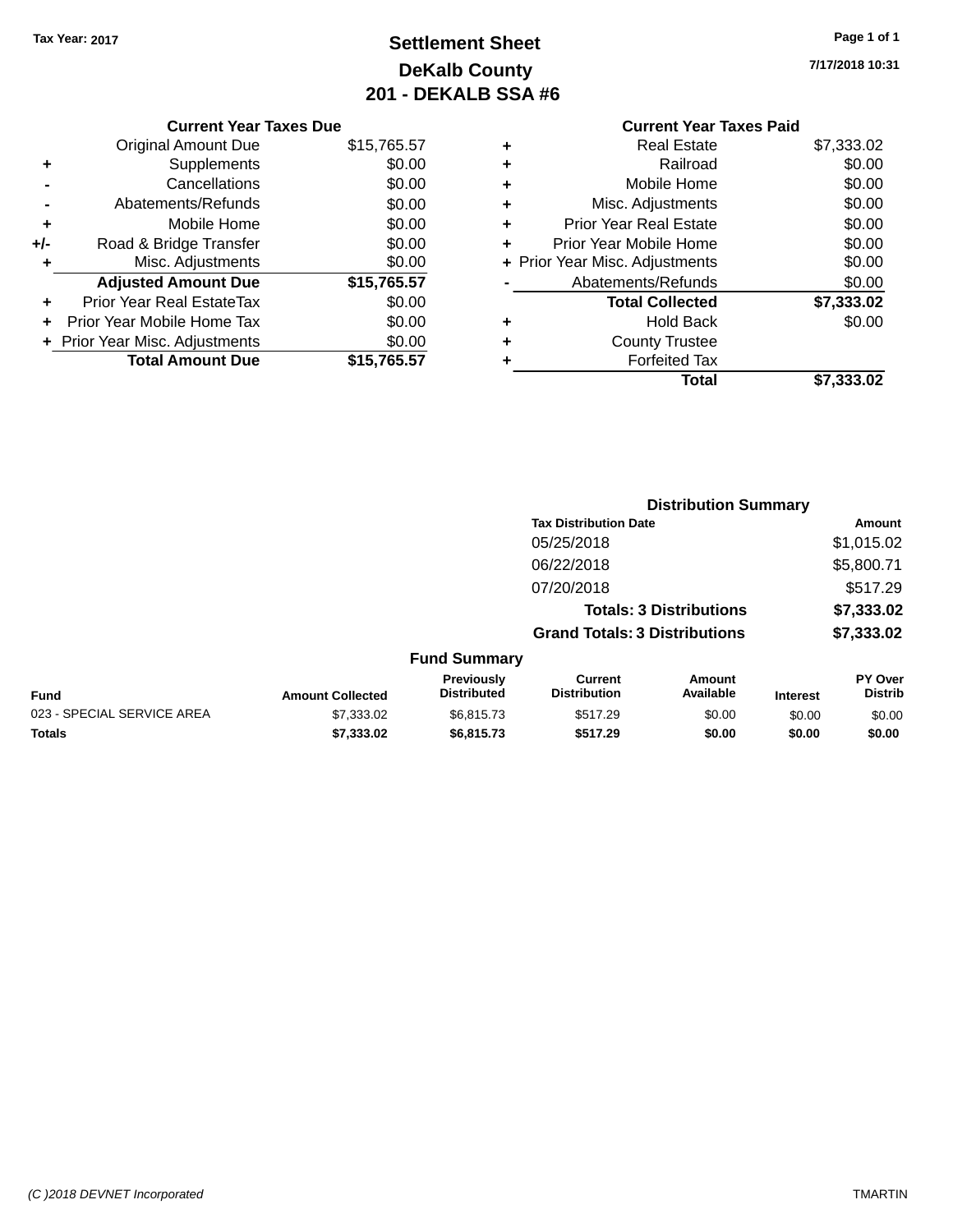Tax Year: 2017

# Settlement Sheet
## DeKalb County
## 201 - DEKALB SSA #6

7/17/2018 10:31

### Current Year Taxes Due

| | | |
|---|---|---|
| | Original Amount Due | $15,765.57 |
| + | Supplements | $0.00 |
| - | Cancellations | $0.00 |
| - | Abatements/Refunds | $0.00 |
| + | Mobile Home | $0.00 |
| +/- | Road & Bridge Transfer | $0.00 |
| + | Misc. Adjustments | $0.00 |
| | **Adjusted Amount Due** | **$15,765.57** |
| + | Prior Year Real EstateTax | $0.00 |
| + | Prior Year Mobile Home Tax | $0.00 |
| + | Prior Year Misc. Adjustments | $0.00 |
| | **Total Amount Due** | **$15,765.57** |

### Current Year Taxes Paid

| | | |
|---|---|---|
| + | Real Estate | $7,333.02 |
| + | Railroad | $0.00 |
| + | Mobile Home | $0.00 |
| + | Misc. Adjustments | $0.00 |
| + | Prior Year Real Estate | $0.00 |
| + | Prior Year Mobile Home | $0.00 |
| + | Prior Year Misc. Adjustments | $0.00 |
| - | Abatements/Refunds | $0.00 |
| | **Total Collected** | **$7,333.02** |
| + | Hold Back | $0.00 |
| + | County Trustee | |
| + | Forfeited Tax | |
| | **Total** | **$7,333.02** |

### Distribution Summary

| Tax Distribution Date | Amount |
|---|---|
| 05/25/2018 | $1,015.02 |
| 06/22/2018 | $5,800.71 |
| 07/20/2018 | $517.29 |
| **Totals: 3 Distributions** | **$7,333.02** |
| **Grand Totals: 3 Distributions** | **$7,333.02** |

### Fund Summary

| Fund | Amount Collected | Previously Distributed | Current Distribution | Amount Available | Interest | PY Over Distrib |
|---|---|---|---|---|---|---|
| 023 - SPECIAL SERVICE AREA | $7,333.02 | $6,815.73 | $517.29 | $0.00 | $0.00 | $0.00 |
| **Totals** | **$7,333.02** | **$6,815.73** | **$517.29** | **$0.00** | **$0.00** | **$0.00** |

(C )2018 DEVNET Incorporated TMARTIN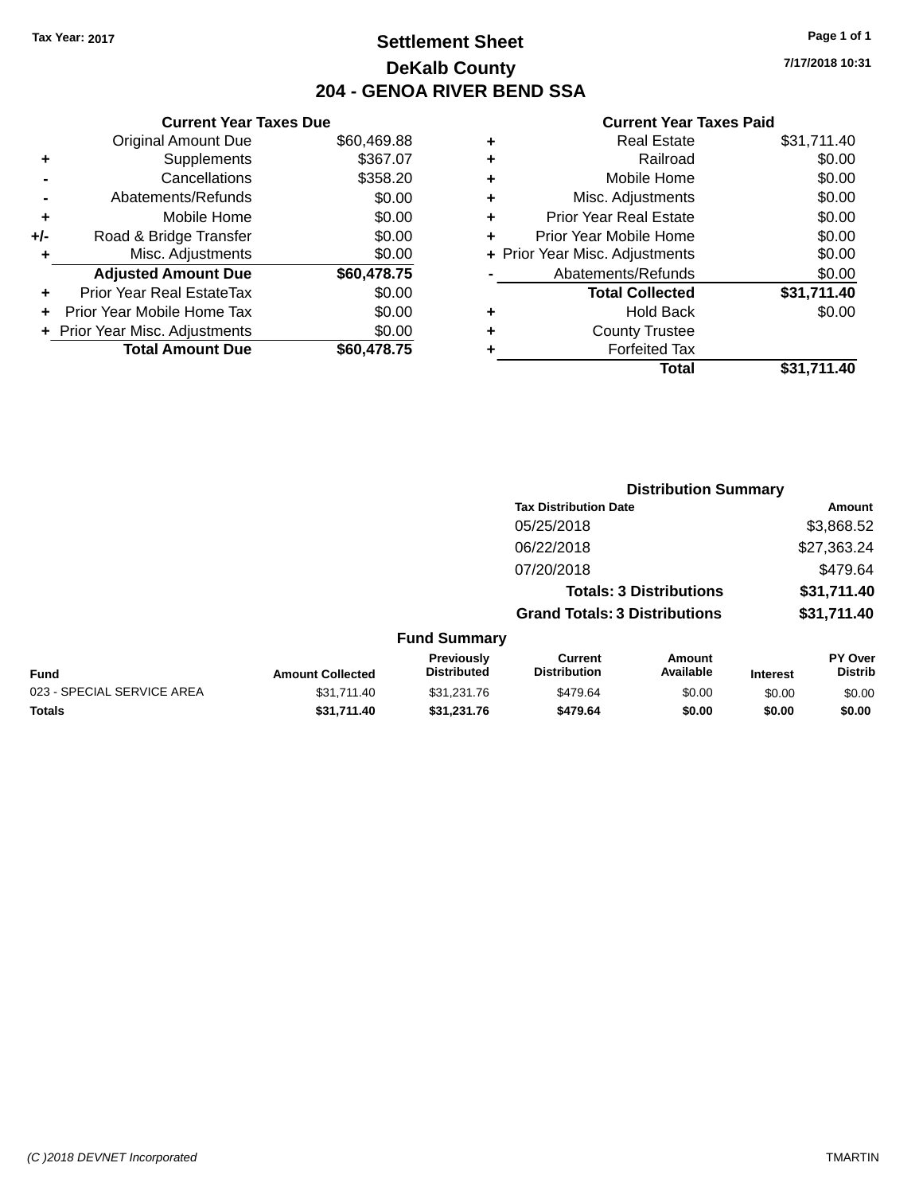Tax Year: 2017

# Settlement Sheet

## DeKalb County

## 204 - GENOA RIVER BEND SSA

7/17/2018 10:31

### Current Year Taxes Due

| | | |
|---|---|---|
| | Original Amount Due | $60,469.88 |
| + | Supplements | $367.07 |
| - | Cancellations | $358.20 |
| - | Abatements/Refunds | $0.00 |
| + | Mobile Home | $0.00 |
| +/- | Road & Bridge Transfer | $0.00 |
| + | Misc. Adjustments | $0.00 |
| | **Adjusted Amount Due** | **$60,478.75** |
| + | Prior Year Real EstateTax | $0.00 |
| + | Prior Year Mobile Home Tax | $0.00 |
| + | Prior Year Misc. Adjustments | $0.00 |
| | **Total Amount Due** | **$60,478.75** |

### Current Year Taxes Paid

| | | |
|---|---|---|
| + | Real Estate | $31,711.40 |
| + | Railroad | $0.00 |
| + | Mobile Home | $0.00 |
| + | Misc. Adjustments | $0.00 |
| + | Prior Year Real Estate | $0.00 |
| + | Prior Year Mobile Home | $0.00 |
| + | Prior Year Misc. Adjustments | $0.00 |
| - | Abatements/Refunds | $0.00 |
| | **Total Collected** | **$31,711.40** |
| + | Hold Back | $0.00 |
| + | County Trustee | |
| + | Forfeited Tax | |
| | **Total** | **$31,711.40** |

### Distribution Summary

| Tax Distribution Date | Amount |
|---|---|
| 05/25/2018 | $3,868.52 |
| 06/22/2018 | $27,363.24 |
| 07/20/2018 | $479.64 |
| **Totals: 3 Distributions** | **$31,711.40** |
| **Grand Totals: 3 Distributions** | **$31,711.40** |

### Fund Summary

| Fund | Amount Collected | Previously Distributed | Current Distribution | Amount Available | Interest | PY Over Distrib |
|---|---|---|---|---|---|---|
| 023 - SPECIAL SERVICE AREA | $31,711.40 | $31,231.76 | $479.64 | $0.00 | $0.00 | $0.00 |
| **Totals** | **$31,711.40** | **$31,231.76** | **$479.64** | **$0.00** | **$0.00** | **$0.00** |

(C )2018 DEVNET Incorporated TMARTIN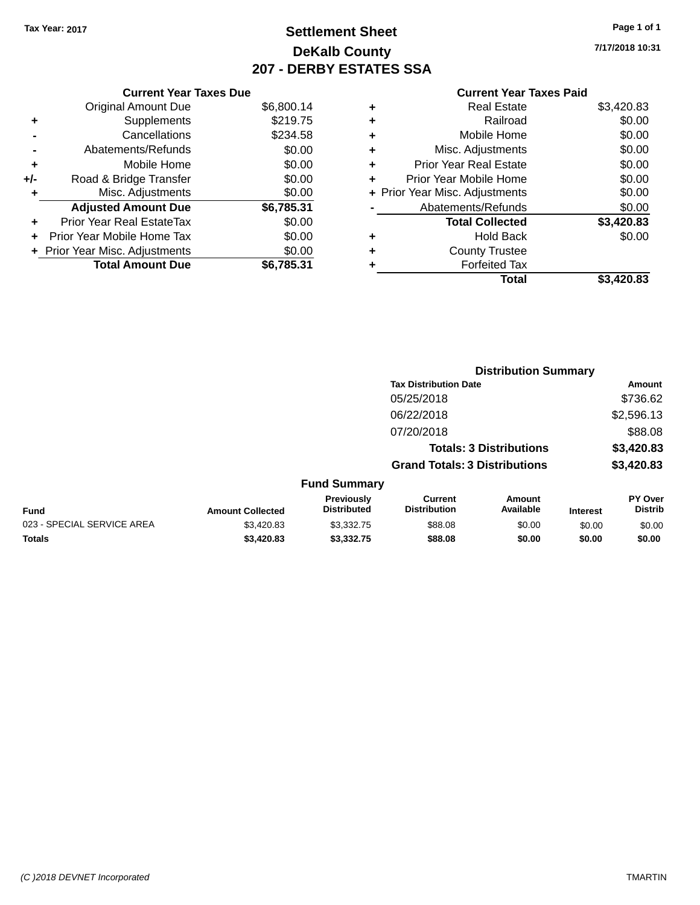Tax Year: 2017

# Settlement Sheet

## DeKalb County

## 207 - DERBY ESTATES SSA

7/17/2018 10:31

| | Current Year Taxes Due | |
|---|---|---|
| | Original Amount Due | $6,800.14 |
| + | Supplements | $219.75 |
| - | Cancellations | $234.58 |
| - | Abatements/Refunds | $0.00 |
| + | Mobile Home | $0.00 |
| +/- | Road & Bridge Transfer | $0.00 |
| + | Misc. Adjustments | $0.00 |
| | **Adjusted Amount Due** | **$6,785.31** |
| + | Prior Year Real EstateTax | $0.00 |
| + | Prior Year Mobile Home Tax | $0.00 |
| + | Prior Year Misc. Adjustments | $0.00 |
| | **Total Amount Due** | **$6,785.31** |

| | Current Year Taxes Paid | |
|---|---|---|
| + | Real Estate | $3,420.83 |
| + | Railroad | $0.00 |
| + | Mobile Home | $0.00 |
| + | Misc. Adjustments | $0.00 |
| + | Prior Year Real Estate | $0.00 |
| + | Prior Year Mobile Home | $0.00 |
| + | Prior Year Misc. Adjustments | $0.00 |
| - | Abatements/Refunds | $0.00 |
| | **Total Collected** | **$3,420.83** |
| + | Hold Back | $0.00 |
| + | County Trustee | |
| + | Forfeited Tax | |
| | **Total** | **$3,420.83** |

### Distribution Summary

| Tax Distribution Date | Amount |
|---|---|
| 05/25/2018 | $736.62 |
| 06/22/2018 | $2,596.13 |
| 07/20/2018 | $88.08 |
| **Totals: 3 Distributions** | **$3,420.83** |
| **Grand Totals: 3 Distributions** | **$3,420.83** |

### Fund Summary

| Fund | Amount Collected | Previously Distributed | Current Distribution | Amount Available | Interest | PY Over Distrib |
|---|---|---|---|---|---|---|
| 023 - SPECIAL SERVICE AREA | $3,420.83 | $3,332.75 | $88.08 | $0.00 | $0.00 | $0.00 |
| **Totals** | **$3,420.83** | **$3,332.75** | **$88.08** | **$0.00** | **$0.00** | **$0.00** |

(C )2018 DEVNET Incorporated TMARTIN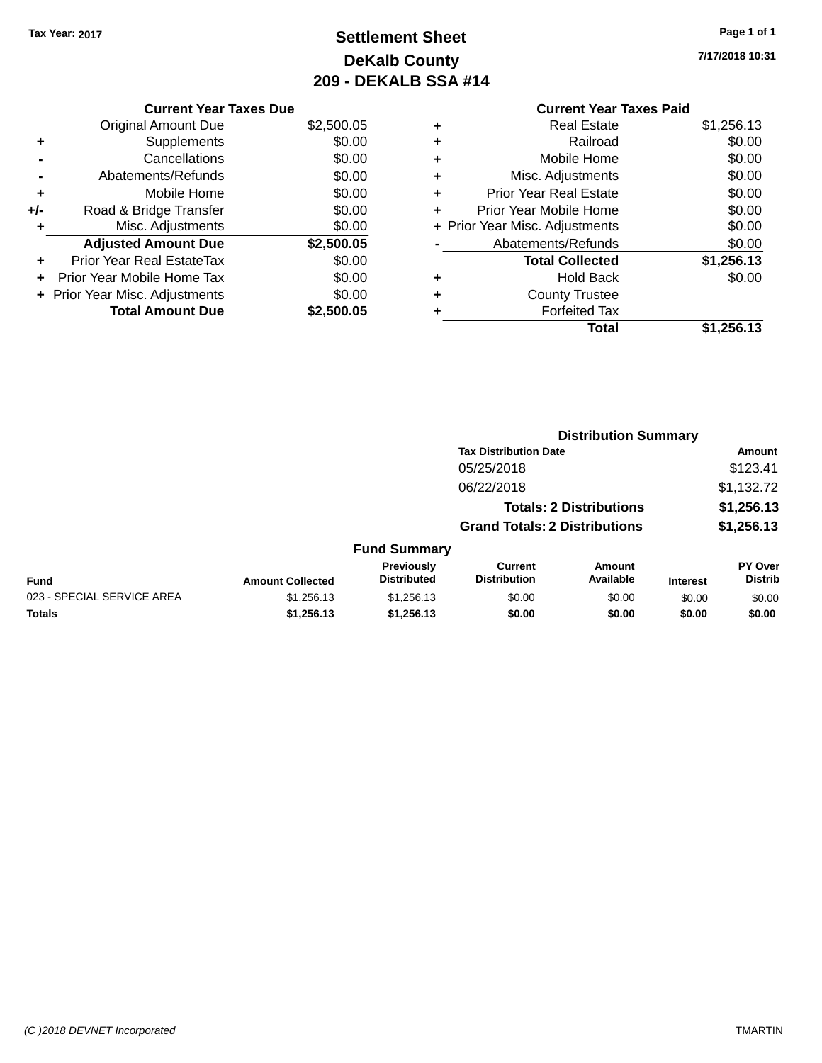Tax Year: 2017

# Settlement Sheet
## DeKalb County
## 209 - DEKALB SSA #14

7/17/2018 10:31

### Current Year Taxes Due

| | | |
|---|---|---|
| | Original Amount Due | $2,500.05 |
| + | Supplements | $0.00 |
| - | Cancellations | $0.00 |
| - | Abatements/Refunds | $0.00 |
| + | Mobile Home | $0.00 |
| +/- | Road & Bridge Transfer | $0.00 |
| + | Misc. Adjustments | $0.00 |
| | **Adjusted Amount Due** | **$2,500.05** |
| + | Prior Year Real EstateTax | $0.00 |
| + | Prior Year Mobile Home Tax | $0.00 |
| + | Prior Year Misc. Adjustments | $0.00 |
| | **Total Amount Due** | **$2,500.05** |

### Current Year Taxes Paid

| | | |
|---|---|---|
| + | Real Estate | $1,256.13 |
| + | Railroad | $0.00 |
| + | Mobile Home | $0.00 |
| + | Misc. Adjustments | $0.00 |
| + | Prior Year Real Estate | $0.00 |
| + | Prior Year Mobile Home | $0.00 |
| + | Prior Year Misc. Adjustments | $0.00 |
| - | Abatements/Refunds | $0.00 |
| | **Total Collected** | **$1,256.13** |
| + | Hold Back | $0.00 |
| + | County Trustee | |
| + | Forfeited Tax | |
| | **Total** | **$1,256.13** |

### Distribution Summary

| Tax Distribution Date | Amount |
|---|---|
| 05/25/2018 | $123.41 |
| 06/22/2018 | $1,132.72 |
| **Totals: 2 Distributions** | **$1,256.13** |
| **Grand Totals: 2 Distributions** | **$1,256.13** |

### Fund Summary

| Fund | Amount Collected | Previously Distributed | Current Distribution | Amount Available | Interest | PY Over Distrib |
|---|---|---|---|---|---|---|
| 023 - SPECIAL SERVICE AREA | $1,256.13 | $1,256.13 | $0.00 | $0.00 | $0.00 | $0.00 |
| **Totals** | **$1,256.13** | **$1,256.13** | **$0.00** | **$0.00** | **$0.00** | **$0.00** |

(C )2018 DEVNET Incorporated TMARTIN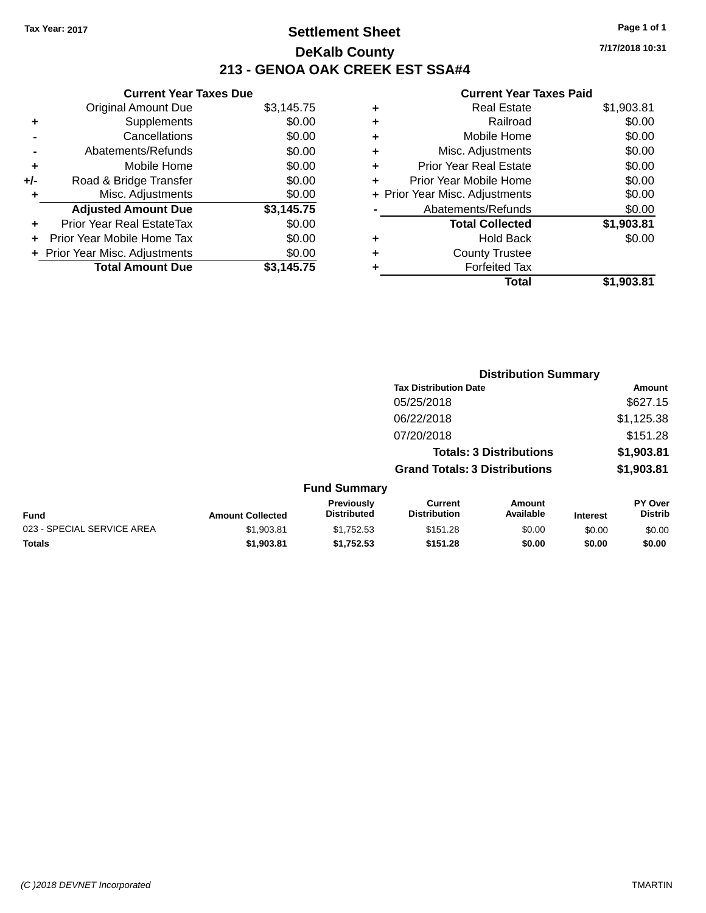**Tax Year: 2017**

# Settlement Sheet

## DeKalb County

## 213 - GENOA OAK CREEK EST SSA#4

**7/17/2018 10:31**

### Current Year Taxes Due

| | | |
|---|---|---|
| | Original Amount Due | $3,145.75 |
| + | Supplements | $0.00 |
| - | Cancellations | $0.00 |
| - | Abatements/Refunds | $0.00 |
| + | Mobile Home | $0.00 |
| +/- | Road & Bridge Transfer | $0.00 |
| + | Misc. Adjustments | $0.00 |
| | **Adjusted Amount Due** | **$3,145.75** |
| + | Prior Year Real EstateTax | $0.00 |
| + | Prior Year Mobile Home Tax | $0.00 |
| + | Prior Year Misc. Adjustments | $0.00 |
| | **Total Amount Due** | **$3,145.75** |

### Current Year Taxes Paid

| | | |
|---|---|---|
| + | Real Estate | $1,903.81 |
| + | Railroad | $0.00 |
| + | Mobile Home | $0.00 |
| + | Misc. Adjustments | $0.00 |
| + | Prior Year Real Estate | $0.00 |
| + | Prior Year Mobile Home | $0.00 |
| + | Prior Year Misc. Adjustments | $0.00 |
| - | Abatements/Refunds | $0.00 |
| | **Total Collected** | **$1,903.81** |
| + | Hold Back | $0.00 |
| + | County Trustee | |
| + | Forfeited Tax | |
| | **Total** | **$1,903.81** |

### Distribution Summary

| Tax Distribution Date | Amount |
|---|---|
| 05/25/2018 | $627.15 |
| 06/22/2018 | $1,125.38 |
| 07/20/2018 | $151.28 |
| **Totals: 3 Distributions** | **$1,903.81** |
| **Grand Totals: 3 Distributions** | **$1,903.81** |

### Fund Summary

| Fund | Amount Collected | Previously Distributed | Current Distribution | Amount Available | Interest | PY Over Distrib |
|---|---|---|---|---|---|---|
| 023 - SPECIAL SERVICE AREA | $1,903.81 | $1,752.53 | $151.28 | $0.00 | $0.00 | $0.00 |
| **Totals** | **$1,903.81** | **$1,752.53** | **$151.28** | **$0.00** | **$0.00** | **$0.00** |

(C )2018 DEVNET Incorporated TMARTIN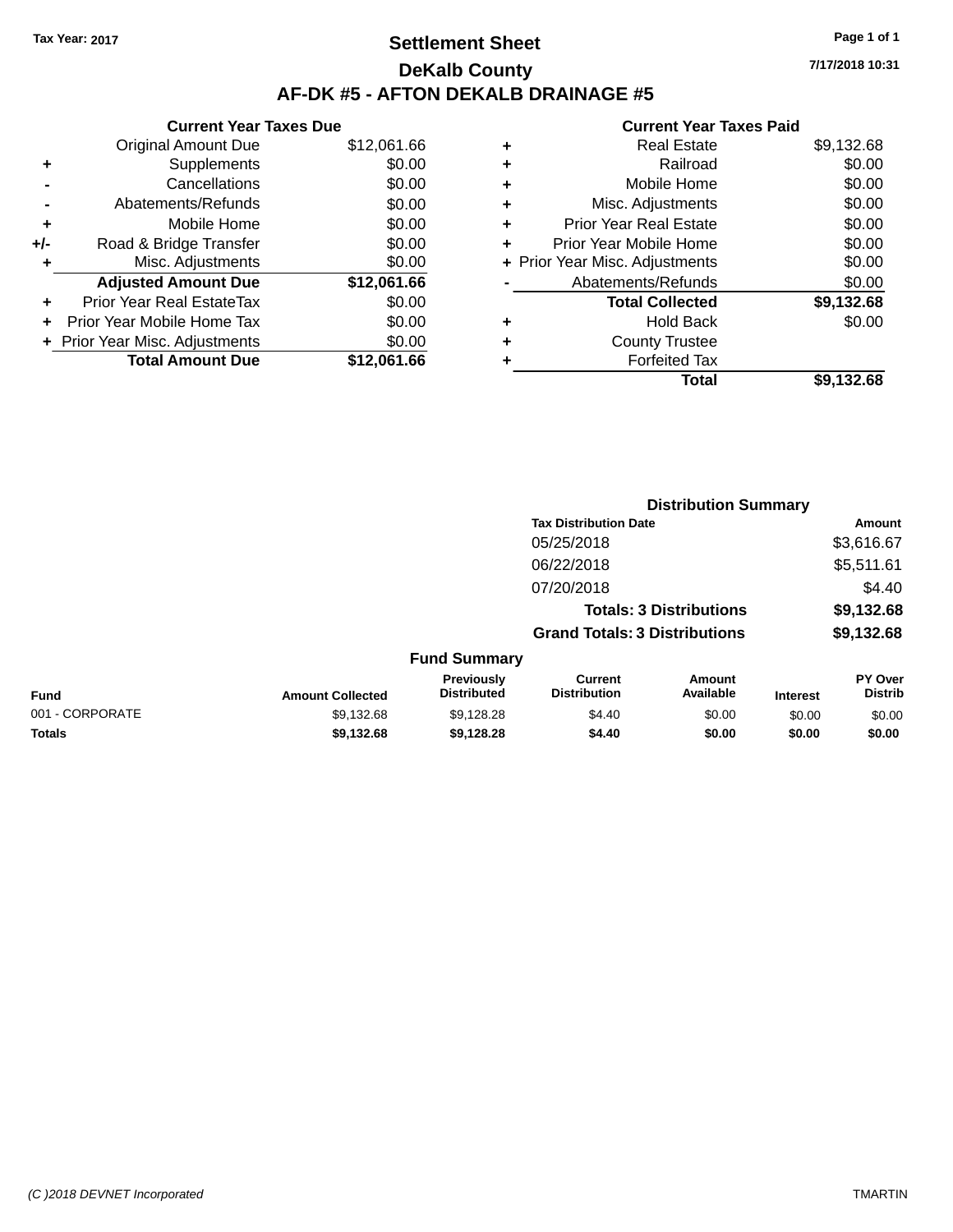Tax Year: 2017

# Settlement Sheet

## DeKalb County

## AF-DK #5 - AFTON DEKALB DRAINAGE #5

7/17/2018 10:31

### Current Year Taxes Due

| | | |
|---|---|---|
| | Original Amount Due | $12,061.66 |
| + | Supplements | $0.00 |
| - | Cancellations | $0.00 |
| - | Abatements/Refunds | $0.00 |
| + | Mobile Home | $0.00 |
| +/- | Road & Bridge Transfer | $0.00 |
| + | Misc. Adjustments | $0.00 |
| | **Adjusted Amount Due** | **$12,061.66** |
| + | Prior Year Real EstateTax | $0.00 |
| + | Prior Year Mobile Home Tax | $0.00 |
| + | Prior Year Misc. Adjustments | $0.00 |
| | **Total Amount Due** | **$12,061.66** |

### Current Year Taxes Paid

| | | |
|---|---|---|
| + | Real Estate | $9,132.68 |
| + | Railroad | $0.00 |
| + | Mobile Home | $0.00 |
| + | Misc. Adjustments | $0.00 |
| + | Prior Year Real Estate | $0.00 |
| + | Prior Year Mobile Home | $0.00 |
| + | Prior Year Misc. Adjustments | $0.00 |
| - | Abatements/Refunds | $0.00 |
| | **Total Collected** | **$9,132.68** |
| + | Hold Back | $0.00 |
| + | County Trustee | |
| + | Forfeited Tax | |
| | **Total** | **$9,132.68** |

### Distribution Summary

| Tax Distribution Date | Amount |
|---|---|
| 05/25/2018 | $3,616.67 |
| 06/22/2018 | $5,511.61 |
| 07/20/2018 | $4.40 |
| **Totals: 3 Distributions** | **$9,132.68** |
| **Grand Totals: 3 Distributions** | **$9,132.68** |

### Fund Summary

| Fund | Amount Collected | Previously Distributed | Current Distribution | Amount Available | Interest | PY Over Distrib |
|---|---|---|---|---|---|---|
| 001 - CORPORATE | $9,132.68 | $9,128.28 | $4.40 | $0.00 | $0.00 | $0.00 |
| **Totals** | **$9,132.68** | **$9,128.28** | **$4.40** | **$0.00** | **$0.00** | **$0.00** |

(C )2018 DEVNET Incorporated — TMARTIN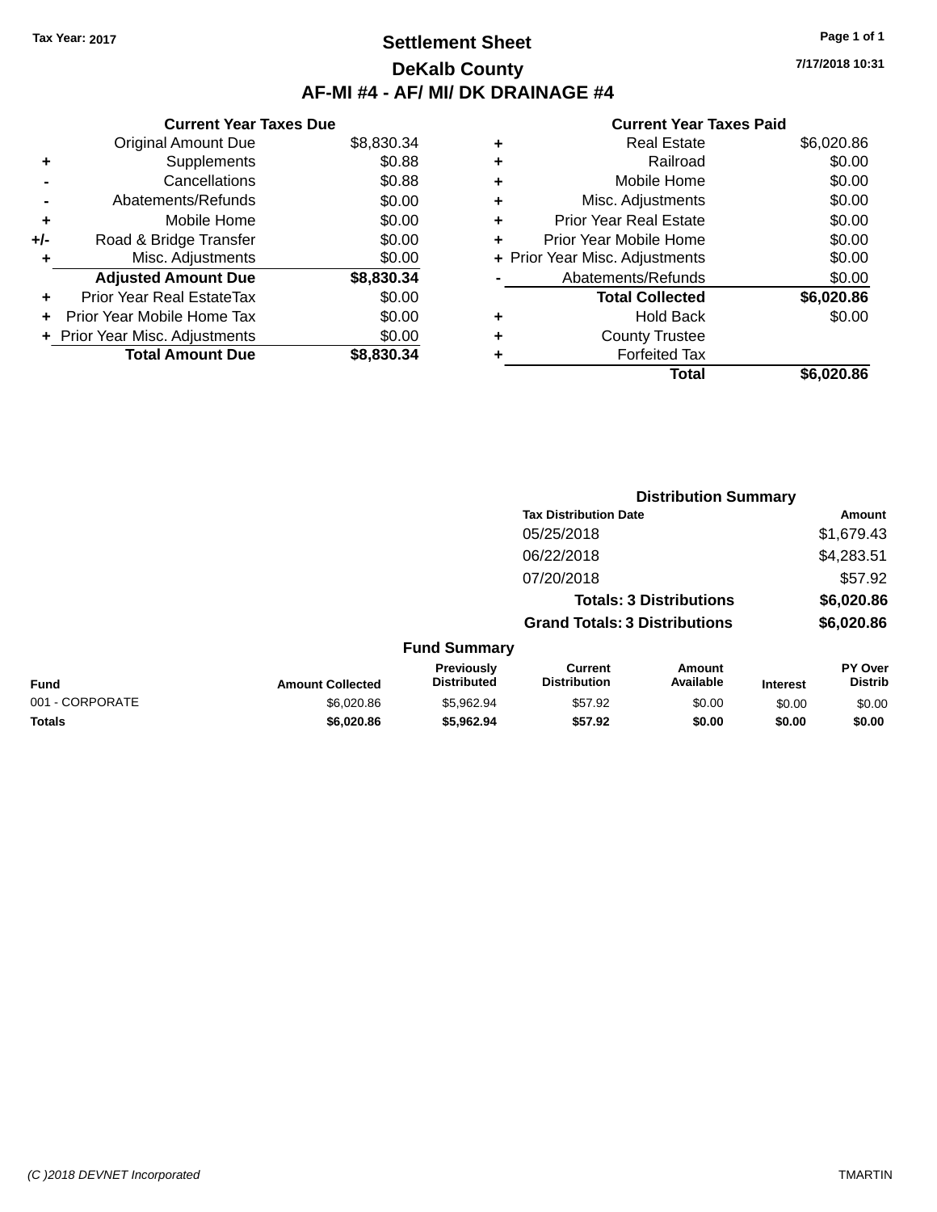**Tax Year: 2017**

# Settlement Sheet

## DeKalb County

## AF-MI #4 - AF/ MI/ DK DRAINAGE #4

7/17/2018 10:31

### Current Year Taxes Due

| | | |
|---|---|---|
| | Original Amount Due | $8,830.34 |
| + | Supplements | $0.88 |
| - | Cancellations | $0.88 |
| - | Abatements/Refunds | $0.00 |
| + | Mobile Home | $0.00 |
| +/- | Road & Bridge Transfer | $0.00 |
| + | Misc. Adjustments | $0.00 |
| | **Adjusted Amount Due** | **$8,830.34** |
| + | Prior Year Real EstateTax | $0.00 |
| + | Prior Year Mobile Home Tax | $0.00 |
| + | Prior Year Misc. Adjustments | $0.00 |
| | **Total Amount Due** | **$8,830.34** |

### Current Year Taxes Paid

| | | |
|---|---|---|
| + | Real Estate | $6,020.86 |
| + | Railroad | $0.00 |
| + | Mobile Home | $0.00 |
| + | Misc. Adjustments | $0.00 |
| + | Prior Year Real Estate | $0.00 |
| + | Prior Year Mobile Home | $0.00 |
| + | Prior Year Misc. Adjustments | $0.00 |
| - | Abatements/Refunds | $0.00 |
| | **Total Collected** | **$6,020.86** |
| + | Hold Back | $0.00 |
| + | County Trustee | |
| + | Forfeited Tax | |
| | **Total** | **$6,020.86** |

### Distribution Summary

| Tax Distribution Date | Amount |
|---|---|
| 05/25/2018 | $1,679.43 |
| 06/22/2018 | $4,283.51 |
| 07/20/2018 | $57.92 |
| **Totals: 3 Distributions** | **$6,020.86** |
| **Grand Totals: 3 Distributions** | **$6,020.86** |

### Fund Summary

| Fund | Amount Collected | Previously Distributed | Current Distribution | Amount Available | Interest | PY Over Distrib |
|---|---|---|---|---|---|---|
| 001 - CORPORATE | $6,020.86 | $5,962.94 | $57.92 | $0.00 | $0.00 | $0.00 |
| **Totals** | **$6,020.86** | **$5,962.94** | **$57.92** | **$0.00** | **$0.00** | **$0.00** |

(C )2018 DEVNET Incorporated TMARTIN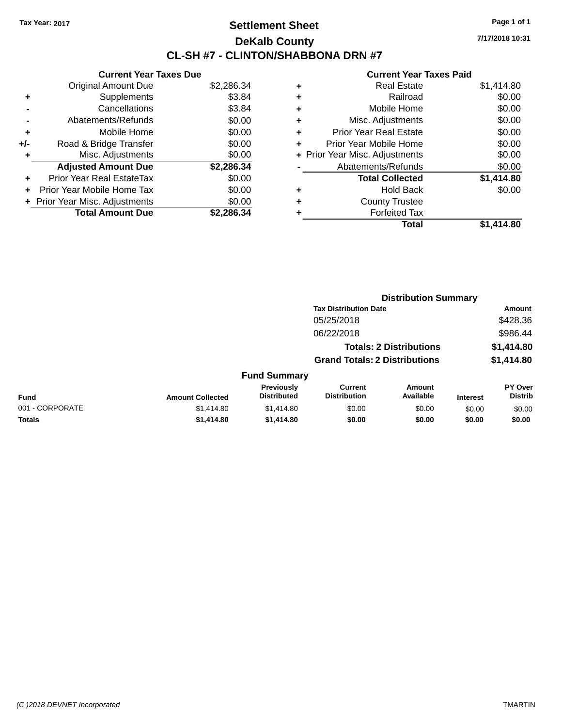Tax Year: 2017

# Settlement Sheet

## DeKalb County

## CL-SH #7 - CLINTON/SHABBONA DRN #7

7/17/2018 10:31

### Current Year Taxes Due

| | | |
|---|---|---|
| | Original Amount Due | $2,286.34 |
| + | Supplements | $3.84 |
| - | Cancellations | $3.84 |
| - | Abatements/Refunds | $0.00 |
| + | Mobile Home | $0.00 |
| +/- | Road & Bridge Transfer | $0.00 |
| + | Misc. Adjustments | $0.00 |
| | **Adjusted Amount Due** | **$2,286.34** |
| + | Prior Year Real EstateTax | $0.00 |
| + | Prior Year Mobile Home Tax | $0.00 |
| + | Prior Year Misc. Adjustments | $0.00 |
| | **Total Amount Due** | **$2,286.34** |

### Current Year Taxes Paid

| | | |
|---|---|---|
| + | Real Estate | $1,414.80 |
| + | Railroad | $0.00 |
| + | Mobile Home | $0.00 |
| + | Misc. Adjustments | $0.00 |
| + | Prior Year Real Estate | $0.00 |
| + | Prior Year Mobile Home | $0.00 |
| + | Prior Year Misc. Adjustments | $0.00 |
| - | Abatements/Refunds | $0.00 |
| | **Total Collected** | **$1,414.80** |
| + | Hold Back | $0.00 |
| + | County Trustee | |
| + | Forfeited Tax | |
| | **Total** | **$1,414.80** |

### Distribution Summary

| Tax Distribution Date | Amount |
|---|---|
| 05/25/2018 | $428.36 |
| 06/22/2018 | $986.44 |
| **Totals: 2 Distributions** | **$1,414.80** |
| **Grand Totals: 2 Distributions** | **$1,414.80** |

### Fund Summary

| Fund | Amount Collected | Previously Distributed | Current Distribution | Amount Available | Interest | PY Over Distrib |
|---|---|---|---|---|---|---|
| 001 - CORPORATE | $1,414.80 | $1,414.80 | $0.00 | $0.00 | $0.00 | $0.00 |
| **Totals** | **$1,414.80** | **$1,414.80** | **$0.00** | **$0.00** | **$0.00** | **$0.00** |

(C )2018 DEVNET Incorporated TMARTIN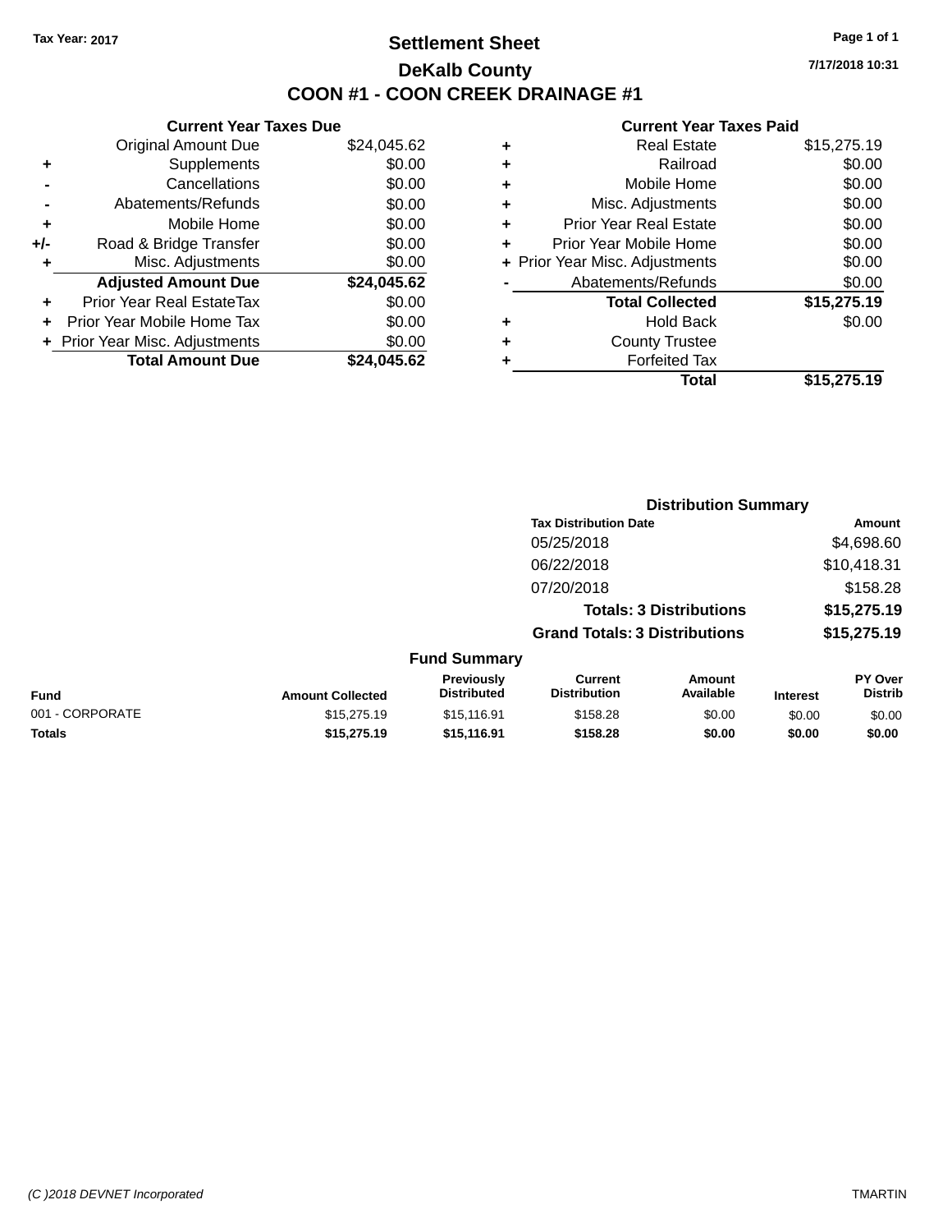Tax Year: 2017

# Settlement Sheet

## DeKalb County

## COON #1 - COON CREEK DRAINAGE #1

7/17/2018 10:31

### Current Year Taxes Due

| | | |
|---|---|---|
| | Original Amount Due | $24,045.62 |
| + | Supplements | $0.00 |
| - | Cancellations | $0.00 |
| - | Abatements/Refunds | $0.00 |
| + | Mobile Home | $0.00 |
| +/- | Road & Bridge Transfer | $0.00 |
| + | Misc. Adjustments | $0.00 |
| | **Adjusted Amount Due** | **$24,045.62** |
| + | Prior Year Real EstateTax | $0.00 |
| + | Prior Year Mobile Home Tax | $0.00 |
| + | Prior Year Misc. Adjustments | $0.00 |
| | **Total Amount Due** | **$24,045.62** |

### Current Year Taxes Paid

| | | |
|---|---|---|
| + | Real Estate | $15,275.19 |
| + | Railroad | $0.00 |
| + | Mobile Home | $0.00 |
| + | Misc. Adjustments | $0.00 |
| + | Prior Year Real Estate | $0.00 |
| + | Prior Year Mobile Home | $0.00 |
| + | Prior Year Misc. Adjustments | $0.00 |
| - | Abatements/Refunds | $0.00 |
| | **Total Collected** | **$15,275.19** |
| + | Hold Back | $0.00 |
| + | County Trustee | |
| + | Forfeited Tax | |
| | **Total** | **$15,275.19** |

### Distribution Summary

| Tax Distribution Date | Amount |
|---|---|
| 05/25/2018 | $4,698.60 |
| 06/22/2018 | $10,418.31 |
| 07/20/2018 | $158.28 |
| **Totals: 3 Distributions** | **$15,275.19** |
| **Grand Totals: 3 Distributions** | **$15,275.19** |

### Fund Summary

| Fund | Amount Collected | Previously Distributed | Current Distribution | Amount Available | Interest | PY Over Distrib |
|---|---|---|---|---|---|---|
| 001 - CORPORATE | $15,275.19 | $15,116.91 | $158.28 | $0.00 | $0.00 | $0.00 |
| **Totals** | **$15,275.19** | **$15,116.91** | **$158.28** | **$0.00** | **$0.00** | **$0.00** |

(C )2018 DEVNET Incorporated TMARTIN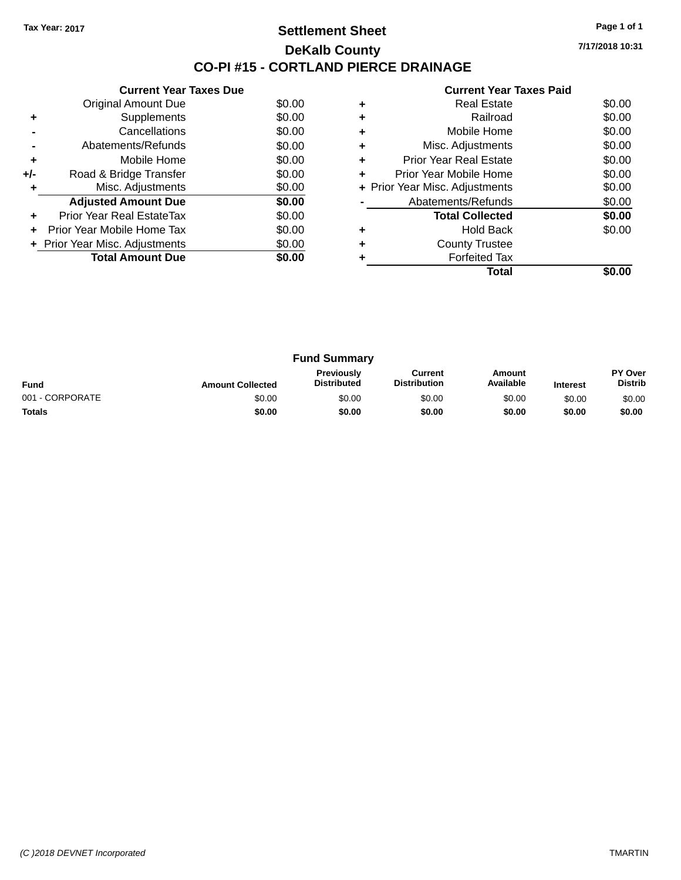Tax Year: 2017

# Settlement Sheet

## DeKalb County

## CO-PI #15 - CORTLAND PIERCE DRAINAGE

7/17/2018 10:31

### Current Year Taxes Due

| | | |
|---|---|---|
| | Original Amount Due | $0.00 |
| + | Supplements | $0.00 |
| - | Cancellations | $0.00 |
| - | Abatements/Refunds | $0.00 |
| + | Mobile Home | $0.00 |
| +/- | Road & Bridge Transfer | $0.00 |
| + | Misc. Adjustments | $0.00 |
| | **Adjusted Amount Due** | **$0.00** |
| + | Prior Year Real EstateTax | $0.00 |
| + | Prior Year Mobile Home Tax | $0.00 |
| + | Prior Year Misc. Adjustments | $0.00 |
| | **Total Amount Due** | **$0.00** |

### Current Year Taxes Paid

| | | |
|---|---|---|
| + | Real Estate | $0.00 |
| + | Railroad | $0.00 |
| + | Mobile Home | $0.00 |
| + | Misc. Adjustments | $0.00 |
| + | Prior Year Real Estate | $0.00 |
| + | Prior Year Mobile Home | $0.00 |
| + | Prior Year Misc. Adjustments | $0.00 |
| - | Abatements/Refunds | $0.00 |
| | **Total Collected** | **$0.00** |
| + | Hold Back | $0.00 |
| + | County Trustee | |
| + | Forfeited Tax | |
| | **Total** | **$0.00** |

### Fund Summary

| Fund | Amount Collected | Previously Distributed | Current Distribution | Amount Available | Interest | PY Over Distrib |
|---|---|---|---|---|---|---|
| 001 - CORPORATE | $0.00 | $0.00 | $0.00 | $0.00 | $0.00 | $0.00 |
| **Totals** | **$0.00** | **$0.00** | **$0.00** | **$0.00** | **$0.00** | **$0.00** |

(C )2018 DEVNET Incorporated

TMARTIN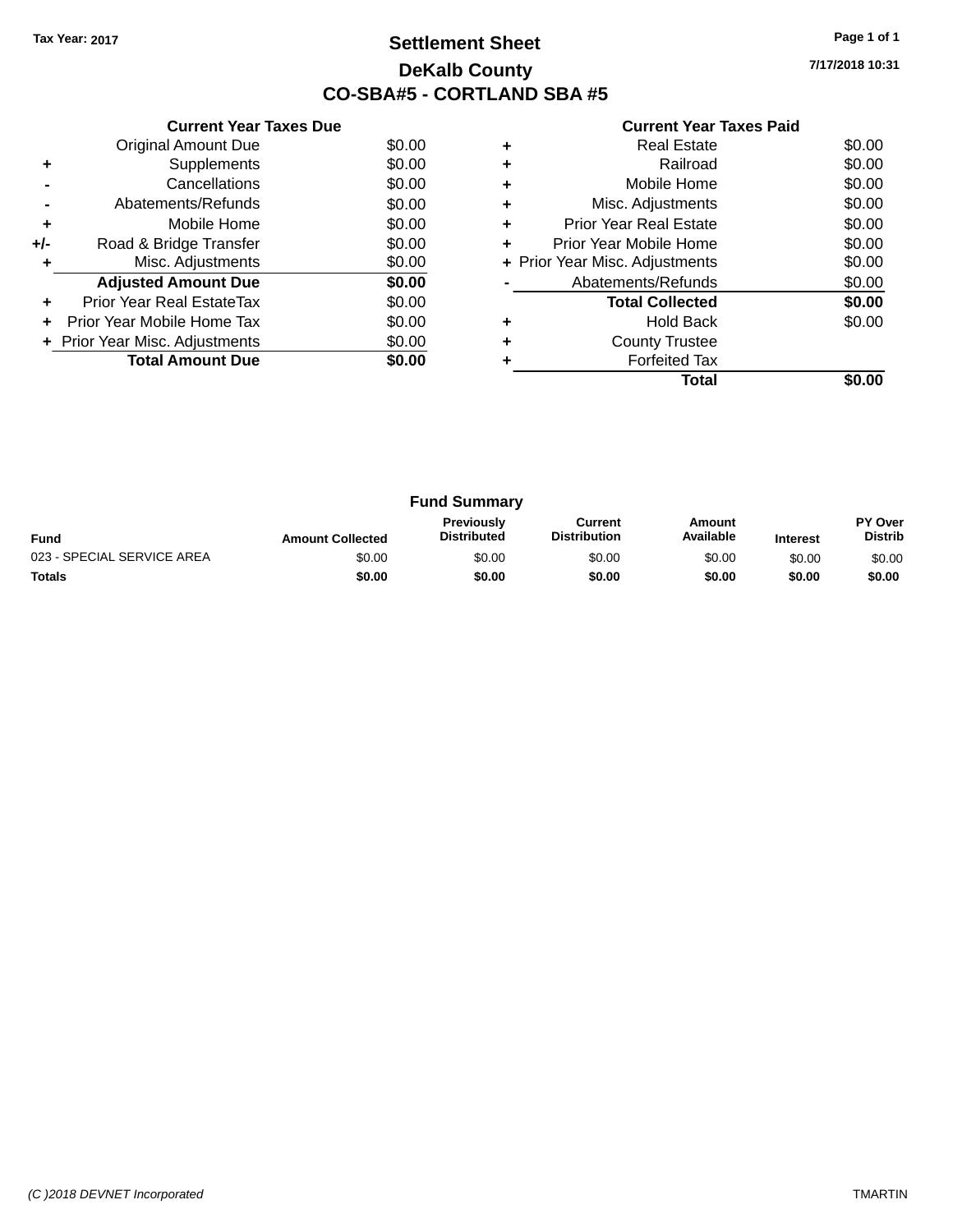Tax Year: 2017

# Settlement Sheet

## DeKalb County

## CO-SBA#5 - CORTLAND SBA #5

7/17/2018 10:31

### Current Year Taxes Due

| | | |
|---|---|---|
| | Original Amount Due | $0.00 |
| + | Supplements | $0.00 |
| - | Cancellations | $0.00 |
| - | Abatements/Refunds | $0.00 |
| + | Mobile Home | $0.00 |
| +/- | Road & Bridge Transfer | $0.00 |
| + | Misc. Adjustments | $0.00 |
| | **Adjusted Amount Due** | **$0.00** |
| + | Prior Year Real EstateTax | $0.00 |
| + | Prior Year Mobile Home Tax | $0.00 |
| + | Prior Year Misc. Adjustments | $0.00 |
| | **Total Amount Due** | **$0.00** |

### Current Year Taxes Paid

| | | |
|---|---|---|
| + | Real Estate | $0.00 |
| + | Railroad | $0.00 |
| + | Mobile Home | $0.00 |
| + | Misc. Adjustments | $0.00 |
| + | Prior Year Real Estate | $0.00 |
| + | Prior Year Mobile Home | $0.00 |
| + | Prior Year Misc. Adjustments | $0.00 |
| - | Abatements/Refunds | $0.00 |
| | **Total Collected** | **$0.00** |
| + | Hold Back | $0.00 |
| + | County Trustee | |
| + | Forfeited Tax | |
| | **Total** | **$0.00** |

### Fund Summary

| Fund | Amount Collected | Previously Distributed | Current Distribution | Amount Available | Interest | PY Over Distrib |
|---|---|---|---|---|---|---|
| 023 - SPECIAL SERVICE AREA | $0.00 | $0.00 | $0.00 | $0.00 | $0.00 | $0.00 |
| **Totals** | **$0.00** | **$0.00** | **$0.00** | **$0.00** | **$0.00** | **$0.00** |

(C )2018 DEVNET Incorporated TMARTIN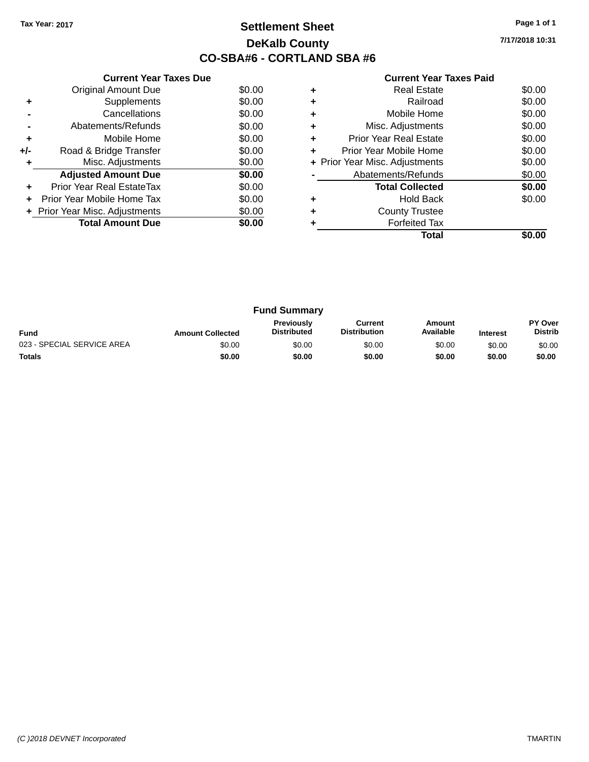Tax Year: 2017

# Settlement Sheet

## DeKalb County

## CO-SBA#6 - CORTLAND SBA #6

7/17/2018 10:31

### Current Year Taxes Due

| | | |
|---|---|---|
| | Original Amount Due | $0.00 |
| + | Supplements | $0.00 |
| - | Cancellations | $0.00 |
| - | Abatements/Refunds | $0.00 |
| + | Mobile Home | $0.00 |
| +/- | Road & Bridge Transfer | $0.00 |
| + | Misc. Adjustments | $0.00 |
| | **Adjusted Amount Due** | **$0.00** |
| + | Prior Year Real EstateTax | $0.00 |
| + | Prior Year Mobile Home Tax | $0.00 |
| + | Prior Year Misc. Adjustments | $0.00 |
| | **Total Amount Due** | **$0.00** |

### Current Year Taxes Paid

| | | |
|---|---|---|
| + | Real Estate | $0.00 |
| + | Railroad | $0.00 |
| + | Mobile Home | $0.00 |
| + | Misc. Adjustments | $0.00 |
| + | Prior Year Real Estate | $0.00 |
| + | Prior Year Mobile Home | $0.00 |
| + | Prior Year Misc. Adjustments | $0.00 |
| - | Abatements/Refunds | $0.00 |
| | **Total Collected** | **$0.00** |
| + | Hold Back | $0.00 |
| + | County Trustee | |
| + | Forfeited Tax | |
| | **Total** | **$0.00** |

### Fund Summary

| Fund | Amount Collected | Previously Distributed | Current Distribution | Amount Available | Interest | PY Over Distrib |
|---|---|---|---|---|---|---|
| 023 - SPECIAL SERVICE AREA | $0.00 | $0.00 | $0.00 | $0.00 | $0.00 | $0.00 |
| **Totals** | **$0.00** | **$0.00** | **$0.00** | **$0.00** | **$0.00** | **$0.00** |

(C )2018 DEVNET Incorporated

TMARTIN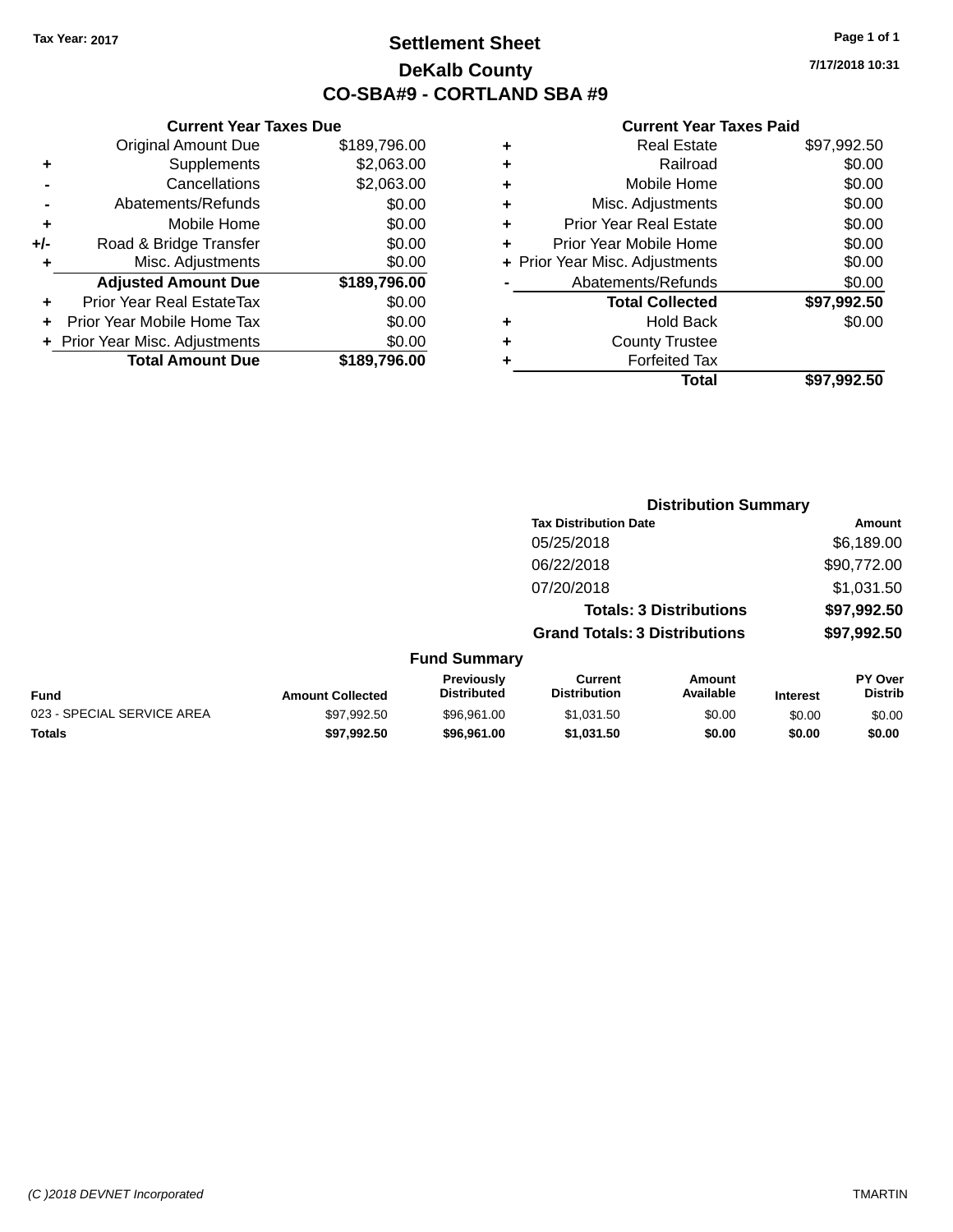Tax Year: 2017

# Settlement Sheet

## DeKalb County

## CO-SBA#9 - CORTLAND SBA #9

7/17/2018 10:31

### Current Year Taxes Due

| | | |
|---|---|---|
| | Original Amount Due | $189,796.00 |
| + | Supplements | $2,063.00 |
| - | Cancellations | $2,063.00 |
| - | Abatements/Refunds | $0.00 |
| + | Mobile Home | $0.00 |
| +/- | Road & Bridge Transfer | $0.00 |
| + | Misc. Adjustments | $0.00 |
| | **Adjusted Amount Due** | **$189,796.00** |
| + | Prior Year Real EstateTax | $0.00 |
| + | Prior Year Mobile Home Tax | $0.00 |
| + | Prior Year Misc. Adjustments | $0.00 |
| | **Total Amount Due** | **$189,796.00** |

### Current Year Taxes Paid

| | | |
|---|---|---|
| + | Real Estate | $97,992.50 |
| + | Railroad | $0.00 |
| + | Mobile Home | $0.00 |
| + | Misc. Adjustments | $0.00 |
| + | Prior Year Real Estate | $0.00 |
| + | Prior Year Mobile Home | $0.00 |
| + | Prior Year Misc. Adjustments | $0.00 |
| - | Abatements/Refunds | $0.00 |
| | **Total Collected** | **$97,992.50** |
| + | Hold Back | $0.00 |
| + | County Trustee | |
| + | Forfeited Tax | |
| | **Total** | **$97,992.50** |

### Distribution Summary

| Tax Distribution Date | Amount |
|---|---|
| 05/25/2018 | $6,189.00 |
| 06/22/2018 | $90,772.00 |
| 07/20/2018 | $1,031.50 |
| **Totals: 3 Distributions** | **$97,992.50** |
| **Grand Totals: 3 Distributions** | **$97,992.50** |

### Fund Summary

| Fund | Amount Collected | Previously Distributed | Current Distribution | Amount Available | Interest | PY Over Distrib |
|---|---|---|---|---|---|---|
| 023 - SPECIAL SERVICE AREA | $97,992.50 | $96,961.00 | $1,031.50 | $0.00 | $0.00 | $0.00 |
| **Totals** | **$97,992.50** | **$96,961.00** | **$1,031.50** | **$0.00** | **$0.00** | **$0.00** |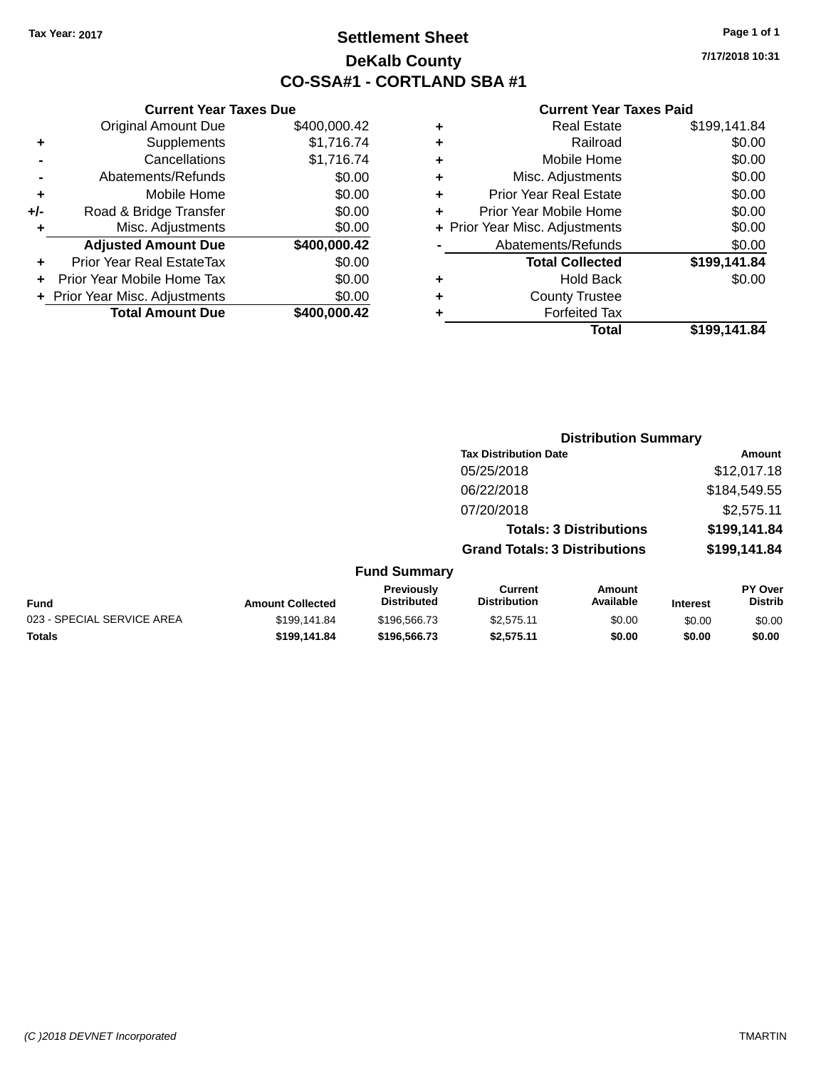Tax Year: 2017

# Settlement Sheet

## DeKalb County

## CO-SSA#1 - CORTLAND SBA #1

7/17/2018 10:31

### Current Year Taxes Due

| | | |
|---|---|---|
| | Original Amount Due | $400,000.42 |
| + | Supplements | $1,716.74 |
| - | Cancellations | $1,716.74 |
| - | Abatements/Refunds | $0.00 |
| + | Mobile Home | $0.00 |
| +/- | Road & Bridge Transfer | $0.00 |
| + | Misc. Adjustments | $0.00 |
| | **Adjusted Amount Due** | **$400,000.42** |
| + | Prior Year Real EstateTax | $0.00 |
| + | Prior Year Mobile Home Tax | $0.00 |
| + | Prior Year Misc. Adjustments | $0.00 |
| | **Total Amount Due** | **$400,000.42** |

### Current Year Taxes Paid

| | | |
|---|---|---|
| + | Real Estate | $199,141.84 |
| + | Railroad | $0.00 |
| + | Mobile Home | $0.00 |
| + | Misc. Adjustments | $0.00 |
| + | Prior Year Real Estate | $0.00 |
| + | Prior Year Mobile Home | $0.00 |
| + | Prior Year Misc. Adjustments | $0.00 |
| - | Abatements/Refunds | $0.00 |
| | **Total Collected** | **$199,141.84** |
| + | Hold Back | $0.00 |
| + | County Trustee | |
| + | Forfeited Tax | |
| | **Total** | **$199,141.84** |

### Distribution Summary

| Tax Distribution Date | Amount |
|---|---|
| 05/25/2018 | $12,017.18 |
| 06/22/2018 | $184,549.55 |
| 07/20/2018 | $2,575.11 |
| **Totals: 3 Distributions** | **$199,141.84** |
| **Grand Totals: 3 Distributions** | **$199,141.84** |

### Fund Summary

| Fund | Amount Collected | Previously Distributed | Current Distribution | Amount Available | Interest | PY Over Distrib |
|---|---|---|---|---|---|---|
| 023 - SPECIAL SERVICE AREA | $199,141.84 | $196,566.73 | $2,575.11 | $0.00 | $0.00 | $0.00 |
| **Totals** | **$199,141.84** | **$196,566.73** | **$2,575.11** | **$0.00** | **$0.00** | **$0.00** |

(C )2018 DEVNET Incorporated TMARTIN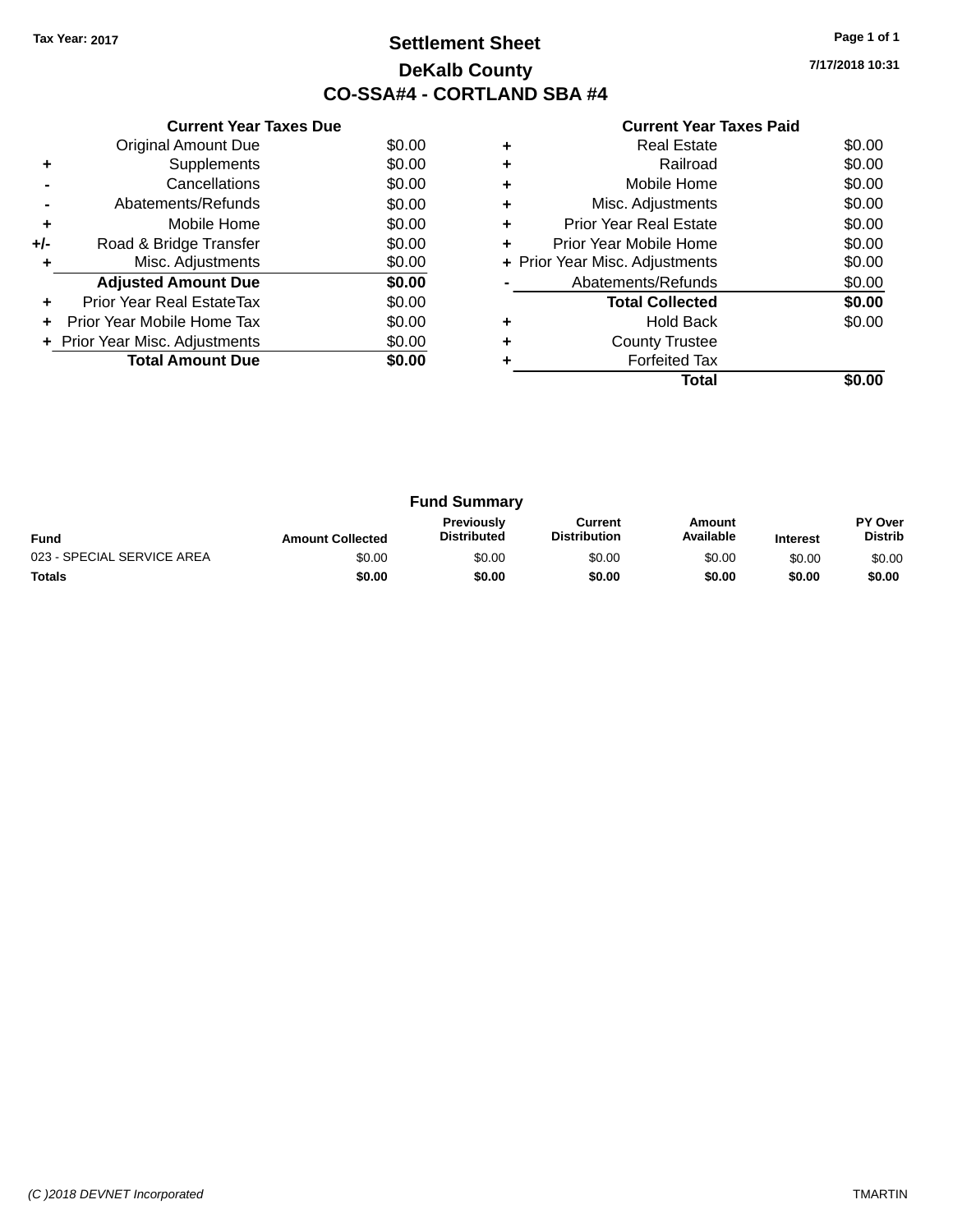Tax Year: 2017

# Settlement Sheet

## DeKalb County

## CO-SSA#4 - CORTLAND SBA #4

7/17/2018 10:31

### Current Year Taxes Due

| | | |
|---|---|---|
| | Original Amount Due | $0.00 |
| + | Supplements | $0.00 |
| - | Cancellations | $0.00 |
| - | Abatements/Refunds | $0.00 |
| + | Mobile Home | $0.00 |
| +/- | Road & Bridge Transfer | $0.00 |
| + | Misc. Adjustments | $0.00 |
| | **Adjusted Amount Due** | **$0.00** |
| + | Prior Year Real EstateTax | $0.00 |
| + | Prior Year Mobile Home Tax | $0.00 |
| + | Prior Year Misc. Adjustments | $0.00 |
| | **Total Amount Due** | **$0.00** |

### Current Year Taxes Paid

| | | |
|---|---|---|
| + | Real Estate | $0.00 |
| + | Railroad | $0.00 |
| + | Mobile Home | $0.00 |
| + | Misc. Adjustments | $0.00 |
| + | Prior Year Real Estate | $0.00 |
| + | Prior Year Mobile Home | $0.00 |
| + | Prior Year Misc. Adjustments | $0.00 |
| - | Abatements/Refunds | $0.00 |
| | **Total Collected** | **$0.00** |
| + | Hold Back | $0.00 |
| + | County Trustee | |
| + | Forfeited Tax | |
| | **Total** | **$0.00** |

### Fund Summary

| Fund | Amount Collected | Previously Distributed | Current Distribution | Amount Available | Interest | PY Over Distrib |
|---|---|---|---|---|---|---|
| 023 - SPECIAL SERVICE AREA | $0.00 | $0.00 | $0.00 | $0.00 | $0.00 | $0.00 |
| **Totals** | **$0.00** | **$0.00** | **$0.00** | **$0.00** | **$0.00** | **$0.00** |

(C )2018 DEVNET Incorporated TMARTIN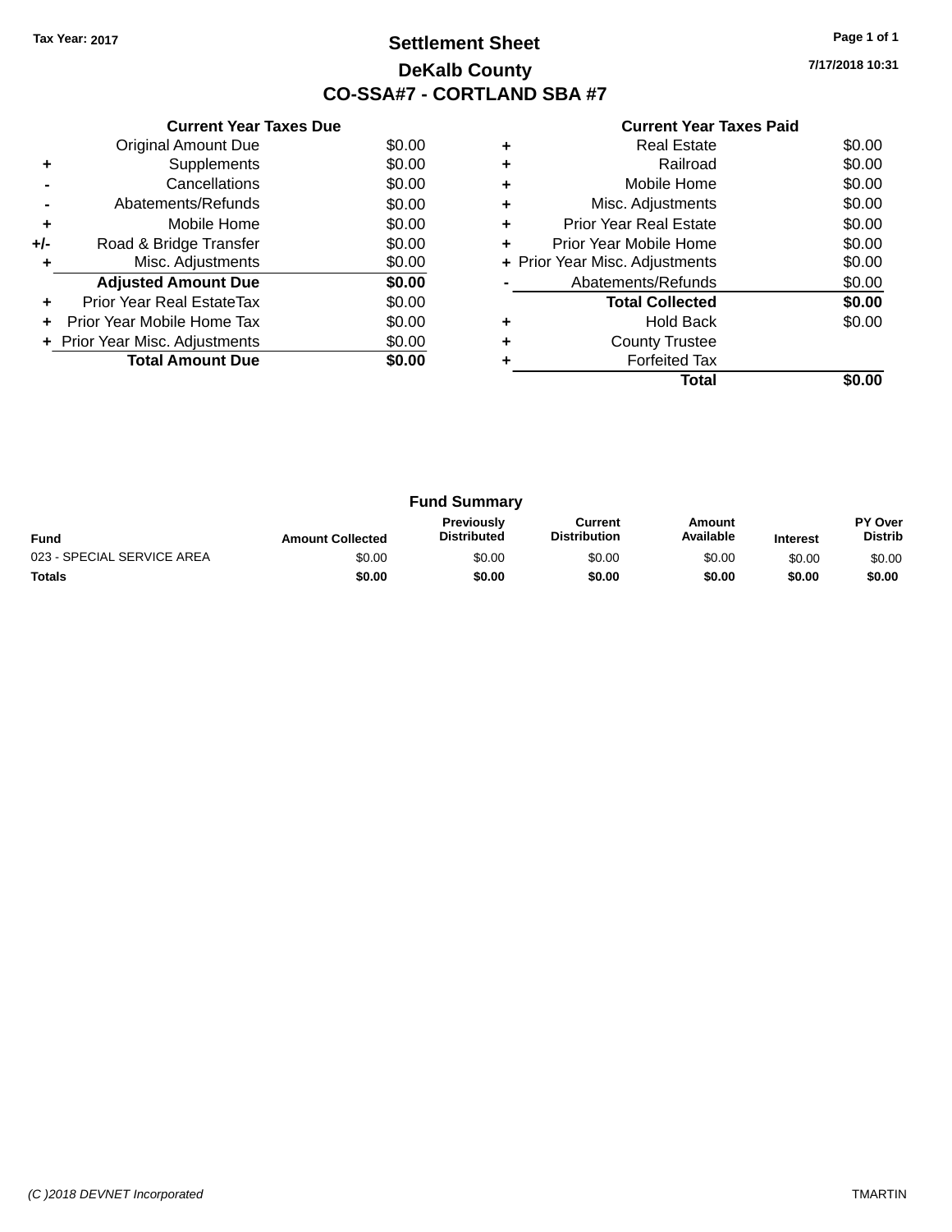Tax Year: 2017

# Settlement Sheet

## DeKalb County

## CO-SSA#7 - CORTLAND SBA #7

7/17/2018 10:31

### Current Year Taxes Due

| | | |
|---|---|---|
| | Original Amount Due | $0.00 |
| + | Supplements | $0.00 |
| - | Cancellations | $0.00 |
| - | Abatements/Refunds | $0.00 |
| + | Mobile Home | $0.00 |
| +/- | Road & Bridge Transfer | $0.00 |
| + | Misc. Adjustments | $0.00 |
| | **Adjusted Amount Due** | **$0.00** |
| + | Prior Year Real EstateTax | $0.00 |
| + | Prior Year Mobile Home Tax | $0.00 |
| + | Prior Year Misc. Adjustments | $0.00 |
| | **Total Amount Due** | **$0.00** |

### Current Year Taxes Paid

| | | |
|---|---|---|
| + | Real Estate | $0.00 |
| + | Railroad | $0.00 |
| + | Mobile Home | $0.00 |
| + | Misc. Adjustments | $0.00 |
| + | Prior Year Real Estate | $0.00 |
| + | Prior Year Mobile Home | $0.00 |
| + | Prior Year Misc. Adjustments | $0.00 |
| - | Abatements/Refunds | $0.00 |
| | **Total Collected** | **$0.00** |
| + | Hold Back | $0.00 |
| + | County Trustee | |
| + | Forfeited Tax | |
| | **Total** | **$0.00** |

### Fund Summary

| Fund | Amount Collected | Previously Distributed | Current Distribution | Amount Available | Interest | PY Over Distrib |
|---|---|---|---|---|---|---|
| 023 - SPECIAL SERVICE AREA | $0.00 | $0.00 | $0.00 | $0.00 | $0.00 | $0.00 |
| **Totals** | **$0.00** | **$0.00** | **$0.00** | **$0.00** | **$0.00** | **$0.00** |

(C )2018 DEVNET Incorporated TMARTIN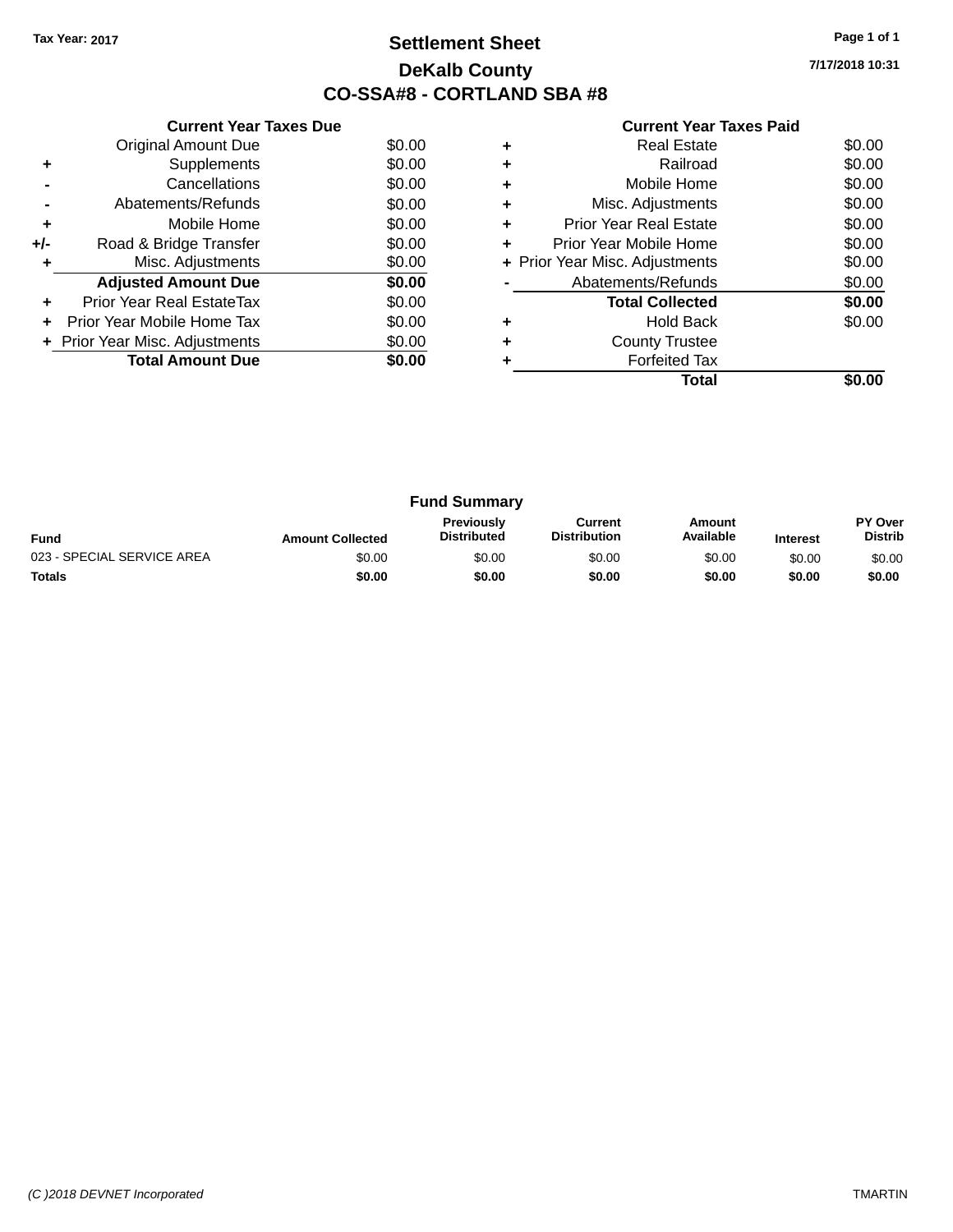Tax Year: 2017

# Settlement Sheet

## DeKalb County

## CO-SSA#8 - CORTLAND SBA #8

7/17/2018 10:31

### Current Year Taxes Due

| | | |
|---|---|---|
| | Original Amount Due | $0.00 |
| + | Supplements | $0.00 |
| - | Cancellations | $0.00 |
| - | Abatements/Refunds | $0.00 |
| + | Mobile Home | $0.00 |
| +/- | Road & Bridge Transfer | $0.00 |
| + | Misc. Adjustments | $0.00 |
| | **Adjusted Amount Due** | **$0.00** |
| + | Prior Year Real EstateTax | $0.00 |
| + | Prior Year Mobile Home Tax | $0.00 |
| + | Prior Year Misc. Adjustments | $0.00 |
| | **Total Amount Due** | **$0.00** |

### Current Year Taxes Paid

| | | |
|---|---|---|
| + | Real Estate | $0.00 |
| + | Railroad | $0.00 |
| + | Mobile Home | $0.00 |
| + | Misc. Adjustments | $0.00 |
| + | Prior Year Real Estate | $0.00 |
| + | Prior Year Mobile Home | $0.00 |
| + | Prior Year Misc. Adjustments | $0.00 |
| - | Abatements/Refunds | $0.00 |
| | **Total Collected** | **$0.00** |
| + | Hold Back | $0.00 |
| + | County Trustee | |
| + | Forfeited Tax | |
| | **Total** | **$0.00** |

### Fund Summary

| Fund | Amount Collected | Previously Distributed | Current Distribution | Amount Available | Interest | PY Over Distrib |
|---|---|---|---|---|---|---|
| 023 - SPECIAL SERVICE AREA | $0.00 | $0.00 | $0.00 | $0.00 | $0.00 | $0.00 |
| **Totals** | **$0.00** | **$0.00** | **$0.00** | **$0.00** | **$0.00** | **$0.00** |

(C )2018 DEVNET Incorporated

TMARTIN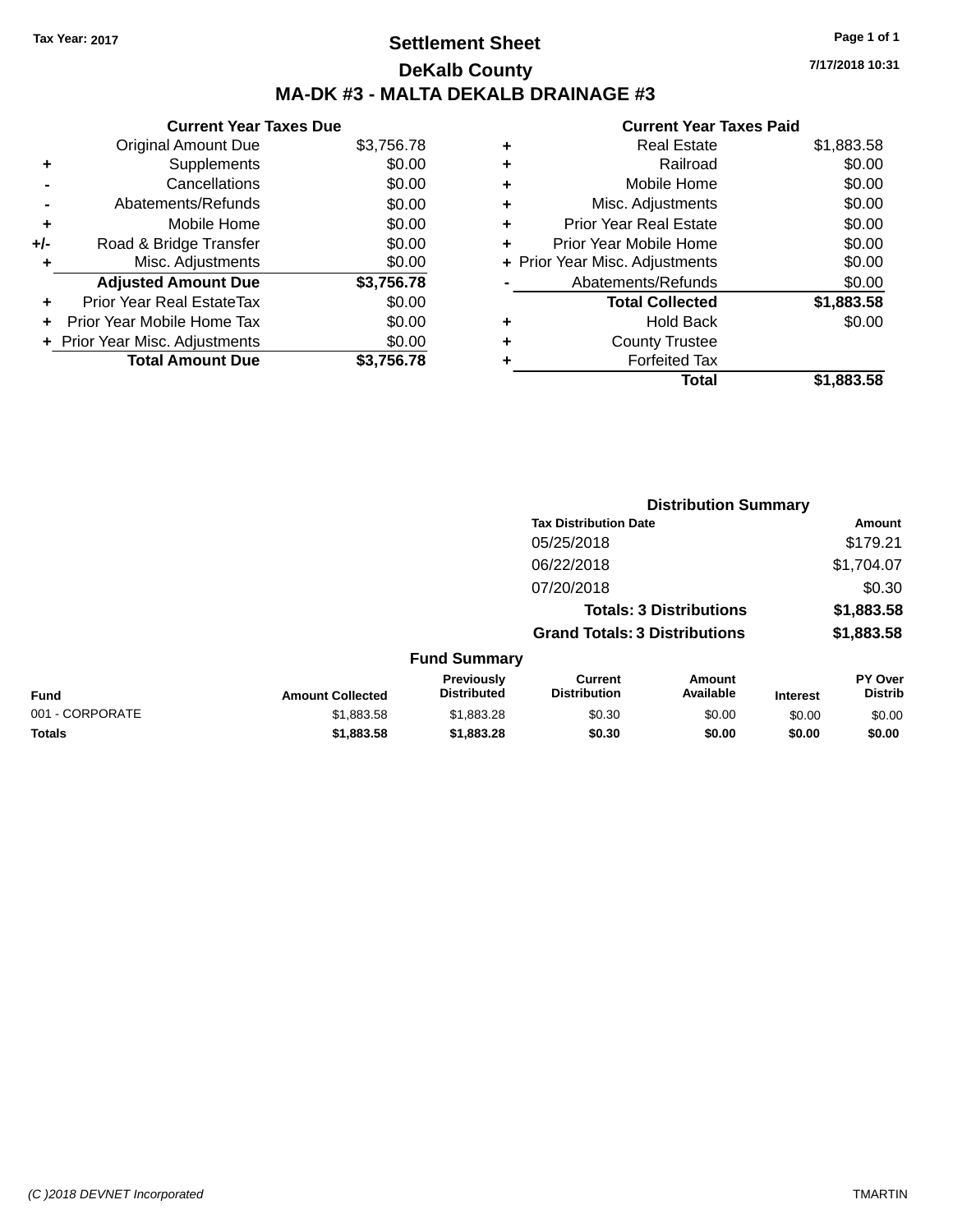Tax Year: 2017

# Settlement Sheet

## DeKalb County

## MA-DK #3 - MALTA DEKALB DRAINAGE #3

7/17/2018 10:31

### Current Year Taxes Due

| | | |
|---|---|---|
| | Original Amount Due | $3,756.78 |
| + | Supplements | $0.00 |
| - | Cancellations | $0.00 |
| - | Abatements/Refunds | $0.00 |
| + | Mobile Home | $0.00 |
| +/- | Road & Bridge Transfer | $0.00 |
| + | Misc. Adjustments | $0.00 |
| | **Adjusted Amount Due** | **$3,756.78** |
| + | Prior Year Real EstateTax | $0.00 |
| + | Prior Year Mobile Home Tax | $0.00 |
| + | Prior Year Misc. Adjustments | $0.00 |
| | **Total Amount Due** | **$3,756.78** |

### Current Year Taxes Paid

| | | |
|---|---|---|
| + | Real Estate | $1,883.58 |
| + | Railroad | $0.00 |
| + | Mobile Home | $0.00 |
| + | Misc. Adjustments | $0.00 |
| + | Prior Year Real Estate | $0.00 |
| + | Prior Year Mobile Home | $0.00 |
| + | Prior Year Misc. Adjustments | $0.00 |
| - | Abatements/Refunds | $0.00 |
| | **Total Collected** | **$1,883.58** |
| + | Hold Back | $0.00 |
| + | County Trustee | |
| + | Forfeited Tax | |
| | **Total** | **$1,883.58** |

### Distribution Summary

| Tax Distribution Date | Amount |
|---|---|
| 05/25/2018 | $179.21 |
| 06/22/2018 | $1,704.07 |
| 07/20/2018 | $0.30 |
| **Totals: 3 Distributions** | **$1,883.58** |
| **Grand Totals: 3 Distributions** | **$1,883.58** |

### Fund Summary

| Fund | Amount Collected | Previously Distributed | Current Distribution | Amount Available | Interest | PY Over Distrib |
|---|---|---|---|---|---|---|
| 001 - CORPORATE | $1,883.58 | $1,883.28 | $0.30 | $0.00 | $0.00 | $0.00 |
| **Totals** | **$1,883.58** | **$1,883.28** | **$0.30** | **$0.00** | **$0.00** | **$0.00** |

(C )2018 DEVNET Incorporated TMARTIN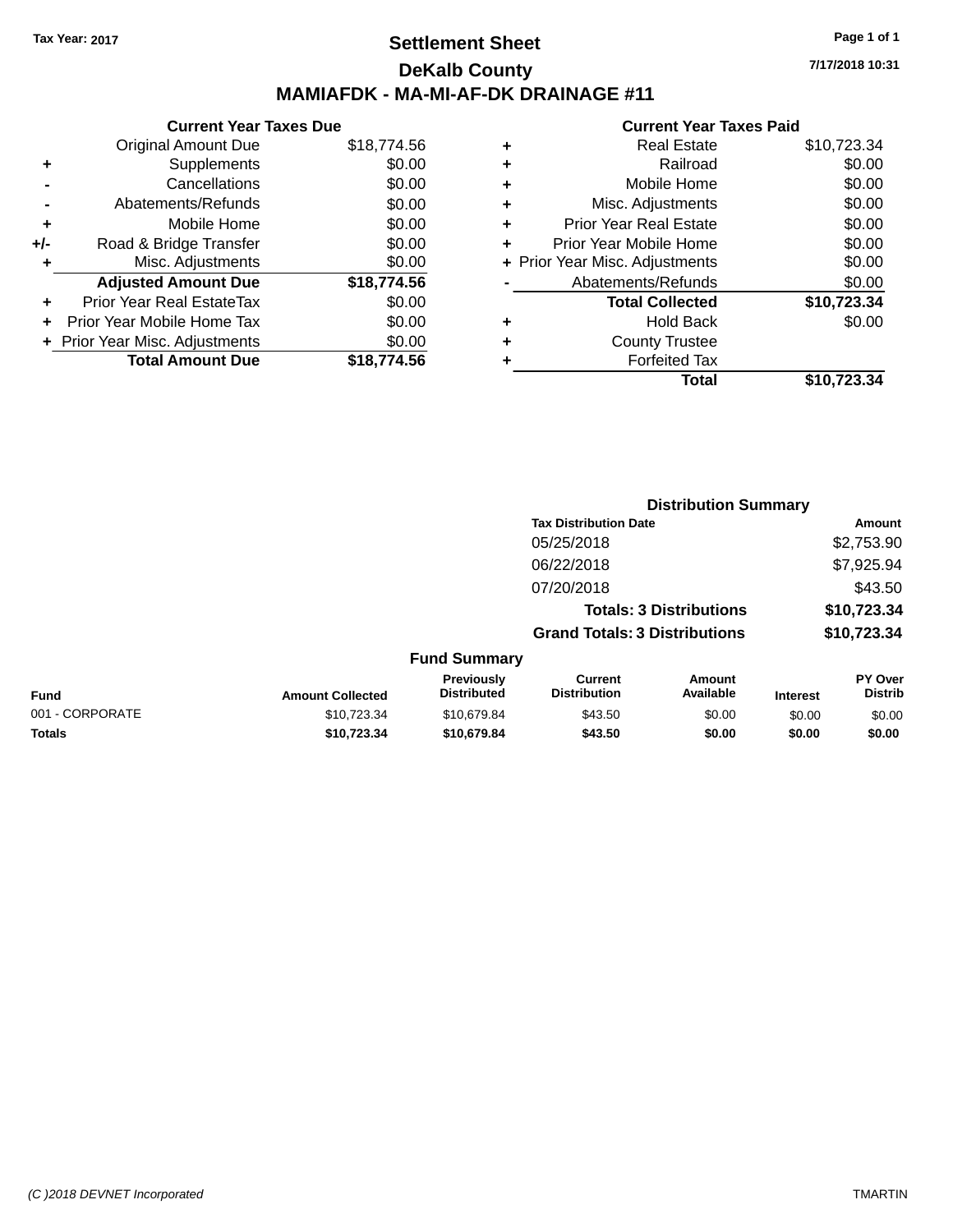Tax Year: 2017

# Settlement Sheet

## DeKalb County

## MAMIAFDK - MA-MI-AF-DK DRAINAGE #11

7/17/2018 10:31

### Current Year Taxes Due

| | | |
|---|---|---|
| | Original Amount Due | $18,774.56 |
| + | Supplements | $0.00 |
| - | Cancellations | $0.00 |
| - | Abatements/Refunds | $0.00 |
| + | Mobile Home | $0.00 |
| +/- | Road & Bridge Transfer | $0.00 |
| + | Misc. Adjustments | $0.00 |
| | **Adjusted Amount Due** | **$18,774.56** |
| + | Prior Year Real EstateTax | $0.00 |
| + | Prior Year Mobile Home Tax | $0.00 |
| + | Prior Year Misc. Adjustments | $0.00 |
| | **Total Amount Due** | **$18,774.56** |

### Current Year Taxes Paid

| | | |
|---|---|---|
| + | Real Estate | $10,723.34 |
| + | Railroad | $0.00 |
| + | Mobile Home | $0.00 |
| + | Misc. Adjustments | $0.00 |
| + | Prior Year Real Estate | $0.00 |
| + | Prior Year Mobile Home | $0.00 |
| + | Prior Year Misc. Adjustments | $0.00 |
| - | Abatements/Refunds | $0.00 |
| | **Total Collected** | **$10,723.34** |
| + | Hold Back | $0.00 |
| + | County Trustee | |
| + | Forfeited Tax | |
| | **Total** | **$10,723.34** |

### Distribution Summary

| Tax Distribution Date | Amount |
|---|---|
| 05/25/2018 | $2,753.90 |
| 06/22/2018 | $7,925.94 |
| 07/20/2018 | $43.50 |
| **Totals: 3 Distributions** | **$10,723.34** |
| **Grand Totals: 3 Distributions** | **$10,723.34** |

### Fund Summary

| Fund | Amount Collected | Previously Distributed | Current Distribution | Amount Available | Interest | PY Over Distrib |
|---|---|---|---|---|---|---|
| 001 - CORPORATE | $10,723.34 | $10,679.84 | $43.50 | $0.00 | $0.00 | $0.00 |
| **Totals** | **$10,723.34** | **$10,679.84** | **$43.50** | **$0.00** | **$0.00** | **$0.00** |

(C )2018 DEVNET Incorporated TMARTIN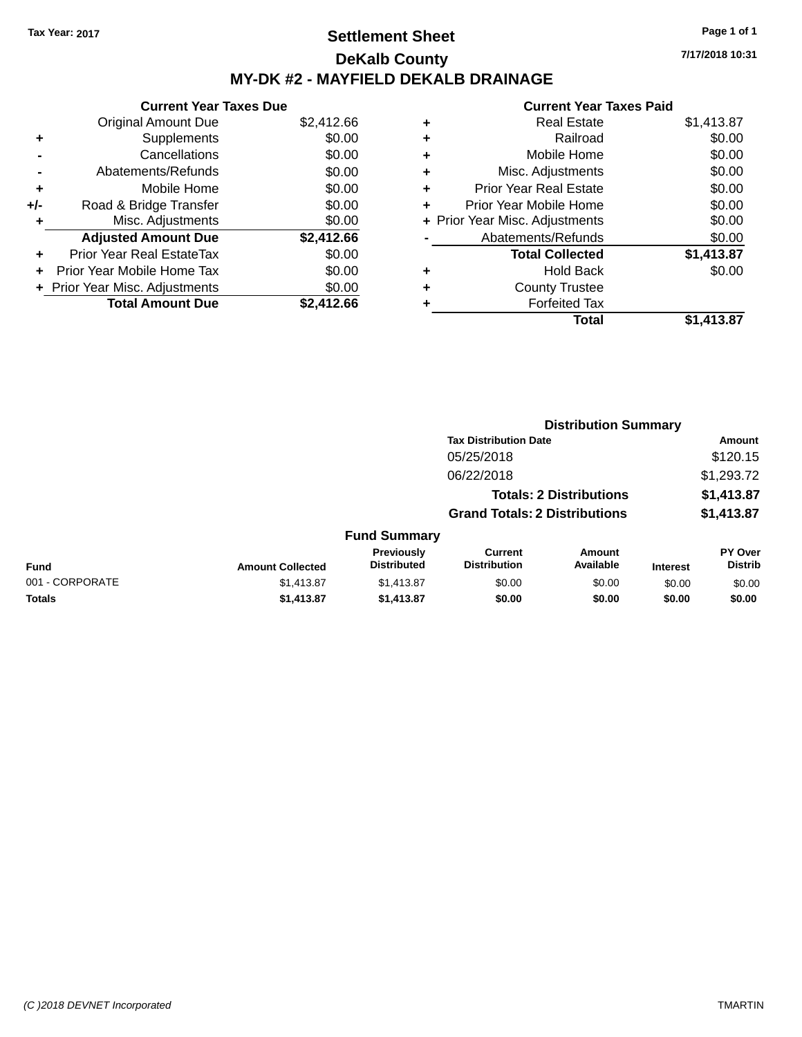Tax Year: 2017

# Settlement Sheet
## DeKalb County
## MY-DK #2 - MAYFIELD DEKALB DRAINAGE

7/17/2018 10:31

### Current Year Taxes Due

| | | |
|---|---|---|
| | Original Amount Due | $2,412.66 |
| + | Supplements | $0.00 |
| - | Cancellations | $0.00 |
| - | Abatements/Refunds | $0.00 |
| + | Mobile Home | $0.00 |
| +/- | Road & Bridge Transfer | $0.00 |
| + | Misc. Adjustments | $0.00 |
| | **Adjusted Amount Due** | **$2,412.66** |
| + | Prior Year Real EstateTax | $0.00 |
| + | Prior Year Mobile Home Tax | $0.00 |
| + | Prior Year Misc. Adjustments | $0.00 |
| | **Total Amount Due** | **$2,412.66** |

### Current Year Taxes Paid

| | | |
|---|---|---|
| + | Real Estate | $1,413.87 |
| + | Railroad | $0.00 |
| + | Mobile Home | $0.00 |
| + | Misc. Adjustments | $0.00 |
| + | Prior Year Real Estate | $0.00 |
| + | Prior Year Mobile Home | $0.00 |
| + | Prior Year Misc. Adjustments | $0.00 |
| - | Abatements/Refunds | $0.00 |
| | **Total Collected** | **$1,413.87** |
| + | Hold Back | $0.00 |
| + | County Trustee | |
| + | Forfeited Tax | |
| | **Total** | **$1,413.87** |

### Distribution Summary

| Tax Distribution Date | Amount |
|---|---|
| 05/25/2018 | $120.15 |
| 06/22/2018 | $1,293.72 |
| **Totals: 2 Distributions** | **$1,413.87** |
| **Grand Totals: 2 Distributions** | **$1,413.87** |

### Fund Summary

| Fund | Amount Collected | Previously Distributed | Current Distribution | Amount Available | Interest | PY Over Distrib |
|---|---|---|---|---|---|---|
| 001 - CORPORATE | $1,413.87 | $1,413.87 | $0.00 | $0.00 | $0.00 | $0.00 |
| **Totals** | **$1,413.87** | **$1,413.87** | **$0.00** | **$0.00** | **$0.00** | **$0.00** |

(C )2018 DEVNET Incorporated TMARTIN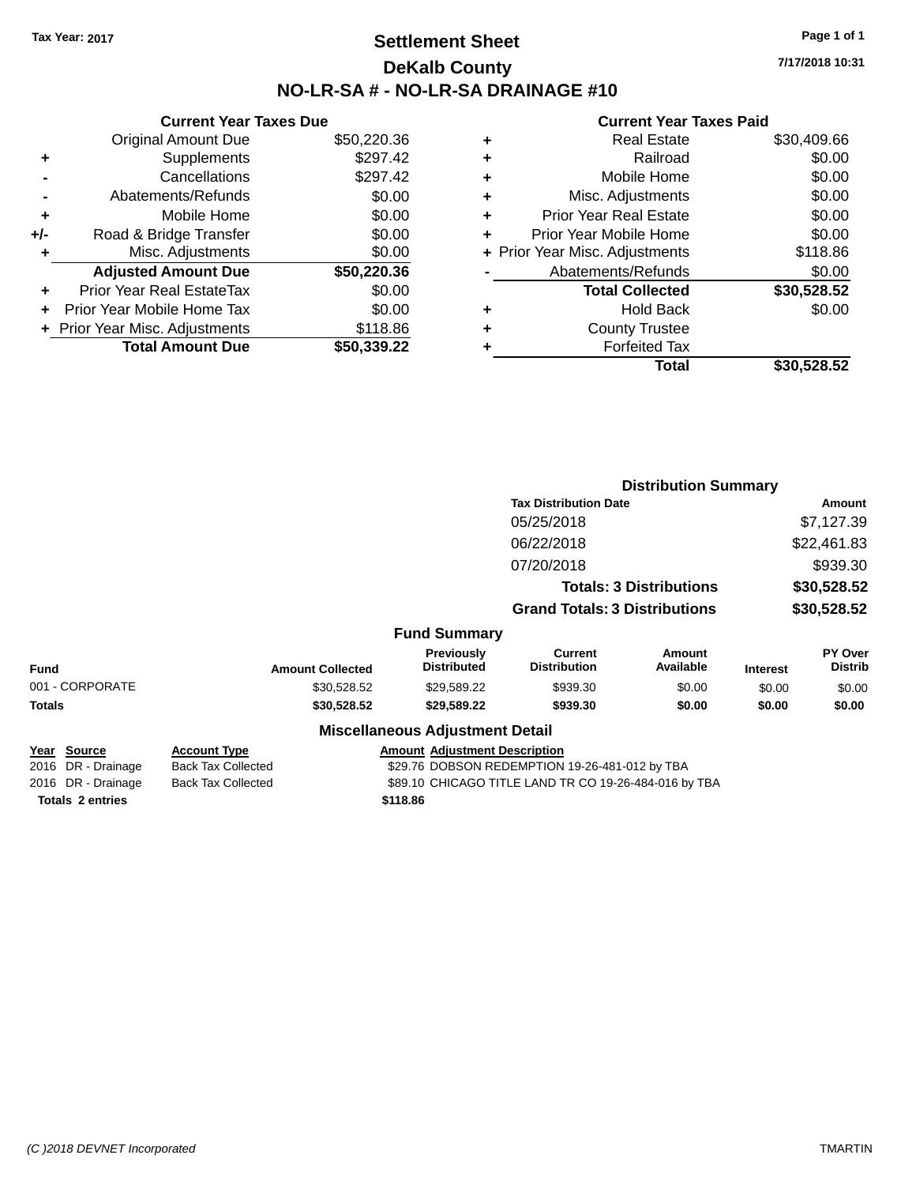Tax Year: 2017

# Settlement Sheet
## DeKalb County
## NO-LR-SA # - NO-LR-SA DRAINAGE #10

7/17/2018 10:31

### Current Year Taxes Due

| | | |
|---|---|---|
| | Original Amount Due | $50,220.36 |
| + | Supplements | $297.42 |
| - | Cancellations | $297.42 |
| - | Abatements/Refunds | $0.00 |
| + | Mobile Home | $0.00 |
| +/- | Road & Bridge Transfer | $0.00 |
| + | Misc. Adjustments | $0.00 |
| | **Adjusted Amount Due** | **$50,220.36** |
| + | Prior Year Real EstateTax | $0.00 |
| + | Prior Year Mobile Home Tax | $0.00 |
| + | Prior Year Misc. Adjustments | $118.86 |
| | **Total Amount Due** | **$50,339.22** |

### Current Year Taxes Paid

| | | |
|---|---|---|
| + | Real Estate | $30,409.66 |
| + | Railroad | $0.00 |
| + | Mobile Home | $0.00 |
| + | Misc. Adjustments | $0.00 |
| + | Prior Year Real Estate | $0.00 |
| + | Prior Year Mobile Home | $0.00 |
| + | Prior Year Misc. Adjustments | $118.86 |
| - | Abatements/Refunds | $0.00 |
| | **Total Collected** | **$30,528.52** |
| + | Hold Back | $0.00 |
| + | County Trustee | |
| + | Forfeited Tax | |
| | **Total** | **$30,528.52** |

### Distribution Summary

| Tax Distribution Date | Amount |
|---|---|
| 05/25/2018 | $7,127.39 |
| 06/22/2018 | $22,461.83 |
| 07/20/2018 | $939.30 |
| **Totals: 3 Distributions** | **$30,528.52** |
| **Grand Totals: 3 Distributions** | **$30,528.52** |

### Fund Summary

| Fund | Amount Collected | Previously Distributed | Current Distribution | Amount Available | Interest | PY Over Distrib |
|---|---|---|---|---|---|---|
| 001 - CORPORATE | $30,528.52 | $29,589.22 | $939.30 | $0.00 | $0.00 | $0.00 |
| **Totals** | **$30,528.52** | **$29,589.22** | **$939.30** | **$0.00** | **$0.00** | **$0.00** |

### Miscellaneous Adjustment Detail

| Year | Source | Account Type | Amount | Adjustment Description |
|---|---|---|---|---|
| 2016 | DR - Drainage | Back Tax Collected | $29.76 | DOBSON REDEMPTION 19-26-481-012 by TBA |
| 2016 | DR - Drainage | Back Tax Collected | $89.10 | CHICAGO TITLE LAND TR CO 19-26-484-016 by TBA |
| **Totals 2 entries** | | | **$118.86** | |

(C )2018 DEVNET Incorporated TMARTIN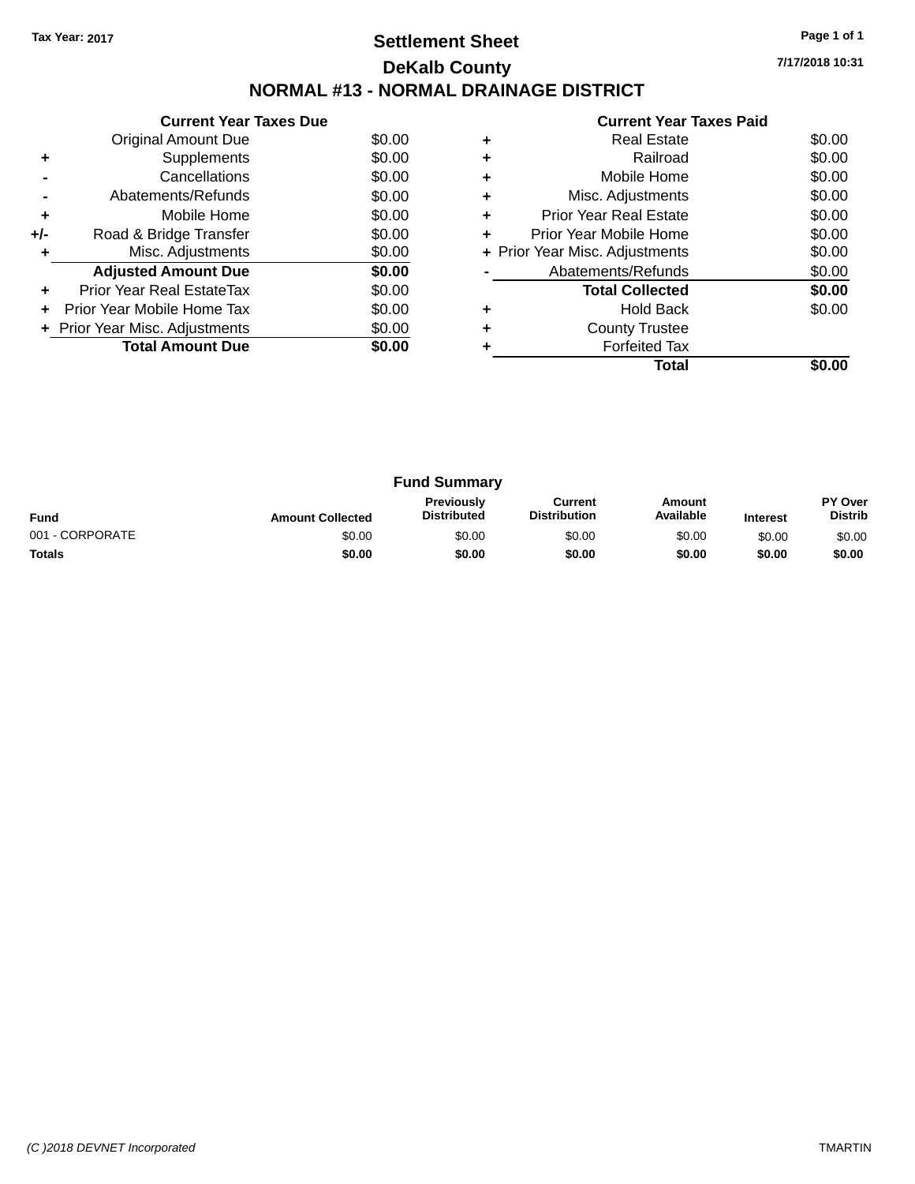Tax Year: 2017

# Settlement Sheet

## DeKalb County

## NORMAL #13 - NORMAL DRAINAGE DISTRICT

7/17/2018 10:31

| | Current Year Taxes Due | |
|---|---|---|
| | Original Amount Due | $0.00 |
| + | Supplements | $0.00 |
| - | Cancellations | $0.00 |
| - | Abatements/Refunds | $0.00 |
| + | Mobile Home | $0.00 |
| +/- | Road & Bridge Transfer | $0.00 |
| + | Misc. Adjustments | $0.00 |
| | **Adjusted Amount Due** | **$0.00** |
| + | Prior Year Real EstateTax | $0.00 |
| + | Prior Year Mobile Home Tax | $0.00 |
| + | Prior Year Misc. Adjustments | $0.00 |
| | **Total Amount Due** | **$0.00** |

| | Current Year Taxes Paid | |
|---|---|---|
| + | Real Estate | $0.00 |
| + | Railroad | $0.00 |
| + | Mobile Home | $0.00 |
| + | Misc. Adjustments | $0.00 |
| + | Prior Year Real Estate | $0.00 |
| + | Prior Year Mobile Home | $0.00 |
| + | Prior Year Misc. Adjustments | $0.00 |
| - | Abatements/Refunds | $0.00 |
| | **Total Collected** | **$0.00** |
| + | Hold Back | $0.00 |
| + | County Trustee | |
| + | Forfeited Tax | |
| | **Total** | **$0.00** |

### Fund Summary

| Fund | Amount Collected | Previously Distributed | Current Distribution | Amount Available | Interest | PY Over Distrib |
|---|---|---|---|---|---|---|
| 001 - CORPORATE | $0.00 | $0.00 | $0.00 | $0.00 | $0.00 | $0.00 |
| **Totals** | **$0.00** | **$0.00** | **$0.00** | **$0.00** | **$0.00** | **$0.00** |

(C )2018 DEVNET Incorporated TMARTIN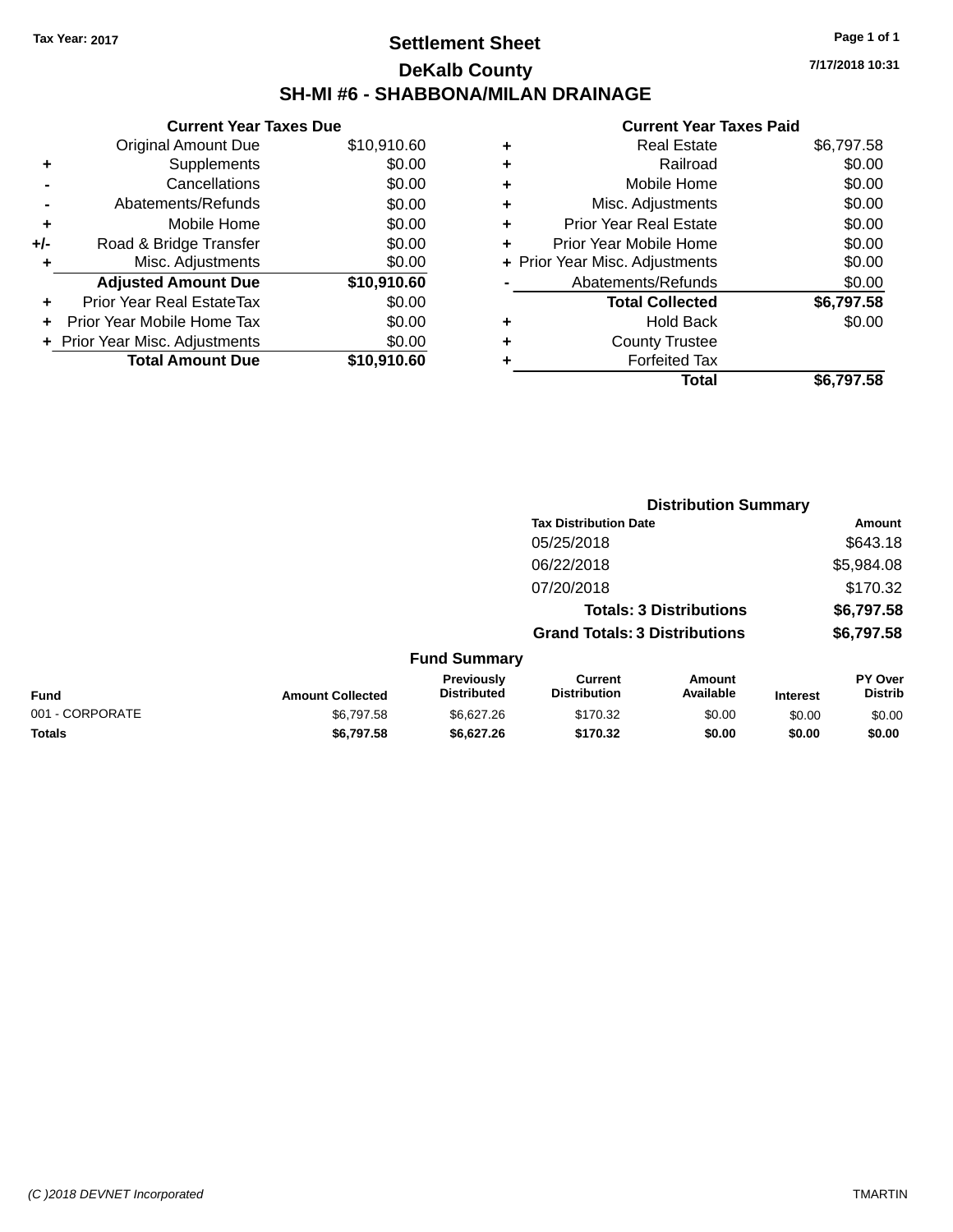Tax Year: 2017

# Settlement Sheet

## DeKalb County

## SH-MI #6 - SHABBONA/MILAN DRAINAGE

7/17/2018 10:31

### Current Year Taxes Due

| | | |
|---|---|---|
| | Original Amount Due | $10,910.60 |
| + | Supplements | $0.00 |
| - | Cancellations | $0.00 |
| - | Abatements/Refunds | $0.00 |
| + | Mobile Home | $0.00 |
| +/- | Road & Bridge Transfer | $0.00 |
| + | Misc. Adjustments | $0.00 |
| | **Adjusted Amount Due** | **$10,910.60** |
| + | Prior Year Real EstateTax | $0.00 |
| + | Prior Year Mobile Home Tax | $0.00 |
| + | Prior Year Misc. Adjustments | $0.00 |
| | **Total Amount Due** | **$10,910.60** |

### Current Year Taxes Paid

| | | |
|---|---|---|
| + | Real Estate | $6,797.58 |
| + | Railroad | $0.00 |
| + | Mobile Home | $0.00 |
| + | Misc. Adjustments | $0.00 |
| + | Prior Year Real Estate | $0.00 |
| + | Prior Year Mobile Home | $0.00 |
| + | Prior Year Misc. Adjustments | $0.00 |
| - | Abatements/Refunds | $0.00 |
| | **Total Collected** | **$6,797.58** |
| + | Hold Back | $0.00 |
| + | County Trustee | |
| + | Forfeited Tax | |
| | **Total** | **$6,797.58** |

### Distribution Summary

| Tax Distribution Date | Amount |
|---|---|
| 05/25/2018 | $643.18 |
| 06/22/2018 | $5,984.08 |
| 07/20/2018 | $170.32 |
| **Totals: 3 Distributions** | **$6,797.58** |
| **Grand Totals: 3 Distributions** | **$6,797.58** |

### Fund Summary

| Fund | Amount Collected | Previously Distributed | Current Distribution | Amount Available | Interest | PY Over Distrib |
|---|---|---|---|---|---|---|
| 001 - CORPORATE | $6,797.58 | $6,627.26 | $170.32 | $0.00 | $0.00 | $0.00 |
| **Totals** | **$6,797.58** | **$6,627.26** | **$170.32** | **$0.00** | **$0.00** | **$0.00** |

(C )2018 DEVNET Incorporated  TMARTIN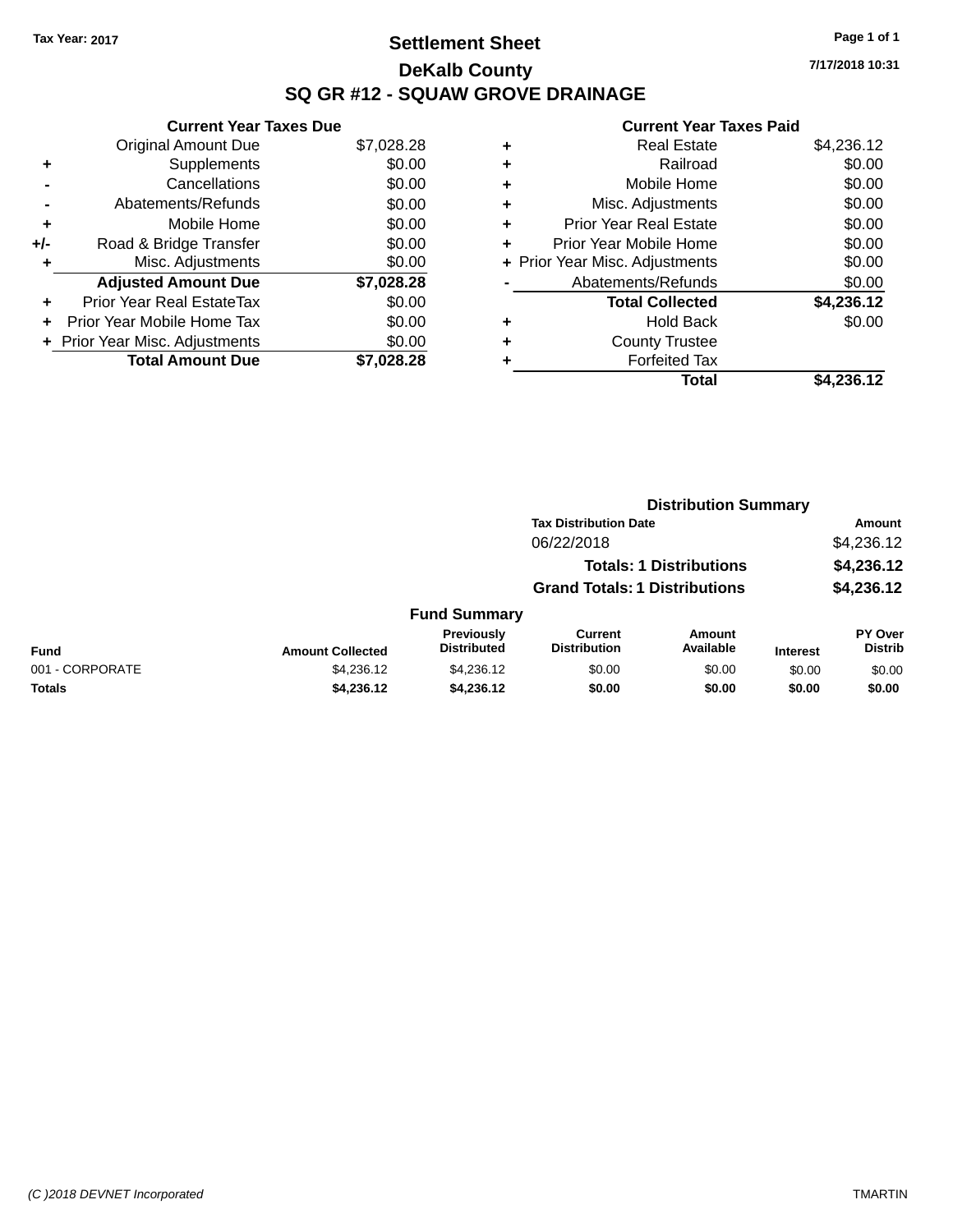Tax Year: 2017

# Settlement Sheet

## DeKalb County

## SQ GR #12 - SQUAW GROVE DRAINAGE

7/17/2018 10:31

### Current Year Taxes Due

| | | |
|---|---|---|
| | Original Amount Due | $7,028.28 |
| + | Supplements | $0.00 |
| - | Cancellations | $0.00 |
| - | Abatements/Refunds | $0.00 |
| + | Mobile Home | $0.00 |
| +/- | Road & Bridge Transfer | $0.00 |
| + | Misc. Adjustments | $0.00 |
| | **Adjusted Amount Due** | **$7,028.28** |
| + | Prior Year Real EstateTax | $0.00 |
| + | Prior Year Mobile Home Tax | $0.00 |
| + | Prior Year Misc. Adjustments | $0.00 |
| | **Total Amount Due** | **$7,028.28** |

### Current Year Taxes Paid

| | | |
|---|---|---|
| + | Real Estate | $4,236.12 |
| + | Railroad | $0.00 |
| + | Mobile Home | $0.00 |
| + | Misc. Adjustments | $0.00 |
| + | Prior Year Real Estate | $0.00 |
| + | Prior Year Mobile Home | $0.00 |
| + | Prior Year Misc. Adjustments | $0.00 |
| - | Abatements/Refunds | $0.00 |
| | **Total Collected** | **$4,236.12** |
| + | Hold Back | $0.00 |
| + | County Trustee | |
| + | Forfeited Tax | |
| | **Total** | **$4,236.12** |

### Distribution Summary

| Tax Distribution Date | Amount |
|---|---|
| 06/22/2018 | $4,236.12 |
| **Totals: 1 Distributions** | **$4,236.12** |
| **Grand Totals: 1 Distributions** | **$4,236.12** |

### Fund Summary

| Fund | Amount Collected | Previously Distributed | Current Distribution | Amount Available | Interest | PY Over Distrib |
|---|---|---|---|---|---|---|
| 001 - CORPORATE | $4,236.12 | $4,236.12 | $0.00 | $0.00 | $0.00 | $0.00 |
| **Totals** | **$4,236.12** | **$4,236.12** | **$0.00** | **$0.00** | **$0.00** | **$0.00** |

(C )2018 DEVNET Incorporated TMARTIN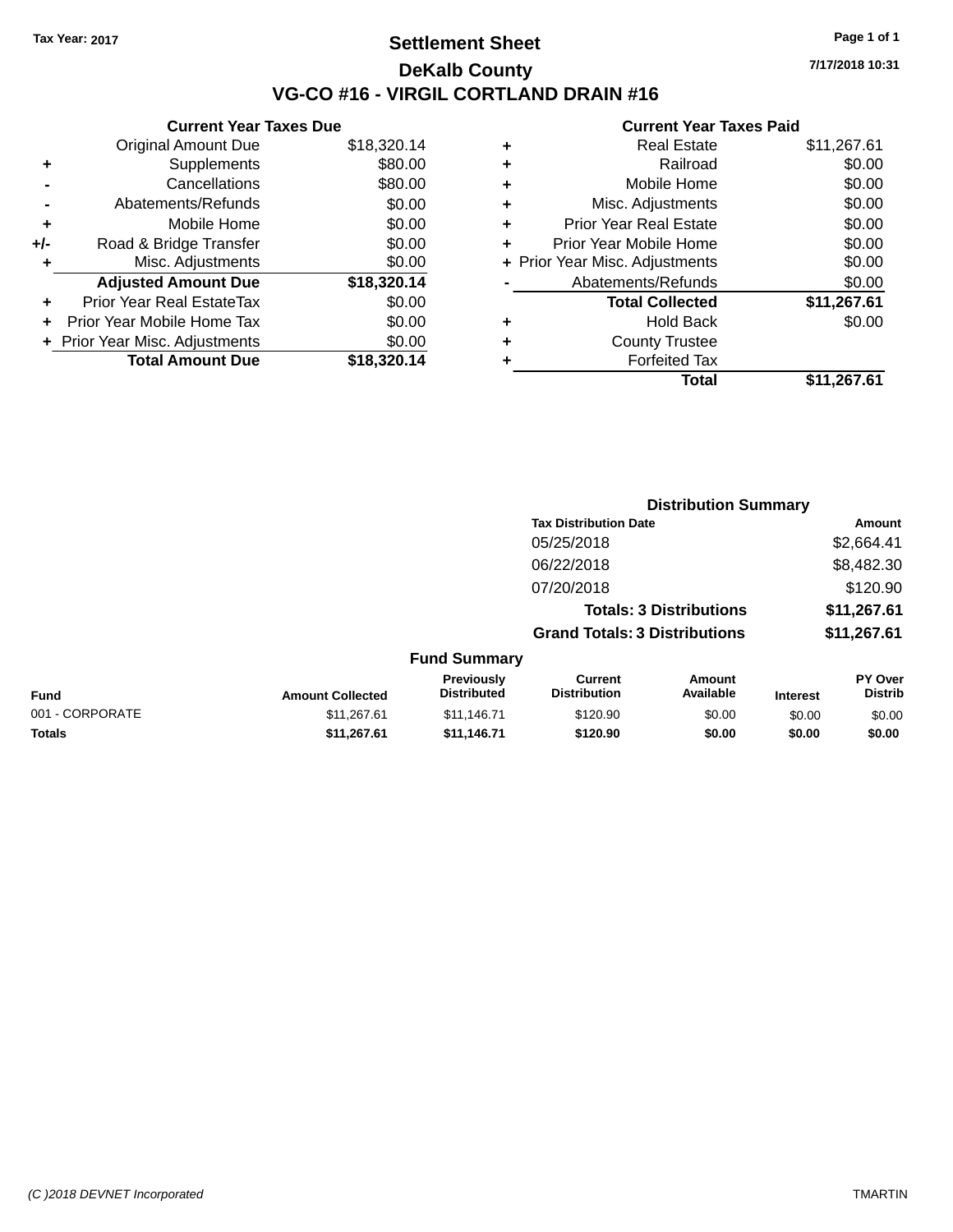Tax Year: 2017

# Settlement Sheet

## DeKalb County

## VG-CO #16 - VIRGIL CORTLAND DRAIN #16

7/17/2018 10:31

### Current Year Taxes Due

| | | |
|---|---|---|
| | Original Amount Due | $18,320.14 |
| + | Supplements | $80.00 |
| - | Cancellations | $80.00 |
| - | Abatements/Refunds | $0.00 |
| + | Mobile Home | $0.00 |
| +/- | Road & Bridge Transfer | $0.00 |
| + | Misc. Adjustments | $0.00 |
| | **Adjusted Amount Due** | **$18,320.14** |
| + | Prior Year Real EstateTax | $0.00 |
| + | Prior Year Mobile Home Tax | $0.00 |
| + | Prior Year Misc. Adjustments | $0.00 |
| | **Total Amount Due** | **$18,320.14** |

### Current Year Taxes Paid

| | | |
|---|---|---|
| + | Real Estate | $11,267.61 |
| + | Railroad | $0.00 |
| + | Mobile Home | $0.00 |
| + | Misc. Adjustments | $0.00 |
| + | Prior Year Real Estate | $0.00 |
| + | Prior Year Mobile Home | $0.00 |
| + | Prior Year Misc. Adjustments | $0.00 |
| - | Abatements/Refunds | $0.00 |
| | **Total Collected** | **$11,267.61** |
| + | Hold Back | $0.00 |
| + | County Trustee | |
| + | Forfeited Tax | |
| | **Total** | **$11,267.61** |

### Distribution Summary

| Tax Distribution Date | Amount |
|---|---|
| 05/25/2018 | $2,664.41 |
| 06/22/2018 | $8,482.30 |
| 07/20/2018 | $120.90 |
| **Totals: 3 Distributions** | **$11,267.61** |
| **Grand Totals: 3 Distributions** | **$11,267.61** |

### Fund Summary

| Fund | Amount Collected | Previously Distributed | Current Distribution | Amount Available | Interest | PY Over Distrib |
|---|---|---|---|---|---|---|
| 001 - CORPORATE | $11,267.61 | $11,146.71 | $120.90 | $0.00 | $0.00 | $0.00 |
| **Totals** | **$11,267.61** | **$11,146.71** | **$120.90** | **$0.00** | **$0.00** | **$0.00** |

(C )2018 DEVNET Incorporated TMARTIN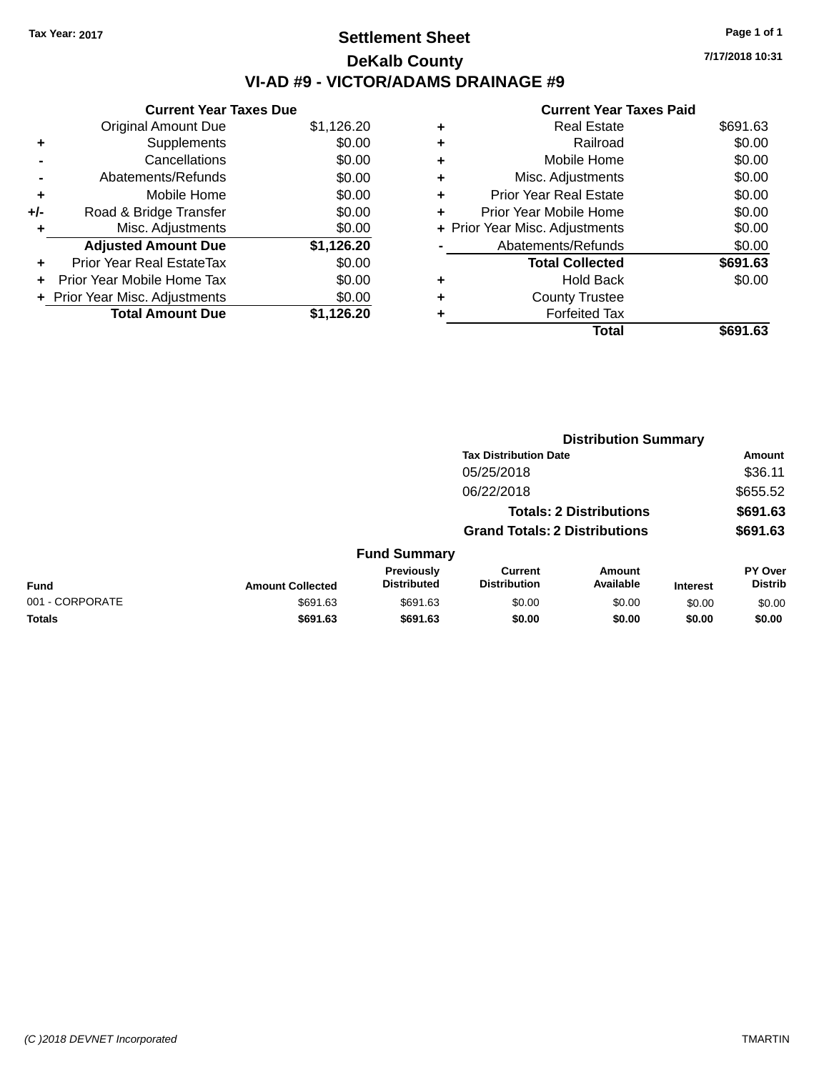Tax Year: 2017

# Settlement Sheet

## DeKalb County

## VI-AD #9 - VICTOR/ADAMS DRAINAGE #9

7/17/2018 10:31

### Current Year Taxes Due

| | | |
|---|---|---|
| | Original Amount Due | $1,126.20 |
| + | Supplements | $0.00 |
| - | Cancellations | $0.00 |
| - | Abatements/Refunds | $0.00 |
| + | Mobile Home | $0.00 |
| +/- | Road & Bridge Transfer | $0.00 |
| + | Misc. Adjustments | $0.00 |
| | **Adjusted Amount Due** | **$1,126.20** |
| + | Prior Year Real EstateTax | $0.00 |
| + | Prior Year Mobile Home Tax | $0.00 |
| + | Prior Year Misc. Adjustments | $0.00 |
| | **Total Amount Due** | **$1,126.20** |

### Current Year Taxes Paid

| | | |
|---|---|---|
| + | Real Estate | $691.63 |
| + | Railroad | $0.00 |
| + | Mobile Home | $0.00 |
| + | Misc. Adjustments | $0.00 |
| + | Prior Year Real Estate | $0.00 |
| + | Prior Year Mobile Home | $0.00 |
| + | Prior Year Misc. Adjustments | $0.00 |
| - | Abatements/Refunds | $0.00 |
| | **Total Collected** | **$691.63** |
| + | Hold Back | $0.00 |
| + | County Trustee | |
| + | Forfeited Tax | |
| | **Total** | **$691.63** |

### Distribution Summary

| Tax Distribution Date | Amount |
|---|---|
| 05/25/2018 | $36.11 |
| 06/22/2018 | $655.52 |
| **Totals: 2 Distributions** | **$691.63** |
| **Grand Totals: 2 Distributions** | **$691.63** |

### Fund Summary

| Fund | Amount Collected | Previously Distributed | Current Distribution | Amount Available | Interest | PY Over Distrib |
|---|---|---|---|---|---|---|
| 001 - CORPORATE | $691.63 | $691.63 | $0.00 | $0.00 | $0.00 | $0.00 |
| **Totals** | **$691.63** | **$691.63** | **$0.00** | **$0.00** | **$0.00** | **$0.00** |

(C )2018 DEVNET Incorporated TMARTIN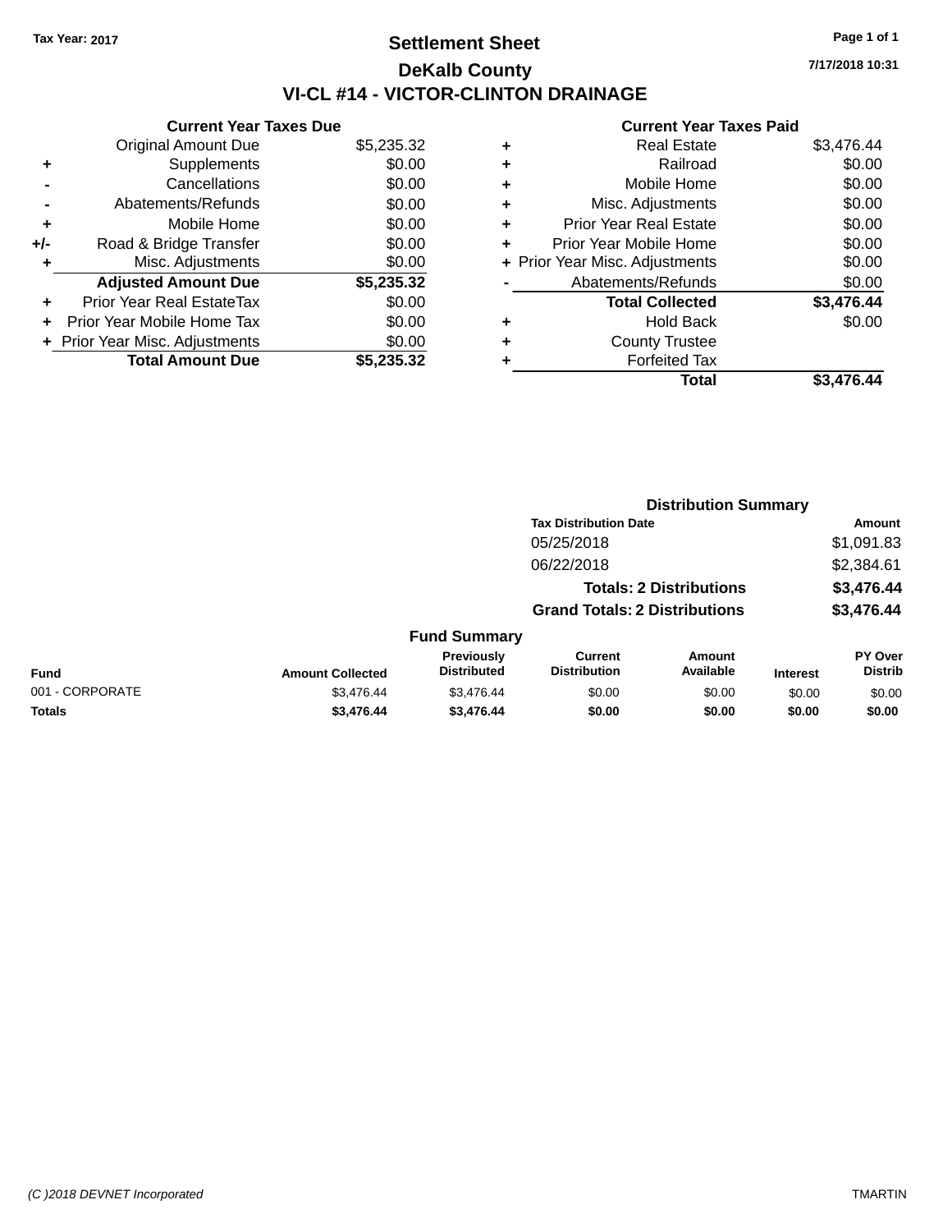Tax Year: 2017

# Settlement Sheet

## DeKalb County

## VI-CL #14 - VICTOR-CLINTON DRAINAGE

7/17/2018 10:31

### Current Year Taxes Due

| | | |
|---|---|---|
| | Original Amount Due | $5,235.32 |
| + | Supplements | $0.00 |
| - | Cancellations | $0.00 |
| - | Abatements/Refunds | $0.00 |
| + | Mobile Home | $0.00 |
| +/- | Road & Bridge Transfer | $0.00 |
| + | Misc. Adjustments | $0.00 |
| | **Adjusted Amount Due** | **$5,235.32** |
| + | Prior Year Real EstateTax | $0.00 |
| + | Prior Year Mobile Home Tax | $0.00 |
| + | Prior Year Misc. Adjustments | $0.00 |
| | **Total Amount Due** | **$5,235.32** |

### Current Year Taxes Paid

| | | |
|---|---|---|
| + | Real Estate | $3,476.44 |
| + | Railroad | $0.00 |
| + | Mobile Home | $0.00 |
| + | Misc. Adjustments | $0.00 |
| + | Prior Year Real Estate | $0.00 |
| + | Prior Year Mobile Home | $0.00 |
| + | Prior Year Misc. Adjustments | $0.00 |
| - | Abatements/Refunds | $0.00 |
| | **Total Collected** | **$3,476.44** |
| + | Hold Back | $0.00 |
| + | County Trustee | |
| + | Forfeited Tax | |
| | **Total** | **$3,476.44** |

### Distribution Summary

| Tax Distribution Date | Amount |
|---|---|
| 05/25/2018 | $1,091.83 |
| 06/22/2018 | $2,384.61 |
| **Totals: 2 Distributions** | **$3,476.44** |
| **Grand Totals: 2 Distributions** | **$3,476.44** |

### Fund Summary

| Fund | Amount Collected | Previously Distributed | Current Distribution | Amount Available | Interest | PY Over Distrib |
|---|---|---|---|---|---|---|
| 001 - CORPORATE | $3,476.44 | $3,476.44 | $0.00 | $0.00 | $0.00 | $0.00 |
| **Totals** | **$3,476.44** | **$3,476.44** | **$0.00** | **$0.00** | **$0.00** | **$0.00** |

(C )2018 DEVNET Incorporated TMARTIN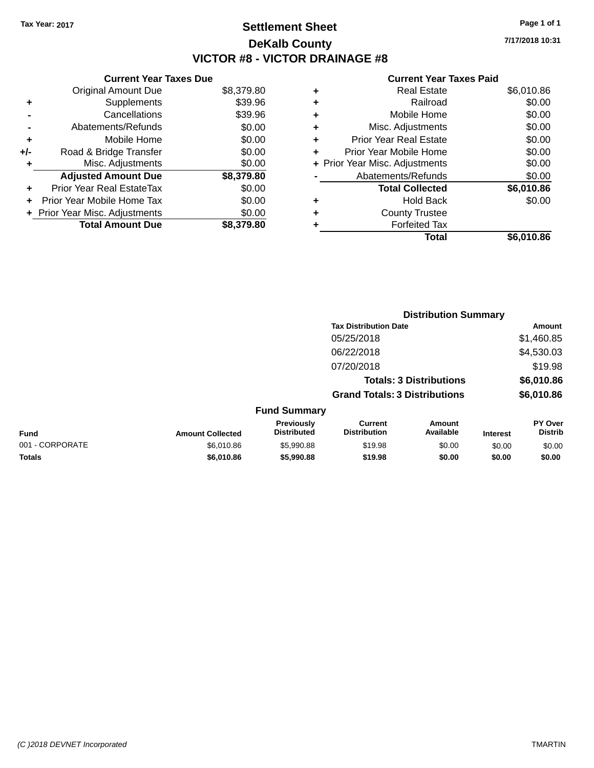Tax Year: 2017

# Settlement Sheet

## DeKalb County

## VICTOR #8 - VICTOR DRAINAGE #8

7/17/2018 10:31

### Current Year Taxes Due

| | | |
|---|---|---|
| | Original Amount Due | $8,379.80 |
| + | Supplements | $39.96 |
| - | Cancellations | $39.96 |
| - | Abatements/Refunds | $0.00 |
| + | Mobile Home | $0.00 |
| +/- | Road & Bridge Transfer | $0.00 |
| + | Misc. Adjustments | $0.00 |
| | **Adjusted Amount Due** | **$8,379.80** |
| + | Prior Year Real EstateTax | $0.00 |
| + | Prior Year Mobile Home Tax | $0.00 |
| + | Prior Year Misc. Adjustments | $0.00 |
| | **Total Amount Due** | **$8,379.80** |

### Current Year Taxes Paid

| | | |
|---|---|---|
| + | Real Estate | $6,010.86 |
| + | Railroad | $0.00 |
| + | Mobile Home | $0.00 |
| + | Misc. Adjustments | $0.00 |
| + | Prior Year Real Estate | $0.00 |
| + | Prior Year Mobile Home | $0.00 |
| + | Prior Year Misc. Adjustments | $0.00 |
| - | Abatements/Refunds | $0.00 |
| | **Total Collected** | **$6,010.86** |
| + | Hold Back | $0.00 |
| + | County Trustee | |
| + | Forfeited Tax | |
| | **Total** | **$6,010.86** |

### Distribution Summary

| Tax Distribution Date | Amount |
|---|---|
| 05/25/2018 | $1,460.85 |
| 06/22/2018 | $4,530.03 |
| 07/20/2018 | $19.98 |
| **Totals: 3 Distributions** | **$6,010.86** |
| **Grand Totals: 3 Distributions** | **$6,010.86** |

### Fund Summary

| Fund | Amount Collected | Previously Distributed | Current Distribution | Amount Available | Interest | PY Over Distrib |
|---|---|---|---|---|---|---|
| 001 - CORPORATE | $6,010.86 | $5,990.88 | $19.98 | $0.00 | $0.00 | $0.00 |
| **Totals** | **$6,010.86** | **$5,990.88** | **$19.98** | **$0.00** | **$0.00** | **$0.00** |

(C )2018 DEVNET Incorporated TMARTIN